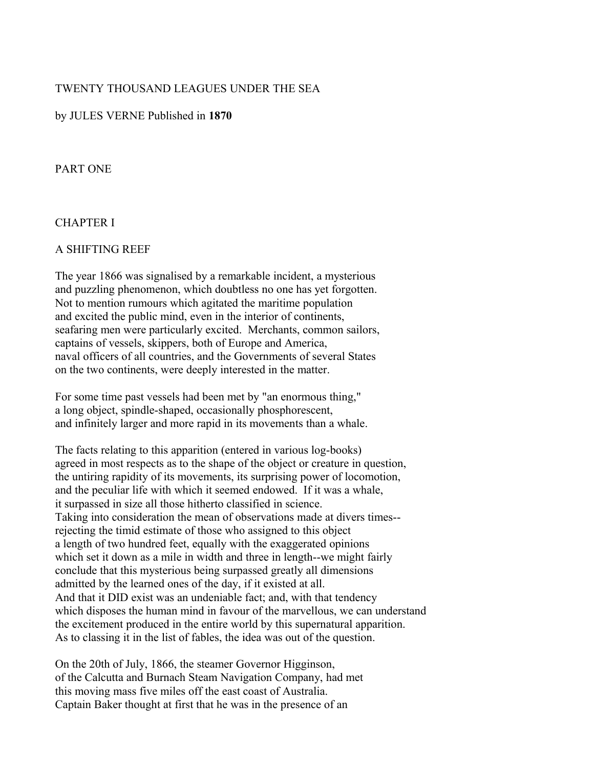# TWENTY THOUSAND LEAGUES UNDER THE SEA

by JULES VERNE Published in **1870**

## PART ONE

### CHAPTER I

### A SHIFTING REEF

The year 1866 was signalised by a remarkable incident, a mysterious and puzzling phenomenon, which doubtless no one has yet forgotten. Not to mention rumours which agitated the maritime population and excited the public mind, even in the interior of continents, seafaring men were particularly excited. Merchants, common sailors, captains of vessels, skippers, both of Europe and America, naval officers of all countries, and the Governments of several States on the two continents, were deeply interested in the matter.

For some time past vessels had been met by "an enormous thing," a long object, spindle-shaped, occasionally phosphorescent, and infinitely larger and more rapid in its movements than a whale.

The facts relating to this apparition (entered in various log-books) agreed in most respects as to the shape of the object or creature in question, the untiring rapidity of its movements, its surprising power of locomotion, and the peculiar life with which it seemed endowed. If it was a whale, it surpassed in size all those hitherto classified in science. Taking into consideration the mean of observations made at divers times-- rejecting the timid estimate of those who assigned to this object a length of two hundred feet, equally with the exaggerated opinions which set it down as a mile in width and three in length--we might fairly conclude that this mysterious being surpassed greatly all dimensions admitted by the learned ones of the day, if it existed at all. And that it DID exist was an undeniable fact; and, with that tendency which disposes the human mind in favour of the marvellous, we can understand the excitement produced in the entire world by this supernatural apparition. As to classing it in the list of fables, the idea was out of the question.

On the 20th of July, 1866, the steamer Governor Higginson, of the Calcutta and Burnach Steam Navigation Company, had met this moving mass five miles off the east coast of Australia. Captain Baker thought at first that he was in the presence of an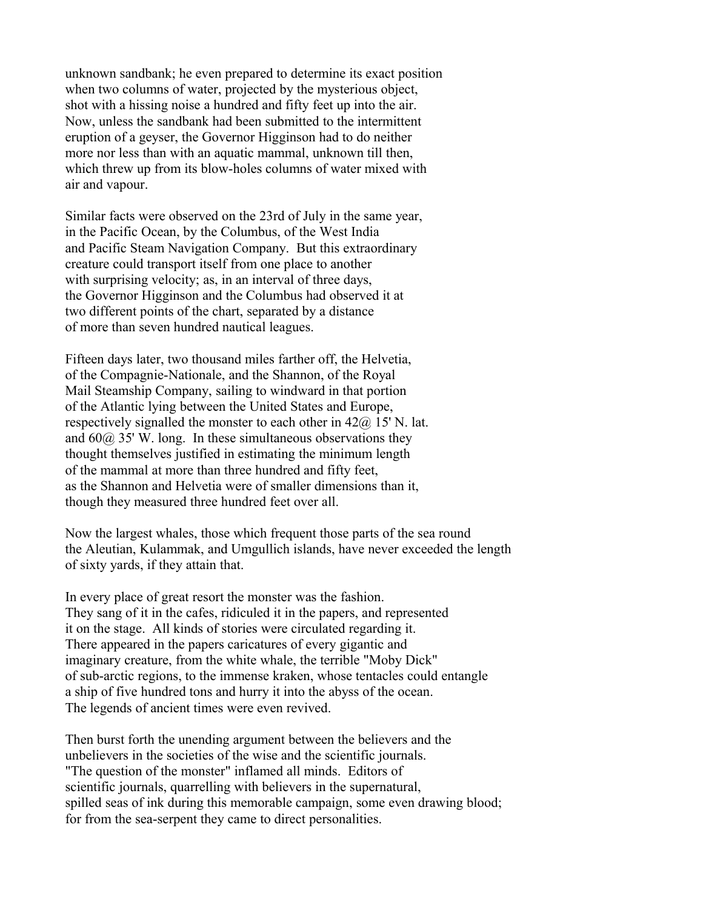unknown sandbank; he even prepared to determine its exact position when two columns of water, projected by the mysterious object, shot with a hissing noise a hundred and fifty feet up into the air. Now, unless the sandbank had been submitted to the intermittent eruption of a geyser, the Governor Higginson had to do neither more nor less than with an aquatic mammal, unknown till then, which threw up from its blow-holes columns of water mixed with air and vapour.

Similar facts were observed on the 23rd of July in the same year, in the Pacific Ocean, by the Columbus, of the West India and Pacific Steam Navigation Company. But this extraordinary creature could transport itself from one place to another with surprising velocity; as, in an interval of three days, the Governor Higginson and the Columbus had observed it at two different points of the chart, separated by a distance of more than seven hundred nautical leagues.

Fifteen days later, two thousand miles farther off, the Helvetia, of the Compagnie-Nationale, and the Shannon, of the Royal Mail Steamship Company, sailing to windward in that portion of the Atlantic lying between the United States and Europe, respectively signalled the monster to each other in 42@ 15' N. lat. and 60@ 35' W. long. In these simultaneous observations they thought themselves justified in estimating the minimum length of the mammal at more than three hundred and fifty feet, as the Shannon and Helvetia were of smaller dimensions than it, though they measured three hundred feet over all.

Now the largest whales, those which frequent those parts of the sea round the Aleutian, Kulammak, and Umgullich islands, have never exceeded the length of sixty yards, if they attain that.

In every place of great resort the monster was the fashion. They sang of it in the cafes, ridiculed it in the papers, and represented it on the stage. All kinds of stories were circulated regarding it. There appeared in the papers caricatures of every gigantic and imaginary creature, from the white whale, the terrible "Moby Dick" of sub-arctic regions, to the immense kraken, whose tentacles could entangle a ship of five hundred tons and hurry it into the abyss of the ocean. The legends of ancient times were even revived.

Then burst forth the unending argument between the believers and the unbelievers in the societies of the wise and the scientific journals. "The question of the monster" inflamed all minds. Editors of scientific journals, quarrelling with believers in the supernatural, spilled seas of ink during this memorable campaign, some even drawing blood; for from the sea-serpent they came to direct personalities.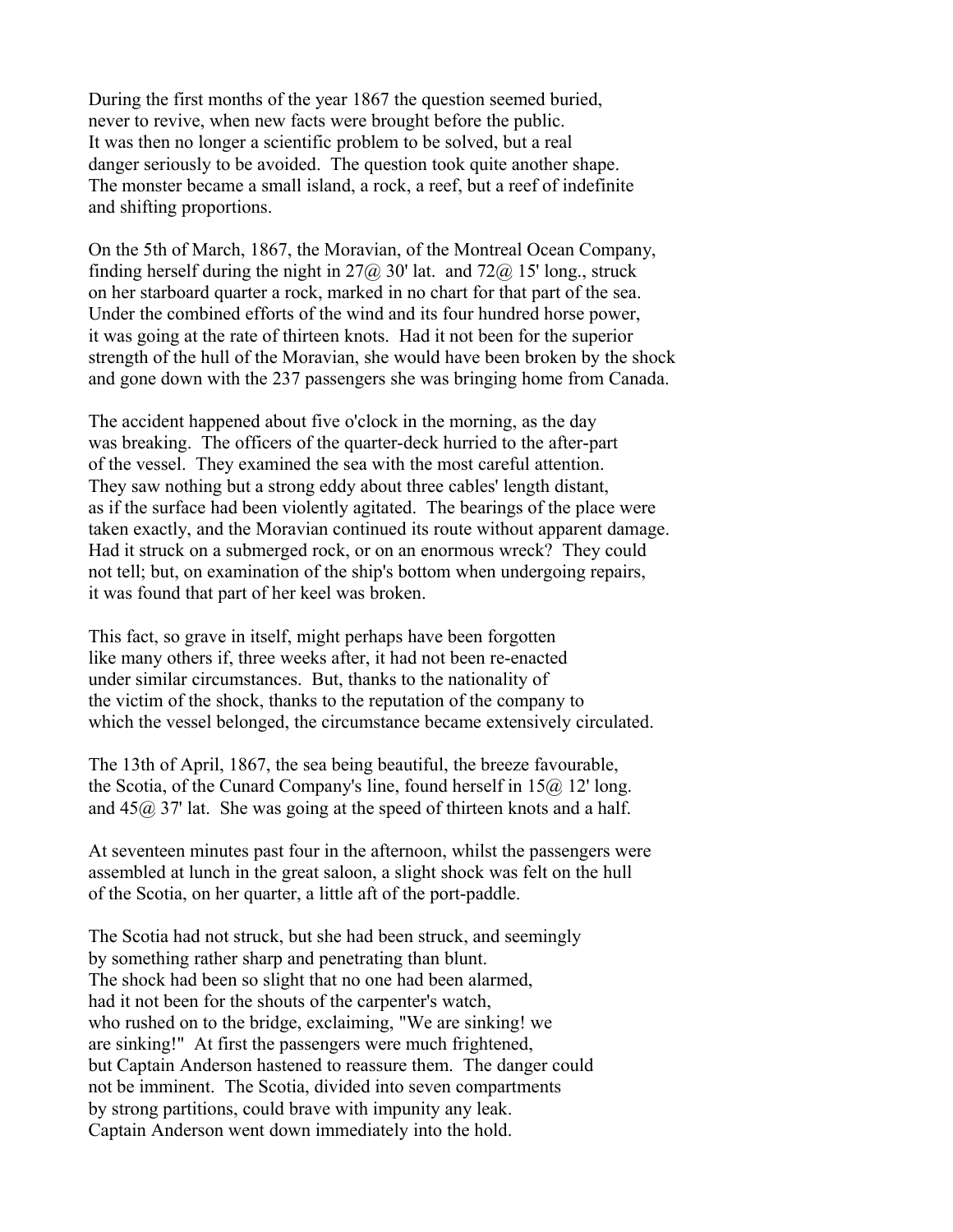During the first months of the year 1867 the question seemed buried, never to revive, when new facts were brought before the public. It was then no longer a scientific problem to be solved, but a real danger seriously to be avoided. The question took quite another shape. The monster became a small island, a rock, a reef, but a reef of indefinite and shifting proportions.

On the 5th of March, 1867, the Moravian, of the Montreal Ocean Company, finding herself during the night in 27@ 30' lat. and 72@ 15' long., struck on her starboard quarter a rock, marked in no chart for that part of the sea. Under the combined efforts of the wind and its four hundred horse power, it was going at the rate of thirteen knots. Had it not been for the superior strength of the hull of the Moravian, she would have been broken by the shock and gone down with the 237 passengers she was bringing home from Canada.

The accident happened about five o'clock in the morning, as the day was breaking. The officers of the quarter-deck hurried to the after-part of the vessel. They examined the sea with the most careful attention. They saw nothing but a strong eddy about three cables' length distant, as if the surface had been violently agitated. The bearings of the place were taken exactly, and the Moravian continued its route without apparent damage. Had it struck on a submerged rock, or on an enormous wreck? They could not tell; but, on examination of the ship's bottom when undergoing repairs, it was found that part of her keel was broken.

This fact, so grave in itself, might perhaps have been forgotten like many others if, three weeks after, it had not been re-enacted under similar circumstances. But, thanks to the nationality of the victim of the shock, thanks to the reputation of the company to which the vessel belonged, the circumstance became extensively circulated.

The 13th of April, 1867, the sea being beautiful, the breeze favourable, the Scotia, of the Cunard Company's line, found herself in 15@ 12' long. and 45@ 37' lat. She was going at the speed of thirteen knots and a half.

At seventeen minutes past four in the afternoon, whilst the passengers were assembled at lunch in the great saloon, a slight shock was felt on the hull of the Scotia, on her quarter, a little aft of the port-paddle.

The Scotia had not struck, but she had been struck, and seemingly by something rather sharp and penetrating than blunt. The shock had been so slight that no one had been alarmed, had it not been for the shouts of the carpenter's watch, who rushed on to the bridge, exclaiming, "We are sinking! we are sinking!" At first the passengers were much frightened, but Captain Anderson hastened to reassure them. The danger could not be imminent. The Scotia, divided into seven compartments by strong partitions, could brave with impunity any leak. Captain Anderson went down immediately into the hold.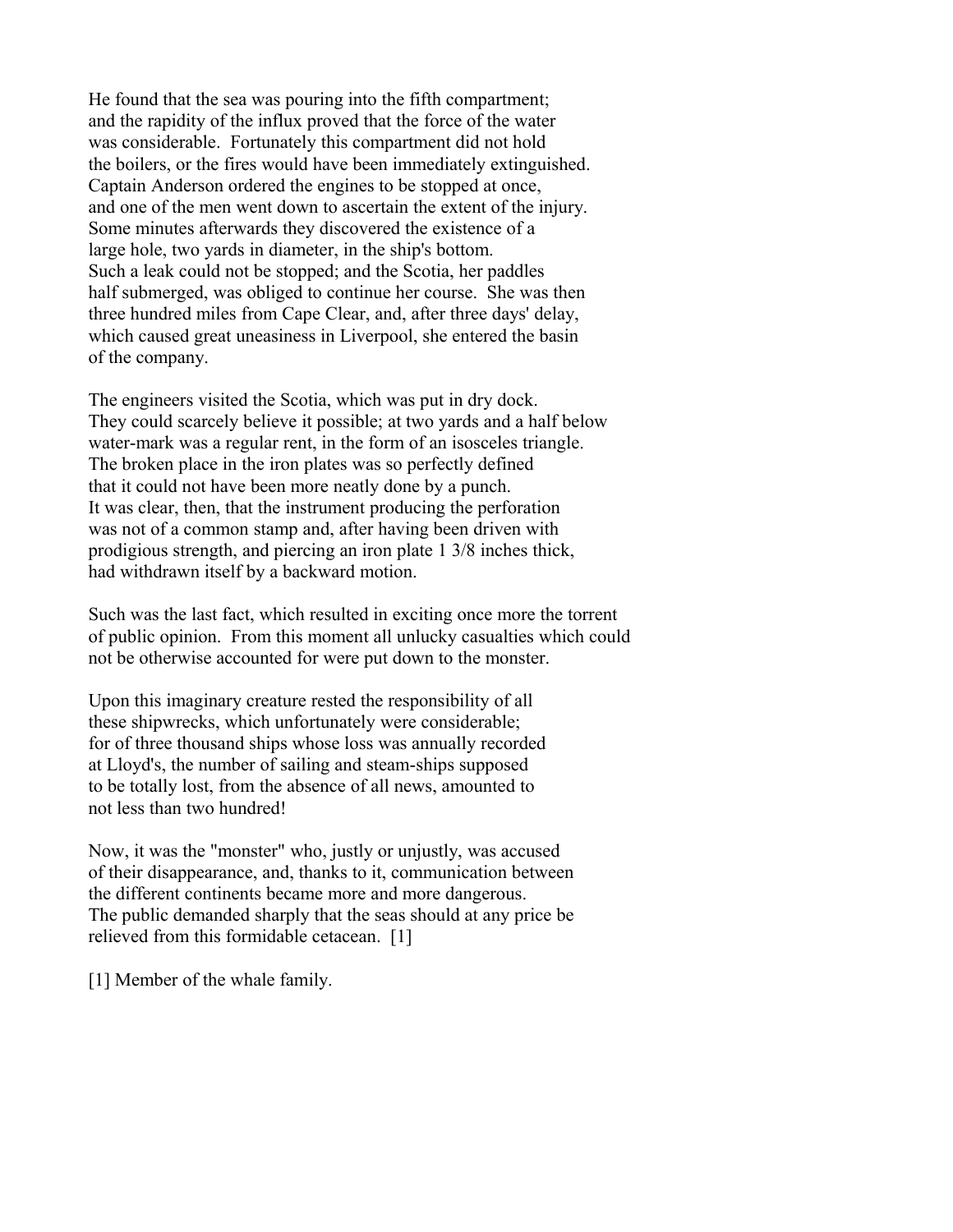He found that the sea was pouring into the fifth compartment; and the rapidity of the influx proved that the force of the water was considerable. Fortunately this compartment did not hold the boilers, or the fires would have been immediately extinguished. Captain Anderson ordered the engines to be stopped at once, and one of the men went down to ascertain the extent of the injury. Some minutes afterwards they discovered the existence of a large hole, two yards in diameter, in the ship's bottom. Such a leak could not be stopped; and the Scotia, her paddles half submerged, was obliged to continue her course. She was then three hundred miles from Cape Clear, and, after three days' delay, which caused great uneasiness in Liverpool, she entered the basin of the company.

The engineers visited the Scotia, which was put in dry dock. They could scarcely believe it possible; at two yards and a half below water-mark was a regular rent, in the form of an isosceles triangle. The broken place in the iron plates was so perfectly defined that it could not have been more neatly done by a punch. It was clear, then, that the instrument producing the perforation was not of a common stamp and, after having been driven with prodigious strength, and piercing an iron plate 1 3/8 inches thick, had withdrawn itself by a backward motion.

Such was the last fact, which resulted in exciting once more the torrent of public opinion. From this moment all unlucky casualties which could not be otherwise accounted for were put down to the monster.

Upon this imaginary creature rested the responsibility of all these shipwrecks, which unfortunately were considerable; for of three thousand ships whose loss was annually recorded at Lloyd's, the number of sailing and steam-ships supposed to be totally lost, from the absence of all news, amounted to not less than two hundred!

Now, it was the "monster" who, justly or unjustly, was accused of their disappearance, and, thanks to it, communication between the different continents became more and more dangerous. The public demanded sharply that the seas should at any price be relieved from this formidable cetacean. [1]

[1] Member of the whale family.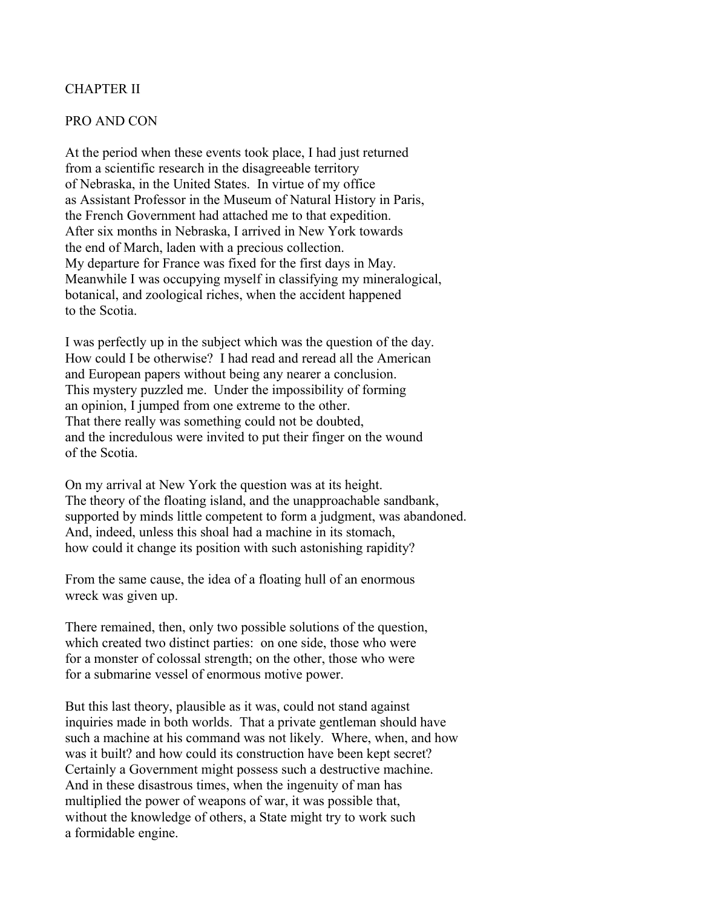## CHAPTER II

## PRO AND CON

At the period when these events took place, I had just returned from a scientific research in the disagreeable territory of Nebraska, in the United States. In virtue of my office as Assistant Professor in the Museum of Natural History in Paris, the French Government had attached me to that expedition. After six months in Nebraska, I arrived in New York towards the end of March, laden with a precious collection. My departure for France was fixed for the first days in May. Meanwhile I was occupying myself in classifying my mineralogical, botanical, and zoological riches, when the accident happened to the Scotia.

I was perfectly up in the subject which was the question of the day. How could I be otherwise? I had read and reread all the American and European papers without being any nearer a conclusion. This mystery puzzled me. Under the impossibility of forming an opinion, I jumped from one extreme to the other. That there really was something could not be doubted, and the incredulous were invited to put their finger on the wound of the Scotia.

On my arrival at New York the question was at its height. The theory of the floating island, and the unapproachable sandbank, supported by minds little competent to form a judgment, was abandoned. And, indeed, unless this shoal had a machine in its stomach, how could it change its position with such astonishing rapidity?

From the same cause, the idea of a floating hull of an enormous wreck was given up.

There remained, then, only two possible solutions of the question, which created two distinct parties: on one side, those who were for a monster of colossal strength; on the other, those who were for a submarine vessel of enormous motive power.

But this last theory, plausible as it was, could not stand against inquiries made in both worlds. That a private gentleman should have such a machine at his command was not likely. Where, when, and how was it built? and how could its construction have been kept secret? Certainly a Government might possess such a destructive machine. And in these disastrous times, when the ingenuity of man has multiplied the power of weapons of war, it was possible that, without the knowledge of others, a State might try to work such a formidable engine.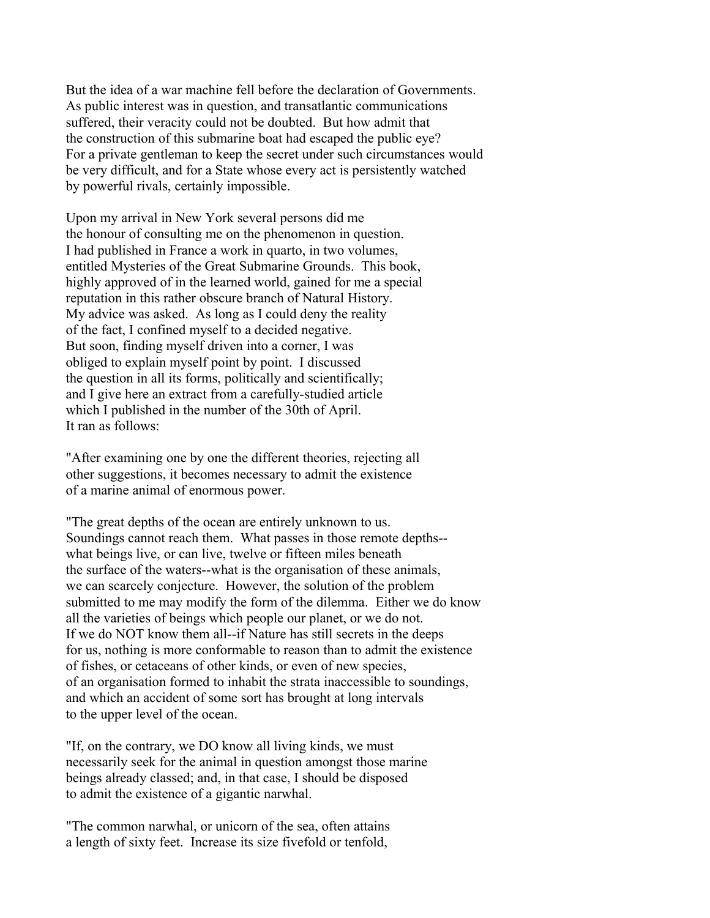But the idea of a war machine fell before the declaration of Governments. As public interest was in question, and transatlantic communications suffered, their veracity could not be doubted. But how admit that the construction of this submarine boat had escaped the public eye? For a private gentleman to keep the secret under such circumstances would be very difficult, and for a State whose every act is persistently watched by powerful rivals, certainly impossible.

Upon my arrival in New York several persons did me the honour of consulting me on the phenomenon in question. I had published in France a work in quarto, in two volumes, entitled Mysteries of the Great Submarine Grounds. This book, highly approved of in the learned world, gained for me a special reputation in this rather obscure branch of Natural History. My advice was asked. As long as I could deny the reality of the fact, I confined myself to a decided negative. But soon, finding myself driven into a corner, I was obliged to explain myself point by point. I discussed the question in all its forms, politically and scientifically; and I give here an extract from a carefully-studied article which I published in the number of the 30th of April. It ran as follows:

"After examining one by one the different theories, rejecting all other suggestions, it becomes necessary to admit the existence of a marine animal of enormous power.

"The great depths of the ocean are entirely unknown to us. Soundings cannot reach them. What passes in those remote depths--what beings live, or can live, twelve or fifteen miles beneath the surface of the waters--what is the organisation of these animals, we can scarcely conjecture. However, the solution of the problem submitted to me may modify the form of the dilemma. Either we do know all the varieties of beings which people our planet, or we do not. If we do NOT know them all--if Nature has still secrets in the deeps for us, nothing is more conformable to reason than to admit the existence of fishes, or cetaceans of other kinds, or even of new species, of an organisation formed to inhabit the strata inaccessible to soundings, and which an accident of some sort has brought at long intervals to the upper level of the ocean.

"If, on the contrary, we DO know all living kinds, we must necessarily seek for the animal in question amongst those marine beings already classed; and, in that case, I should be disposed to admit the existence of a gigantic narwhal.

"The common narwhal, or unicorn of the sea, often attains a length of sixty feet. Increase its size fivefold or tenfold,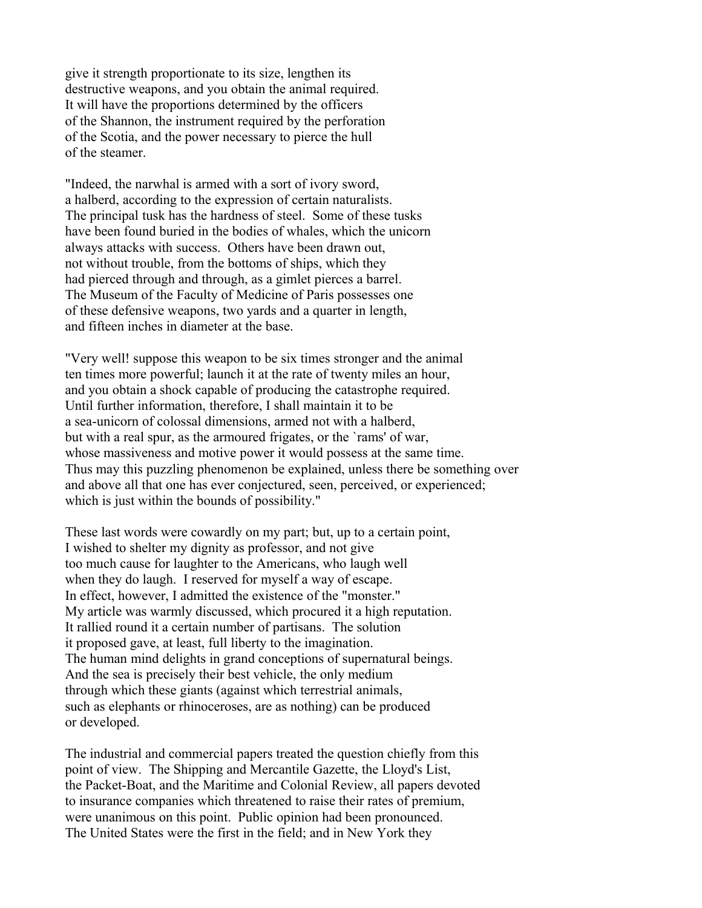give it strength proportionate to its size, lengthen its destructive weapons, and you obtain the animal required. It will have the proportions determined by the officers of the Shannon, the instrument required by the perforation of the Scotia, and the power necessary to pierce the hull of the steamer.

"Indeed, the narwhal is armed with a sort of ivory sword, a halberd, according to the expression of certain naturalists. The principal tusk has the hardness of steel. Some of these tusks have been found buried in the bodies of whales, which the unicorn always attacks with success. Others have been drawn out, not without trouble, from the bottoms of ships, which they had pierced through and through, as a gimlet pierces a barrel. The Museum of the Faculty of Medicine of Paris possesses one of these defensive weapons, two yards and a quarter in length, and fifteen inches in diameter at the base.

"Very well! suppose this weapon to be six times stronger and the animal ten times more powerful; launch it at the rate of twenty miles an hour, and you obtain a shock capable of producing the catastrophe required. Until further information, therefore, I shall maintain it to be a sea-unicorn of colossal dimensions, armed not with a halberd, but with a real spur, as the armoured frigates, or the `rams' of war, whose massiveness and motive power it would possess at the same time. Thus may this puzzling phenomenon be explained, unless there be something over and above all that one has ever conjectured, seen, perceived, or experienced; which is just within the bounds of possibility."

These last words were cowardly on my part; but, up to a certain point, I wished to shelter my dignity as professor, and not give too much cause for laughter to the Americans, who laugh well when they do laugh. I reserved for myself a way of escape. In effect, however, I admitted the existence of the "monster." My article was warmly discussed, which procured it a high reputation. It rallied round it a certain number of partisans. The solution it proposed gave, at least, full liberty to the imagination. The human mind delights in grand conceptions of supernatural beings. And the sea is precisely their best vehicle, the only medium through which these giants (against which terrestrial animals, such as elephants or rhinoceroses, are as nothing) can be produced or developed.

The industrial and commercial papers treated the question chiefly from this point of view. The Shipping and Mercantile Gazette, the Lloyd's List, the Packet-Boat, and the Maritime and Colonial Review, all papers devoted to insurance companies which threatened to raise their rates of premium, were unanimous on this point. Public opinion had been pronounced. The United States were the first in the field; and in New York they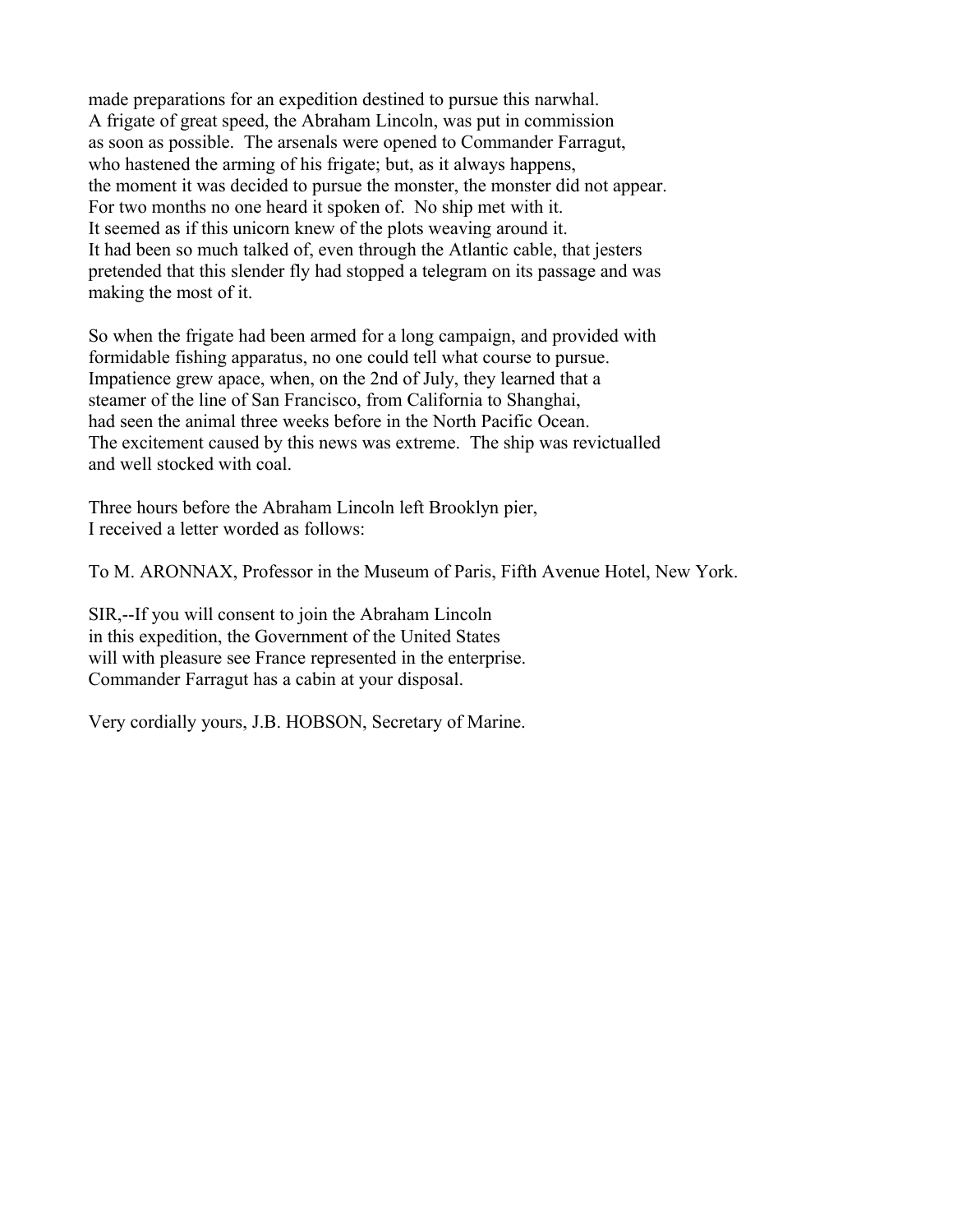made preparations for an expedition destined to pursue this narwhal. A frigate of great speed, the Abraham Lincoln, was put in commission as soon as possible. The arsenals were opened to Commander Farragut, who hastened the arming of his frigate; but, as it always happens, the moment it was decided to pursue the monster, the monster did not appear. For two months no one heard it spoken of. No ship met with it. It seemed as if this unicorn knew of the plots weaving around it. It had been so much talked of, even through the Atlantic cable, that jesters pretended that this slender fly had stopped a telegram on its passage and was making the most of it.

So when the frigate had been armed for a long campaign, and provided with formidable fishing apparatus, no one could tell what course to pursue. Impatience grew apace, when, on the 2nd of July, they learned that a steamer of the line of San Francisco, from California to Shanghai, had seen the animal three weeks before in the North Pacific Ocean. The excitement caused by this news was extreme. The ship was revictualled and well stocked with coal.

Three hours before the Abraham Lincoln left Brooklyn pier, I received a letter worded as follows:

To M. ARONNAX, Professor in the Museum of Paris, Fifth Avenue Hotel, New York.

SIR,--If you will consent to join the Abraham Lincoln in this expedition, the Government of the United States will with pleasure see France represented in the enterprise. Commander Farragut has a cabin at your disposal.

Very cordially yours, J.B. HOBSON, Secretary of Marine.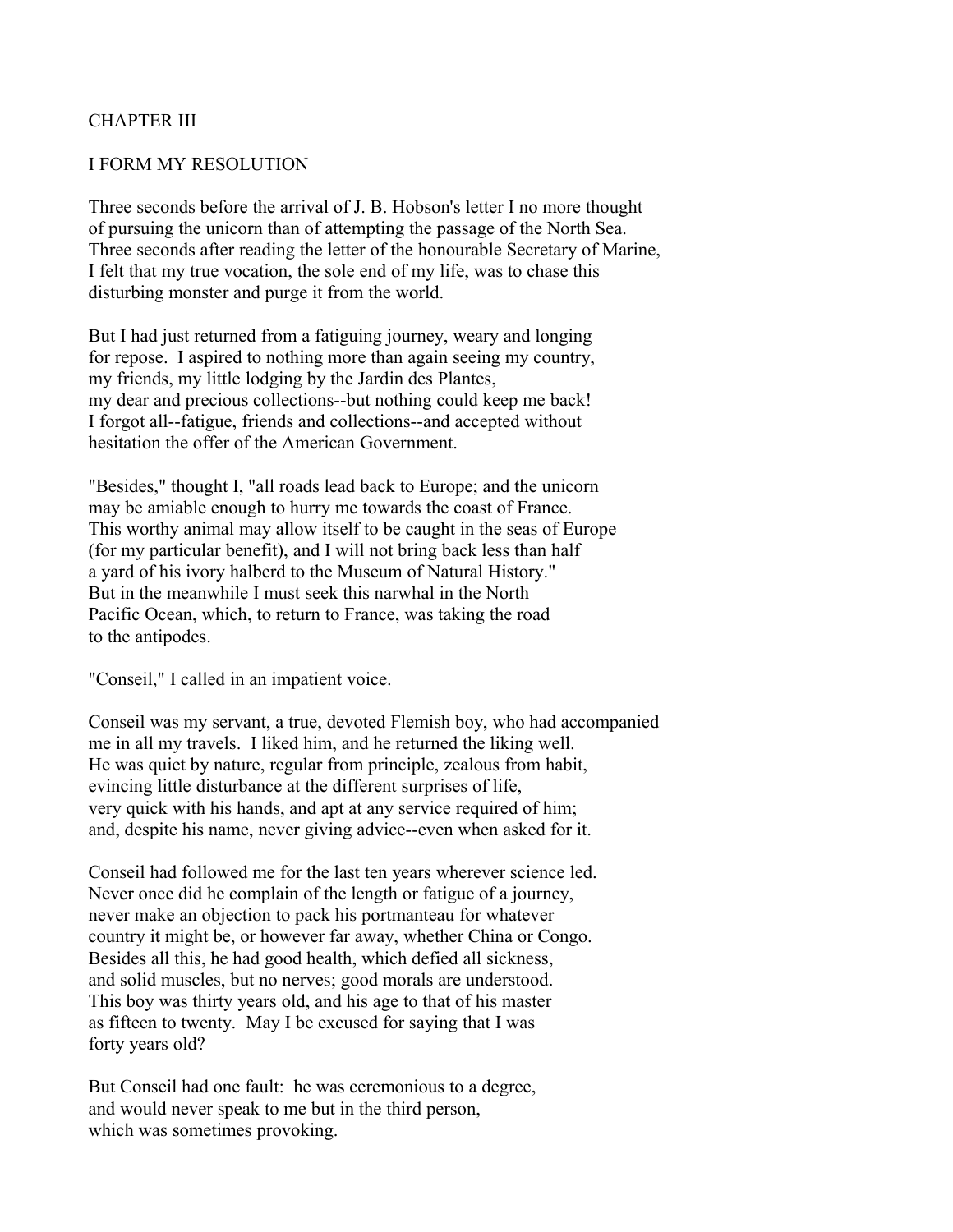## CHAPTER III

## I FORM MY RESOLUTION

Three seconds before the arrival of J. B. Hobson's letter I no more thought of pursuing the unicorn than of attempting the passage of the North Sea. Three seconds after reading the letter of the honourable Secretary of Marine, I felt that my true vocation, the sole end of my life, was to chase this disturbing monster and purge it from the world.

But I had just returned from a fatiguing journey, weary and longing for repose. I aspired to nothing more than again seeing my country, my friends, my little lodging by the Jardin des Plantes, my dear and precious collections--but nothing could keep me back! I forgot all--fatigue, friends and collections--and accepted without hesitation the offer of the American Government.

"Besides," thought I, "all roads lead back to Europe; and the unicorn may be amiable enough to hurry me towards the coast of France. This worthy animal may allow itself to be caught in the seas of Europe (for my particular benefit), and I will not bring back less than half a yard of his ivory halberd to the Museum of Natural History." But in the meanwhile I must seek this narwhal in the North Pacific Ocean, which, to return to France, was taking the road to the antipodes.

"Conseil," I called in an impatient voice.

Conseil was my servant, a true, devoted Flemish boy, who had accompanied me in all my travels. I liked him, and he returned the liking well. He was quiet by nature, regular from principle, zealous from habit, evincing little disturbance at the different surprises of life, very quick with his hands, and apt at any service required of him; and, despite his name, never giving advice--even when asked for it.

Conseil had followed me for the last ten years wherever science led. Never once did he complain of the length or fatigue of a journey, never make an objection to pack his portmanteau for whatever country it might be, or however far away, whether China or Congo. Besides all this, he had good health, which defied all sickness, and solid muscles, but no nerves; good morals are understood. This boy was thirty years old, and his age to that of his master as fifteen to twenty. May I be excused for saying that I was forty years old?

But Conseil had one fault: he was ceremonious to a degree, and would never speak to me but in the third person, which was sometimes provoking.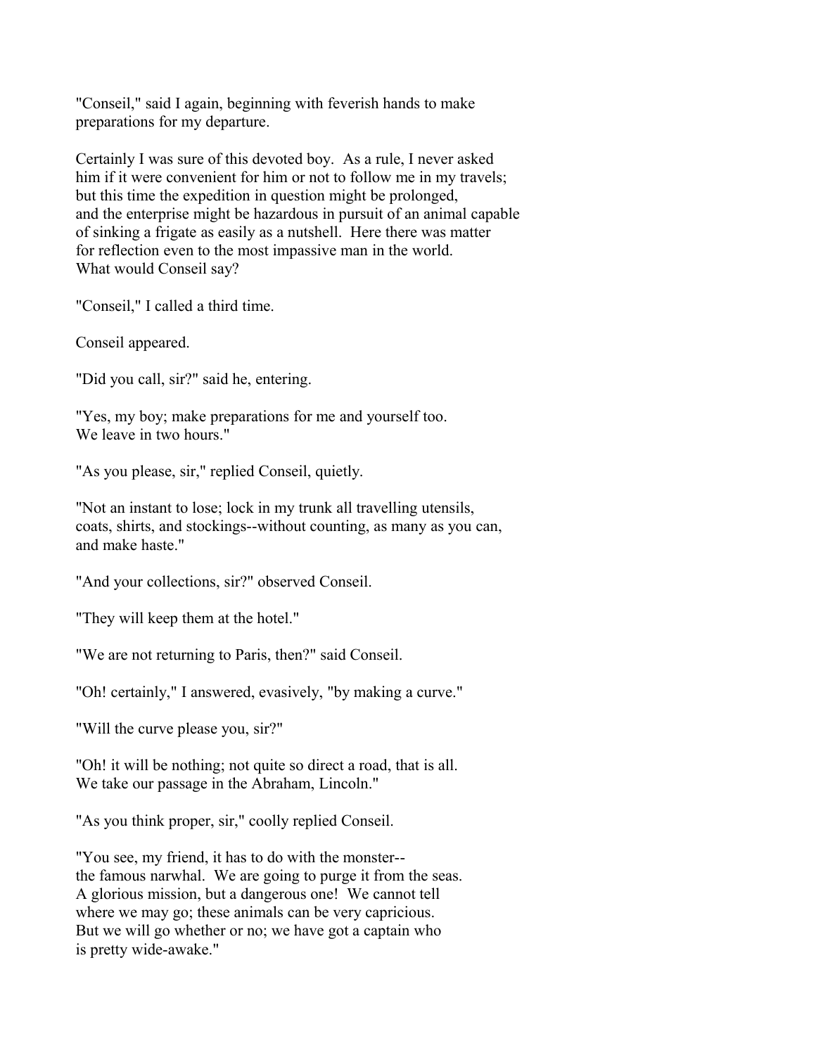"Conseil," said I again, beginning with feverish hands to make preparations for my departure.

Certainly I was sure of this devoted boy. As a rule, I never asked him if it were convenient for him or not to follow me in my travels; but this time the expedition in question might be prolonged, and the enterprise might be hazardous in pursuit of an animal capable of sinking a frigate as easily as a nutshell. Here there was matter for reflection even to the most impassive man in the world. What would Conseil say?

"Conseil," I called a third time.

Conseil appeared.

"Did you call, sir?" said he, entering.

"Yes, my boy; make preparations for me and yourself too. We leave in two hours."

"As you please, sir," replied Conseil, quietly.

"Not an instant to lose; lock in my trunk all travelling utensils, coats, shirts, and stockings--without counting, as many as you can, and make haste."

"And your collections, sir?" observed Conseil.

"They will keep them at the hotel."

"We are not returning to Paris, then?" said Conseil.

"Oh! certainly," I answered, evasively, "by making a curve."

"Will the curve please you, sir?"

"Oh! it will be nothing; not quite so direct a road, that is all. We take our passage in the Abraham, Lincoln."

"As you think proper, sir," coolly replied Conseil.

"You see, my friend, it has to do with the monster-- the famous narwhal. We are going to purge it from the seas. A glorious mission, but a dangerous one! We cannot tell where we may go; these animals can be very capricious. But we will go whether or no; we have got a captain who is pretty wide-awake."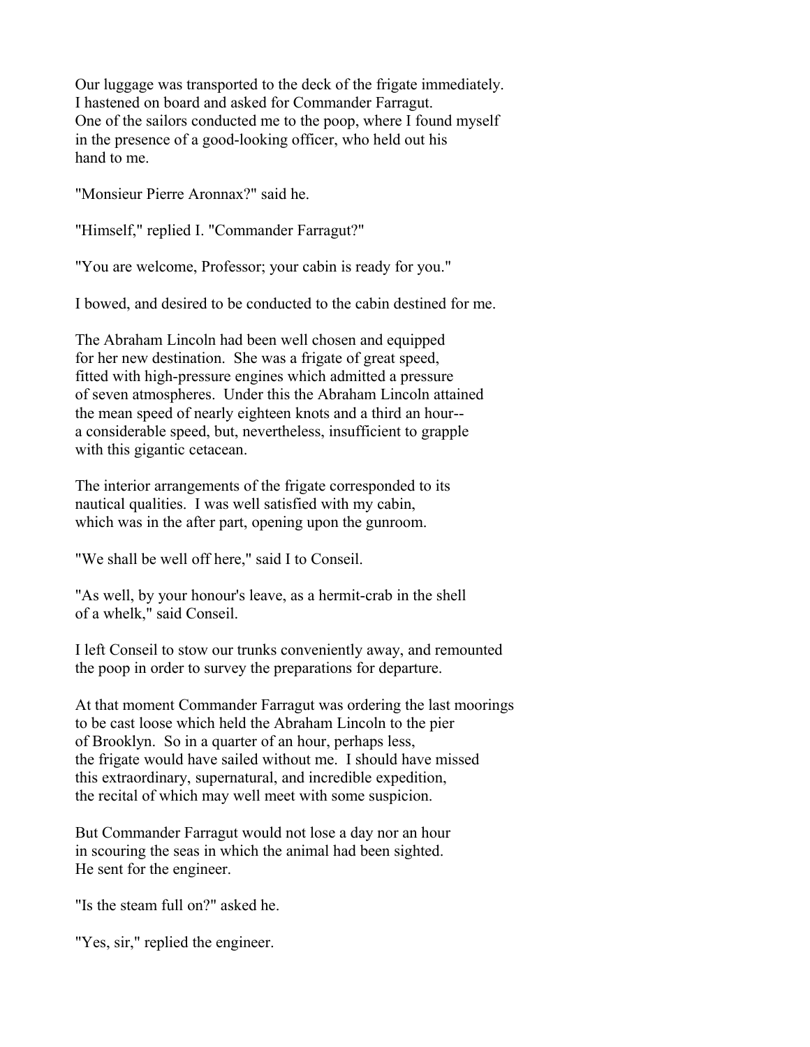Our luggage was transported to the deck of the frigate immediately. I hastened on board and asked for Commander Farragut. One of the sailors conducted me to the poop, where I found myself in the presence of a good-looking officer, who held out his hand to me.

"Monsieur Pierre Aronnax?" said he.

"Himself," replied I. "Commander Farragut?"

"You are welcome, Professor; your cabin is ready for you."

I bowed, and desired to be conducted to the cabin destined for me.

The Abraham Lincoln had been well chosen and equipped for her new destination. She was a frigate of great speed, fitted with high-pressure engines which admitted a pressure of seven atmospheres. Under this the Abraham Lincoln attained the mean speed of nearly eighteen knots and a third an hour-- a considerable speed, but, nevertheless, insufficient to grapple with this gigantic cetacean.

The interior arrangements of the frigate corresponded to its nautical qualities. I was well satisfied with my cabin, which was in the after part, opening upon the gunroom.

"We shall be well off here," said I to Conseil.

"As well, by your honour's leave, as a hermit-crab in the shell of a whelk," said Conseil.

I left Conseil to stow our trunks conveniently away, and remounted the poop in order to survey the preparations for departure.

At that moment Commander Farragut was ordering the last moorings to be cast loose which held the Abraham Lincoln to the pier of Brooklyn. So in a quarter of an hour, perhaps less, the frigate would have sailed without me. I should have missed this extraordinary, supernatural, and incredible expedition, the recital of which may well meet with some suspicion.

But Commander Farragut would not lose a day nor an hour in scouring the seas in which the animal had been sighted. He sent for the engineer.

"Is the steam full on?" asked he.

"Yes, sir," replied the engineer.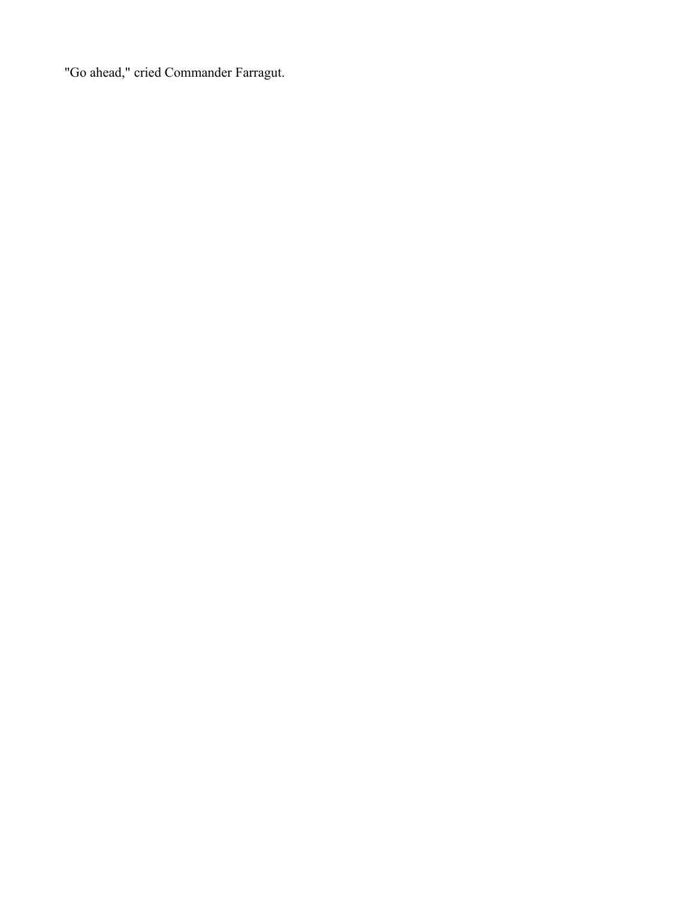"Go ahead," cried Commander Farragut.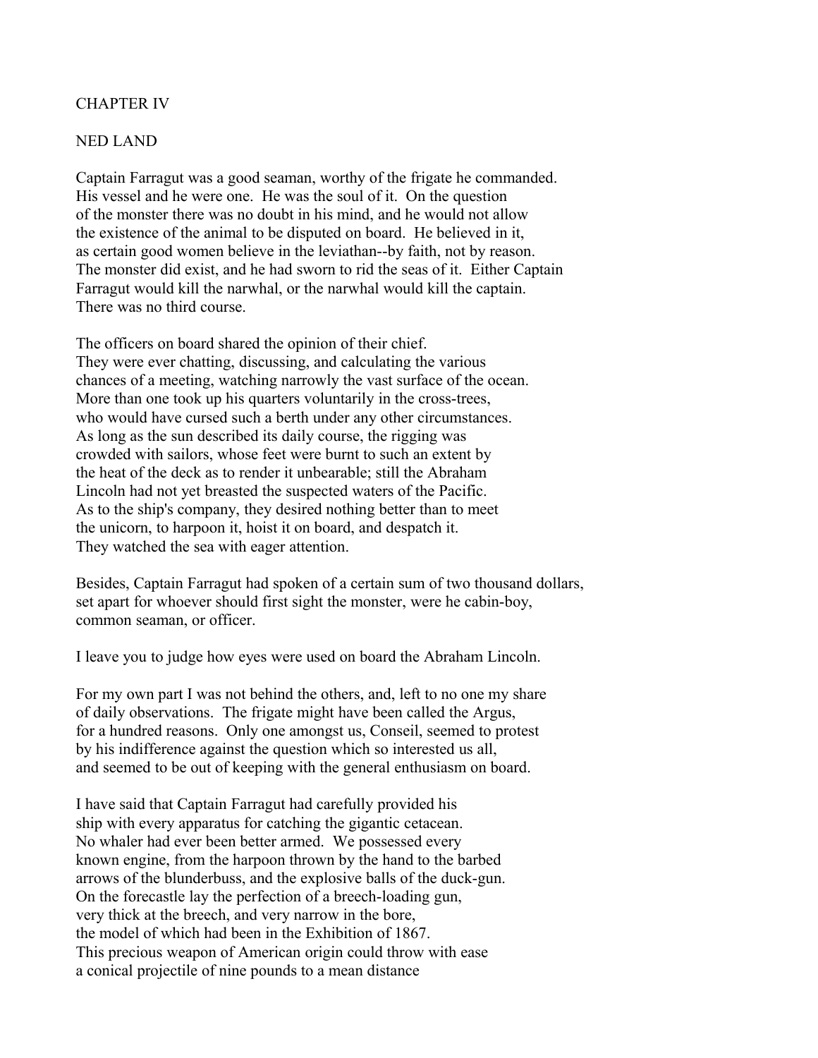## CHAPTER IV

## NED LAND

Captain Farragut was a good seaman, worthy of the frigate he commanded. His vessel and he were one. He was the soul of it. On the question of the monster there was no doubt in his mind, and he would not allow the existence of the animal to be disputed on board. He believed in it, as certain good women believe in the leviathan--by faith, not by reason. The monster did exist, and he had sworn to rid the seas of it. Either Captain Farragut would kill the narwhal, or the narwhal would kill the captain. There was no third course.

The officers on board shared the opinion of their chief. They were ever chatting, discussing, and calculating the various chances of a meeting, watching narrowly the vast surface of the ocean. More than one took up his quarters voluntarily in the cross-trees, who would have cursed such a berth under any other circumstances. As long as the sun described its daily course, the rigging was crowded with sailors, whose feet were burnt to such an extent by the heat of the deck as to render it unbearable; still the Abraham Lincoln had not yet breasted the suspected waters of the Pacific. As to the ship's company, they desired nothing better than to meet the unicorn, to harpoon it, hoist it on board, and despatch it. They watched the sea with eager attention.

Besides, Captain Farragut had spoken of a certain sum of two thousand dollars, set apart for whoever should first sight the monster, were he cabin-boy, common seaman, or officer.

I leave you to judge how eyes were used on board the Abraham Lincoln.

For my own part I was not behind the others, and, left to no one my share of daily observations. The frigate might have been called the Argus, for a hundred reasons. Only one amongst us, Conseil, seemed to protest by his indifference against the question which so interested us all, and seemed to be out of keeping with the general enthusiasm on board.

I have said that Captain Farragut had carefully provided his ship with every apparatus for catching the gigantic cetacean. No whaler had ever been better armed. We possessed every known engine, from the harpoon thrown by the hand to the barbed arrows of the blunderbuss, and the explosive balls of the duck-gun. On the forecastle lay the perfection of a breech-loading gun, very thick at the breech, and very narrow in the bore, the model of which had been in the Exhibition of 1867. This precious weapon of American origin could throw with ease a conical projectile of nine pounds to a mean distance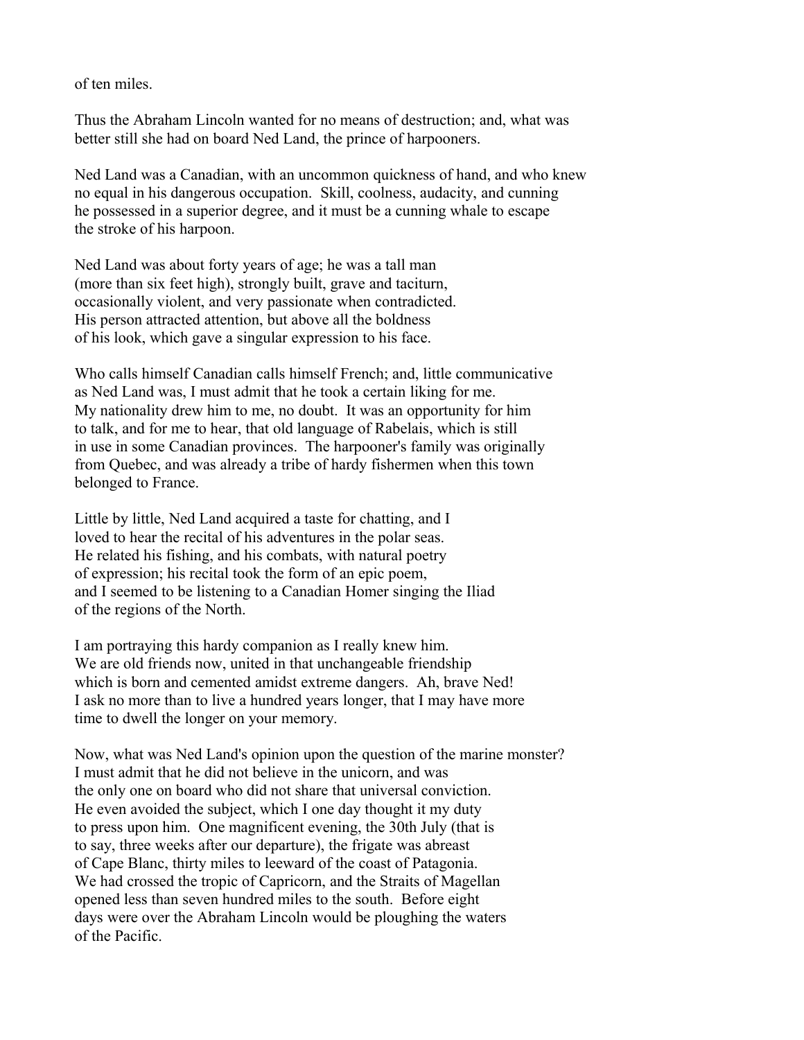of ten miles.

Thus the Abraham Lincoln wanted for no means of destruction; and, what was better still she had on board Ned Land, the prince of harpooners.

Ned Land was a Canadian, with an uncommon quickness of hand, and who knew no equal in his dangerous occupation. Skill, coolness, audacity, and cunning he possessed in a superior degree, and it must be a cunning whale to escape the stroke of his harpoon.

Ned Land was about forty years of age; he was a tall man (more than six feet high), strongly built, grave and taciturn, occasionally violent, and very passionate when contradicted. His person attracted attention, but above all the boldness of his look, which gave a singular expression to his face.

Who calls himself Canadian calls himself French; and, little communicative as Ned Land was, I must admit that he took a certain liking for me. My nationality drew him to me, no doubt. It was an opportunity for him to talk, and for me to hear, that old language of Rabelais, which is still in use in some Canadian provinces. The harpooner's family was originally from Quebec, and was already a tribe of hardy fishermen when this town belonged to France.

Little by little, Ned Land acquired a taste for chatting, and I loved to hear the recital of his adventures in the polar seas. He related his fishing, and his combats, with natural poetry of expression; his recital took the form of an epic poem, and I seemed to be listening to a Canadian Homer singing the Iliad of the regions of the North.

I am portraying this hardy companion as I really knew him. We are old friends now, united in that unchangeable friendship which is born and cemented amidst extreme dangers. Ah, brave Ned! I ask no more than to live a hundred years longer, that I may have more time to dwell the longer on your memory.

Now, what was Ned Land's opinion upon the question of the marine monster? I must admit that he did not believe in the unicorn, and was the only one on board who did not share that universal conviction. He even avoided the subject, which I one day thought it my duty to press upon him. One magnificent evening, the 30th July (that is to say, three weeks after our departure), the frigate was abreast of Cape Blanc, thirty miles to leeward of the coast of Patagonia. We had crossed the tropic of Capricorn, and the Straits of Magellan opened less than seven hundred miles to the south. Before eight days were over the Abraham Lincoln would be ploughing the waters of the Pacific.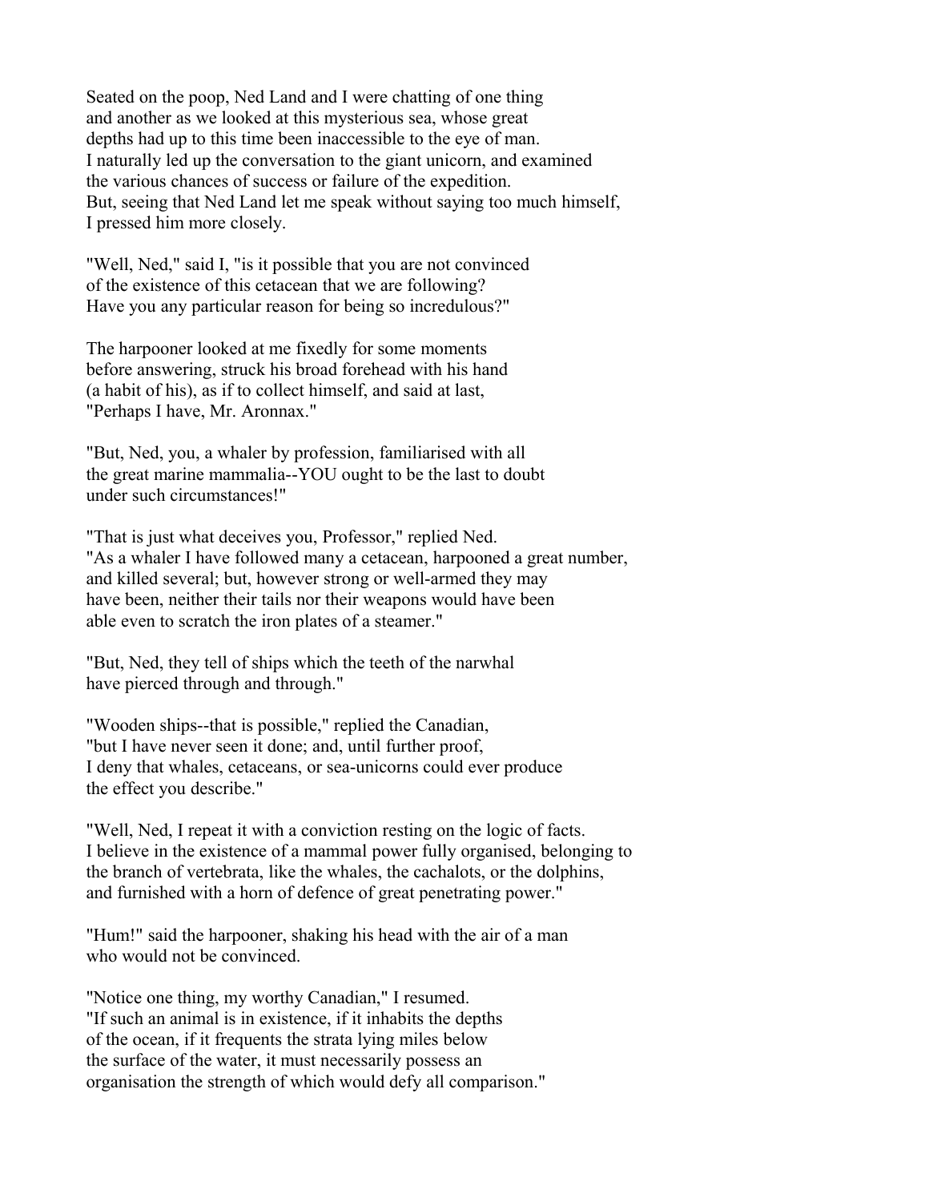Seated on the poop, Ned Land and I were chatting of one thing and another as we looked at this mysterious sea, whose great depths had up to this time been inaccessible to the eye of man. I naturally led up the conversation to the giant unicorn, and examined the various chances of success or failure of the expedition. But, seeing that Ned Land let me speak without saying too much himself, I pressed him more closely.

"Well, Ned," said I, "is it possible that you are not convinced of the existence of this cetacean that we are following? Have you any particular reason for being so incredulous?"

The harpooner looked at me fixedly for some moments before answering, struck his broad forehead with his hand (a habit of his), as if to collect himself, and said at last, "Perhaps I have, Mr. Aronnax."

"But, Ned, you, a whaler by profession, familiarised with all the great marine mammalia--YOU ought to be the last to doubt under such circumstances!"

"That is just what deceives you, Professor," replied Ned. "As a whaler I have followed many a cetacean, harpooned a great number, and killed several; but, however strong or well-armed they may have been, neither their tails nor their weapons would have been able even to scratch the iron plates of a steamer."

"But, Ned, they tell of ships which the teeth of the narwhal have pierced through and through."

"Wooden ships--that is possible," replied the Canadian, "but I have never seen it done; and, until further proof, I deny that whales, cetaceans, or sea-unicorns could ever produce the effect you describe."

"Well, Ned, I repeat it with a conviction resting on the logic of facts. I believe in the existence of a mammal power fully organised, belonging to the branch of vertebrata, like the whales, the cachalots, or the dolphins, and furnished with a horn of defence of great penetrating power."

"Hum!" said the harpooner, shaking his head with the air of a man who would not be convinced.

"Notice one thing, my worthy Canadian," I resumed. "If such an animal is in existence, if it inhabits the depths of the ocean, if it frequents the strata lying miles below the surface of the water, it must necessarily possess an organisation the strength of which would defy all comparison."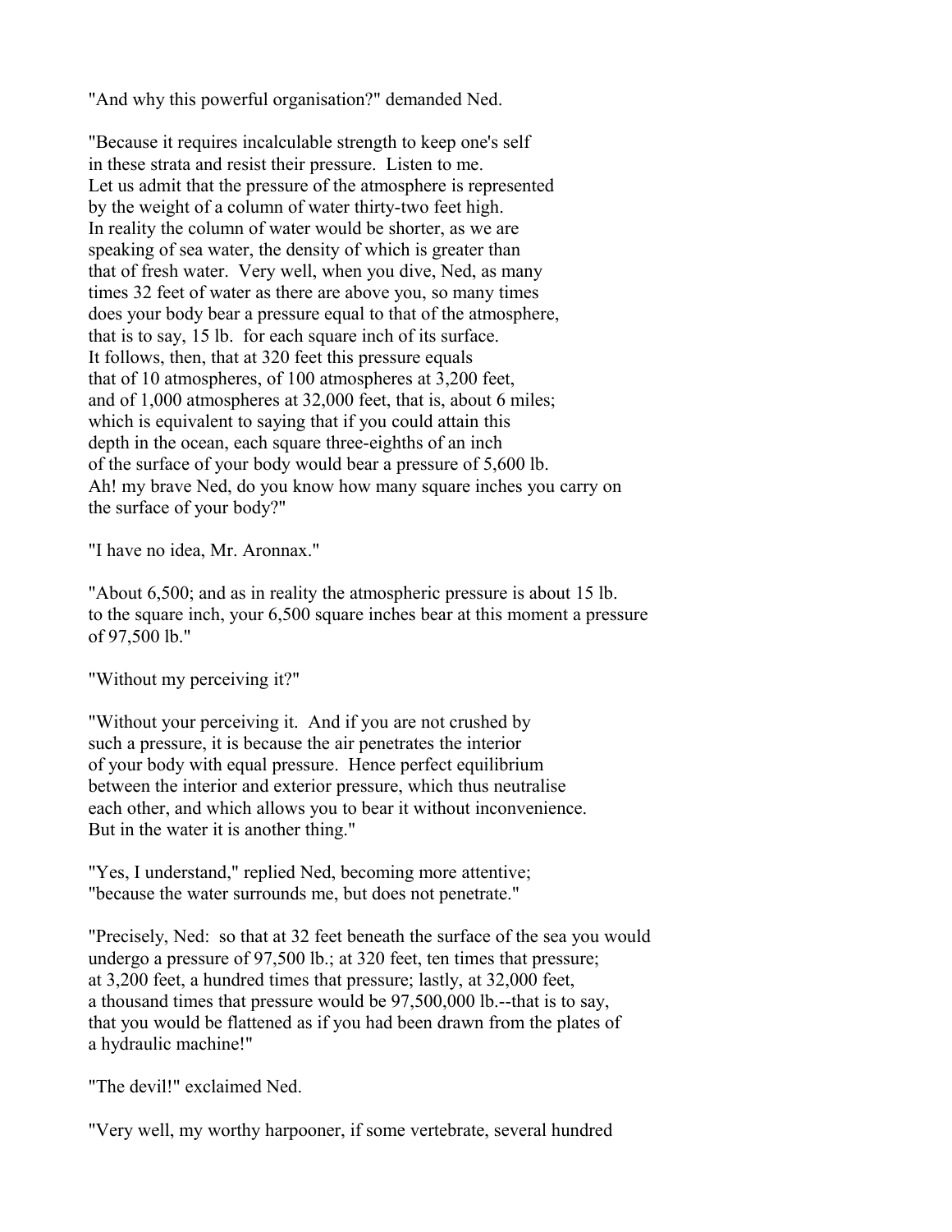"And why this powerful organisation?" demanded Ned.

"Because it requires incalculable strength to keep one's self in these strata and resist their pressure. Listen to me. Let us admit that the pressure of the atmosphere is represented by the weight of a column of water thirty-two feet high. In reality the column of water would be shorter, as we are speaking of sea water, the density of which is greater than that of fresh water. Very well, when you dive, Ned, as many times 32 feet of water as there are above you, so many times does your body bear a pressure equal to that of the atmosphere, that is to say, 15 lb. for each square inch of its surface. It follows, then, that at 320 feet this pressure equals that of 10 atmospheres, of 100 atmospheres at 3,200 feet, and of 1,000 atmospheres at 32,000 feet, that is, about 6 miles; which is equivalent to saying that if you could attain this depth in the ocean, each square three-eighths of an inch of the surface of your body would bear a pressure of 5,600 lb. Ah! my brave Ned, do you know how many square inches you carry on the surface of your body?"

"I have no idea, Mr. Aronnax."

"About 6,500; and as in reality the atmospheric pressure is about 15 lb. to the square inch, your 6,500 square inches bear at this moment a pressure of 97,500 lb."

"Without my perceiving it?"

"Without your perceiving it. And if you are not crushed by such a pressure, it is because the air penetrates the interior of your body with equal pressure. Hence perfect equilibrium between the interior and exterior pressure, which thus neutralise each other, and which allows you to bear it without inconvenience. But in the water it is another thing."

"Yes, I understand," replied Ned, becoming more attentive; "because the water surrounds me, but does not penetrate."

"Precisely, Ned: so that at 32 feet beneath the surface of the sea you would undergo a pressure of 97,500 lb.; at 320 feet, ten times that pressure; at 3,200 feet, a hundred times that pressure; lastly, at 32,000 feet, a thousand times that pressure would be 97,500,000 lb.--that is to say, that you would be flattened as if you had been drawn from the plates of a hydraulic machine!"

"The devil!" exclaimed Ned.

"Very well, my worthy harpooner, if some vertebrate, several hundred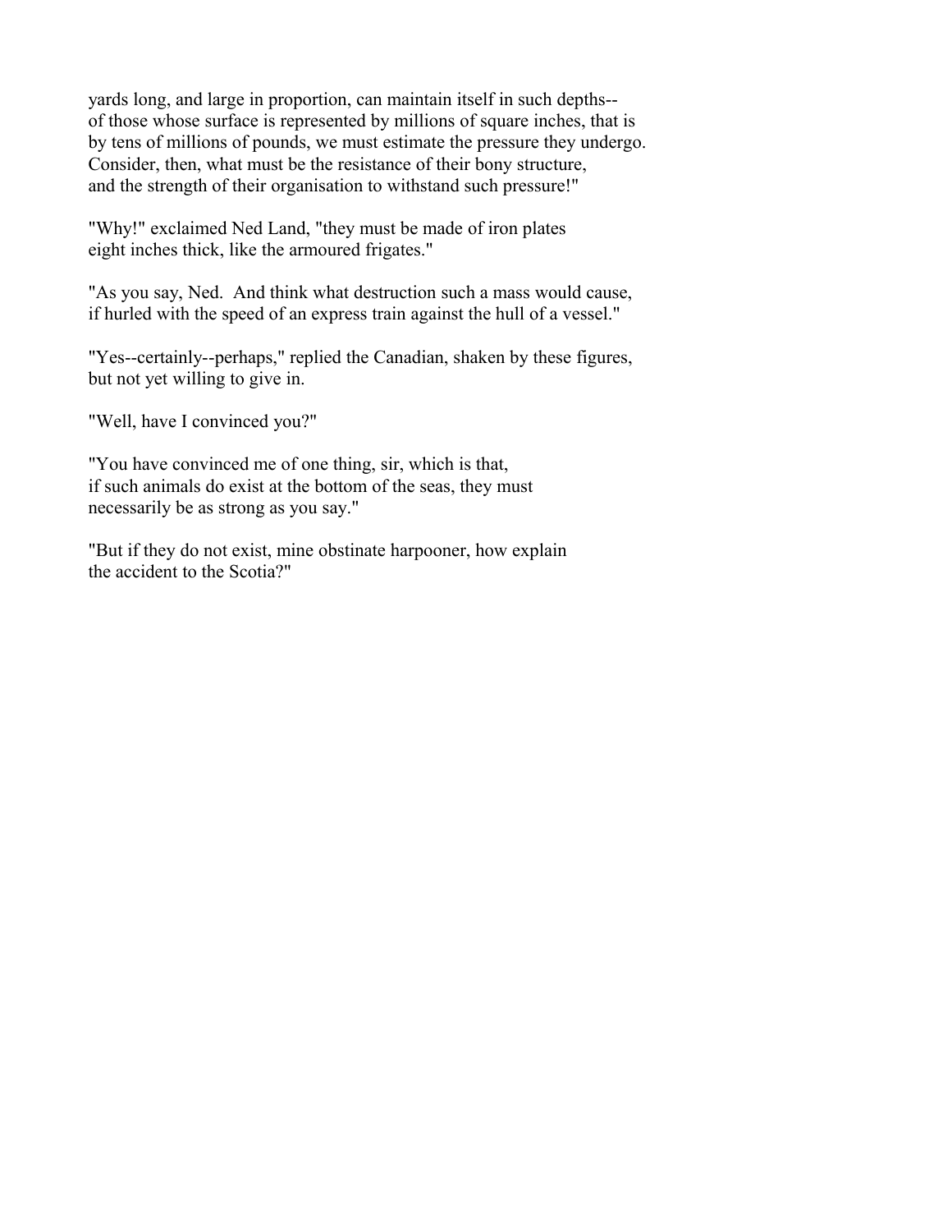yards long, and large in proportion, can maintain itself in such depths--
of those whose surface is represented by millions of square inches, that is
by tens of millions of pounds, we must estimate the pressure they undergo.
Consider, then, what must be the resistance of their bony structure,
and the strength of their organisation to withstand such pressure!"

"Why!" exclaimed Ned Land, "they must be made of iron plates
eight inches thick, like the armoured frigates."

"As you say, Ned. And think what destruction such a mass would cause,
if hurled with the speed of an express train against the hull of a vessel."

"Yes--certainly--perhaps," replied the Canadian, shaken by these figures,
but not yet willing to give in.

"Well, have I convinced you?"

"You have convinced me of one thing, sir, which is that,
if such animals do exist at the bottom of the seas, they must
necessarily be as strong as you say."

"But if they do not exist, mine obstinate harpooner, how explain
the accident to the Scotia?"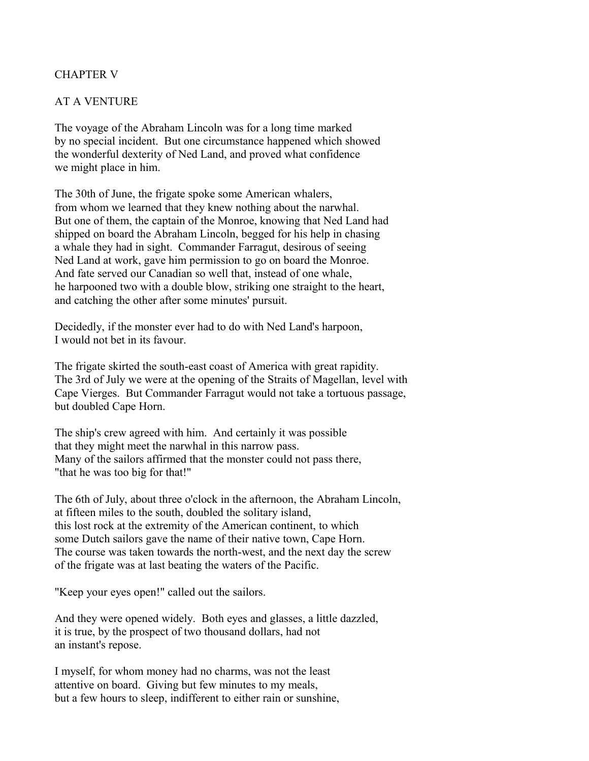# CHAPTER V

## AT A VENTURE

The voyage of the Abraham Lincoln was for a long time marked by no special incident. But one circumstance happened which showed the wonderful dexterity of Ned Land, and proved what confidence we might place in him.

The 30th of June, the frigate spoke some American whalers, from whom we learned that they knew nothing about the narwhal. But one of them, the captain of the Monroe, knowing that Ned Land had shipped on board the Abraham Lincoln, begged for his help in chasing a whale they had in sight. Commander Farragut, desirous of seeing Ned Land at work, gave him permission to go on board the Monroe. And fate served our Canadian so well that, instead of one whale, he harpooned two with a double blow, striking one straight to the heart, and catching the other after some minutes' pursuit.

Decidedly, if the monster ever had to do with Ned Land's harpoon, I would not bet in its favour.

The frigate skirted the south-east coast of America with great rapidity. The 3rd of July we were at the opening of the Straits of Magellan, level with Cape Vierges. But Commander Farragut would not take a tortuous passage, but doubled Cape Horn.

The ship's crew agreed with him. And certainly it was possible that they might meet the narwhal in this narrow pass. Many of the sailors affirmed that the monster could not pass there, "that he was too big for that!"

The 6th of July, about three o'clock in the afternoon, the Abraham Lincoln, at fifteen miles to the south, doubled the solitary island, this lost rock at the extremity of the American continent, to which some Dutch sailors gave the name of their native town, Cape Horn. The course was taken towards the north-west, and the next day the screw of the frigate was at last beating the waters of the Pacific.

"Keep your eyes open!" called out the sailors.

And they were opened widely. Both eyes and glasses, a little dazzled, it is true, by the prospect of two thousand dollars, had not an instant's repose.

I myself, for whom money had no charms, was not the least attentive on board. Giving but few minutes to my meals, but a few hours to sleep, indifferent to either rain or sunshine,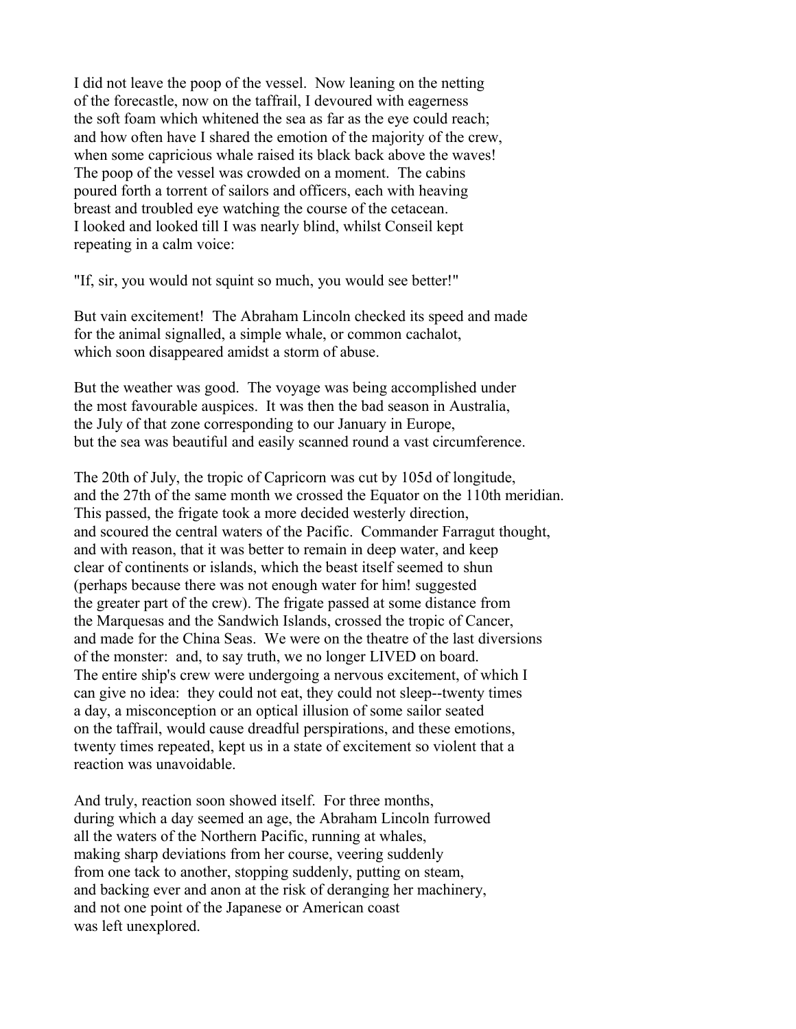I did not leave the poop of the vessel. Now leaning on the netting of the forecastle, now on the taffrail, I devoured with eagerness the soft foam which whitened the sea as far as the eye could reach; and how often have I shared the emotion of the majority of the crew, when some capricious whale raised its black back above the waves! The poop of the vessel was crowded on a moment. The cabins poured forth a torrent of sailors and officers, each with heaving breast and troubled eye watching the course of the cetacean. I looked and looked till I was nearly blind, whilst Conseil kept repeating in a calm voice:

"If, sir, you would not squint so much, you would see better!"

But vain excitement! The Abraham Lincoln checked its speed and made for the animal signalled, a simple whale, or common cachalot, which soon disappeared amidst a storm of abuse.

But the weather was good. The voyage was being accomplished under the most favourable auspices. It was then the bad season in Australia, the July of that zone corresponding to our January in Europe, but the sea was beautiful and easily scanned round a vast circumference.

The 20th of July, the tropic of Capricorn was cut by 105d of longitude, and the 27th of the same month we crossed the Equator on the 110th meridian. This passed, the frigate took a more decided westerly direction, and scoured the central waters of the Pacific. Commander Farragut thought, and with reason, that it was better to remain in deep water, and keep clear of continents or islands, which the beast itself seemed to shun (perhaps because there was not enough water for him! suggested the greater part of the crew). The frigate passed at some distance from the Marquesas and the Sandwich Islands, crossed the tropic of Cancer, and made for the China Seas. We were on the theatre of the last diversions of the monster: and, to say truth, we no longer LIVED on board. The entire ship's crew were undergoing a nervous excitement, of which I can give no idea: they could not eat, they could not sleep--twenty times a day, a misconception or an optical illusion of some sailor seated on the taffrail, would cause dreadful perspirations, and these emotions, twenty times repeated, kept us in a state of excitement so violent that a reaction was unavoidable.

And truly, reaction soon showed itself. For three months, during which a day seemed an age, the Abraham Lincoln furrowed all the waters of the Northern Pacific, running at whales, making sharp deviations from her course, veering suddenly from one tack to another, stopping suddenly, putting on steam, and backing ever and anon at the risk of deranging her machinery, and not one point of the Japanese or American coast was left unexplored.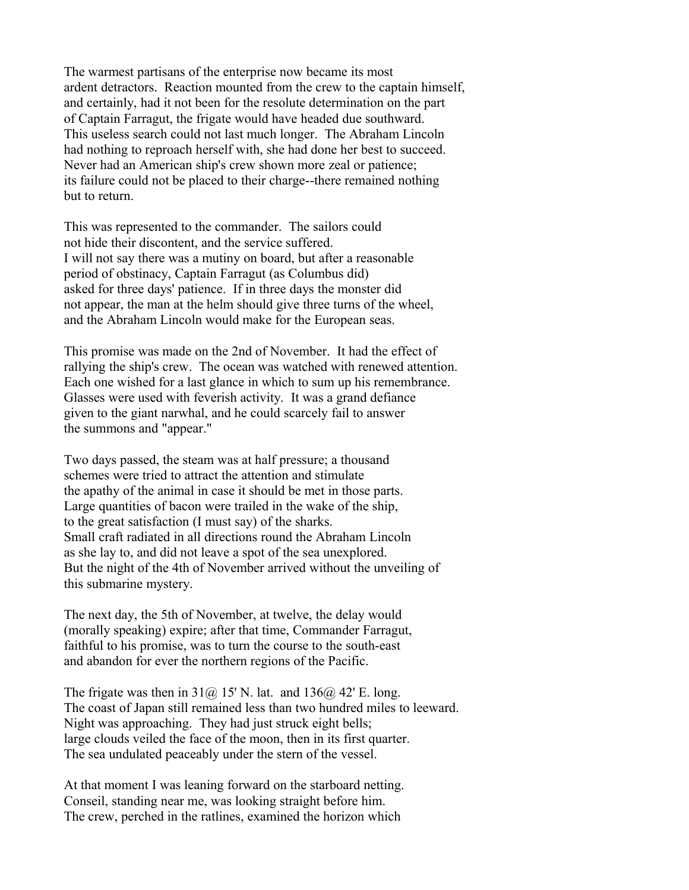The warmest partisans of the enterprise now became its most ardent detractors. Reaction mounted from the crew to the captain himself, and certainly, had it not been for the resolute determination on the part of Captain Farragut, the frigate would have headed due southward. This useless search could not last much longer. The Abraham Lincoln had nothing to reproach herself with, she had done her best to succeed. Never had an American ship's crew shown more zeal or patience; its failure could not be placed to their charge--there remained nothing but to return.

This was represented to the commander. The sailors could not hide their discontent, and the service suffered. I will not say there was a mutiny on board, but after a reasonable period of obstinacy, Captain Farragut (as Columbus did) asked for three days' patience. If in three days the monster did not appear, the man at the helm should give three turns of the wheel, and the Abraham Lincoln would make for the European seas.

This promise was made on the 2nd of November. It had the effect of rallying the ship's crew. The ocean was watched with renewed attention. Each one wished for a last glance in which to sum up his remembrance. Glasses were used with feverish activity. It was a grand defiance given to the giant narwhal, and he could scarcely fail to answer the summons and "appear."

Two days passed, the steam was at half pressure; a thousand schemes were tried to attract the attention and stimulate the apathy of the animal in case it should be met in those parts. Large quantities of bacon were trailed in the wake of the ship, to the great satisfaction (I must say) of the sharks. Small craft radiated in all directions round the Abraham Lincoln as she lay to, and did not leave a spot of the sea unexplored. But the night of the 4th of November arrived without the unveiling of this submarine mystery.

The next day, the 5th of November, at twelve, the delay would (morally speaking) expire; after that time, Commander Farragut, faithful to his promise, was to turn the course to the south-east and abandon for ever the northern regions of the Pacific.

The frigate was then in 31@ 15' N. lat. and 136@ 42' E. long. The coast of Japan still remained less than two hundred miles to leeward. Night was approaching. They had just struck eight bells; large clouds veiled the face of the moon, then in its first quarter. The sea undulated peaceably under the stern of the vessel.

At that moment I was leaning forward on the starboard netting. Conseil, standing near me, was looking straight before him. The crew, perched in the ratlines, examined the horizon which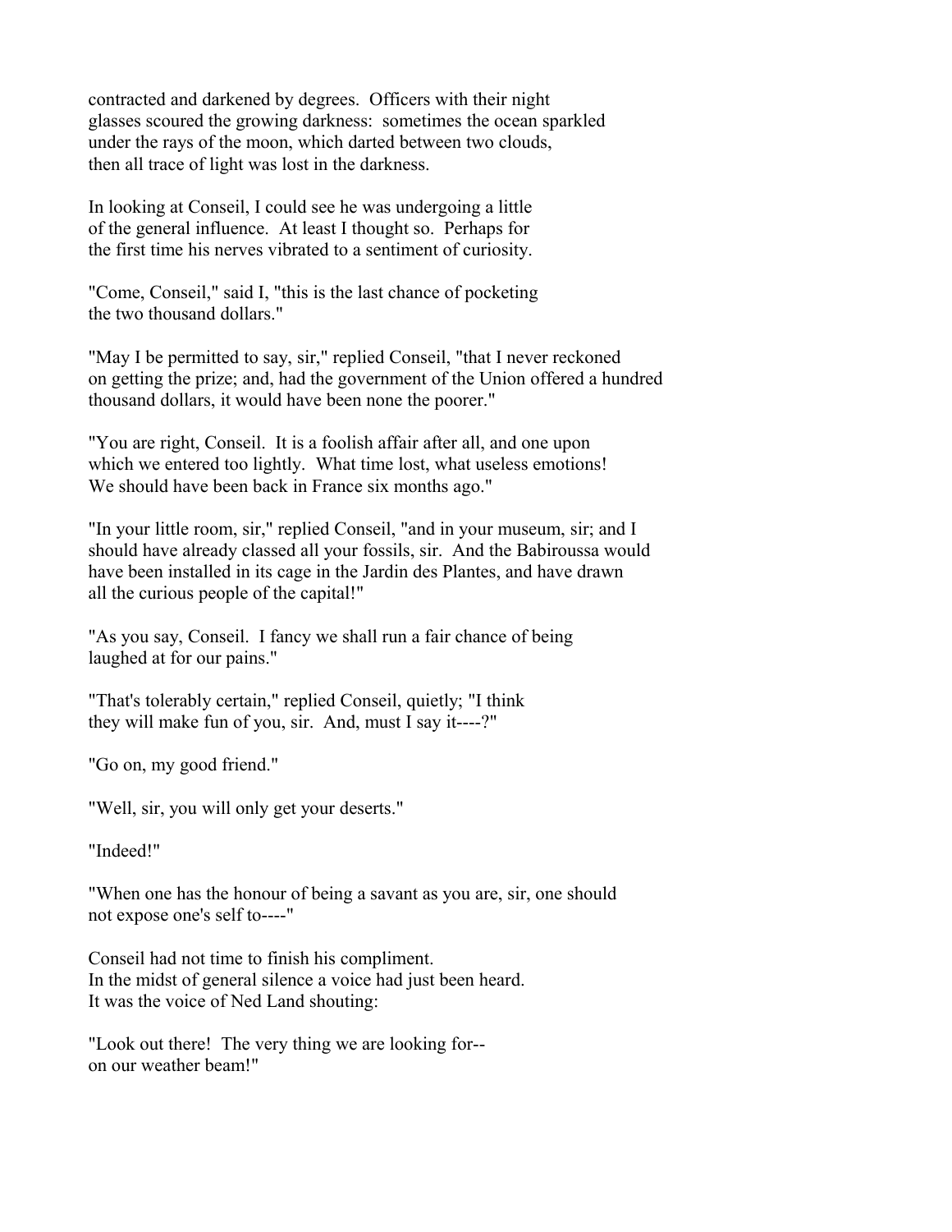contracted and darkened by degrees. Officers with their night glasses scoured the growing darkness: sometimes the ocean sparkled under the rays of the moon, which darted between two clouds, then all trace of light was lost in the darkness.

In looking at Conseil, I could see he was undergoing a little of the general influence. At least I thought so. Perhaps for the first time his nerves vibrated to a sentiment of curiosity.

"Come, Conseil," said I, "this is the last chance of pocketing the two thousand dollars."

"May I be permitted to say, sir," replied Conseil, "that I never reckoned on getting the prize; and, had the government of the Union offered a hundred thousand dollars, it would have been none the poorer."

"You are right, Conseil. It is a foolish affair after all, and one upon which we entered too lightly. What time lost, what useless emotions! We should have been back in France six months ago."

"In your little room, sir," replied Conseil, "and in your museum, sir; and I should have already classed all your fossils, sir. And the Babiroussa would have been installed in its cage in the Jardin des Plantes, and have drawn all the curious people of the capital!"

"As you say, Conseil. I fancy we shall run a fair chance of being laughed at for our pains."

"That's tolerably certain," replied Conseil, quietly; "I think they will make fun of you, sir. And, must I say it----?"

"Go on, my good friend."

"Well, sir, you will only get your deserts."

"Indeed!"

"When one has the honour of being a savant as you are, sir, one should not expose one's self to----"

Conseil had not time to finish his compliment. In the midst of general silence a voice had just been heard. It was the voice of Ned Land shouting:

"Look out there! The very thing we are looking for-- on our weather beam!"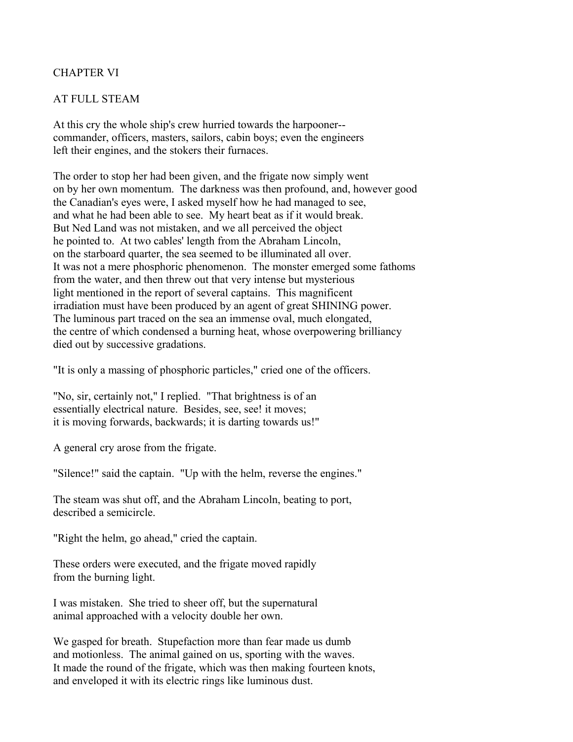# CHAPTER VI

## AT FULL STEAM

At this cry the whole ship's crew hurried towards the harpooner--
commander, officers, masters, sailors, cabin boys; even the engineers
left their engines, and the stokers their furnaces.

The order to stop her had been given, and the frigate now simply went
on by her own momentum. The darkness was then profound, and, however good
the Canadian's eyes were, I asked myself how he had managed to see,
and what he had been able to see. My heart beat as if it would break.
But Ned Land was not mistaken, and we all perceived the object
he pointed to. At two cables' length from the Abraham Lincoln,
on the starboard quarter, the sea seemed to be illuminated all over.
It was not a mere phosphoric phenomenon. The monster emerged some fathoms
from the water, and then threw out that very intense but mysterious
light mentioned in the report of several captains. This magnificent
irradiation must have been produced by an agent of great SHINING power.
The luminous part traced on the sea an immense oval, much elongated,
the centre of which condensed a burning heat, whose overpowering brilliancy
died out by successive gradations.

"It is only a massing of phosphoric particles," cried one of the officers.

"No, sir, certainly not," I replied. "That brightness is of an
essentially electrical nature. Besides, see, see! it moves;
it is moving forwards, backwards; it is darting towards us!"

A general cry arose from the frigate.

"Silence!" said the captain. "Up with the helm, reverse the engines."

The steam was shut off, and the Abraham Lincoln, beating to port,
described a semicircle.

"Right the helm, go ahead," cried the captain.

These orders were executed, and the frigate moved rapidly
from the burning light.

I was mistaken. She tried to sheer off, but the supernatural
animal approached with a velocity double her own.

We gasped for breath. Stupefaction more than fear made us dumb
and motionless. The animal gained on us, sporting with the waves.
It made the round of the frigate, which was then making fourteen knots,
and enveloped it with its electric rings like luminous dust.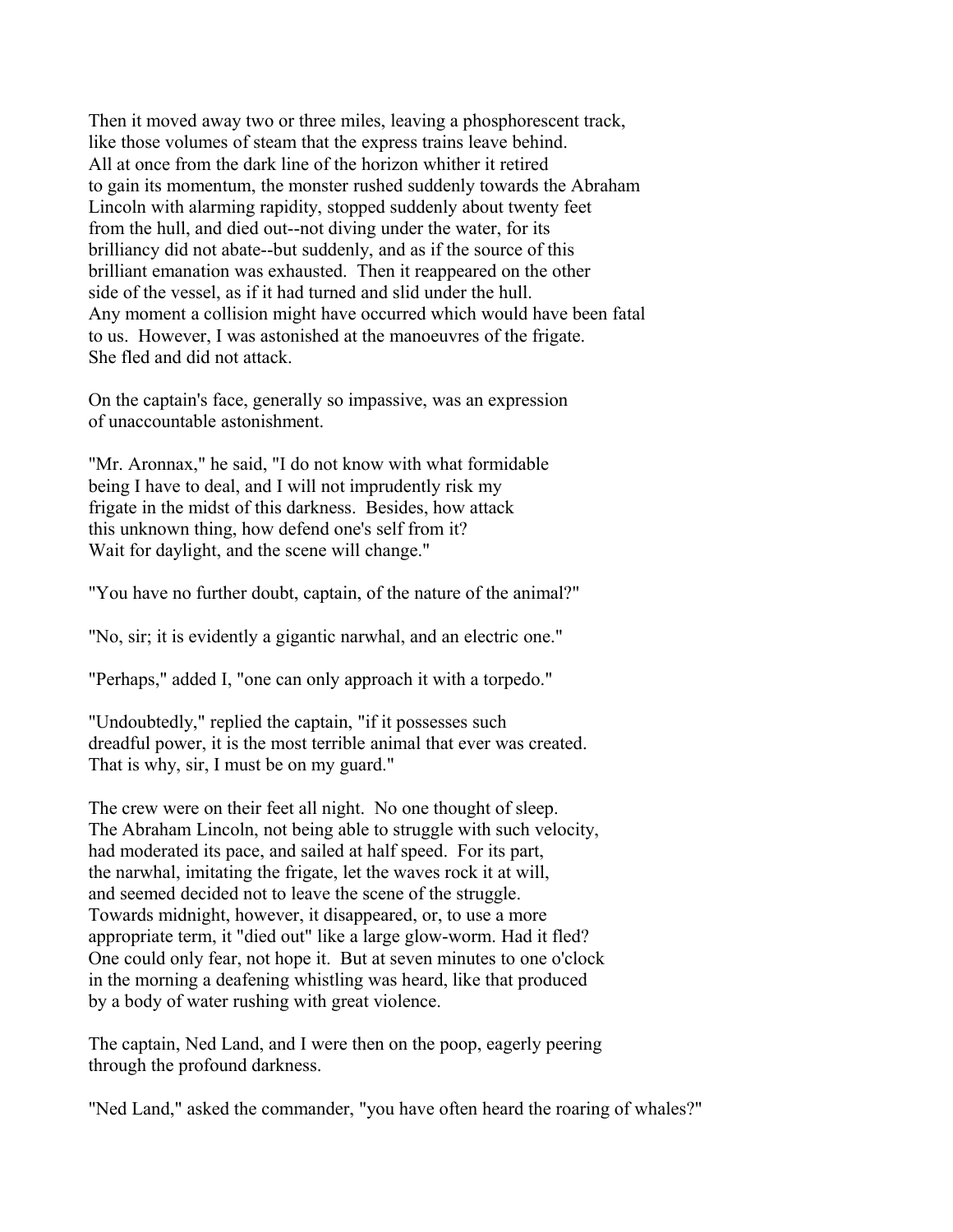Then it moved away two or three miles, leaving a phosphorescent track, like those volumes of steam that the express trains leave behind. All at once from the dark line of the horizon whither it retired to gain its momentum, the monster rushed suddenly towards the Abraham Lincoln with alarming rapidity, stopped suddenly about twenty feet from the hull, and died out--not diving under the water, for its brilliancy did not abate--but suddenly, and as if the source of this brilliant emanation was exhausted. Then it reappeared on the other side of the vessel, as if it had turned and slid under the hull. Any moment a collision might have occurred which would have been fatal to us. However, I was astonished at the manoeuvres of the frigate. She fled and did not attack.

On the captain's face, generally so impassive, was an expression of unaccountable astonishment.

"Mr. Aronnax," he said, "I do not know with what formidable being I have to deal, and I will not imprudently risk my frigate in the midst of this darkness. Besides, how attack this unknown thing, how defend one's self from it? Wait for daylight, and the scene will change."

"You have no further doubt, captain, of the nature of the animal?"

"No, sir; it is evidently a gigantic narwhal, and an electric one."

"Perhaps," added I, "one can only approach it with a torpedo."

"Undoubtedly," replied the captain, "if it possesses such dreadful power, it is the most terrible animal that ever was created. That is why, sir, I must be on my guard."

The crew were on their feet all night. No one thought of sleep. The Abraham Lincoln, not being able to struggle with such velocity, had moderated its pace, and sailed at half speed. For its part, the narwhal, imitating the frigate, let the waves rock it at will, and seemed decided not to leave the scene of the struggle. Towards midnight, however, it disappeared, or, to use a more appropriate term, it "died out" like a large glow-worm. Had it fled? One could only fear, not hope it. But at seven minutes to one o'clock in the morning a deafening whistling was heard, like that produced by a body of water rushing with great violence.

The captain, Ned Land, and I were then on the poop, eagerly peering through the profound darkness.

"Ned Land," asked the commander, "you have often heard the roaring of whales?"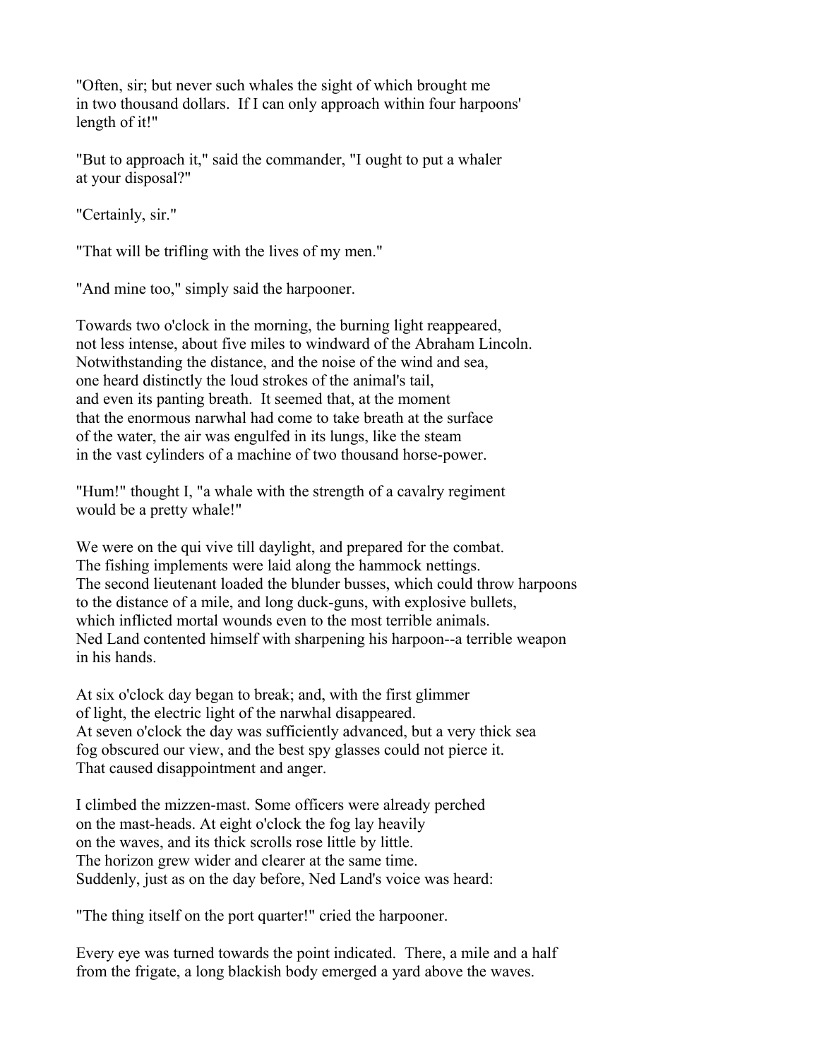"Often, sir; but never such whales the sight of which brought me in two thousand dollars. If I can only approach within four harpoons' length of it!"

"But to approach it," said the commander, "I ought to put a whaler at your disposal?"

"Certainly, sir."

"That will be trifling with the lives of my men."

"And mine too," simply said the harpooner.

Towards two o'clock in the morning, the burning light reappeared, not less intense, about five miles to windward of the Abraham Lincoln. Notwithstanding the distance, and the noise of the wind and sea, one heard distinctly the loud strokes of the animal's tail, and even its panting breath. It seemed that, at the moment that the enormous narwhal had come to take breath at the surface of the water, the air was engulfed in its lungs, like the steam in the vast cylinders of a machine of two thousand horse-power.

"Hum!" thought I, "a whale with the strength of a cavalry regiment would be a pretty whale!"

We were on the qui vive till daylight, and prepared for the combat. The fishing implements were laid along the hammock nettings. The second lieutenant loaded the blunder busses, which could throw harpoons to the distance of a mile, and long duck-guns, with explosive bullets, which inflicted mortal wounds even to the most terrible animals. Ned Land contented himself with sharpening his harpoon--a terrible weapon in his hands.

At six o'clock day began to break; and, with the first glimmer of light, the electric light of the narwhal disappeared. At seven o'clock the day was sufficiently advanced, but a very thick sea fog obscured our view, and the best spy glasses could not pierce it. That caused disappointment and anger.

I climbed the mizzen-mast. Some officers were already perched on the mast-heads. At eight o'clock the fog lay heavily on the waves, and its thick scrolls rose little by little. The horizon grew wider and clearer at the same time. Suddenly, just as on the day before, Ned Land's voice was heard:

"The thing itself on the port quarter!" cried the harpooner.

Every eye was turned towards the point indicated. There, a mile and a half from the frigate, a long blackish body emerged a yard above the waves.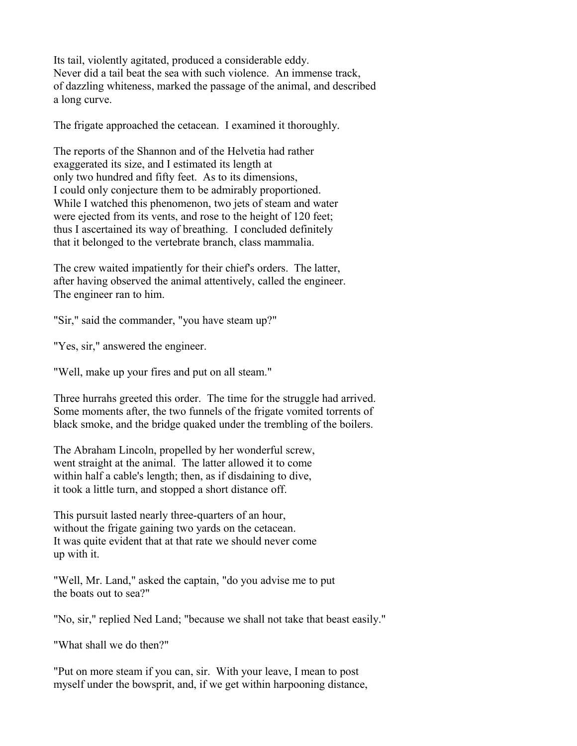Its tail, violently agitated, produced a considerable eddy. Never did a tail beat the sea with such violence. An immense track, of dazzling whiteness, marked the passage of the animal, and described a long curve.

The frigate approached the cetacean. I examined it thoroughly.

The reports of the Shannon and of the Helvetia had rather exaggerated its size, and I estimated its length at only two hundred and fifty feet. As to its dimensions, I could only conjecture them to be admirably proportioned. While I watched this phenomenon, two jets of steam and water were ejected from its vents, and rose to the height of 120 feet; thus I ascertained its way of breathing. I concluded definitely that it belonged to the vertebrate branch, class mammalia.

The crew waited impatiently for their chief's orders. The latter, after having observed the animal attentively, called the engineer. The engineer ran to him.

"Sir," said the commander, "you have steam up?"

"Yes, sir," answered the engineer.

"Well, make up your fires and put on all steam."

Three hurrahs greeted this order. The time for the struggle had arrived. Some moments after, the two funnels of the frigate vomited torrents of black smoke, and the bridge quaked under the trembling of the boilers.

The Abraham Lincoln, propelled by her wonderful screw, went straight at the animal. The latter allowed it to come within half a cable's length; then, as if disdaining to dive, it took a little turn, and stopped a short distance off.

This pursuit lasted nearly three-quarters of an hour, without the frigate gaining two yards on the cetacean. It was quite evident that at that rate we should never come up with it.

"Well, Mr. Land," asked the captain, "do you advise me to put the boats out to sea?"

"No, sir," replied Ned Land; "because we shall not take that beast easily."

"What shall we do then?"

"Put on more steam if you can, sir. With your leave, I mean to post myself under the bowsprit, and, if we get within harpooning distance,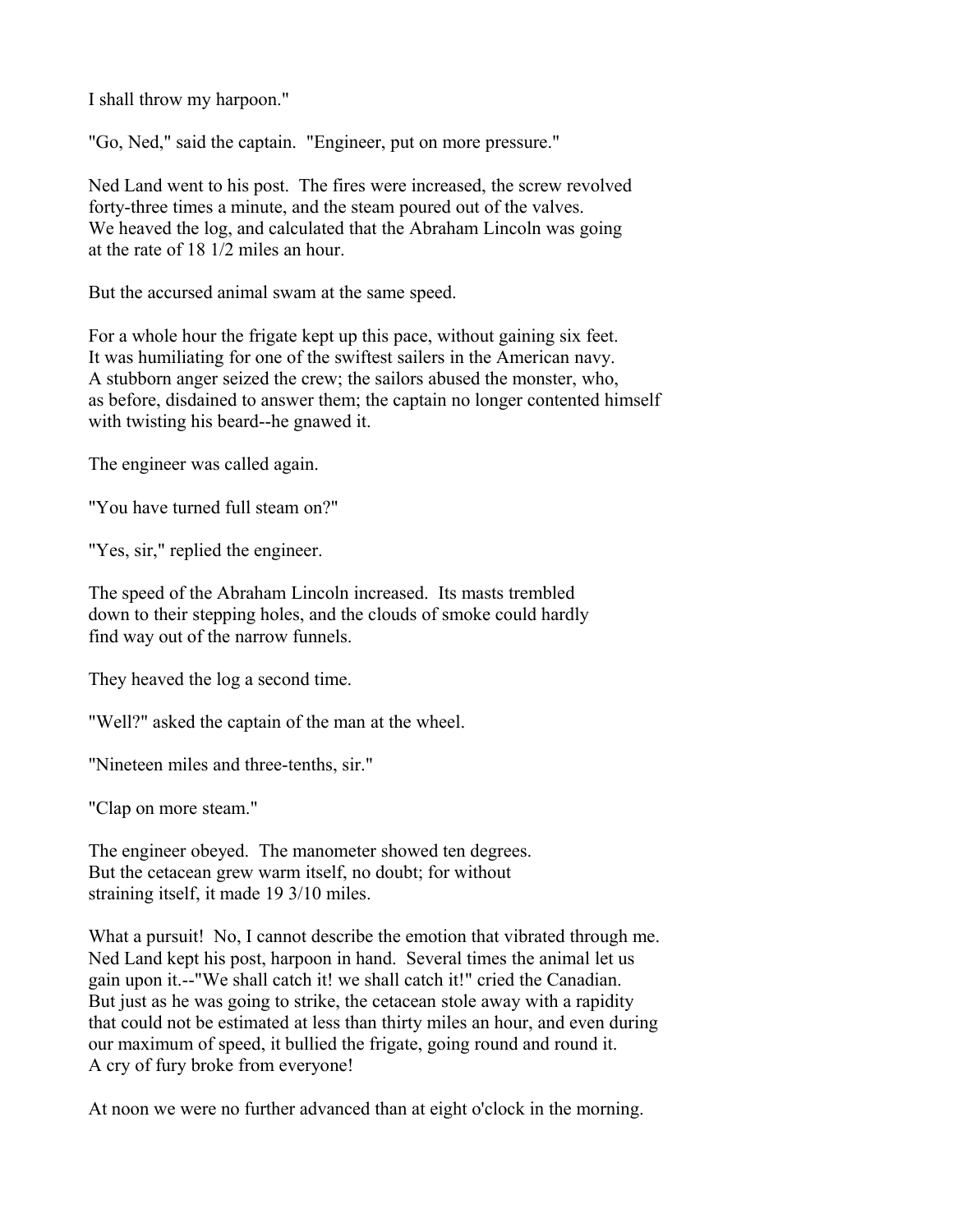I shall throw my harpoon."

"Go, Ned," said the captain. "Engineer, put on more pressure."

Ned Land went to his post. The fires were increased, the screw revolved forty-three times a minute, and the steam poured out of the valves. We heaved the log, and calculated that the Abraham Lincoln was going at the rate of 18 1/2 miles an hour.

But the accursed animal swam at the same speed.

For a whole hour the frigate kept up this pace, without gaining six feet. It was humiliating for one of the swiftest sailers in the American navy. A stubborn anger seized the crew; the sailors abused the monster, who, as before, disdained to answer them; the captain no longer contented himself with twisting his beard--he gnawed it.

The engineer was called again.

"You have turned full steam on?"

"Yes, sir," replied the engineer.

The speed of the Abraham Lincoln increased. Its masts trembled down to their stepping holes, and the clouds of smoke could hardly find way out of the narrow funnels.

They heaved the log a second time.

"Well?" asked the captain of the man at the wheel.

"Nineteen miles and three-tenths, sir."

"Clap on more steam."

The engineer obeyed. The manometer showed ten degrees. But the cetacean grew warm itself, no doubt; for without straining itself, it made 19 3/10 miles.

What a pursuit! No, I cannot describe the emotion that vibrated through me. Ned Land kept his post, harpoon in hand. Several times the animal let us gain upon it.--"We shall catch it! we shall catch it!" cried the Canadian. But just as he was going to strike, the cetacean stole away with a rapidity that could not be estimated at less than thirty miles an hour, and even during our maximum of speed, it bullied the frigate, going round and round it. A cry of fury broke from everyone!

At noon we were no further advanced than at eight o'clock in the morning.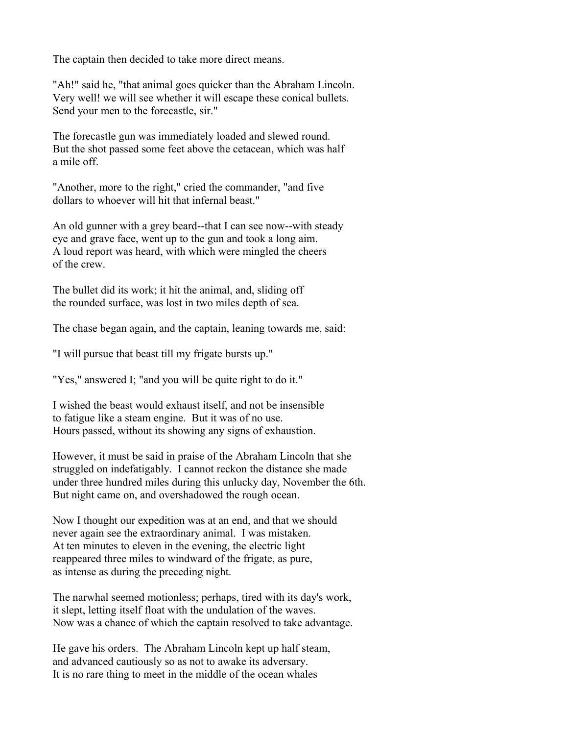The captain then decided to take more direct means.

"Ah!" said he, "that animal goes quicker than the Abraham Lincoln. Very well! we will see whether it will escape these conical bullets. Send your men to the forecastle, sir."

The forecastle gun was immediately loaded and slewed round. But the shot passed some feet above the cetacean, which was half a mile off.

"Another, more to the right," cried the commander, "and five dollars to whoever will hit that infernal beast."

An old gunner with a grey beard--that I can see now--with steady eye and grave face, went up to the gun and took a long aim. A loud report was heard, with which were mingled the cheers of the crew.

The bullet did its work; it hit the animal, and, sliding off the rounded surface, was lost in two miles depth of sea.

The chase began again, and the captain, leaning towards me, said:

"I will pursue that beast till my frigate bursts up."

"Yes," answered I; "and you will be quite right to do it."

I wished the beast would exhaust itself, and not be insensible to fatigue like a steam engine. But it was of no use. Hours passed, without its showing any signs of exhaustion.

However, it must be said in praise of the Abraham Lincoln that she struggled on indefatigably. I cannot reckon the distance she made under three hundred miles during this unlucky day, November the 6th. But night came on, and overshadowed the rough ocean.

Now I thought our expedition was at an end, and that we should never again see the extraordinary animal. I was mistaken. At ten minutes to eleven in the evening, the electric light reappeared three miles to windward of the frigate, as pure, as intense as during the preceding night.

The narwhal seemed motionless; perhaps, tired with its day's work, it slept, letting itself float with the undulation of the waves. Now was a chance of which the captain resolved to take advantage.

He gave his orders. The Abraham Lincoln kept up half steam, and advanced cautiously so as not to awake its adversary. It is no rare thing to meet in the middle of the ocean whales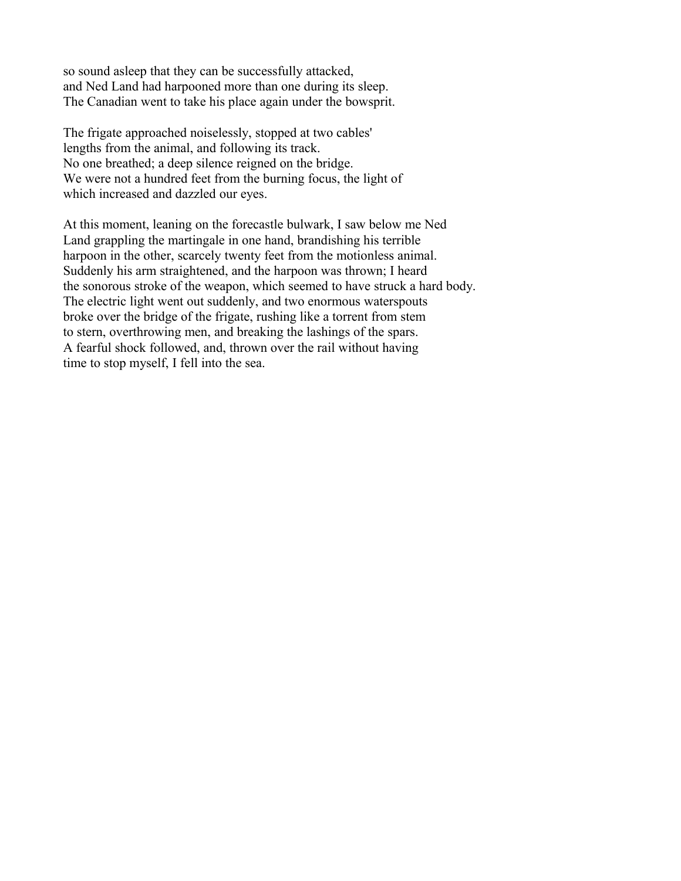so sound asleep that they can be successfully attacked,
and Ned Land had harpooned more than one during its sleep.
The Canadian went to take his place again under the bowsprit.

The frigate approached noiselessly, stopped at two cables'
lengths from the animal, and following its track.
No one breathed; a deep silence reigned on the bridge.
We were not a hundred feet from the burning focus, the light of
which increased and dazzled our eyes.

At this moment, leaning on the forecastle bulwark, I saw below me Ned
Land grappling the martingale in one hand, brandishing his terrible
harpoon in the other, scarcely twenty feet from the motionless animal.
Suddenly his arm straightened, and the harpoon was thrown; I heard
the sonorous stroke of the weapon, which seemed to have struck a hard body.
The electric light went out suddenly, and two enormous waterspouts
broke over the bridge of the frigate, rushing like a torrent from stem
to stern, overthrowing men, and breaking the lashings of the spars.
A fearful shock followed, and, thrown over the rail without having
time to stop myself, I fell into the sea.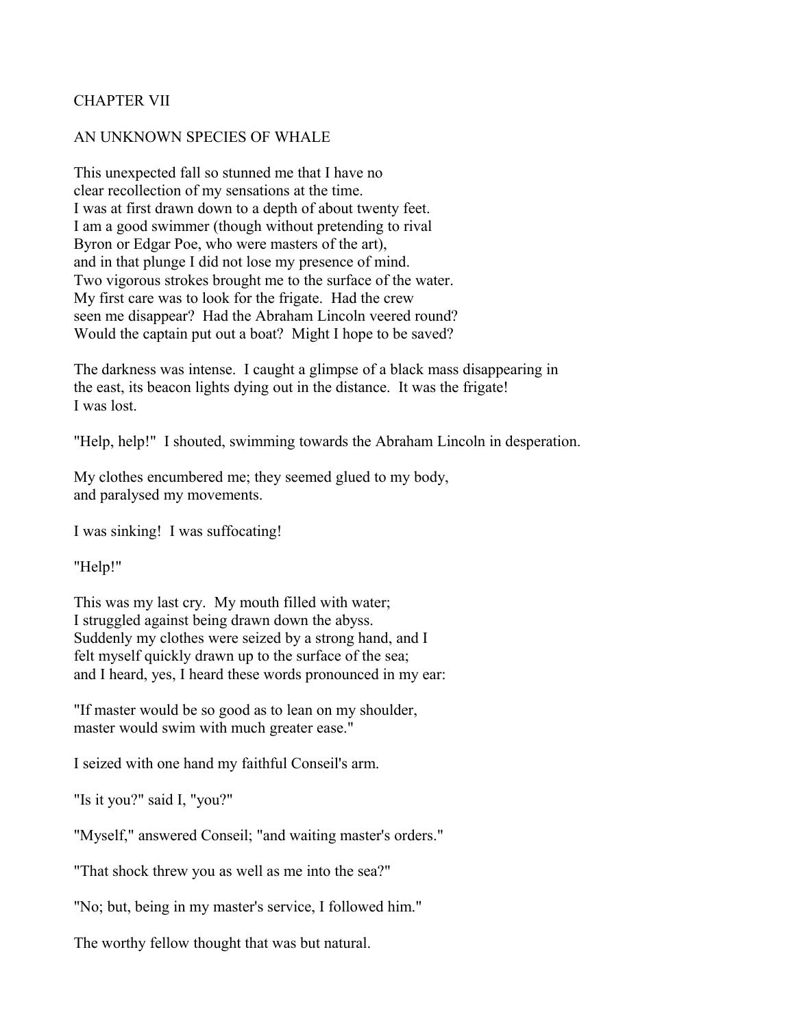# CHAPTER VII

## AN UNKNOWN SPECIES OF WHALE

This unexpected fall so stunned me that I have no clear recollection of my sensations at the time. I was at first drawn down to a depth of about twenty feet. I am a good swimmer (though without pretending to rival Byron or Edgar Poe, who were masters of the art), and in that plunge I did not lose my presence of mind. Two vigorous strokes brought me to the surface of the water. My first care was to look for the frigate. Had the crew seen me disappear? Had the Abraham Lincoln veered round? Would the captain put out a boat? Might I hope to be saved?

The darkness was intense. I caught a glimpse of a black mass disappearing in the east, its beacon lights dying out in the distance. It was the frigate! I was lost.

"Help, help!" I shouted, swimming towards the Abraham Lincoln in desperation.

My clothes encumbered me; they seemed glued to my body, and paralysed my movements.

I was sinking! I was suffocating!

"Help!"

This was my last cry. My mouth filled with water; I struggled against being drawn down the abyss. Suddenly my clothes were seized by a strong hand, and I felt myself quickly drawn up to the surface of the sea; and I heard, yes, I heard these words pronounced in my ear:

"If master would be so good as to lean on my shoulder, master would swim with much greater ease."

I seized with one hand my faithful Conseil's arm.

"Is it you?" said I, "you?"

"Myself," answered Conseil; "and waiting master's orders."

"That shock threw you as well as me into the sea?"

"No; but, being in my master's service, I followed him."

The worthy fellow thought that was but natural.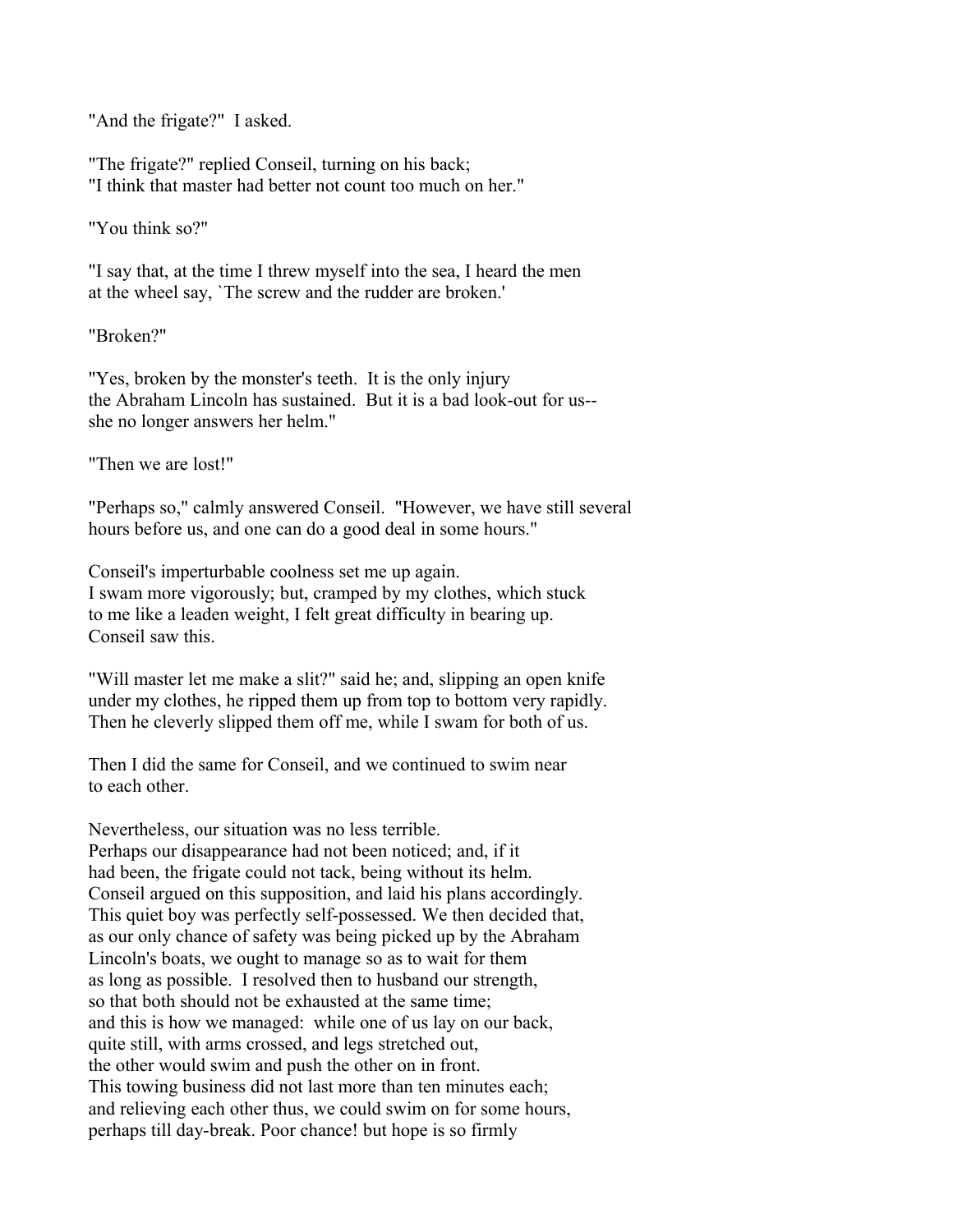"And the frigate?" I asked.

"The frigate?" replied Conseil, turning on his back;
"I think that master had better not count too much on her."

"You think so?"

"I say that, at the time I threw myself into the sea, I heard the men
at the wheel say, `The screw and the rudder are broken.'

"Broken?"

"Yes, broken by the monster's teeth. It is the only injury
the Abraham Lincoln has sustained. But it is a bad look-out for us--
she no longer answers her helm."

"Then we are lost!"

"Perhaps so," calmly answered Conseil. "However, we have still several
hours before us, and one can do a good deal in some hours."

Conseil's imperturbable coolness set me up again.
I swam more vigorously; but, cramped by my clothes, which stuck
to me like a leaden weight, I felt great difficulty in bearing up.
Conseil saw this.

"Will master let me make a slit?" said he; and, slipping an open knife
under my clothes, he ripped them up from top to bottom very rapidly.
Then he cleverly slipped them off me, while I swam for both of us.

Then I did the same for Conseil, and we continued to swim near
to each other.

Nevertheless, our situation was no less terrible.
Perhaps our disappearance had not been noticed; and, if it
had been, the frigate could not tack, being without its helm.
Conseil argued on this supposition, and laid his plans accordingly.
This quiet boy was perfectly self-possessed. We then decided that,
as our only chance of safety was being picked up by the Abraham
Lincoln's boats, we ought to manage so as to wait for them
as long as possible. I resolved then to husband our strength,
so that both should not be exhausted at the same time;
and this is how we managed: while one of us lay on our back,
quite still, with arms crossed, and legs stretched out,
the other would swim and push the other on in front.
This towing business did not last more than ten minutes each;
and relieving each other thus, we could swim on for some hours,
perhaps till day-break. Poor chance! but hope is so firmly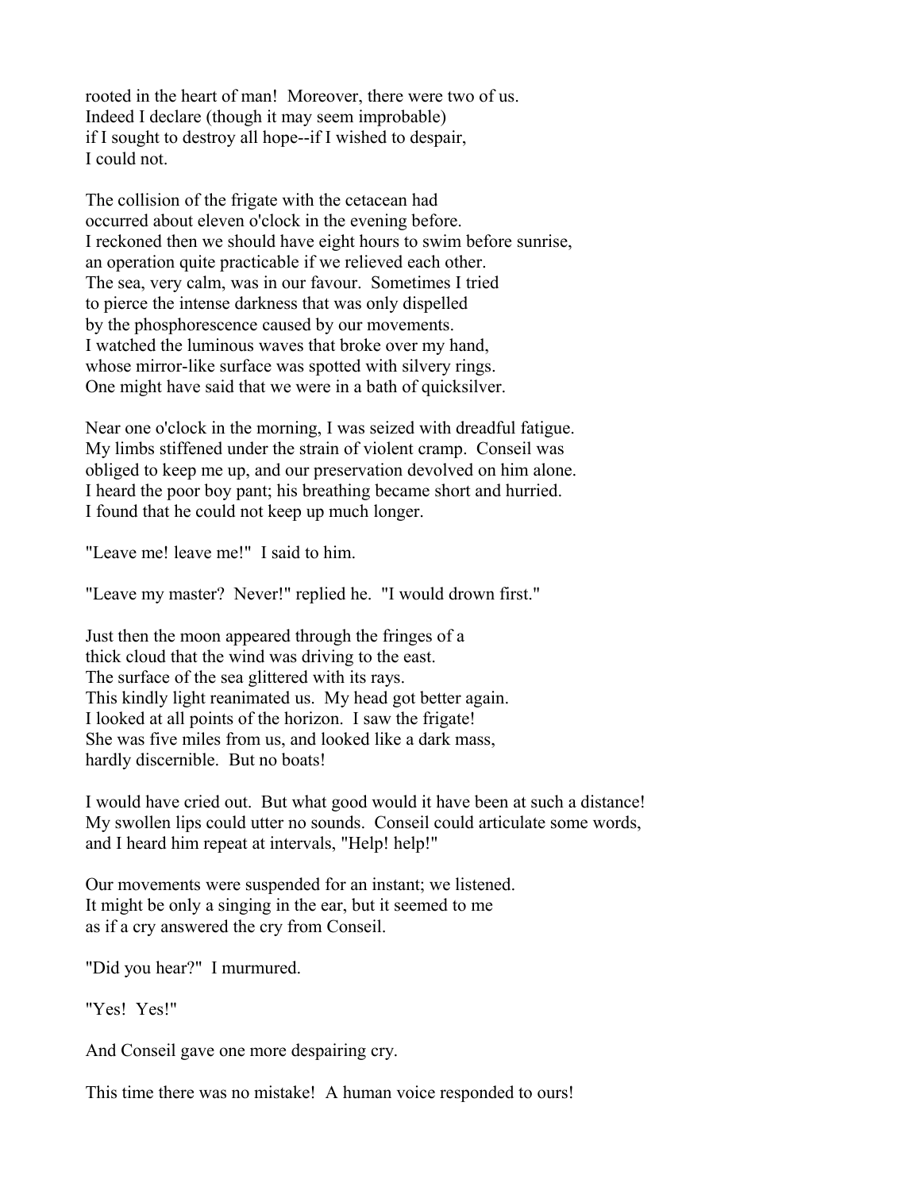rooted in the heart of man! Moreover, there were two of us.
Indeed I declare (though it may seem improbable)
if I sought to destroy all hope--if I wished to despair,
I could not.

The collision of the frigate with the cetacean had
occurred about eleven o'clock in the evening before.
I reckoned then we should have eight hours to swim before sunrise,
an operation quite practicable if we relieved each other.
The sea, very calm, was in our favour. Sometimes I tried
to pierce the intense darkness that was only dispelled
by the phosphorescence caused by our movements.
I watched the luminous waves that broke over my hand,
whose mirror-like surface was spotted with silvery rings.
One might have said that we were in a bath of quicksilver.

Near one o'clock in the morning, I was seized with dreadful fatigue.
My limbs stiffened under the strain of violent cramp. Conseil was
obliged to keep me up, and our preservation devolved on him alone.
I heard the poor boy pant; his breathing became short and hurried.
I found that he could not keep up much longer.

"Leave me! leave me!" I said to him.

"Leave my master? Never!" replied he. "I would drown first."

Just then the moon appeared through the fringes of a
thick cloud that the wind was driving to the east.
The surface of the sea glittered with its rays.
This kindly light reanimated us. My head got better again.
I looked at all points of the horizon. I saw the frigate!
She was five miles from us, and looked like a dark mass,
hardly discernible. But no boats!

I would have cried out. But what good would it have been at such a distance!
My swollen lips could utter no sounds. Conseil could articulate some words,
and I heard him repeat at intervals, "Help! help!"

Our movements were suspended for an instant; we listened.
It might be only a singing in the ear, but it seemed to me
as if a cry answered the cry from Conseil.

"Did you hear?" I murmured.

"Yes! Yes!"

And Conseil gave one more despairing cry.

This time there was no mistake! A human voice responded to ours!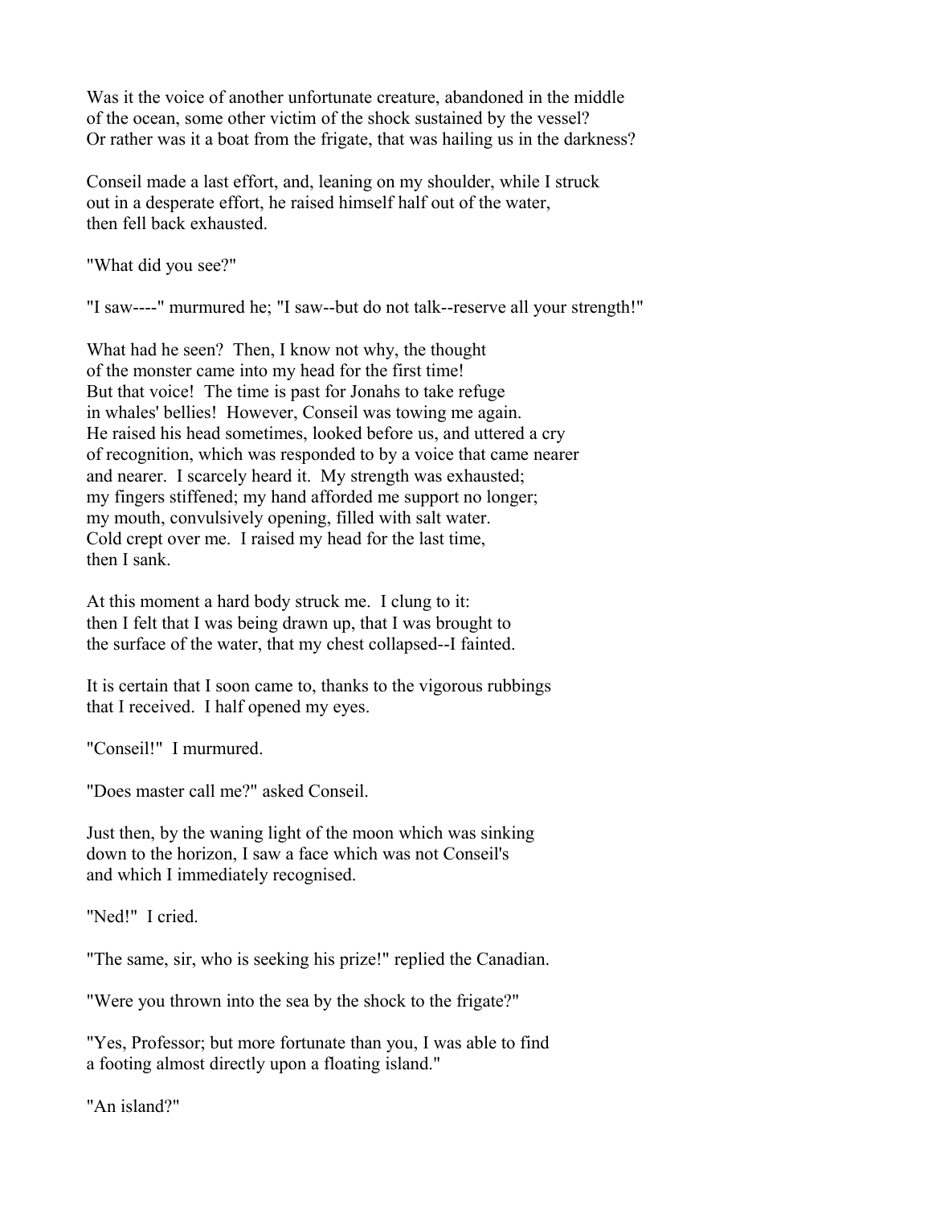Was it the voice of another unfortunate creature, abandoned in the middle of the ocean, some other victim of the shock sustained by the vessel? Or rather was it a boat from the frigate, that was hailing us in the darkness?

Conseil made a last effort, and, leaning on my shoulder, while I struck out in a desperate effort, he raised himself half out of the water, then fell back exhausted.

"What did you see?"

"I saw----" murmured he; "I saw--but do not talk--reserve all your strength!"

What had he seen? Then, I know not why, the thought of the monster came into my head for the first time! But that voice! The time is past for Jonahs to take refuge in whales' bellies! However, Conseil was towing me again. He raised his head sometimes, looked before us, and uttered a cry of recognition, which was responded to by a voice that came nearer and nearer. I scarcely heard it. My strength was exhausted; my fingers stiffened; my hand afforded me support no longer; my mouth, convulsively opening, filled with salt water. Cold crept over me. I raised my head for the last time, then I sank.

At this moment a hard body struck me. I clung to it: then I felt that I was being drawn up, that I was brought to the surface of the water, that my chest collapsed--I fainted.

It is certain that I soon came to, thanks to the vigorous rubbings that I received. I half opened my eyes.

"Conseil!" I murmured.

"Does master call me?" asked Conseil.

Just then, by the waning light of the moon which was sinking down to the horizon, I saw a face which was not Conseil's and which I immediately recognised.

"Ned!" I cried.

"The same, sir, who is seeking his prize!" replied the Canadian.

"Were you thrown into the sea by the shock to the frigate?"

"Yes, Professor; but more fortunate than you, I was able to find a footing almost directly upon a floating island."

"An island?"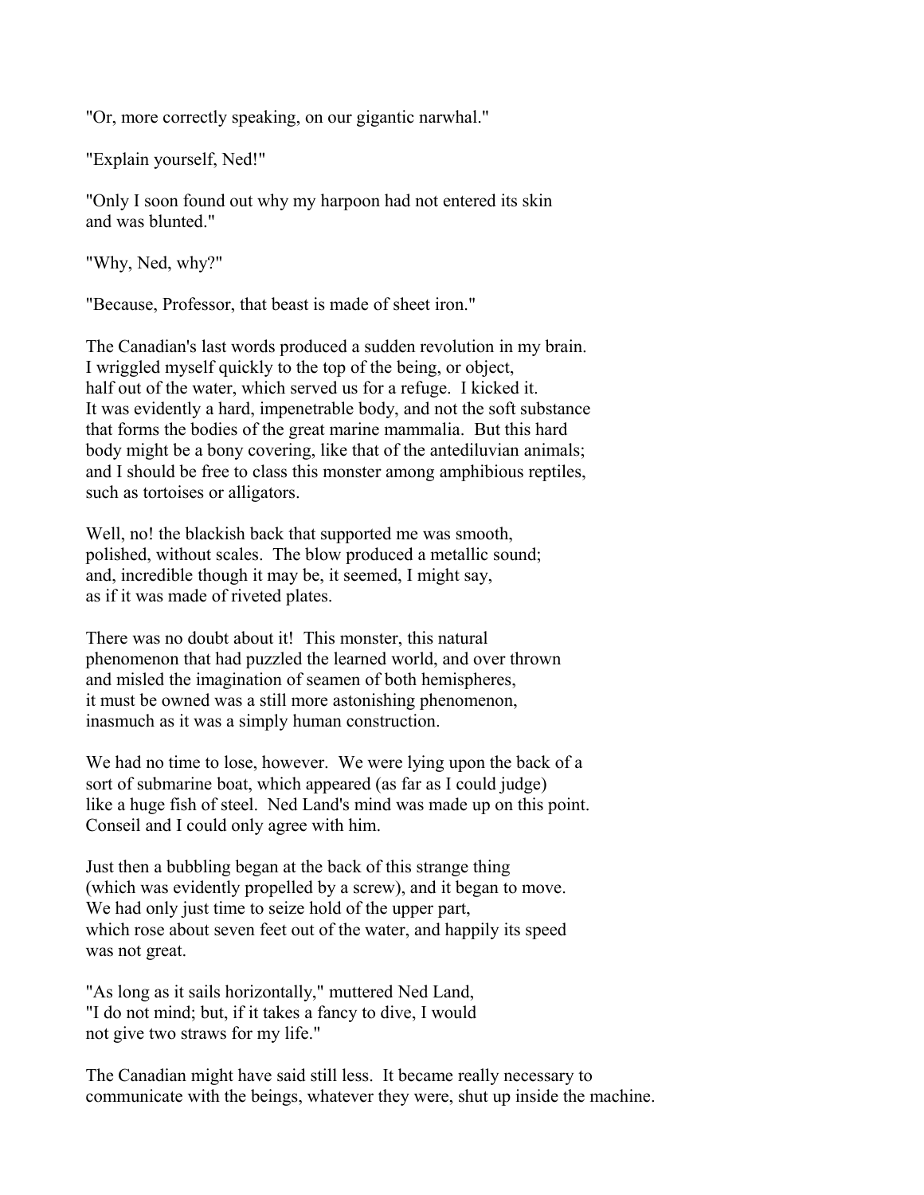"Or, more correctly speaking, on our gigantic narwhal."

"Explain yourself, Ned!"

"Only I soon found out why my harpoon had not entered its skin and was blunted."

"Why, Ned, why?"

"Because, Professor, that beast is made of sheet iron."

The Canadian's last words produced a sudden revolution in my brain. I wriggled myself quickly to the top of the being, or object, half out of the water, which served us for a refuge. I kicked it. It was evidently a hard, impenetrable body, and not the soft substance that forms the bodies of the great marine mammalia. But this hard body might be a bony covering, like that of the antediluvian animals; and I should be free to class this monster among amphibious reptiles, such as tortoises or alligators.

Well, no! the blackish back that supported me was smooth, polished, without scales. The blow produced a metallic sound; and, incredible though it may be, it seemed, I might say, as if it was made of riveted plates.

There was no doubt about it! This monster, this natural phenomenon that had puzzled the learned world, and over thrown and misled the imagination of seamen of both hemispheres, it must be owned was a still more astonishing phenomenon, inasmuch as it was a simply human construction.

We had no time to lose, however. We were lying upon the back of a sort of submarine boat, which appeared (as far as I could judge) like a huge fish of steel. Ned Land's mind was made up on this point. Conseil and I could only agree with him.

Just then a bubbling began at the back of this strange thing (which was evidently propelled by a screw), and it began to move. We had only just time to seize hold of the upper part, which rose about seven feet out of the water, and happily its speed was not great.

"As long as it sails horizontally," muttered Ned Land, "I do not mind; but, if it takes a fancy to dive, I would not give two straws for my life."

The Canadian might have said still less. It became really necessary to communicate with the beings, whatever they were, shut up inside the machine.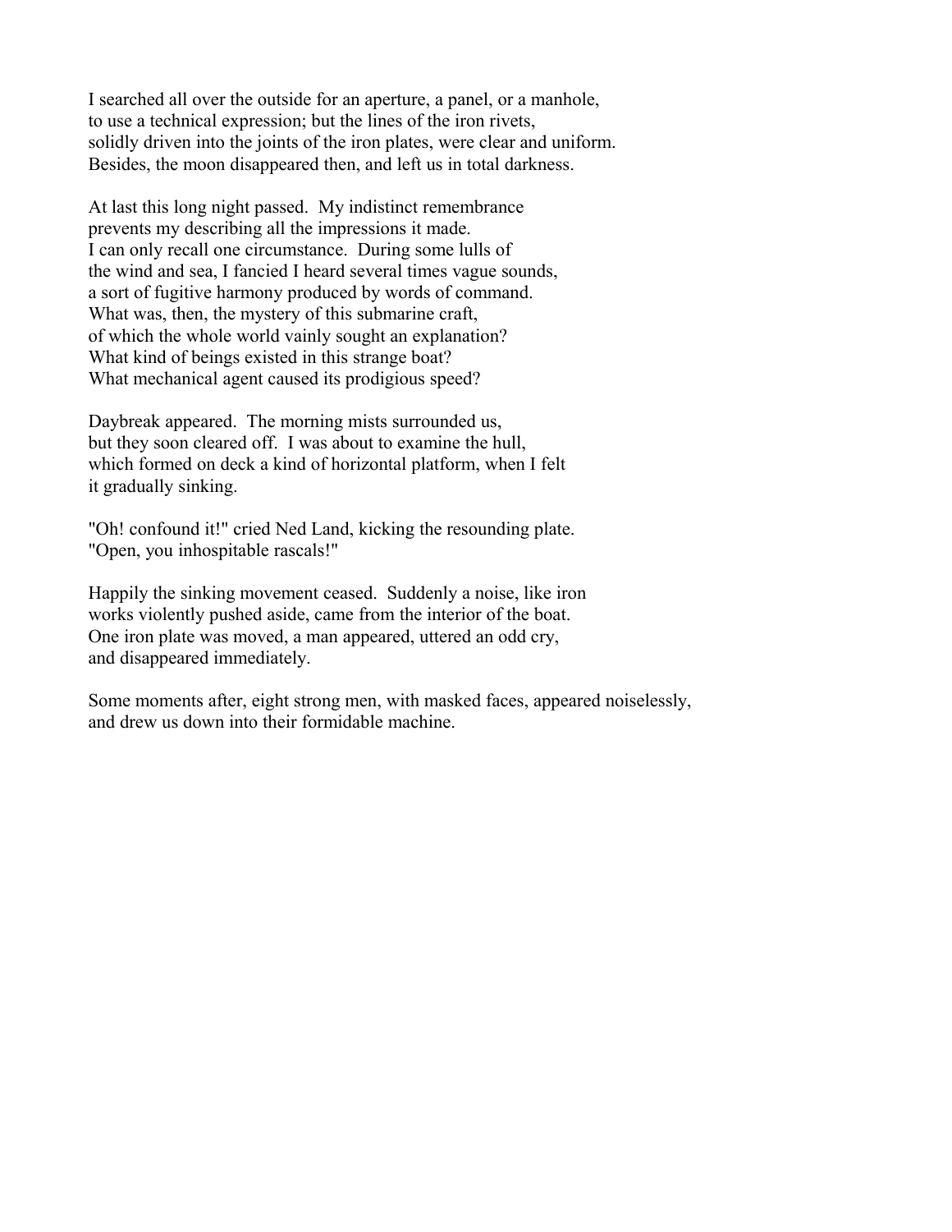I searched all over the outside for an aperture, a panel, or a manhole, to use a technical expression; but the lines of the iron rivets, solidly driven into the joints of the iron plates, were clear and uniform. Besides, the moon disappeared then, and left us in total darkness.

At last this long night passed. My indistinct remembrance prevents my describing all the impressions it made. I can only recall one circumstance. During some lulls of the wind and sea, I fancied I heard several times vague sounds, a sort of fugitive harmony produced by words of command. What was, then, the mystery of this submarine craft, of which the whole world vainly sought an explanation? What kind of beings existed in this strange boat? What mechanical agent caused its prodigious speed?

Daybreak appeared. The morning mists surrounded us, but they soon cleared off. I was about to examine the hull, which formed on deck a kind of horizontal platform, when I felt it gradually sinking.

"Oh! confound it!" cried Ned Land, kicking the resounding plate. "Open, you inhospitable rascals!"

Happily the sinking movement ceased. Suddenly a noise, like iron works violently pushed aside, came from the interior of the boat. One iron plate was moved, a man appeared, uttered an odd cry, and disappeared immediately.

Some moments after, eight strong men, with masked faces, appeared noiselessly, and drew us down into their formidable machine.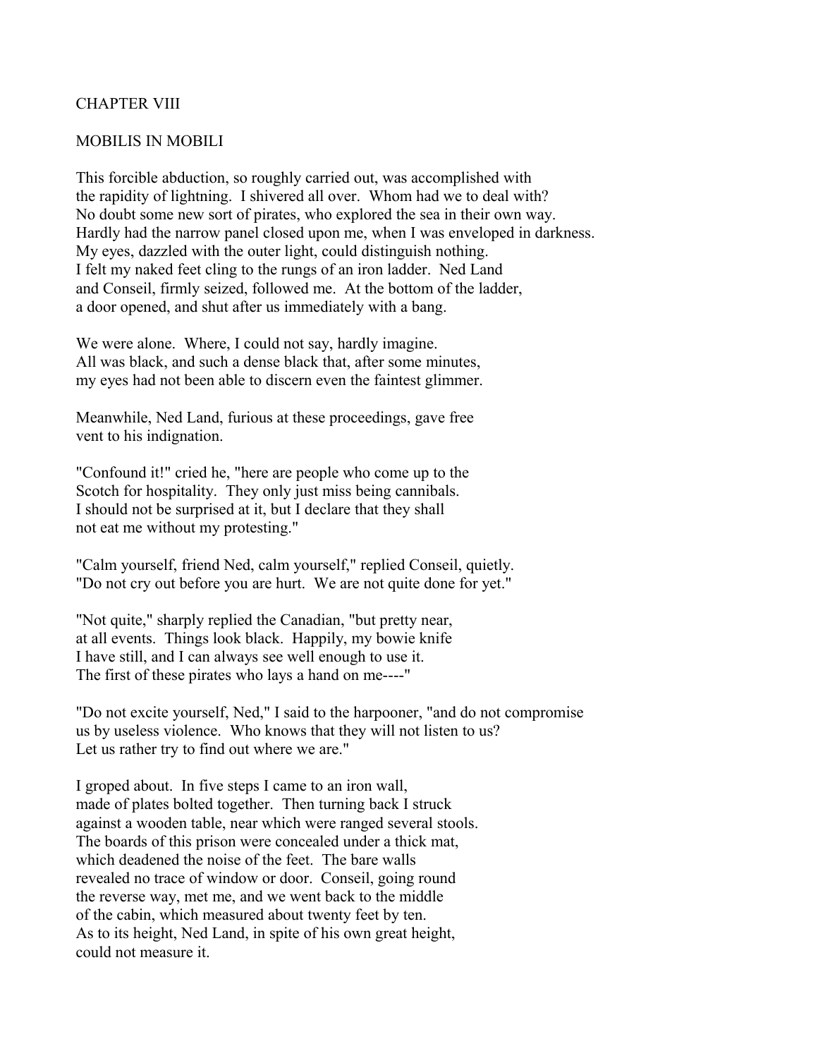# CHAPTER VIII

## MOBILIS IN MOBILI

This forcible abduction, so roughly carried out, was accomplished with the rapidity of lightning. I shivered all over. Whom had we to deal with? No doubt some new sort of pirates, who explored the sea in their own way. Hardly had the narrow panel closed upon me, when I was enveloped in darkness. My eyes, dazzled with the outer light, could distinguish nothing. I felt my naked feet cling to the rungs of an iron ladder. Ned Land and Conseil, firmly seized, followed me. At the bottom of the ladder, a door opened, and shut after us immediately with a bang.

We were alone. Where, I could not say, hardly imagine. All was black, and such a dense black that, after some minutes, my eyes had not been able to discern even the faintest glimmer.

Meanwhile, Ned Land, furious at these proceedings, gave free vent to his indignation.

"Confound it!" cried he, "here are people who come up to the Scotch for hospitality. They only just miss being cannibals. I should not be surprised at it, but I declare that they shall not eat me without my protesting."

"Calm yourself, friend Ned, calm yourself," replied Conseil, quietly. "Do not cry out before you are hurt. We are not quite done for yet."

"Not quite," sharply replied the Canadian, "but pretty near, at all events. Things look black. Happily, my bowie knife I have still, and I can always see well enough to use it. The first of these pirates who lays a hand on me----"

"Do not excite yourself, Ned," I said to the harpooner, "and do not compromise us by useless violence. Who knows that they will not listen to us? Let us rather try to find out where we are."

I groped about. In five steps I came to an iron wall, made of plates bolted together. Then turning back I struck against a wooden table, near which were ranged several stools. The boards of this prison were concealed under a thick mat, which deadened the noise of the feet. The bare walls revealed no trace of window or door. Conseil, going round the reverse way, met me, and we went back to the middle of the cabin, which measured about twenty feet by ten. As to its height, Ned Land, in spite of his own great height, could not measure it.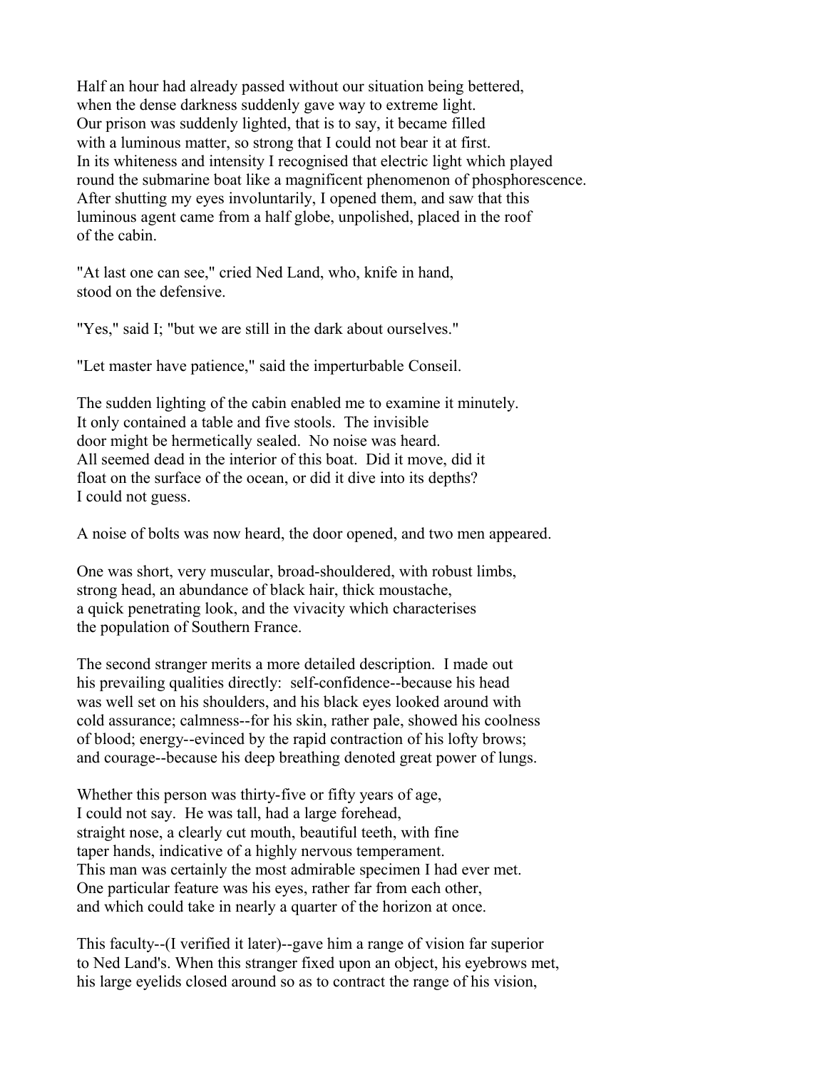Half an hour had already passed without our situation being bettered, when the dense darkness suddenly gave way to extreme light. Our prison was suddenly lighted, that is to say, it became filled with a luminous matter, so strong that I could not bear it at first. In its whiteness and intensity I recognised that electric light which played round the submarine boat like a magnificent phenomenon of phosphorescence. After shutting my eyes involuntarily, I opened them, and saw that this luminous agent came from a half globe, unpolished, placed in the roof of the cabin.

"At last one can see," cried Ned Land, who, knife in hand, stood on the defensive.

"Yes," said I; "but we are still in the dark about ourselves."

"Let master have patience," said the imperturbable Conseil.

The sudden lighting of the cabin enabled me to examine it minutely. It only contained a table and five stools. The invisible door might be hermetically sealed. No noise was heard. All seemed dead in the interior of this boat. Did it move, did it float on the surface of the ocean, or did it dive into its depths? I could not guess.

A noise of bolts was now heard, the door opened, and two men appeared.

One was short, very muscular, broad-shouldered, with robust limbs, strong head, an abundance of black hair, thick moustache, a quick penetrating look, and the vivacity which characterises the population of Southern France.

The second stranger merits a more detailed description. I made out his prevailing qualities directly: self-confidence--because his head was well set on his shoulders, and his black eyes looked around with cold assurance; calmness--for his skin, rather pale, showed his coolness of blood; energy--evinced by the rapid contraction of his lofty brows; and courage--because his deep breathing denoted great power of lungs.

Whether this person was thirty-five or fifty years of age, I could not say. He was tall, had a large forehead, straight nose, a clearly cut mouth, beautiful teeth, with fine taper hands, indicative of a highly nervous temperament. This man was certainly the most admirable specimen I had ever met. One particular feature was his eyes, rather far from each other, and which could take in nearly a quarter of the horizon at once.

This faculty--(I verified it later)--gave him a range of vision far superior to Ned Land's. When this stranger fixed upon an object, his eyebrows met, his large eyelids closed around so as to contract the range of his vision,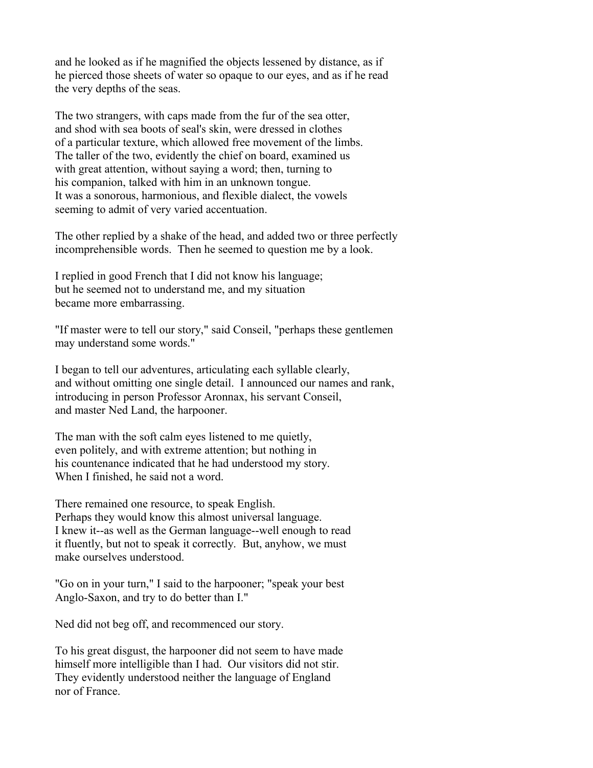and he looked as if he magnified the objects lessened by distance, as if he pierced those sheets of water so opaque to our eyes, and as if he read the very depths of the seas.

The two strangers, with caps made from the fur of the sea otter, and shod with sea boots of seal's skin, were dressed in clothes of a particular texture, which allowed free movement of the limbs. The taller of the two, evidently the chief on board, examined us with great attention, without saying a word; then, turning to his companion, talked with him in an unknown tongue. It was a sonorous, harmonious, and flexible dialect, the vowels seeming to admit of very varied accentuation.

The other replied by a shake of the head, and added two or three perfectly incomprehensible words. Then he seemed to question me by a look.

I replied in good French that I did not know his language; but he seemed not to understand me, and my situation became more embarrassing.

"If master were to tell our story," said Conseil, "perhaps these gentlemen may understand some words."

I began to tell our adventures, articulating each syllable clearly, and without omitting one single detail. I announced our names and rank, introducing in person Professor Aronnax, his servant Conseil, and master Ned Land, the harpooner.

The man with the soft calm eyes listened to me quietly, even politely, and with extreme attention; but nothing in his countenance indicated that he had understood my story. When I finished, he said not a word.

There remained one resource, to speak English. Perhaps they would know this almost universal language. I knew it--as well as the German language--well enough to read it fluently, but not to speak it correctly. But, anyhow, we must make ourselves understood.

"Go on in your turn," I said to the harpooner; "speak your best Anglo-Saxon, and try to do better than I."

Ned did not beg off, and recommenced our story.

To his great disgust, the harpooner did not seem to have made himself more intelligible than I had. Our visitors did not stir. They evidently understood neither the language of England nor of France.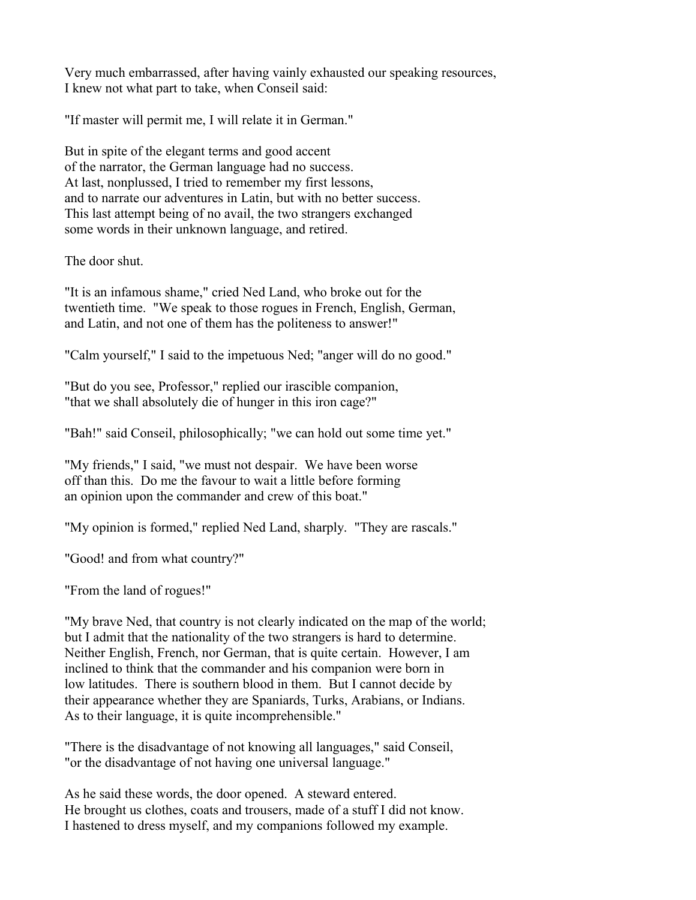Very much embarrassed, after having vainly exhausted our speaking resources, I knew not what part to take, when Conseil said:

"If master will permit me, I will relate it in German."

But in spite of the elegant terms and good accent of the narrator, the German language had no success. At last, nonplussed, I tried to remember my first lessons, and to narrate our adventures in Latin, but with no better success. This last attempt being of no avail, the two strangers exchanged some words in their unknown language, and retired.

The door shut.

"It is an infamous shame," cried Ned Land, who broke out for the twentieth time. "We speak to those rogues in French, English, German, and Latin, and not one of them has the politeness to answer!"

"Calm yourself," I said to the impetuous Ned; "anger will do no good."

"But do you see, Professor," replied our irascible companion, "that we shall absolutely die of hunger in this iron cage?"

"Bah!" said Conseil, philosophically; "we can hold out some time yet."

"My friends," I said, "we must not despair. We have been worse off than this. Do me the favour to wait a little before forming an opinion upon the commander and crew of this boat."

"My opinion is formed," replied Ned Land, sharply. "They are rascals."

"Good! and from what country?"

"From the land of rogues!"

"My brave Ned, that country is not clearly indicated on the map of the world; but I admit that the nationality of the two strangers is hard to determine. Neither English, French, nor German, that is quite certain. However, I am inclined to think that the commander and his companion were born in low latitudes. There is southern blood in them. But I cannot decide by their appearance whether they are Spaniards, Turks, Arabians, or Indians. As to their language, it is quite incomprehensible."

"There is the disadvantage of not knowing all languages," said Conseil, "or the disadvantage of not having one universal language."

As he said these words, the door opened. A steward entered. He brought us clothes, coats and trousers, made of a stuff I did not know. I hastened to dress myself, and my companions followed my example.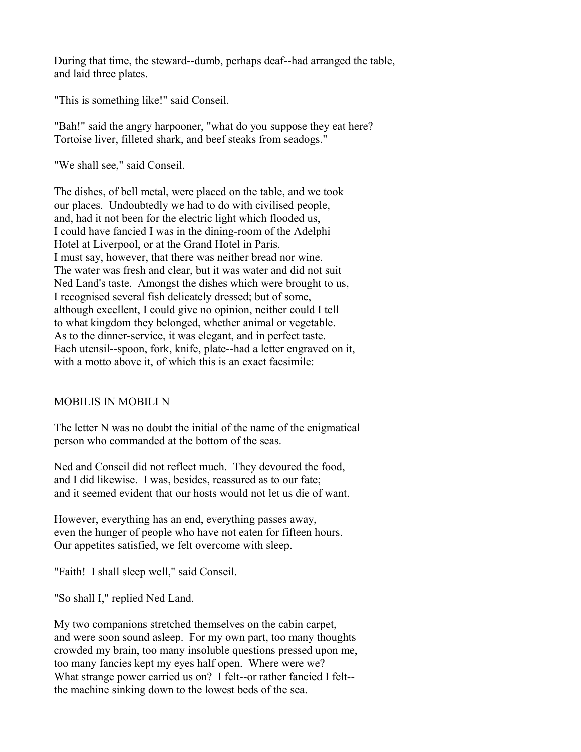During that time, the steward--dumb, perhaps deaf--had arranged the table, and laid three plates.

"This is something like!" said Conseil.

"Bah!" said the angry harpooner, "what do you suppose they eat here? Tortoise liver, filleted shark, and beef steaks from seadogs."

"We shall see," said Conseil.

The dishes, of bell metal, were placed on the table, and we took our places. Undoubtedly we had to do with civilised people, and, had it not been for the electric light which flooded us, I could have fancied I was in the dining-room of the Adelphi Hotel at Liverpool, or at the Grand Hotel in Paris. I must say, however, that there was neither bread nor wine. The water was fresh and clear, but it was water and did not suit Ned Land's taste. Amongst the dishes which were brought to us, I recognised several fish delicately dressed; but of some, although excellent, I could give no opinion, neither could I tell to what kingdom they belonged, whether animal or vegetable. As to the dinner-service, it was elegant, and in perfect taste. Each utensil--spoon, fork, knife, plate--had a letter engraved on it, with a motto above it, of which this is an exact facsimile:

MOBILIS IN MOBILI N

The letter N was no doubt the initial of the name of the enigmatical person who commanded at the bottom of the seas.

Ned and Conseil did not reflect much. They devoured the food, and I did likewise. I was, besides, reassured as to our fate; and it seemed evident that our hosts would not let us die of want.

However, everything has an end, everything passes away, even the hunger of people who have not eaten for fifteen hours. Our appetites satisfied, we felt overcome with sleep.

"Faith! I shall sleep well," said Conseil.

"So shall I," replied Ned Land.

My two companions stretched themselves on the cabin carpet, and were soon sound asleep. For my own part, too many thoughts crowded my brain, too many insoluble questions pressed upon me, too many fancies kept my eyes half open. Where were we? What strange power carried us on? I felt--or rather fancied I felt-- the machine sinking down to the lowest beds of the sea.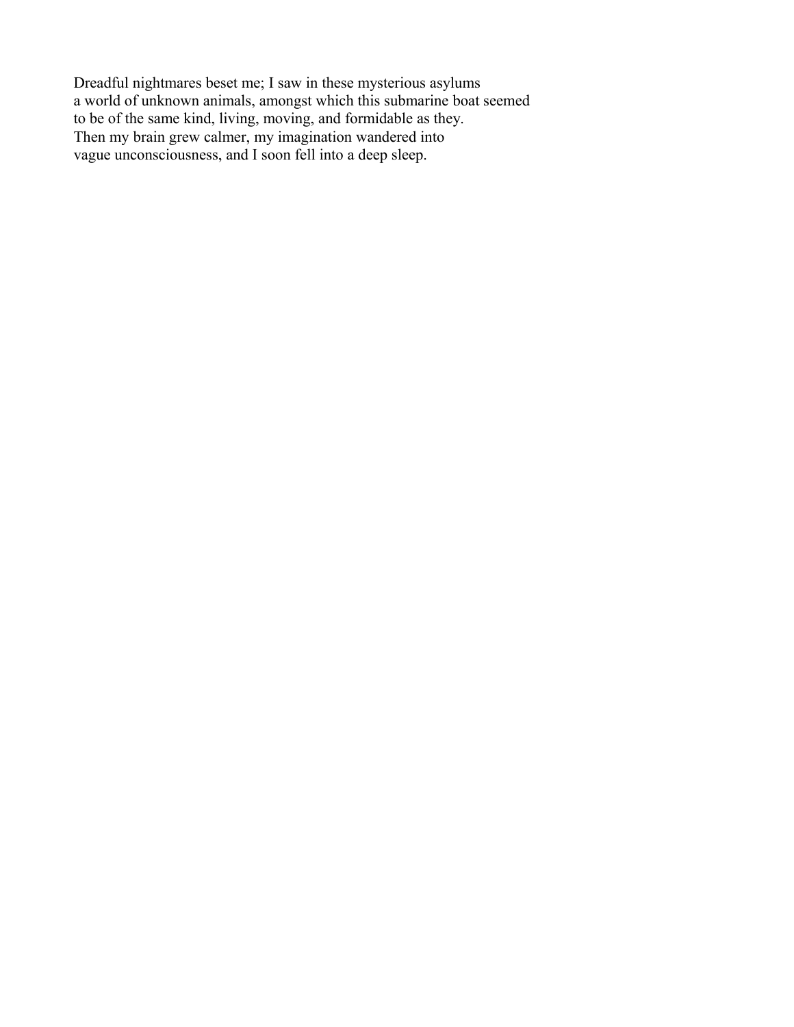Dreadful nightmares beset me; I saw in these mysterious asylums
a world of unknown animals, amongst which this submarine boat seemed
to be of the same kind, living, moving, and formidable as they.
Then my brain grew calmer, my imagination wandered into
vague unconsciousness, and I soon fell into a deep sleep.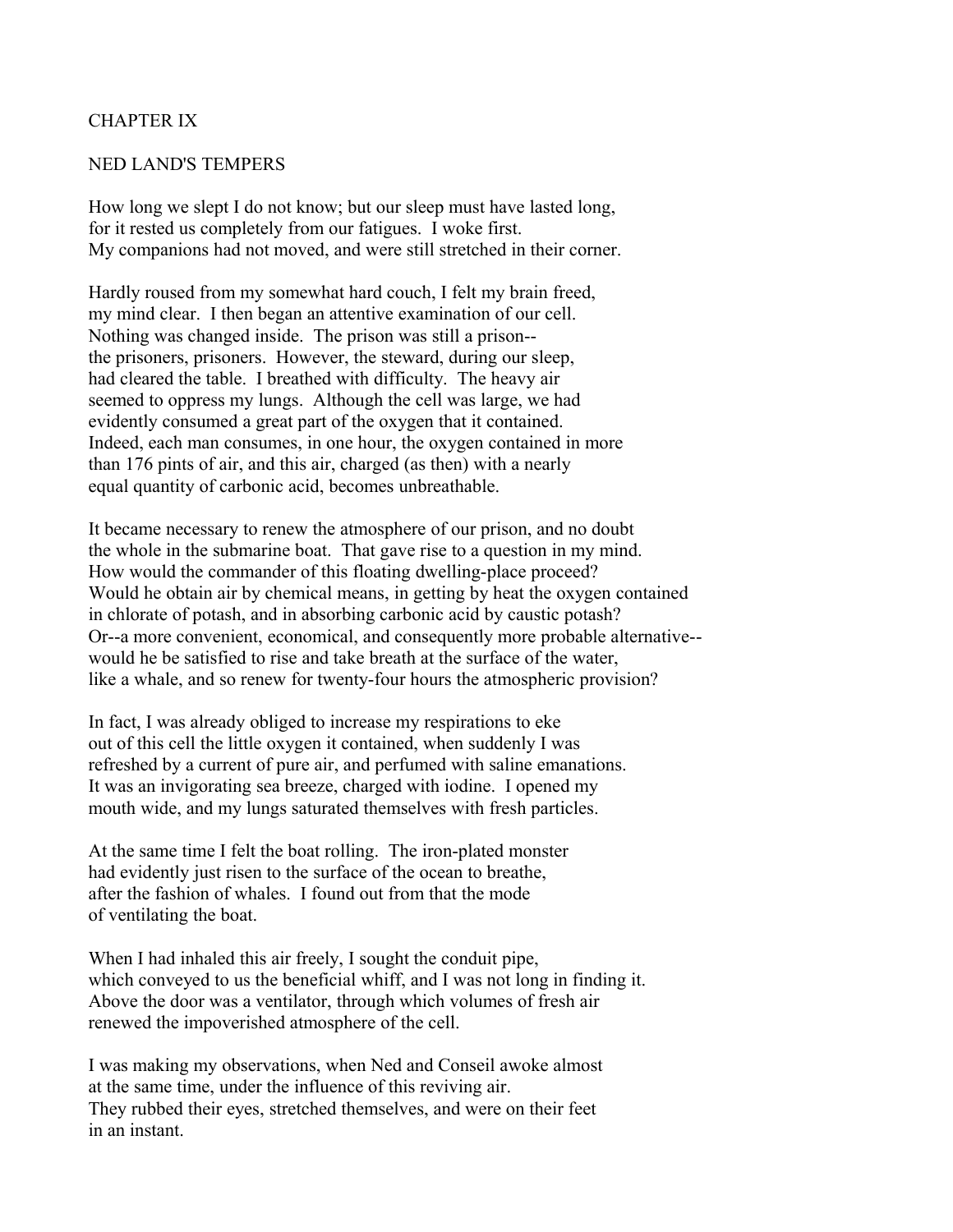## CHAPTER IX

## NED LAND'S TEMPERS

How long we slept I do not know; but our sleep must have lasted long, for it rested us completely from our fatigues. I woke first. My companions had not moved, and were still stretched in their corner.

Hardly roused from my somewhat hard couch, I felt my brain freed, my mind clear. I then began an attentive examination of our cell. Nothing was changed inside. The prison was still a prison-- the prisoners, prisoners. However, the steward, during our sleep, had cleared the table. I breathed with difficulty. The heavy air seemed to oppress my lungs. Although the cell was large, we had evidently consumed a great part of the oxygen that it contained. Indeed, each man consumes, in one hour, the oxygen contained in more than 176 pints of air, and this air, charged (as then) with a nearly equal quantity of carbonic acid, becomes unbreathable.

It became necessary to renew the atmosphere of our prison, and no doubt the whole in the submarine boat. That gave rise to a question in my mind. How would the commander of this floating dwelling-place proceed? Would he obtain air by chemical means, in getting by heat the oxygen contained in chlorate of potash, and in absorbing carbonic acid by caustic potash? Or--a more convenient, economical, and consequently more probable alternative-- would he be satisfied to rise and take breath at the surface of the water, like a whale, and so renew for twenty-four hours the atmospheric provision?

In fact, I was already obliged to increase my respirations to eke out of this cell the little oxygen it contained, when suddenly I was refreshed by a current of pure air, and perfumed with saline emanations. It was an invigorating sea breeze, charged with iodine. I opened my mouth wide, and my lungs saturated themselves with fresh particles.

At the same time I felt the boat rolling. The iron-plated monster had evidently just risen to the surface of the ocean to breathe, after the fashion of whales. I found out from that the mode of ventilating the boat.

When I had inhaled this air freely, I sought the conduit pipe, which conveyed to us the beneficial whiff, and I was not long in finding it. Above the door was a ventilator, through which volumes of fresh air renewed the impoverished atmosphere of the cell.

I was making my observations, when Ned and Conseil awoke almost at the same time, under the influence of this reviving air. They rubbed their eyes, stretched themselves, and were on their feet in an instant.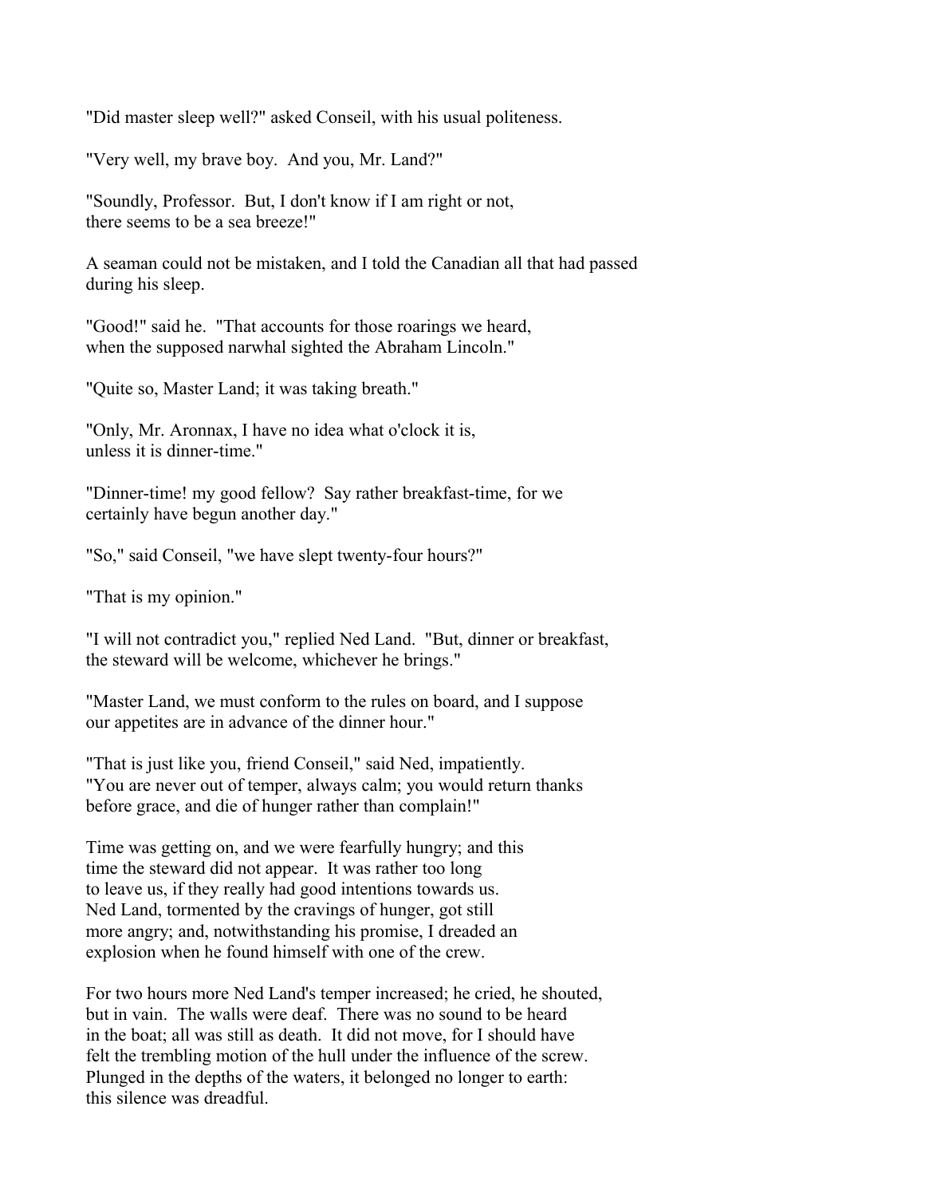"Did master sleep well?" asked Conseil, with his usual politeness.

"Very well, my brave boy. And you, Mr. Land?"

"Soundly, Professor. But, I don't know if I am right or not, there seems to be a sea breeze!"

A seaman could not be mistaken, and I told the Canadian all that had passed during his sleep.

"Good!" said he. "That accounts for those roarings we heard, when the supposed narwhal sighted the Abraham Lincoln."

"Quite so, Master Land; it was taking breath."

"Only, Mr. Aronnax, I have no idea what o'clock it is, unless it is dinner-time."

"Dinner-time! my good fellow? Say rather breakfast-time, for we certainly have begun another day."

"So," said Conseil, "we have slept twenty-four hours?"

"That is my opinion."

"I will not contradict you," replied Ned Land. "But, dinner or breakfast, the steward will be welcome, whichever he brings."

"Master Land, we must conform to the rules on board, and I suppose our appetites are in advance of the dinner hour."

"That is just like you, friend Conseil," said Ned, impatiently. "You are never out of temper, always calm; you would return thanks before grace, and die of hunger rather than complain!"

Time was getting on, and we were fearfully hungry; and this time the steward did not appear. It was rather too long to leave us, if they really had good intentions towards us. Ned Land, tormented by the cravings of hunger, got still more angry; and, notwithstanding his promise, I dreaded an explosion when he found himself with one of the crew.

For two hours more Ned Land's temper increased; he cried, he shouted, but in vain. The walls were deaf. There was no sound to be heard in the boat; all was still as death. It did not move, for I should have felt the trembling motion of the hull under the influence of the screw. Plunged in the depths of the waters, it belonged no longer to earth: this silence was dreadful.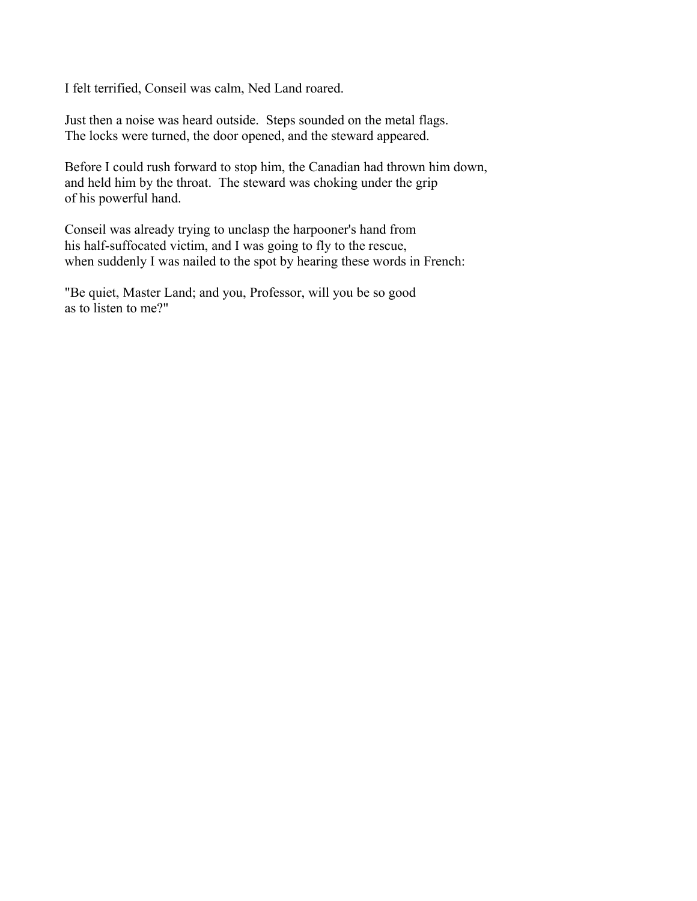I felt terrified, Conseil was calm, Ned Land roared.

Just then a noise was heard outside. Steps sounded on the metal flags. The locks were turned, the door opened, and the steward appeared.

Before I could rush forward to stop him, the Canadian had thrown him down, and held him by the throat. The steward was choking under the grip of his powerful hand.

Conseil was already trying to unclasp the harpooner's hand from his half-suffocated victim, and I was going to fly to the rescue, when suddenly I was nailed to the spot by hearing these words in French:

"Be quiet, Master Land; and you, Professor, will you be so good as to listen to me?"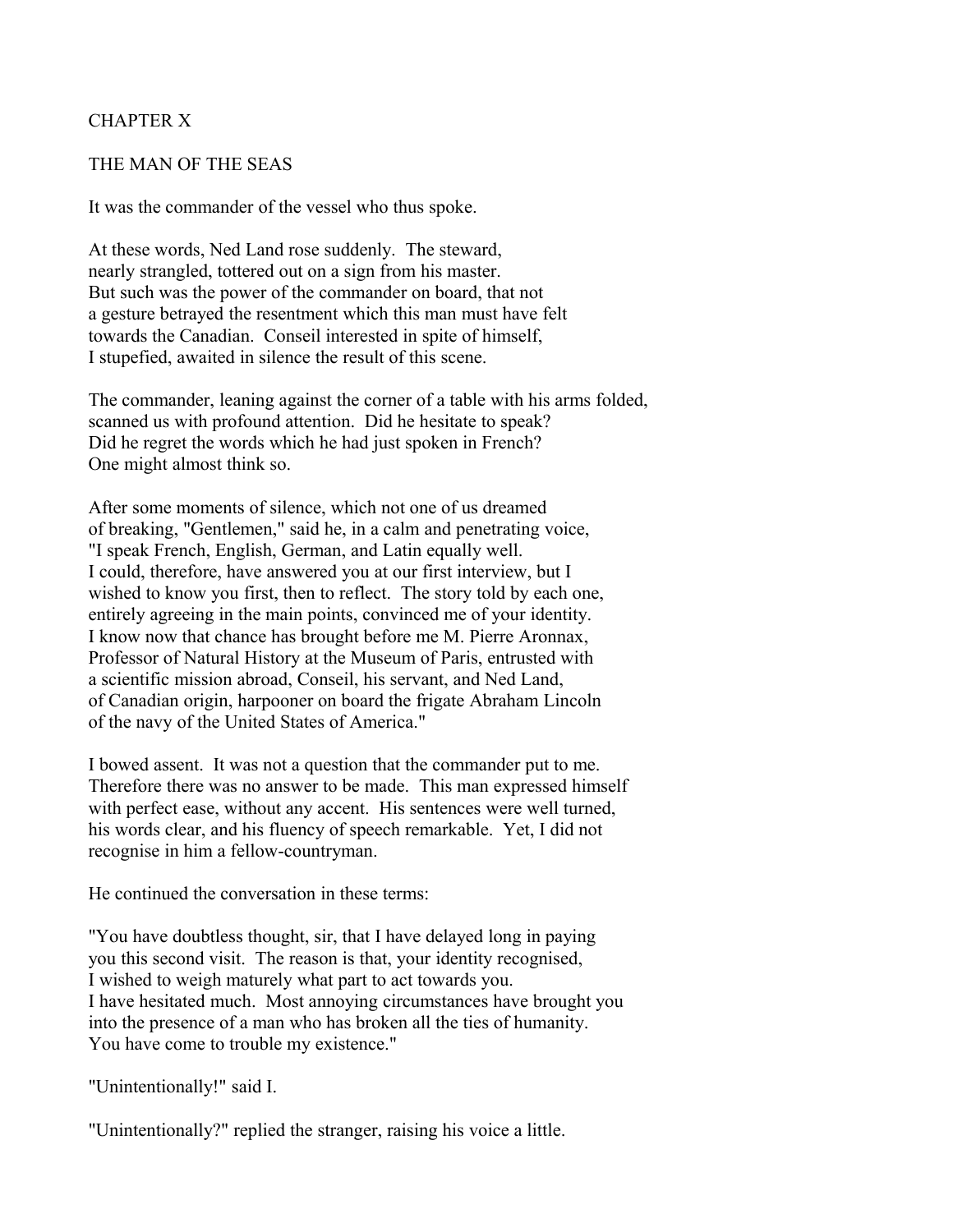# CHAPTER X

## THE MAN OF THE SEAS

It was the commander of the vessel who thus spoke.

At these words, Ned Land rose suddenly. The steward, nearly strangled, tottered out on a sign from his master. But such was the power of the commander on board, that not a gesture betrayed the resentment which this man must have felt towards the Canadian. Conseil interested in spite of himself, I stupefied, awaited in silence the result of this scene.

The commander, leaning against the corner of a table with his arms folded, scanned us with profound attention. Did he hesitate to speak? Did he regret the words which he had just spoken in French? One might almost think so.

After some moments of silence, which not one of us dreamed of breaking, "Gentlemen," said he, in a calm and penetrating voice, "I speak French, English, German, and Latin equally well. I could, therefore, have answered you at our first interview, but I wished to know you first, then to reflect. The story told by each one, entirely agreeing in the main points, convinced me of your identity. I know now that chance has brought before me M. Pierre Aronnax, Professor of Natural History at the Museum of Paris, entrusted with a scientific mission abroad, Conseil, his servant, and Ned Land, of Canadian origin, harpooner on board the frigate Abraham Lincoln of the navy of the United States of America."

I bowed assent. It was not a question that the commander put to me. Therefore there was no answer to be made. This man expressed himself with perfect ease, without any accent. His sentences were well turned, his words clear, and his fluency of speech remarkable. Yet, I did not recognise in him a fellow-countryman.

He continued the conversation in these terms:

"You have doubtless thought, sir, that I have delayed long in paying you this second visit. The reason is that, your identity recognised, I wished to weigh maturely what part to act towards you. I have hesitated much. Most annoying circumstances have brought you into the presence of a man who has broken all the ties of humanity. You have come to trouble my existence."

"Unintentionally!" said I.

"Unintentionally?" replied the stranger, raising his voice a little.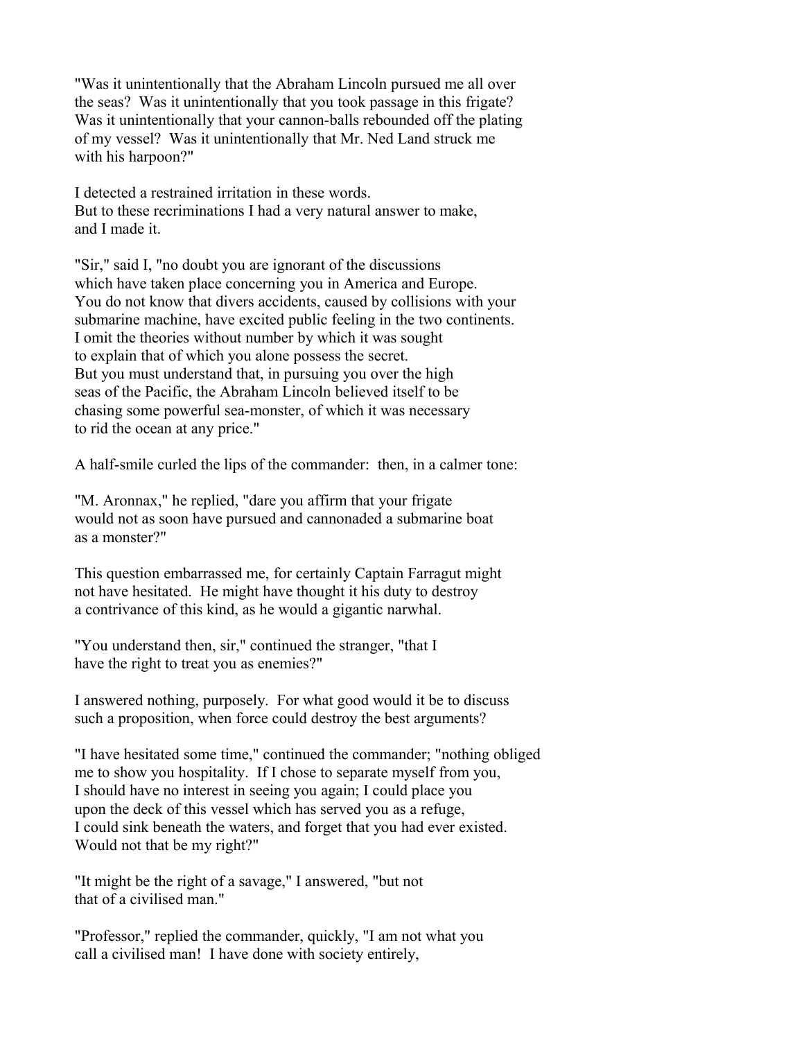"Was it unintentionally that the Abraham Lincoln pursued me all over the seas? Was it unintentionally that you took passage in this frigate? Was it unintentionally that your cannon-balls rebounded off the plating of my vessel? Was it unintentionally that Mr. Ned Land struck me with his harpoon?"

I detected a restrained irritation in these words. But to these recriminations I had a very natural answer to make, and I made it.

"Sir," said I, "no doubt you are ignorant of the discussions which have taken place concerning you in America and Europe. You do not know that divers accidents, caused by collisions with your submarine machine, have excited public feeling in the two continents. I omit the theories without number by which it was sought to explain that of which you alone possess the secret. But you must understand that, in pursuing you over the high seas of the Pacific, the Abraham Lincoln believed itself to be chasing some powerful sea-monster, of which it was necessary to rid the ocean at any price."

A half-smile curled the lips of the commander: then, in a calmer tone:

"M. Aronnax," he replied, "dare you affirm that your frigate would not as soon have pursued and cannonaded a submarine boat as a monster?"

This question embarrassed me, for certainly Captain Farragut might not have hesitated. He might have thought it his duty to destroy a contrivance of this kind, as he would a gigantic narwhal.

"You understand then, sir," continued the stranger, "that I have the right to treat you as enemies?"

I answered nothing, purposely. For what good would it be to discuss such a proposition, when force could destroy the best arguments?

"I have hesitated some time," continued the commander; "nothing obliged me to show you hospitality. If I chose to separate myself from you, I should have no interest in seeing you again; I could place you upon the deck of this vessel which has served you as a refuge, I could sink beneath the waters, and forget that you had ever existed. Would not that be my right?"

"It might be the right of a savage," I answered, "but not that of a civilised man."

"Professor," replied the commander, quickly, "I am not what you call a civilised man! I have done with society entirely,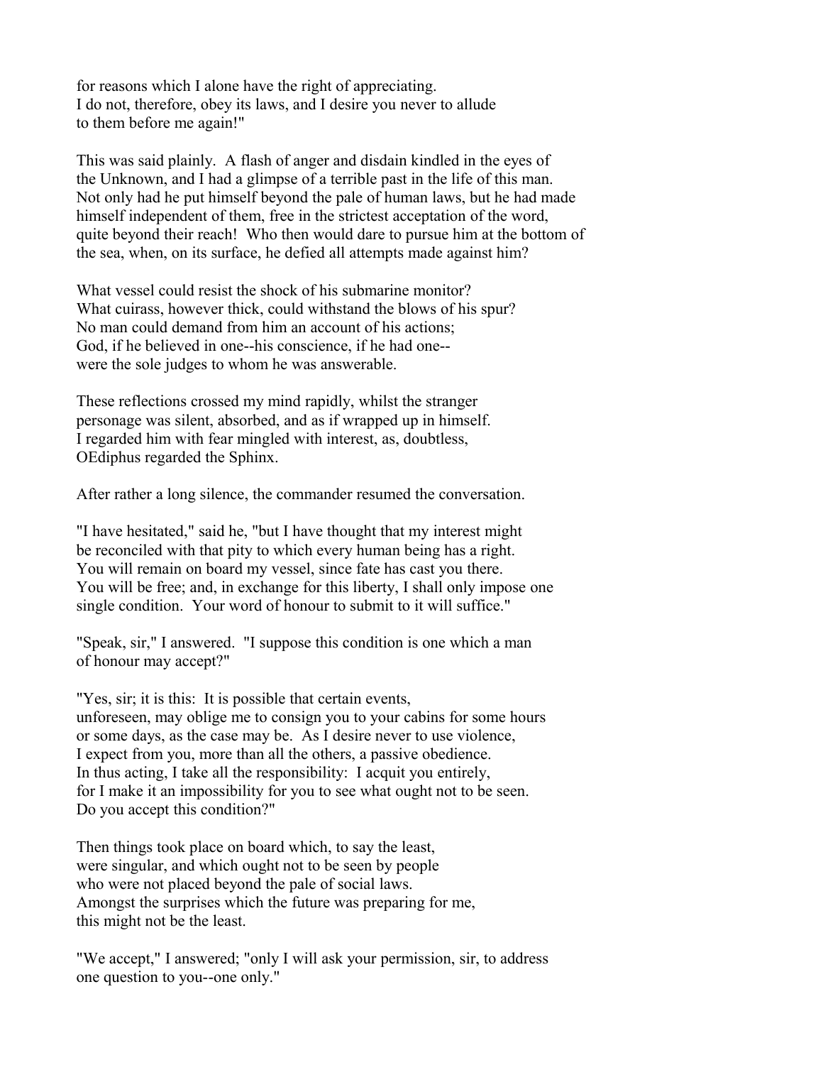for reasons which I alone have the right of appreciating.
I do not, therefore, obey its laws, and I desire you never to allude
to them before me again!"

This was said plainly. A flash of anger and disdain kindled in the eyes of
the Unknown, and I had a glimpse of a terrible past in the life of this man.
Not only had he put himself beyond the pale of human laws, but he had made
himself independent of them, free in the strictest acceptation of the word,
quite beyond their reach! Who then would dare to pursue him at the bottom of
the sea, when, on its surface, he defied all attempts made against him?

What vessel could resist the shock of his submarine monitor?
What cuirass, however thick, could withstand the blows of his spur?
No man could demand from him an account of his actions;
God, if he believed in one--his conscience, if he had one--
were the sole judges to whom he was answerable.

These reflections crossed my mind rapidly, whilst the stranger
personage was silent, absorbed, and as if wrapped up in himself.
I regarded him with fear mingled with interest, as, doubtless,
OEdiphus regarded the Sphinx.

After rather a long silence, the commander resumed the conversation.

"I have hesitated," said he, "but I have thought that my interest might
be reconciled with that pity to which every human being has a right.
You will remain on board my vessel, since fate has cast you there.
You will be free; and, in exchange for this liberty, I shall only impose one
single condition. Your word of honour to submit to it will suffice."

"Speak, sir," I answered. "I suppose this condition is one which a man
of honour may accept?"

"Yes, sir; it is this: It is possible that certain events,
unforeseen, may oblige me to consign you to your cabins for some hours
or some days, as the case may be. As I desire never to use violence,
I expect from you, more than all the others, a passive obedience.
In thus acting, I take all the responsibility: I acquit you entirely,
for I make it an impossibility for you to see what ought not to be seen.
Do you accept this condition?"

Then things took place on board which, to say the least,
were singular, and which ought not to be seen by people
who were not placed beyond the pale of social laws.
Amongst the surprises which the future was preparing for me,
this might not be the least.

"We accept," I answered; "only I will ask your permission, sir, to address
one question to you--one only."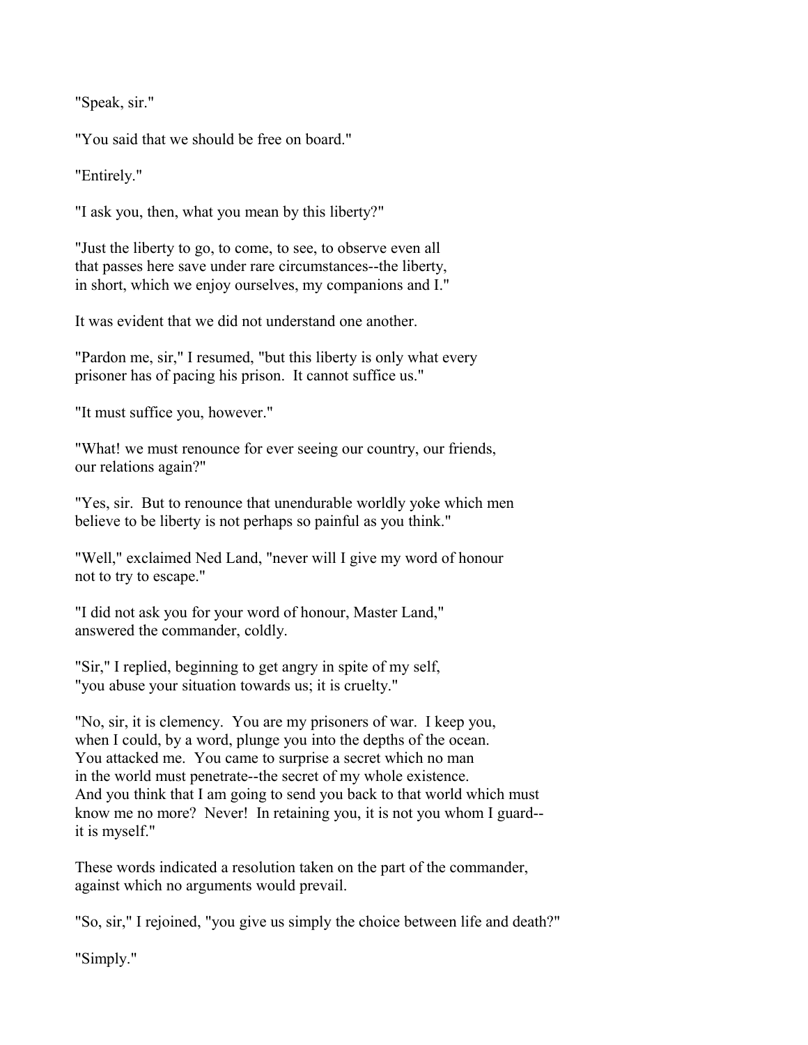"Speak, sir."

"You said that we should be free on board."

"Entirely."

"I ask you, then, what you mean by this liberty?"

"Just the liberty to go, to come, to see, to observe even all that passes here save under rare circumstances--the liberty, in short, which we enjoy ourselves, my companions and I."

It was evident that we did not understand one another.

"Pardon me, sir," I resumed, "but this liberty is only what every prisoner has of pacing his prison. It cannot suffice us."

"It must suffice you, however."

"What! we must renounce for ever seeing our country, our friends, our relations again?"

"Yes, sir. But to renounce that unendurable worldly yoke which men believe to be liberty is not perhaps so painful as you think."

"Well," exclaimed Ned Land, "never will I give my word of honour not to try to escape."

"I did not ask you for your word of honour, Master Land," answered the commander, coldly.

"Sir," I replied, beginning to get angry in spite of my self, "you abuse your situation towards us; it is cruelty."

"No, sir, it is clemency. You are my prisoners of war. I keep you, when I could, by a word, plunge you into the depths of the ocean. You attacked me. You came to surprise a secret which no man in the world must penetrate--the secret of my whole existence. And you think that I am going to send you back to that world which must know me no more? Never! In retaining you, it is not you whom I guard--it is myself."

These words indicated a resolution taken on the part of the commander, against which no arguments would prevail.

"So, sir," I rejoined, "you give us simply the choice between life and death?"

"Simply."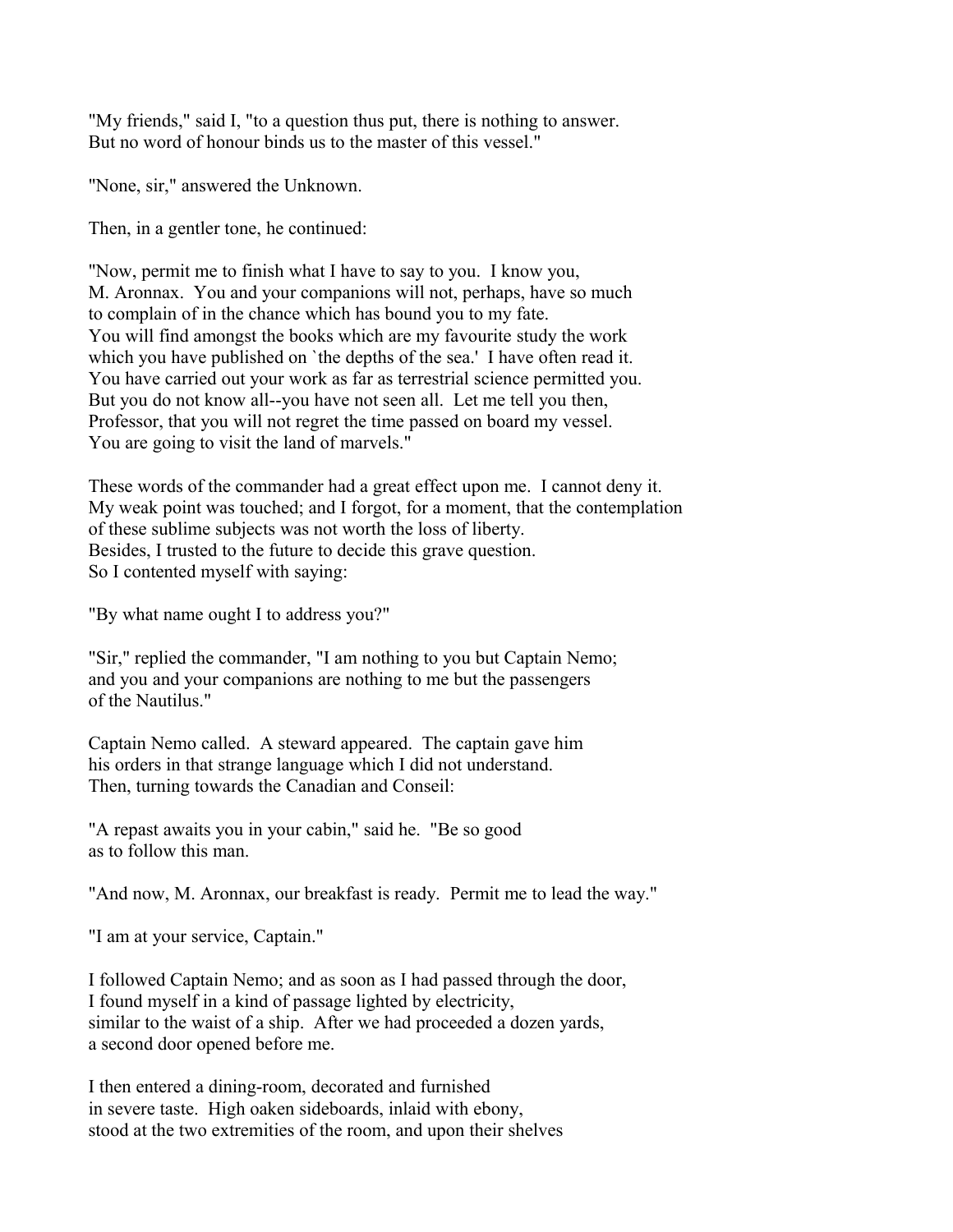"My friends," said I, "to a question thus put, there is nothing to answer. But no word of honour binds us to the master of this vessel."

"None, sir," answered the Unknown.

Then, in a gentler tone, he continued:

"Now, permit me to finish what I have to say to you. I know you, M. Aronnax. You and your companions will not, perhaps, have so much to complain of in the chance which has bound you to my fate. You will find amongst the books which are my favourite study the work which you have published on `the depths of the sea.' I have often read it. You have carried out your work as far as terrestrial science permitted you. But you do not know all--you have not seen all. Let me tell you then, Professor, that you will not regret the time passed on board my vessel. You are going to visit the land of marvels."

These words of the commander had a great effect upon me. I cannot deny it. My weak point was touched; and I forgot, for a moment, that the contemplation of these sublime subjects was not worth the loss of liberty. Besides, I trusted to the future to decide this grave question. So I contented myself with saying:

"By what name ought I to address you?"

"Sir," replied the commander, "I am nothing to you but Captain Nemo; and you and your companions are nothing to me but the passengers of the Nautilus."

Captain Nemo called. A steward appeared. The captain gave him his orders in that strange language which I did not understand. Then, turning towards the Canadian and Conseil:

"A repast awaits you in your cabin," said he. "Be so good as to follow this man.

"And now, M. Aronnax, our breakfast is ready. Permit me to lead the way."

"I am at your service, Captain."

I followed Captain Nemo; and as soon as I had passed through the door, I found myself in a kind of passage lighted by electricity, similar to the waist of a ship. After we had proceeded a dozen yards, a second door opened before me.

I then entered a dining-room, decorated and furnished in severe taste. High oaken sideboards, inlaid with ebony, stood at the two extremities of the room, and upon their shelves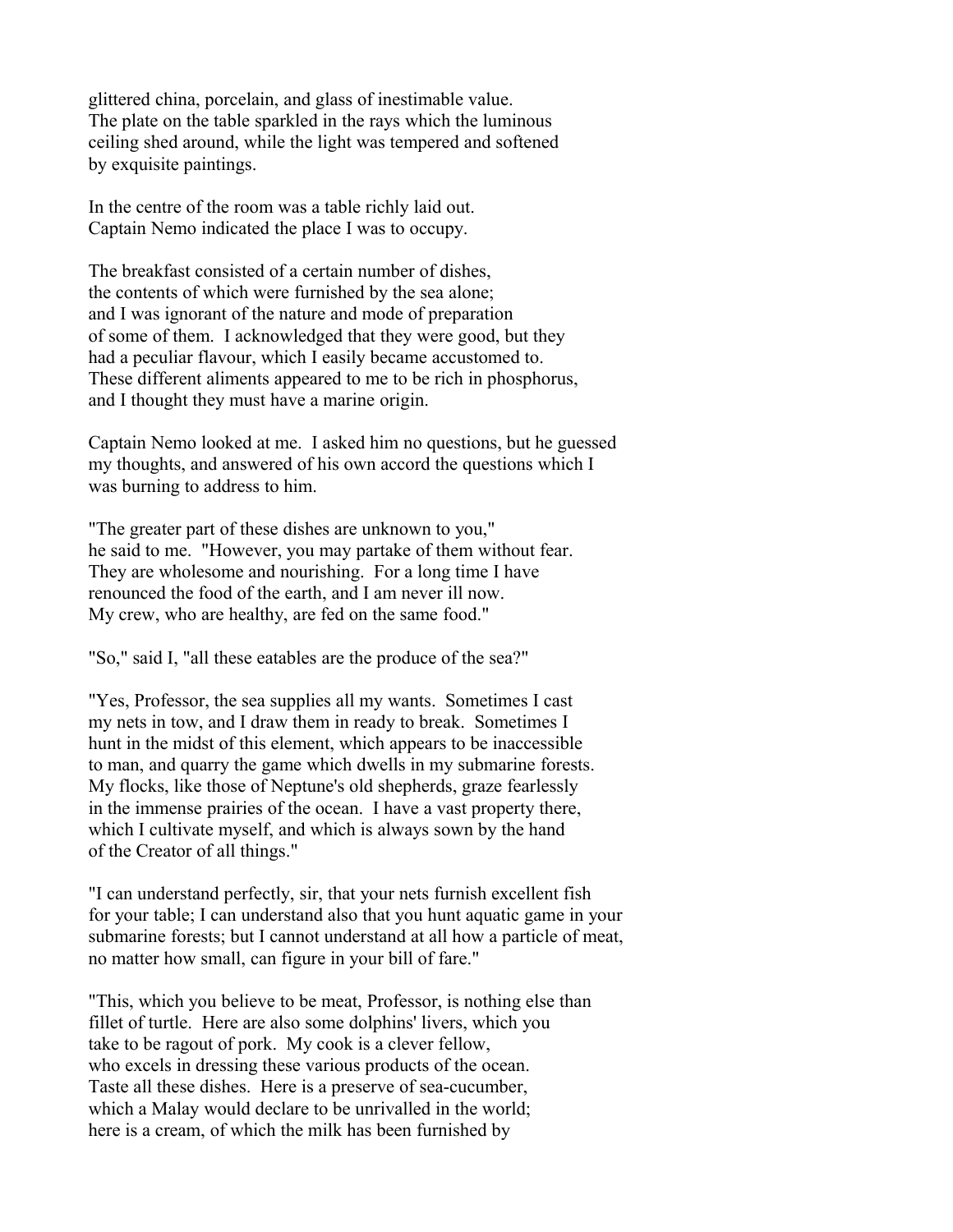glittered china, porcelain, and glass of inestimable value. The plate on the table sparkled in the rays which the luminous ceiling shed around, while the light was tempered and softened by exquisite paintings.

In the centre of the room was a table richly laid out. Captain Nemo indicated the place I was to occupy.

The breakfast consisted of a certain number of dishes, the contents of which were furnished by the sea alone; and I was ignorant of the nature and mode of preparation of some of them. I acknowledged that they were good, but they had a peculiar flavour, which I easily became accustomed to. These different aliments appeared to me to be rich in phosphorus, and I thought they must have a marine origin.

Captain Nemo looked at me. I asked him no questions, but he guessed my thoughts, and answered of his own accord the questions which I was burning to address to him.

"The greater part of these dishes are unknown to you," he said to me. "However, you may partake of them without fear. They are wholesome and nourishing. For a long time I have renounced the food of the earth, and I am never ill now. My crew, who are healthy, are fed on the same food."

"So," said I, "all these eatables are the produce of the sea?"

"Yes, Professor, the sea supplies all my wants. Sometimes I cast my nets in tow, and I draw them in ready to break. Sometimes I hunt in the midst of this element, which appears to be inaccessible to man, and quarry the game which dwells in my submarine forests. My flocks, like those of Neptune's old shepherds, graze fearlessly in the immense prairies of the ocean. I have a vast property there, which I cultivate myself, and which is always sown by the hand of the Creator of all things."

"I can understand perfectly, sir, that your nets furnish excellent fish for your table; I can understand also that you hunt aquatic game in your submarine forests; but I cannot understand at all how a particle of meat, no matter how small, can figure in your bill of fare."

"This, which you believe to be meat, Professor, is nothing else than fillet of turtle. Here are also some dolphins' livers, which you take to be ragout of pork. My cook is a clever fellow, who excels in dressing these various products of the ocean. Taste all these dishes. Here is a preserve of sea-cucumber, which a Malay would declare to be unrivalled in the world; here is a cream, of which the milk has been furnished by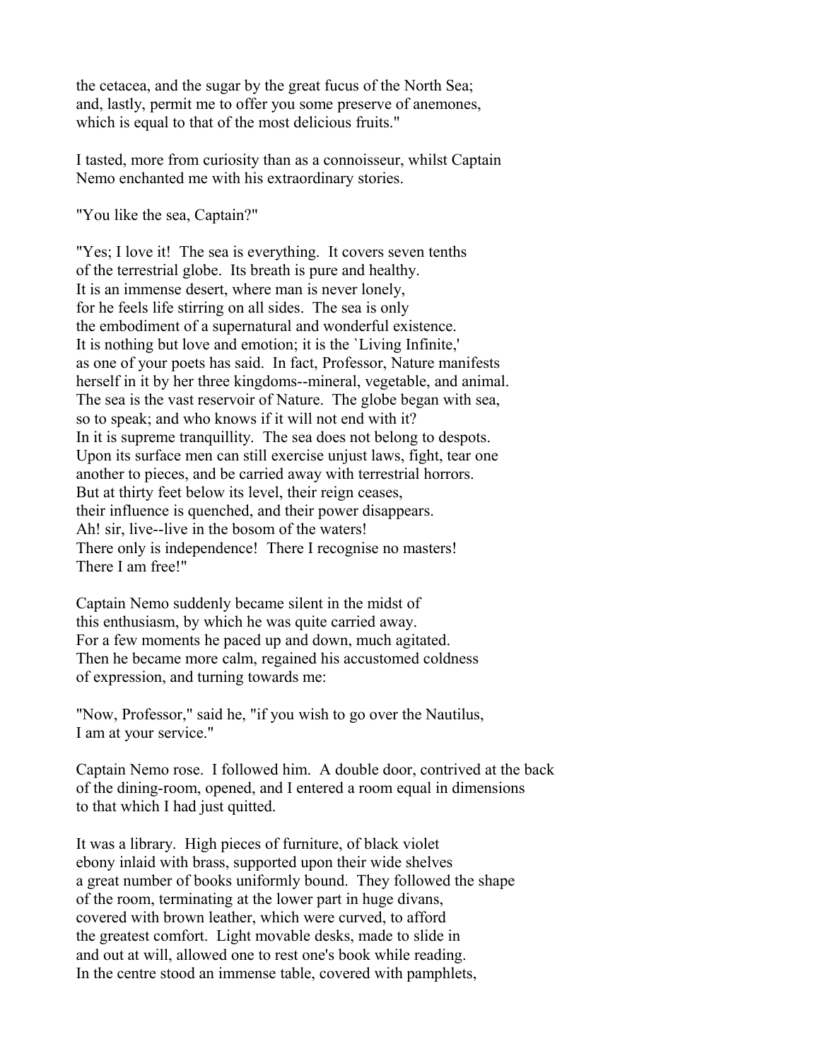the cetacea, and the sugar by the great fucus of the North Sea; and, lastly, permit me to offer you some preserve of anemones, which is equal to that of the most delicious fruits."

I tasted, more from curiosity than as a connoisseur, whilst Captain Nemo enchanted me with his extraordinary stories.

"You like the sea, Captain?"

"Yes; I love it! The sea is everything. It covers seven tenths of the terrestrial globe. Its breath is pure and healthy. It is an immense desert, where man is never lonely, for he feels life stirring on all sides. The sea is only the embodiment of a supernatural and wonderful existence. It is nothing but love and emotion; it is the `Living Infinite,' as one of your poets has said. In fact, Professor, Nature manifests herself in it by her three kingdoms--mineral, vegetable, and animal. The sea is the vast reservoir of Nature. The globe began with sea, so to speak; and who knows if it will not end with it? In it is supreme tranquillity. The sea does not belong to despots. Upon its surface men can still exercise unjust laws, fight, tear one another to pieces, and be carried away with terrestrial horrors. But at thirty feet below its level, their reign ceases, their influence is quenched, and their power disappears. Ah! sir, live--live in the bosom of the waters! There only is independence! There I recognise no masters! There I am free!"

Captain Nemo suddenly became silent in the midst of this enthusiasm, by which he was quite carried away. For a few moments he paced up and down, much agitated. Then he became more calm, regained his accustomed coldness of expression, and turning towards me:

"Now, Professor," said he, "if you wish to go over the Nautilus, I am at your service."

Captain Nemo rose. I followed him. A double door, contrived at the back of the dining-room, opened, and I entered a room equal in dimensions to that which I had just quitted.

It was a library. High pieces of furniture, of black violet ebony inlaid with brass, supported upon their wide shelves a great number of books uniformly bound. They followed the shape of the room, terminating at the lower part in huge divans, covered with brown leather, which were curved, to afford the greatest comfort. Light movable desks, made to slide in and out at will, allowed one to rest one's book while reading. In the centre stood an immense table, covered with pamphlets,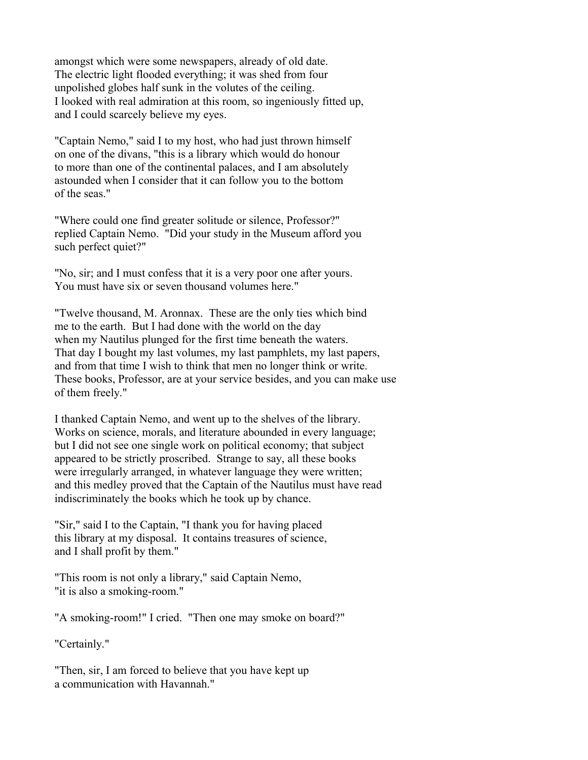amongst which were some newspapers, already of old date.
The electric light flooded everything; it was shed from four
unpolished globes half sunk in the volutes of the ceiling.
I looked with real admiration at this room, so ingeniously fitted up,
and I could scarcely believe my eyes.

"Captain Nemo," said I to my host, who had just thrown himself
on one of the divans, "this is a library which would do honour
to more than one of the continental palaces, and I am absolutely
astounded when I consider that it can follow you to the bottom
of the seas."

"Where could one find greater solitude or silence, Professor?"
replied Captain Nemo. "Did your study in the Museum afford you
such perfect quiet?"

"No, sir; and I must confess that it is a very poor one after yours.
You must have six or seven thousand volumes here."

"Twelve thousand, M. Aronnax. These are the only ties which bind
me to the earth. But I had done with the world on the day
when my Nautilus plunged for the first time beneath the waters.
That day I bought my last volumes, my last pamphlets, my last papers,
and from that time I wish to think that men no longer think or write.
These books, Professor, are at your service besides, and you can make use
of them freely."

I thanked Captain Nemo, and went up to the shelves of the library.
Works on science, morals, and literature abounded in every language;
but I did not see one single work on political economy; that subject
appeared to be strictly proscribed. Strange to say, all these books
were irregularly arranged, in whatever language they were written;
and this medley proved that the Captain of the Nautilus must have read
indiscriminately the books which he took up by chance.

"Sir," said I to the Captain, "I thank you for having placed
this library at my disposal. It contains treasures of science,
and I shall profit by them."

"This room is not only a library," said Captain Nemo,
"it is also a smoking-room."

"A smoking-room!" I cried. "Then one may smoke on board?"

"Certainly."

"Then, sir, I am forced to believe that you have kept up
a communication with Havannah."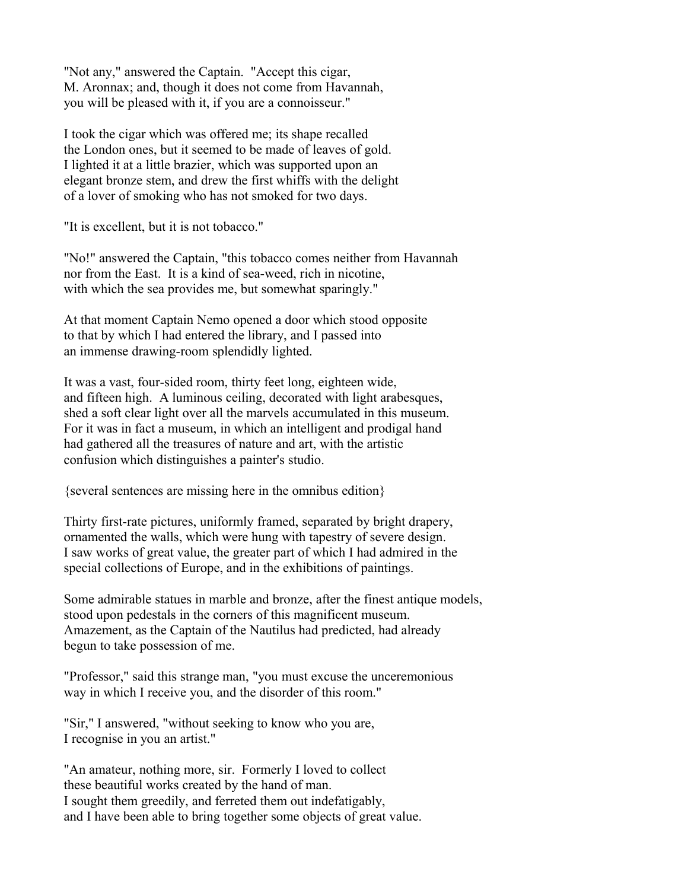"Not any," answered the Captain. "Accept this cigar, M. Aronnax; and, though it does not come from Havannah, you will be pleased with it, if you are a connoisseur."

I took the cigar which was offered me; its shape recalled the London ones, but it seemed to be made of leaves of gold. I lighted it at a little brazier, which was supported upon an elegant bronze stem, and drew the first whiffs with the delight of a lover of smoking who has not smoked for two days.

"It is excellent, but it is not tobacco."

"No!" answered the Captain, "this tobacco comes neither from Havannah nor from the East. It is a kind of sea-weed, rich in nicotine, with which the sea provides me, but somewhat sparingly."

At that moment Captain Nemo opened a door which stood opposite to that by which I had entered the library, and I passed into an immense drawing-room splendidly lighted.

It was a vast, four-sided room, thirty feet long, eighteen wide, and fifteen high. A luminous ceiling, decorated with light arabesques, shed a soft clear light over all the marvels accumulated in this museum. For it was in fact a museum, in which an intelligent and prodigal hand had gathered all the treasures of nature and art, with the artistic confusion which distinguishes a painter's studio.

{several sentences are missing here in the omnibus edition}

Thirty first-rate pictures, uniformly framed, separated by bright drapery, ornamented the walls, which were hung with tapestry of severe design. I saw works of great value, the greater part of which I had admired in the special collections of Europe, and in the exhibitions of paintings.

Some admirable statues in marble and bronze, after the finest antique models, stood upon pedestals in the corners of this magnificent museum. Amazement, as the Captain of the Nautilus had predicted, had already begun to take possession of me.

"Professor," said this strange man, "you must excuse the unceremonious way in which I receive you, and the disorder of this room."

"Sir," I answered, "without seeking to know who you are, I recognise in you an artist."

"An amateur, nothing more, sir. Formerly I loved to collect these beautiful works created by the hand of man. I sought them greedily, and ferreted them out indefatigably, and I have been able to bring together some objects of great value.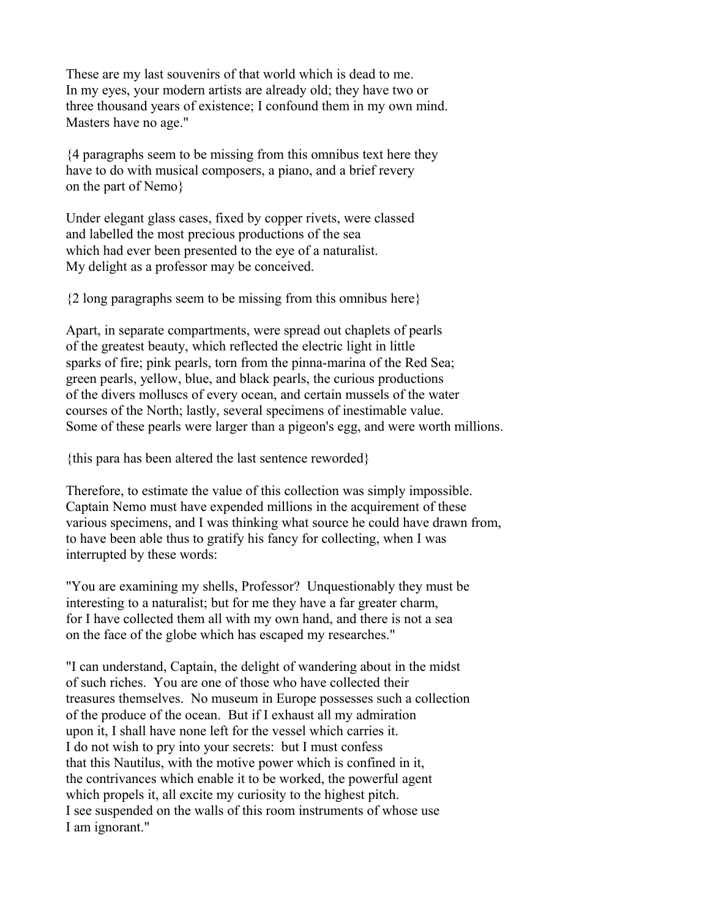These are my last souvenirs of that world which is dead to me. In my eyes, your modern artists are already old; they have two or three thousand years of existence; I confound them in my own mind. Masters have no age."

{4 paragraphs seem to be missing from this omnibus text here they have to do with musical composers, a piano, and a brief revery on the part of Nemo}

Under elegant glass cases, fixed by copper rivets, were classed and labelled the most precious productions of the sea which had ever been presented to the eye of a naturalist. My delight as a professor may be conceived.

{2 long paragraphs seem to be missing from this omnibus here}

Apart, in separate compartments, were spread out chaplets of pearls of the greatest beauty, which reflected the electric light in little sparks of fire; pink pearls, torn from the pinna-marina of the Red Sea; green pearls, yellow, blue, and black pearls, the curious productions of the divers molluscs of every ocean, and certain mussels of the water courses of the North; lastly, several specimens of inestimable value. Some of these pearls were larger than a pigeon's egg, and were worth millions.

{this para has been altered the last sentence reworded}

Therefore, to estimate the value of this collection was simply impossible. Captain Nemo must have expended millions in the acquirement of these various specimens, and I was thinking what source he could have drawn from, to have been able thus to gratify his fancy for collecting, when I was interrupted by these words:

"You are examining my shells, Professor? Unquestionably they must be interesting to a naturalist; but for me they have a far greater charm, for I have collected them all with my own hand, and there is not a sea on the face of the globe which has escaped my researches."

"I can understand, Captain, the delight of wandering about in the midst of such riches. You are one of those who have collected their treasures themselves. No museum in Europe possesses such a collection of the produce of the ocean. But if I exhaust all my admiration upon it, I shall have none left for the vessel which carries it. I do not wish to pry into your secrets: but I must confess that this Nautilus, with the motive power which is confined in it, the contrivances which enable it to be worked, the powerful agent which propels it, all excite my curiosity to the highest pitch. I see suspended on the walls of this room instruments of whose use I am ignorant."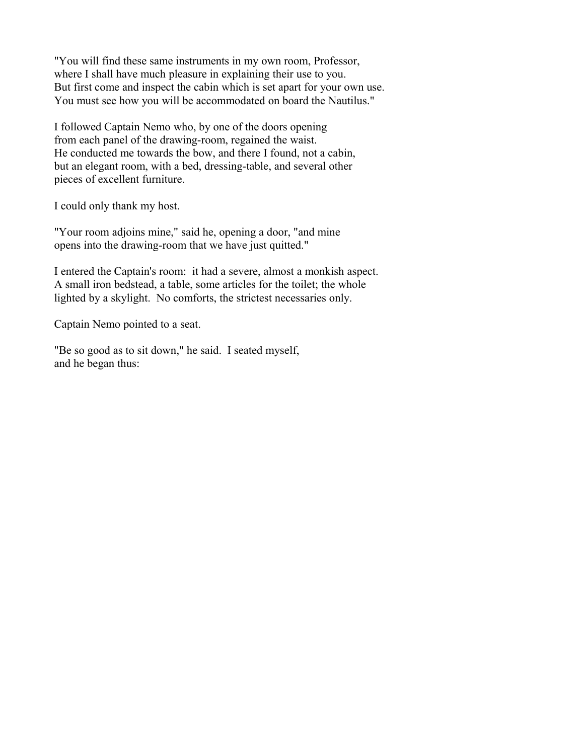"You will find these same instruments in my own room, Professor, where I shall have much pleasure in explaining their use to you. But first come and inspect the cabin which is set apart for your own use. You must see how you will be accommodated on board the Nautilus."

I followed Captain Nemo who, by one of the doors opening from each panel of the drawing-room, regained the waist. He conducted me towards the bow, and there I found, not a cabin, but an elegant room, with a bed, dressing-table, and several other pieces of excellent furniture.

I could only thank my host.

"Your room adjoins mine," said he, opening a door, "and mine opens into the drawing-room that we have just quitted."

I entered the Captain's room: it had a severe, almost a monkish aspect. A small iron bedstead, a table, some articles for the toilet; the whole lighted by a skylight. No comforts, the strictest necessaries only.

Captain Nemo pointed to a seat.

"Be so good as to sit down," he said. I seated myself, and he began thus: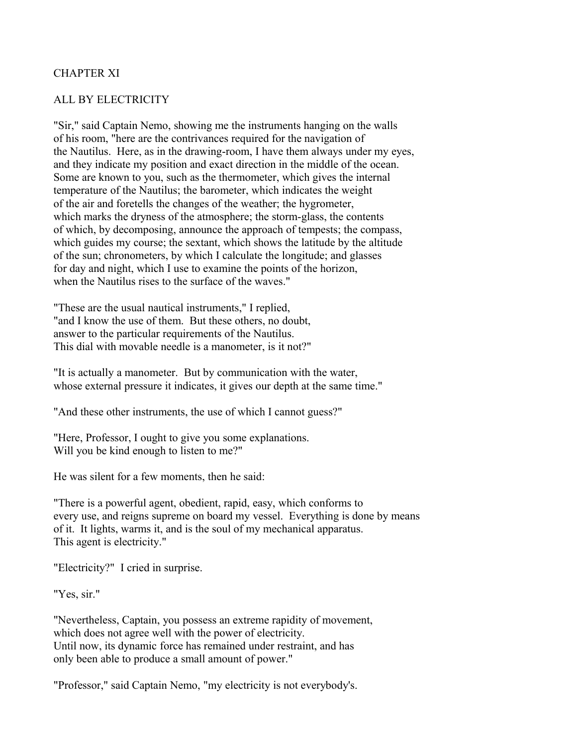# CHAPTER XI

## ALL BY ELECTRICITY

"Sir," said Captain Nemo, showing me the instruments hanging on the walls of his room, "here are the contrivances required for the navigation of the Nautilus. Here, as in the drawing-room, I have them always under my eyes, and they indicate my position and exact direction in the middle of the ocean. Some are known to you, such as the thermometer, which gives the internal temperature of the Nautilus; the barometer, which indicates the weight of the air and foretells the changes of the weather; the hygrometer, which marks the dryness of the atmosphere; the storm-glass, the contents of which, by decomposing, announce the approach of tempests; the compass, which guides my course; the sextant, which shows the latitude by the altitude of the sun; chronometers, by which I calculate the longitude; and glasses for day and night, which I use to examine the points of the horizon, when the Nautilus rises to the surface of the waves."

"These are the usual nautical instruments," I replied, "and I know the use of them. But these others, no doubt, answer to the particular requirements of the Nautilus. This dial with movable needle is a manometer, is it not?"

"It is actually a manometer. But by communication with the water, whose external pressure it indicates, it gives our depth at the same time."

"And these other instruments, the use of which I cannot guess?"

"Here, Professor, I ought to give you some explanations. Will you be kind enough to listen to me?"

He was silent for a few moments, then he said:

"There is a powerful agent, obedient, rapid, easy, which conforms to every use, and reigns supreme on board my vessel. Everything is done by means of it. It lights, warms it, and is the soul of my mechanical apparatus. This agent is electricity."

"Electricity?" I cried in surprise.

"Yes, sir."

"Nevertheless, Captain, you possess an extreme rapidity of movement, which does not agree well with the power of electricity. Until now, its dynamic force has remained under restraint, and has only been able to produce a small amount of power."

"Professor," said Captain Nemo, "my electricity is not everybody's.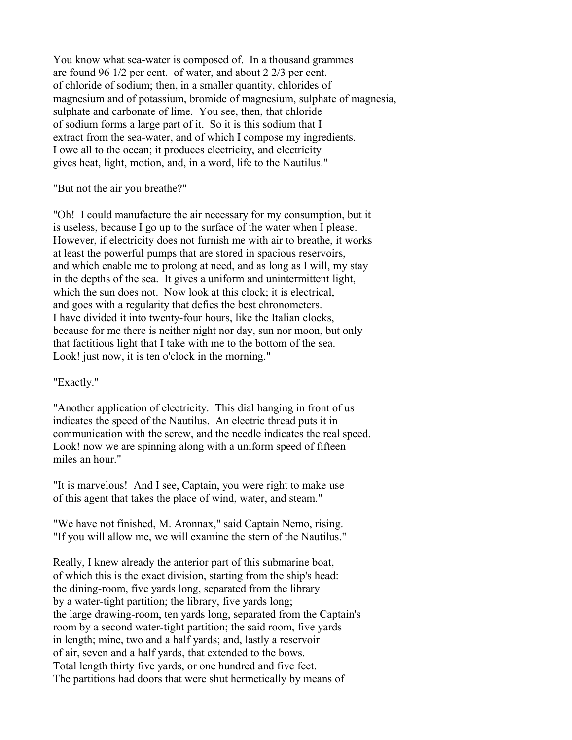You know what sea-water is composed of. In a thousand grammes are found 96 1/2 per cent. of water, and about 2 2/3 per cent. of chloride of sodium; then, in a smaller quantity, chlorides of magnesium and of potassium, bromide of magnesium, sulphate of magnesia, sulphate and carbonate of lime. You see, then, that chloride of sodium forms a large part of it. So it is this sodium that I extract from the sea-water, and of which I compose my ingredients. I owe all to the ocean; it produces electricity, and electricity gives heat, light, motion, and, in a word, life to the Nautilus."

"But not the air you breathe?"

"Oh! I could manufacture the air necessary for my consumption, but it is useless, because I go up to the surface of the water when I please. However, if electricity does not furnish me with air to breathe, it works at least the powerful pumps that are stored in spacious reservoirs, and which enable me to prolong at need, and as long as I will, my stay in the depths of the sea. It gives a uniform and unintermittent light, which the sun does not. Now look at this clock; it is electrical, and goes with a regularity that defies the best chronometers. I have divided it into twenty-four hours, like the Italian clocks, because for me there is neither night nor day, sun nor moon, but only that factitious light that I take with me to the bottom of the sea. Look! just now, it is ten o'clock in the morning."

"Exactly."

"Another application of electricity. This dial hanging in front of us indicates the speed of the Nautilus. An electric thread puts it in communication with the screw, and the needle indicates the real speed. Look! now we are spinning along with a uniform speed of fifteen miles an hour."

"It is marvelous! And I see, Captain, you were right to make use of this agent that takes the place of wind, water, and steam."

"We have not finished, M. Aronnax," said Captain Nemo, rising. "If you will allow me, we will examine the stern of the Nautilus."

Really, I knew already the anterior part of this submarine boat, of which this is the exact division, starting from the ship's head: the dining-room, five yards long, separated from the library by a water-tight partition; the library, five yards long; the large drawing-room, ten yards long, separated from the Captain's room by a second water-tight partition; the said room, five yards in length; mine, two and a half yards; and, lastly a reservoir of air, seven and a half yards, that extended to the bows. Total length thirty five yards, or one hundred and five feet. The partitions had doors that were shut hermetically by means of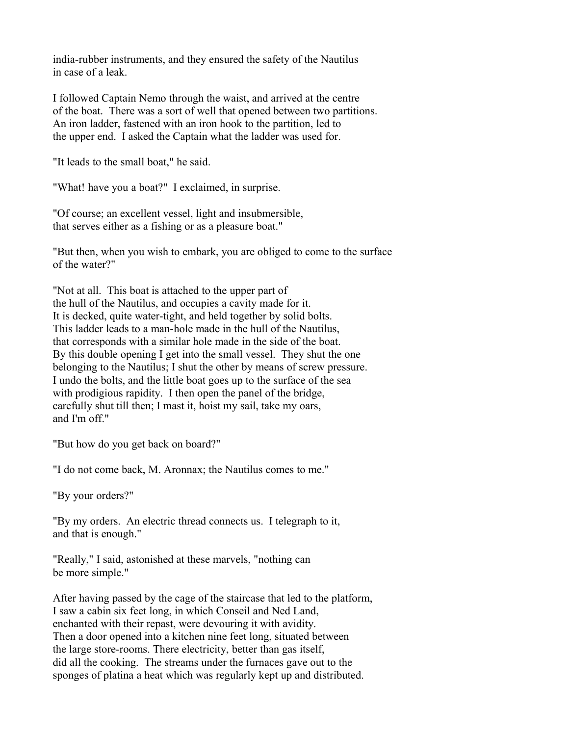india-rubber instruments, and they ensured the safety of the Nautilus in case of a leak.

I followed Captain Nemo through the waist, and arrived at the centre of the boat. There was a sort of well that opened between two partitions. An iron ladder, fastened with an iron hook to the partition, led to the upper end. I asked the Captain what the ladder was used for.

"It leads to the small boat," he said.

"What! have you a boat?" I exclaimed, in surprise.

"Of course; an excellent vessel, light and insubmersible, that serves either as a fishing or as a pleasure boat."

"But then, when you wish to embark, you are obliged to come to the surface of the water?"

"Not at all. This boat is attached to the upper part of the hull of the Nautilus, and occupies a cavity made for it. It is decked, quite water-tight, and held together by solid bolts. This ladder leads to a man-hole made in the hull of the Nautilus, that corresponds with a similar hole made in the side of the boat. By this double opening I get into the small vessel. They shut the one belonging to the Nautilus; I shut the other by means of screw pressure. I undo the bolts, and the little boat goes up to the surface of the sea with prodigious rapidity. I then open the panel of the bridge, carefully shut till then; I mast it, hoist my sail, take my oars, and I'm off."

"But how do you get back on board?"

"I do not come back, M. Aronnax; the Nautilus comes to me."

"By your orders?"

"By my orders. An electric thread connects us. I telegraph to it, and that is enough."

"Really," I said, astonished at these marvels, "nothing can be more simple."

After having passed by the cage of the staircase that led to the platform, I saw a cabin six feet long, in which Conseil and Ned Land, enchanted with their repast, were devouring it with avidity. Then a door opened into a kitchen nine feet long, situated between the large store-rooms. There electricity, better than gas itself, did all the cooking. The streams under the furnaces gave out to the sponges of platina a heat which was regularly kept up and distributed.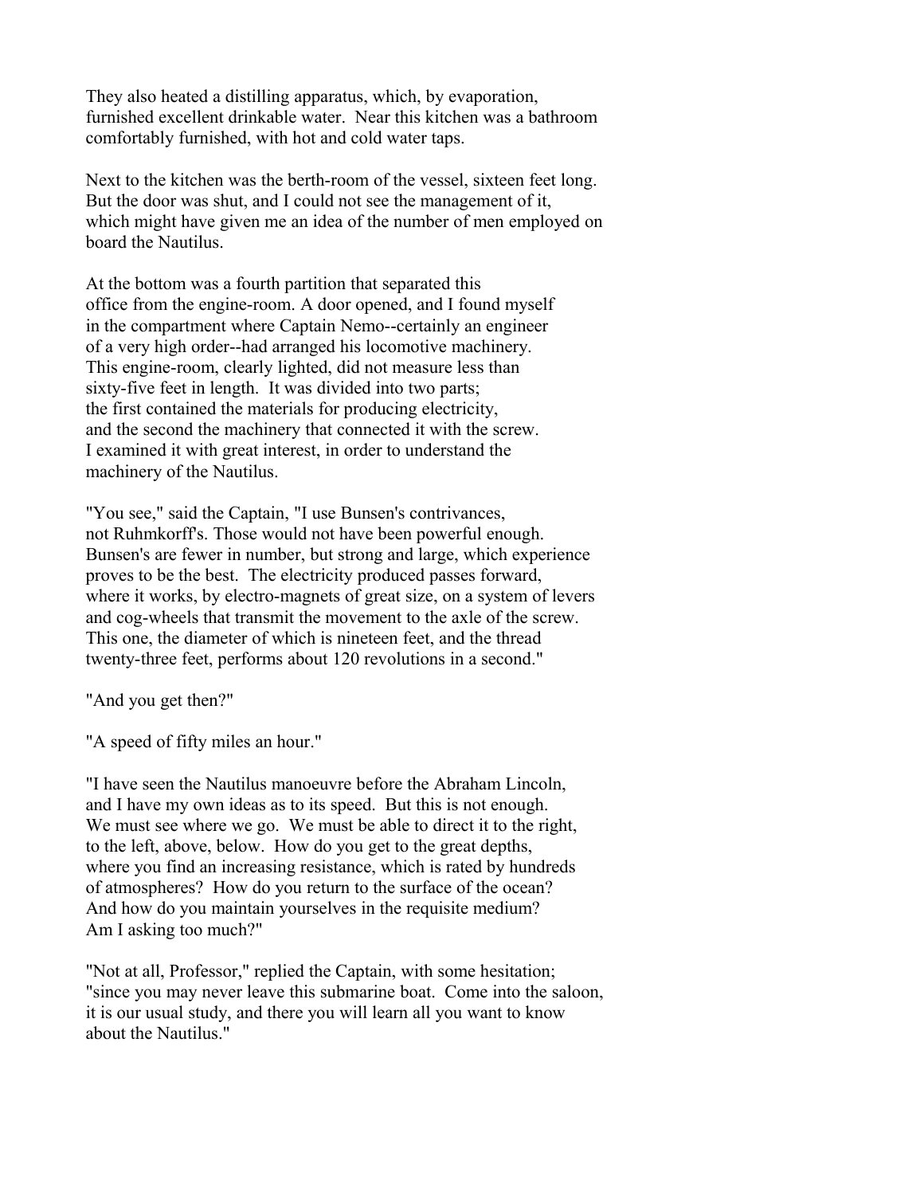They also heated a distilling apparatus, which, by evaporation, furnished excellent drinkable water. Near this kitchen was a bathroom comfortably furnished, with hot and cold water taps.

Next to the kitchen was the berth-room of the vessel, sixteen feet long. But the door was shut, and I could not see the management of it, which might have given me an idea of the number of men employed on board the Nautilus.

At the bottom was a fourth partition that separated this office from the engine-room. A door opened, and I found myself in the compartment where Captain Nemo--certainly an engineer of a very high order--had arranged his locomotive machinery. This engine-room, clearly lighted, did not measure less than sixty-five feet in length. It was divided into two parts; the first contained the materials for producing electricity, and the second the machinery that connected it with the screw. I examined it with great interest, in order to understand the machinery of the Nautilus.

"You see," said the Captain, "I use Bunsen's contrivances, not Ruhmkorff's. Those would not have been powerful enough. Bunsen's are fewer in number, but strong and large, which experience proves to be the best. The electricity produced passes forward, where it works, by electro-magnets of great size, on a system of levers and cog-wheels that transmit the movement to the axle of the screw. This one, the diameter of which is nineteen feet, and the thread twenty-three feet, performs about 120 revolutions in a second."

"And you get then?"

"A speed of fifty miles an hour."

"I have seen the Nautilus manoeuvre before the Abraham Lincoln, and I have my own ideas as to its speed. But this is not enough. We must see where we go. We must be able to direct it to the right, to the left, above, below. How do you get to the great depths, where you find an increasing resistance, which is rated by hundreds of atmospheres? How do you return to the surface of the ocean? And how do you maintain yourselves in the requisite medium? Am I asking too much?"

"Not at all, Professor," replied the Captain, with some hesitation; "since you may never leave this submarine boat. Come into the saloon, it is our usual study, and there you will learn all you want to know about the Nautilus."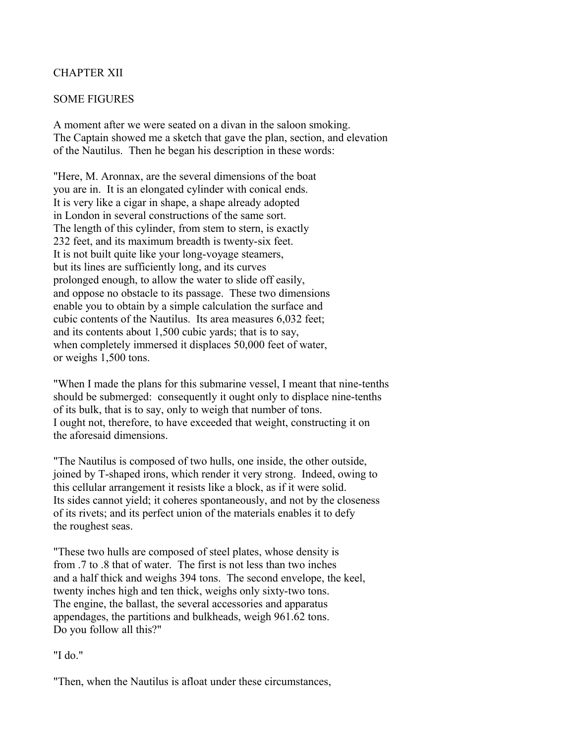## CHAPTER XII

## SOME FIGURES

A moment after we were seated on a divan in the saloon smoking. The Captain showed me a sketch that gave the plan, section, and elevation of the Nautilus. Then he began his description in these words:

"Here, M. Aronnax, are the several dimensions of the boat you are in. It is an elongated cylinder with conical ends. It is very like a cigar in shape, a shape already adopted in London in several constructions of the same sort. The length of this cylinder, from stem to stern, is exactly 232 feet, and its maximum breadth is twenty-six feet. It is not built quite like your long-voyage steamers, but its lines are sufficiently long, and its curves prolonged enough, to allow the water to slide off easily, and oppose no obstacle to its passage. These two dimensions enable you to obtain by a simple calculation the surface and cubic contents of the Nautilus. Its area measures 6,032 feet; and its contents about 1,500 cubic yards; that is to say, when completely immersed it displaces 50,000 feet of water, or weighs 1,500 tons.

"When I made the plans for this submarine vessel, I meant that nine-tenths should be submerged: consequently it ought only to displace nine-tenths of its bulk, that is to say, only to weigh that number of tons. I ought not, therefore, to have exceeded that weight, constructing it on the aforesaid dimensions.

"The Nautilus is composed of two hulls, one inside, the other outside, joined by T-shaped irons, which render it very strong. Indeed, owing to this cellular arrangement it resists like a block, as if it were solid. Its sides cannot yield; it coheres spontaneously, and not by the closeness of its rivets; and its perfect union of the materials enables it to defy the roughest seas.

"These two hulls are composed of steel plates, whose density is from .7 to .8 that of water. The first is not less than two inches and a half thick and weighs 394 tons. The second envelope, the keel, twenty inches high and ten thick, weighs only sixty-two tons. The engine, the ballast, the several accessories and apparatus appendages, the partitions and bulkheads, weigh 961.62 tons. Do you follow all this?"

"I do."

"Then, when the Nautilus is afloat under these circumstances,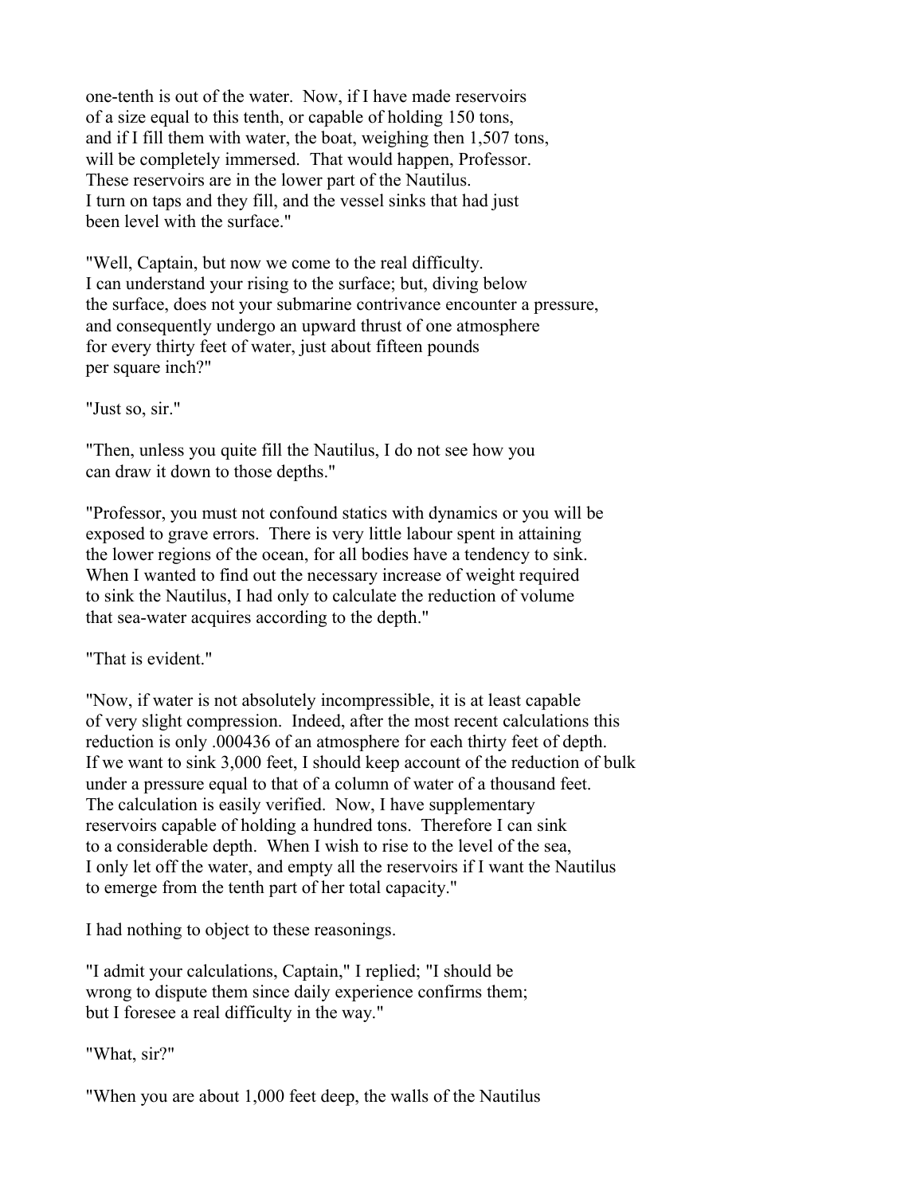one-tenth is out of the water. Now, if I have made reservoirs of a size equal to this tenth, or capable of holding 150 tons, and if I fill them with water, the boat, weighing then 1,507 tons, will be completely immersed. That would happen, Professor. These reservoirs are in the lower part of the Nautilus. I turn on taps and they fill, and the vessel sinks that had just been level with the surface."

"Well, Captain, but now we come to the real difficulty. I can understand your rising to the surface; but, diving below the surface, does not your submarine contrivance encounter a pressure, and consequently undergo an upward thrust of one atmosphere for every thirty feet of water, just about fifteen pounds per square inch?"

"Just so, sir."

"Then, unless you quite fill the Nautilus, I do not see how you can draw it down to those depths."

"Professor, you must not confound statics with dynamics or you will be exposed to grave errors. There is very little labour spent in attaining the lower regions of the ocean, for all bodies have a tendency to sink. When I wanted to find out the necessary increase of weight required to sink the Nautilus, I had only to calculate the reduction of volume that sea-water acquires according to the depth."

"That is evident."

"Now, if water is not absolutely incompressible, it is at least capable of very slight compression. Indeed, after the most recent calculations this reduction is only .000436 of an atmosphere for each thirty feet of depth. If we want to sink 3,000 feet, I should keep account of the reduction of bulk under a pressure equal to that of a column of water of a thousand feet. The calculation is easily verified. Now, I have supplementary reservoirs capable of holding a hundred tons. Therefore I can sink to a considerable depth. When I wish to rise to the level of the sea, I only let off the water, and empty all the reservoirs if I want the Nautilus to emerge from the tenth part of her total capacity."

I had nothing to object to these reasonings.

"I admit your calculations, Captain," I replied; "I should be wrong to dispute them since daily experience confirms them; but I foresee a real difficulty in the way."

"What, sir?"

"When you are about 1,000 feet deep, the walls of the Nautilus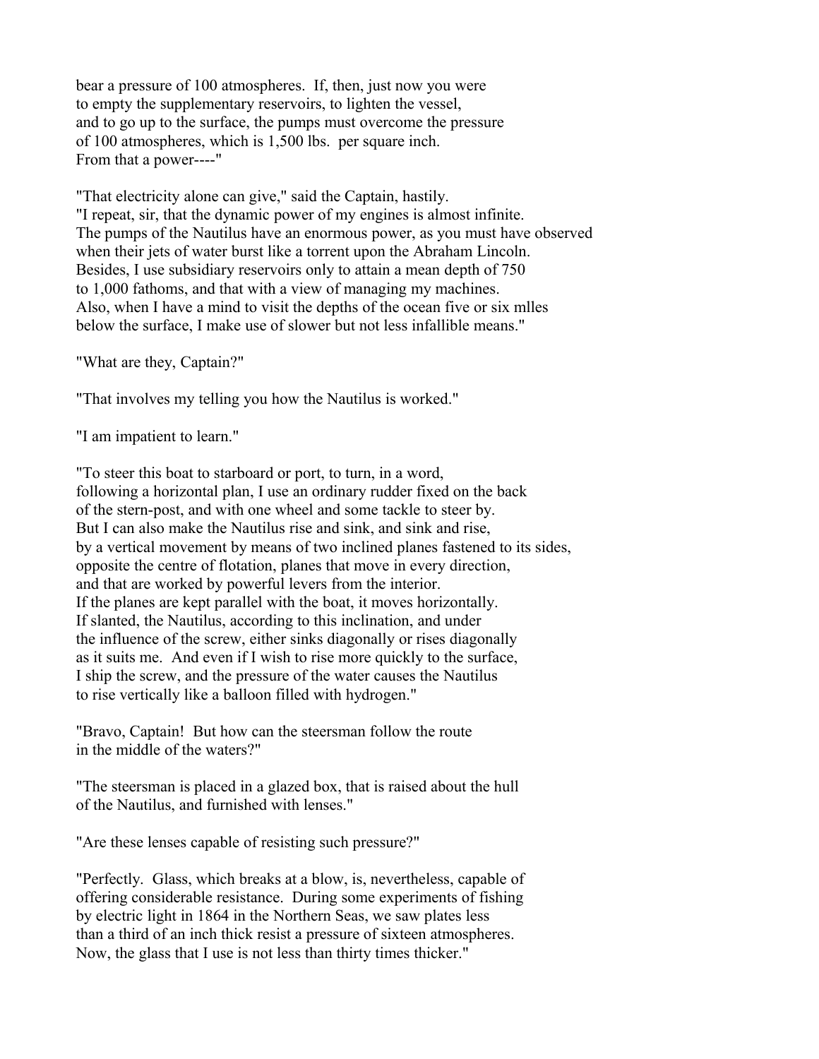bear a pressure of 100 atmospheres. If, then, just now you were to empty the supplementary reservoirs, to lighten the vessel, and to go up to the surface, the pumps must overcome the pressure of 100 atmospheres, which is 1,500 lbs. per square inch. From that a power----"

"That electricity alone can give," said the Captain, hastily. "I repeat, sir, that the dynamic power of my engines is almost infinite. The pumps of the Nautilus have an enormous power, as you must have observed when their jets of water burst like a torrent upon the Abraham Lincoln. Besides, I use subsidiary reservoirs only to attain a mean depth of 750 to 1,000 fathoms, and that with a view of managing my machines. Also, when I have a mind to visit the depths of the ocean five or six mlles below the surface, I make use of slower but not less infallible means."

"What are they, Captain?"

"That involves my telling you how the Nautilus is worked."

"I am impatient to learn."

"To steer this boat to starboard or port, to turn, in a word, following a horizontal plan, I use an ordinary rudder fixed on the back of the stern-post, and with one wheel and some tackle to steer by. But I can also make the Nautilus rise and sink, and sink and rise, by a vertical movement by means of two inclined planes fastened to its sides, opposite the centre of flotation, planes that move in every direction, and that are worked by powerful levers from the interior. If the planes are kept parallel with the boat, it moves horizontally. If slanted, the Nautilus, according to this inclination, and under the influence of the screw, either sinks diagonally or rises diagonally as it suits me. And even if I wish to rise more quickly to the surface, I ship the screw, and the pressure of the water causes the Nautilus to rise vertically like a balloon filled with hydrogen."

"Bravo, Captain! But how can the steersman follow the route in the middle of the waters?"

"The steersman is placed in a glazed box, that is raised about the hull of the Nautilus, and furnished with lenses."

"Are these lenses capable of resisting such pressure?"

"Perfectly. Glass, which breaks at a blow, is, nevertheless, capable of offering considerable resistance. During some experiments of fishing by electric light in 1864 in the Northern Seas, we saw plates less than a third of an inch thick resist a pressure of sixteen atmospheres. Now, the glass that I use is not less than thirty times thicker."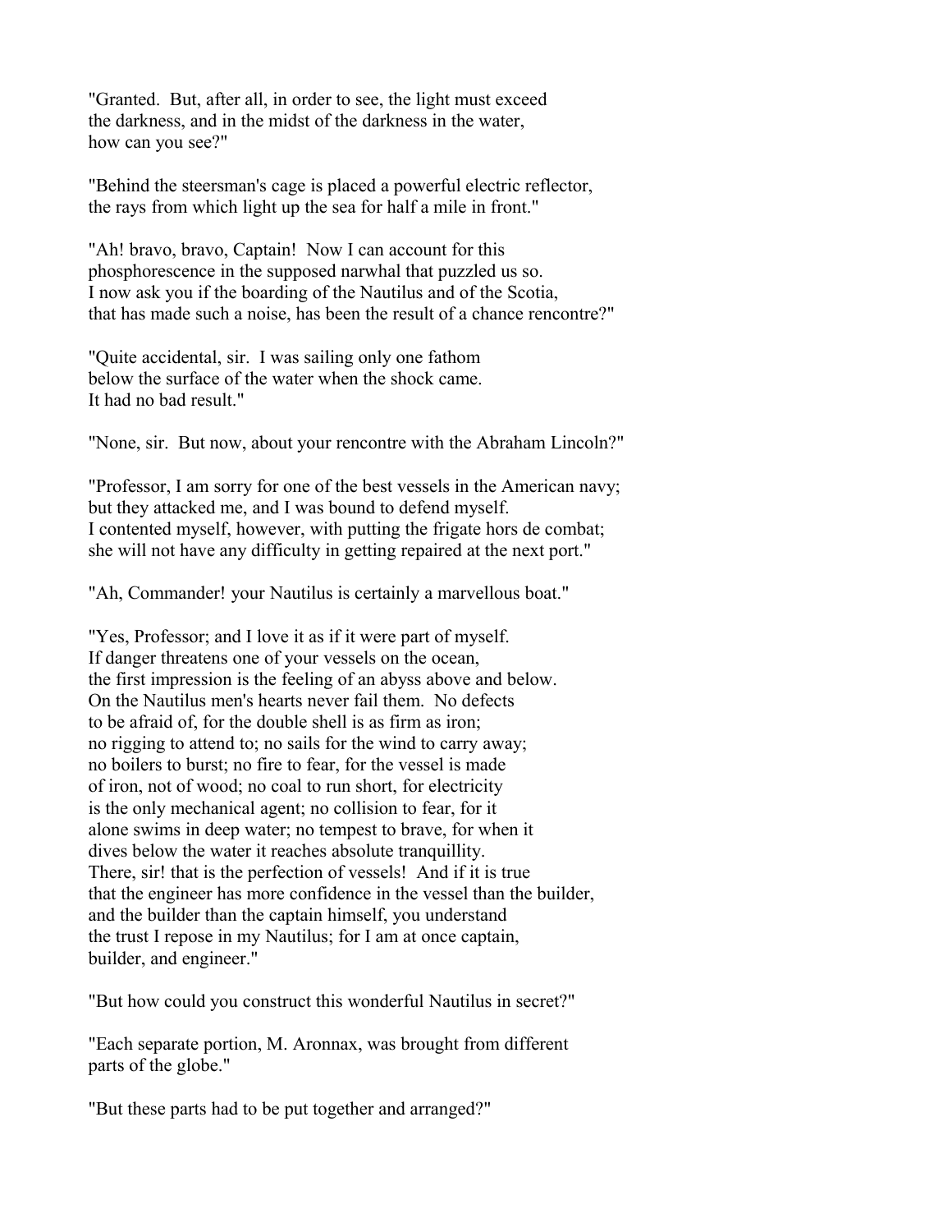"Granted. But, after all, in order to see, the light must exceed the darkness, and in the midst of the darkness in the water, how can you see?"

"Behind the steersman's cage is placed a powerful electric reflector, the rays from which light up the sea for half a mile in front."

"Ah! bravo, bravo, Captain! Now I can account for this phosphorescence in the supposed narwhal that puzzled us so. I now ask you if the boarding of the Nautilus and of the Scotia, that has made such a noise, has been the result of a chance rencontre?"

"Quite accidental, sir. I was sailing only one fathom below the surface of the water when the shock came. It had no bad result."

"None, sir. But now, about your rencontre with the Abraham Lincoln?"

"Professor, I am sorry for one of the best vessels in the American navy; but they attacked me, and I was bound to defend myself. I contented myself, however, with putting the frigate hors de combat; she will not have any difficulty in getting repaired at the next port."

"Ah, Commander! your Nautilus is certainly a marvellous boat."

"Yes, Professor; and I love it as if it were part of myself. If danger threatens one of your vessels on the ocean, the first impression is the feeling of an abyss above and below. On the Nautilus men's hearts never fail them. No defects to be afraid of, for the double shell is as firm as iron; no rigging to attend to; no sails for the wind to carry away; no boilers to burst; no fire to fear, for the vessel is made of iron, not of wood; no coal to run short, for electricity is the only mechanical agent; no collision to fear, for it alone swims in deep water; no tempest to brave, for when it dives below the water it reaches absolute tranquillity. There, sir! that is the perfection of vessels! And if it is true that the engineer has more confidence in the vessel than the builder, and the builder than the captain himself, you understand the trust I repose in my Nautilus; for I am at once captain, builder, and engineer."

"But how could you construct this wonderful Nautilus in secret?"

"Each separate portion, M. Aronnax, was brought from different parts of the globe."

"But these parts had to be put together and arranged?"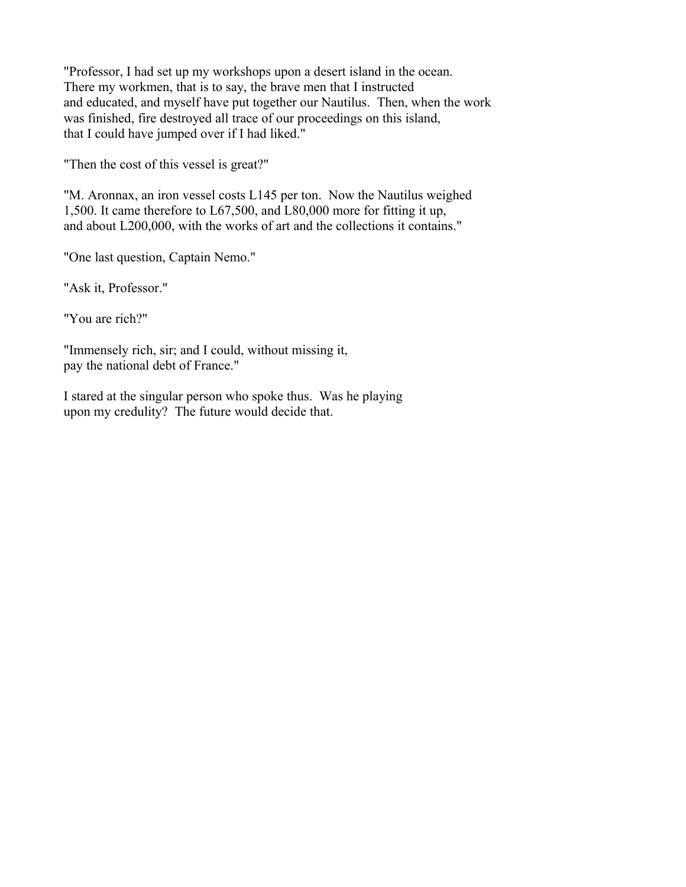"Professor, I had set up my workshops upon a desert island in the ocean. There my workmen, that is to say, the brave men that I instructed and educated, and myself have put together our Nautilus. Then, when the work was finished, fire destroyed all trace of our proceedings on this island, that I could have jumped over if I had liked."

"Then the cost of this vessel is great?"

"M. Aronnax, an iron vessel costs L145 per ton. Now the Nautilus weighed 1,500. It came therefore to L67,500, and L80,000 more for fitting it up, and about L200,000, with the works of art and the collections it contains."

"One last question, Captain Nemo."

"Ask it, Professor."

"You are rich?"

"Immensely rich, sir; and I could, without missing it, pay the national debt of France."

I stared at the singular person who spoke thus. Was he playing upon my credulity? The future would decide that.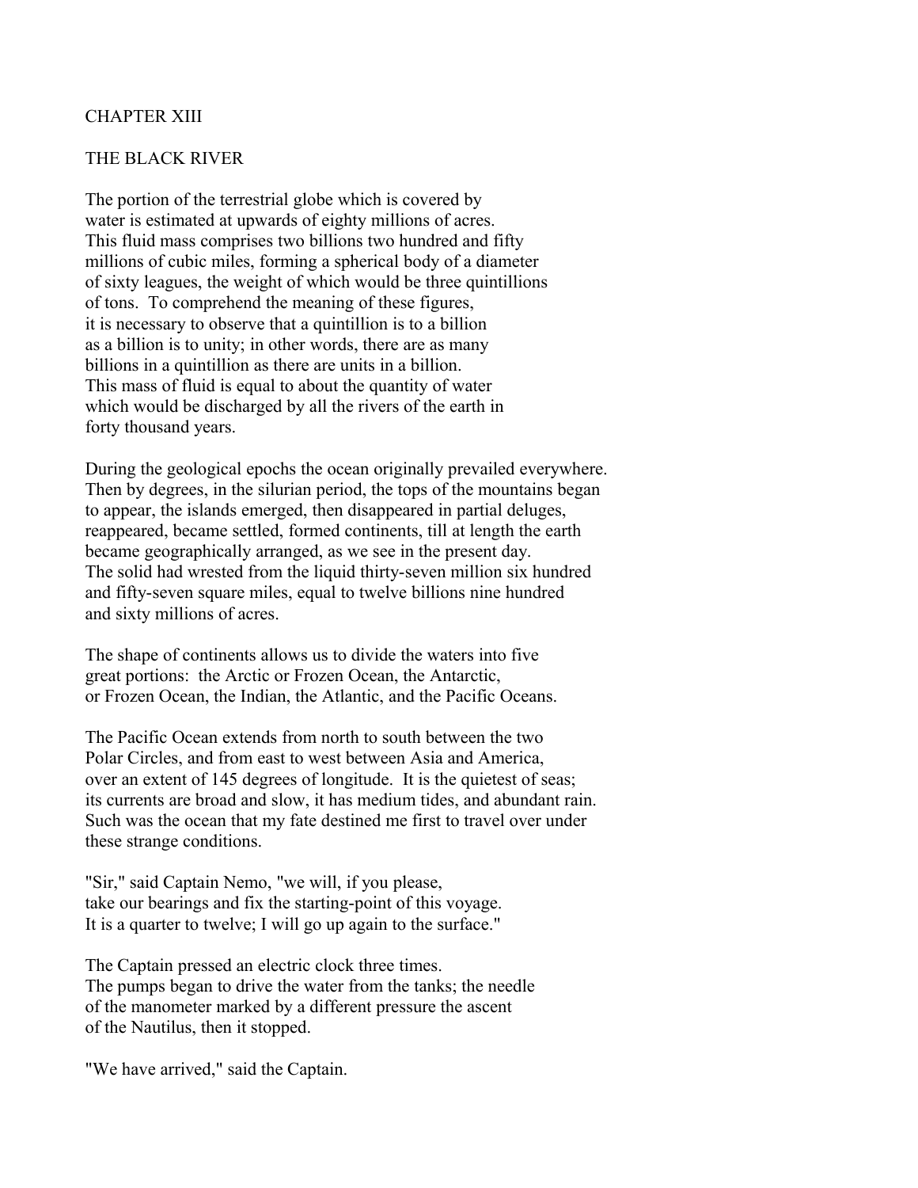# CHAPTER XIII

## THE BLACK RIVER

The portion of the terrestrial globe which is covered by water is estimated at upwards of eighty millions of acres. This fluid mass comprises two billions two hundred and fifty millions of cubic miles, forming a spherical body of a diameter of sixty leagues, the weight of which would be three quintillions of tons. To comprehend the meaning of these figures, it is necessary to observe that a quintillion is to a billion as a billion is to unity; in other words, there are as many billions in a quintillion as there are units in a billion. This mass of fluid is equal to about the quantity of water which would be discharged by all the rivers of the earth in forty thousand years.

During the geological epochs the ocean originally prevailed everywhere. Then by degrees, in the silurian period, the tops of the mountains began to appear, the islands emerged, then disappeared in partial deluges, reappeared, became settled, formed continents, till at length the earth became geographically arranged, as we see in the present day. The solid had wrested from the liquid thirty-seven million six hundred and fifty-seven square miles, equal to twelve billions nine hundred and sixty millions of acres.

The shape of continents allows us to divide the waters into five great portions: the Arctic or Frozen Ocean, the Antarctic, or Frozen Ocean, the Indian, the Atlantic, and the Pacific Oceans.

The Pacific Ocean extends from north to south between the two Polar Circles, and from east to west between Asia and America, over an extent of 145 degrees of longitude. It is the quietest of seas; its currents are broad and slow, it has medium tides, and abundant rain. Such was the ocean that my fate destined me first to travel over under these strange conditions.

"Sir," said Captain Nemo, "we will, if you please, take our bearings and fix the starting-point of this voyage. It is a quarter to twelve; I will go up again to the surface."

The Captain pressed an electric clock three times. The pumps began to drive the water from the tanks; the needle of the manometer marked by a different pressure the ascent of the Nautilus, then it stopped.

"We have arrived," said the Captain.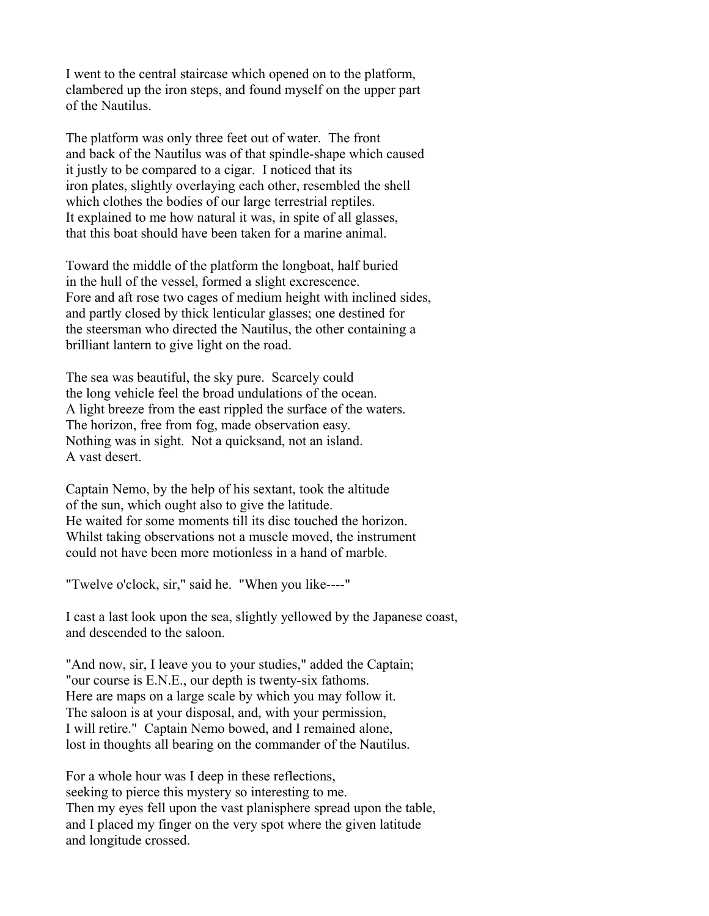I went to the central staircase which opened on to the platform, clambered up the iron steps, and found myself on the upper part of the Nautilus.

The platform was only three feet out of water. The front and back of the Nautilus was of that spindle-shape which caused it justly to be compared to a cigar. I noticed that its iron plates, slightly overlaying each other, resembled the shell which clothes the bodies of our large terrestrial reptiles. It explained to me how natural it was, in spite of all glasses, that this boat should have been taken for a marine animal.

Toward the middle of the platform the longboat, half buried in the hull of the vessel, formed a slight excrescence. Fore and aft rose two cages of medium height with inclined sides, and partly closed by thick lenticular glasses; one destined for the steersman who directed the Nautilus, the other containing a brilliant lantern to give light on the road.

The sea was beautiful, the sky pure. Scarcely could the long vehicle feel the broad undulations of the ocean. A light breeze from the east rippled the surface of the waters. The horizon, free from fog, made observation easy. Nothing was in sight. Not a quicksand, not an island. A vast desert.

Captain Nemo, by the help of his sextant, took the altitude of the sun, which ought also to give the latitude. He waited for some moments till its disc touched the horizon. Whilst taking observations not a muscle moved, the instrument could not have been more motionless in a hand of marble.

"Twelve o'clock, sir," said he. "When you like----"

I cast a last look upon the sea, slightly yellowed by the Japanese coast, and descended to the saloon.

"And now, sir, I leave you to your studies," added the Captain; "our course is E.N.E., our depth is twenty-six fathoms. Here are maps on a large scale by which you may follow it. The saloon is at your disposal, and, with your permission, I will retire." Captain Nemo bowed, and I remained alone, lost in thoughts all bearing on the commander of the Nautilus.

For a whole hour was I deep in these reflections, seeking to pierce this mystery so interesting to me. Then my eyes fell upon the vast planisphere spread upon the table, and I placed my finger on the very spot where the given latitude and longitude crossed.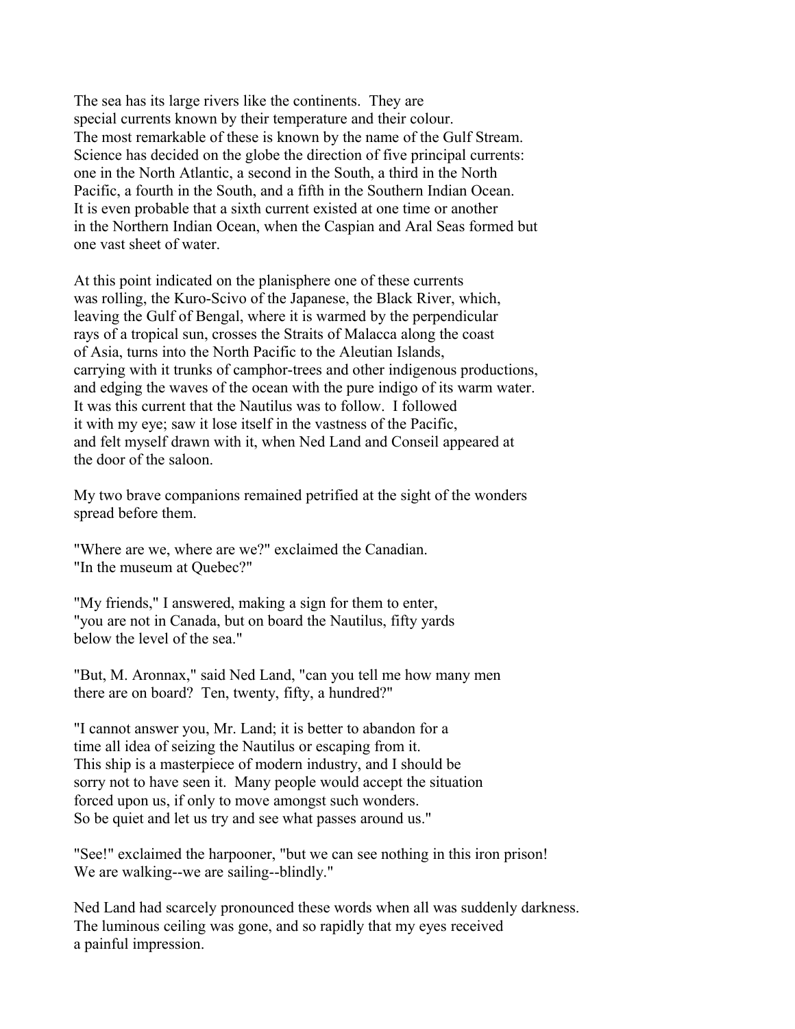The sea has its large rivers like the continents. They are special currents known by their temperature and their colour. The most remarkable of these is known by the name of the Gulf Stream. Science has decided on the globe the direction of five principal currents: one in the North Atlantic, a second in the South, a third in the North Pacific, a fourth in the South, and a fifth in the Southern Indian Ocean. It is even probable that a sixth current existed at one time or another in the Northern Indian Ocean, when the Caspian and Aral Seas formed but one vast sheet of water.

At this point indicated on the planisphere one of these currents was rolling, the Kuro-Scivo of the Japanese, the Black River, which, leaving the Gulf of Bengal, where it is warmed by the perpendicular rays of a tropical sun, crosses the Straits of Malacca along the coast of Asia, turns into the North Pacific to the Aleutian Islands, carrying with it trunks of camphor-trees and other indigenous productions, and edging the waves of the ocean with the pure indigo of its warm water. It was this current that the Nautilus was to follow. I followed it with my eye; saw it lose itself in the vastness of the Pacific, and felt myself drawn with it, when Ned Land and Conseil appeared at the door of the saloon.

My two brave companions remained petrified at the sight of the wonders spread before them.

"Where are we, where are we?" exclaimed the Canadian. "In the museum at Quebec?"

"My friends," I answered, making a sign for them to enter, "you are not in Canada, but on board the Nautilus, fifty yards below the level of the sea."

"But, M. Aronnax," said Ned Land, "can you tell me how many men there are on board? Ten, twenty, fifty, a hundred?"

"I cannot answer you, Mr. Land; it is better to abandon for a time all idea of seizing the Nautilus or escaping from it. This ship is a masterpiece of modern industry, and I should be sorry not to have seen it. Many people would accept the situation forced upon us, if only to move amongst such wonders. So be quiet and let us try and see what passes around us."

"See!" exclaimed the harpooner, "but we can see nothing in this iron prison! We are walking--we are sailing--blindly."

Ned Land had scarcely pronounced these words when all was suddenly darkness. The luminous ceiling was gone, and so rapidly that my eyes received a painful impression.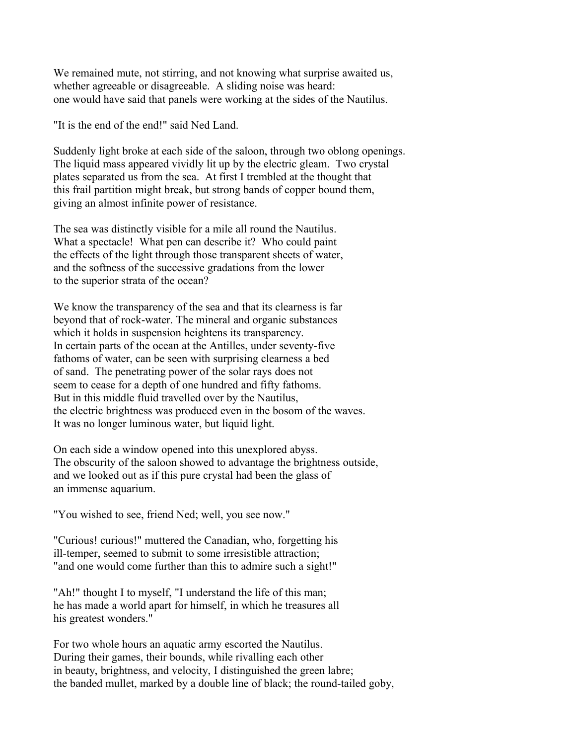We remained mute, not stirring, and not knowing what surprise awaited us, whether agreeable or disagreeable. A sliding noise was heard: one would have said that panels were working at the sides of the Nautilus.

"It is the end of the end!" said Ned Land.

Suddenly light broke at each side of the saloon, through two oblong openings. The liquid mass appeared vividly lit up by the electric gleam. Two crystal plates separated us from the sea. At first I trembled at the thought that this frail partition might break, but strong bands of copper bound them, giving an almost infinite power of resistance.

The sea was distinctly visible for a mile all round the Nautilus. What a spectacle! What pen can describe it? Who could paint the effects of the light through those transparent sheets of water, and the softness of the successive gradations from the lower to the superior strata of the ocean?

We know the transparency of the sea and that its clearness is far beyond that of rock-water. The mineral and organic substances which it holds in suspension heightens its transparency. In certain parts of the ocean at the Antilles, under seventy-five fathoms of water, can be seen with surprising clearness a bed of sand. The penetrating power of the solar rays does not seem to cease for a depth of one hundred and fifty fathoms. But in this middle fluid travelled over by the Nautilus, the electric brightness was produced even in the bosom of the waves. It was no longer luminous water, but liquid light.

On each side a window opened into this unexplored abyss. The obscurity of the saloon showed to advantage the brightness outside, and we looked out as if this pure crystal had been the glass of an immense aquarium.

"You wished to see, friend Ned; well, you see now."

"Curious! curious!" muttered the Canadian, who, forgetting his ill-temper, seemed to submit to some irresistible attraction; "and one would come further than this to admire such a sight!"

"Ah!" thought I to myself, "I understand the life of this man; he has made a world apart for himself, in which he treasures all his greatest wonders."

For two whole hours an aquatic army escorted the Nautilus. During their games, their bounds, while rivalling each other in beauty, brightness, and velocity, I distinguished the green labre; the banded mullet, marked by a double line of black; the round-tailed goby,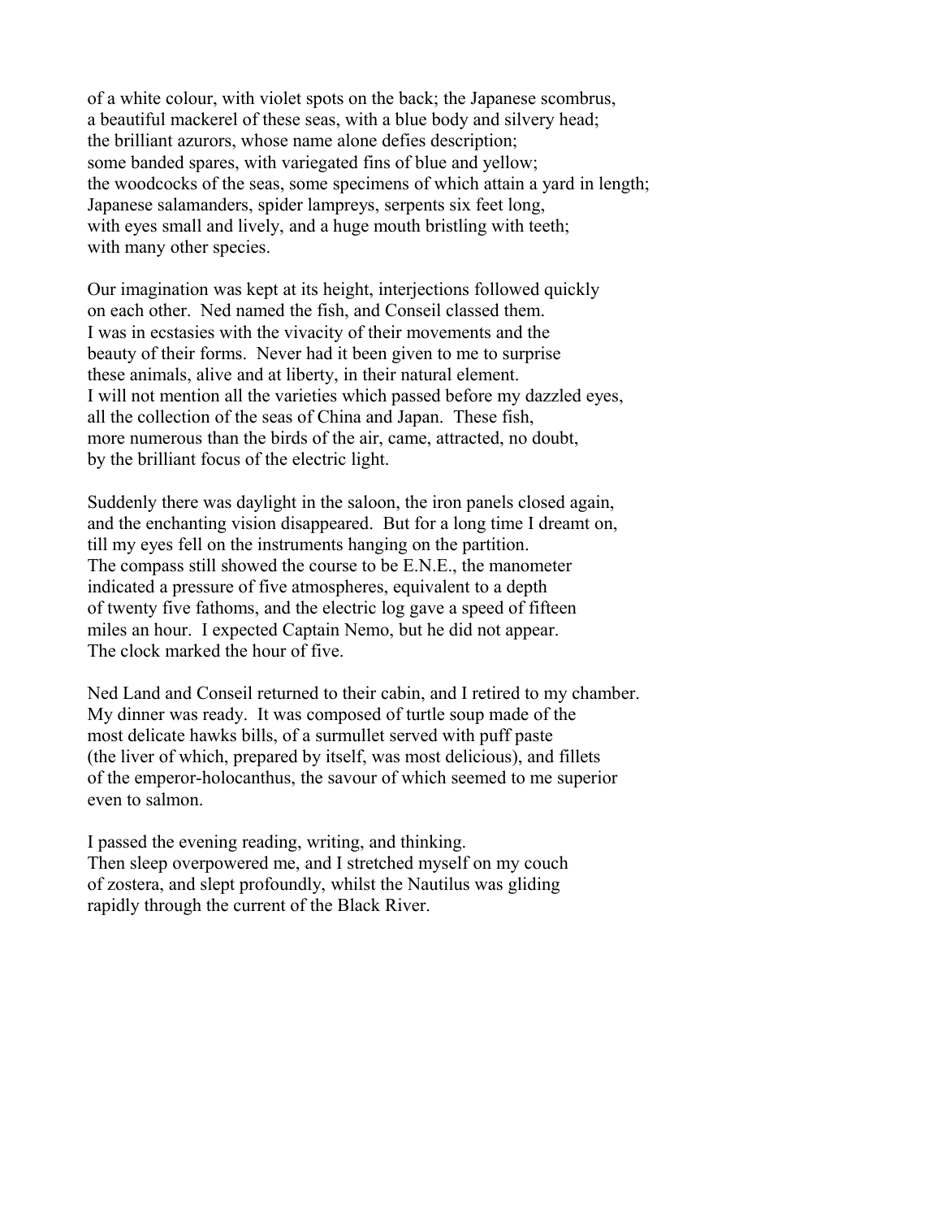of a white colour, with violet spots on the back; the Japanese scombrus, a beautiful mackerel of these seas, with a blue body and silvery head; the brilliant azurors, whose name alone defies description; some banded spares, with variegated fins of blue and yellow; the woodcocks of the seas, some specimens of which attain a yard in length; Japanese salamanders, spider lampreys, serpents six feet long, with eyes small and lively, and a huge mouth bristling with teeth; with many other species.

Our imagination was kept at its height, interjections followed quickly on each other. Ned named the fish, and Conseil classed them. I was in ecstasies with the vivacity of their movements and the beauty of their forms. Never had it been given to me to surprise these animals, alive and at liberty, in their natural element. I will not mention all the varieties which passed before my dazzled eyes, all the collection of the seas of China and Japan. These fish, more numerous than the birds of the air, came, attracted, no doubt, by the brilliant focus of the electric light.

Suddenly there was daylight in the saloon, the iron panels closed again, and the enchanting vision disappeared. But for a long time I dreamt on, till my eyes fell on the instruments hanging on the partition. The compass still showed the course to be E.N.E., the manometer indicated a pressure of five atmospheres, equivalent to a depth of twenty five fathoms, and the electric log gave a speed of fifteen miles an hour. I expected Captain Nemo, but he did not appear. The clock marked the hour of five.

Ned Land and Conseil returned to their cabin, and I retired to my chamber. My dinner was ready. It was composed of turtle soup made of the most delicate hawks bills, of a surmullet served with puff paste (the liver of which, prepared by itself, was most delicious), and fillets of the emperor-holocanthus, the savour of which seemed to me superior even to salmon.

I passed the evening reading, writing, and thinking. Then sleep overpowered me, and I stretched myself on my couch of zostera, and slept profoundly, whilst the Nautilus was gliding rapidly through the current of the Black River.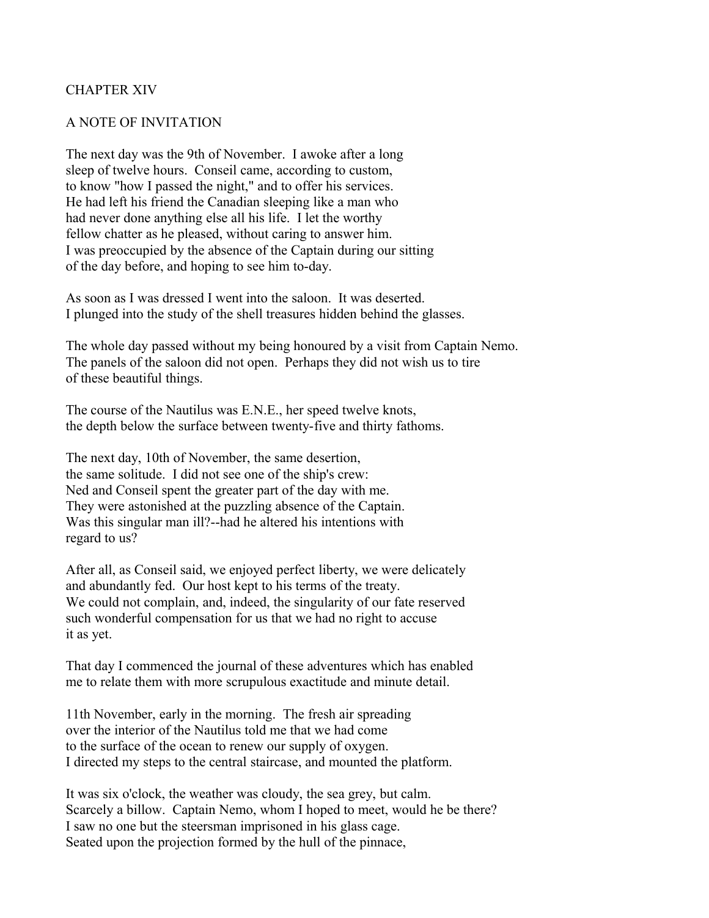## CHAPTER XIV

### A NOTE OF INVITATION

The next day was the 9th of November. I awoke after a long sleep of twelve hours. Conseil came, according to custom, to know "how I passed the night," and to offer his services. He had left his friend the Canadian sleeping like a man who had never done anything else all his life. I let the worthy fellow chatter as he pleased, without caring to answer him. I was preoccupied by the absence of the Captain during our sitting of the day before, and hoping to see him to-day.

As soon as I was dressed I went into the saloon. It was deserted. I plunged into the study of the shell treasures hidden behind the glasses.

The whole day passed without my being honoured by a visit from Captain Nemo. The panels of the saloon did not open. Perhaps they did not wish us to tire of these beautiful things.

The course of the Nautilus was E.N.E., her speed twelve knots, the depth below the surface between twenty-five and thirty fathoms.

The next day, 10th of November, the same desertion, the same solitude. I did not see one of the ship's crew: Ned and Conseil spent the greater part of the day with me. They were astonished at the puzzling absence of the Captain. Was this singular man ill?--had he altered his intentions with regard to us?

After all, as Conseil said, we enjoyed perfect liberty, we were delicately and abundantly fed. Our host kept to his terms of the treaty. We could not complain, and, indeed, the singularity of our fate reserved such wonderful compensation for us that we had no right to accuse it as yet.

That day I commenced the journal of these adventures which has enabled me to relate them with more scrupulous exactitude and minute detail.

11th November, early in the morning. The fresh air spreading over the interior of the Nautilus told me that we had come to the surface of the ocean to renew our supply of oxygen. I directed my steps to the central staircase, and mounted the platform.

It was six o'clock, the weather was cloudy, the sea grey, but calm. Scarcely a billow. Captain Nemo, whom I hoped to meet, would he be there? I saw no one but the steersman imprisoned in his glass cage. Seated upon the projection formed by the hull of the pinnace,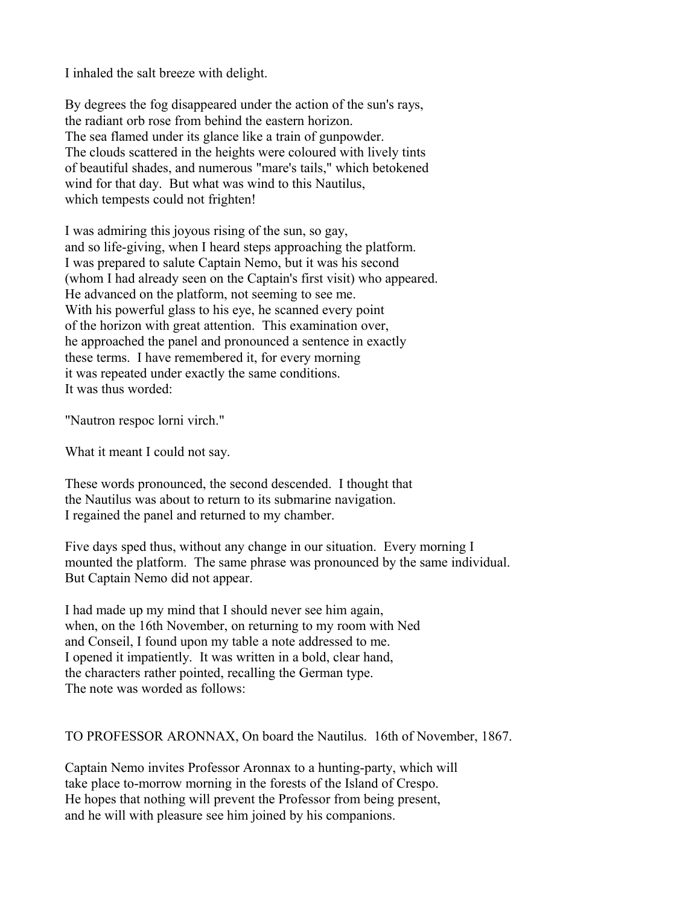I inhaled the salt breeze with delight.

By degrees the fog disappeared under the action of the sun's rays, the radiant orb rose from behind the eastern horizon. The sea flamed under its glance like a train of gunpowder. The clouds scattered in the heights were coloured with lively tints of beautiful shades, and numerous "mare's tails," which betokened wind for that day. But what was wind to this Nautilus, which tempests could not frighten!

I was admiring this joyous rising of the sun, so gay, and so life-giving, when I heard steps approaching the platform. I was prepared to salute Captain Nemo, but it was his second (whom I had already seen on the Captain's first visit) who appeared. He advanced on the platform, not seeming to see me. With his powerful glass to his eye, he scanned every point of the horizon with great attention. This examination over, he approached the panel and pronounced a sentence in exactly these terms. I have remembered it, for every morning it was repeated under exactly the same conditions. It was thus worded:

"Nautron respoc lorni virch."

What it meant I could not say.

These words pronounced, the second descended. I thought that the Nautilus was about to return to its submarine navigation. I regained the panel and returned to my chamber.

Five days sped thus, without any change in our situation. Every morning I mounted the platform. The same phrase was pronounced by the same individual. But Captain Nemo did not appear.

I had made up my mind that I should never see him again, when, on the 16th November, on returning to my room with Ned and Conseil, I found upon my table a note addressed to me. I opened it impatiently. It was written in a bold, clear hand, the characters rather pointed, recalling the German type. The note was worded as follows:

TO PROFESSOR ARONNAX, On board the Nautilus. 16th of November, 1867.

Captain Nemo invites Professor Aronnax to a hunting-party, which will take place to-morrow morning in the forests of the Island of Crespo. He hopes that nothing will prevent the Professor from being present, and he will with pleasure see him joined by his companions.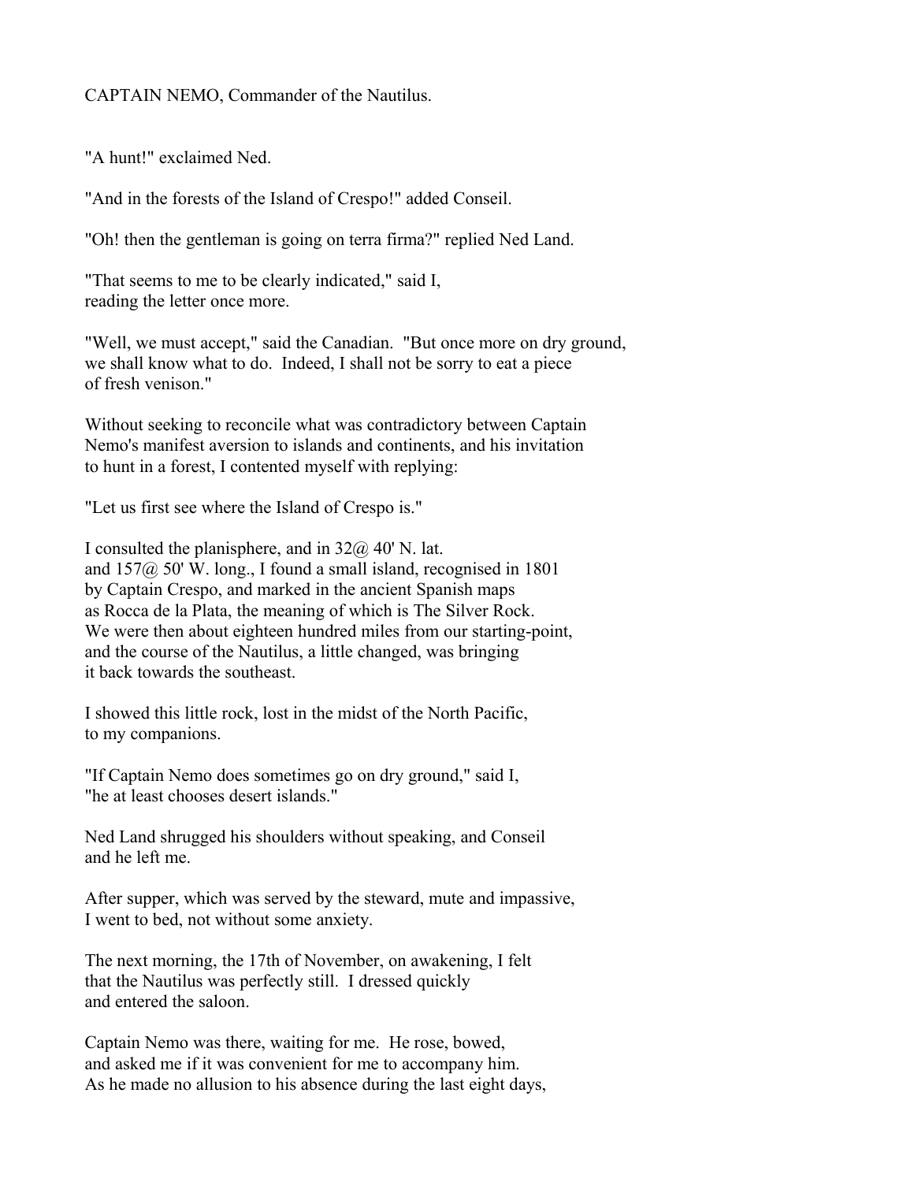CAPTAIN NEMO, Commander of the Nautilus.

"A hunt!" exclaimed Ned.

"And in the forests of the Island of Crespo!" added Conseil.

"Oh! then the gentleman is going on terra firma?" replied Ned Land.

"That seems to me to be clearly indicated," said I, reading the letter once more.

"Well, we must accept," said the Canadian. "But once more on dry ground, we shall know what to do. Indeed, I shall not be sorry to eat a piece of fresh venison."

Without seeking to reconcile what was contradictory between Captain Nemo's manifest aversion to islands and continents, and his invitation to hunt in a forest, I contented myself with replying:

"Let us first see where the Island of Crespo is."

I consulted the planisphere, and in 32@ 40' N. lat. and 157@ 50' W. long., I found a small island, recognised in 1801 by Captain Crespo, and marked in the ancient Spanish maps as Rocca de la Plata, the meaning of which is The Silver Rock. We were then about eighteen hundred miles from our starting-point, and the course of the Nautilus, a little changed, was bringing it back towards the southeast.

I showed this little rock, lost in the midst of the North Pacific, to my companions.

"If Captain Nemo does sometimes go on dry ground," said I, "he at least chooses desert islands."

Ned Land shrugged his shoulders without speaking, and Conseil and he left me.

After supper, which was served by the steward, mute and impassive, I went to bed, not without some anxiety.

The next morning, the 17th of November, on awakening, I felt that the Nautilus was perfectly still. I dressed quickly and entered the saloon.

Captain Nemo was there, waiting for me. He rose, bowed, and asked me if it was convenient for me to accompany him. As he made no allusion to his absence during the last eight days,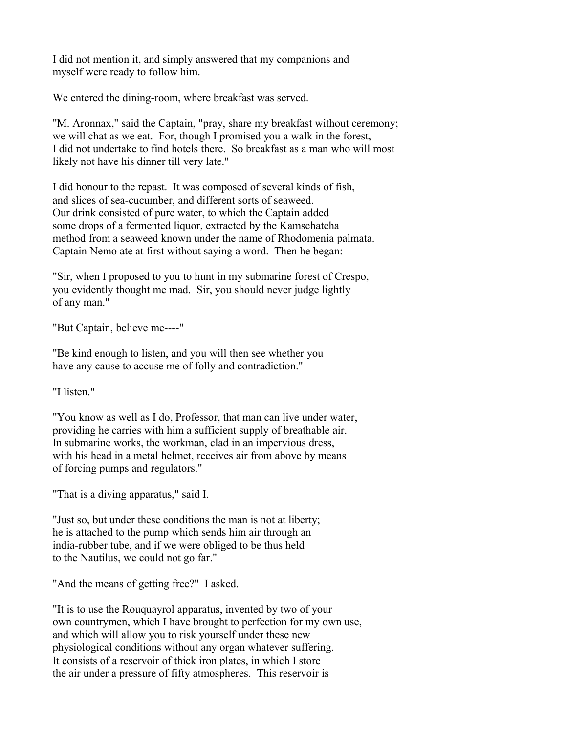I did not mention it, and simply answered that my companions and myself were ready to follow him.

We entered the dining-room, where breakfast was served.

"M. Aronnax," said the Captain, "pray, share my breakfast without ceremony; we will chat as we eat. For, though I promised you a walk in the forest, I did not undertake to find hotels there. So breakfast as a man who will most likely not have his dinner till very late."

I did honour to the repast. It was composed of several kinds of fish, and slices of sea-cucumber, and different sorts of seaweed. Our drink consisted of pure water, to which the Captain added some drops of a fermented liquor, extracted by the Kamschatcha method from a seaweed known under the name of Rhodomenia palmata. Captain Nemo ate at first without saying a word. Then he began:

"Sir, when I proposed to you to hunt in my submarine forest of Crespo, you evidently thought me mad. Sir, you should never judge lightly of any man."

"But Captain, believe me----"

"Be kind enough to listen, and you will then see whether you have any cause to accuse me of folly and contradiction."

"I listen."

"You know as well as I do, Professor, that man can live under water, providing he carries with him a sufficient supply of breathable air. In submarine works, the workman, clad in an impervious dress, with his head in a metal helmet, receives air from above by means of forcing pumps and regulators."

"That is a diving apparatus," said I.

"Just so, but under these conditions the man is not at liberty; he is attached to the pump which sends him air through an india-rubber tube, and if we were obliged to be thus held to the Nautilus, we could not go far."

"And the means of getting free?" I asked.

"It is to use the Rouquayrol apparatus, invented by two of your own countrymen, which I have brought to perfection for my own use, and which will allow you to risk yourself under these new physiological conditions without any organ whatever suffering. It consists of a reservoir of thick iron plates, in which I store the air under a pressure of fifty atmospheres. This reservoir is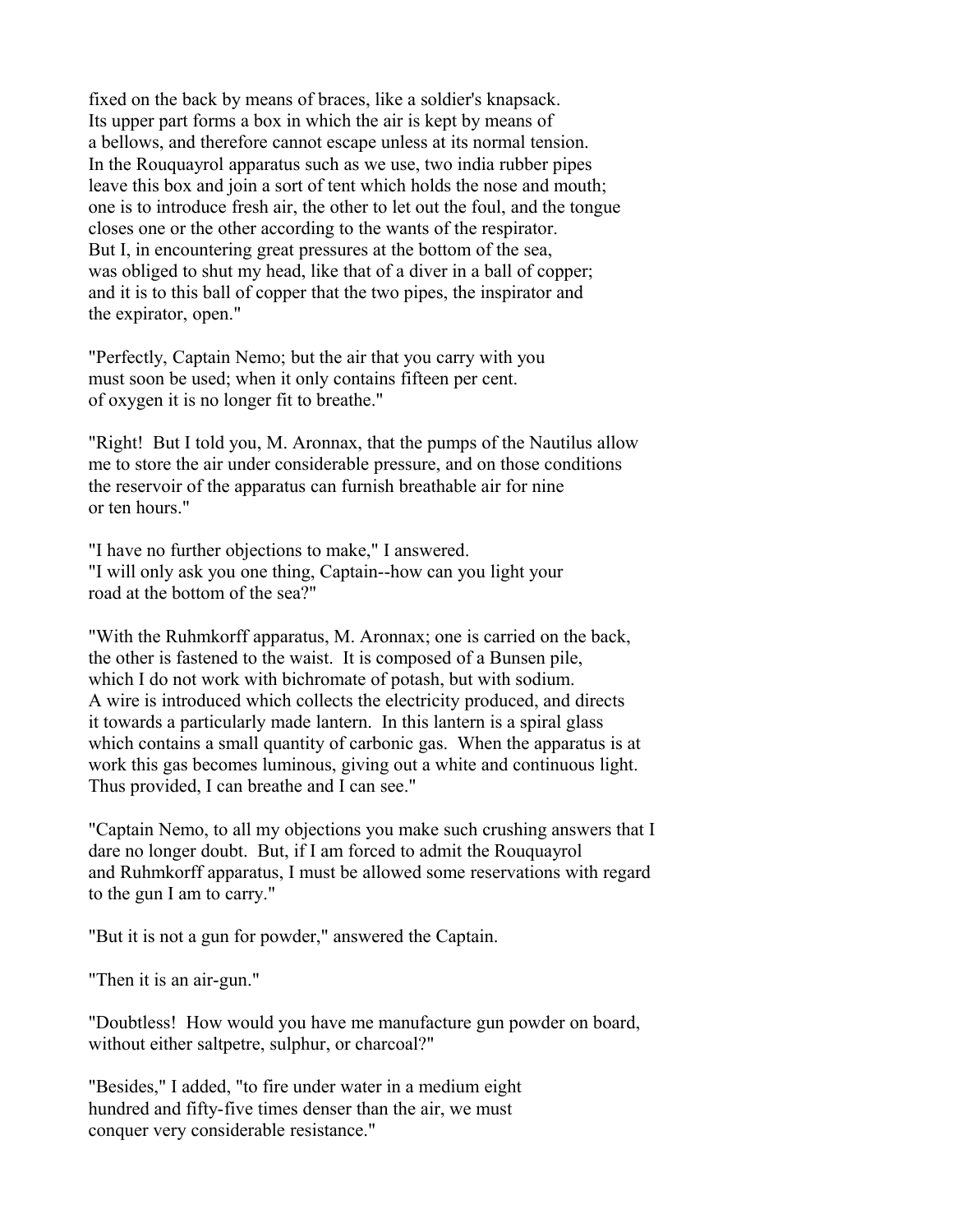fixed on the back by means of braces, like a soldier's knapsack.
Its upper part forms a box in which the air is kept by means of
a bellows, and therefore cannot escape unless at its normal tension.
In the Rouquayrol apparatus such as we use, two india rubber pipes
leave this box and join a sort of tent which holds the nose and mouth;
one is to introduce fresh air, the other to let out the foul, and the tongue
closes one or the other according to the wants of the respirator.
But I, in encountering great pressures at the bottom of the sea,
was obliged to shut my head, like that of a diver in a ball of copper;
and it is to this ball of copper that the two pipes, the inspirator and
the expirator, open."

"Perfectly, Captain Nemo; but the air that you carry with you
must soon be used; when it only contains fifteen per cent.
of oxygen it is no longer fit to breathe."

"Right! But I told you, M. Aronnax, that the pumps of the Nautilus allow
me to store the air under considerable pressure, and on those conditions
the reservoir of the apparatus can furnish breathable air for nine
or ten hours."

"I have no further objections to make," I answered.
"I will only ask you one thing, Captain--how can you light your
road at the bottom of the sea?"

"With the Ruhmkorff apparatus, M. Aronnax; one is carried on the back,
the other is fastened to the waist. It is composed of a Bunsen pile,
which I do not work with bichromate of potash, but with sodium.
A wire is introduced which collects the electricity produced, and directs
it towards a particularly made lantern. In this lantern is a spiral glass
which contains a small quantity of carbonic gas. When the apparatus is at
work this gas becomes luminous, giving out a white and continuous light.
Thus provided, I can breathe and I can see."

"Captain Nemo, to all my objections you make such crushing answers that I
dare no longer doubt. But, if I am forced to admit the Rouquayrol
and Ruhmkorff apparatus, I must be allowed some reservations with regard
to the gun I am to carry."

"But it is not a gun for powder," answered the Captain.

"Then it is an air-gun."

"Doubtless! How would you have me manufacture gun powder on board,
without either saltpetre, sulphur, or charcoal?"

"Besides," I added, "to fire under water in a medium eight
hundred and fifty-five times denser than the air, we must
conquer very considerable resistance."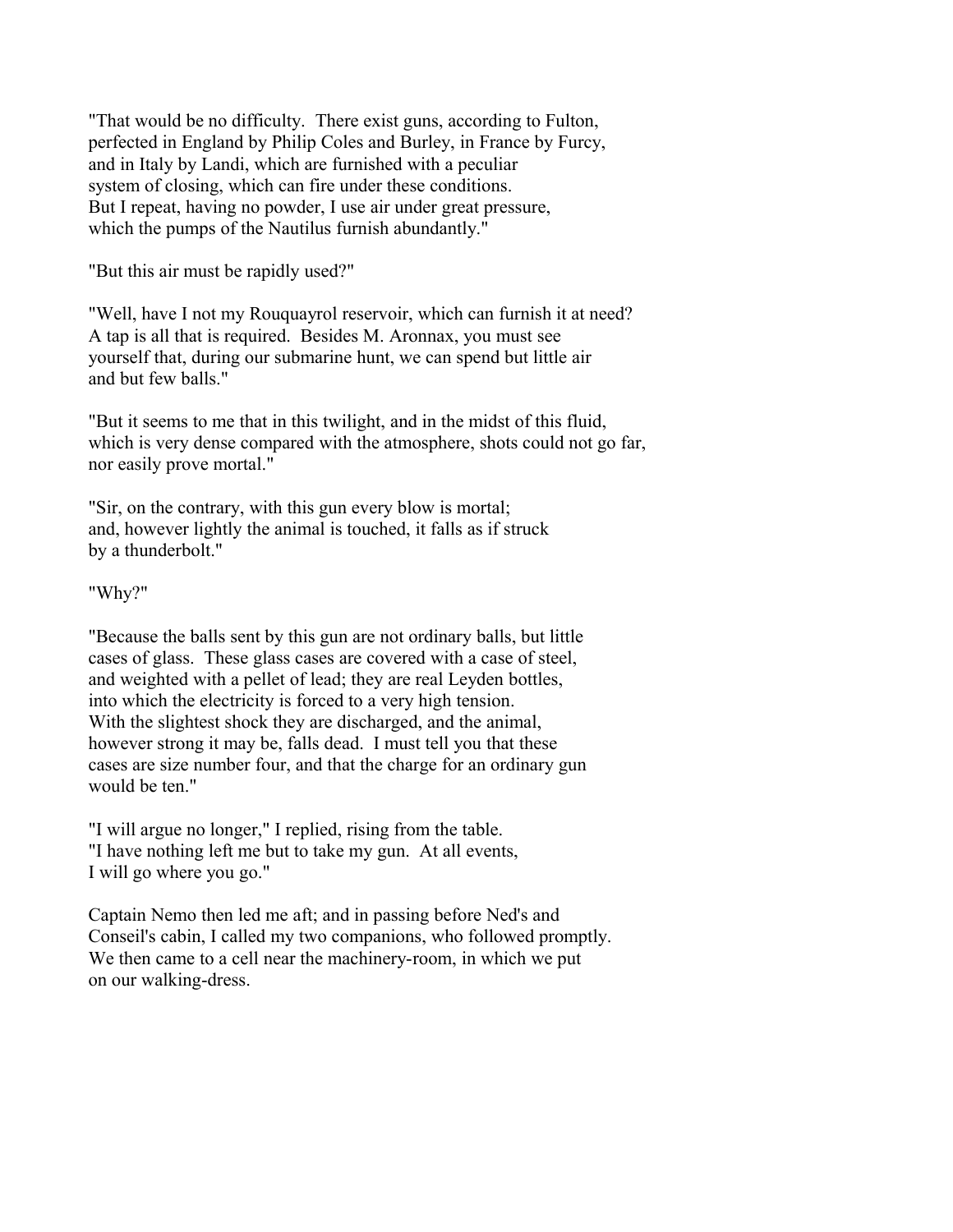"That would be no difficulty. There exist guns, according to Fulton, perfected in England by Philip Coles and Burley, in France by Furcy, and in Italy by Landi, which are furnished with a peculiar system of closing, which can fire under these conditions. But I repeat, having no powder, I use air under great pressure, which the pumps of the Nautilus furnish abundantly."

"But this air must be rapidly used?"

"Well, have I not my Rouquayrol reservoir, which can furnish it at need? A tap is all that is required. Besides M. Aronnax, you must see yourself that, during our submarine hunt, we can spend but little air and but few balls."

"But it seems to me that in this twilight, and in the midst of this fluid, which is very dense compared with the atmosphere, shots could not go far, nor easily prove mortal."

"Sir, on the contrary, with this gun every blow is mortal; and, however lightly the animal is touched, it falls as if struck by a thunderbolt."

"Why?"

"Because the balls sent by this gun are not ordinary balls, but little cases of glass. These glass cases are covered with a case of steel, and weighted with a pellet of lead; they are real Leyden bottles, into which the electricity is forced to a very high tension. With the slightest shock they are discharged, and the animal, however strong it may be, falls dead. I must tell you that these cases are size number four, and that the charge for an ordinary gun would be ten."

"I will argue no longer," I replied, rising from the table. "I have nothing left me but to take my gun. At all events, I will go where you go."

Captain Nemo then led me aft; and in passing before Ned's and Conseil's cabin, I called my two companions, who followed promptly. We then came to a cell near the machinery-room, in which we put on our walking-dress.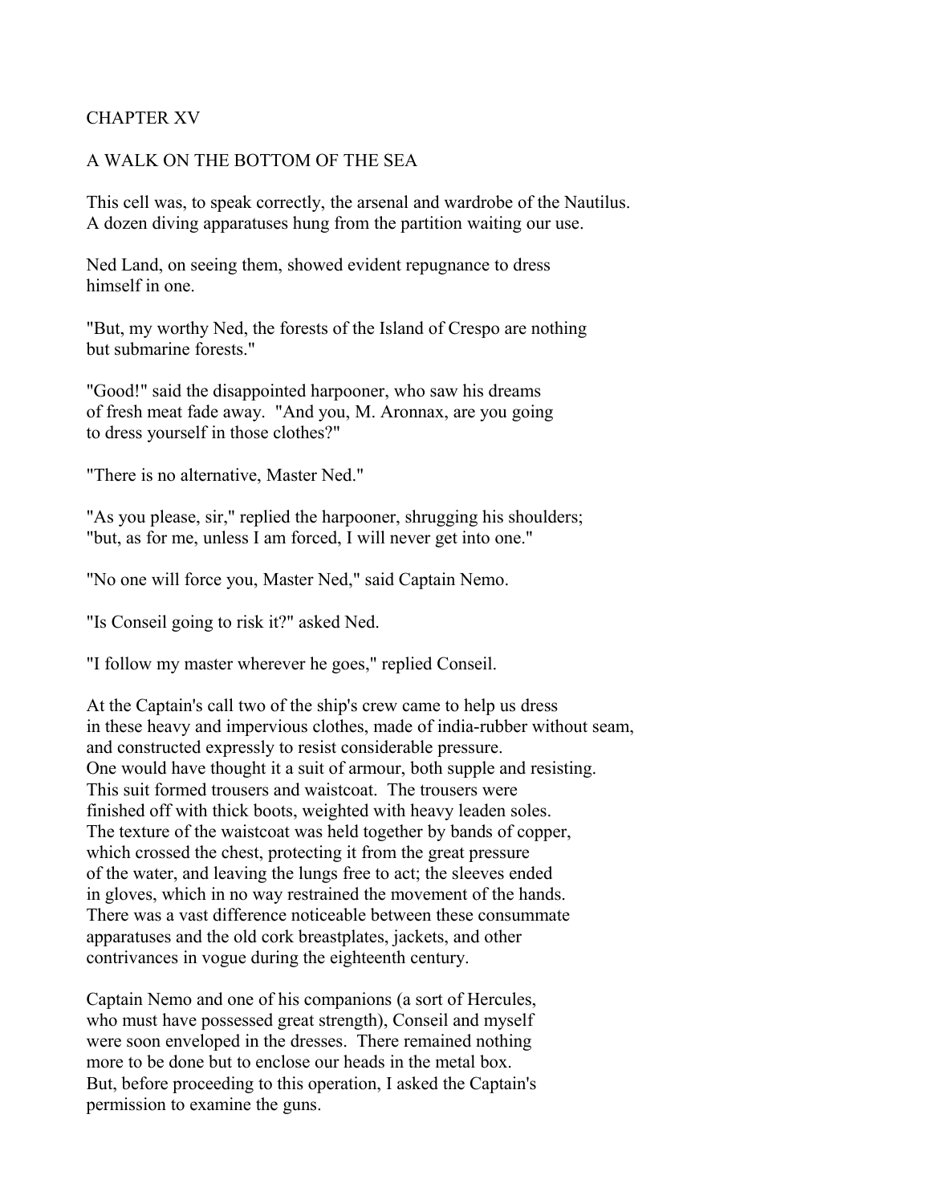# CHAPTER XV

## A WALK ON THE BOTTOM OF THE SEA

This cell was, to speak correctly, the arsenal and wardrobe of the Nautilus. A dozen diving apparatuses hung from the partition waiting our use.

Ned Land, on seeing them, showed evident repugnance to dress himself in one.

"But, my worthy Ned, the forests of the Island of Crespo are nothing but submarine forests."

"Good!" said the disappointed harpooner, who saw his dreams of fresh meat fade away. "And you, M. Aronnax, are you going to dress yourself in those clothes?"

"There is no alternative, Master Ned."

"As you please, sir," replied the harpooner, shrugging his shoulders; "but, as for me, unless I am forced, I will never get into one."

"No one will force you, Master Ned," said Captain Nemo.

"Is Conseil going to risk it?" asked Ned.

"I follow my master wherever he goes," replied Conseil.

At the Captain's call two of the ship's crew came to help us dress in these heavy and impervious clothes, made of india-rubber without seam, and constructed expressly to resist considerable pressure. One would have thought it a suit of armour, both supple and resisting. This suit formed trousers and waistcoat. The trousers were finished off with thick boots, weighted with heavy leaden soles. The texture of the waistcoat was held together by bands of copper, which crossed the chest, protecting it from the great pressure of the water, and leaving the lungs free to act; the sleeves ended in gloves, which in no way restrained the movement of the hands. There was a vast difference noticeable between these consummate apparatuses and the old cork breastplates, jackets, and other contrivances in vogue during the eighteenth century.

Captain Nemo and one of his companions (a sort of Hercules, who must have possessed great strength), Conseil and myself were soon enveloped in the dresses. There remained nothing more to be done but to enclose our heads in the metal box. But, before proceeding to this operation, I asked the Captain's permission to examine the guns.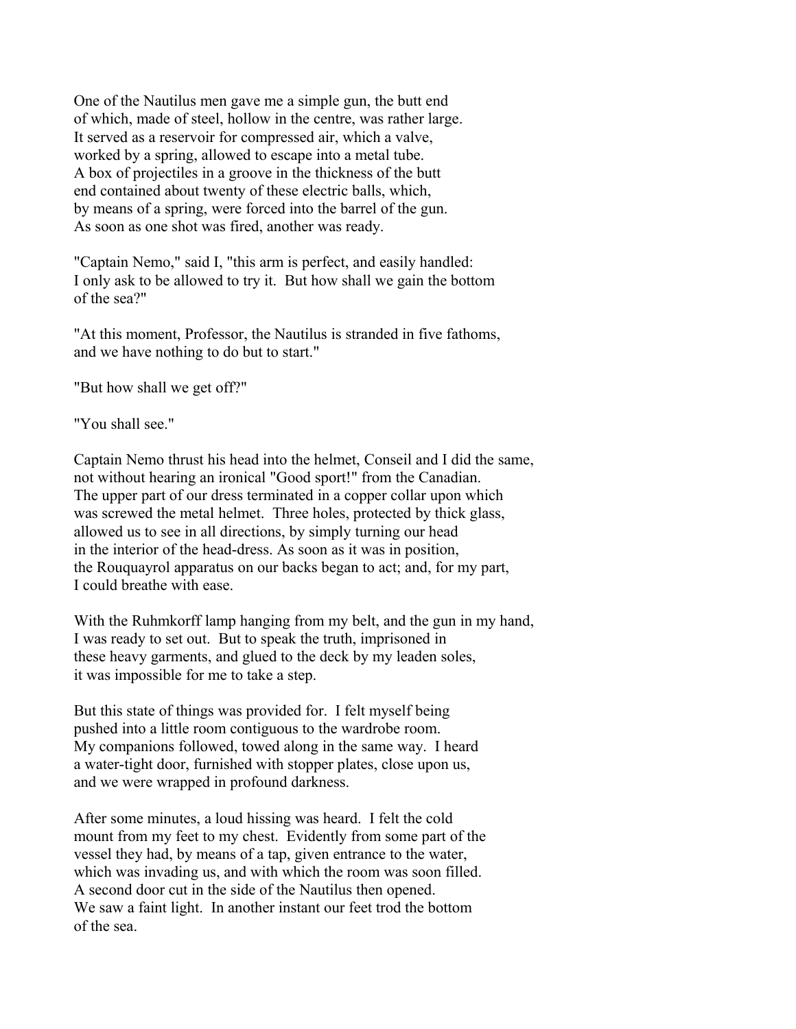One of the Nautilus men gave me a simple gun, the butt end of which, made of steel, hollow in the centre, was rather large. It served as a reservoir for compressed air, which a valve, worked by a spring, allowed to escape into a metal tube. A box of projectiles in a groove in the thickness of the butt end contained about twenty of these electric balls, which, by means of a spring, were forced into the barrel of the gun. As soon as one shot was fired, another was ready.

"Captain Nemo," said I, "this arm is perfect, and easily handled: I only ask to be allowed to try it. But how shall we gain the bottom of the sea?"

"At this moment, Professor, the Nautilus is stranded in five fathoms, and we have nothing to do but to start."

"But how shall we get off?"

"You shall see."

Captain Nemo thrust his head into the helmet, Conseil and I did the same, not without hearing an ironical "Good sport!" from the Canadian. The upper part of our dress terminated in a copper collar upon which was screwed the metal helmet. Three holes, protected by thick glass, allowed us to see in all directions, by simply turning our head in the interior of the head-dress. As soon as it was in position, the Rouquayrol apparatus on our backs began to act; and, for my part, I could breathe with ease.

With the Ruhmkorff lamp hanging from my belt, and the gun in my hand, I was ready to set out. But to speak the truth, imprisoned in these heavy garments, and glued to the deck by my leaden soles, it was impossible for me to take a step.

But this state of things was provided for. I felt myself being pushed into a little room contiguous to the wardrobe room. My companions followed, towed along in the same way. I heard a water-tight door, furnished with stopper plates, close upon us, and we were wrapped in profound darkness.

After some minutes, a loud hissing was heard. I felt the cold mount from my feet to my chest. Evidently from some part of the vessel they had, by means of a tap, given entrance to the water, which was invading us, and with which the room was soon filled. A second door cut in the side of the Nautilus then opened. We saw a faint light. In another instant our feet trod the bottom of the sea.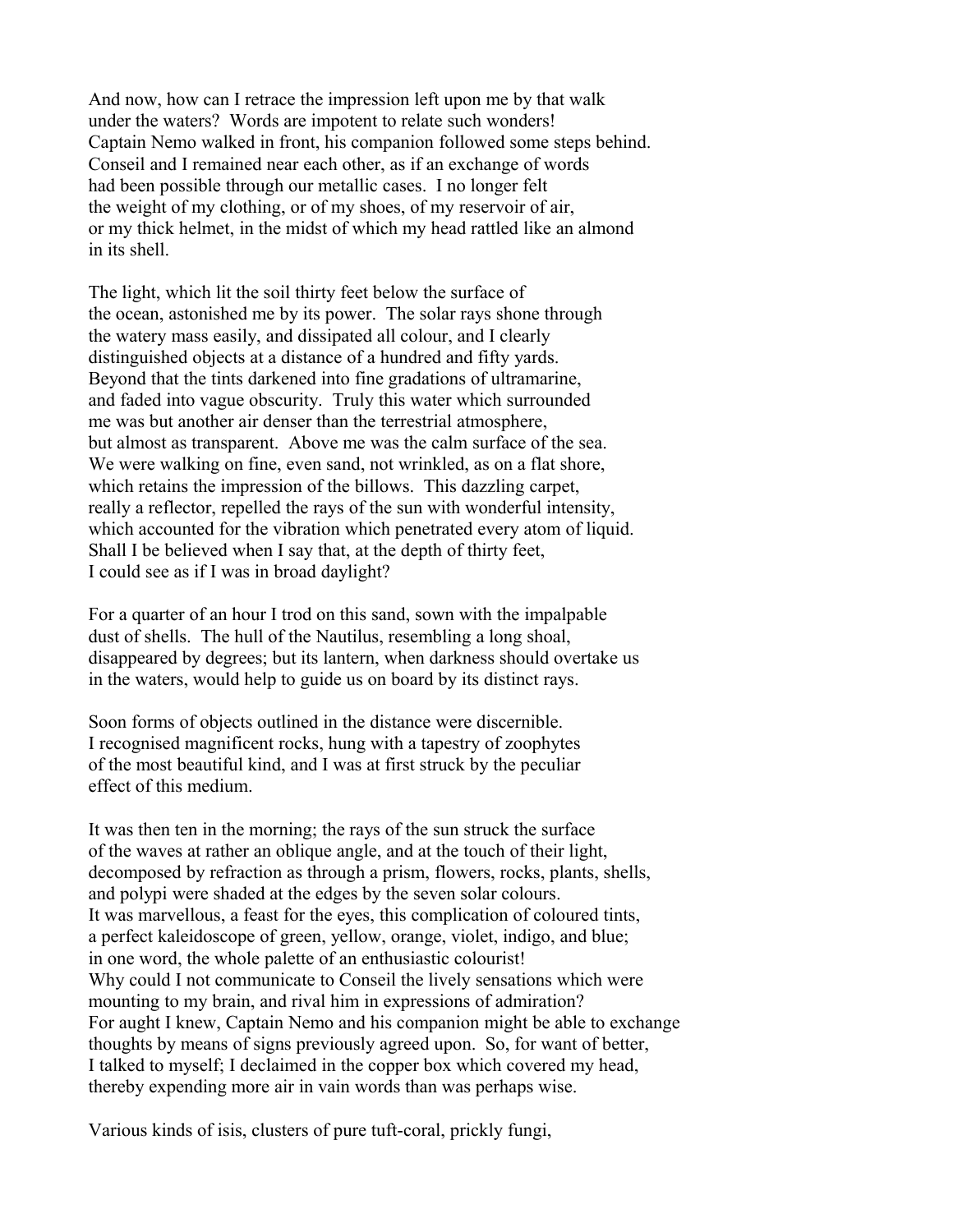And now, how can I retrace the impression left upon me by that walk under the waters? Words are impotent to relate such wonders! Captain Nemo walked in front, his companion followed some steps behind. Conseil and I remained near each other, as if an exchange of words had been possible through our metallic cases. I no longer felt the weight of my clothing, or of my shoes, of my reservoir of air, or my thick helmet, in the midst of which my head rattled like an almond in its shell.

The light, which lit the soil thirty feet below the surface of the ocean, astonished me by its power. The solar rays shone through the watery mass easily, and dissipated all colour, and I clearly distinguished objects at a distance of a hundred and fifty yards. Beyond that the tints darkened into fine gradations of ultramarine, and faded into vague obscurity. Truly this water which surrounded me was but another air denser than the terrestrial atmosphere, but almost as transparent. Above me was the calm surface of the sea. We were walking on fine, even sand, not wrinkled, as on a flat shore, which retains the impression of the billows. This dazzling carpet, really a reflector, repelled the rays of the sun with wonderful intensity, which accounted for the vibration which penetrated every atom of liquid. Shall I be believed when I say that, at the depth of thirty feet, I could see as if I was in broad daylight?

For a quarter of an hour I trod on this sand, sown with the impalpable dust of shells. The hull of the Nautilus, resembling a long shoal, disappeared by degrees; but its lantern, when darkness should overtake us in the waters, would help to guide us on board by its distinct rays.

Soon forms of objects outlined in the distance were discernible. I recognised magnificent rocks, hung with a tapestry of zoophytes of the most beautiful kind, and I was at first struck by the peculiar effect of this medium.

It was then ten in the morning; the rays of the sun struck the surface of the waves at rather an oblique angle, and at the touch of their light, decomposed by refraction as through a prism, flowers, rocks, plants, shells, and polypi were shaded at the edges by the seven solar colours. It was marvellous, a feast for the eyes, this complication of coloured tints, a perfect kaleidoscope of green, yellow, orange, violet, indigo, and blue; in one word, the whole palette of an enthusiastic colourist! Why could I not communicate to Conseil the lively sensations which were mounting to my brain, and rival him in expressions of admiration? For aught I knew, Captain Nemo and his companion might be able to exchange thoughts by means of signs previously agreed upon. So, for want of better, I talked to myself; I declaimed in the copper box which covered my head, thereby expending more air in vain words than was perhaps wise.

Various kinds of isis, clusters of pure tuft-coral, prickly fungi,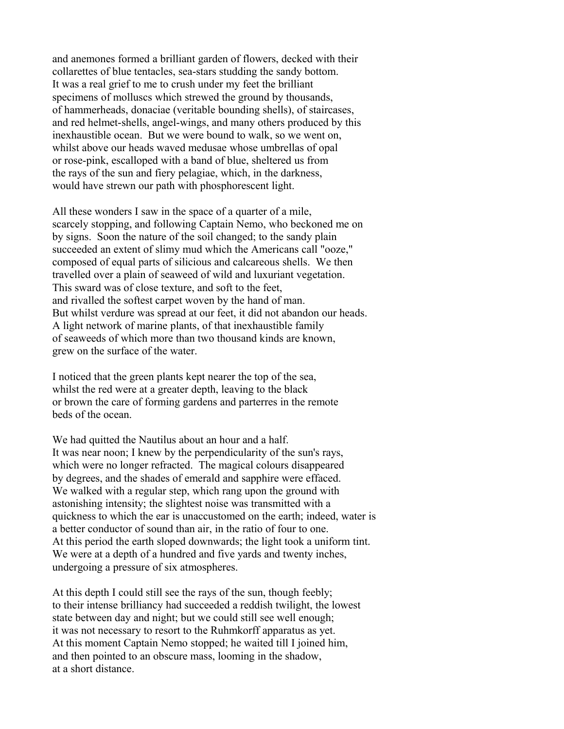and anemones formed a brilliant garden of flowers, decked with their collarettes of blue tentacles, sea-stars studding the sandy bottom. It was a real grief to me to crush under my feet the brilliant specimens of molluscs which strewed the ground by thousands, of hammerheads, donaciae (veritable bounding shells), of staircases, and red helmet-shells, angel-wings, and many others produced by this inexhaustible ocean. But we were bound to walk, so we went on, whilst above our heads waved medusae whose umbrellas of opal or rose-pink, escalloped with a band of blue, sheltered us from the rays of the sun and fiery pelagiae, which, in the darkness, would have strewn our path with phosphorescent light.

All these wonders I saw in the space of a quarter of a mile, scarcely stopping, and following Captain Nemo, who beckoned me on by signs. Soon the nature of the soil changed; to the sandy plain succeeded an extent of slimy mud which the Americans call "ooze," composed of equal parts of silicious and calcareous shells. We then travelled over a plain of seaweed of wild and luxuriant vegetation. This sward was of close texture, and soft to the feet, and rivalled the softest carpet woven by the hand of man. But whilst verdure was spread at our feet, it did not abandon our heads. A light network of marine plants, of that inexhaustible family of seaweeds of which more than two thousand kinds are known, grew on the surface of the water.

I noticed that the green plants kept nearer the top of the sea, whilst the red were at a greater depth, leaving to the black or brown the care of forming gardens and parterres in the remote beds of the ocean.

We had quitted the Nautilus about an hour and a half. It was near noon; I knew by the perpendicularity of the sun's rays, which were no longer refracted. The magical colours disappeared by degrees, and the shades of emerald and sapphire were effaced. We walked with a regular step, which rang upon the ground with astonishing intensity; the slightest noise was transmitted with a quickness to which the ear is unaccustomed on the earth; indeed, water is a better conductor of sound than air, in the ratio of four to one. At this period the earth sloped downwards; the light took a uniform tint. We were at a depth of a hundred and five yards and twenty inches, undergoing a pressure of six atmospheres.

At this depth I could still see the rays of the sun, though feebly; to their intense brilliancy had succeeded a reddish twilight, the lowest state between day and night; but we could still see well enough; it was not necessary to resort to the Ruhmkorff apparatus as yet. At this moment Captain Nemo stopped; he waited till I joined him, and then pointed to an obscure mass, looming in the shadow, at a short distance.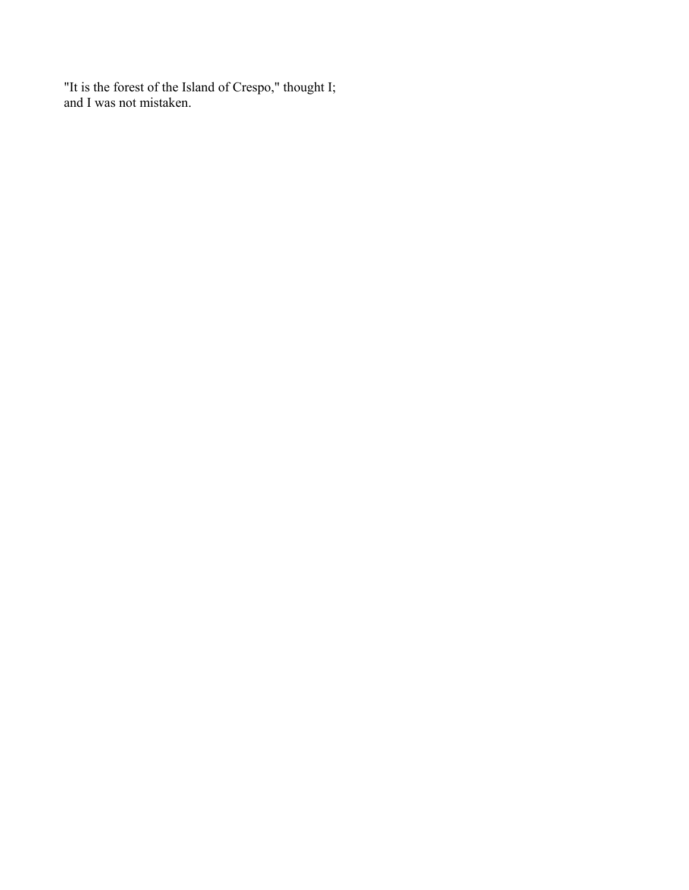"It is the forest of the Island of Crespo," thought I; and I was not mistaken.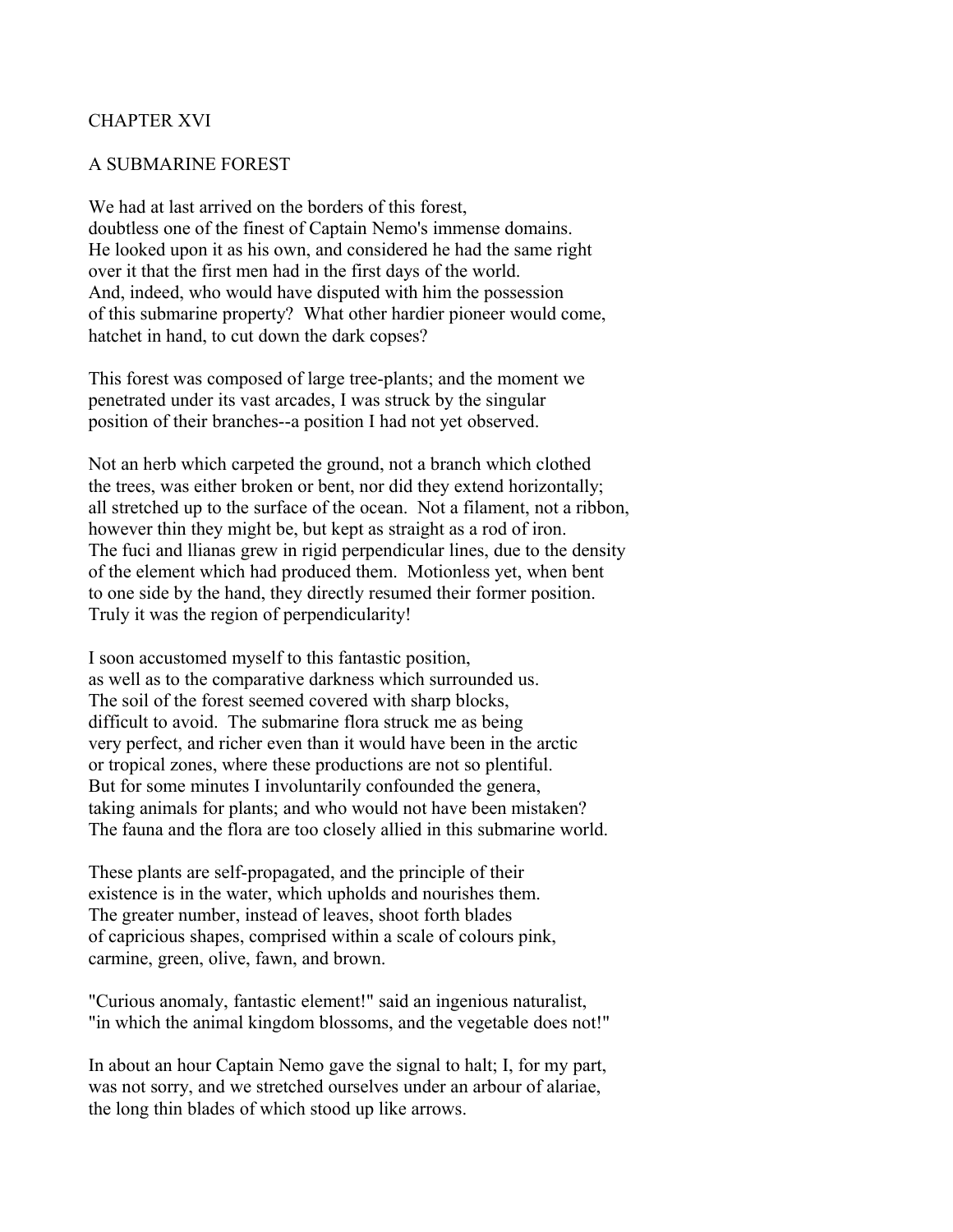## CHAPTER XVI

### A SUBMARINE FOREST

We had at last arrived on the borders of this forest, doubtless one of the finest of Captain Nemo's immense domains. He looked upon it as his own, and considered he had the same right over it that the first men had in the first days of the world. And, indeed, who would have disputed with him the possession of this submarine property? What other hardier pioneer would come, hatchet in hand, to cut down the dark copses?

This forest was composed of large tree-plants; and the moment we penetrated under its vast arcades, I was struck by the singular position of their branches--a position I had not yet observed.

Not an herb which carpeted the ground, not a branch which clothed the trees, was either broken or bent, nor did they extend horizontally; all stretched up to the surface of the ocean. Not a filament, not a ribbon, however thin they might be, but kept as straight as a rod of iron. The fuci and llianas grew in rigid perpendicular lines, due to the density of the element which had produced them. Motionless yet, when bent to one side by the hand, they directly resumed their former position. Truly it was the region of perpendicularity!

I soon accustomed myself to this fantastic position, as well as to the comparative darkness which surrounded us. The soil of the forest seemed covered with sharp blocks, difficult to avoid. The submarine flora struck me as being very perfect, and richer even than it would have been in the arctic or tropical zones, where these productions are not so plentiful. But for some minutes I involuntarily confounded the genera, taking animals for plants; and who would not have been mistaken? The fauna and the flora are too closely allied in this submarine world.

These plants are self-propagated, and the principle of their existence is in the water, which upholds and nourishes them. The greater number, instead of leaves, shoot forth blades of capricious shapes, comprised within a scale of colours pink, carmine, green, olive, fawn, and brown.

"Curious anomaly, fantastic element!" said an ingenious naturalist, "in which the animal kingdom blossoms, and the vegetable does not!"

In about an hour Captain Nemo gave the signal to halt; I, for my part, was not sorry, and we stretched ourselves under an arbour of alariae, the long thin blades of which stood up like arrows.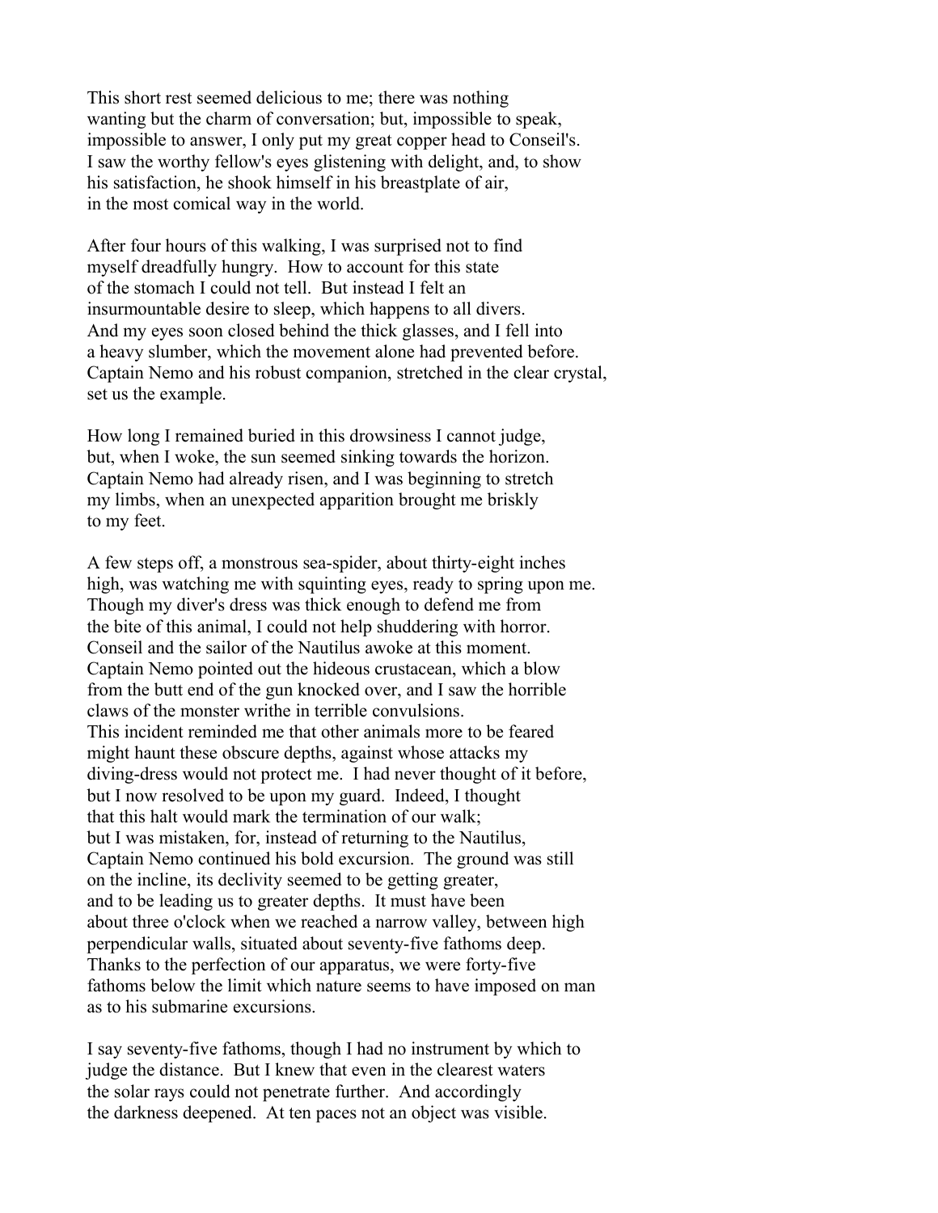This short rest seemed delicious to me; there was nothing wanting but the charm of conversation; but, impossible to speak, impossible to answer, I only put my great copper head to Conseil's. I saw the worthy fellow's eyes glistening with delight, and, to show his satisfaction, he shook himself in his breastplate of air, in the most comical way in the world.

After four hours of this walking, I was surprised not to find myself dreadfully hungry. How to account for this state of the stomach I could not tell. But instead I felt an insurmountable desire to sleep, which happens to all divers. And my eyes soon closed behind the thick glasses, and I fell into a heavy slumber, which the movement alone had prevented before. Captain Nemo and his robust companion, stretched in the clear crystal, set us the example.

How long I remained buried in this drowsiness I cannot judge, but, when I woke, the sun seemed sinking towards the horizon. Captain Nemo had already risen, and I was beginning to stretch my limbs, when an unexpected apparition brought me briskly to my feet.

A few steps off, a monstrous sea-spider, about thirty-eight inches high, was watching me with squinting eyes, ready to spring upon me. Though my diver's dress was thick enough to defend me from the bite of this animal, I could not help shuddering with horror. Conseil and the sailor of the Nautilus awoke at this moment. Captain Nemo pointed out the hideous crustacean, which a blow from the butt end of the gun knocked over, and I saw the horrible claws of the monster writhe in terrible convulsions. This incident reminded me that other animals more to be feared might haunt these obscure depths, against whose attacks my diving-dress would not protect me. I had never thought of it before, but I now resolved to be upon my guard. Indeed, I thought that this halt would mark the termination of our walk; but I was mistaken, for, instead of returning to the Nautilus, Captain Nemo continued his bold excursion. The ground was still on the incline, its declivity seemed to be getting greater, and to be leading us to greater depths. It must have been about three o'clock when we reached a narrow valley, between high perpendicular walls, situated about seventy-five fathoms deep. Thanks to the perfection of our apparatus, we were forty-five fathoms below the limit which nature seems to have imposed on man as to his submarine excursions.

I say seventy-five fathoms, though I had no instrument by which to judge the distance. But I knew that even in the clearest waters the solar rays could not penetrate further. And accordingly the darkness deepened. At ten paces not an object was visible.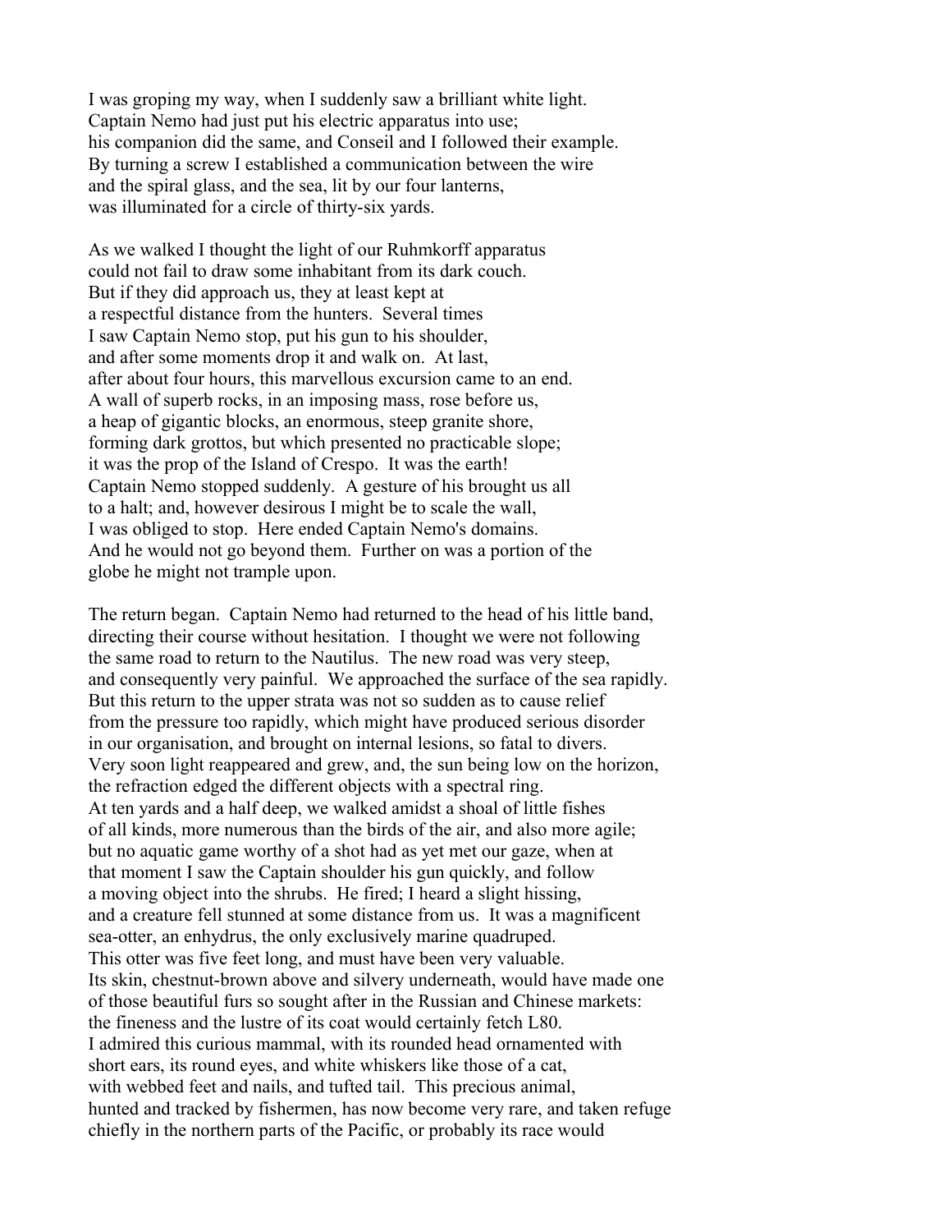I was groping my way, when I suddenly saw a brilliant white light. Captain Nemo had just put his electric apparatus into use; his companion did the same, and Conseil and I followed their example. By turning a screw I established a communication between the wire and the spiral glass, and the sea, lit by our four lanterns, was illuminated for a circle of thirty-six yards.

As we walked I thought the light of our Ruhmkorff apparatus could not fail to draw some inhabitant from its dark couch. But if they did approach us, they at least kept at a respectful distance from the hunters. Several times I saw Captain Nemo stop, put his gun to his shoulder, and after some moments drop it and walk on. At last, after about four hours, this marvellous excursion came to an end. A wall of superb rocks, in an imposing mass, rose before us, a heap of gigantic blocks, an enormous, steep granite shore, forming dark grottos, but which presented no practicable slope; it was the prop of the Island of Crespo. It was the earth! Captain Nemo stopped suddenly. A gesture of his brought us all to a halt; and, however desirous I might be to scale the wall, I was obliged to stop. Here ended Captain Nemo's domains. And he would not go beyond them. Further on was a portion of the globe he might not trample upon.

The return began. Captain Nemo had returned to the head of his little band, directing their course without hesitation. I thought we were not following the same road to return to the Nautilus. The new road was very steep, and consequently very painful. We approached the surface of the sea rapidly. But this return to the upper strata was not so sudden as to cause relief from the pressure too rapidly, which might have produced serious disorder in our organisation, and brought on internal lesions, so fatal to divers. Very soon light reappeared and grew, and, the sun being low on the horizon, the refraction edged the different objects with a spectral ring. At ten yards and a half deep, we walked amidst a shoal of little fishes of all kinds, more numerous than the birds of the air, and also more agile; but no aquatic game worthy of a shot had as yet met our gaze, when at that moment I saw the Captain shoulder his gun quickly, and follow a moving object into the shrubs. He fired; I heard a slight hissing, and a creature fell stunned at some distance from us. It was a magnificent sea-otter, an enhydrus, the only exclusively marine quadruped. This otter was five feet long, and must have been very valuable. Its skin, chestnut-brown above and silvery underneath, would have made one of those beautiful furs so sought after in the Russian and Chinese markets: the fineness and the lustre of its coat would certainly fetch L80. I admired this curious mammal, with its rounded head ornamented with short ears, its round eyes, and white whiskers like those of a cat, with webbed feet and nails, and tufted tail. This precious animal, hunted and tracked by fishermen, has now become very rare, and taken refuge chiefly in the northern parts of the Pacific, or probably its race would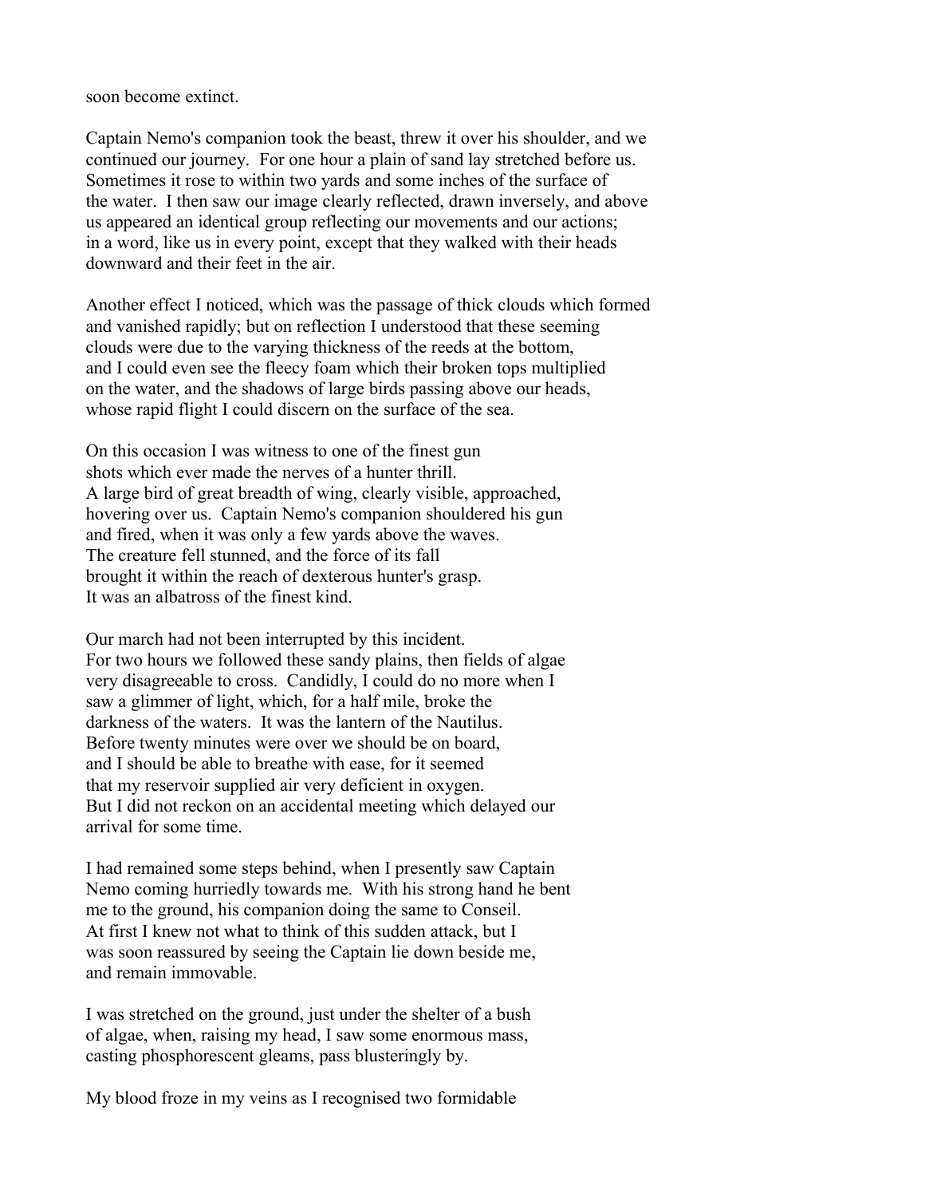soon become extinct.

Captain Nemo's companion took the beast, threw it over his shoulder, and we continued our journey. For one hour a plain of sand lay stretched before us. Sometimes it rose to within two yards and some inches of the surface of the water. I then saw our image clearly reflected, drawn inversely, and above us appeared an identical group reflecting our movements and our actions; in a word, like us in every point, except that they walked with their heads downward and their feet in the air.

Another effect I noticed, which was the passage of thick clouds which formed and vanished rapidly; but on reflection I understood that these seeming clouds were due to the varying thickness of the reeds at the bottom, and I could even see the fleecy foam which their broken tops multiplied on the water, and the shadows of large birds passing above our heads, whose rapid flight I could discern on the surface of the sea.

On this occasion I was witness to one of the finest gun shots which ever made the nerves of a hunter thrill. A large bird of great breadth of wing, clearly visible, approached, hovering over us. Captain Nemo's companion shouldered his gun and fired, when it was only a few yards above the waves. The creature fell stunned, and the force of its fall brought it within the reach of dexterous hunter's grasp. It was an albatross of the finest kind.

Our march had not been interrupted by this incident. For two hours we followed these sandy plains, then fields of algae very disagreeable to cross. Candidly, I could do no more when I saw a glimmer of light, which, for a half mile, broke the darkness of the waters. It was the lantern of the Nautilus. Before twenty minutes were over we should be on board, and I should be able to breathe with ease, for it seemed that my reservoir supplied air very deficient in oxygen. But I did not reckon on an accidental meeting which delayed our arrival for some time.

I had remained some steps behind, when I presently saw Captain Nemo coming hurriedly towards me. With his strong hand he bent me to the ground, his companion doing the same to Conseil. At first I knew not what to think of this sudden attack, but I was soon reassured by seeing the Captain lie down beside me, and remain immovable.

I was stretched on the ground, just under the shelter of a bush of algae, when, raising my head, I saw some enormous mass, casting phosphorescent gleams, pass blusteringly by.

My blood froze in my veins as I recognised two formidable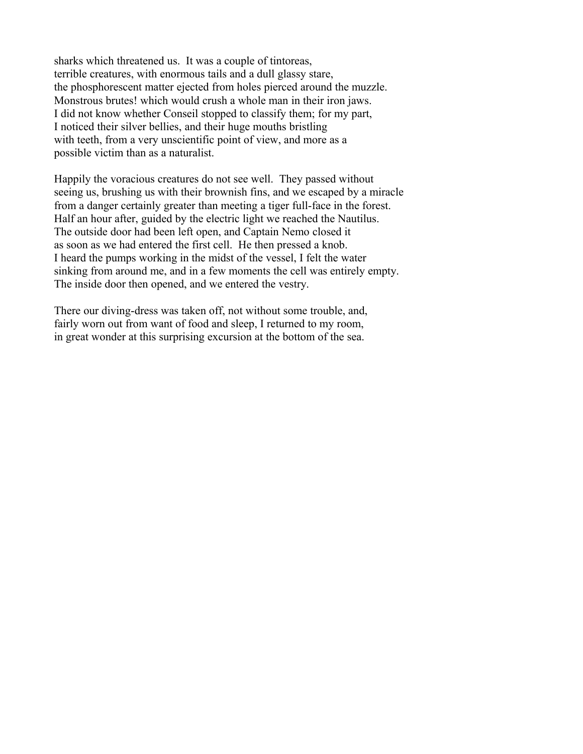sharks which threatened us. It was a couple of tintoreas, terrible creatures, with enormous tails and a dull glassy stare, the phosphorescent matter ejected from holes pierced around the muzzle. Monstrous brutes! which would crush a whole man in their iron jaws. I did not know whether Conseil stopped to classify them; for my part, I noticed their silver bellies, and their huge mouths bristling with teeth, from a very unscientific point of view, and more as a possible victim than as a naturalist.

Happily the voracious creatures do not see well. They passed without seeing us, brushing us with their brownish fins, and we escaped by a miracle from a danger certainly greater than meeting a tiger full-face in the forest. Half an hour after, guided by the electric light we reached the Nautilus. The outside door had been left open, and Captain Nemo closed it as soon as we had entered the first cell. He then pressed a knob. I heard the pumps working in the midst of the vessel, I felt the water sinking from around me, and in a few moments the cell was entirely empty. The inside door then opened, and we entered the vestry.

There our diving-dress was taken off, not without some trouble, and, fairly worn out from want of food and sleep, I returned to my room, in great wonder at this surprising excursion at the bottom of the sea.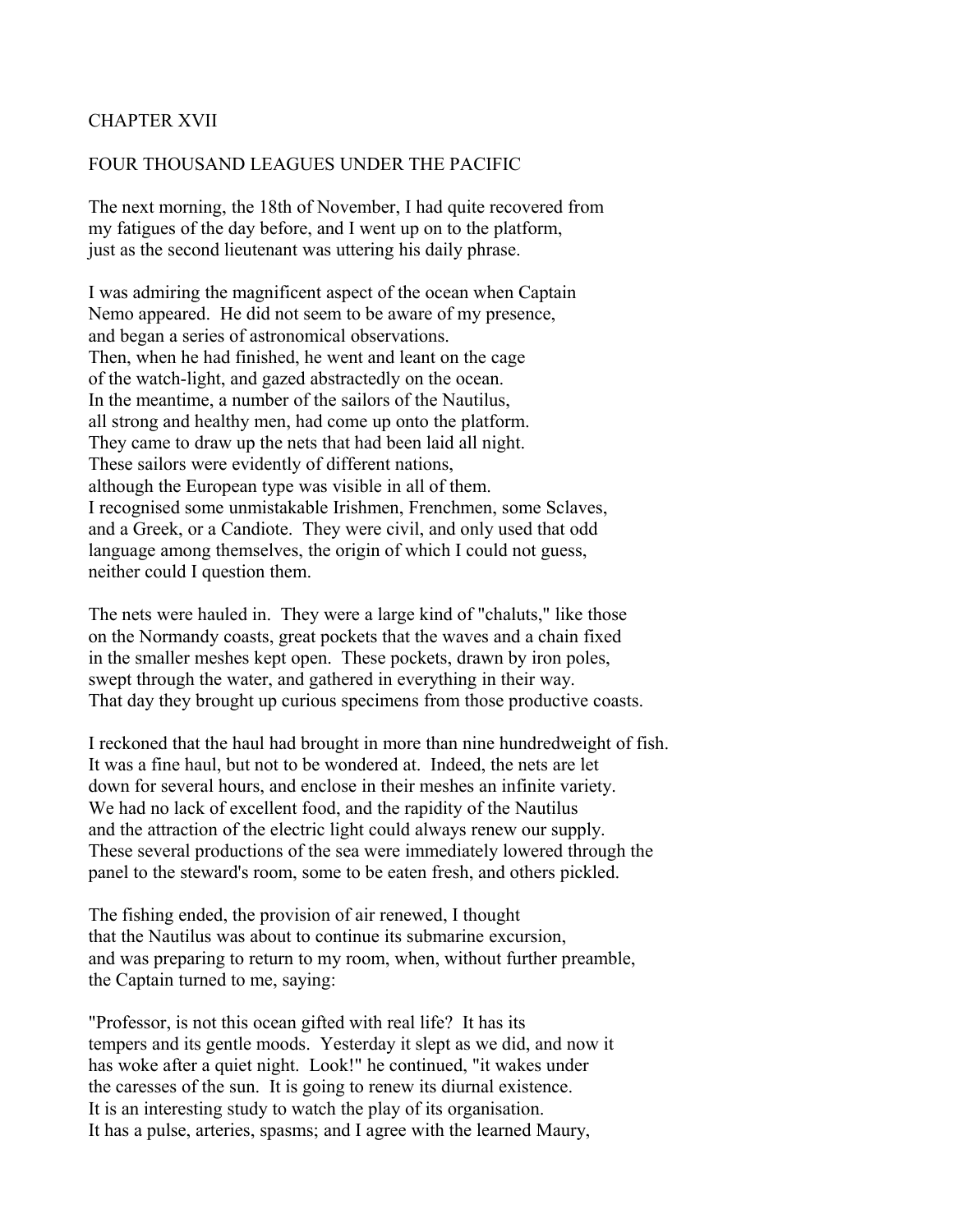## CHAPTER XVII

## FOUR THOUSAND LEAGUES UNDER THE PACIFIC

The next morning, the 18th of November, I had quite recovered from my fatigues of the day before, and I went up on to the platform, just as the second lieutenant was uttering his daily phrase.

I was admiring the magnificent aspect of the ocean when Captain Nemo appeared. He did not seem to be aware of my presence, and began a series of astronomical observations. Then, when he had finished, he went and leant on the cage of the watch-light, and gazed abstractedly on the ocean. In the meantime, a number of the sailors of the Nautilus, all strong and healthy men, had come up onto the platform. They came to draw up the nets that had been laid all night. These sailors were evidently of different nations, although the European type was visible in all of them. I recognised some unmistakable Irishmen, Frenchmen, some Sclaves, and a Greek, or a Candiote. They were civil, and only used that odd language among themselves, the origin of which I could not guess, neither could I question them.

The nets were hauled in. They were a large kind of "chaluts," like those on the Normandy coasts, great pockets that the waves and a chain fixed in the smaller meshes kept open. These pockets, drawn by iron poles, swept through the water, and gathered in everything in their way. That day they brought up curious specimens from those productive coasts.

I reckoned that the haul had brought in more than nine hundredweight of fish. It was a fine haul, but not to be wondered at. Indeed, the nets are let down for several hours, and enclose in their meshes an infinite variety. We had no lack of excellent food, and the rapidity of the Nautilus and the attraction of the electric light could always renew our supply. These several productions of the sea were immediately lowered through the panel to the steward's room, some to be eaten fresh, and others pickled.

The fishing ended, the provision of air renewed, I thought that the Nautilus was about to continue its submarine excursion, and was preparing to return to my room, when, without further preamble, the Captain turned to me, saying:

"Professor, is not this ocean gifted with real life? It has its tempers and its gentle moods. Yesterday it slept as we did, and now it has woke after a quiet night. Look!" he continued, "it wakes under the caresses of the sun. It is going to renew its diurnal existence. It is an interesting study to watch the play of its organisation. It has a pulse, arteries, spasms; and I agree with the learned Maury,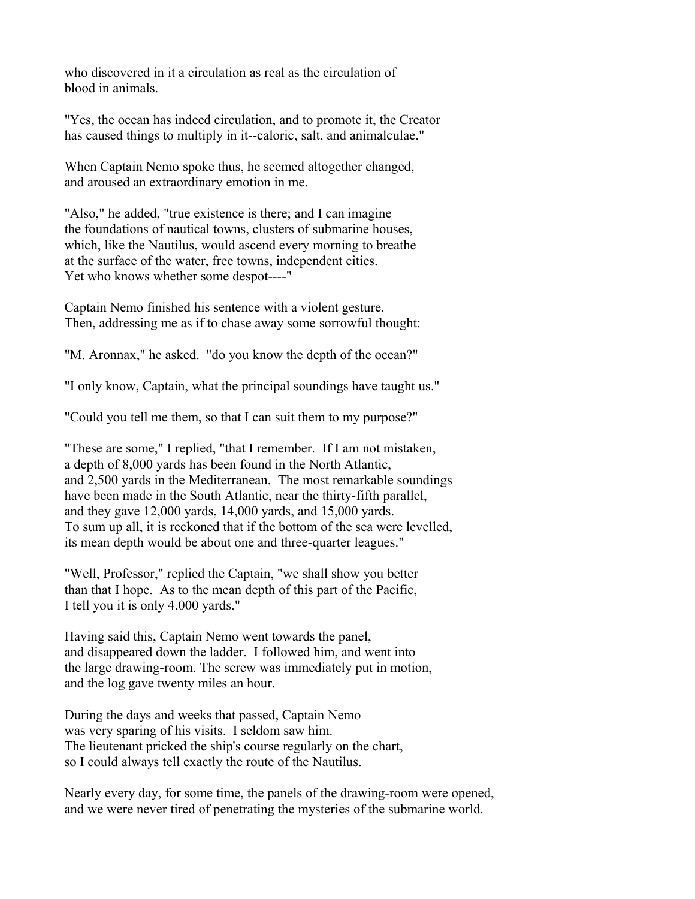who discovered in it a circulation as real as the circulation of blood in animals.

"Yes, the ocean has indeed circulation, and to promote it, the Creator has caused things to multiply in it--caloric, salt, and animalculae."

When Captain Nemo spoke thus, he seemed altogether changed, and aroused an extraordinary emotion in me.

"Also," he added, "true existence is there; and I can imagine the foundations of nautical towns, clusters of submarine houses, which, like the Nautilus, would ascend every morning to breathe at the surface of the water, free towns, independent cities. Yet who knows whether some despot----"

Captain Nemo finished his sentence with a violent gesture. Then, addressing me as if to chase away some sorrowful thought:

"M. Aronnax," he asked. "do you know the depth of the ocean?"

"I only know, Captain, what the principal soundings have taught us."

"Could you tell me them, so that I can suit them to my purpose?"

"These are some," I replied, "that I remember. If I am not mistaken, a depth of 8,000 yards has been found in the North Atlantic, and 2,500 yards in the Mediterranean. The most remarkable soundings have been made in the South Atlantic, near the thirty-fifth parallel, and they gave 12,000 yards, 14,000 yards, and 15,000 yards. To sum up all, it is reckoned that if the bottom of the sea were levelled, its mean depth would be about one and three-quarter leagues."

"Well, Professor," replied the Captain, "we shall show you better than that I hope. As to the mean depth of this part of the Pacific, I tell you it is only 4,000 yards."

Having said this, Captain Nemo went towards the panel, and disappeared down the ladder. I followed him, and went into the large drawing-room. The screw was immediately put in motion, and the log gave twenty miles an hour.

During the days and weeks that passed, Captain Nemo was very sparing of his visits. I seldom saw him. The lieutenant pricked the ship's course regularly on the chart, so I could always tell exactly the route of the Nautilus.

Nearly every day, for some time, the panels of the drawing-room were opened, and we were never tired of penetrating the mysteries of the submarine world.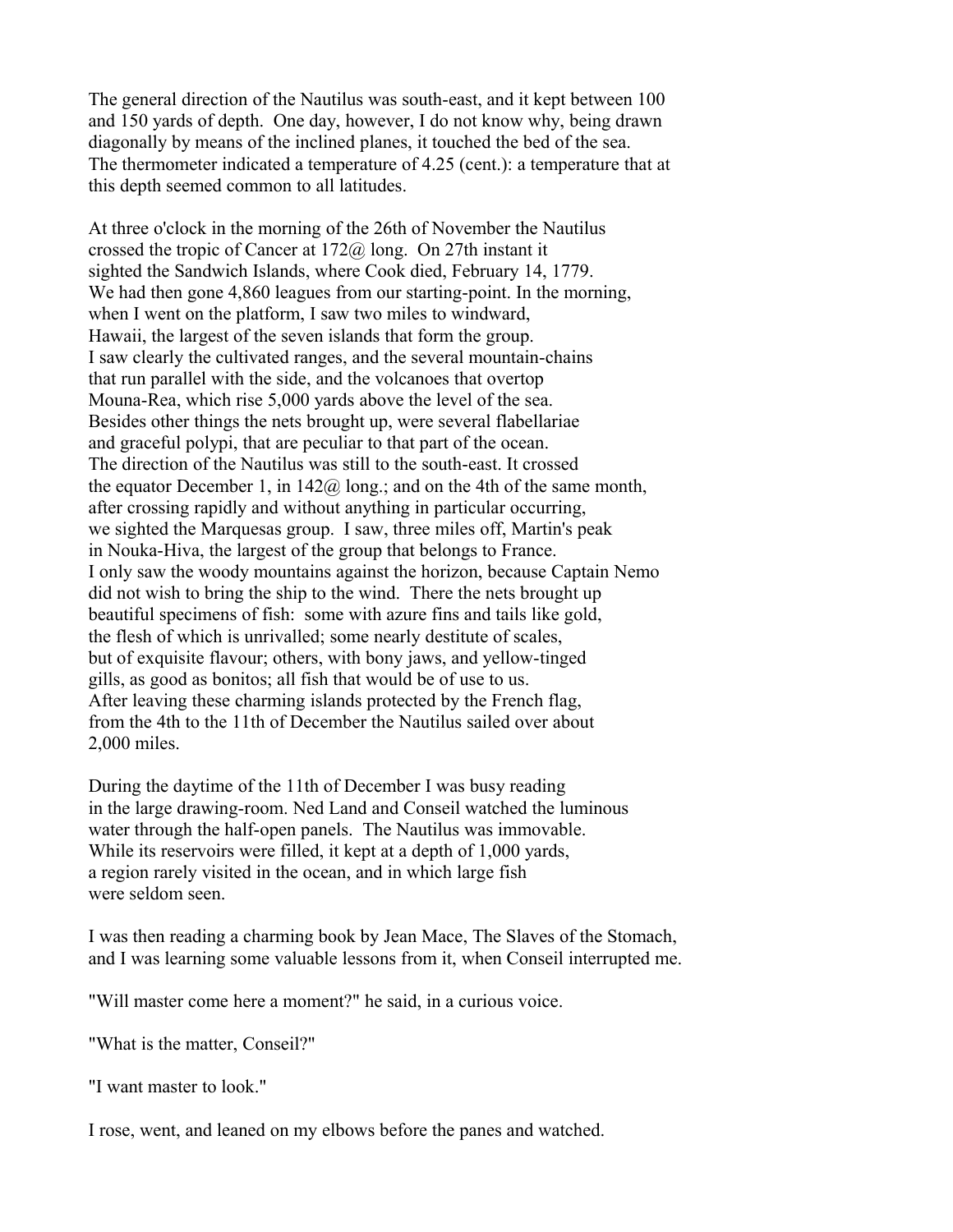The general direction of the Nautilus was south-east, and it kept between 100 and 150 yards of depth. One day, however, I do not know why, being drawn diagonally by means of the inclined planes, it touched the bed of the sea. The thermometer indicated a temperature of 4.25 (cent.): a temperature that at this depth seemed common to all latitudes.

At three o'clock in the morning of the 26th of November the Nautilus crossed the tropic of Cancer at 172@ long. On 27th instant it sighted the Sandwich Islands, where Cook died, February 14, 1779. We had then gone 4,860 leagues from our starting-point. In the morning, when I went on the platform, I saw two miles to windward, Hawaii, the largest of the seven islands that form the group. I saw clearly the cultivated ranges, and the several mountain-chains that run parallel with the side, and the volcanoes that overtop Mouna-Rea, which rise 5,000 yards above the level of the sea. Besides other things the nets brought up, were several flabellariae and graceful polypi, that are peculiar to that part of the ocean. The direction of the Nautilus was still to the south-east. It crossed the equator December 1, in 142@ long.; and on the 4th of the same month, after crossing rapidly and without anything in particular occurring, we sighted the Marquesas group. I saw, three miles off, Martin's peak in Nouka-Hiva, the largest of the group that belongs to France. I only saw the woody mountains against the horizon, because Captain Nemo did not wish to bring the ship to the wind. There the nets brought up beautiful specimens of fish: some with azure fins and tails like gold, the flesh of which is unrivalled; some nearly destitute of scales, but of exquisite flavour; others, with bony jaws, and yellow-tinged gills, as good as bonitos; all fish that would be of use to us. After leaving these charming islands protected by the French flag, from the 4th to the 11th of December the Nautilus sailed over about 2,000 miles.

During the daytime of the 11th of December I was busy reading in the large drawing-room. Ned Land and Conseil watched the luminous water through the half-open panels. The Nautilus was immovable. While its reservoirs were filled, it kept at a depth of 1,000 yards, a region rarely visited in the ocean, and in which large fish were seldom seen.

I was then reading a charming book by Jean Mace, The Slaves of the Stomach, and I was learning some valuable lessons from it, when Conseil interrupted me.

"Will master come here a moment?" he said, in a curious voice.

"What is the matter, Conseil?"

"I want master to look."

I rose, went, and leaned on my elbows before the panes and watched.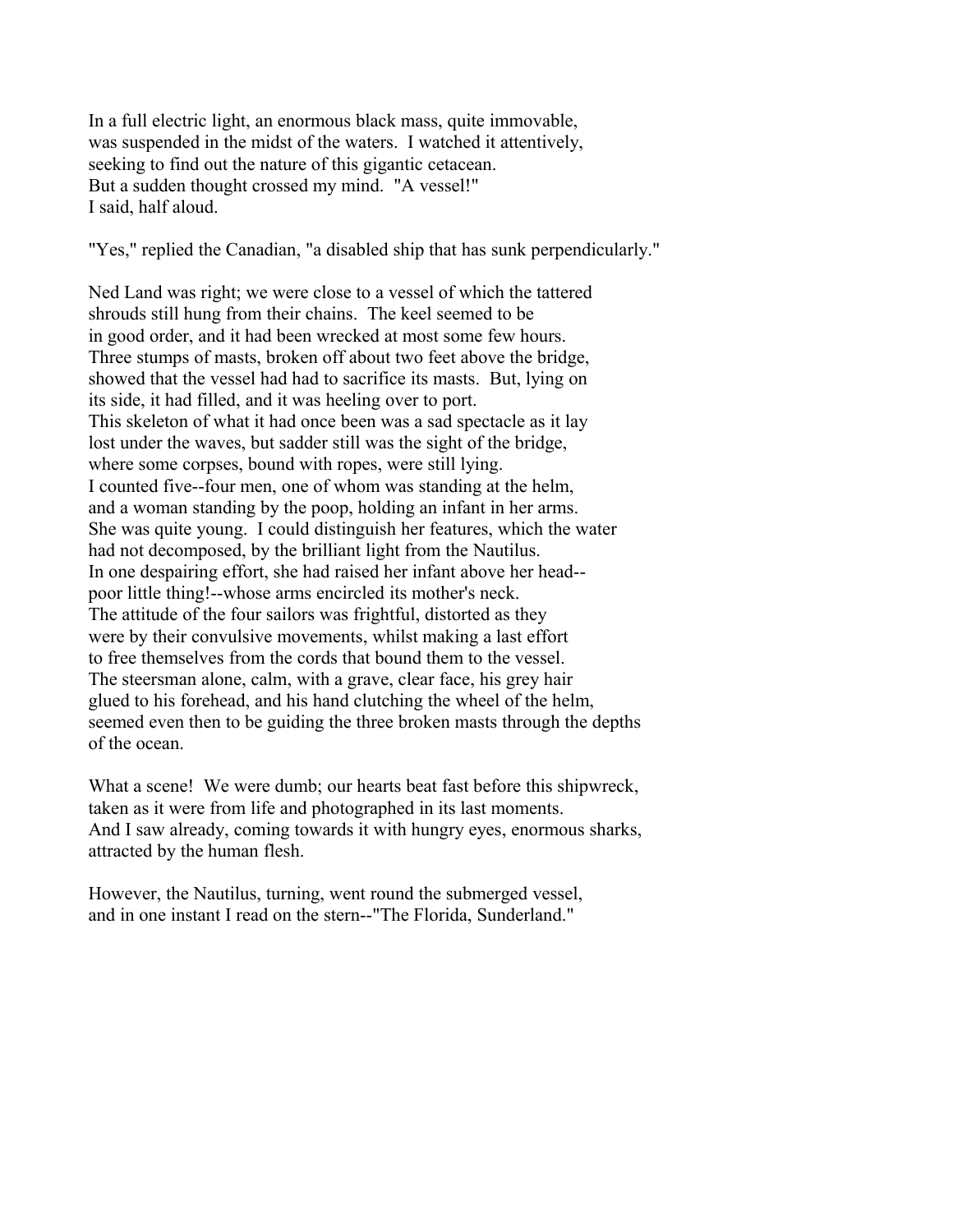In a full electric light, an enormous black mass, quite immovable, was suspended in the midst of the waters. I watched it attentively, seeking to find out the nature of this gigantic cetacean. But a sudden thought crossed my mind. "A vessel!" I said, half aloud.

"Yes," replied the Canadian, "a disabled ship that has sunk perpendicularly."

Ned Land was right; we were close to a vessel of which the tattered shrouds still hung from their chains. The keel seemed to be in good order, and it had been wrecked at most some few hours. Three stumps of masts, broken off about two feet above the bridge, showed that the vessel had had to sacrifice its masts. But, lying on its side, it had filled, and it was heeling over to port. This skeleton of what it had once been was a sad spectacle as it lay lost under the waves, but sadder still was the sight of the bridge, where some corpses, bound with ropes, were still lying. I counted five--four men, one of whom was standing at the helm, and a woman standing by the poop, holding an infant in her arms. She was quite young. I could distinguish her features, which the water had not decomposed, by the brilliant light from the Nautilus. In one despairing effort, she had raised her infant above her head--poor little thing!--whose arms encircled its mother's neck. The attitude of the four sailors was frightful, distorted as they were by their convulsive movements, whilst making a last effort to free themselves from the cords that bound them to the vessel. The steersman alone, calm, with a grave, clear face, his grey hair glued to his forehead, and his hand clutching the wheel of the helm, seemed even then to be guiding the three broken masts through the depths of the ocean.

What a scene! We were dumb; our hearts beat fast before this shipwreck, taken as it were from life and photographed in its last moments. And I saw already, coming towards it with hungry eyes, enormous sharks, attracted by the human flesh.

However, the Nautilus, turning, went round the submerged vessel, and in one instant I read on the stern--"The Florida, Sunderland."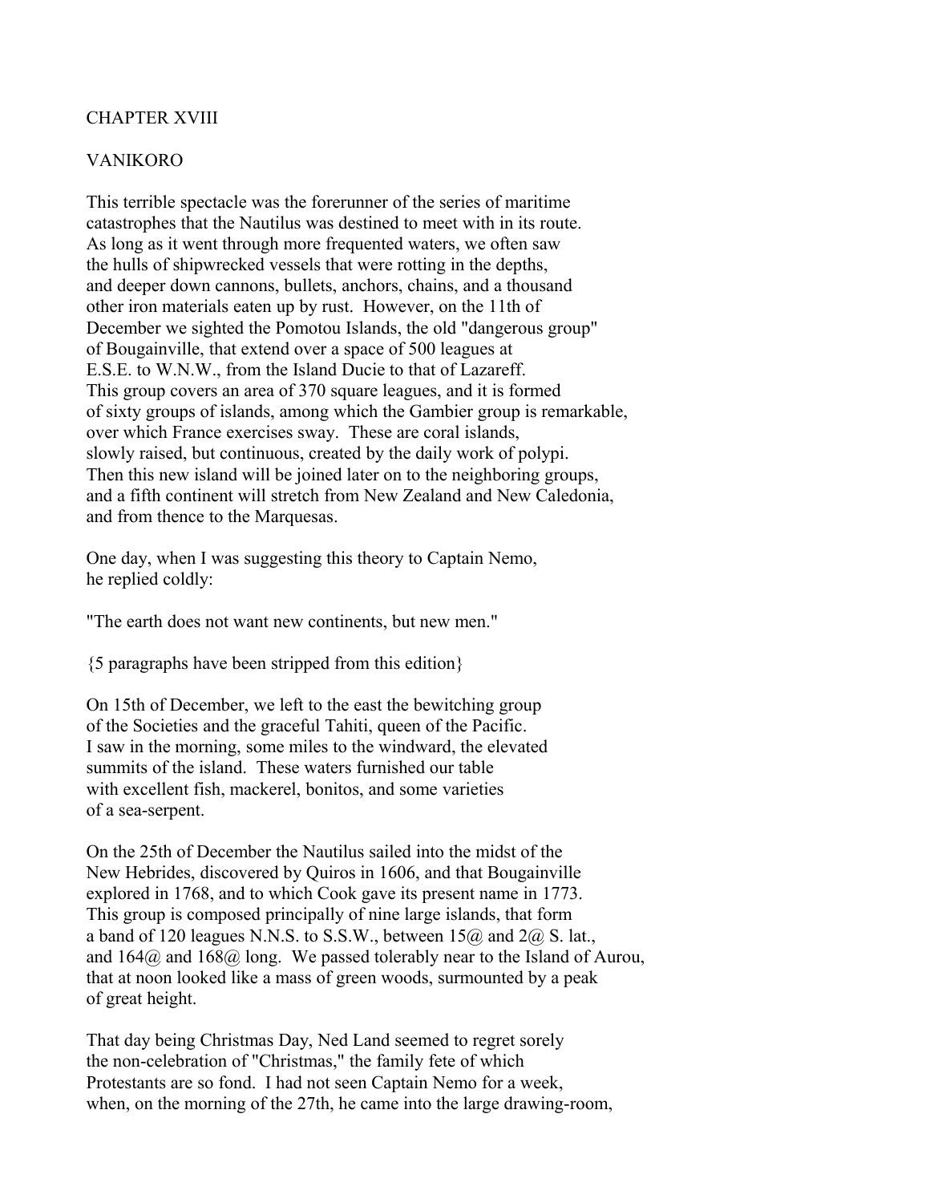# CHAPTER XVIII

## VANIKORO

This terrible spectacle was the forerunner of the series of maritime catastrophes that the Nautilus was destined to meet with in its route. As long as it went through more frequented waters, we often saw the hulls of shipwrecked vessels that were rotting in the depths, and deeper down cannons, bullets, anchors, chains, and a thousand other iron materials eaten up by rust. However, on the 11th of December we sighted the Pomotou Islands, the old "dangerous group" of Bougainville, that extend over a space of 500 leagues at E.S.E. to W.N.W., from the Island Ducie to that of Lazareff. This group covers an area of 370 square leagues, and it is formed of sixty groups of islands, among which the Gambier group is remarkable, over which France exercises sway. These are coral islands, slowly raised, but continuous, created by the daily work of polypi. Then this new island will be joined later on to the neighboring groups, and a fifth continent will stretch from New Zealand and New Caledonia, and from thence to the Marquesas.

One day, when I was suggesting this theory to Captain Nemo, he replied coldly:

"The earth does not want new continents, but new men."

{5 paragraphs have been stripped from this edition}

On 15th of December, we left to the east the bewitching group of the Societies and the graceful Tahiti, queen of the Pacific. I saw in the morning, some miles to the windward, the elevated summits of the island. These waters furnished our table with excellent fish, mackerel, bonitos, and some varieties of a sea-serpent.

On the 25th of December the Nautilus sailed into the midst of the New Hebrides, discovered by Quiros in 1606, and that Bougainville explored in 1768, and to which Cook gave its present name in 1773. This group is composed principally of nine large islands, that form a band of 120 leagues N.N.S. to S.S.W., between 15@ and 2@ S. lat., and 164@ and 168@ long. We passed tolerably near to the Island of Aurou, that at noon looked like a mass of green woods, surmounted by a peak of great height.

That day being Christmas Day, Ned Land seemed to regret sorely the non-celebration of "Christmas," the family fete of which Protestants are so fond. I had not seen Captain Nemo for a week, when, on the morning of the 27th, he came into the large drawing-room,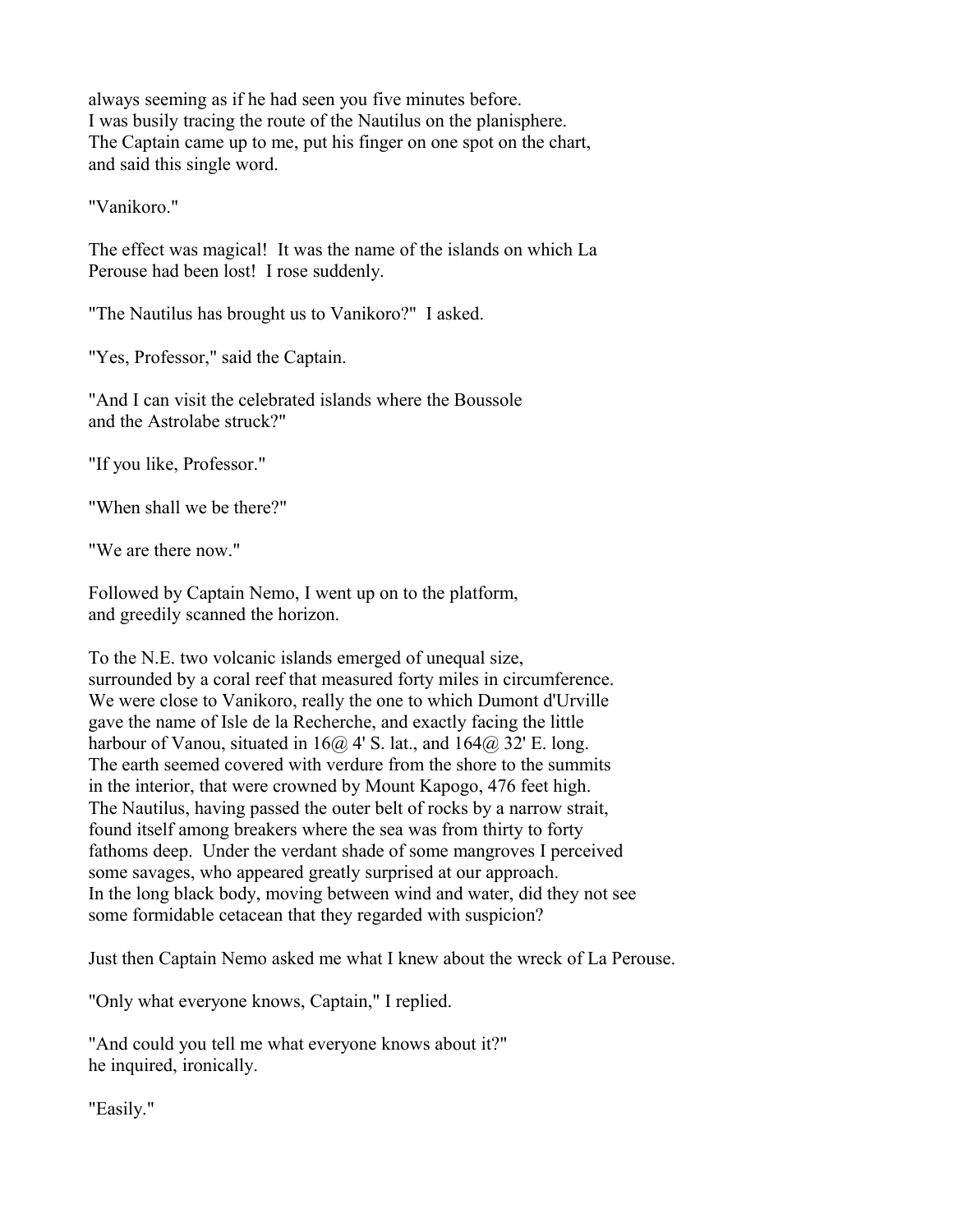always seeming as if he had seen you five minutes before. I was busily tracing the route of the Nautilus on the planisphere. The Captain came up to me, put his finger on one spot on the chart, and said this single word.

"Vanikoro."

The effect was magical! It was the name of the islands on which La Perouse had been lost! I rose suddenly.

"The Nautilus has brought us to Vanikoro?" I asked.

"Yes, Professor," said the Captain.

"And I can visit the celebrated islands where the Boussole and the Astrolabe struck?"

"If you like, Professor."

"When shall we be there?"

"We are there now."

Followed by Captain Nemo, I went up on to the platform, and greedily scanned the horizon.

To the N.E. two volcanic islands emerged of unequal size, surrounded by a coral reef that measured forty miles in circumference. We were close to Vanikoro, really the one to which Dumont d'Urville gave the name of Isle de la Recherche, and exactly facing the little harbour of Vanou, situated in 16@ 4' S. lat., and 164@ 32' E. long. The earth seemed covered with verdure from the shore to the summits in the interior, that were crowned by Mount Kapogo, 476 feet high. The Nautilus, having passed the outer belt of rocks by a narrow strait, found itself among breakers where the sea was from thirty to forty fathoms deep. Under the verdant shade of some mangroves I perceived some savages, who appeared greatly surprised at our approach. In the long black body, moving between wind and water, did they not see some formidable cetacean that they regarded with suspicion?

Just then Captain Nemo asked me what I knew about the wreck of La Perouse.

"Only what everyone knows, Captain," I replied.

"And could you tell me what everyone knows about it?" he inquired, ironically.

"Easily."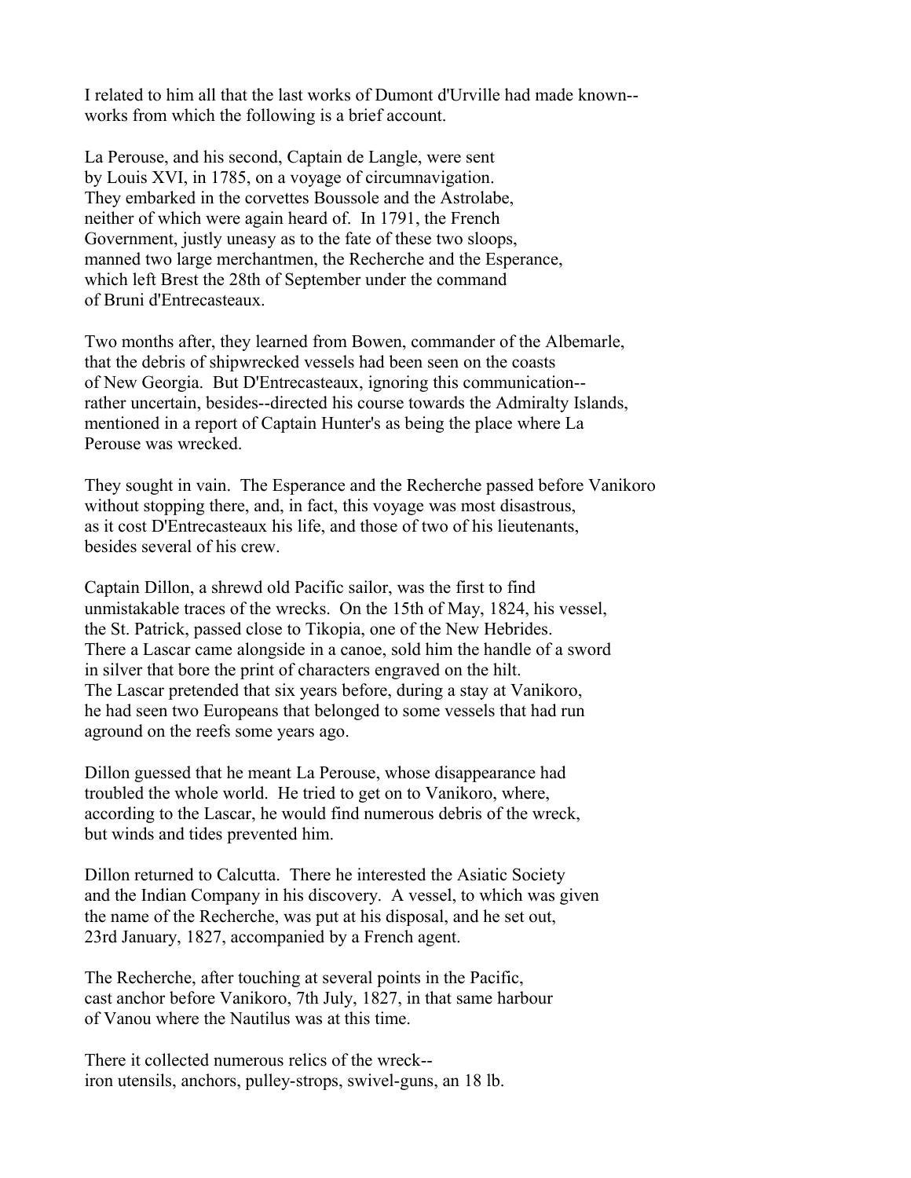I related to him all that the last works of Dumont d'Urville had made known--works from which the following is a brief account.

La Perouse, and his second, Captain de Langle, were sent by Louis XVI, in 1785, on a voyage of circumnavigation. They embarked in the corvettes Boussole and the Astrolabe, neither of which were again heard of. In 1791, the French Government, justly uneasy as to the fate of these two sloops, manned two large merchantmen, the Recherche and the Esperance, which left Brest the 28th of September under the command of Bruni d'Entrecasteaux.

Two months after, they learned from Bowen, commander of the Albemarle, that the debris of shipwrecked vessels had been seen on the coasts of New Georgia. But D'Entrecasteaux, ignoring this communication--rather uncertain, besides--directed his course towards the Admiralty Islands, mentioned in a report of Captain Hunter's as being the place where La Perouse was wrecked.

They sought in vain. The Esperance and the Recherche passed before Vanikoro without stopping there, and, in fact, this voyage was most disastrous, as it cost D'Entrecasteaux his life, and those of two of his lieutenants, besides several of his crew.

Captain Dillon, a shrewd old Pacific sailor, was the first to find unmistakable traces of the wrecks. On the 15th of May, 1824, his vessel, the St. Patrick, passed close to Tikopia, one of the New Hebrides. There a Lascar came alongside in a canoe, sold him the handle of a sword in silver that bore the print of characters engraved on the hilt. The Lascar pretended that six years before, during a stay at Vanikoro, he had seen two Europeans that belonged to some vessels that had run aground on the reefs some years ago.

Dillon guessed that he meant La Perouse, whose disappearance had troubled the whole world. He tried to get on to Vanikoro, where, according to the Lascar, he would find numerous debris of the wreck, but winds and tides prevented him.

Dillon returned to Calcutta. There he interested the Asiatic Society and the Indian Company in his discovery. A vessel, to which was given the name of the Recherche, was put at his disposal, and he set out, 23rd January, 1827, accompanied by a French agent.

The Recherche, after touching at several points in the Pacific, cast anchor before Vanikoro, 7th July, 1827, in that same harbour of Vanou where the Nautilus was at this time.

There it collected numerous relics of the wreck--iron utensils, anchors, pulley-strops, swivel-guns, an 18 lb.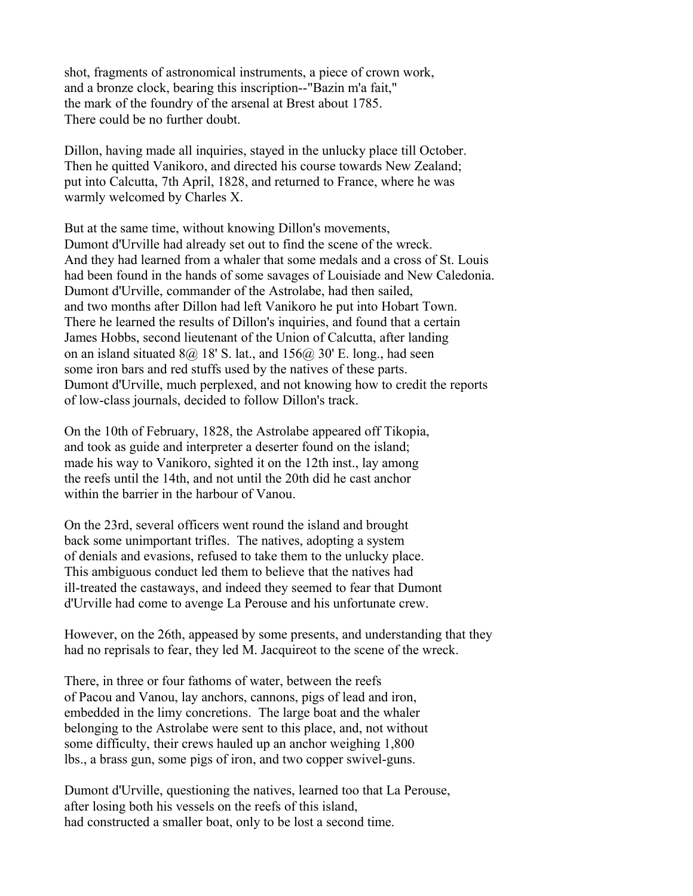shot, fragments of astronomical instruments, a piece of crown work, and a bronze clock, bearing this inscription--"Bazin m'a fait," the mark of the foundry of the arsenal at Brest about 1785. There could be no further doubt.

Dillon, having made all inquiries, stayed in the unlucky place till October. Then he quitted Vanikoro, and directed his course towards New Zealand; put into Calcutta, 7th April, 1828, and returned to France, where he was warmly welcomed by Charles X.

But at the same time, without knowing Dillon's movements, Dumont d'Urville had already set out to find the scene of the wreck. And they had learned from a whaler that some medals and a cross of St. Louis had been found in the hands of some savages of Louisiade and New Caledonia. Dumont d'Urville, commander of the Astrolabe, had then sailed, and two months after Dillon had left Vanikoro he put into Hobart Town. There he learned the results of Dillon's inquiries, and found that a certain James Hobbs, second lieutenant of the Union of Calcutta, after landing on an island situated 8@ 18' S. lat., and 156@ 30' E. long., had seen some iron bars and red stuffs used by the natives of these parts. Dumont d'Urville, much perplexed, and not knowing how to credit the reports of low-class journals, decided to follow Dillon's track.

On the 10th of February, 1828, the Astrolabe appeared off Tikopia, and took as guide and interpreter a deserter found on the island; made his way to Vanikoro, sighted it on the 12th inst., lay among the reefs until the 14th, and not until the 20th did he cast anchor within the barrier in the harbour of Vanou.

On the 23rd, several officers went round the island and brought back some unimportant trifles. The natives, adopting a system of denials and evasions, refused to take them to the unlucky place. This ambiguous conduct led them to believe that the natives had ill-treated the castaways, and indeed they seemed to fear that Dumont d'Urville had come to avenge La Perouse and his unfortunate crew.

However, on the 26th, appeased by some presents, and understanding that they had no reprisals to fear, they led M. Jacquireot to the scene of the wreck.

There, in three or four fathoms of water, between the reefs of Pacou and Vanou, lay anchors, cannons, pigs of lead and iron, embedded in the limy concretions. The large boat and the whaler belonging to the Astrolabe were sent to this place, and, not without some difficulty, their crews hauled up an anchor weighing 1,800 lbs., a brass gun, some pigs of iron, and two copper swivel-guns.

Dumont d'Urville, questioning the natives, learned too that La Perouse, after losing both his vessels on the reefs of this island, had constructed a smaller boat, only to be lost a second time.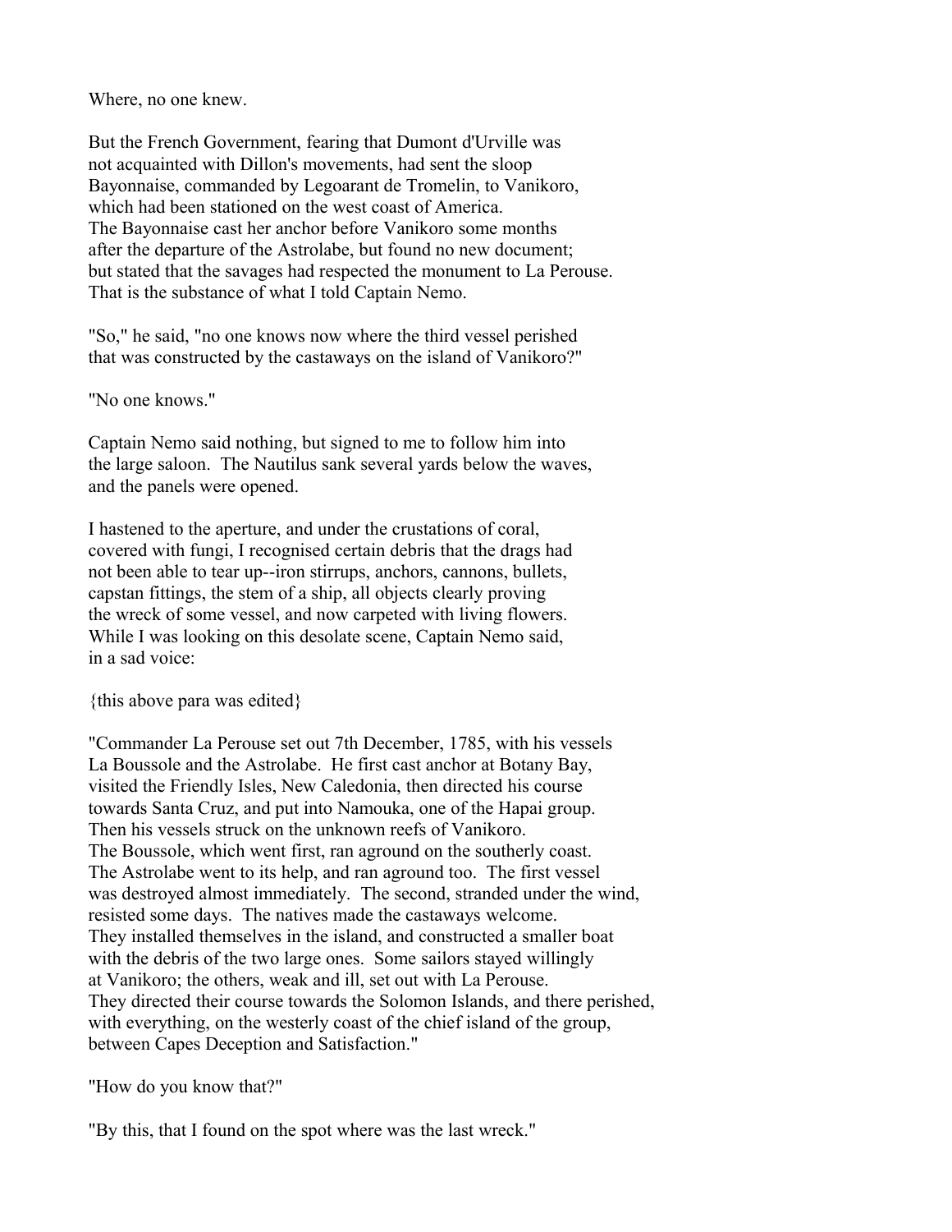Where, no one knew.

But the French Government, fearing that Dumont d'Urville was not acquainted with Dillon's movements, had sent the sloop Bayonnaise, commanded by Legoarant de Tromelin, to Vanikoro, which had been stationed on the west coast of America. The Bayonnaise cast her anchor before Vanikoro some months after the departure of the Astrolabe, but found no new document; but stated that the savages had respected the monument to La Perouse. That is the substance of what I told Captain Nemo.

"So," he said, "no one knows now where the third vessel perished that was constructed by the castaways on the island of Vanikoro?"

"No one knows."

Captain Nemo said nothing, but signed to me to follow him into the large saloon. The Nautilus sank several yards below the waves, and the panels were opened.

I hastened to the aperture, and under the crustations of coral, covered with fungi, I recognised certain debris that the drags had not been able to tear up--iron stirrups, anchors, cannons, bullets, capstan fittings, the stem of a ship, all objects clearly proving the wreck of some vessel, and now carpeted with living flowers. While I was looking on this desolate scene, Captain Nemo said, in a sad voice:

{this above para was edited}

"Commander La Perouse set out 7th December, 1785, with his vessels La Boussole and the Astrolabe. He first cast anchor at Botany Bay, visited the Friendly Isles, New Caledonia, then directed his course towards Santa Cruz, and put into Namouka, one of the Hapai group. Then his vessels struck on the unknown reefs of Vanikoro. The Boussole, which went first, ran aground on the southerly coast. The Astrolabe went to its help, and ran aground too. The first vessel was destroyed almost immediately. The second, stranded under the wind, resisted some days. The natives made the castaways welcome. They installed themselves in the island, and constructed a smaller boat with the debris of the two large ones. Some sailors stayed willingly at Vanikoro; the others, weak and ill, set out with La Perouse. They directed their course towards the Solomon Islands, and there perished, with everything, on the westerly coast of the chief island of the group, between Capes Deception and Satisfaction."

"How do you know that?"

"By this, that I found on the spot where was the last wreck."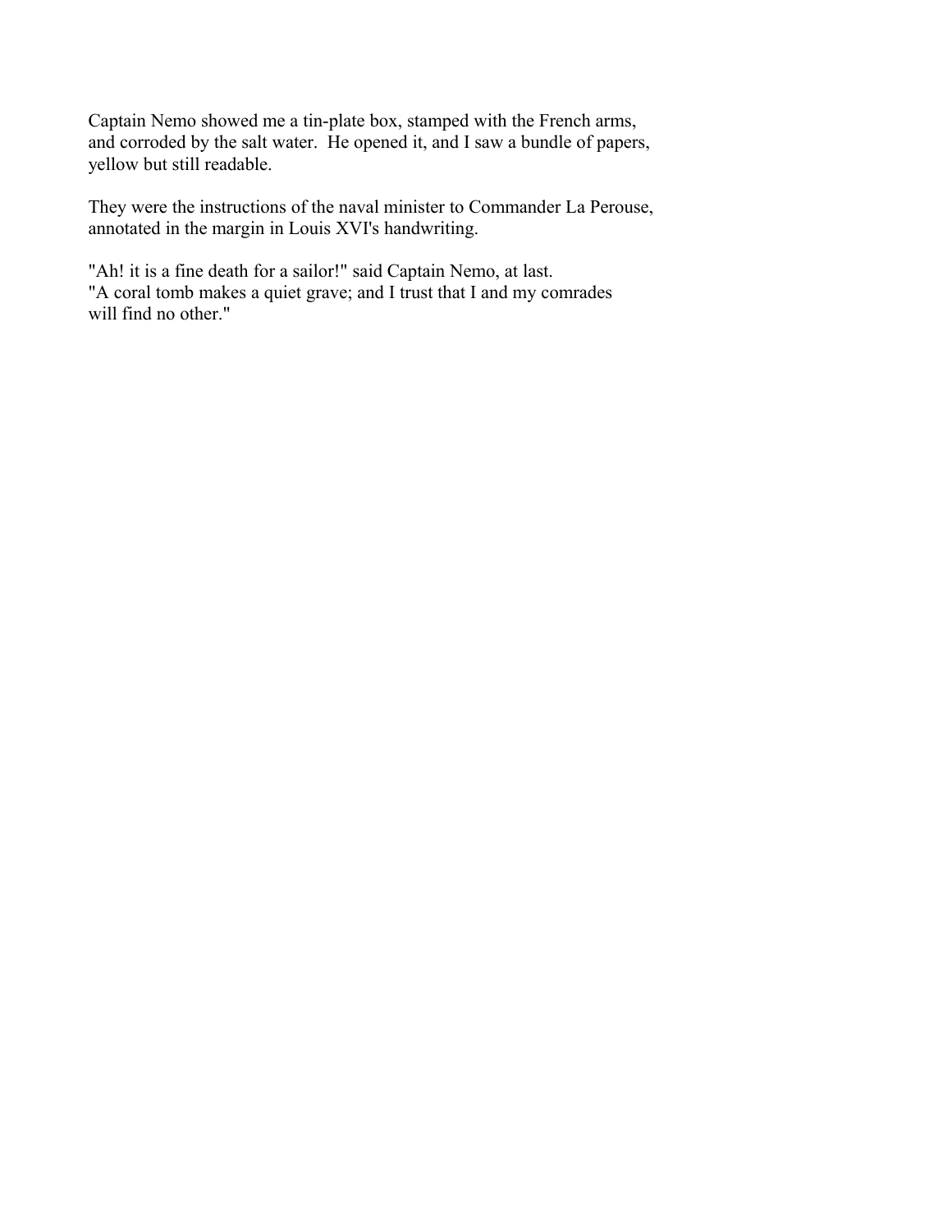Captain Nemo showed me a tin-plate box, stamped with the French arms, and corroded by the salt water. He opened it, and I saw a bundle of papers, yellow but still readable.

They were the instructions of the naval minister to Commander La Perouse, annotated in the margin in Louis XVI's handwriting.

"Ah! it is a fine death for a sailor!" said Captain Nemo, at last. "A coral tomb makes a quiet grave; and I trust that I and my comrades will find no other."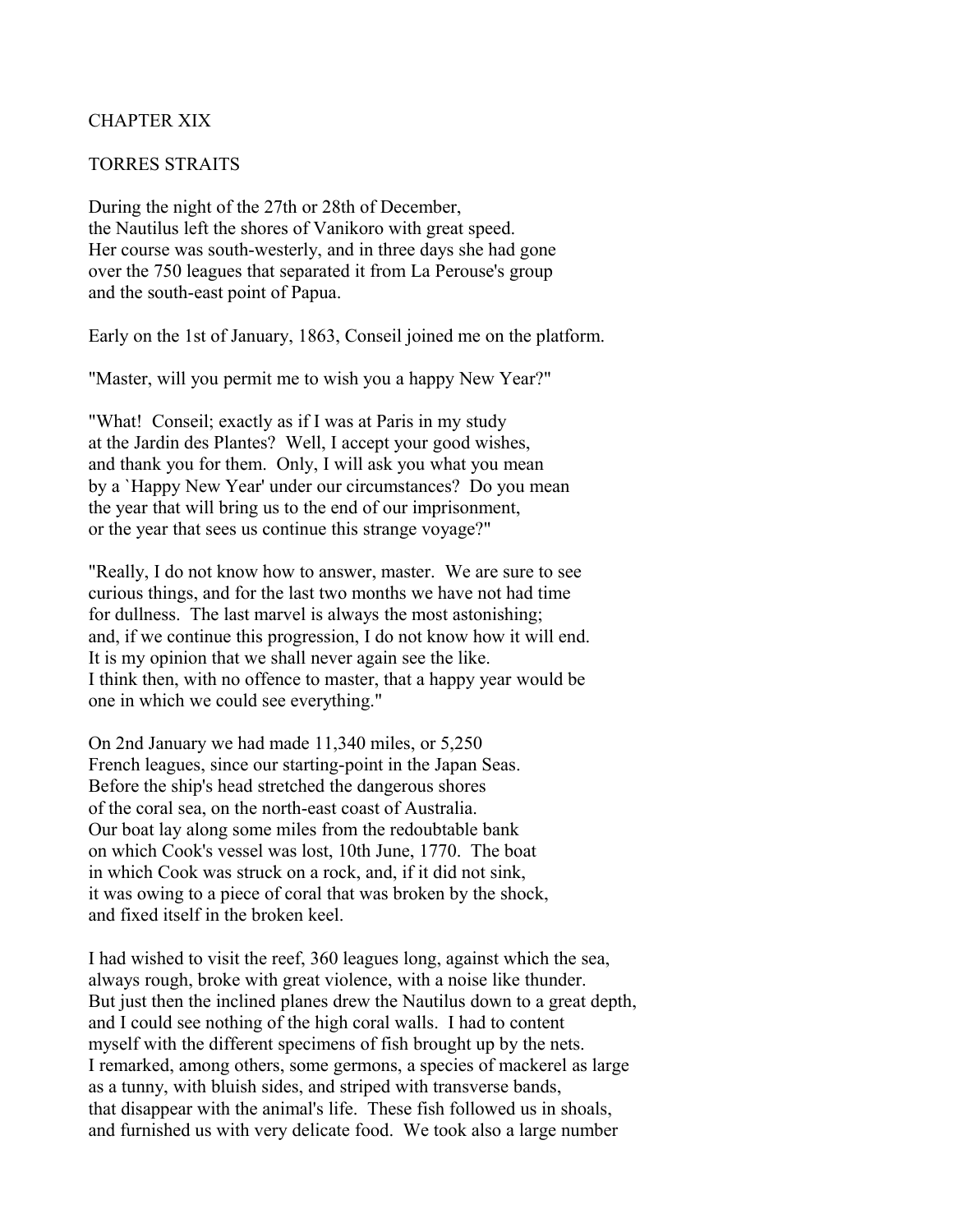## CHAPTER XIX

## TORRES STRAITS

During the night of the 27th or 28th of December, the Nautilus left the shores of Vanikoro with great speed. Her course was south-westerly, and in three days she had gone over the 750 leagues that separated it from La Perouse's group and the south-east point of Papua.

Early on the 1st of January, 1863, Conseil joined me on the platform.

"Master, will you permit me to wish you a happy New Year?"

"What! Conseil; exactly as if I was at Paris in my study at the Jardin des Plantes? Well, I accept your good wishes, and thank you for them. Only, I will ask you what you mean by a `Happy New Year' under our circumstances? Do you mean the year that will bring us to the end of our imprisonment, or the year that sees us continue this strange voyage?"

"Really, I do not know how to answer, master. We are sure to see curious things, and for the last two months we have not had time for dullness. The last marvel is always the most astonishing; and, if we continue this progression, I do not know how it will end. It is my opinion that we shall never again see the like. I think then, with no offence to master, that a happy year would be one in which we could see everything."

On 2nd January we had made 11,340 miles, or 5,250 French leagues, since our starting-point in the Japan Seas. Before the ship's head stretched the dangerous shores of the coral sea, on the north-east coast of Australia. Our boat lay along some miles from the redoubtable bank on which Cook's vessel was lost, 10th June, 1770. The boat in which Cook was struck on a rock, and, if it did not sink, it was owing to a piece of coral that was broken by the shock, and fixed itself in the broken keel.

I had wished to visit the reef, 360 leagues long, against which the sea, always rough, broke with great violence, with a noise like thunder. But just then the inclined planes drew the Nautilus down to a great depth, and I could see nothing of the high coral walls. I had to content myself with the different specimens of fish brought up by the nets. I remarked, among others, some germons, a species of mackerel as large as a tunny, with bluish sides, and striped with transverse bands, that disappear with the animal's life. These fish followed us in shoals, and furnished us with very delicate food. We took also a large number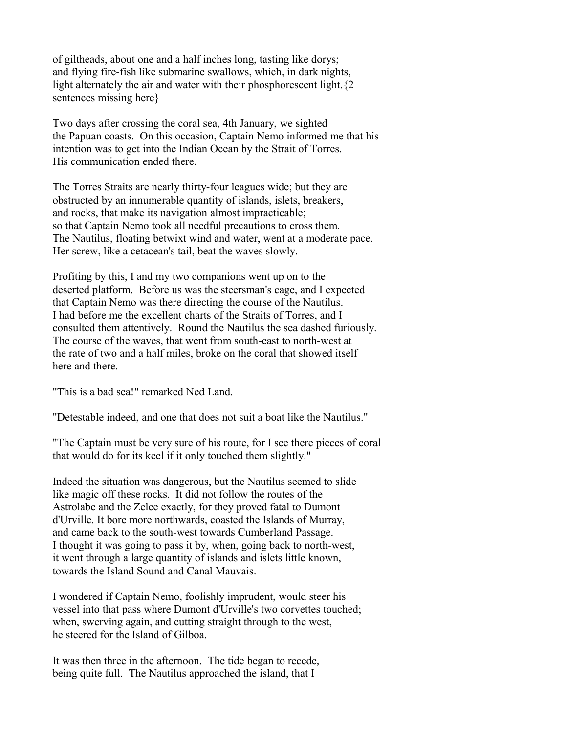of giltheads, about one and a half inches long, tasting like dorys; and flying fire-fish like submarine swallows, which, in dark nights, light alternately the air and water with their phosphorescent light.{2 sentences missing here}

Two days after crossing the coral sea, 4th January, we sighted the Papuan coasts. On this occasion, Captain Nemo informed me that his intention was to get into the Indian Ocean by the Strait of Torres. His communication ended there.

The Torres Straits are nearly thirty-four leagues wide; but they are obstructed by an innumerable quantity of islands, islets, breakers, and rocks, that make its navigation almost impracticable; so that Captain Nemo took all needful precautions to cross them. The Nautilus, floating betwixt wind and water, went at a moderate pace. Her screw, like a cetacean's tail, beat the waves slowly.

Profiting by this, I and my two companions went up on to the deserted platform. Before us was the steersman's cage, and I expected that Captain Nemo was there directing the course of the Nautilus. I had before me the excellent charts of the Straits of Torres, and I consulted them attentively. Round the Nautilus the sea dashed furiously. The course of the waves, that went from south-east to north-west at the rate of two and a half miles, broke on the coral that showed itself here and there.

"This is a bad sea!" remarked Ned Land.

"Detestable indeed, and one that does not suit a boat like the Nautilus."

"The Captain must be very sure of his route, for I see there pieces of coral that would do for its keel if it only touched them slightly."

Indeed the situation was dangerous, but the Nautilus seemed to slide like magic off these rocks. It did not follow the routes of the Astrolabe and the Zelee exactly, for they proved fatal to Dumont d'Urville. It bore more northwards, coasted the Islands of Murray, and came back to the south-west towards Cumberland Passage. I thought it was going to pass it by, when, going back to north-west, it went through a large quantity of islands and islets little known, towards the Island Sound and Canal Mauvais.

I wondered if Captain Nemo, foolishly imprudent, would steer his vessel into that pass where Dumont d'Urville's two corvettes touched; when, swerving again, and cutting straight through to the west, he steered for the Island of Gilboa.

It was then three in the afternoon. The tide began to recede, being quite full. The Nautilus approached the island, that I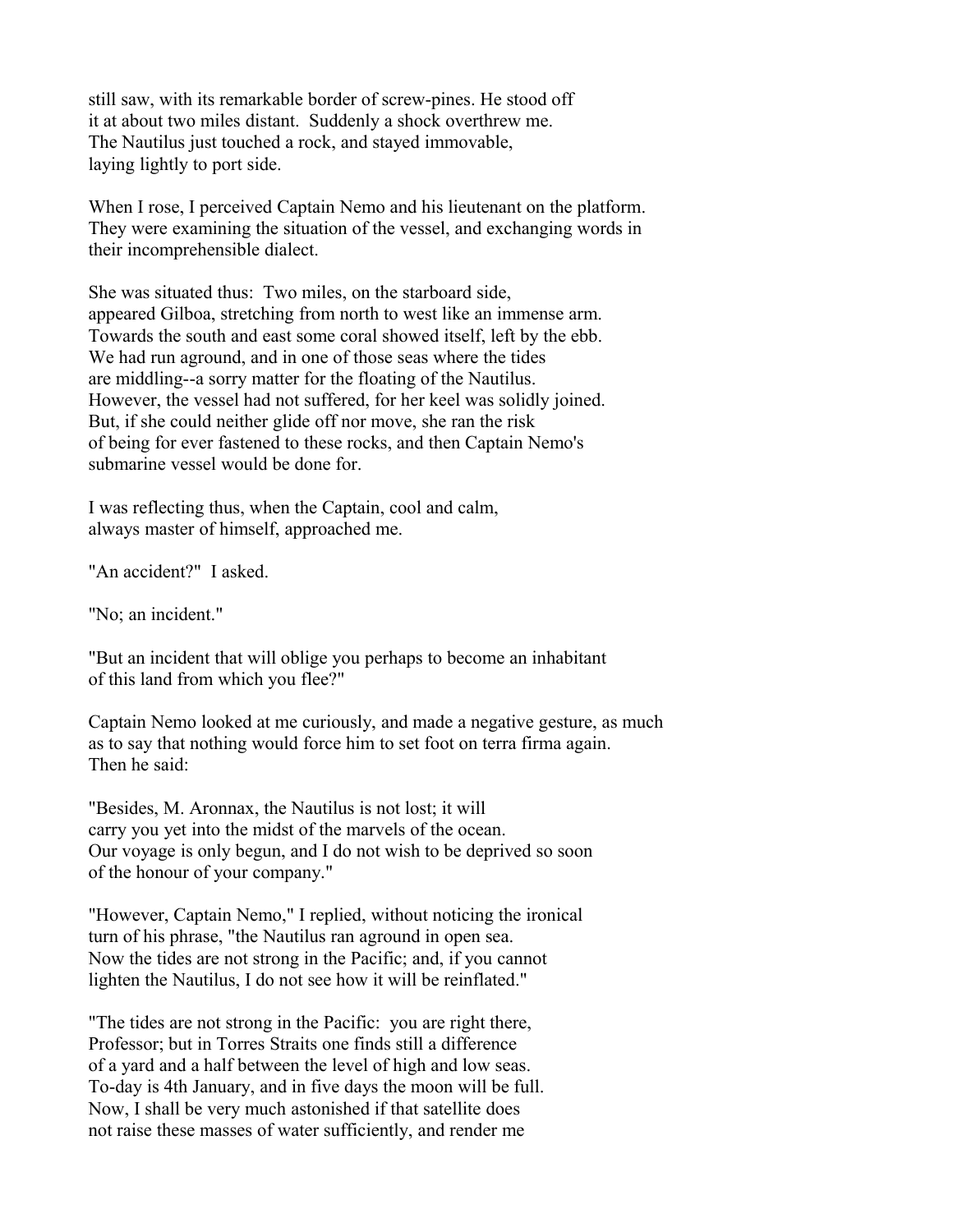still saw, with its remarkable border of screw-pines. He stood off
it at about two miles distant. Suddenly a shock overthrew me.
The Nautilus just touched a rock, and stayed immovable,
laying lightly to port side.

When I rose, I perceived Captain Nemo and his lieutenant on the platform.
They were examining the situation of the vessel, and exchanging words in
their incomprehensible dialect.

She was situated thus: Two miles, on the starboard side,
appeared Gilboa, stretching from north to west like an immense arm.
Towards the south and east some coral showed itself, left by the ebb.
We had run aground, and in one of those seas where the tides
are middling--a sorry matter for the floating of the Nautilus.
However, the vessel had not suffered, for her keel was solidly joined.
But, if she could neither glide off nor move, she ran the risk
of being for ever fastened to these rocks, and then Captain Nemo's
submarine vessel would be done for.

I was reflecting thus, when the Captain, cool and calm,
always master of himself, approached me.

"An accident?" I asked.

"No; an incident."

"But an incident that will oblige you perhaps to become an inhabitant
of this land from which you flee?"

Captain Nemo looked at me curiously, and made a negative gesture, as much
as to say that nothing would force him to set foot on terra firma again.
Then he said:

"Besides, M. Aronnax, the Nautilus is not lost; it will
carry you yet into the midst of the marvels of the ocean.
Our voyage is only begun, and I do not wish to be deprived so soon
of the honour of your company."

"However, Captain Nemo," I replied, without noticing the ironical
turn of his phrase, "the Nautilus ran aground in open sea.
Now the tides are not strong in the Pacific; and, if you cannot
lighten the Nautilus, I do not see how it will be reinflated."

"The tides are not strong in the Pacific: you are right there,
Professor; but in Torres Straits one finds still a difference
of a yard and a half between the level of high and low seas.
To-day is 4th January, and in five days the moon will be full.
Now, I shall be very much astonished if that satellite does
not raise these masses of water sufficiently, and render me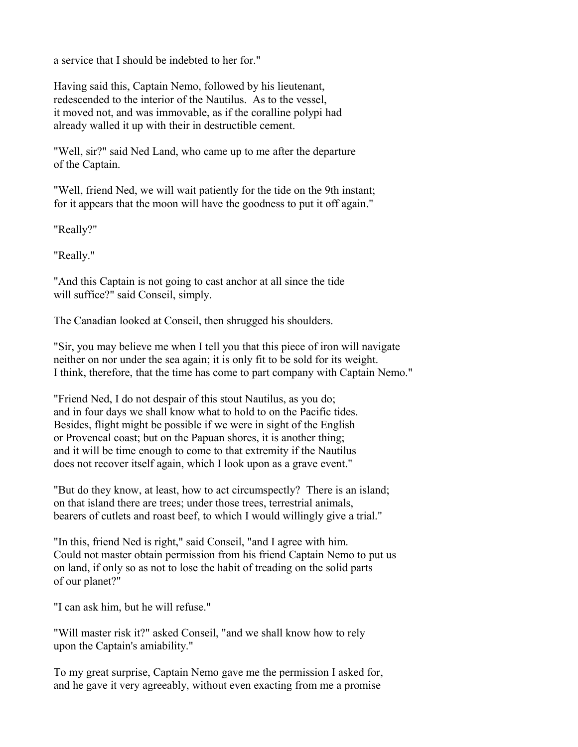a service that I should be indebted to her for."

Having said this, Captain Nemo, followed by his lieutenant, redescended to the interior of the Nautilus. As to the vessel, it moved not, and was immovable, as if the coralline polypi had already walled it up with their in destructible cement.

"Well, sir?" said Ned Land, who came up to me after the departure of the Captain.

"Well, friend Ned, we will wait patiently for the tide on the 9th instant; for it appears that the moon will have the goodness to put it off again."

"Really?"

"Really."

"And this Captain is not going to cast anchor at all since the tide will suffice?" said Conseil, simply.

The Canadian looked at Conseil, then shrugged his shoulders.

"Sir, you may believe me when I tell you that this piece of iron will navigate neither on nor under the sea again; it is only fit to be sold for its weight. I think, therefore, that the time has come to part company with Captain Nemo."

"Friend Ned, I do not despair of this stout Nautilus, as you do; and in four days we shall know what to hold to on the Pacific tides. Besides, flight might be possible if we were in sight of the English or Provencal coast; but on the Papuan shores, it is another thing; and it will be time enough to come to that extremity if the Nautilus does not recover itself again, which I look upon as a grave event."

"But do they know, at least, how to act circumspectly? There is an island; on that island there are trees; under those trees, terrestrial animals, bearers of cutlets and roast beef, to which I would willingly give a trial."

"In this, friend Ned is right," said Conseil, "and I agree with him. Could not master obtain permission from his friend Captain Nemo to put us on land, if only so as not to lose the habit of treading on the solid parts of our planet?"

"I can ask him, but he will refuse."

"Will master risk it?" asked Conseil, "and we shall know how to rely upon the Captain's amiability."

To my great surprise, Captain Nemo gave me the permission I asked for, and he gave it very agreeably, without even exacting from me a promise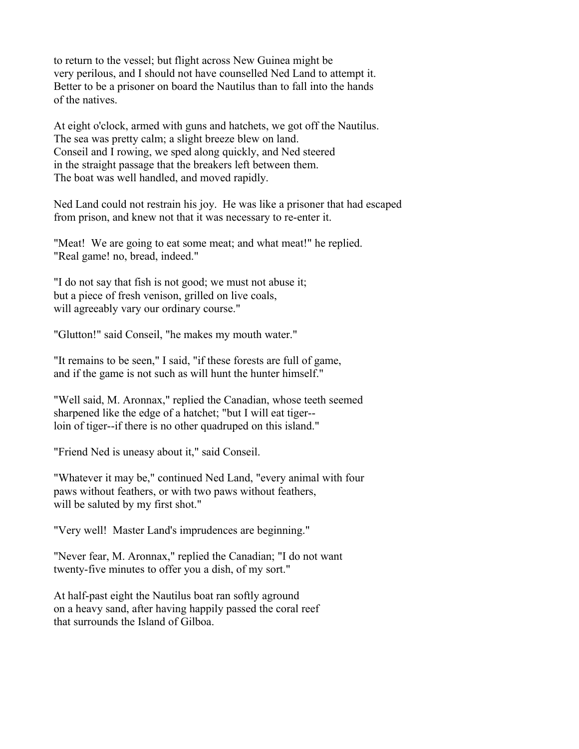to return to the vessel; but flight across New Guinea might be very perilous, and I should not have counselled Ned Land to attempt it. Better to be a prisoner on board the Nautilus than to fall into the hands of the natives.

At eight o'clock, armed with guns and hatchets, we got off the Nautilus. The sea was pretty calm; a slight breeze blew on land. Conseil and I rowing, we sped along quickly, and Ned steered in the straight passage that the breakers left between them. The boat was well handled, and moved rapidly.

Ned Land could not restrain his joy. He was like a prisoner that had escaped from prison, and knew not that it was necessary to re-enter it.

"Meat! We are going to eat some meat; and what meat!" he replied. "Real game! no, bread, indeed."

"I do not say that fish is not good; we must not abuse it; but a piece of fresh venison, grilled on live coals, will agreeably vary our ordinary course."

"Glutton!" said Conseil, "he makes my mouth water."

"It remains to be seen," I said, "if these forests are full of game, and if the game is not such as will hunt the hunter himself."

"Well said, M. Aronnax," replied the Canadian, whose teeth seemed sharpened like the edge of a hatchet; "but I will eat tiger--loin of tiger--if there is no other quadruped on this island."

"Friend Ned is uneasy about it," said Conseil.

"Whatever it may be," continued Ned Land, "every animal with four paws without feathers, or with two paws without feathers, will be saluted by my first shot."

"Very well! Master Land's imprudences are beginning."

"Never fear, M. Aronnax," replied the Canadian; "I do not want twenty-five minutes to offer you a dish, of my sort."

At half-past eight the Nautilus boat ran softly aground on a heavy sand, after having happily passed the coral reef that surrounds the Island of Gilboa.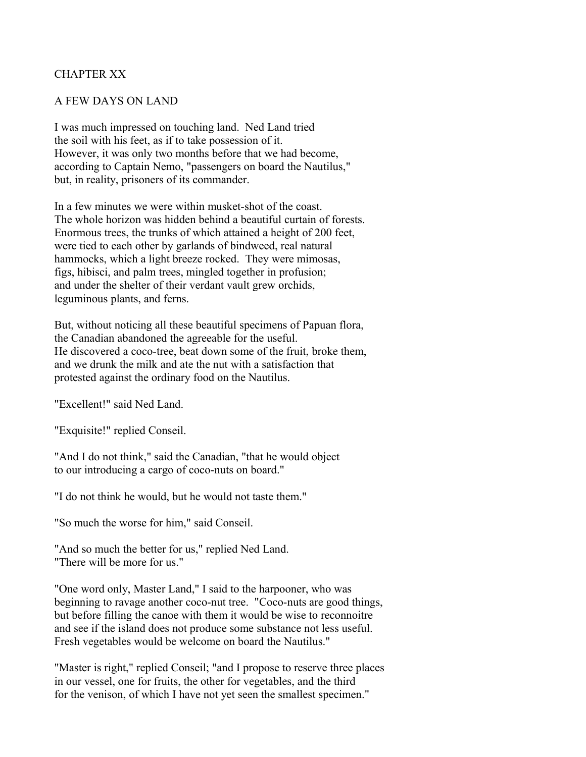## CHAPTER XX

## A FEW DAYS ON LAND

I was much impressed on touching land. Ned Land tried the soil with his feet, as if to take possession of it. However, it was only two months before that we had become, according to Captain Nemo, "passengers on board the Nautilus," but, in reality, prisoners of its commander.

In a few minutes we were within musket-shot of the coast. The whole horizon was hidden behind a beautiful curtain of forests. Enormous trees, the trunks of which attained a height of 200 feet, were tied to each other by garlands of bindweed, real natural hammocks, which a light breeze rocked. They were mimosas, figs, hibisci, and palm trees, mingled together in profusion; and under the shelter of their verdant vault grew orchids, leguminous plants, and ferns.

But, without noticing all these beautiful specimens of Papuan flora, the Canadian abandoned the agreeable for the useful. He discovered a coco-tree, beat down some of the fruit, broke them, and we drunk the milk and ate the nut with a satisfaction that protested against the ordinary food on the Nautilus.

"Excellent!" said Ned Land.

"Exquisite!" replied Conseil.

"And I do not think," said the Canadian, "that he would object to our introducing a cargo of coco-nuts on board."

"I do not think he would, but he would not taste them."

"So much the worse for him," said Conseil.

"And so much the better for us," replied Ned Land. "There will be more for us."

"One word only, Master Land," I said to the harpooner, who was beginning to ravage another coco-nut tree. "Coco-nuts are good things, but before filling the canoe with them it would be wise to reconnoitre and see if the island does not produce some substance not less useful. Fresh vegetables would be welcome on board the Nautilus."

"Master is right," replied Conseil; "and I propose to reserve three places in our vessel, one for fruits, the other for vegetables, and the third for the venison, of which I have not yet seen the smallest specimen."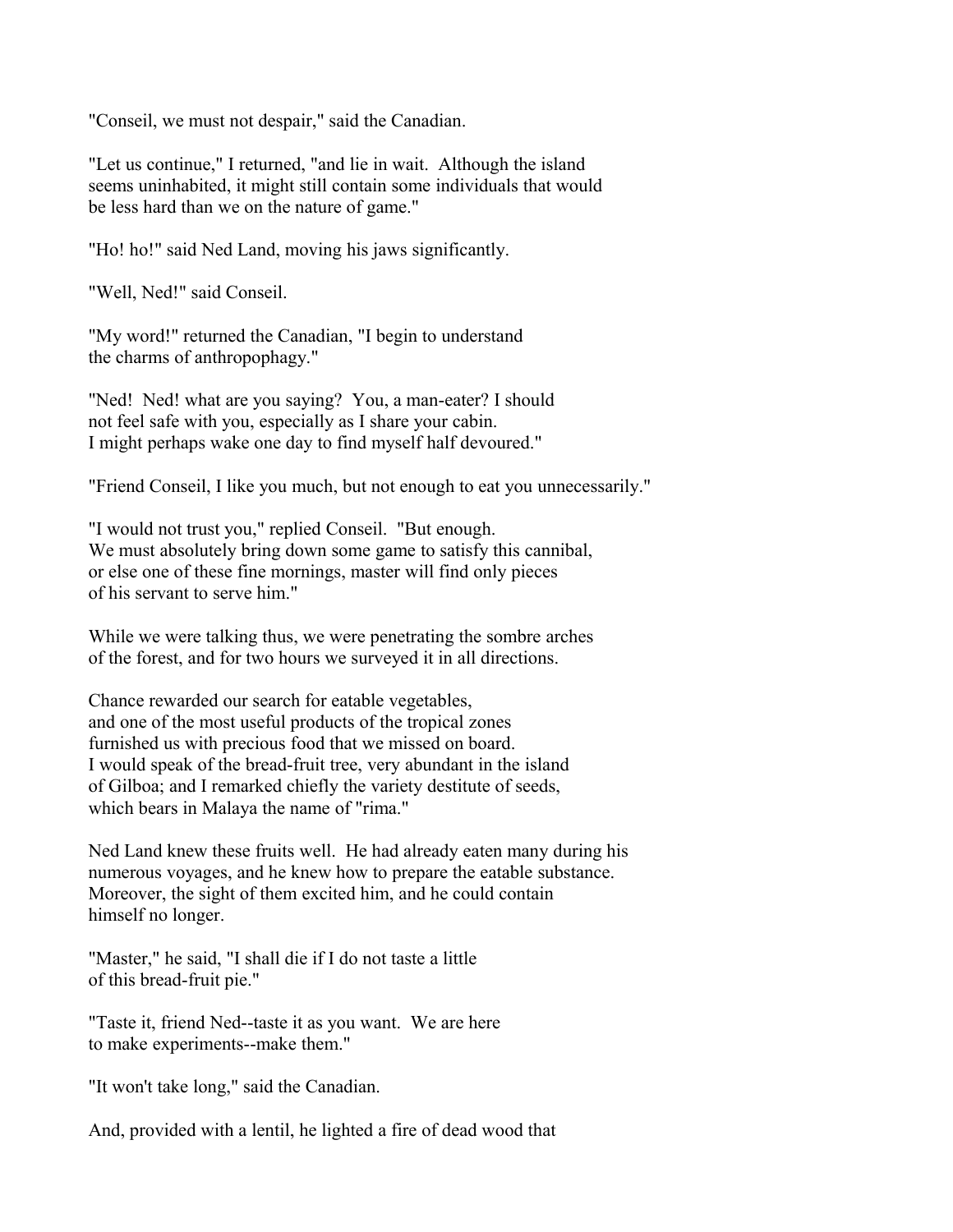"Conseil, we must not despair," said the Canadian.

"Let us continue," I returned, "and lie in wait. Although the island seems uninhabited, it might still contain some individuals that would be less hard than we on the nature of game."

"Ho! ho!" said Ned Land, moving his jaws significantly.

"Well, Ned!" said Conseil.

"My word!" returned the Canadian, "I begin to understand the charms of anthropophagy."

"Ned! Ned! what are you saying? You, a man-eater? I should not feel safe with you, especially as I share your cabin. I might perhaps wake one day to find myself half devoured."

"Friend Conseil, I like you much, but not enough to eat you unnecessarily."

"I would not trust you," replied Conseil. "But enough. We must absolutely bring down some game to satisfy this cannibal, or else one of these fine mornings, master will find only pieces of his servant to serve him."

While we were talking thus, we were penetrating the sombre arches of the forest, and for two hours we surveyed it in all directions.

Chance rewarded our search for eatable vegetables, and one of the most useful products of the tropical zones furnished us with precious food that we missed on board. I would speak of the bread-fruit tree, very abundant in the island of Gilboa; and I remarked chiefly the variety destitute of seeds, which bears in Malaya the name of "rima."

Ned Land knew these fruits well. He had already eaten many during his numerous voyages, and he knew how to prepare the eatable substance. Moreover, the sight of them excited him, and he could contain himself no longer.

"Master," he said, "I shall die if I do not taste a little of this bread-fruit pie."

"Taste it, friend Ned--taste it as you want. We are here to make experiments--make them."

"It won't take long," said the Canadian.

And, provided with a lentil, he lighted a fire of dead wood that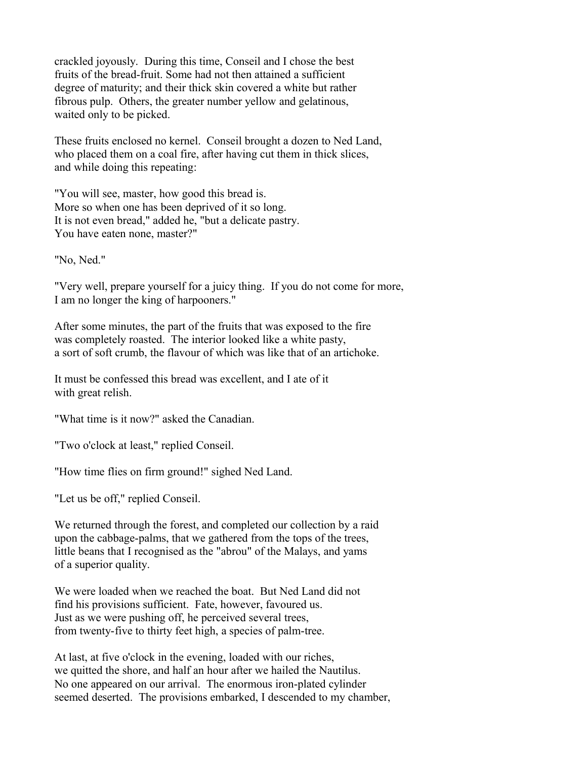crackled joyously. During this time, Conseil and I chose the best fruits of the bread-fruit. Some had not then attained a sufficient degree of maturity; and their thick skin covered a white but rather fibrous pulp. Others, the greater number yellow and gelatinous, waited only to be picked.

These fruits enclosed no kernel. Conseil brought a dozen to Ned Land, who placed them on a coal fire, after having cut them in thick slices, and while doing this repeating:

"You will see, master, how good this bread is.
More so when one has been deprived of it so long.
It is not even bread," added he, "but a delicate pastry.
You have eaten none, master?"

"No, Ned."

"Very well, prepare yourself for a juicy thing. If you do not come for more, I am no longer the king of harpooners."

After some minutes, the part of the fruits that was exposed to the fire was completely roasted. The interior looked like a white pasty, a sort of soft crumb, the flavour of which was like that of an artichoke.

It must be confessed this bread was excellent, and I ate of it with great relish.

"What time is it now?" asked the Canadian.

"Two o'clock at least," replied Conseil.

"How time flies on firm ground!" sighed Ned Land.

"Let us be off," replied Conseil.

We returned through the forest, and completed our collection by a raid upon the cabbage-palms, that we gathered from the tops of the trees, little beans that I recognised as the "abrou" of the Malays, and yams of a superior quality.

We were loaded when we reached the boat. But Ned Land did not find his provisions sufficient. Fate, however, favoured us. Just as we were pushing off, he perceived several trees, from twenty-five to thirty feet high, a species of palm-tree.

At last, at five o'clock in the evening, loaded with our riches, we quitted the shore, and half an hour after we hailed the Nautilus. No one appeared on our arrival. The enormous iron-plated cylinder seemed deserted. The provisions embarked, I descended to my chamber,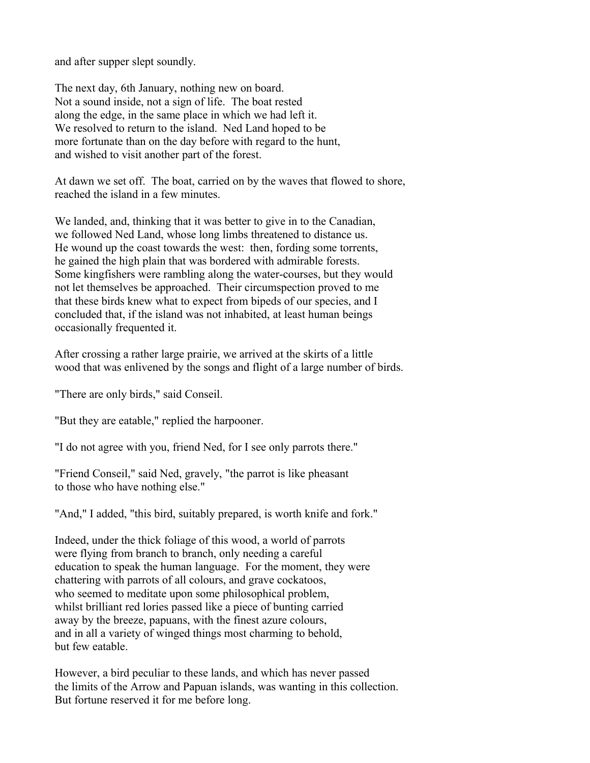and after supper slept soundly.

The next day, 6th January, nothing new on board. Not a sound inside, not a sign of life. The boat rested along the edge, in the same place in which we had left it. We resolved to return to the island. Ned Land hoped to be more fortunate than on the day before with regard to the hunt, and wished to visit another part of the forest.

At dawn we set off. The boat, carried on by the waves that flowed to shore, reached the island in a few minutes.

We landed, and, thinking that it was better to give in to the Canadian, we followed Ned Land, whose long limbs threatened to distance us. He wound up the coast towards the west: then, fording some torrents, he gained the high plain that was bordered with admirable forests. Some kingfishers were rambling along the water-courses, but they would not let themselves be approached. Their circumspection proved to me that these birds knew what to expect from bipeds of our species, and I concluded that, if the island was not inhabited, at least human beings occasionally frequented it.

After crossing a rather large prairie, we arrived at the skirts of a little wood that was enlivened by the songs and flight of a large number of birds.

"There are only birds," said Conseil.

"But they are eatable," replied the harpooner.

"I do not agree with you, friend Ned, for I see only parrots there."

"Friend Conseil," said Ned, gravely, "the parrot is like pheasant to those who have nothing else."

"And," I added, "this bird, suitably prepared, is worth knife and fork."

Indeed, under the thick foliage of this wood, a world of parrots were flying from branch to branch, only needing a careful education to speak the human language. For the moment, they were chattering with parrots of all colours, and grave cockatoos, who seemed to meditate upon some philosophical problem, whilst brilliant red lories passed like a piece of bunting carried away by the breeze, papuans, with the finest azure colours, and in all a variety of winged things most charming to behold, but few eatable.

However, a bird peculiar to these lands, and which has never passed the limits of the Arrow and Papuan islands, was wanting in this collection. But fortune reserved it for me before long.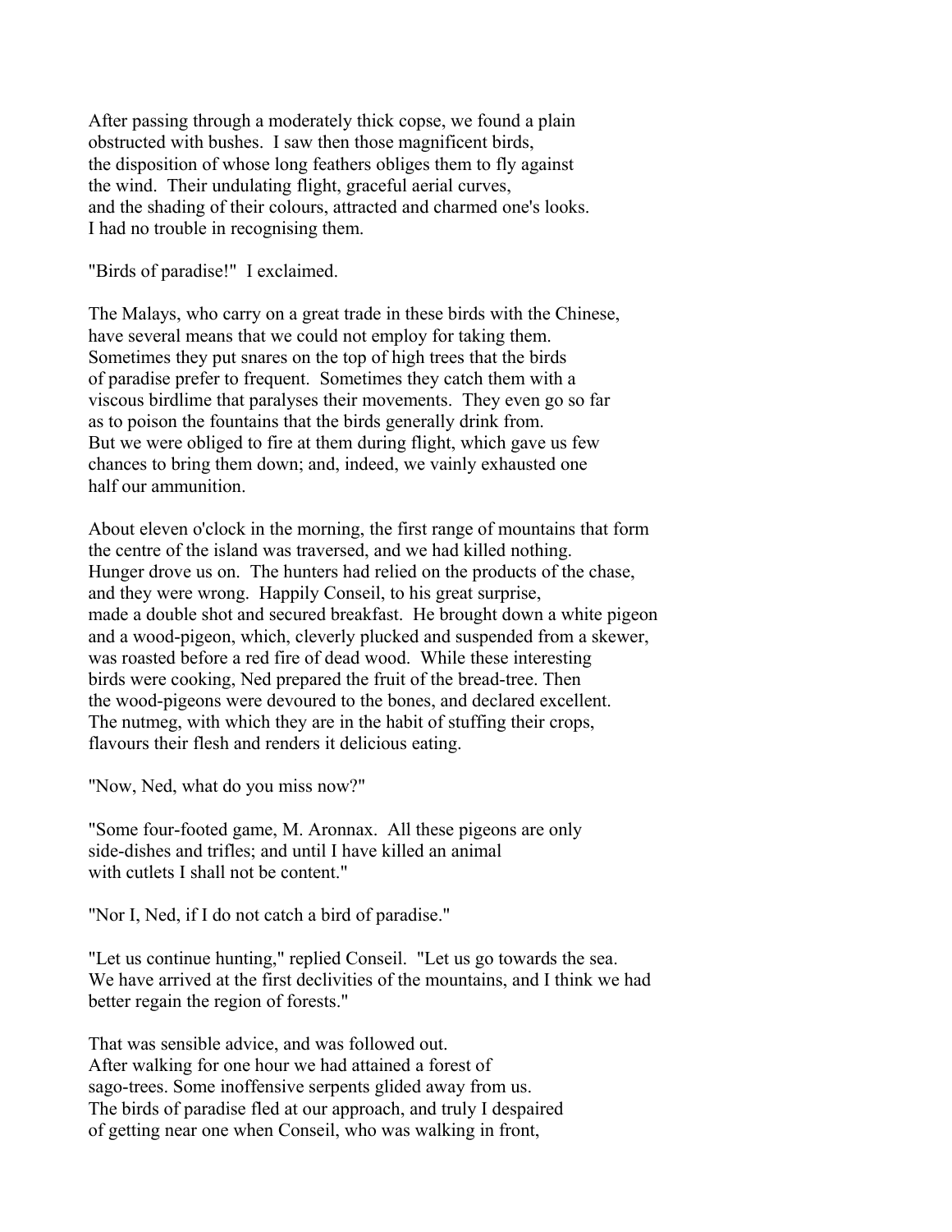After passing through a moderately thick copse, we found a plain obstructed with bushes. I saw then those magnificent birds, the disposition of whose long feathers obliges them to fly against the wind. Their undulating flight, graceful aerial curves, and the shading of their colours, attracted and charmed one's looks. I had no trouble in recognising them.

"Birds of paradise!" I exclaimed.

The Malays, who carry on a great trade in these birds with the Chinese, have several means that we could not employ for taking them. Sometimes they put snares on the top of high trees that the birds of paradise prefer to frequent. Sometimes they catch them with a viscous birdlime that paralyses their movements. They even go so far as to poison the fountains that the birds generally drink from. But we were obliged to fire at them during flight, which gave us few chances to bring them down; and, indeed, we vainly exhausted one half our ammunition.

About eleven o'clock in the morning, the first range of mountains that form the centre of the island was traversed, and we had killed nothing. Hunger drove us on. The hunters had relied on the products of the chase, and they were wrong. Happily Conseil, to his great surprise, made a double shot and secured breakfast. He brought down a white pigeon and a wood-pigeon, which, cleverly plucked and suspended from a skewer, was roasted before a red fire of dead wood. While these interesting birds were cooking, Ned prepared the fruit of the bread-tree. Then the wood-pigeons were devoured to the bones, and declared excellent. The nutmeg, with which they are in the habit of stuffing their crops, flavours their flesh and renders it delicious eating.

"Now, Ned, what do you miss now?"

"Some four-footed game, M. Aronnax. All these pigeons are only side-dishes and trifles; and until I have killed an animal with cutlets I shall not be content."

"Nor I, Ned, if I do not catch a bird of paradise."

"Let us continue hunting," replied Conseil. "Let us go towards the sea. We have arrived at the first declivities of the mountains, and I think we had better regain the region of forests."

That was sensible advice, and was followed out. After walking for one hour we had attained a forest of sago-trees. Some inoffensive serpents glided away from us. The birds of paradise fled at our approach, and truly I despaired of getting near one when Conseil, who was walking in front,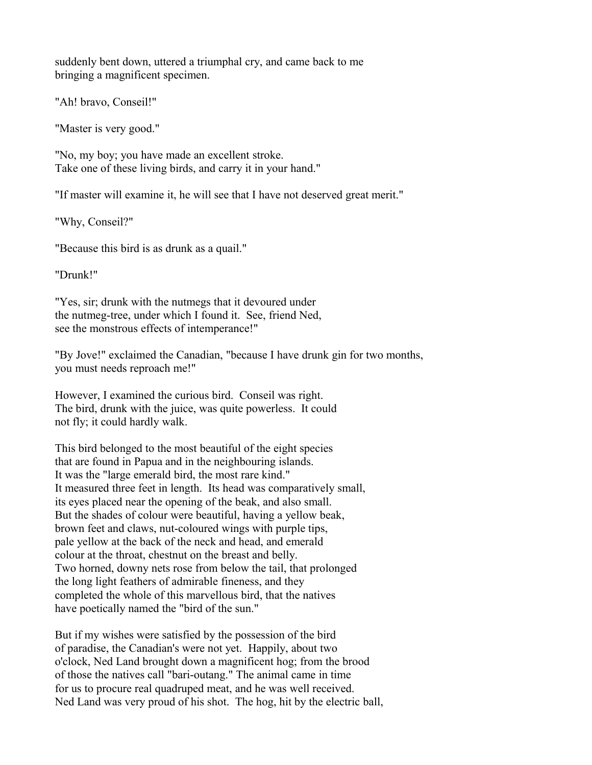suddenly bent down, uttered a triumphal cry, and came back to me bringing a magnificent specimen.

"Ah! bravo, Conseil!"

"Master is very good."

"No, my boy; you have made an excellent stroke. Take one of these living birds, and carry it in your hand."

"If master will examine it, he will see that I have not deserved great merit."

"Why, Conseil?"

"Because this bird is as drunk as a quail."

"Drunk!"

"Yes, sir; drunk with the nutmegs that it devoured under the nutmeg-tree, under which I found it. See, friend Ned, see the monstrous effects of intemperance!"

"By Jove!" exclaimed the Canadian, "because I have drunk gin for two months, you must needs reproach me!"

However, I examined the curious bird. Conseil was right. The bird, drunk with the juice, was quite powerless. It could not fly; it could hardly walk.

This bird belonged to the most beautiful of the eight species that are found in Papua and in the neighbouring islands. It was the "large emerald bird, the most rare kind." It measured three feet in length. Its head was comparatively small, its eyes placed near the opening of the beak, and also small. But the shades of colour were beautiful, having a yellow beak, brown feet and claws, nut-coloured wings with purple tips, pale yellow at the back of the neck and head, and emerald colour at the throat, chestnut on the breast and belly. Two horned, downy nets rose from below the tail, that prolonged the long light feathers of admirable fineness, and they completed the whole of this marvellous bird, that the natives have poetically named the "bird of the sun."

But if my wishes were satisfied by the possession of the bird of paradise, the Canadian's were not yet. Happily, about two o'clock, Ned Land brought down a magnificent hog; from the brood of those the natives call "bari-outang." The animal came in time for us to procure real quadruped meat, and he was well received. Ned Land was very proud of his shot. The hog, hit by the electric ball,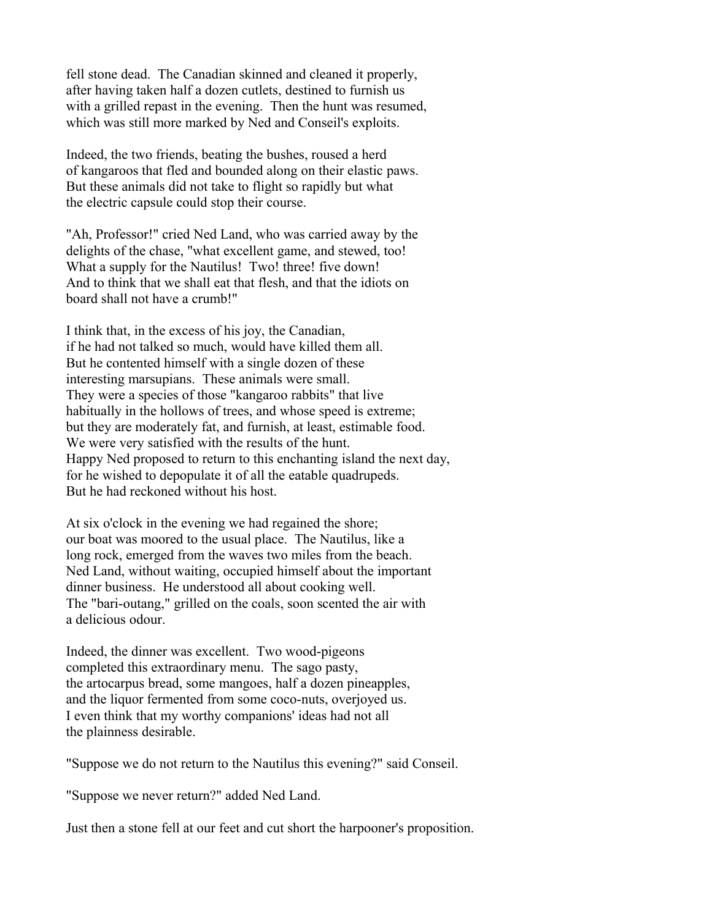fell stone dead. The Canadian skinned and cleaned it properly, after having taken half a dozen cutlets, destined to furnish us with a grilled repast in the evening. Then the hunt was resumed, which was still more marked by Ned and Conseil's exploits.

Indeed, the two friends, beating the bushes, roused a herd of kangaroos that fled and bounded along on their elastic paws. But these animals did not take to flight so rapidly but what the electric capsule could stop their course.

"Ah, Professor!" cried Ned Land, who was carried away by the delights of the chase, "what excellent game, and stewed, too! What a supply for the Nautilus! Two! three! five down! And to think that we shall eat that flesh, and that the idiots on board shall not have a crumb!"

I think that, in the excess of his joy, the Canadian, if he had not talked so much, would have killed them all. But he contented himself with a single dozen of these interesting marsupians. These animals were small. They were a species of those "kangaroo rabbits" that live habitually in the hollows of trees, and whose speed is extreme; but they are moderately fat, and furnish, at least, estimable food. We were very satisfied with the results of the hunt. Happy Ned proposed to return to this enchanting island the next day, for he wished to depopulate it of all the eatable quadrupeds. But he had reckoned without his host.

At six o'clock in the evening we had regained the shore; our boat was moored to the usual place. The Nautilus, like a long rock, emerged from the waves two miles from the beach. Ned Land, without waiting, occupied himself about the important dinner business. He understood all about cooking well. The "bari-outang," grilled on the coals, soon scented the air with a delicious odour.

Indeed, the dinner was excellent. Two wood-pigeons completed this extraordinary menu. The sago pasty, the artocarpus bread, some mangoes, half a dozen pineapples, and the liquor fermented from some coco-nuts, overjoyed us. I even think that my worthy companions' ideas had not all the plainness desirable.

"Suppose we do not return to the Nautilus this evening?" said Conseil.

"Suppose we never return?" added Ned Land.

Just then a stone fell at our feet and cut short the harpooner's proposition.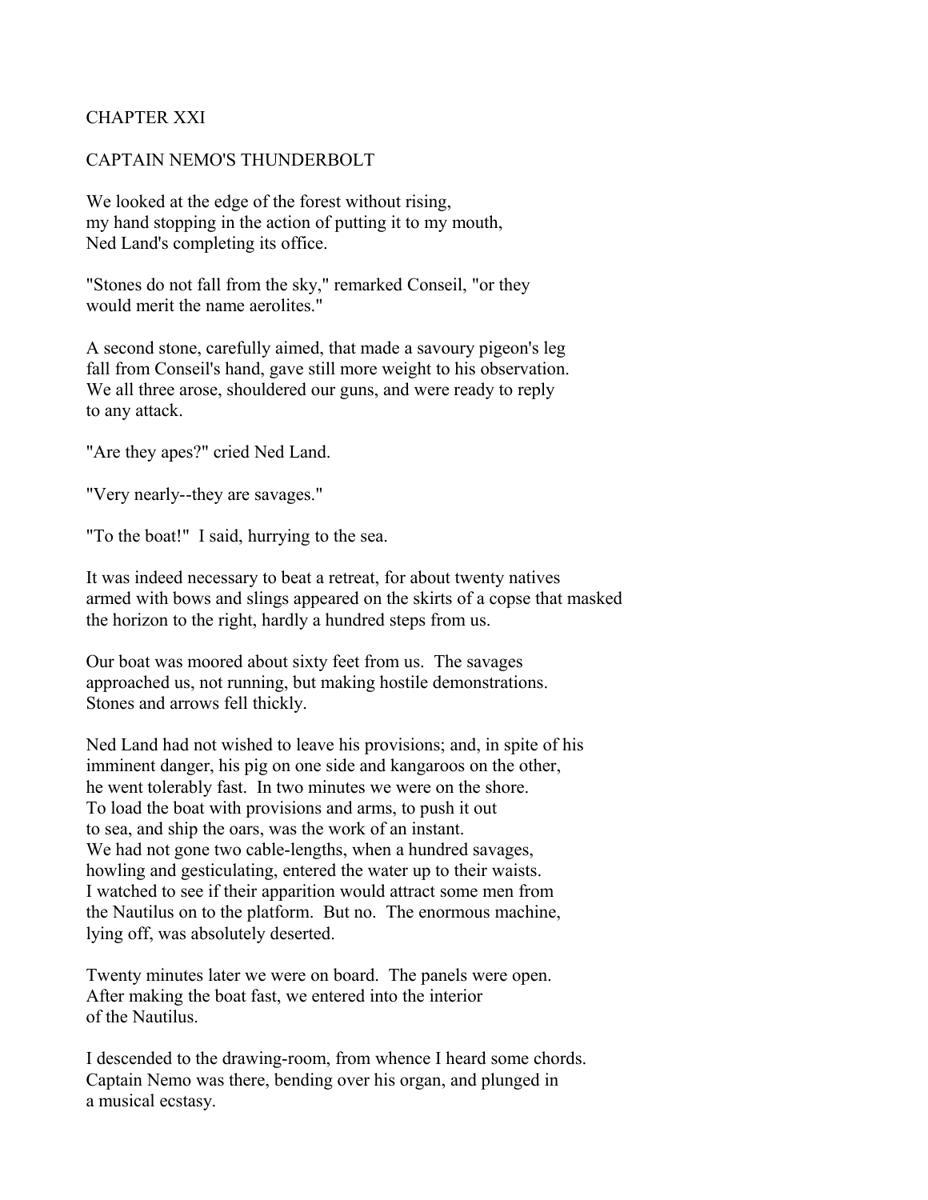## CHAPTER XXI

### CAPTAIN NEMO'S THUNDERBOLT

We looked at the edge of the forest without rising, my hand stopping in the action of putting it to my mouth, Ned Land's completing its office.

"Stones do not fall from the sky," remarked Conseil, "or they would merit the name aerolites."

A second stone, carefully aimed, that made a savoury pigeon's leg fall from Conseil's hand, gave still more weight to his observation. We all three arose, shouldered our guns, and were ready to reply to any attack.

"Are they apes?" cried Ned Land.

"Very nearly--they are savages."

"To the boat!" I said, hurrying to the sea.

It was indeed necessary to beat a retreat, for about twenty natives armed with bows and slings appeared on the skirts of a copse that masked the horizon to the right, hardly a hundred steps from us.

Our boat was moored about sixty feet from us. The savages approached us, not running, but making hostile demonstrations. Stones and arrows fell thickly.

Ned Land had not wished to leave his provisions; and, in spite of his imminent danger, his pig on one side and kangaroos on the other, he went tolerably fast. In two minutes we were on the shore. To load the boat with provisions and arms, to push it out to sea, and ship the oars, was the work of an instant. We had not gone two cable-lengths, when a hundred savages, howling and gesticulating, entered the water up to their waists. I watched to see if their apparition would attract some men from the Nautilus on to the platform. But no. The enormous machine, lying off, was absolutely deserted.

Twenty minutes later we were on board. The panels were open. After making the boat fast, we entered into the interior of the Nautilus.

I descended to the drawing-room, from whence I heard some chords. Captain Nemo was there, bending over his organ, and plunged in a musical ecstasy.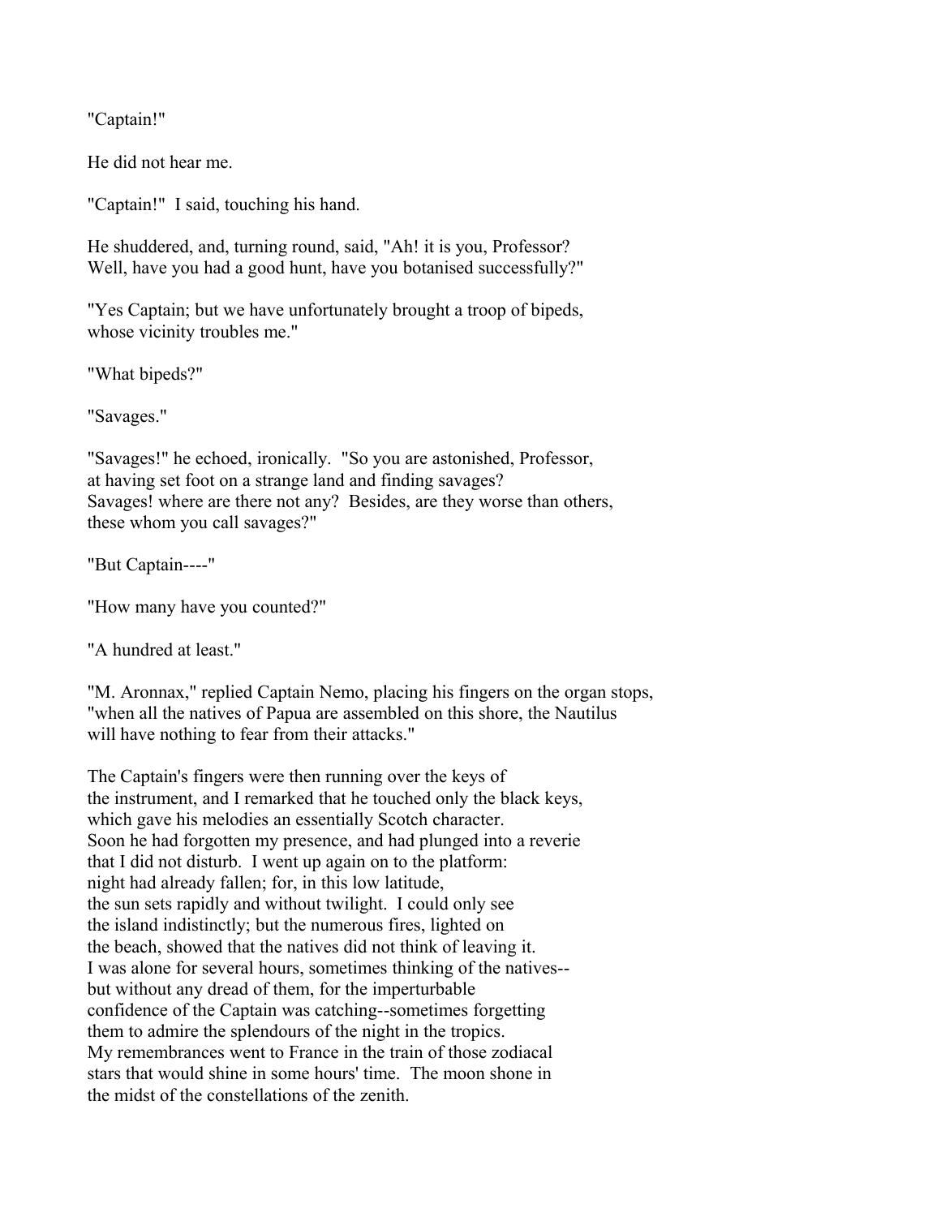"Captain!"

He did not hear me.

"Captain!" I said, touching his hand.

He shuddered, and, turning round, said, "Ah! it is you, Professor? Well, have you had a good hunt, have you botanised successfully?"

"Yes Captain; but we have unfortunately brought a troop of bipeds, whose vicinity troubles me."

"What bipeds?"

"Savages."

"Savages!" he echoed, ironically. "So you are astonished, Professor, at having set foot on a strange land and finding savages? Savages! where are there not any? Besides, are they worse than others, these whom you call savages?"

"But Captain----"

"How many have you counted?"

"A hundred at least."

"M. Aronnax," replied Captain Nemo, placing his fingers on the organ stops, "when all the natives of Papua are assembled on this shore, the Nautilus will have nothing to fear from their attacks."

The Captain's fingers were then running over the keys of the instrument, and I remarked that he touched only the black keys, which gave his melodies an essentially Scotch character. Soon he had forgotten my presence, and had plunged into a reverie that I did not disturb. I went up again on to the platform: night had already fallen; for, in this low latitude, the sun sets rapidly and without twilight. I could only see the island indistinctly; but the numerous fires, lighted on the beach, showed that the natives did not think of leaving it. I was alone for several hours, sometimes thinking of the natives-- but without any dread of them, for the imperturbable confidence of the Captain was catching--sometimes forgetting them to admire the splendours of the night in the tropics. My remembrances went to France in the train of those zodiacal stars that would shine in some hours' time. The moon shone in the midst of the constellations of the zenith.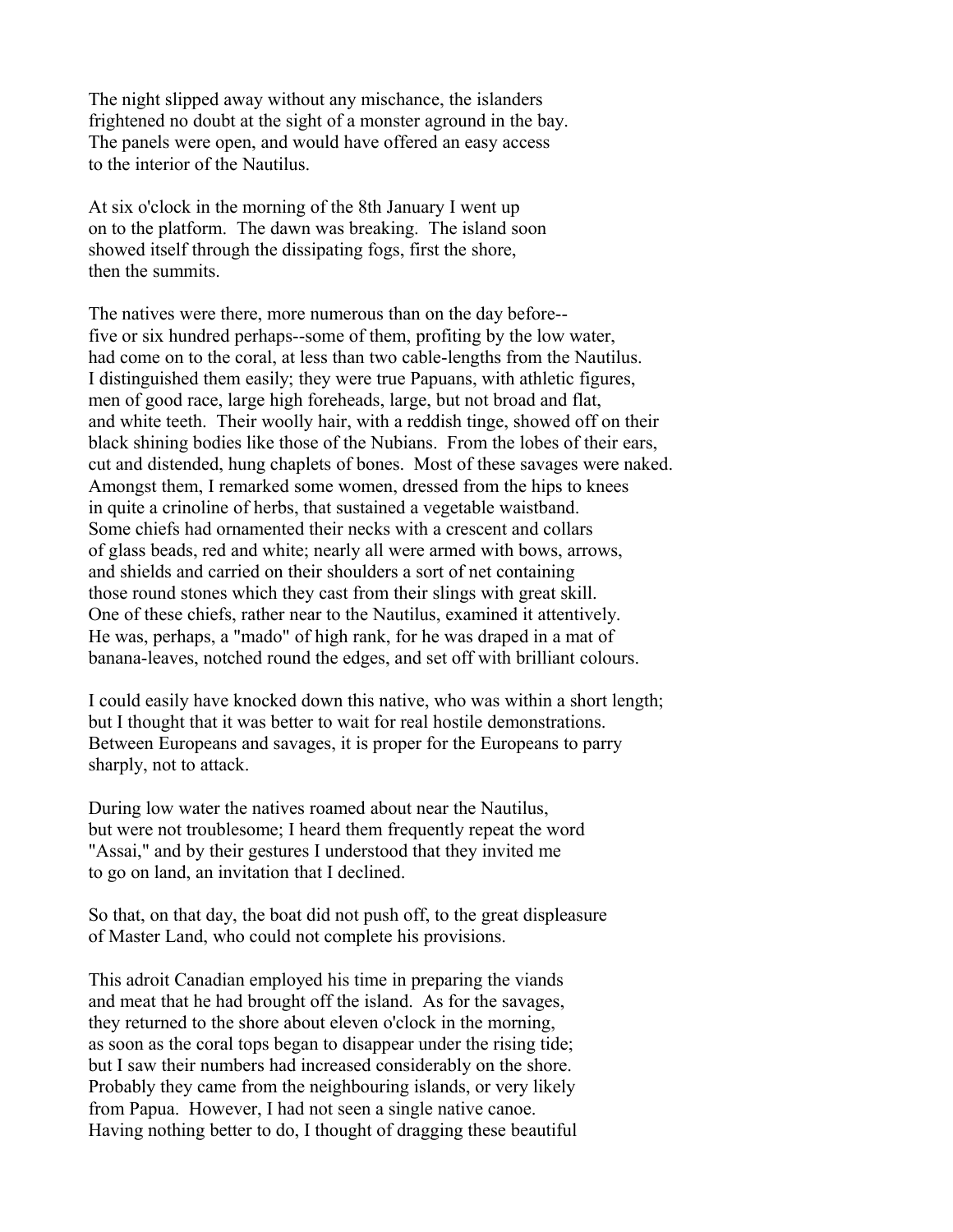The night slipped away without any mischance, the islanders frightened no doubt at the sight of a monster aground in the bay. The panels were open, and would have offered an easy access to the interior of the Nautilus.

At six o'clock in the morning of the 8th January I went up on to the platform. The dawn was breaking. The island soon showed itself through the dissipating fogs, first the shore, then the summits.

The natives were there, more numerous than on the day before-- five or six hundred perhaps--some of them, profiting by the low water, had come on to the coral, at less than two cable-lengths from the Nautilus. I distinguished them easily; they were true Papuans, with athletic figures, men of good race, large high foreheads, large, but not broad and flat, and white teeth. Their woolly hair, with a reddish tinge, showed off on their black shining bodies like those of the Nubians. From the lobes of their ears, cut and distended, hung chaplets of bones. Most of these savages were naked. Amongst them, I remarked some women, dressed from the hips to knees in quite a crinoline of herbs, that sustained a vegetable waistband. Some chiefs had ornamented their necks with a crescent and collars of glass beads, red and white; nearly all were armed with bows, arrows, and shields and carried on their shoulders a sort of net containing those round stones which they cast from their slings with great skill. One of these chiefs, rather near to the Nautilus, examined it attentively. He was, perhaps, a "mado" of high rank, for he was draped in a mat of banana-leaves, notched round the edges, and set off with brilliant colours.

I could easily have knocked down this native, who was within a short length; but I thought that it was better to wait for real hostile demonstrations. Between Europeans and savages, it is proper for the Europeans to parry sharply, not to attack.

During low water the natives roamed about near the Nautilus, but were not troublesome; I heard them frequently repeat the word "Assai," and by their gestures I understood that they invited me to go on land, an invitation that I declined.

So that, on that day, the boat did not push off, to the great displeasure of Master Land, who could not complete his provisions.

This adroit Canadian employed his time in preparing the viands and meat that he had brought off the island. As for the savages, they returned to the shore about eleven o'clock in the morning, as soon as the coral tops began to disappear under the rising tide; but I saw their numbers had increased considerably on the shore. Probably they came from the neighbouring islands, or very likely from Papua. However, I had not seen a single native canoe. Having nothing better to do, I thought of dragging these beautiful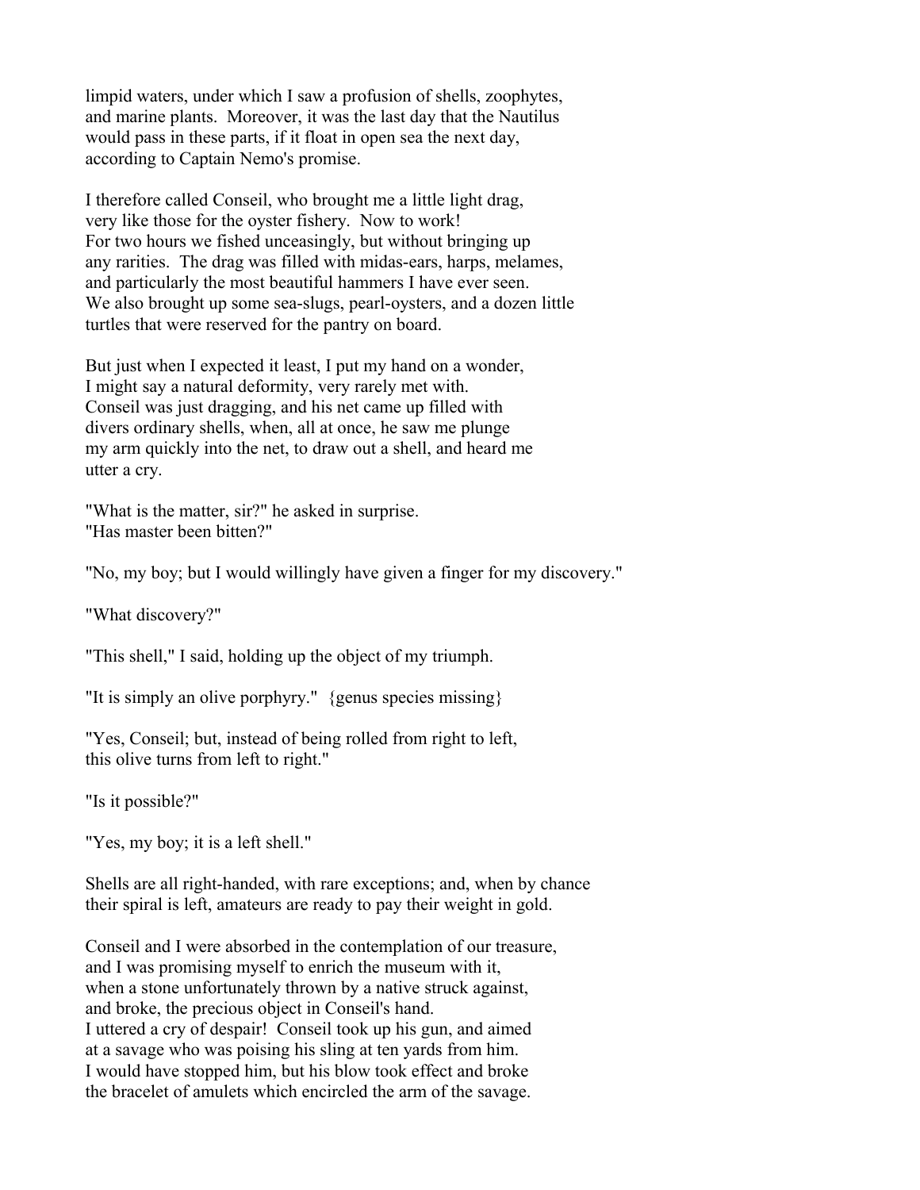limpid waters, under which I saw a profusion of shells, zoophytes, and marine plants. Moreover, it was the last day that the Nautilus would pass in these parts, if it float in open sea the next day, according to Captain Nemo's promise.

I therefore called Conseil, who brought me a little light drag, very like those for the oyster fishery. Now to work! For two hours we fished unceasingly, but without bringing up any rarities. The drag was filled with midas-ears, harps, melames, and particularly the most beautiful hammers I have ever seen. We also brought up some sea-slugs, pearl-oysters, and a dozen little turtles that were reserved for the pantry on board.

But just when I expected it least, I put my hand on a wonder, I might say a natural deformity, very rarely met with. Conseil was just dragging, and his net came up filled with divers ordinary shells, when, all at once, he saw me plunge my arm quickly into the net, to draw out a shell, and heard me utter a cry.

"What is the matter, sir?" he asked in surprise. "Has master been bitten?"

"No, my boy; but I would willingly have given a finger for my discovery."

"What discovery?"

"This shell," I said, holding up the object of my triumph.

"It is simply an olive porphyry." {genus species missing}

"Yes, Conseil; but, instead of being rolled from right to left, this olive turns from left to right."

"Is it possible?"

"Yes, my boy; it is a left shell."

Shells are all right-handed, with rare exceptions; and, when by chance their spiral is left, amateurs are ready to pay their weight in gold.

Conseil and I were absorbed in the contemplation of our treasure, and I was promising myself to enrich the museum with it, when a stone unfortunately thrown by a native struck against, and broke, the precious object in Conseil's hand. I uttered a cry of despair! Conseil took up his gun, and aimed at a savage who was poising his sling at ten yards from him. I would have stopped him, but his blow took effect and broke the bracelet of amulets which encircled the arm of the savage.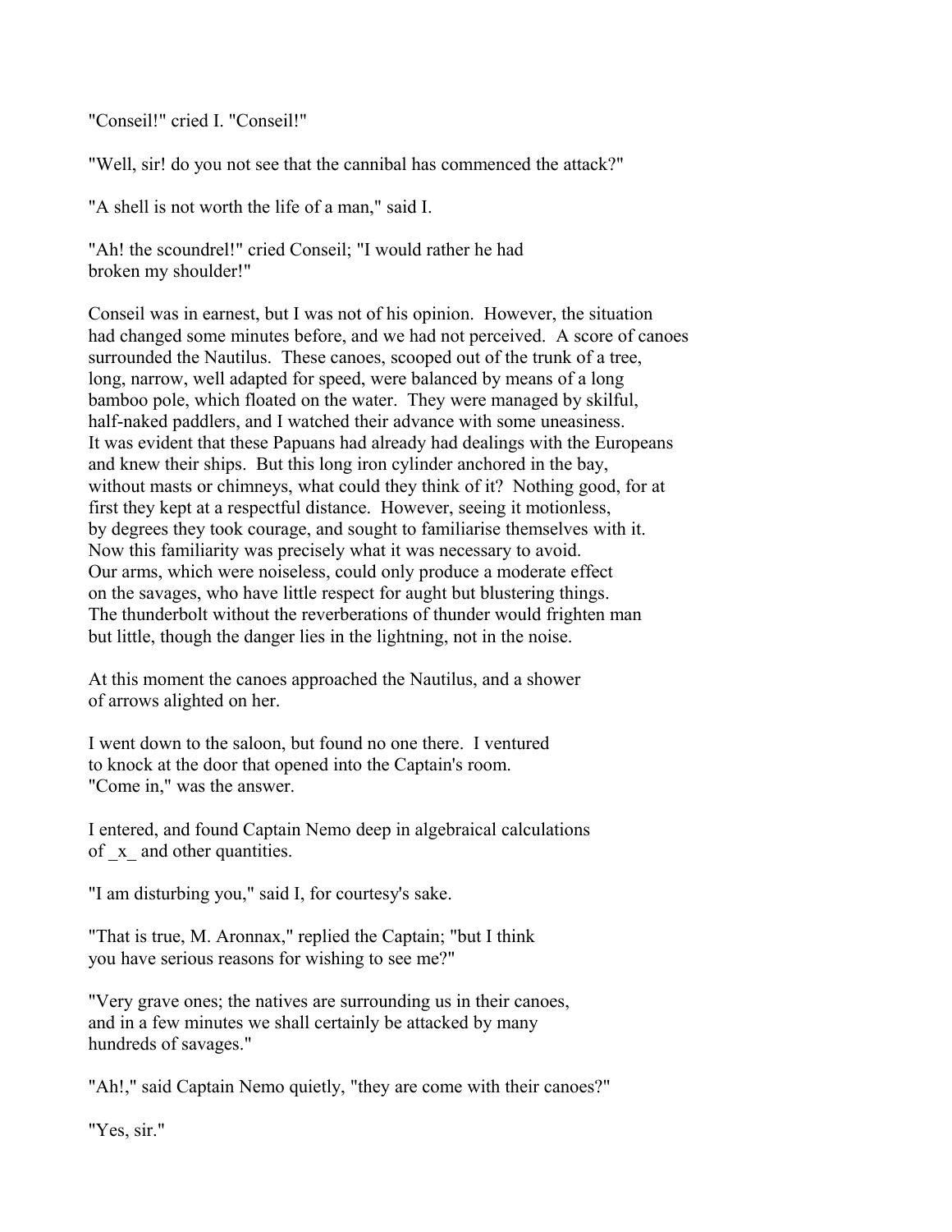"Conseil!" cried I. "Conseil!"

"Well, sir! do you not see that the cannibal has commenced the attack?"

"A shell is not worth the life of a man," said I.

"Ah! the scoundrel!" cried Conseil; "I would rather he had broken my shoulder!"

Conseil was in earnest, but I was not of his opinion. However, the situation had changed some minutes before, and we had not perceived. A score of canoes surrounded the Nautilus. These canoes, scooped out of the trunk of a tree, long, narrow, well adapted for speed, were balanced by means of a long bamboo pole, which floated on the water. They were managed by skilful, half-naked paddlers, and I watched their advance with some uneasiness. It was evident that these Papuans had already had dealings with the Europeans and knew their ships. But this long iron cylinder anchored in the bay, without masts or chimneys, what could they think of it? Nothing good, for at first they kept at a respectful distance. However, seeing it motionless, by degrees they took courage, and sought to familiarise themselves with it. Now this familiarity was precisely what it was necessary to avoid. Our arms, which were noiseless, could only produce a moderate effect on the savages, who have little respect for aught but blustering things. The thunderbolt without the reverberations of thunder would frighten man but little, though the danger lies in the lightning, not in the noise.

At this moment the canoes approached the Nautilus, and a shower of arrows alighted on her.

I went down to the saloon, but found no one there. I ventured to knock at the door that opened into the Captain's room. "Come in," was the answer.

I entered, and found Captain Nemo deep in algebraical calculations of _x_ and other quantities.

"I am disturbing you," said I, for courtesy's sake.

"That is true, M. Aronnax," replied the Captain; "but I think you have serious reasons for wishing to see me?"

"Very grave ones; the natives are surrounding us in their canoes, and in a few minutes we shall certainly be attacked by many hundreds of savages."

"Ah!," said Captain Nemo quietly, "they are come with their canoes?"

"Yes, sir."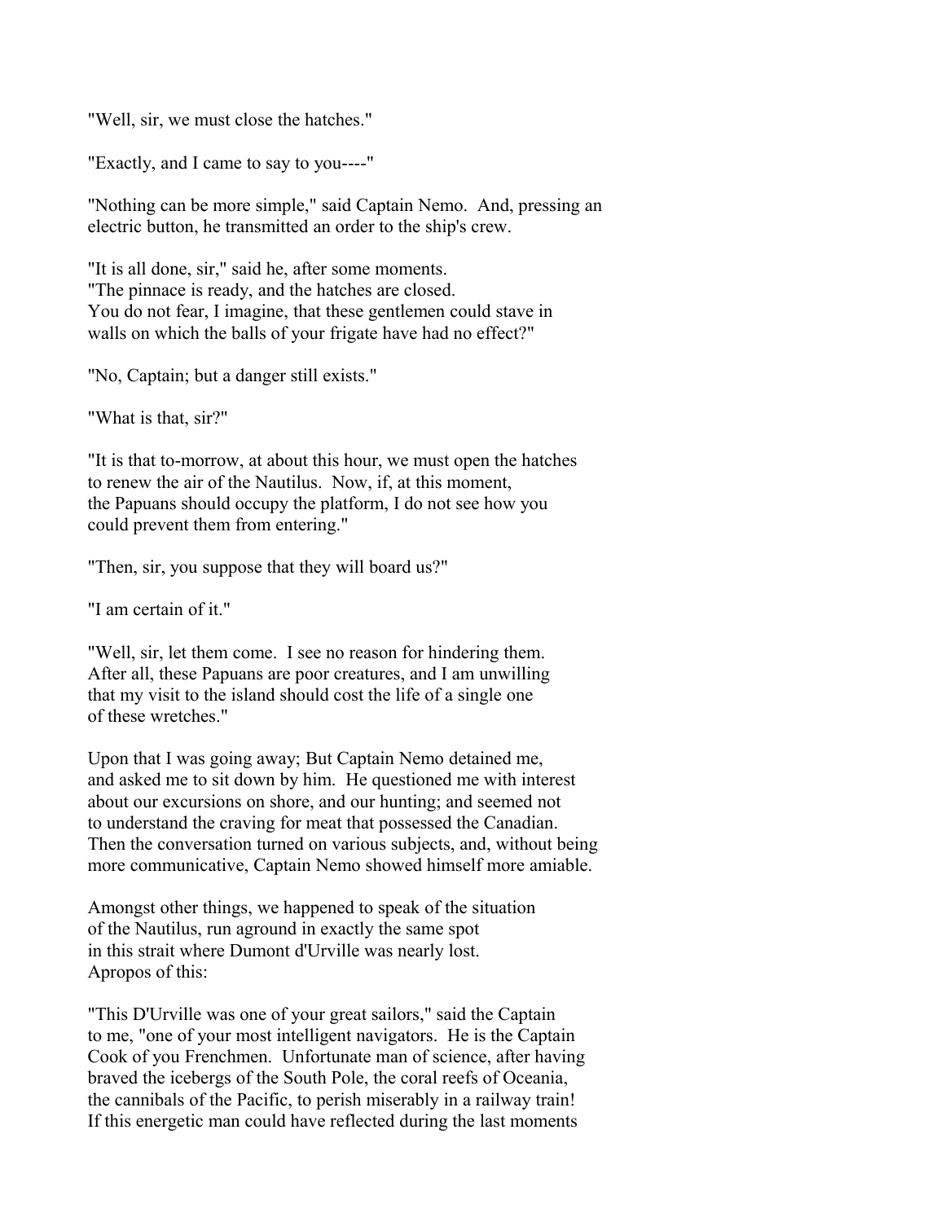"Well, sir, we must close the hatches."

"Exactly, and I came to say to you----"

"Nothing can be more simple," said Captain Nemo. And, pressing an electric button, he transmitted an order to the ship's crew.

"It is all done, sir," said he, after some moments. "The pinnace is ready, and the hatches are closed. You do not fear, I imagine, that these gentlemen could stave in walls on which the balls of your frigate have had no effect?"

"No, Captain; but a danger still exists."

"What is that, sir?"

"It is that to-morrow, at about this hour, we must open the hatches to renew the air of the Nautilus. Now, if, at this moment, the Papuans should occupy the platform, I do not see how you could prevent them from entering."

"Then, sir, you suppose that they will board us?"

"I am certain of it."

"Well, sir, let them come. I see no reason for hindering them. After all, these Papuans are poor creatures, and I am unwilling that my visit to the island should cost the life of a single one of these wretches."

Upon that I was going away; But Captain Nemo detained me, and asked me to sit down by him. He questioned me with interest about our excursions on shore, and our hunting; and seemed not to understand the craving for meat that possessed the Canadian. Then the conversation turned on various subjects, and, without being more communicative, Captain Nemo showed himself more amiable.

Amongst other things, we happened to speak of the situation of the Nautilus, run aground in exactly the same spot in this strait where Dumont d'Urville was nearly lost. Apropos of this:

"This D'Urville was one of your great sailors," said the Captain to me, "one of your most intelligent navigators. He is the Captain Cook of you Frenchmen. Unfortunate man of science, after having braved the icebergs of the South Pole, the coral reefs of Oceania, the cannibals of the Pacific, to perish miserably in a railway train! If this energetic man could have reflected during the last moments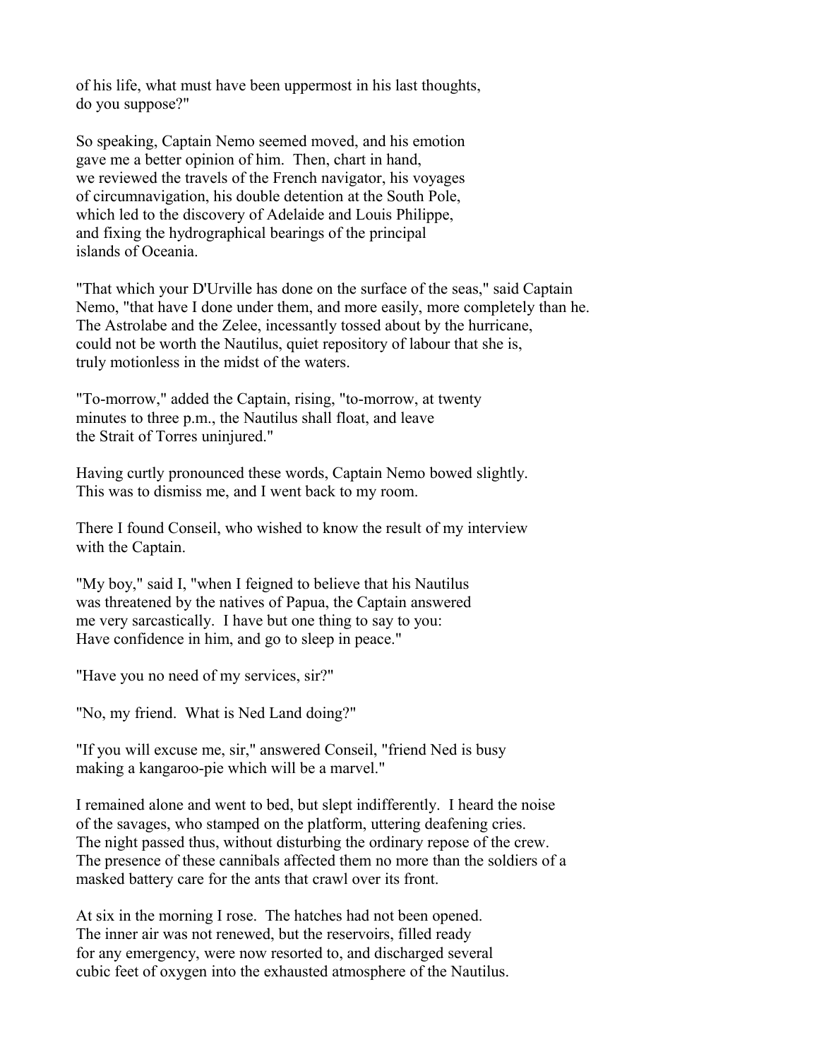of his life, what must have been uppermost in his last thoughts, do you suppose?"

So speaking, Captain Nemo seemed moved, and his emotion gave me a better opinion of him. Then, chart in hand, we reviewed the travels of the French navigator, his voyages of circumnavigation, his double detention at the South Pole, which led to the discovery of Adelaide and Louis Philippe, and fixing the hydrographical bearings of the principal islands of Oceania.

"That which your D'Urville has done on the surface of the seas," said Captain Nemo, "that have I done under them, and more easily, more completely than he. The Astrolabe and the Zelee, incessantly tossed about by the hurricane, could not be worth the Nautilus, quiet repository of labour that she is, truly motionless in the midst of the waters.

"To-morrow," added the Captain, rising, "to-morrow, at twenty minutes to three p.m., the Nautilus shall float, and leave the Strait of Torres uninjured."

Having curtly pronounced these words, Captain Nemo bowed slightly. This was to dismiss me, and I went back to my room.

There I found Conseil, who wished to know the result of my interview with the Captain.

"My boy," said I, "when I feigned to believe that his Nautilus was threatened by the natives of Papua, the Captain answered me very sarcastically. I have but one thing to say to you: Have confidence in him, and go to sleep in peace."

"Have you no need of my services, sir?"

"No, my friend. What is Ned Land doing?"

"If you will excuse me, sir," answered Conseil, "friend Ned is busy making a kangaroo-pie which will be a marvel."

I remained alone and went to bed, but slept indifferently. I heard the noise of the savages, who stamped on the platform, uttering deafening cries. The night passed thus, without disturbing the ordinary repose of the crew. The presence of these cannibals affected them no more than the soldiers of a masked battery care for the ants that crawl over its front.

At six in the morning I rose. The hatches had not been opened. The inner air was not renewed, but the reservoirs, filled ready for any emergency, were now resorted to, and discharged several cubic feet of oxygen into the exhausted atmosphere of the Nautilus.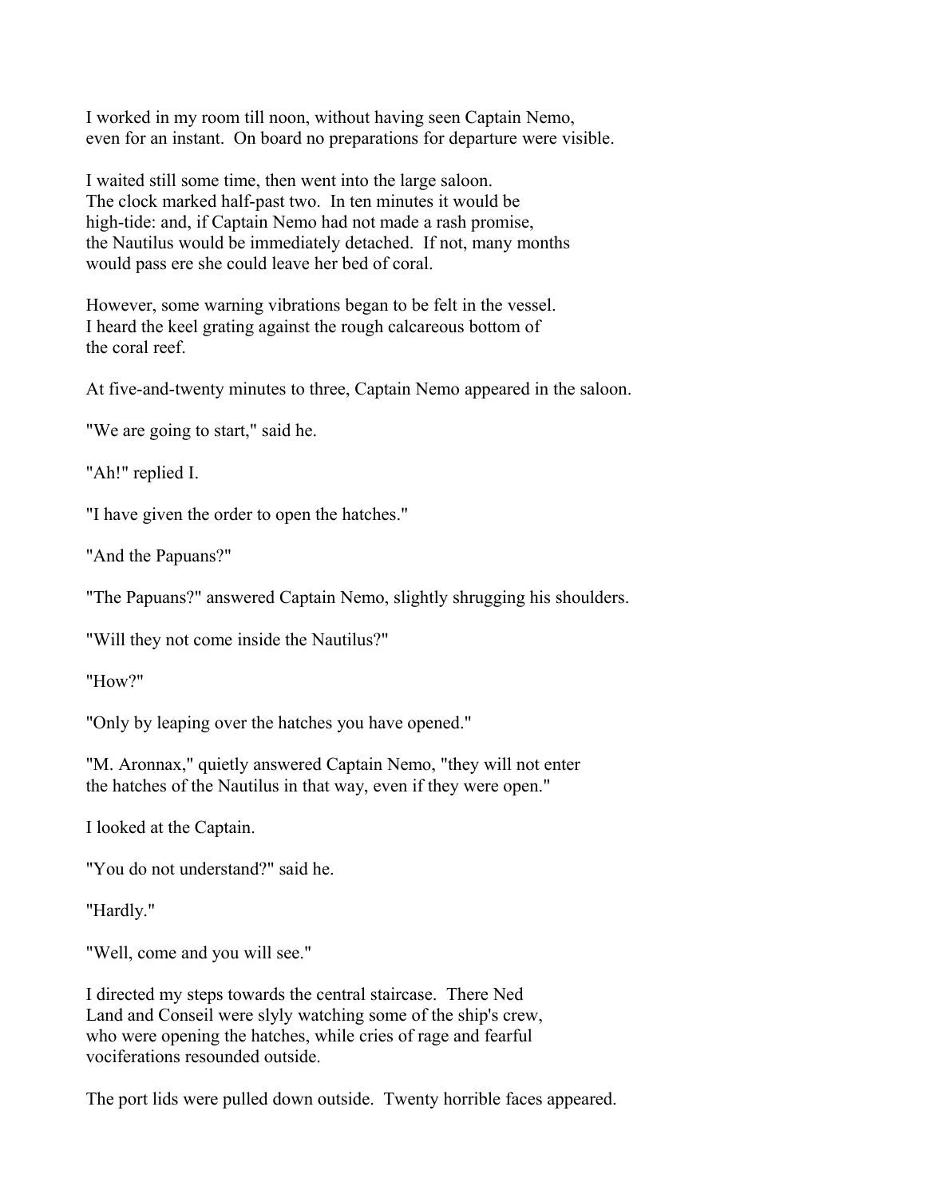I worked in my room till noon, without having seen Captain Nemo, even for an instant. On board no preparations for departure were visible.

I waited still some time, then went into the large saloon. The clock marked half-past two. In ten minutes it would be high-tide: and, if Captain Nemo had not made a rash promise, the Nautilus would be immediately detached. If not, many months would pass ere she could leave her bed of coral.

However, some warning vibrations began to be felt in the vessel. I heard the keel grating against the rough calcareous bottom of the coral reef.

At five-and-twenty minutes to three, Captain Nemo appeared in the saloon.

"We are going to start," said he.

"Ah!" replied I.

"I have given the order to open the hatches."

"And the Papuans?"

"The Papuans?" answered Captain Nemo, slightly shrugging his shoulders.

"Will they not come inside the Nautilus?"

"How?"

"Only by leaping over the hatches you have opened."

"M. Aronnax," quietly answered Captain Nemo, "they will not enter the hatches of the Nautilus in that way, even if they were open."

I looked at the Captain.

"You do not understand?" said he.

"Hardly."

"Well, come and you will see."

I directed my steps towards the central staircase. There Ned Land and Conseil were slyly watching some of the ship's crew, who were opening the hatches, while cries of rage and fearful vociferations resounded outside.

The port lids were pulled down outside. Twenty horrible faces appeared.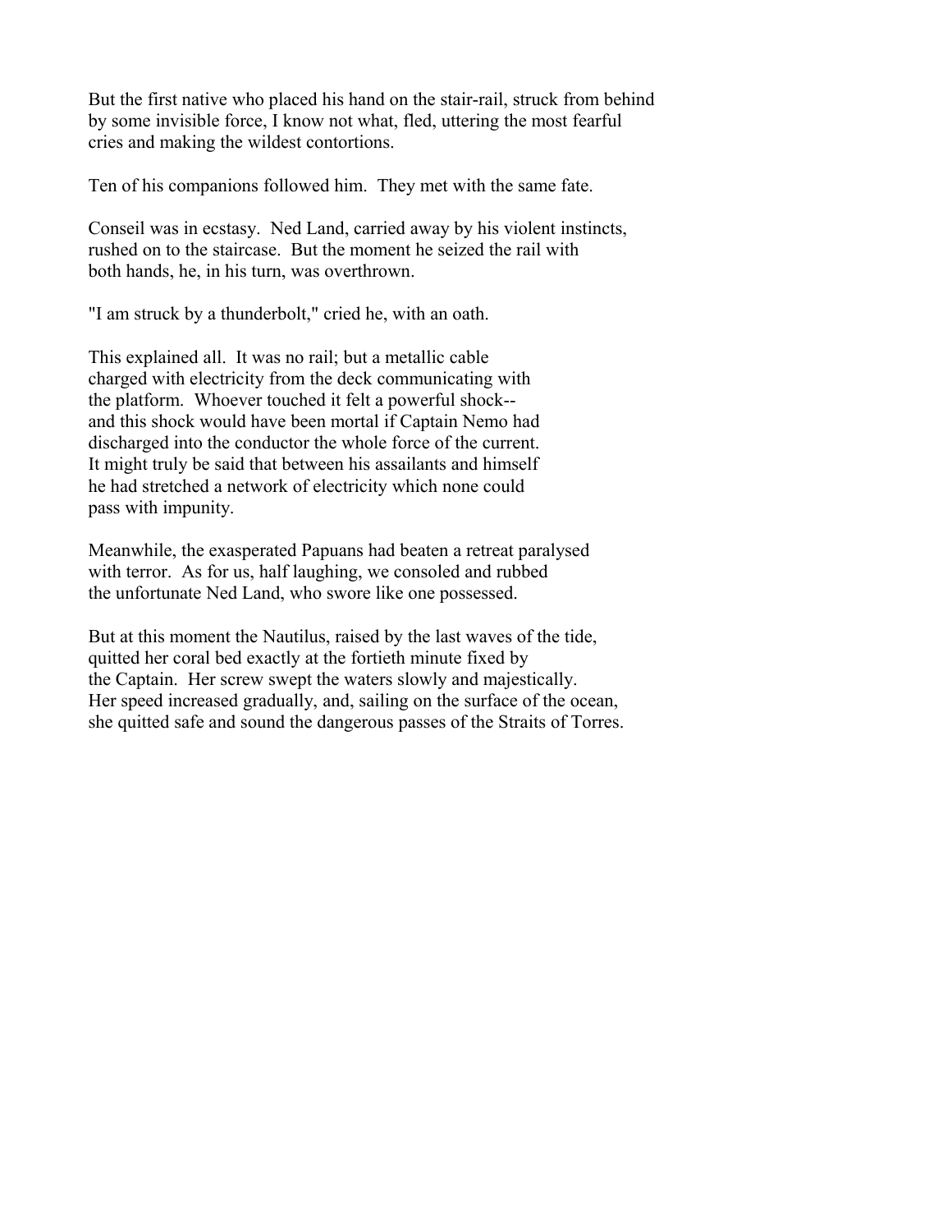But the first native who placed his hand on the stair-rail, struck from behind by some invisible force, I know not what, fled, uttering the most fearful cries and making the wildest contortions.

Ten of his companions followed him. They met with the same fate.

Conseil was in ecstasy. Ned Land, carried away by his violent instincts, rushed on to the staircase. But the moment he seized the rail with both hands, he, in his turn, was overthrown.

"I am struck by a thunderbolt," cried he, with an oath.

This explained all. It was no rail; but a metallic cable charged with electricity from the deck communicating with the platform. Whoever touched it felt a powerful shock-- and this shock would have been mortal if Captain Nemo had discharged into the conductor the whole force of the current. It might truly be said that between his assailants and himself he had stretched a network of electricity which none could pass with impunity.

Meanwhile, the exasperated Papuans had beaten a retreat paralysed with terror. As for us, half laughing, we consoled and rubbed the unfortunate Ned Land, who swore like one possessed.

But at this moment the Nautilus, raised by the last waves of the tide, quitted her coral bed exactly at the fortieth minute fixed by the Captain. Her screw swept the waters slowly and majestically. Her speed increased gradually, and, sailing on the surface of the ocean, she quitted safe and sound the dangerous passes of the Straits of Torres.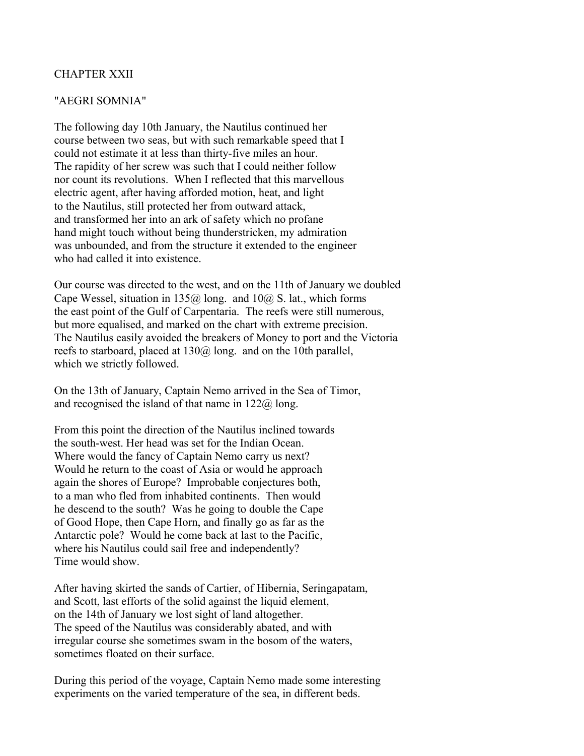## CHAPTER XXII

## "AEGRI SOMNIA"

The following day 10th January, the Nautilus continued her course between two seas, but with such remarkable speed that I could not estimate it at less than thirty-five miles an hour. The rapidity of her screw was such that I could neither follow nor count its revolutions. When I reflected that this marvellous electric agent, after having afforded motion, heat, and light to the Nautilus, still protected her from outward attack, and transformed her into an ark of safety which no profane hand might touch without being thunderstricken, my admiration was unbounded, and from the structure it extended to the engineer who had called it into existence.

Our course was directed to the west, and on the 11th of January we doubled Cape Wessel, situation in 135@ long. and 10@ S. lat., which forms the east point of the Gulf of Carpentaria. The reefs were still numerous, but more equalised, and marked on the chart with extreme precision. The Nautilus easily avoided the breakers of Money to port and the Victoria reefs to starboard, placed at 130@ long. and on the 10th parallel, which we strictly followed.

On the 13th of January, Captain Nemo arrived in the Sea of Timor, and recognised the island of that name in 122@ long.

From this point the direction of the Nautilus inclined towards the south-west. Her head was set for the Indian Ocean. Where would the fancy of Captain Nemo carry us next? Would he return to the coast of Asia or would he approach again the shores of Europe? Improbable conjectures both, to a man who fled from inhabited continents. Then would he descend to the south? Was he going to double the Cape of Good Hope, then Cape Horn, and finally go as far as the Antarctic pole? Would he come back at last to the Pacific, where his Nautilus could sail free and independently? Time would show.

After having skirted the sands of Cartier, of Hibernia, Seringapatam, and Scott, last efforts of the solid against the liquid element, on the 14th of January we lost sight of land altogether. The speed of the Nautilus was considerably abated, and with irregular course she sometimes swam in the bosom of the waters, sometimes floated on their surface.

During this period of the voyage, Captain Nemo made some interesting experiments on the varied temperature of the sea, in different beds.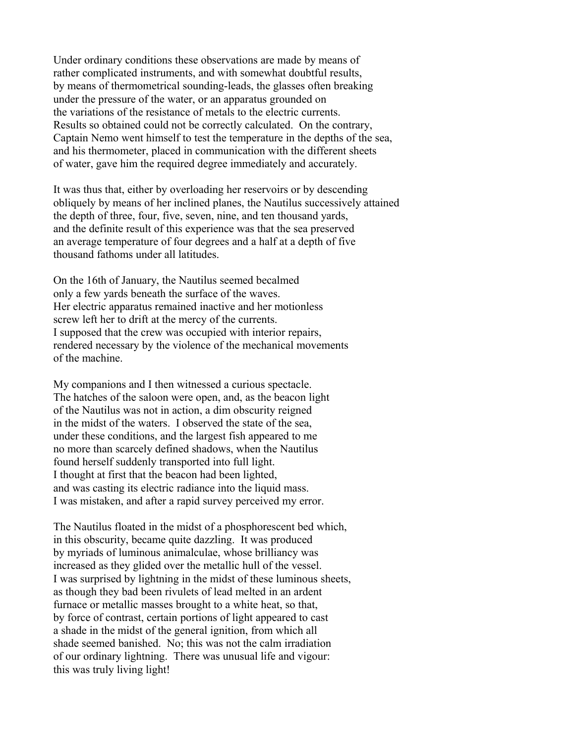Under ordinary conditions these observations are made by means of rather complicated instruments, and with somewhat doubtful results, by means of thermometrical sounding-leads, the glasses often breaking under the pressure of the water, or an apparatus grounded on the variations of the resistance of metals to the electric currents. Results so obtained could not be correctly calculated. On the contrary, Captain Nemo went himself to test the temperature in the depths of the sea, and his thermometer, placed in communication with the different sheets of water, gave him the required degree immediately and accurately.

It was thus that, either by overloading her reservoirs or by descending obliquely by means of her inclined planes, the Nautilus successively attained the depth of three, four, five, seven, nine, and ten thousand yards, and the definite result of this experience was that the sea preserved an average temperature of four degrees and a half at a depth of five thousand fathoms under all latitudes.

On the 16th of January, the Nautilus seemed becalmed only a few yards beneath the surface of the waves. Her electric apparatus remained inactive and her motionless screw left her to drift at the mercy of the currents. I supposed that the crew was occupied with interior repairs, rendered necessary by the violence of the mechanical movements of the machine.

My companions and I then witnessed a curious spectacle. The hatches of the saloon were open, and, as the beacon light of the Nautilus was not in action, a dim obscurity reigned in the midst of the waters. I observed the state of the sea, under these conditions, and the largest fish appeared to me no more than scarcely defined shadows, when the Nautilus found herself suddenly transported into full light. I thought at first that the beacon had been lighted, and was casting its electric radiance into the liquid mass. I was mistaken, and after a rapid survey perceived my error.

The Nautilus floated in the midst of a phosphorescent bed which, in this obscurity, became quite dazzling. It was produced by myriads of luminous animalculae, whose brilliancy was increased as they glided over the metallic hull of the vessel. I was surprised by lightning in the midst of these luminous sheets, as though they bad been rivulets of lead melted in an ardent furnace or metallic masses brought to a white heat, so that, by force of contrast, certain portions of light appeared to cast a shade in the midst of the general ignition, from which all shade seemed banished. No; this was not the calm irradiation of our ordinary lightning. There was unusual life and vigour: this was truly living light!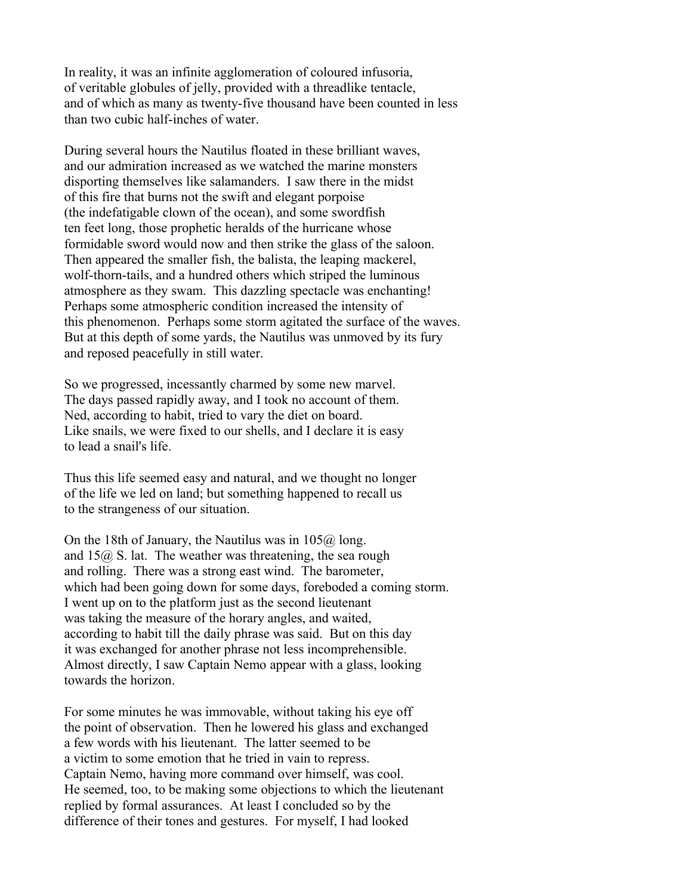In reality, it was an infinite agglomeration of coloured infusoria, of veritable globules of jelly, provided with a threadlike tentacle, and of which as many as twenty-five thousand have been counted in less than two cubic half-inches of water.

During several hours the Nautilus floated in these brilliant waves, and our admiration increased as we watched the marine monsters disporting themselves like salamanders. I saw there in the midst of this fire that burns not the swift and elegant porpoise (the indefatigable clown of the ocean), and some swordfish ten feet long, those prophetic heralds of the hurricane whose formidable sword would now and then strike the glass of the saloon. Then appeared the smaller fish, the balista, the leaping mackerel, wolf-thorn-tails, and a hundred others which striped the luminous atmosphere as they swam. This dazzling spectacle was enchanting! Perhaps some atmospheric condition increased the intensity of this phenomenon. Perhaps some storm agitated the surface of the waves. But at this depth of some yards, the Nautilus was unmoved by its fury and reposed peacefully in still water.

So we progressed, incessantly charmed by some new marvel. The days passed rapidly away, and I took no account of them. Ned, according to habit, tried to vary the diet on board. Like snails, we were fixed to our shells, and I declare it is easy to lead a snail's life.

Thus this life seemed easy and natural, and we thought no longer of the life we led on land; but something happened to recall us to the strangeness of our situation.

On the 18th of January, the Nautilus was in 105@ long. and 15@ S. lat. The weather was threatening, the sea rough and rolling. There was a strong east wind. The barometer, which had been going down for some days, foreboded a coming storm. I went up on to the platform just as the second lieutenant was taking the measure of the horary angles, and waited, according to habit till the daily phrase was said. But on this day it was exchanged for another phrase not less incomprehensible. Almost directly, I saw Captain Nemo appear with a glass, looking towards the horizon.

For some minutes he was immovable, without taking his eye off the point of observation. Then he lowered his glass and exchanged a few words with his lieutenant. The latter seemed to be a victim to some emotion that he tried in vain to repress. Captain Nemo, having more command over himself, was cool. He seemed, too, to be making some objections to which the lieutenant replied by formal assurances. At least I concluded so by the difference of their tones and gestures. For myself, I had looked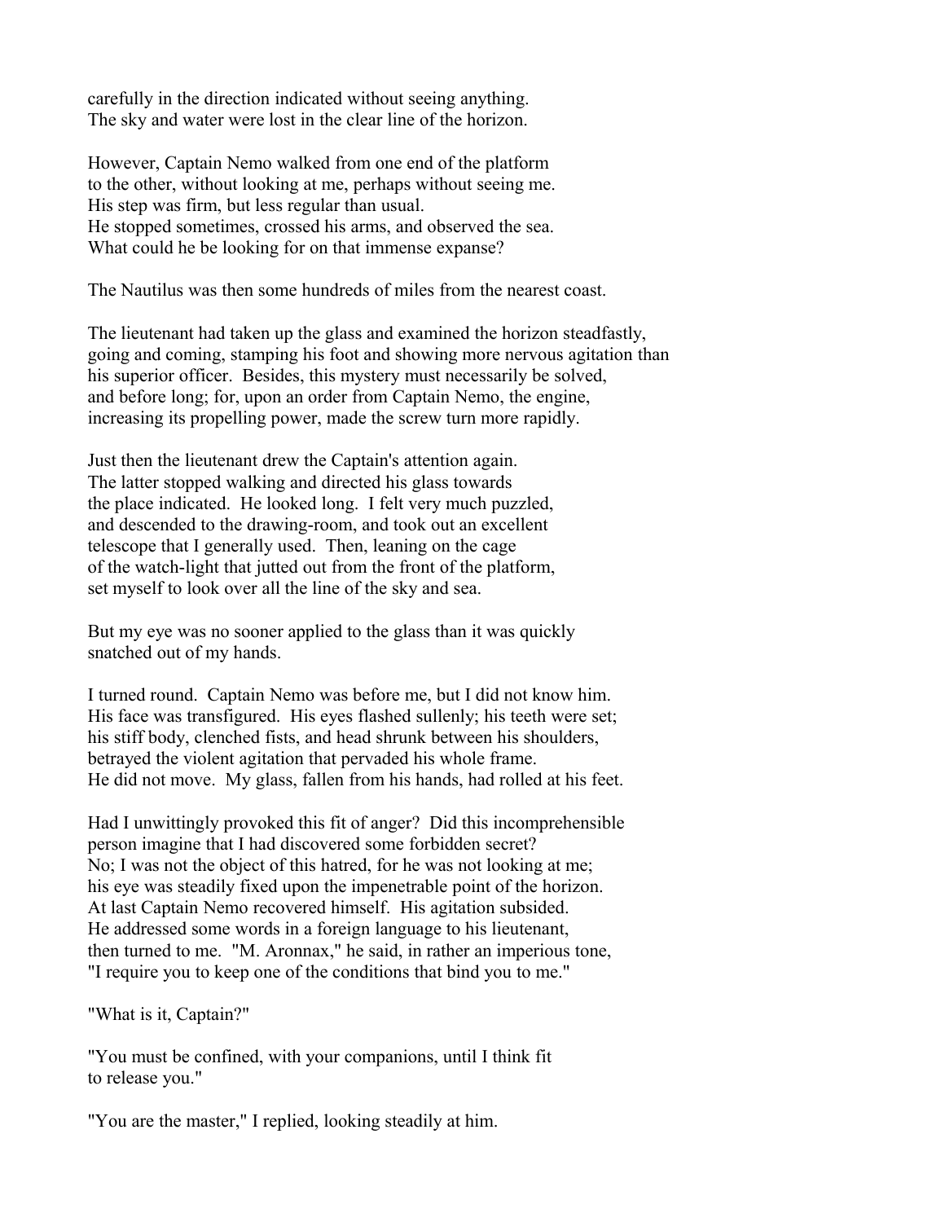carefully in the direction indicated without seeing anything.
The sky and water were lost in the clear line of the horizon.

However, Captain Nemo walked from one end of the platform
to the other, without looking at me, perhaps without seeing me.
His step was firm, but less regular than usual.
He stopped sometimes, crossed his arms, and observed the sea.
What could he be looking for on that immense expanse?

The Nautilus was then some hundreds of miles from the nearest coast.

The lieutenant had taken up the glass and examined the horizon steadfastly,
going and coming, stamping his foot and showing more nervous agitation than
his superior officer. Besides, this mystery must necessarily be solved,
and before long; for, upon an order from Captain Nemo, the engine,
increasing its propelling power, made the screw turn more rapidly.

Just then the lieutenant drew the Captain's attention again.
The latter stopped walking and directed his glass towards
the place indicated. He looked long. I felt very much puzzled,
and descended to the drawing-room, and took out an excellent
telescope that I generally used. Then, leaning on the cage
of the watch-light that jutted out from the front of the platform,
set myself to look over all the line of the sky and sea.

But my eye was no sooner applied to the glass than it was quickly
snatched out of my hands.

I turned round. Captain Nemo was before me, but I did not know him.
His face was transfigured. His eyes flashed sullenly; his teeth were set;
his stiff body, clenched fists, and head shrunk between his shoulders,
betrayed the violent agitation that pervaded his whole frame.
He did not move. My glass, fallen from his hands, had rolled at his feet.

Had I unwittingly provoked this fit of anger? Did this incomprehensible
person imagine that I had discovered some forbidden secret?
No; I was not the object of this hatred, for he was not looking at me;
his eye was steadily fixed upon the impenetrable point of the horizon.
At last Captain Nemo recovered himself. His agitation subsided.
He addressed some words in a foreign language to his lieutenant,
then turned to me. "M. Aronnax," he said, in rather an imperious tone,
"I require you to keep one of the conditions that bind you to me."

"What is it, Captain?"

"You must be confined, with your companions, until I think fit
to release you."

"You are the master," I replied, looking steadily at him.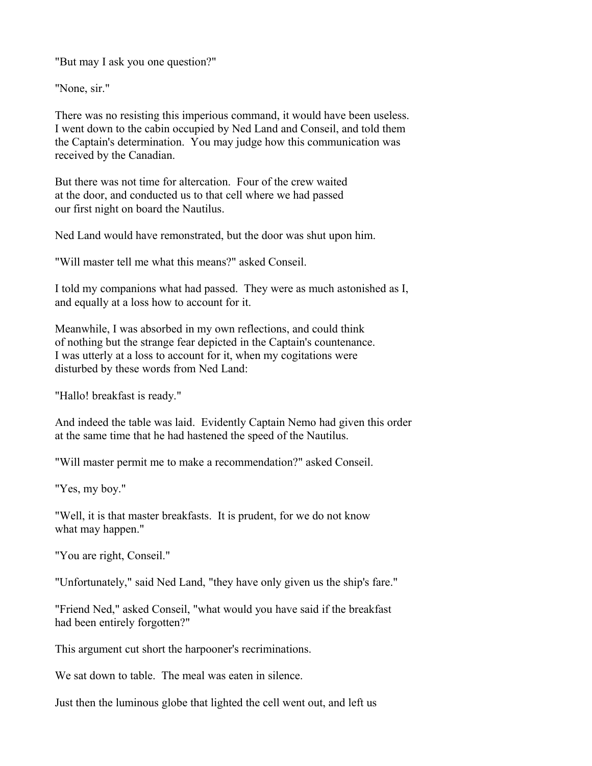"But may I ask you one question?"

"None, sir."

There was no resisting this imperious command, it would have been useless. I went down to the cabin occupied by Ned Land and Conseil, and told them the Captain's determination. You may judge how this communication was received by the Canadian.

But there was not time for altercation. Four of the crew waited at the door, and conducted us to that cell where we had passed our first night on board the Nautilus.

Ned Land would have remonstrated, but the door was shut upon him.

"Will master tell me what this means?" asked Conseil.

I told my companions what had passed. They were as much astonished as I, and equally at a loss how to account for it.

Meanwhile, I was absorbed in my own reflections, and could think of nothing but the strange fear depicted in the Captain's countenance. I was utterly at a loss to account for it, when my cogitations were disturbed by these words from Ned Land:

"Hallo! breakfast is ready."

And indeed the table was laid. Evidently Captain Nemo had given this order at the same time that he had hastened the speed of the Nautilus.

"Will master permit me to make a recommendation?" asked Conseil.

"Yes, my boy."

"Well, it is that master breakfasts. It is prudent, for we do not know what may happen."

"You are right, Conseil."

"Unfortunately," said Ned Land, "they have only given us the ship's fare."

"Friend Ned," asked Conseil, "what would you have said if the breakfast had been entirely forgotten?"

This argument cut short the harpooner's recriminations.

We sat down to table. The meal was eaten in silence.

Just then the luminous globe that lighted the cell went out, and left us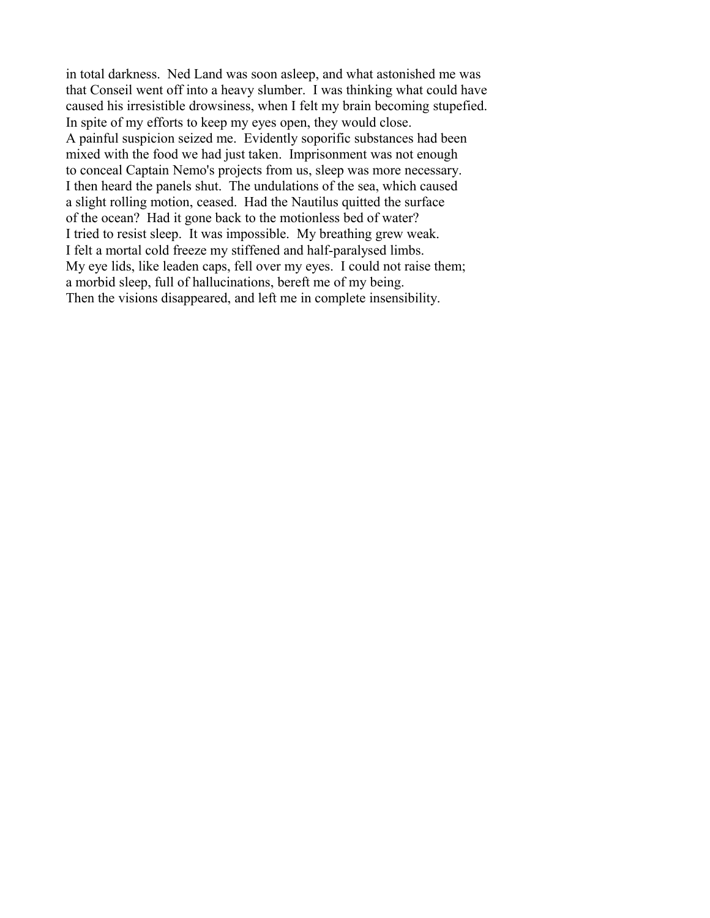in total darkness. Ned Land was soon asleep, and what astonished me was that Conseil went off into a heavy slumber. I was thinking what could have caused his irresistible drowsiness, when I felt my brain becoming stupefied. In spite of my efforts to keep my eyes open, they would close. A painful suspicion seized me. Evidently soporific substances had been mixed with the food we had just taken. Imprisonment was not enough to conceal Captain Nemo's projects from us, sleep was more necessary. I then heard the panels shut. The undulations of the sea, which caused a slight rolling motion, ceased. Had the Nautilus quitted the surface of the ocean? Had it gone back to the motionless bed of water? I tried to resist sleep. It was impossible. My breathing grew weak. I felt a mortal cold freeze my stiffened and half-paralysed limbs. My eye lids, like leaden caps, fell over my eyes. I could not raise them; a morbid sleep, full of hallucinations, bereft me of my being. Then the visions disappeared, and left me in complete insensibility.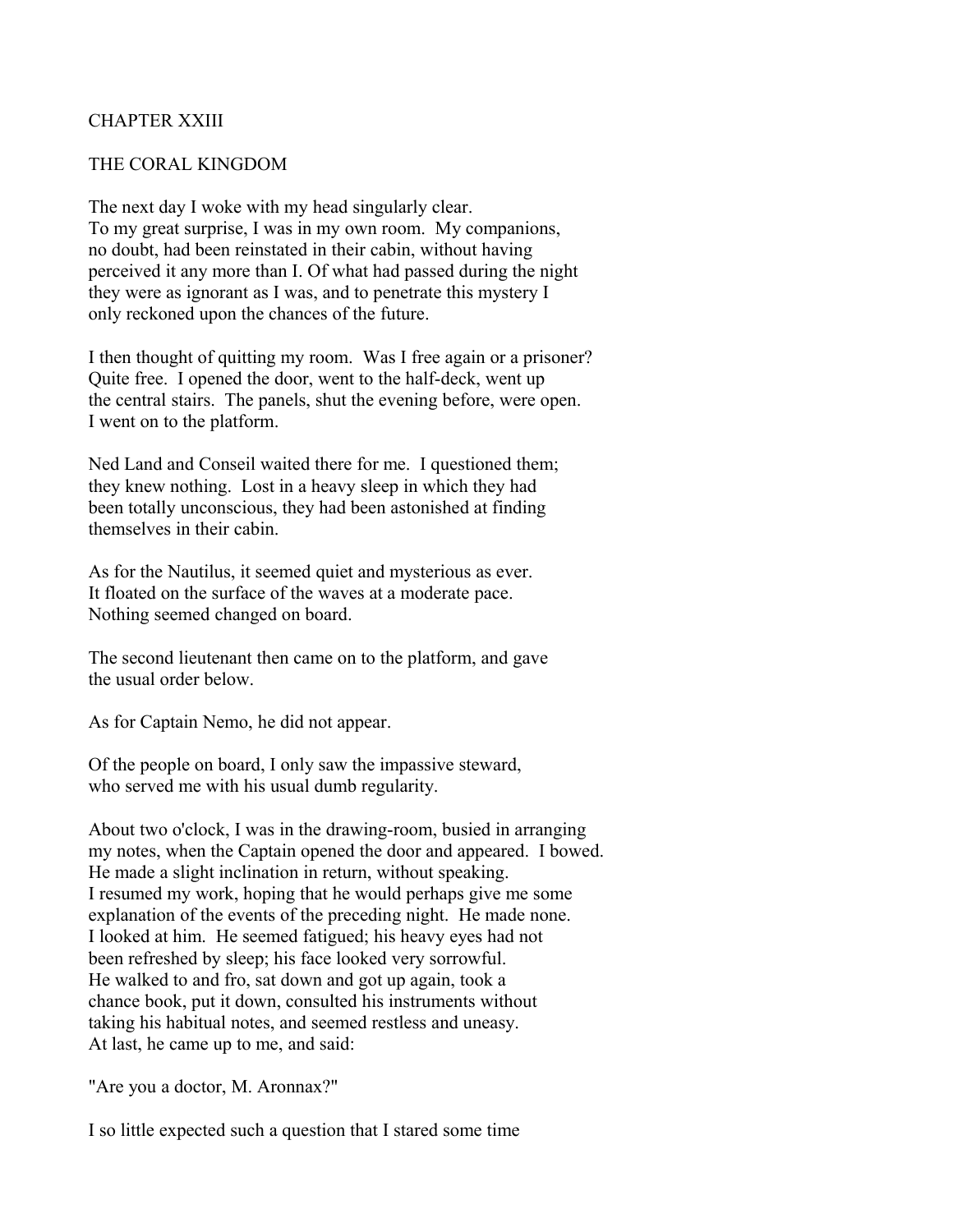## CHAPTER XXIII

## THE CORAL KINGDOM

The next day I woke with my head singularly clear. To my great surprise, I was in my own room. My companions, no doubt, had been reinstated in their cabin, without having perceived it any more than I. Of what had passed during the night they were as ignorant as I was, and to penetrate this mystery I only reckoned upon the chances of the future.

I then thought of quitting my room. Was I free again or a prisoner? Quite free. I opened the door, went to the half-deck, went up the central stairs. The panels, shut the evening before, were open. I went on to the platform.

Ned Land and Conseil waited there for me. I questioned them; they knew nothing. Lost in a heavy sleep in which they had been totally unconscious, they had been astonished at finding themselves in their cabin.

As for the Nautilus, it seemed quiet and mysterious as ever. It floated on the surface of the waves at a moderate pace. Nothing seemed changed on board.

The second lieutenant then came on to the platform, and gave the usual order below.

As for Captain Nemo, he did not appear.

Of the people on board, I only saw the impassive steward, who served me with his usual dumb regularity.

About two o'clock, I was in the drawing-room, busied in arranging my notes, when the Captain opened the door and appeared. I bowed. He made a slight inclination in return, without speaking. I resumed my work, hoping that he would perhaps give me some explanation of the events of the preceding night. He made none. I looked at him. He seemed fatigued; his heavy eyes had not been refreshed by sleep; his face looked very sorrowful. He walked to and fro, sat down and got up again, took a chance book, put it down, consulted his instruments without taking his habitual notes, and seemed restless and uneasy. At last, he came up to me, and said:

"Are you a doctor, M. Aronnax?"

I so little expected such a question that I stared some time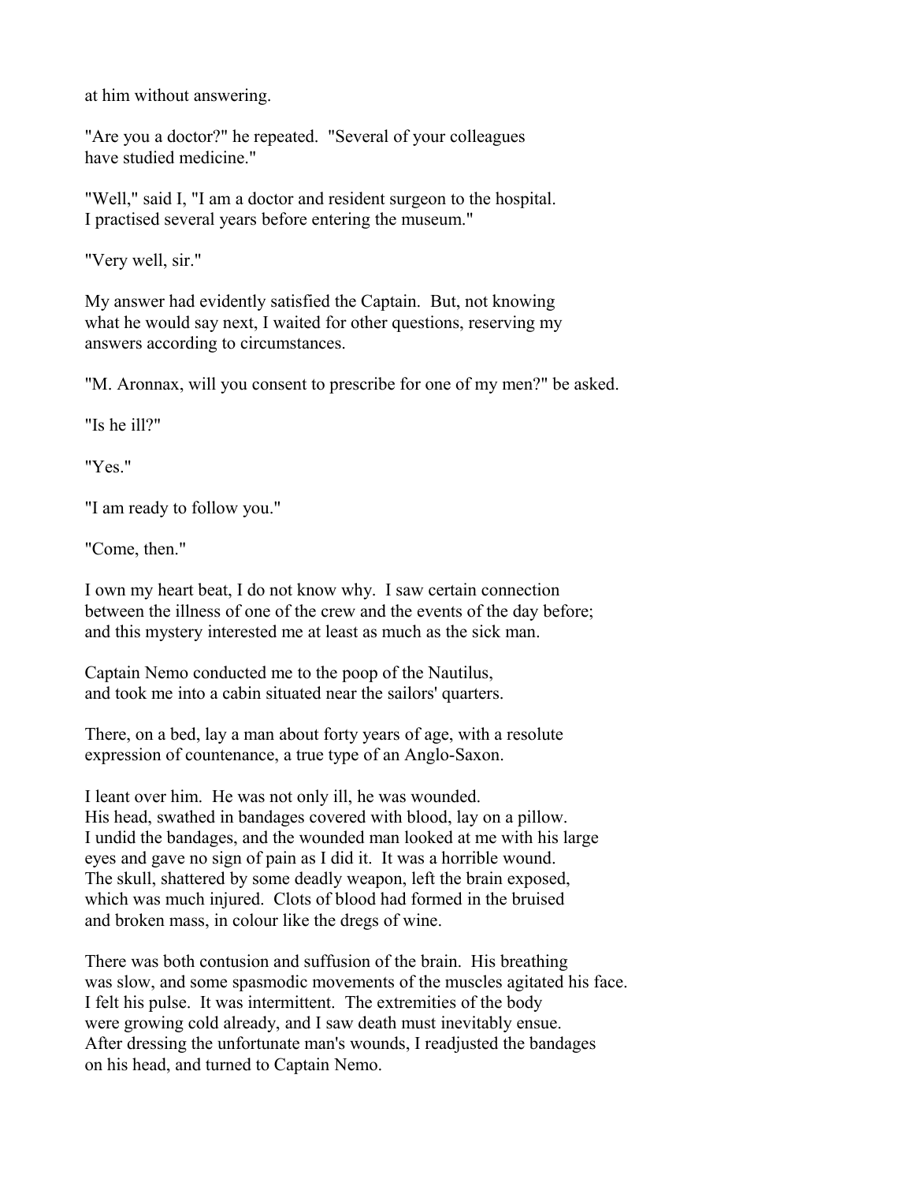at him without answering.

"Are you a doctor?" he repeated. "Several of your colleagues have studied medicine."

"Well," said I, "I am a doctor and resident surgeon to the hospital. I practised several years before entering the museum."

"Very well, sir."

My answer had evidently satisfied the Captain. But, not knowing what he would say next, I waited for other questions, reserving my answers according to circumstances.

"M. Aronnax, will you consent to prescribe for one of my men?" be asked.

"Is he ill?"

"Yes."

"I am ready to follow you."

"Come, then."

I own my heart beat, I do not know why. I saw certain connection between the illness of one of the crew and the events of the day before; and this mystery interested me at least as much as the sick man.

Captain Nemo conducted me to the poop of the Nautilus, and took me into a cabin situated near the sailors' quarters.

There, on a bed, lay a man about forty years of age, with a resolute expression of countenance, a true type of an Anglo-Saxon.

I leant over him. He was not only ill, he was wounded. His head, swathed in bandages covered with blood, lay on a pillow. I undid the bandages, and the wounded man looked at me with his large eyes and gave no sign of pain as I did it. It was a horrible wound. The skull, shattered by some deadly weapon, left the brain exposed, which was much injured. Clots of blood had formed in the bruised and broken mass, in colour like the dregs of wine.

There was both contusion and suffusion of the brain. His breathing was slow, and some spasmodic movements of the muscles agitated his face. I felt his pulse. It was intermittent. The extremities of the body were growing cold already, and I saw death must inevitably ensue. After dressing the unfortunate man's wounds, I readjusted the bandages on his head, and turned to Captain Nemo.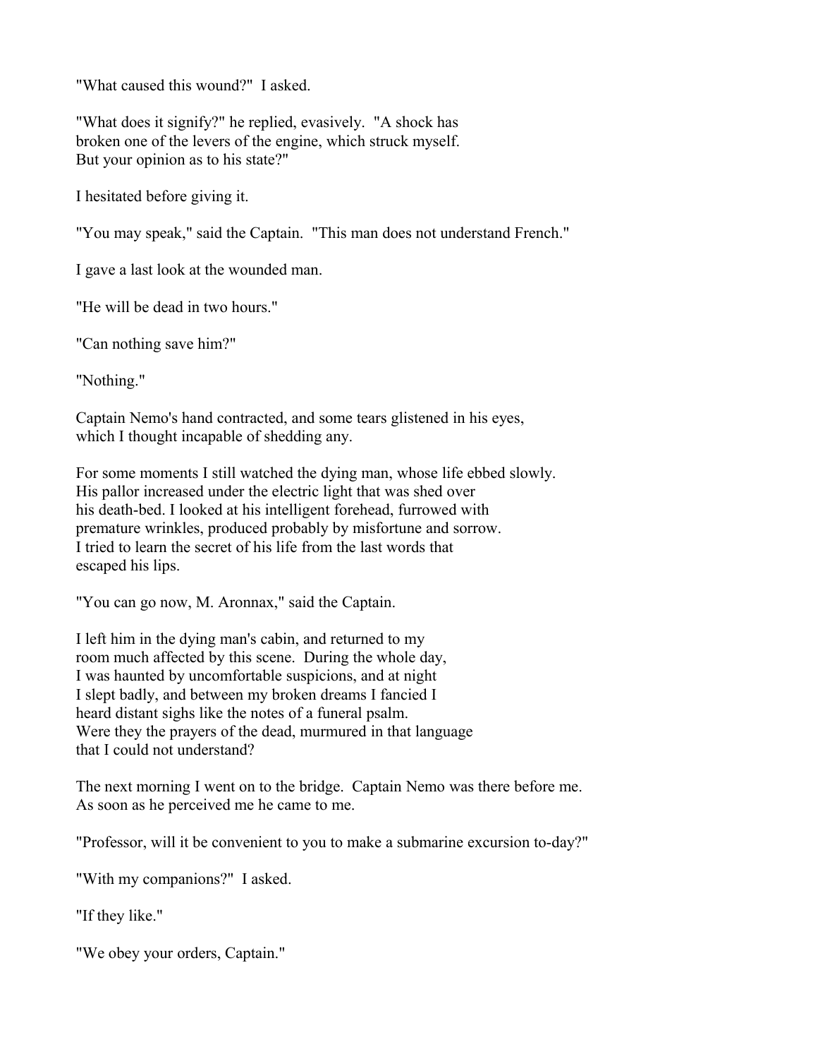"What caused this wound?" I asked.

"What does it signify?" he replied, evasively. "A shock has broken one of the levers of the engine, which struck myself. But your opinion as to his state?"

I hesitated before giving it.

"You may speak," said the Captain. "This man does not understand French."

I gave a last look at the wounded man.

"He will be dead in two hours."

"Can nothing save him?"

"Nothing."

Captain Nemo's hand contracted, and some tears glistened in his eyes, which I thought incapable of shedding any.

For some moments I still watched the dying man, whose life ebbed slowly. His pallor increased under the electric light that was shed over his death-bed. I looked at his intelligent forehead, furrowed with premature wrinkles, produced probably by misfortune and sorrow. I tried to learn the secret of his life from the last words that escaped his lips.

"You can go now, M. Aronnax," said the Captain.

I left him in the dying man's cabin, and returned to my room much affected by this scene. During the whole day, I was haunted by uncomfortable suspicions, and at night I slept badly, and between my broken dreams I fancied I heard distant sighs like the notes of a funeral psalm. Were they the prayers of the dead, murmured in that language that I could not understand?

The next morning I went on to the bridge. Captain Nemo was there before me. As soon as he perceived me he came to me.

"Professor, will it be convenient to you to make a submarine excursion to-day?"

"With my companions?" I asked.

"If they like."

"We obey your orders, Captain."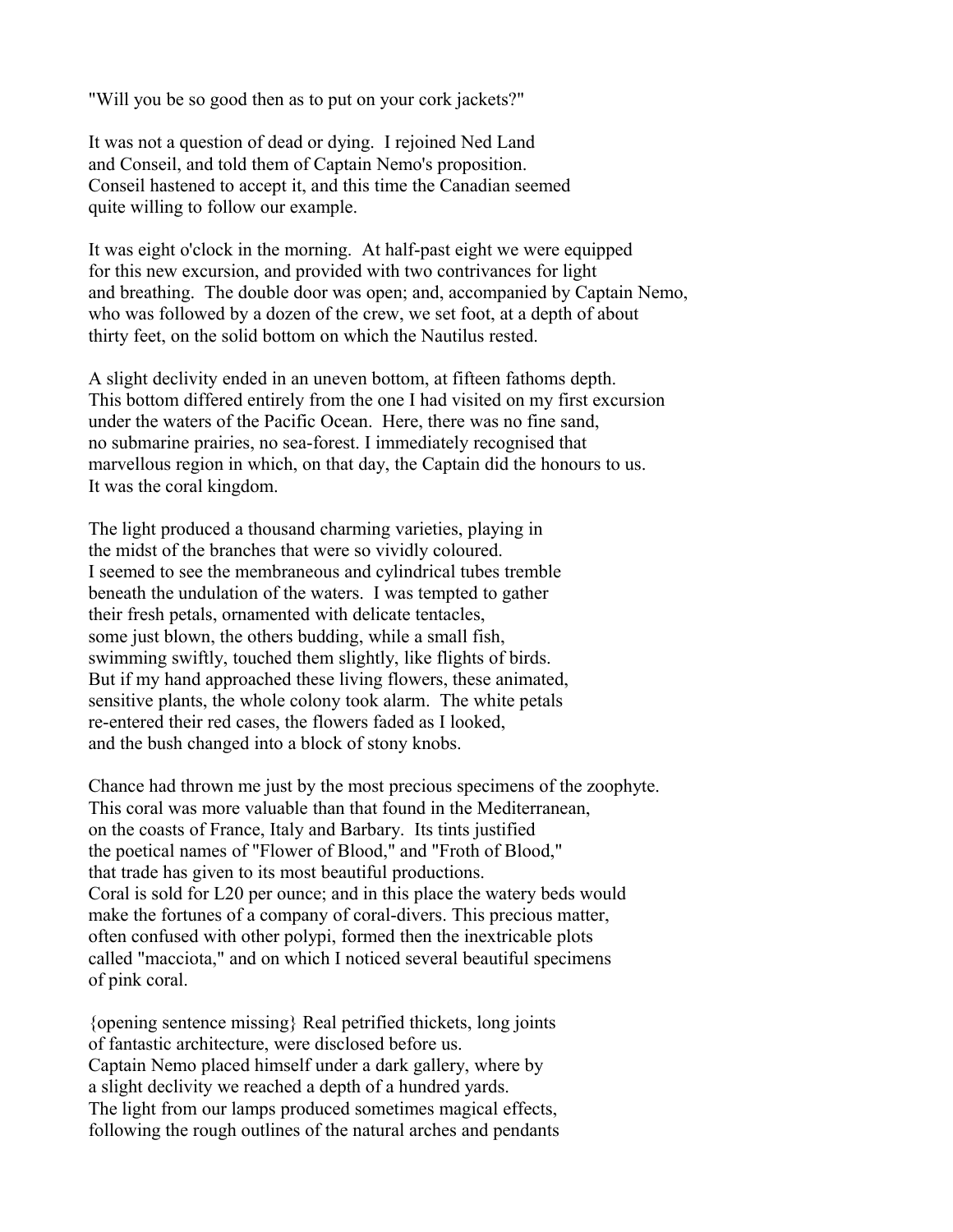"Will you be so good then as to put on your cork jackets?"

It was not a question of dead or dying. I rejoined Ned Land and Conseil, and told them of Captain Nemo's proposition. Conseil hastened to accept it, and this time the Canadian seemed quite willing to follow our example.

It was eight o'clock in the morning. At half-past eight we were equipped for this new excursion, and provided with two contrivances for light and breathing. The double door was open; and, accompanied by Captain Nemo, who was followed by a dozen of the crew, we set foot, at a depth of about thirty feet, on the solid bottom on which the Nautilus rested.

A slight declivity ended in an uneven bottom, at fifteen fathoms depth. This bottom differed entirely from the one I had visited on my first excursion under the waters of the Pacific Ocean. Here, there was no fine sand, no submarine prairies, no sea-forest. I immediately recognised that marvellous region in which, on that day, the Captain did the honours to us. It was the coral kingdom.

The light produced a thousand charming varieties, playing in the midst of the branches that were so vividly coloured. I seemed to see the membraneous and cylindrical tubes tremble beneath the undulation of the waters. I was tempted to gather their fresh petals, ornamented with delicate tentacles, some just blown, the others budding, while a small fish, swimming swiftly, touched them slightly, like flights of birds. But if my hand approached these living flowers, these animated, sensitive plants, the whole colony took alarm. The white petals re-entered their red cases, the flowers faded as I looked, and the bush changed into a block of stony knobs.

Chance had thrown me just by the most precious specimens of the zoophyte. This coral was more valuable than that found in the Mediterranean, on the coasts of France, Italy and Barbary. Its tints justified the poetical names of "Flower of Blood," and "Froth of Blood," that trade has given to its most beautiful productions. Coral is sold for L20 per ounce; and in this place the watery beds would make the fortunes of a company of coral-divers. This precious matter, often confused with other polypi, formed then the inextricable plots called "macciota," and on which I noticed several beautiful specimens of pink coral.

{opening sentence missing} Real petrified thickets, long joints of fantastic architecture, were disclosed before us. Captain Nemo placed himself under a dark gallery, where by a slight declivity we reached a depth of a hundred yards. The light from our lamps produced sometimes magical effects, following the rough outlines of the natural arches and pendants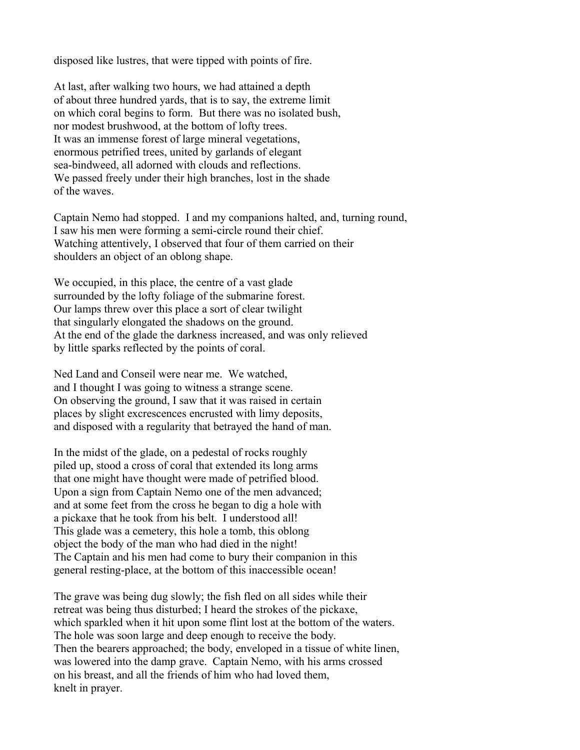disposed like lustres, that were tipped with points of fire.

At last, after walking two hours, we had attained a depth of about three hundred yards, that is to say, the extreme limit on which coral begins to form. But there was no isolated bush, nor modest brushwood, at the bottom of lofty trees. It was an immense forest of large mineral vegetations, enormous petrified trees, united by garlands of elegant sea-bindweed, all adorned with clouds and reflections. We passed freely under their high branches, lost in the shade of the waves.

Captain Nemo had stopped. I and my companions halted, and, turning round, I saw his men were forming a semi-circle round their chief. Watching attentively, I observed that four of them carried on their shoulders an object of an oblong shape.

We occupied, in this place, the centre of a vast glade surrounded by the lofty foliage of the submarine forest. Our lamps threw over this place a sort of clear twilight that singularly elongated the shadows on the ground. At the end of the glade the darkness increased, and was only relieved by little sparks reflected by the points of coral.

Ned Land and Conseil were near me. We watched, and I thought I was going to witness a strange scene. On observing the ground, I saw that it was raised in certain places by slight excrescences encrusted with limy deposits, and disposed with a regularity that betrayed the hand of man.

In the midst of the glade, on a pedestal of rocks roughly piled up, stood a cross of coral that extended its long arms that one might have thought were made of petrified blood. Upon a sign from Captain Nemo one of the men advanced; and at some feet from the cross he began to dig a hole with a pickaxe that he took from his belt. I understood all! This glade was a cemetery, this hole a tomb, this oblong object the body of the man who had died in the night! The Captain and his men had come to bury their companion in this general resting-place, at the bottom of this inaccessible ocean!

The grave was being dug slowly; the fish fled on all sides while their retreat was being thus disturbed; I heard the strokes of the pickaxe, which sparkled when it hit upon some flint lost at the bottom of the waters. The hole was soon large and deep enough to receive the body. Then the bearers approached; the body, enveloped in a tissue of white linen, was lowered into the damp grave. Captain Nemo, with his arms crossed on his breast, and all the friends of him who had loved them, knelt in prayer.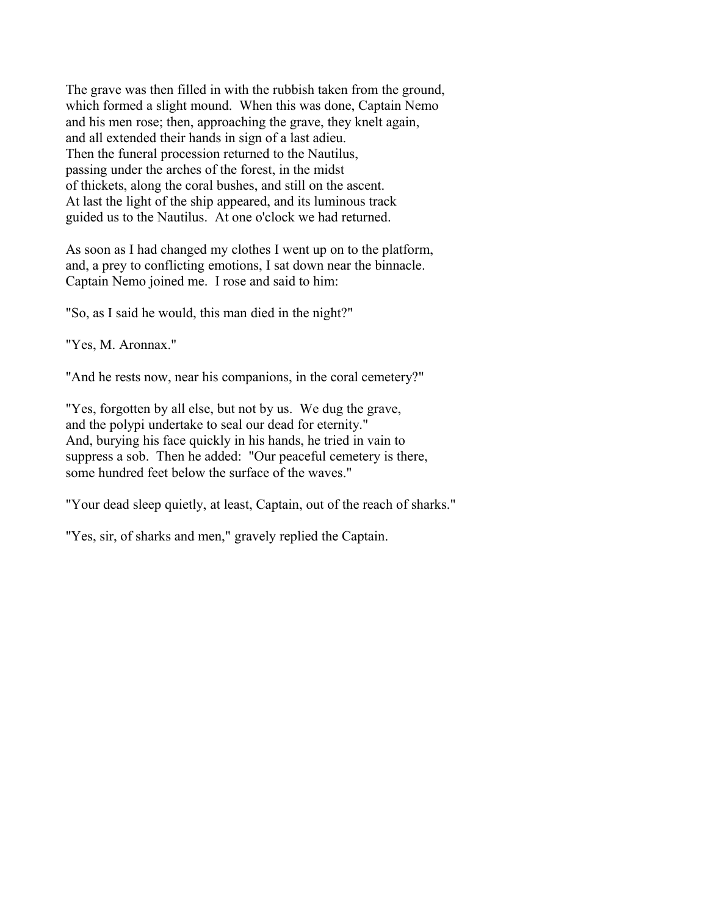The grave was then filled in with the rubbish taken from the ground, which formed a slight mound. When this was done, Captain Nemo and his men rose; then, approaching the grave, they knelt again, and all extended their hands in sign of a last adieu. Then the funeral procession returned to the Nautilus, passing under the arches of the forest, in the midst of thickets, along the coral bushes, and still on the ascent. At last the light of the ship appeared, and its luminous track guided us to the Nautilus. At one o'clock we had returned.

As soon as I had changed my clothes I went up on to the platform, and, a prey to conflicting emotions, I sat down near the binnacle. Captain Nemo joined me. I rose and said to him:

"So, as I said he would, this man died in the night?"

"Yes, M. Aronnax."

"And he rests now, near his companions, in the coral cemetery?"

"Yes, forgotten by all else, but not by us. We dug the grave, and the polypi undertake to seal our dead for eternity." And, burying his face quickly in his hands, he tried in vain to suppress a sob. Then he added: "Our peaceful cemetery is there, some hundred feet below the surface of the waves."

"Your dead sleep quietly, at least, Captain, out of the reach of sharks."

"Yes, sir, of sharks and men," gravely replied the Captain.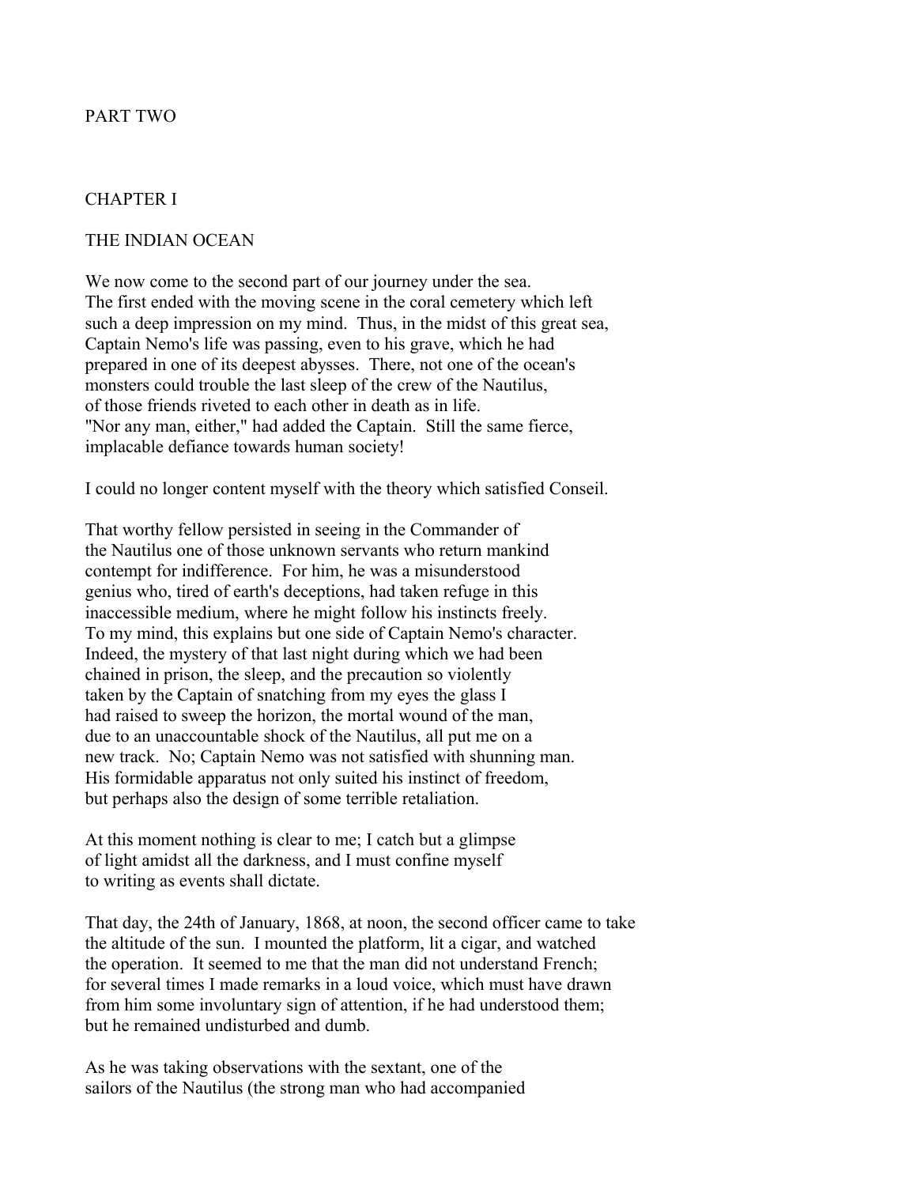# PART TWO

## CHAPTER I

### THE INDIAN OCEAN

We now come to the second part of our journey under the sea. The first ended with the moving scene in the coral cemetery which left such a deep impression on my mind. Thus, in the midst of this great sea, Captain Nemo's life was passing, even to his grave, which he had prepared in one of its deepest abysses. There, not one of the ocean's monsters could trouble the last sleep of the crew of the Nautilus, of those friends riveted to each other in death as in life. "Nor any man, either," had added the Captain. Still the same fierce, implacable defiance towards human society!

I could no longer content myself with the theory which satisfied Conseil.

That worthy fellow persisted in seeing in the Commander of the Nautilus one of those unknown servants who return mankind contempt for indifference. For him, he was a misunderstood genius who, tired of earth's deceptions, had taken refuge in this inaccessible medium, where he might follow his instincts freely. To my mind, this explains but one side of Captain Nemo's character. Indeed, the mystery of that last night during which we had been chained in prison, the sleep, and the precaution so violently taken by the Captain of snatching from my eyes the glass I had raised to sweep the horizon, the mortal wound of the man, due to an unaccountable shock of the Nautilus, all put me on a new track. No; Captain Nemo was not satisfied with shunning man. His formidable apparatus not only suited his instinct of freedom, but perhaps also the design of some terrible retaliation.

At this moment nothing is clear to me; I catch but a glimpse of light amidst all the darkness, and I must confine myself to writing as events shall dictate.

That day, the 24th of January, 1868, at noon, the second officer came to take the altitude of the sun. I mounted the platform, lit a cigar, and watched the operation. It seemed to me that the man did not understand French; for several times I made remarks in a loud voice, which must have drawn from him some involuntary sign of attention, if he had understood them; but he remained undisturbed and dumb.

As he was taking observations with the sextant, one of the sailors of the Nautilus (the strong man who had accompanied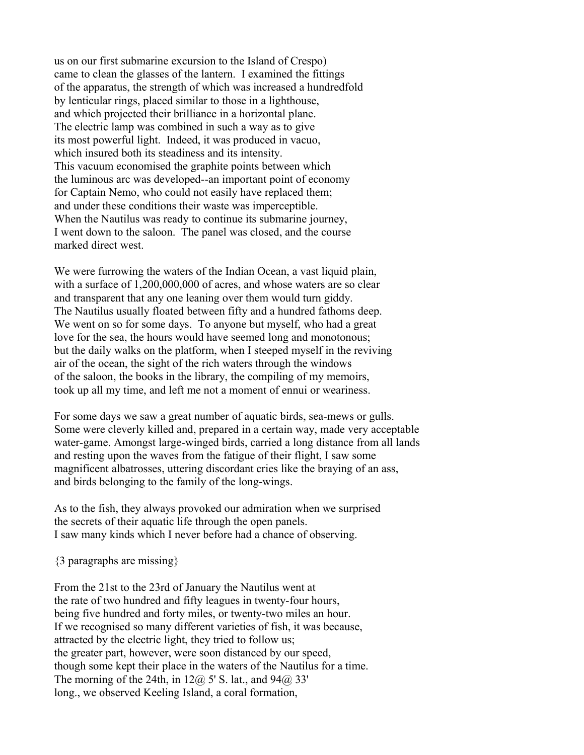us on our first submarine excursion to the Island of Crespo) came to clean the glasses of the lantern. I examined the fittings of the apparatus, the strength of which was increased a hundredfold by lenticular rings, placed similar to those in a lighthouse, and which projected their brilliance in a horizontal plane. The electric lamp was combined in such a way as to give its most powerful light. Indeed, it was produced in vacuo, which insured both its steadiness and its intensity. This vacuum economised the graphite points between which the luminous arc was developed--an important point of economy for Captain Nemo, who could not easily have replaced them; and under these conditions their waste was imperceptible. When the Nautilus was ready to continue its submarine journey, I went down to the saloon. The panel was closed, and the course marked direct west.

We were furrowing the waters of the Indian Ocean, a vast liquid plain, with a surface of 1,200,000,000 of acres, and whose waters are so clear and transparent that any one leaning over them would turn giddy. The Nautilus usually floated between fifty and a hundred fathoms deep. We went on so for some days. To anyone but myself, who had a great love for the sea, the hours would have seemed long and monotonous; but the daily walks on the platform, when I steeped myself in the reviving air of the ocean, the sight of the rich waters through the windows of the saloon, the books in the library, the compiling of my memoirs, took up all my time, and left me not a moment of ennui or weariness.

For some days we saw a great number of aquatic birds, sea-mews or gulls. Some were cleverly killed and, prepared in a certain way, made very acceptable water-game. Amongst large-winged birds, carried a long distance from all lands and resting upon the waves from the fatigue of their flight, I saw some magnificent albatrosses, uttering discordant cries like the braying of an ass, and birds belonging to the family of the long-wings.

As to the fish, they always provoked our admiration when we surprised the secrets of their aquatic life through the open panels. I saw many kinds which I never before had a chance of observing.

{3 paragraphs are missing}

From the 21st to the 23rd of January the Nautilus went at the rate of two hundred and fifty leagues in twenty-four hours, being five hundred and forty miles, or twenty-two miles an hour. If we recognised so many different varieties of fish, it was because, attracted by the electric light, they tried to follow us; the greater part, however, were soon distanced by our speed, though some kept their place in the waters of the Nautilus for a time. The morning of the 24th, in 12@ 5' S. lat., and 94@ 33' long., we observed Keeling Island, a coral formation,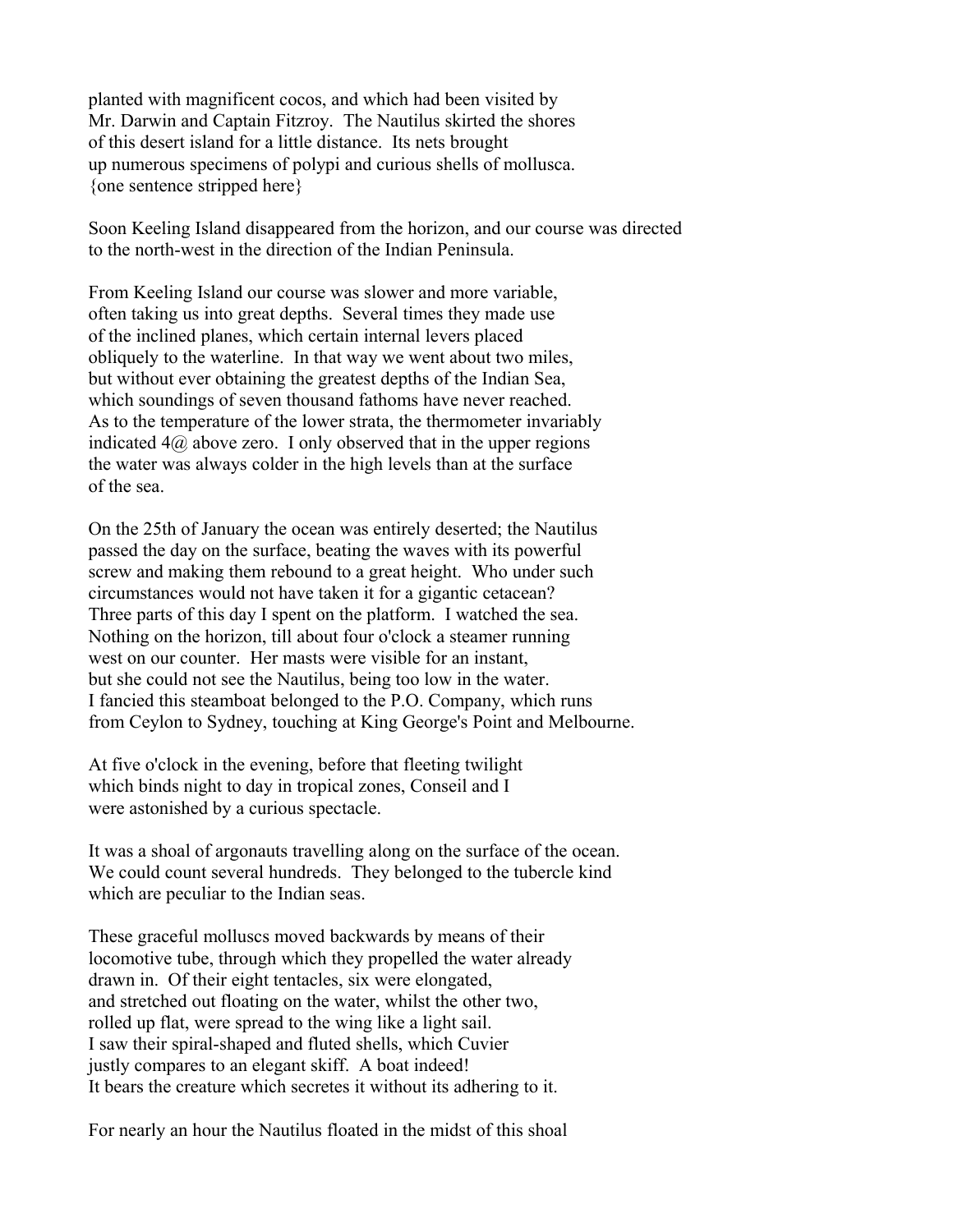planted with magnificent cocos, and which had been visited by Mr. Darwin and Captain Fitzroy. The Nautilus skirted the shores of this desert island for a little distance. Its nets brought up numerous specimens of polypi and curious shells of mollusca. {one sentence stripped here}

Soon Keeling Island disappeared from the horizon, and our course was directed to the north-west in the direction of the Indian Peninsula.

From Keeling Island our course was slower and more variable, often taking us into great depths. Several times they made use of the inclined planes, which certain internal levers placed obliquely to the waterline. In that way we went about two miles, but without ever obtaining the greatest depths of the Indian Sea, which soundings of seven thousand fathoms have never reached. As to the temperature of the lower strata, the thermometer invariably indicated 4@ above zero. I only observed that in the upper regions the water was always colder in the high levels than at the surface of the sea.

On the 25th of January the ocean was entirely deserted; the Nautilus passed the day on the surface, beating the waves with its powerful screw and making them rebound to a great height. Who under such circumstances would not have taken it for a gigantic cetacean? Three parts of this day I spent on the platform. I watched the sea. Nothing on the horizon, till about four o'clock a steamer running west on our counter. Her masts were visible for an instant, but she could not see the Nautilus, being too low in the water. I fancied this steamboat belonged to the P.O. Company, which runs from Ceylon to Sydney, touching at King George's Point and Melbourne.

At five o'clock in the evening, before that fleeting twilight which binds night to day in tropical zones, Conseil and I were astonished by a curious spectacle.

It was a shoal of argonauts travelling along on the surface of the ocean. We could count several hundreds. They belonged to the tubercle kind which are peculiar to the Indian seas.

These graceful molluscs moved backwards by means of their locomotive tube, through which they propelled the water already drawn in. Of their eight tentacles, six were elongated, and stretched out floating on the water, whilst the other two, rolled up flat, were spread to the wing like a light sail. I saw their spiral-shaped and fluted shells, which Cuvier justly compares to an elegant skiff. A boat indeed! It bears the creature which secretes it without its adhering to it.

For nearly an hour the Nautilus floated in the midst of this shoal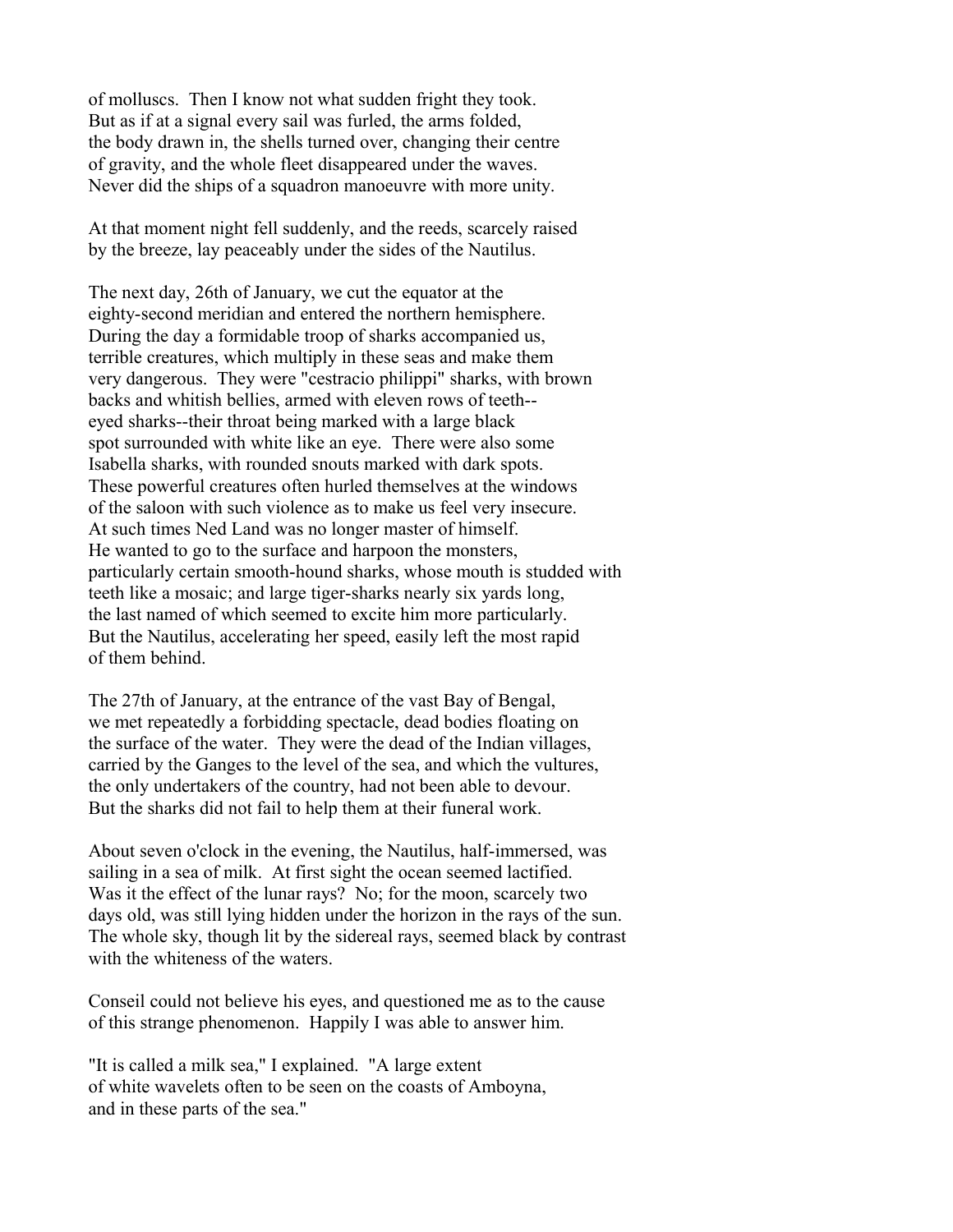of molluscs. Then I know not what sudden fright they took. But as if at a signal every sail was furled, the arms folded, the body drawn in, the shells turned over, changing their centre of gravity, and the whole fleet disappeared under the waves. Never did the ships of a squadron manoeuvre with more unity.

At that moment night fell suddenly, and the reeds, scarcely raised by the breeze, lay peaceably under the sides of the Nautilus.

The next day, 26th of January, we cut the equator at the eighty-second meridian and entered the northern hemisphere. During the day a formidable troop of sharks accompanied us, terrible creatures, which multiply in these seas and make them very dangerous. They were "cestracio philippi" sharks, with brown backs and whitish bellies, armed with eleven rows of teeth-- eyed sharks--their throat being marked with a large black spot surrounded with white like an eye. There were also some Isabella sharks, with rounded snouts marked with dark spots. These powerful creatures often hurled themselves at the windows of the saloon with such violence as to make us feel very insecure. At such times Ned Land was no longer master of himself. He wanted to go to the surface and harpoon the monsters, particularly certain smooth-hound sharks, whose mouth is studded with teeth like a mosaic; and large tiger-sharks nearly six yards long, the last named of which seemed to excite him more particularly. But the Nautilus, accelerating her speed, easily left the most rapid of them behind.

The 27th of January, at the entrance of the vast Bay of Bengal, we met repeatedly a forbidding spectacle, dead bodies floating on the surface of the water. They were the dead of the Indian villages, carried by the Ganges to the level of the sea, and which the vultures, the only undertakers of the country, had not been able to devour. But the sharks did not fail to help them at their funeral work.

About seven o'clock in the evening, the Nautilus, half-immersed, was sailing in a sea of milk. At first sight the ocean seemed lactified. Was it the effect of the lunar rays? No; for the moon, scarcely two days old, was still lying hidden under the horizon in the rays of the sun. The whole sky, though lit by the sidereal rays, seemed black by contrast with the whiteness of the waters.

Conseil could not believe his eyes, and questioned me as to the cause of this strange phenomenon. Happily I was able to answer him.

"It is called a milk sea," I explained. "A large extent of white wavelets often to be seen on the coasts of Amboyna, and in these parts of the sea."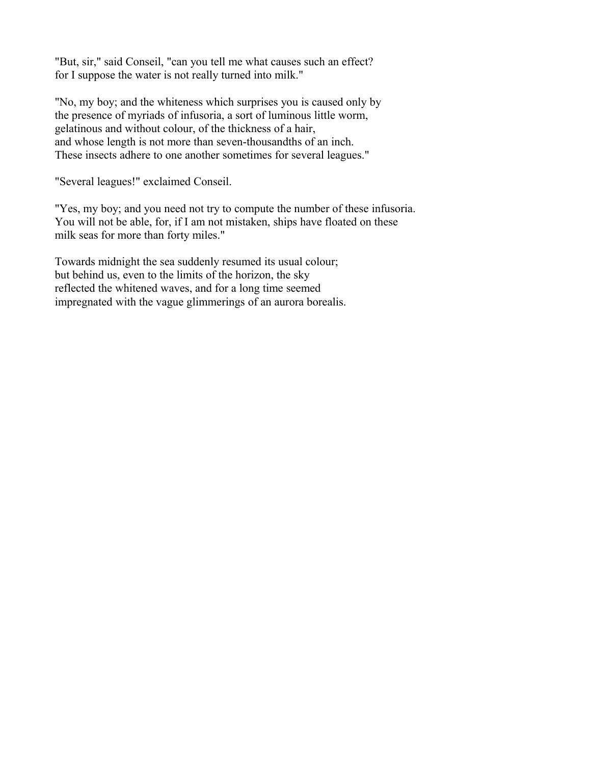"But, sir," said Conseil, "can you tell me what causes such an effect? for I suppose the water is not really turned into milk."

"No, my boy; and the whiteness which surprises you is caused only by the presence of myriads of infusoria, a sort of luminous little worm, gelatinous and without colour, of the thickness of a hair, and whose length is not more than seven-thousandths of an inch. These insects adhere to one another sometimes for several leagues."

"Several leagues!" exclaimed Conseil.

"Yes, my boy; and you need not try to compute the number of these infusoria. You will not be able, for, if I am not mistaken, ships have floated on these milk seas for more than forty miles."

Towards midnight the sea suddenly resumed its usual colour; but behind us, even to the limits of the horizon, the sky reflected the whitened waves, and for a long time seemed impregnated with the vague glimmerings of an aurora borealis.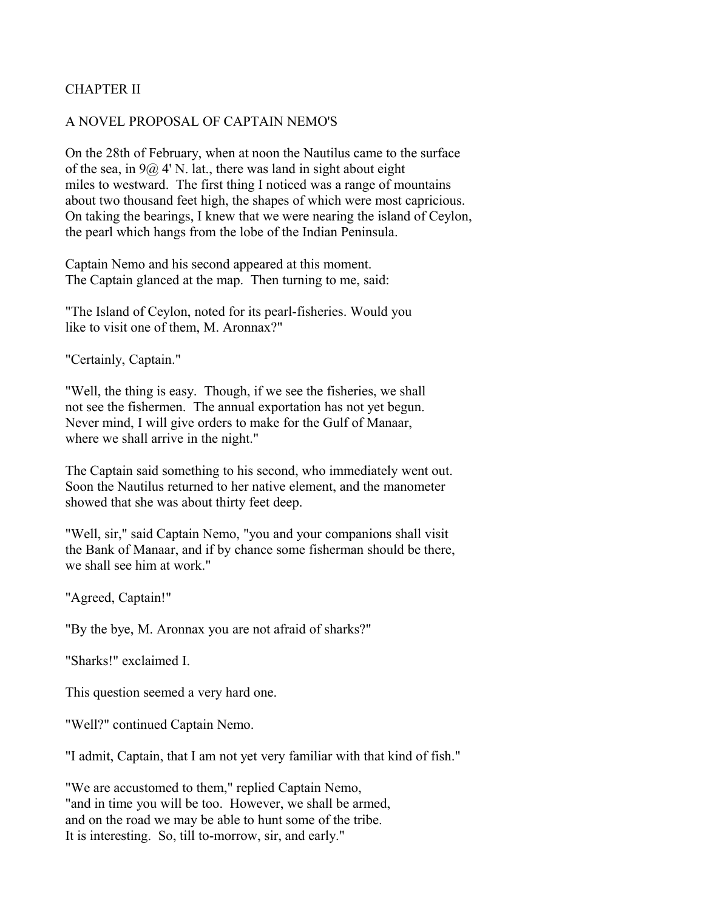## CHAPTER II

### A NOVEL PROPOSAL OF CAPTAIN NEMO'S

On the 28th of February, when at noon the Nautilus came to the surface of the sea, in 9@ 4' N. lat., there was land in sight about eight miles to westward. The first thing I noticed was a range of mountains about two thousand feet high, the shapes of which were most capricious. On taking the bearings, I knew that we were nearing the island of Ceylon, the pearl which hangs from the lobe of the Indian Peninsula.

Captain Nemo and his second appeared at this moment. The Captain glanced at the map. Then turning to me, said:

"The Island of Ceylon, noted for its pearl-fisheries. Would you like to visit one of them, M. Aronnax?"

"Certainly, Captain."

"Well, the thing is easy. Though, if we see the fisheries, we shall not see the fishermen. The annual exportation has not yet begun. Never mind, I will give orders to make for the Gulf of Manaar, where we shall arrive in the night."

The Captain said something to his second, who immediately went out. Soon the Nautilus returned to her native element, and the manometer showed that she was about thirty feet deep.

"Well, sir," said Captain Nemo, "you and your companions shall visit the Bank of Manaar, and if by chance some fisherman should be there, we shall see him at work."

"Agreed, Captain!"

"By the bye, M. Aronnax you are not afraid of sharks?"

"Sharks!" exclaimed I.

This question seemed a very hard one.

"Well?" continued Captain Nemo.

"I admit, Captain, that I am not yet very familiar with that kind of fish."

"We are accustomed to them," replied Captain Nemo, "and in time you will be too. However, we shall be armed, and on the road we may be able to hunt some of the tribe. It is interesting. So, till to-morrow, sir, and early."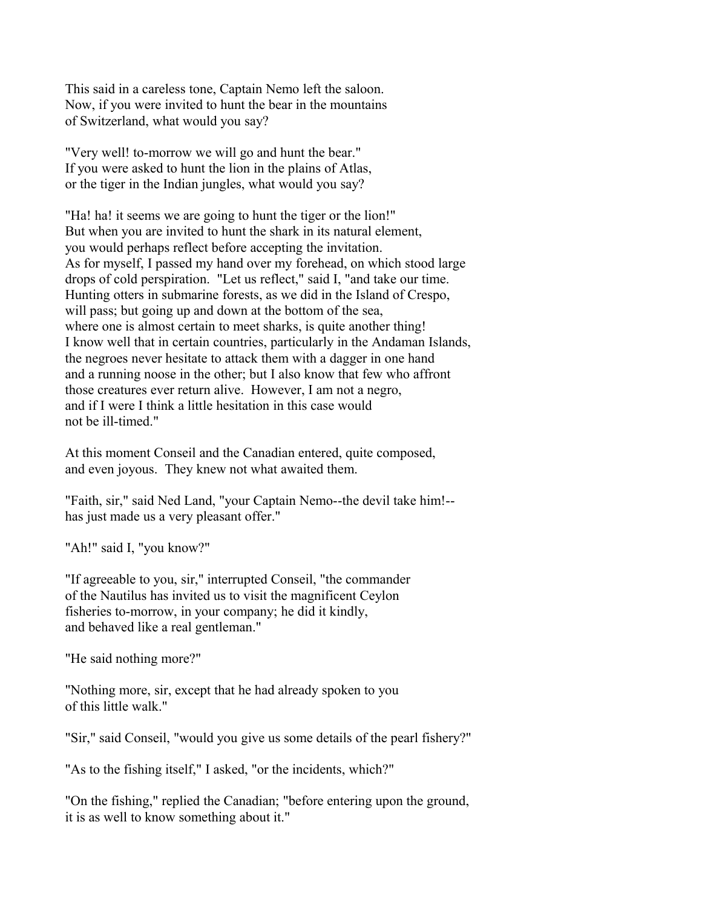This said in a careless tone, Captain Nemo left the saloon. Now, if you were invited to hunt the bear in the mountains of Switzerland, what would you say?

"Very well! to-morrow we will go and hunt the bear." If you were asked to hunt the lion in the plains of Atlas, or the tiger in the Indian jungles, what would you say?

"Ha! ha! it seems we are going to hunt the tiger or the lion!" But when you are invited to hunt the shark in its natural element, you would perhaps reflect before accepting the invitation. As for myself, I passed my hand over my forehead, on which stood large drops of cold perspiration. "Let us reflect," said I, "and take our time. Hunting otters in submarine forests, as we did in the Island of Crespo, will pass; but going up and down at the bottom of the sea, where one is almost certain to meet sharks, is quite another thing! I know well that in certain countries, particularly in the Andaman Islands, the negroes never hesitate to attack them with a dagger in one hand and a running noose in the other; but I also know that few who affront those creatures ever return alive. However, I am not a negro, and if I were I think a little hesitation in this case would not be ill-timed."

At this moment Conseil and the Canadian entered, quite composed, and even joyous. They knew not what awaited them.

"Faith, sir," said Ned Land, "your Captain Nemo--the devil take him!--has just made us a very pleasant offer."

"Ah!" said I, "you know?"

"If agreeable to you, sir," interrupted Conseil, "the commander of the Nautilus has invited us to visit the magnificent Ceylon fisheries to-morrow, in your company; he did it kindly, and behaved like a real gentleman."

"He said nothing more?"

"Nothing more, sir, except that he had already spoken to you of this little walk."

"Sir," said Conseil, "would you give us some details of the pearl fishery?"

"As to the fishing itself," I asked, "or the incidents, which?"

"On the fishing," replied the Canadian; "before entering upon the ground, it is as well to know something about it."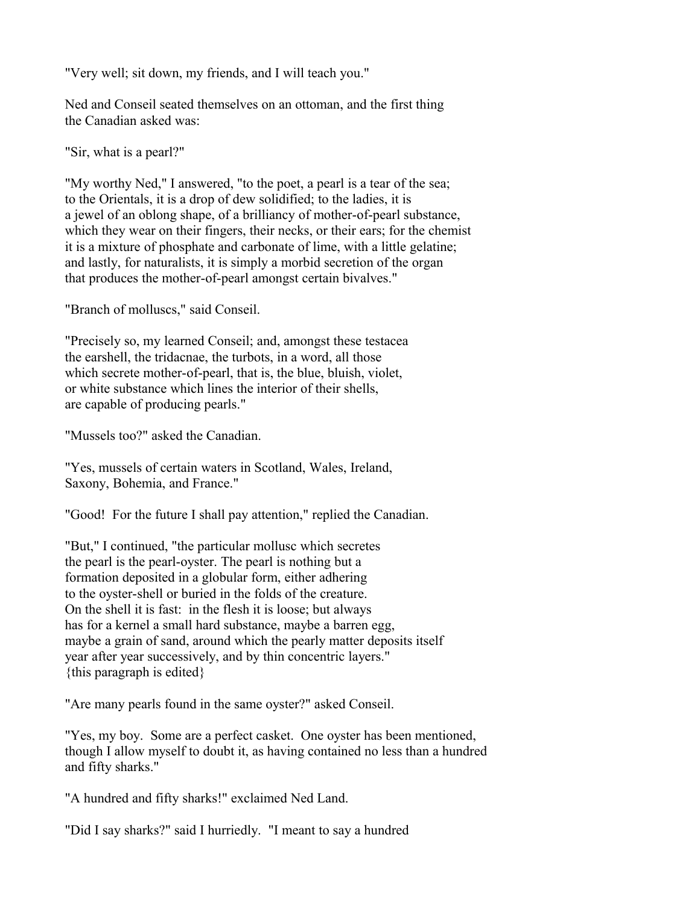"Very well; sit down, my friends, and I will teach you."

Ned and Conseil seated themselves on an ottoman, and the first thing the Canadian asked was:

"Sir, what is a pearl?"

"My worthy Ned," I answered, "to the poet, a pearl is a tear of the sea; to the Orientals, it is a drop of dew solidified; to the ladies, it is a jewel of an oblong shape, of a brilliancy of mother-of-pearl substance, which they wear on their fingers, their necks, or their ears; for the chemist it is a mixture of phosphate and carbonate of lime, with a little gelatine; and lastly, for naturalists, it is simply a morbid secretion of the organ that produces the mother-of-pearl amongst certain bivalves."

"Branch of molluscs," said Conseil.

"Precisely so, my learned Conseil; and, amongst these testacea the earshell, the tridacnae, the turbots, in a word, all those which secrete mother-of-pearl, that is, the blue, bluish, violet, or white substance which lines the interior of their shells, are capable of producing pearls."

"Mussels too?" asked the Canadian.

"Yes, mussels of certain waters in Scotland, Wales, Ireland, Saxony, Bohemia, and France."

"Good! For the future I shall pay attention," replied the Canadian.

"But," I continued, "the particular mollusc which secretes the pearl is the pearl-oyster. The pearl is nothing but a formation deposited in a globular form, either adhering to the oyster-shell or buried in the folds of the creature. On the shell it is fast: in the flesh it is loose; but always has for a kernel a small hard substance, maybe a barren egg, maybe a grain of sand, around which the pearly matter deposits itself year after year successively, and by thin concentric layers." {this paragraph is edited}

"Are many pearls found in the same oyster?" asked Conseil.

"Yes, my boy. Some are a perfect casket. One oyster has been mentioned, though I allow myself to doubt it, as having contained no less than a hundred and fifty sharks."

"A hundred and fifty sharks!" exclaimed Ned Land.

"Did I say sharks?" said I hurriedly. "I meant to say a hundred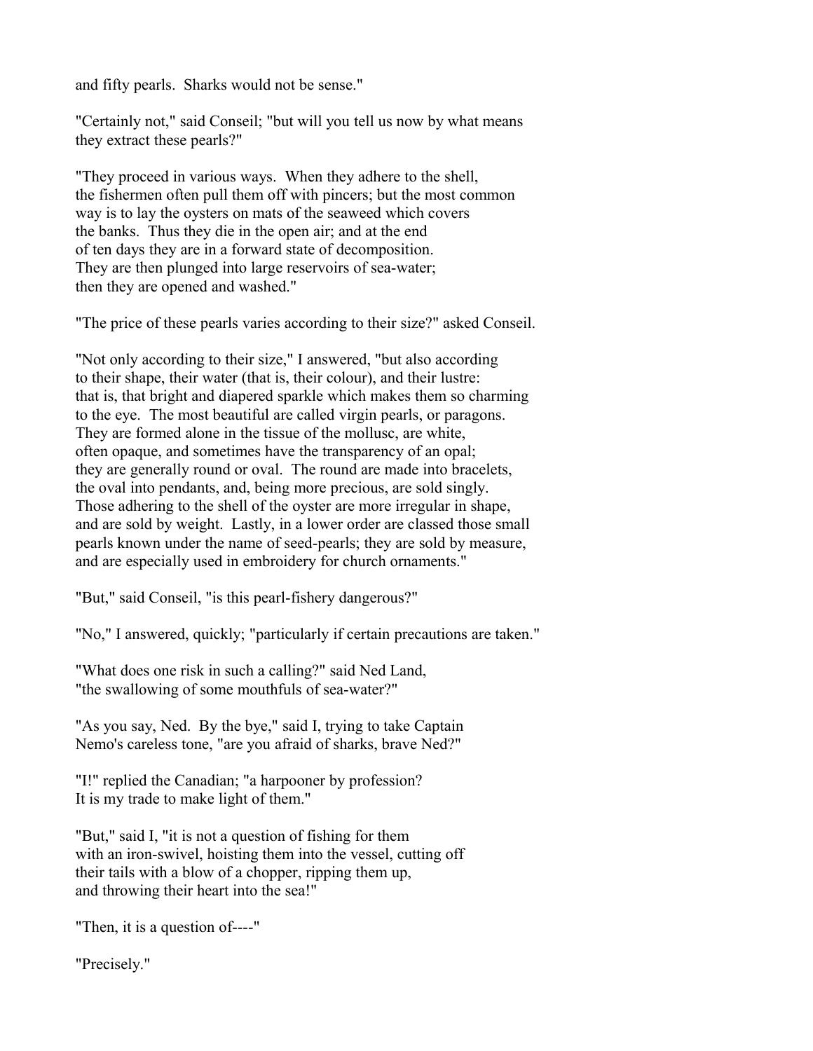and fifty pearls. Sharks would not be sense."

"Certainly not," said Conseil; "but will you tell us now by what means they extract these pearls?"

"They proceed in various ways. When they adhere to the shell, the fishermen often pull them off with pincers; but the most common way is to lay the oysters on mats of the seaweed which covers the banks. Thus they die in the open air; and at the end of ten days they are in a forward state of decomposition. They are then plunged into large reservoirs of sea-water; then they are opened and washed."

"The price of these pearls varies according to their size?" asked Conseil.

"Not only according to their size," I answered, "but also according to their shape, their water (that is, their colour), and their lustre: that is, that bright and diapered sparkle which makes them so charming to the eye. The most beautiful are called virgin pearls, or paragons. They are formed alone in the tissue of the mollusc, are white, often opaque, and sometimes have the transparency of an opal; they are generally round or oval. The round are made into bracelets, the oval into pendants, and, being more precious, are sold singly. Those adhering to the shell of the oyster are more irregular in shape, and are sold by weight. Lastly, in a lower order are classed those small pearls known under the name of seed-pearls; they are sold by measure, and are especially used in embroidery for church ornaments."

"But," said Conseil, "is this pearl-fishery dangerous?"

"No," I answered, quickly; "particularly if certain precautions are taken."

"What does one risk in such a calling?" said Ned Land, "the swallowing of some mouthfuls of sea-water?"

"As you say, Ned. By the bye," said I, trying to take Captain Nemo's careless tone, "are you afraid of sharks, brave Ned?"

"I!" replied the Canadian; "a harpooner by profession? It is my trade to make light of them."

"But," said I, "it is not a question of fishing for them with an iron-swivel, hoisting them into the vessel, cutting off their tails with a blow of a chopper, ripping them up, and throwing their heart into the sea!"

"Then, it is a question of----"

"Precisely."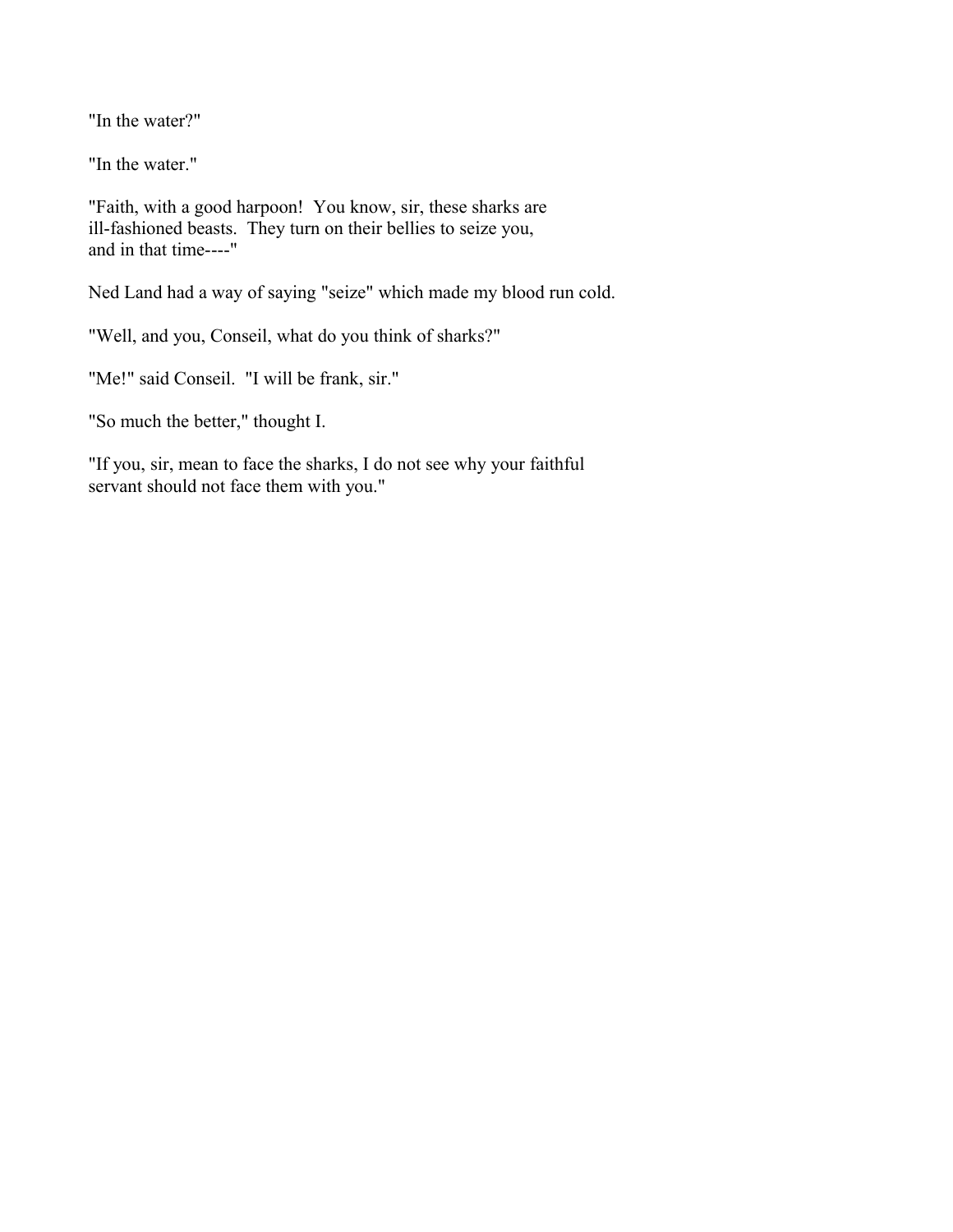"In the water?"

"In the water."

"Faith, with a good harpoon! You know, sir, these sharks are ill-fashioned beasts. They turn on their bellies to seize you, and in that time----"

Ned Land had a way of saying "seize" which made my blood run cold.

"Well, and you, Conseil, what do you think of sharks?"

"Me!" said Conseil. "I will be frank, sir."

"So much the better," thought I.

"If you, sir, mean to face the sharks, I do not see why your faithful servant should not face them with you."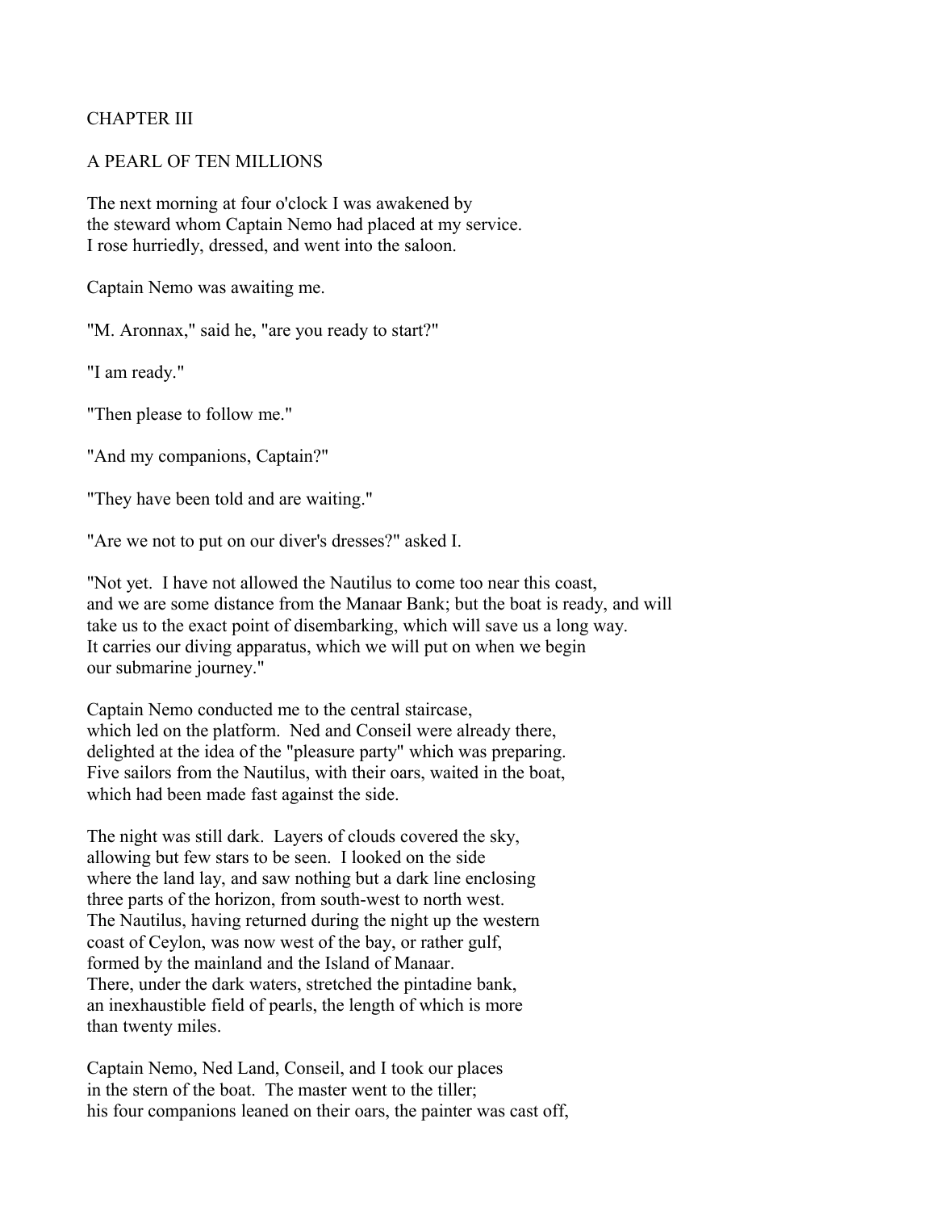# CHAPTER III

## A PEARL OF TEN MILLIONS

The next morning at four o'clock I was awakened by the steward whom Captain Nemo had placed at my service. I rose hurriedly, dressed, and went into the saloon.

Captain Nemo was awaiting me.

"M. Aronnax," said he, "are you ready to start?"

"I am ready."

"Then please to follow me."

"And my companions, Captain?"

"They have been told and are waiting."

"Are we not to put on our diver's dresses?" asked I.

"Not yet. I have not allowed the Nautilus to come too near this coast, and we are some distance from the Manaar Bank; but the boat is ready, and will take us to the exact point of disembarking, which will save us a long way. It carries our diving apparatus, which we will put on when we begin our submarine journey."

Captain Nemo conducted me to the central staircase, which led on the platform. Ned and Conseil were already there, delighted at the idea of the "pleasure party" which was preparing. Five sailors from the Nautilus, with their oars, waited in the boat, which had been made fast against the side.

The night was still dark. Layers of clouds covered the sky, allowing but few stars to be seen. I looked on the side where the land lay, and saw nothing but a dark line enclosing three parts of the horizon, from south-west to north west. The Nautilus, having returned during the night up the western coast of Ceylon, was now west of the bay, or rather gulf, formed by the mainland and the Island of Manaar. There, under the dark waters, stretched the pintadine bank, an inexhaustible field of pearls, the length of which is more than twenty miles.

Captain Nemo, Ned Land, Conseil, and I took our places in the stern of the boat. The master went to the tiller; his four companions leaned on their oars, the painter was cast off,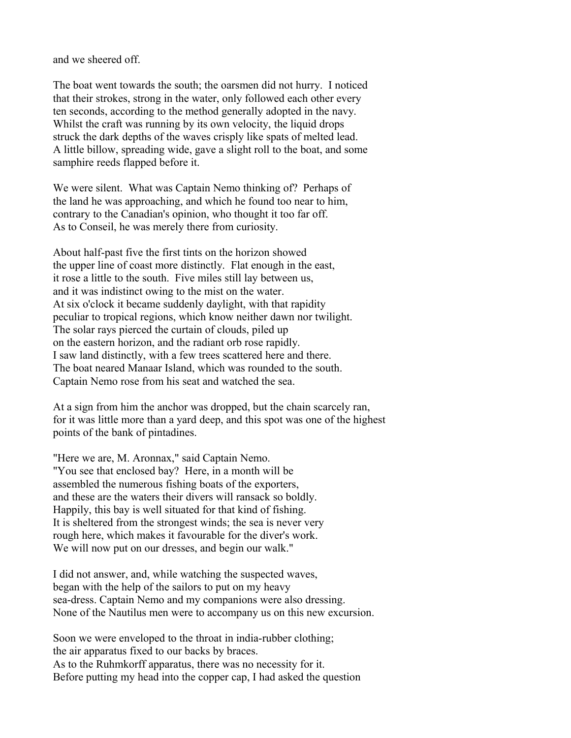and we sheered off.

The boat went towards the south; the oarsmen did not hurry. I noticed that their strokes, strong in the water, only followed each other every ten seconds, according to the method generally adopted in the navy. Whilst the craft was running by its own velocity, the liquid drops struck the dark depths of the waves crisply like spats of melted lead. A little billow, spreading wide, gave a slight roll to the boat, and some samphire reeds flapped before it.

We were silent. What was Captain Nemo thinking of? Perhaps of the land he was approaching, and which he found too near to him, contrary to the Canadian's opinion, who thought it too far off. As to Conseil, he was merely there from curiosity.

About half-past five the first tints on the horizon showed the upper line of coast more distinctly. Flat enough in the east, it rose a little to the south. Five miles still lay between us, and it was indistinct owing to the mist on the water. At six o'clock it became suddenly daylight, with that rapidity peculiar to tropical regions, which know neither dawn nor twilight. The solar rays pierced the curtain of clouds, piled up on the eastern horizon, and the radiant orb rose rapidly. I saw land distinctly, with a few trees scattered here and there. The boat neared Manaar Island, which was rounded to the south. Captain Nemo rose from his seat and watched the sea.

At a sign from him the anchor was dropped, but the chain scarcely ran, for it was little more than a yard deep, and this spot was one of the highest points of the bank of pintadines.

"Here we are, M. Aronnax," said Captain Nemo. "You see that enclosed bay? Here, in a month will be assembled the numerous fishing boats of the exporters, and these are the waters their divers will ransack so boldly. Happily, this bay is well situated for that kind of fishing. It is sheltered from the strongest winds; the sea is never very rough here, which makes it favourable for the diver's work. We will now put on our dresses, and begin our walk."

I did not answer, and, while watching the suspected waves, began with the help of the sailors to put on my heavy sea-dress. Captain Nemo and my companions were also dressing. None of the Nautilus men were to accompany us on this new excursion.

Soon we were enveloped to the throat in india-rubber clothing; the air apparatus fixed to our backs by braces. As to the Ruhmkorff apparatus, there was no necessity for it. Before putting my head into the copper cap, I had asked the question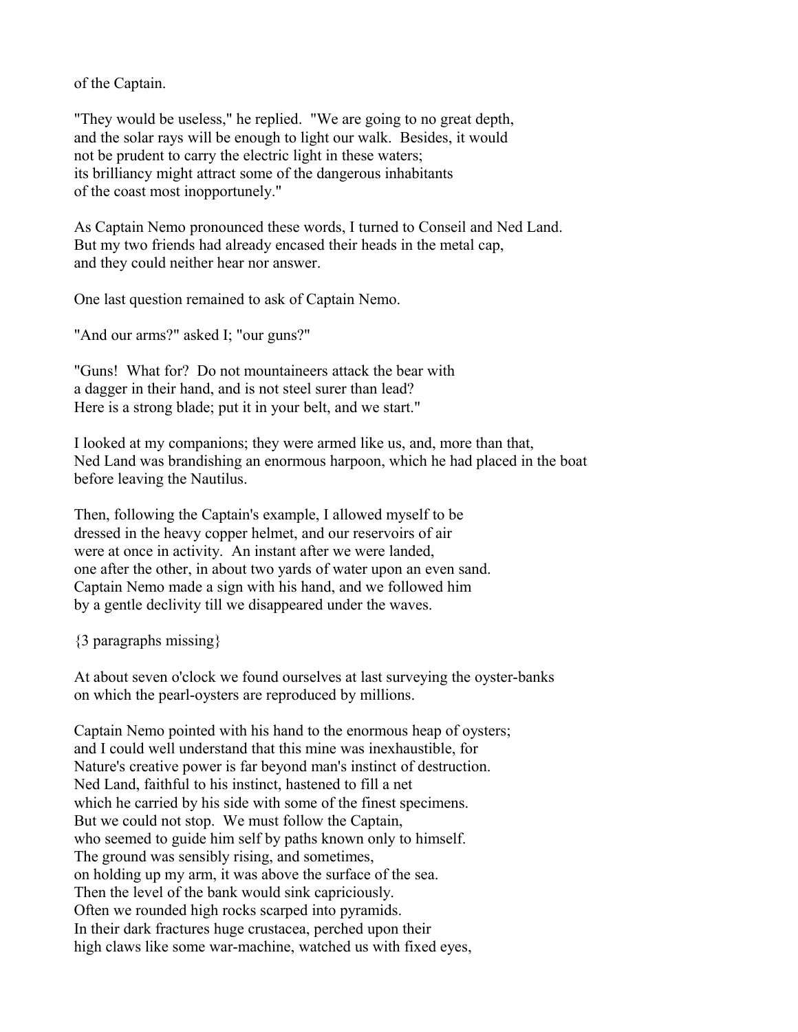of the Captain.

"They would be useless," he replied. "We are going to no great depth, and the solar rays will be enough to light our walk. Besides, it would not be prudent to carry the electric light in these waters; its brilliancy might attract some of the dangerous inhabitants of the coast most inopportunely."

As Captain Nemo pronounced these words, I turned to Conseil and Ned Land. But my two friends had already encased their heads in the metal cap, and they could neither hear nor answer.

One last question remained to ask of Captain Nemo.

"And our arms?" asked I; "our guns?"

"Guns! What for? Do not mountaineers attack the bear with a dagger in their hand, and is not steel surer than lead? Here is a strong blade; put it in your belt, and we start."

I looked at my companions; they were armed like us, and, more than that, Ned Land was brandishing an enormous harpoon, which he had placed in the boat before leaving the Nautilus.

Then, following the Captain's example, I allowed myself to be dressed in the heavy copper helmet, and our reservoirs of air were at once in activity. An instant after we were landed, one after the other, in about two yards of water upon an even sand. Captain Nemo made a sign with his hand, and we followed him by a gentle declivity till we disappeared under the waves.

{3 paragraphs missing}

At about seven o'clock we found ourselves at last surveying the oyster-banks on which the pearl-oysters are reproduced by millions.

Captain Nemo pointed with his hand to the enormous heap of oysters; and I could well understand that this mine was inexhaustible, for Nature's creative power is far beyond man's instinct of destruction. Ned Land, faithful to his instinct, hastened to fill a net which he carried by his side with some of the finest specimens. But we could not stop. We must follow the Captain, who seemed to guide him self by paths known only to himself. The ground was sensibly rising, and sometimes, on holding up my arm, it was above the surface of the sea. Then the level of the bank would sink capriciously. Often we rounded high rocks scarped into pyramids. In their dark fractures huge crustacea, perched upon their high claws like some war-machine, watched us with fixed eyes,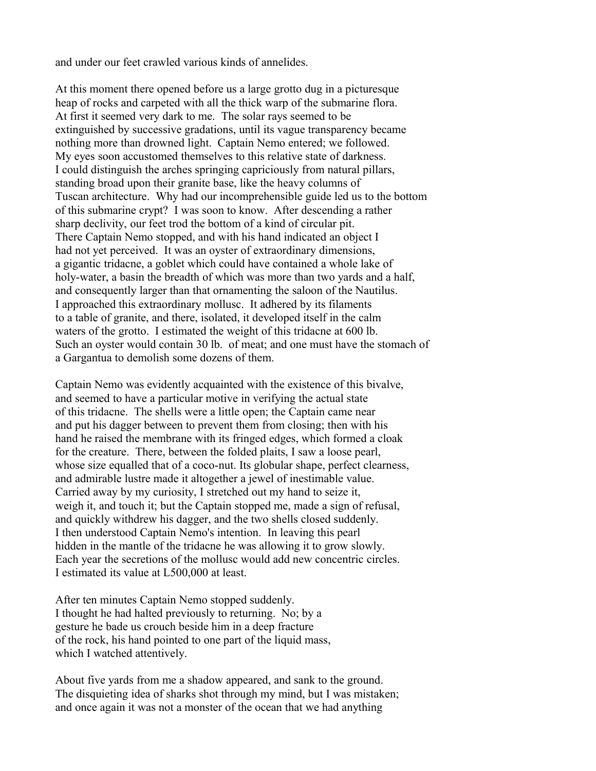and under our feet crawled various kinds of annelides.

At this moment there opened before us a large grotto dug in a picturesque heap of rocks and carpeted with all the thick warp of the submarine flora. At first it seemed very dark to me. The solar rays seemed to be extinguished by successive gradations, until its vague transparency became nothing more than drowned light. Captain Nemo entered; we followed. My eyes soon accustomed themselves to this relative state of darkness. I could distinguish the arches springing capriciously from natural pillars, standing broad upon their granite base, like the heavy columns of Tuscan architecture. Why had our incomprehensible guide led us to the bottom of this submarine crypt? I was soon to know. After descending a rather sharp declivity, our feet trod the bottom of a kind of circular pit. There Captain Nemo stopped, and with his hand indicated an object I had not yet perceived. It was an oyster of extraordinary dimensions, a gigantic tridacne, a goblet which could have contained a whole lake of holy-water, a basin the breadth of which was more than two yards and a half, and consequently larger than that ornamenting the saloon of the Nautilus. I approached this extraordinary mollusc. It adhered by its filaments to a table of granite, and there, isolated, it developed itself in the calm waters of the grotto. I estimated the weight of this tridacne at 600 lb. Such an oyster would contain 30 lb. of meat; and one must have the stomach of a Gargantua to demolish some dozens of them.

Captain Nemo was evidently acquainted with the existence of this bivalve, and seemed to have a particular motive in verifying the actual state of this tridacne. The shells were a little open; the Captain came near and put his dagger between to prevent them from closing; then with his hand he raised the membrane with its fringed edges, which formed a cloak for the creature. There, between the folded plaits, I saw a loose pearl, whose size equalled that of a coco-nut. Its globular shape, perfect clearness, and admirable lustre made it altogether a jewel of inestimable value. Carried away by my curiosity, I stretched out my hand to seize it, weigh it, and touch it; but the Captain stopped me, made a sign of refusal, and quickly withdrew his dagger, and the two shells closed suddenly. I then understood Captain Nemo's intention. In leaving this pearl hidden in the mantle of the tridacne he was allowing it to grow slowly. Each year the secretions of the mollusc would add new concentric circles. I estimated its value at L500,000 at least.

After ten minutes Captain Nemo stopped suddenly. I thought he had halted previously to returning. No; by a gesture he bade us crouch beside him in a deep fracture of the rock, his hand pointed to one part of the liquid mass, which I watched attentively.

About five yards from me a shadow appeared, and sank to the ground. The disquieting idea of sharks shot through my mind, but I was mistaken; and once again it was not a monster of the ocean that we had anything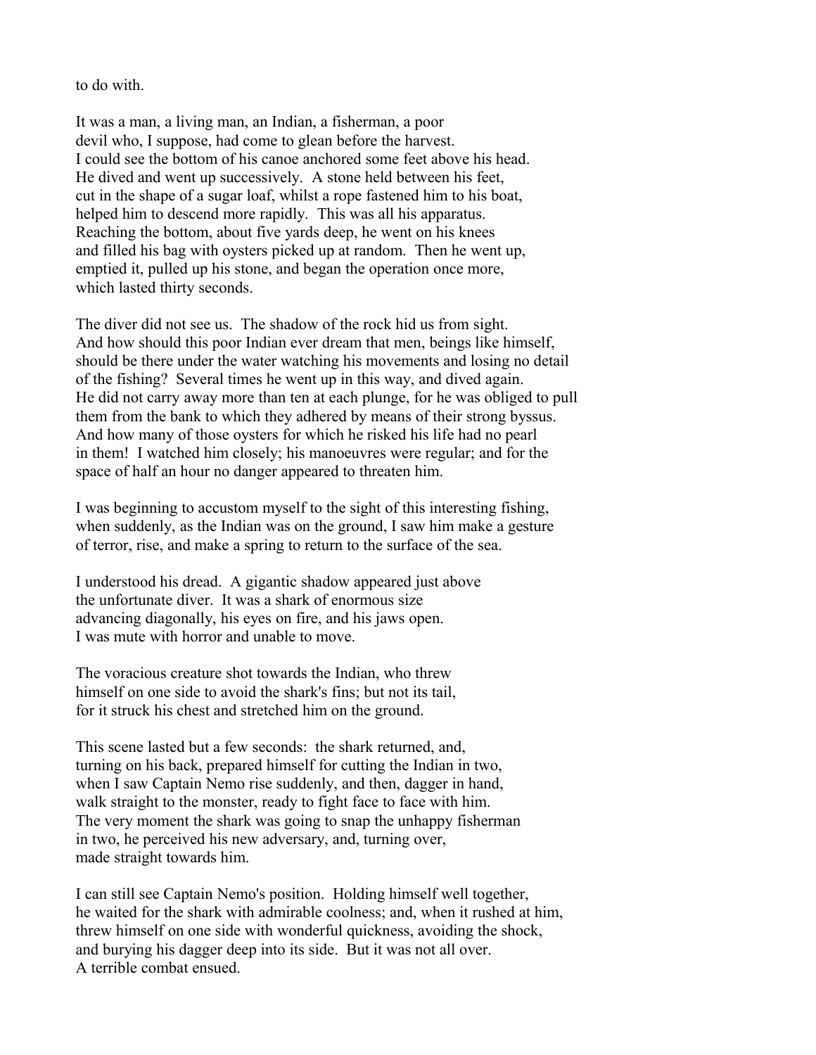to do with.

It was a man, a living man, an Indian, a fisherman, a poor devil who, I suppose, had come to glean before the harvest. I could see the bottom of his canoe anchored some feet above his head. He dived and went up successively. A stone held between his feet, cut in the shape of a sugar loaf, whilst a rope fastened him to his boat, helped him to descend more rapidly. This was all his apparatus. Reaching the bottom, about five yards deep, he went on his knees and filled his bag with oysters picked up at random. Then he went up, emptied it, pulled up his stone, and began the operation once more, which lasted thirty seconds.

The diver did not see us. The shadow of the rock hid us from sight. And how should this poor Indian ever dream that men, beings like himself, should be there under the water watching his movements and losing no detail of the fishing? Several times he went up in this way, and dived again. He did not carry away more than ten at each plunge, for he was obliged to pull them from the bank to which they adhered by means of their strong byssus. And how many of those oysters for which he risked his life had no pearl in them! I watched him closely; his manoeuvres were regular; and for the space of half an hour no danger appeared to threaten him.

I was beginning to accustom myself to the sight of this interesting fishing, when suddenly, as the Indian was on the ground, I saw him make a gesture of terror, rise, and make a spring to return to the surface of the sea.

I understood his dread. A gigantic shadow appeared just above the unfortunate diver. It was a shark of enormous size advancing diagonally, his eyes on fire, and his jaws open. I was mute with horror and unable to move.

The voracious creature shot towards the Indian, who threw himself on one side to avoid the shark's fins; but not its tail, for it struck his chest and stretched him on the ground.

This scene lasted but a few seconds: the shark returned, and, turning on his back, prepared himself for cutting the Indian in two, when I saw Captain Nemo rise suddenly, and then, dagger in hand, walk straight to the monster, ready to fight face to face with him. The very moment the shark was going to snap the unhappy fisherman in two, he perceived his new adversary, and, turning over, made straight towards him.

I can still see Captain Nemo's position. Holding himself well together, he waited for the shark with admirable coolness; and, when it rushed at him, threw himself on one side with wonderful quickness, avoiding the shock, and burying his dagger deep into its side. But it was not all over. A terrible combat ensued.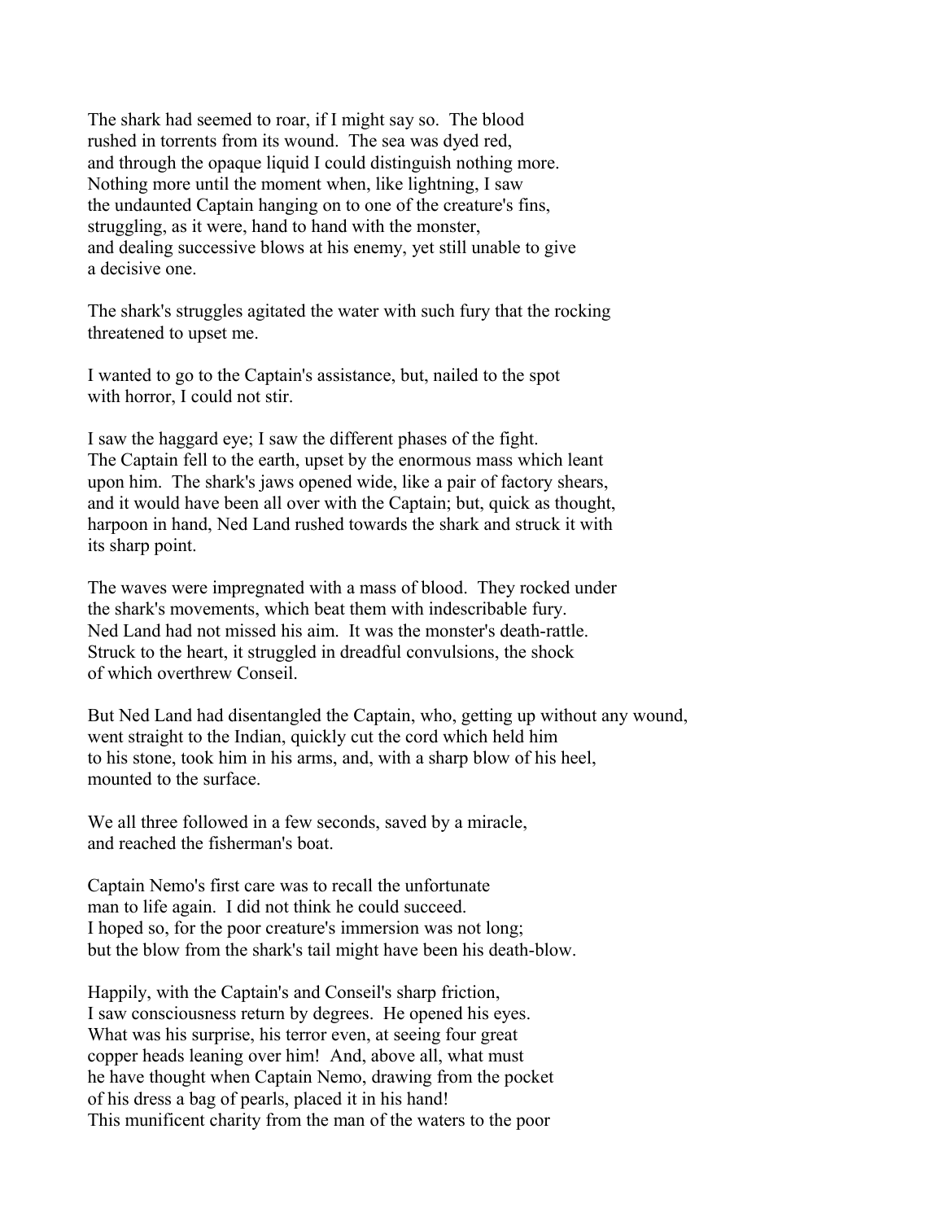The shark had seemed to roar, if I might say so. The blood rushed in torrents from its wound. The sea was dyed red, and through the opaque liquid I could distinguish nothing more. Nothing more until the moment when, like lightning, I saw the undaunted Captain hanging on to one of the creature's fins, struggling, as it were, hand to hand with the monster, and dealing successive blows at his enemy, yet still unable to give a decisive one.

The shark's struggles agitated the water with such fury that the rocking threatened to upset me.

I wanted to go to the Captain's assistance, but, nailed to the spot with horror, I could not stir.

I saw the haggard eye; I saw the different phases of the fight. The Captain fell to the earth, upset by the enormous mass which leant upon him. The shark's jaws opened wide, like a pair of factory shears, and it would have been all over with the Captain; but, quick as thought, harpoon in hand, Ned Land rushed towards the shark and struck it with its sharp point.

The waves were impregnated with a mass of blood. They rocked under the shark's movements, which beat them with indescribable fury. Ned Land had not missed his aim. It was the monster's death-rattle. Struck to the heart, it struggled in dreadful convulsions, the shock of which overthrew Conseil.

But Ned Land had disentangled the Captain, who, getting up without any wound, went straight to the Indian, quickly cut the cord which held him to his stone, took him in his arms, and, with a sharp blow of his heel, mounted to the surface.

We all three followed in a few seconds, saved by a miracle, and reached the fisherman's boat.

Captain Nemo's first care was to recall the unfortunate man to life again. I did not think he could succeed. I hoped so, for the poor creature's immersion was not long; but the blow from the shark's tail might have been his death-blow.

Happily, with the Captain's and Conseil's sharp friction, I saw consciousness return by degrees. He opened his eyes. What was his surprise, his terror even, at seeing four great copper heads leaning over him! And, above all, what must he have thought when Captain Nemo, drawing from the pocket of his dress a bag of pearls, placed it in his hand! This munificent charity from the man of the waters to the poor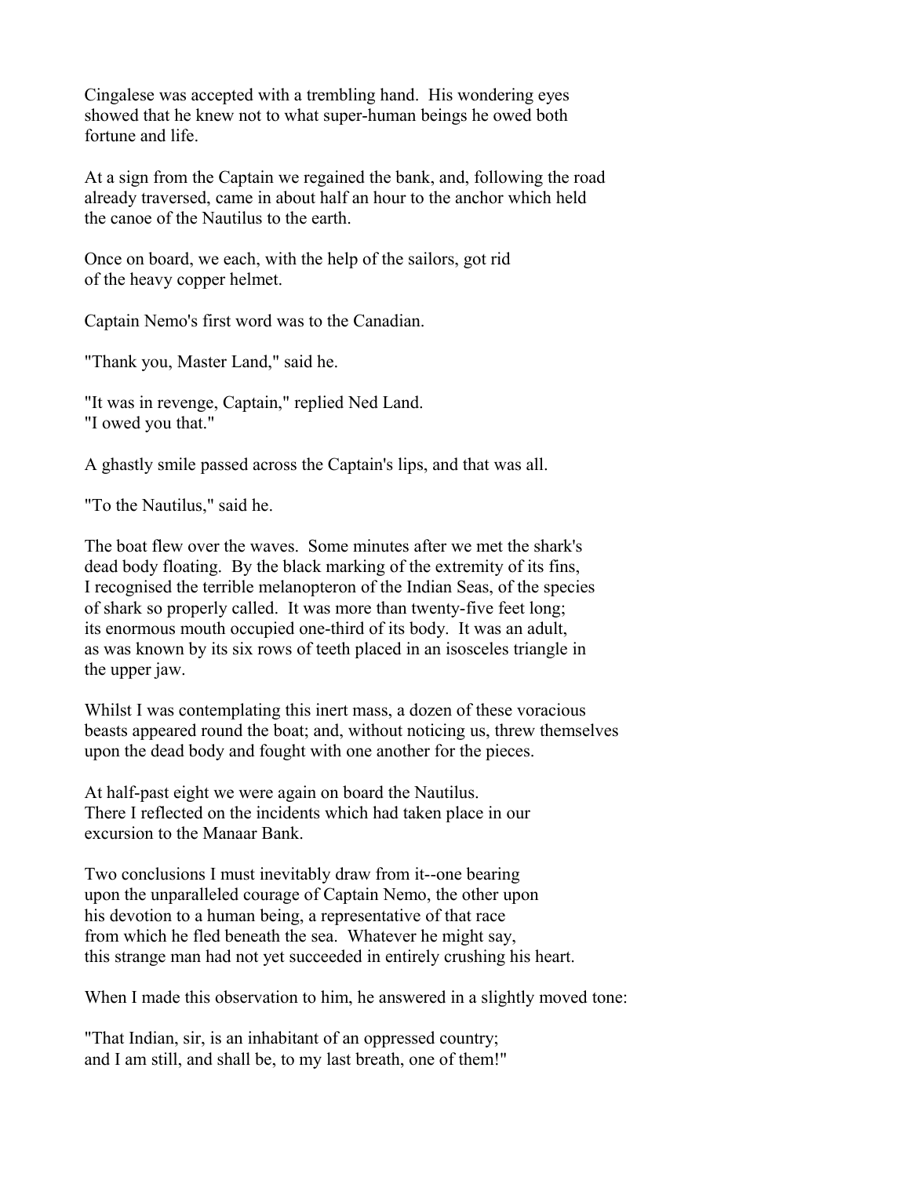Cingalese was accepted with a trembling hand. His wondering eyes showed that he knew not to what super-human beings he owed both fortune and life.

At a sign from the Captain we regained the bank, and, following the road already traversed, came in about half an hour to the anchor which held the canoe of the Nautilus to the earth.

Once on board, we each, with the help of the sailors, got rid of the heavy copper helmet.

Captain Nemo's first word was to the Canadian.

"Thank you, Master Land," said he.

"It was in revenge, Captain," replied Ned Land. "I owed you that."

A ghastly smile passed across the Captain's lips, and that was all.

"To the Nautilus," said he.

The boat flew over the waves. Some minutes after we met the shark's dead body floating. By the black marking of the extremity of its fins, I recognised the terrible melanopteron of the Indian Seas, of the species of shark so properly called. It was more than twenty-five feet long; its enormous mouth occupied one-third of its body. It was an adult, as was known by its six rows of teeth placed in an isosceles triangle in the upper jaw.

Whilst I was contemplating this inert mass, a dozen of these voracious beasts appeared round the boat; and, without noticing us, threw themselves upon the dead body and fought with one another for the pieces.

At half-past eight we were again on board the Nautilus. There I reflected on the incidents which had taken place in our excursion to the Manaar Bank.

Two conclusions I must inevitably draw from it--one bearing upon the unparalleled courage of Captain Nemo, the other upon his devotion to a human being, a representative of that race from which he fled beneath the sea. Whatever he might say, this strange man had not yet succeeded in entirely crushing his heart.

When I made this observation to him, he answered in a slightly moved tone:

"That Indian, sir, is an inhabitant of an oppressed country; and I am still, and shall be, to my last breath, one of them!"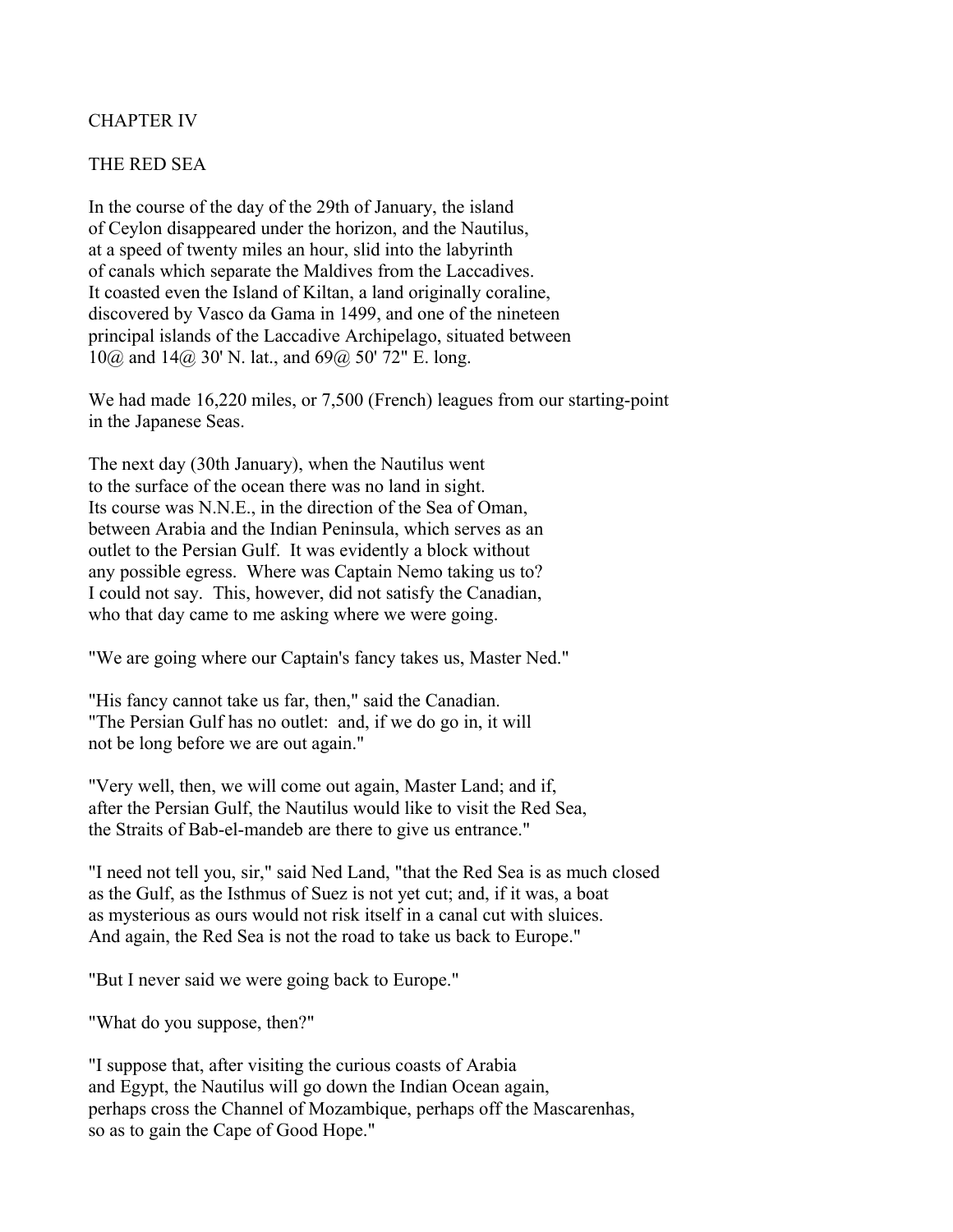# CHAPTER IV

## THE RED SEA

In the course of the day of the 29th of January, the island of Ceylon disappeared under the horizon, and the Nautilus, at a speed of twenty miles an hour, slid into the labyrinth of canals which separate the Maldives from the Laccadives. It coasted even the Island of Kiltan, a land originally coraline, discovered by Vasco da Gama in 1499, and one of the nineteen principal islands of the Laccadive Archipelago, situated between 10@ and 14@ 30' N. lat., and 69@ 50' 72" E. long.

We had made 16,220 miles, or 7,500 (French) leagues from our starting-point in the Japanese Seas.

The next day (30th January), when the Nautilus went to the surface of the ocean there was no land in sight. Its course was N.N.E., in the direction of the Sea of Oman, between Arabia and the Indian Peninsula, which serves as an outlet to the Persian Gulf. It was evidently a block without any possible egress. Where was Captain Nemo taking us to? I could not say. This, however, did not satisfy the Canadian, who that day came to me asking where we were going.

"We are going where our Captain's fancy takes us, Master Ned."

"His fancy cannot take us far, then," said the Canadian. "The Persian Gulf has no outlet: and, if we do go in, it will not be long before we are out again."

"Very well, then, we will come out again, Master Land; and if, after the Persian Gulf, the Nautilus would like to visit the Red Sea, the Straits of Bab-el-mandeb are there to give us entrance."

"I need not tell you, sir," said Ned Land, "that the Red Sea is as much closed as the Gulf, as the Isthmus of Suez is not yet cut; and, if it was, a boat as mysterious as ours would not risk itself in a canal cut with sluices. And again, the Red Sea is not the road to take us back to Europe."

"But I never said we were going back to Europe."

"What do you suppose, then?"

"I suppose that, after visiting the curious coasts of Arabia and Egypt, the Nautilus will go down the Indian Ocean again, perhaps cross the Channel of Mozambique, perhaps off the Mascarenhas, so as to gain the Cape of Good Hope."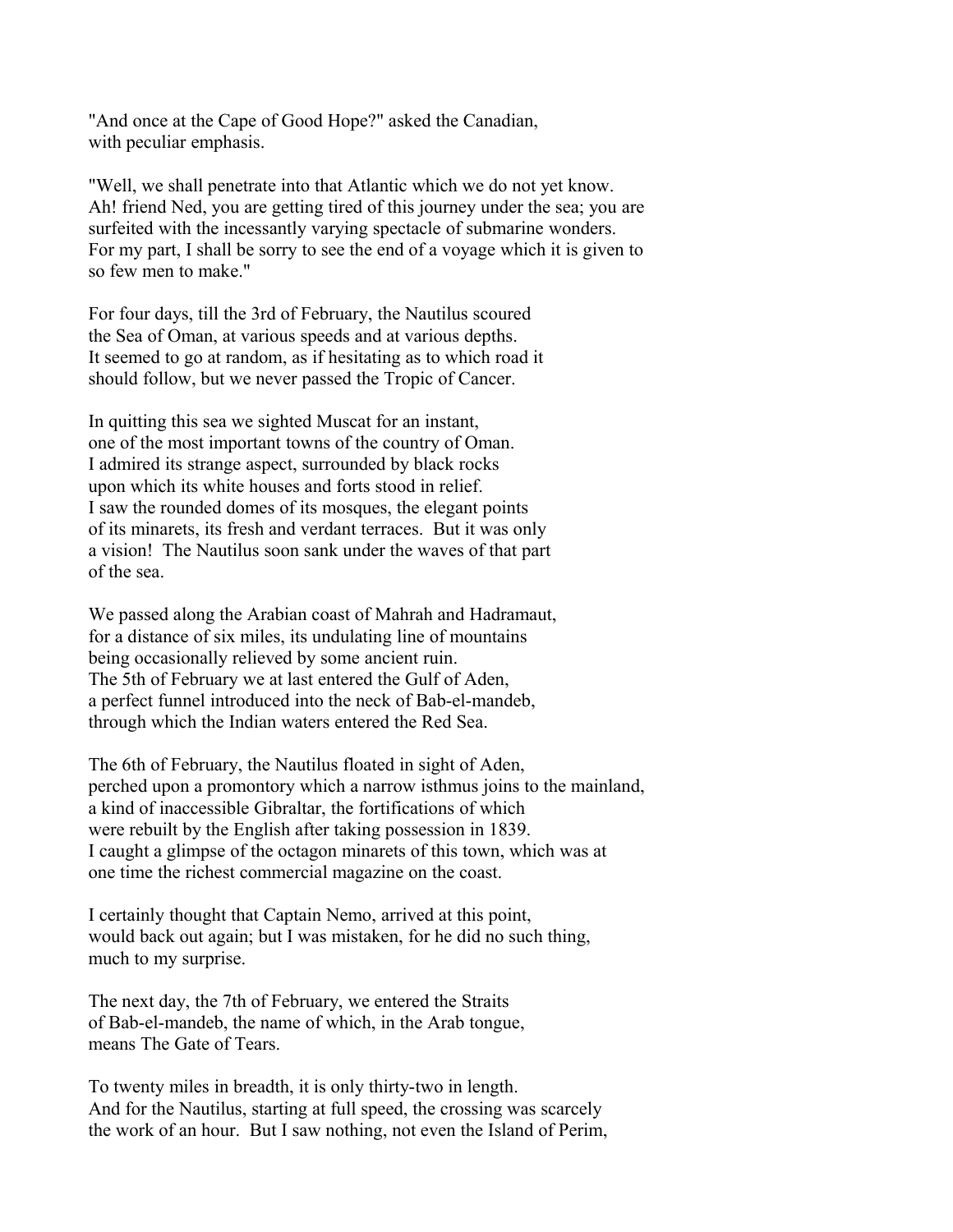"And once at the Cape of Good Hope?" asked the Canadian, with peculiar emphasis.

"Well, we shall penetrate into that Atlantic which we do not yet know. Ah! friend Ned, you are getting tired of this journey under the sea; you are surfeited with the incessantly varying spectacle of submarine wonders. For my part, I shall be sorry to see the end of a voyage which it is given to so few men to make."

For four days, till the 3rd of February, the Nautilus scoured the Sea of Oman, at various speeds and at various depths. It seemed to go at random, as if hesitating as to which road it should follow, but we never passed the Tropic of Cancer.

In quitting this sea we sighted Muscat for an instant, one of the most important towns of the country of Oman. I admired its strange aspect, surrounded by black rocks upon which its white houses and forts stood in relief. I saw the rounded domes of its mosques, the elegant points of its minarets, its fresh and verdant terraces. But it was only a vision! The Nautilus soon sank under the waves of that part of the sea.

We passed along the Arabian coast of Mahrah and Hadramaut, for a distance of six miles, its undulating line of mountains being occasionally relieved by some ancient ruin. The 5th of February we at last entered the Gulf of Aden, a perfect funnel introduced into the neck of Bab-el-mandeb, through which the Indian waters entered the Red Sea.

The 6th of February, the Nautilus floated in sight of Aden, perched upon a promontory which a narrow isthmus joins to the mainland, a kind of inaccessible Gibraltar, the fortifications of which were rebuilt by the English after taking possession in 1839. I caught a glimpse of the octagon minarets of this town, which was at one time the richest commercial magazine on the coast.

I certainly thought that Captain Nemo, arrived at this point, would back out again; but I was mistaken, for he did no such thing, much to my surprise.

The next day, the 7th of February, we entered the Straits of Bab-el-mandeb, the name of which, in the Arab tongue, means The Gate of Tears.

To twenty miles in breadth, it is only thirty-two in length. And for the Nautilus, starting at full speed, the crossing was scarcely the work of an hour. But I saw nothing, not even the Island of Perim,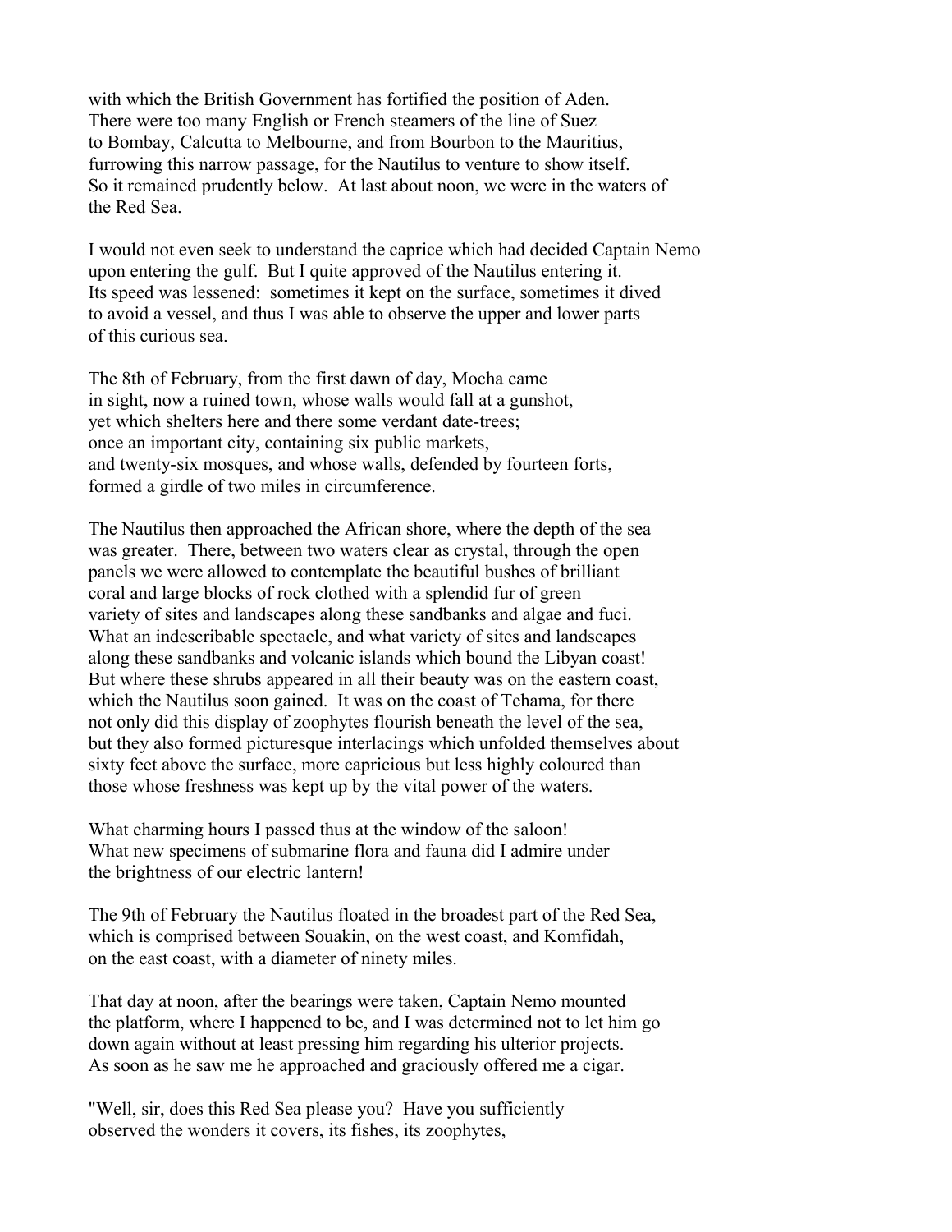with which the British Government has fortified the position of Aden. There were too many English or French steamers of the line of Suez to Bombay, Calcutta to Melbourne, and from Bourbon to the Mauritius, furrowing this narrow passage, for the Nautilus to venture to show itself. So it remained prudently below. At last about noon, we were in the waters of the Red Sea.

I would not even seek to understand the caprice which had decided Captain Nemo upon entering the gulf. But I quite approved of the Nautilus entering it. Its speed was lessened: sometimes it kept on the surface, sometimes it dived to avoid a vessel, and thus I was able to observe the upper and lower parts of this curious sea.

The 8th of February, from the first dawn of day, Mocha came in sight, now a ruined town, whose walls would fall at a gunshot, yet which shelters here and there some verdant date-trees; once an important city, containing six public markets, and twenty-six mosques, and whose walls, defended by fourteen forts, formed a girdle of two miles in circumference.

The Nautilus then approached the African shore, where the depth of the sea was greater. There, between two waters clear as crystal, through the open panels we were allowed to contemplate the beautiful bushes of brilliant coral and large blocks of rock clothed with a splendid fur of green variety of sites and landscapes along these sandbanks and algae and fuci. What an indescribable spectacle, and what variety of sites and landscapes along these sandbanks and volcanic islands which bound the Libyan coast! But where these shrubs appeared in all their beauty was on the eastern coast, which the Nautilus soon gained. It was on the coast of Tehama, for there not only did this display of zoophytes flourish beneath the level of the sea, but they also formed picturesque interlacings which unfolded themselves about sixty feet above the surface, more capricious but less highly coloured than those whose freshness was kept up by the vital power of the waters.

What charming hours I passed thus at the window of the saloon! What new specimens of submarine flora and fauna did I admire under the brightness of our electric lantern!

The 9th of February the Nautilus floated in the broadest part of the Red Sea, which is comprised between Souakin, on the west coast, and Komfidah, on the east coast, with a diameter of ninety miles.

That day at noon, after the bearings were taken, Captain Nemo mounted the platform, where I happened to be, and I was determined not to let him go down again without at least pressing him regarding his ulterior projects. As soon as he saw me he approached and graciously offered me a cigar.

"Well, sir, does this Red Sea please you? Have you sufficiently observed the wonders it covers, its fishes, its zoophytes,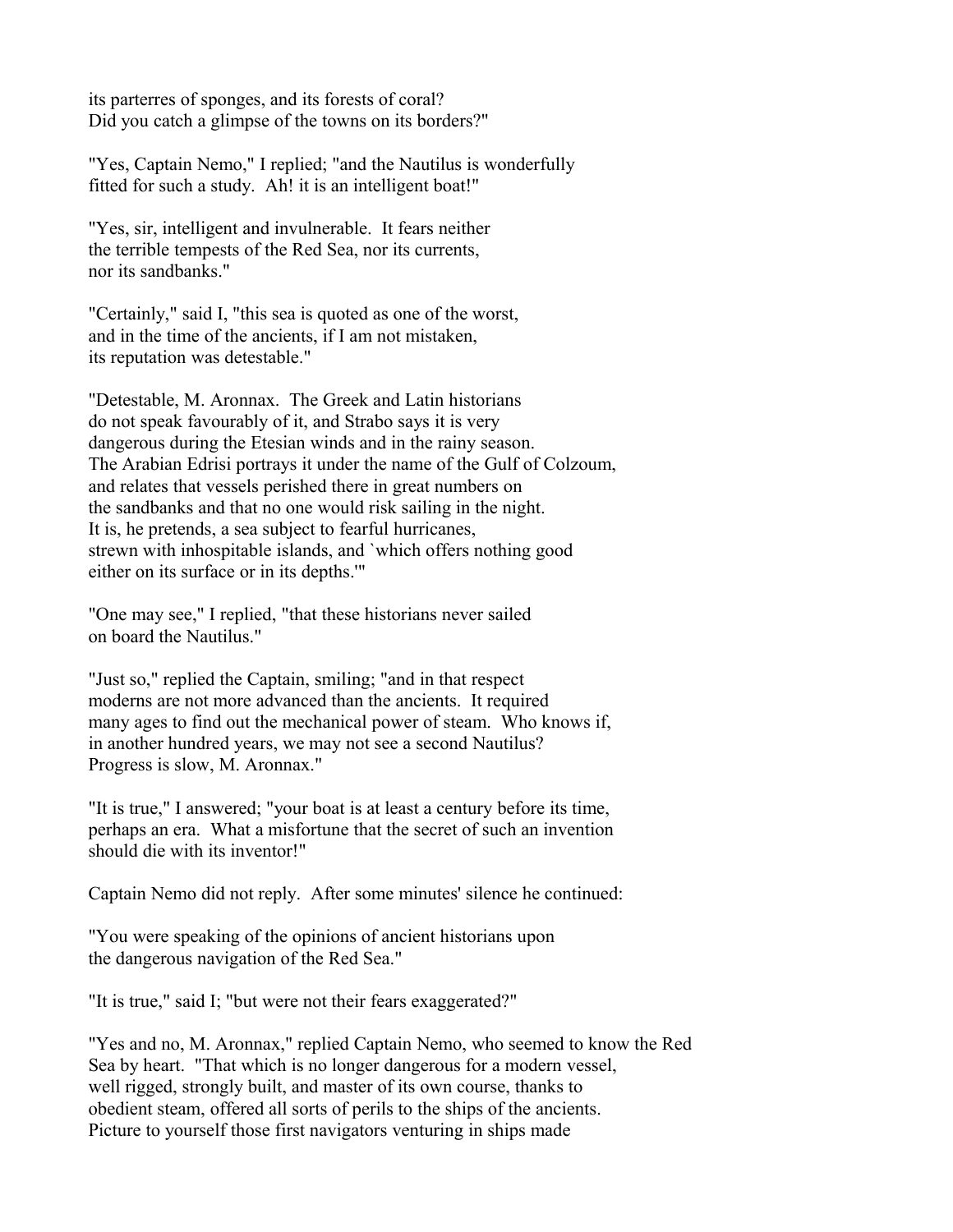its parterres of sponges, and its forests of coral?
Did you catch a glimpse of the towns on its borders?"

"Yes, Captain Nemo," I replied; "and the Nautilus is wonderfully fitted for such a study. Ah! it is an intelligent boat!"

"Yes, sir, intelligent and invulnerable. It fears neither the terrible tempests of the Red Sea, nor its currents, nor its sandbanks."

"Certainly," said I, "this sea is quoted as one of the worst, and in the time of the ancients, if I am not mistaken, its reputation was detestable."

"Detestable, M. Aronnax. The Greek and Latin historians do not speak favourably of it, and Strabo says it is very dangerous during the Etesian winds and in the rainy season. The Arabian Edrisi portrays it under the name of the Gulf of Colzoum, and relates that vessels perished there in great numbers on the sandbanks and that no one would risk sailing in the night. It is, he pretends, a sea subject to fearful hurricanes, strewn with inhospitable islands, and `which offers nothing good either on its surface or in its depths.'"

"One may see," I replied, "that these historians never sailed on board the Nautilus."

"Just so," replied the Captain, smiling; "and in that respect moderns are not more advanced than the ancients. It required many ages to find out the mechanical power of steam. Who knows if, in another hundred years, we may not see a second Nautilus? Progress is slow, M. Aronnax."

"It is true," I answered; "your boat is at least a century before its time, perhaps an era. What a misfortune that the secret of such an invention should die with its inventor!"

Captain Nemo did not reply. After some minutes' silence he continued:

"You were speaking of the opinions of ancient historians upon the dangerous navigation of the Red Sea."

"It is true," said I; "but were not their fears exaggerated?"

"Yes and no, M. Aronnax," replied Captain Nemo, who seemed to know the Red Sea by heart. "That which is no longer dangerous for a modern vessel, well rigged, strongly built, and master of its own course, thanks to obedient steam, offered all sorts of perils to the ships of the ancients. Picture to yourself those first navigators venturing in ships made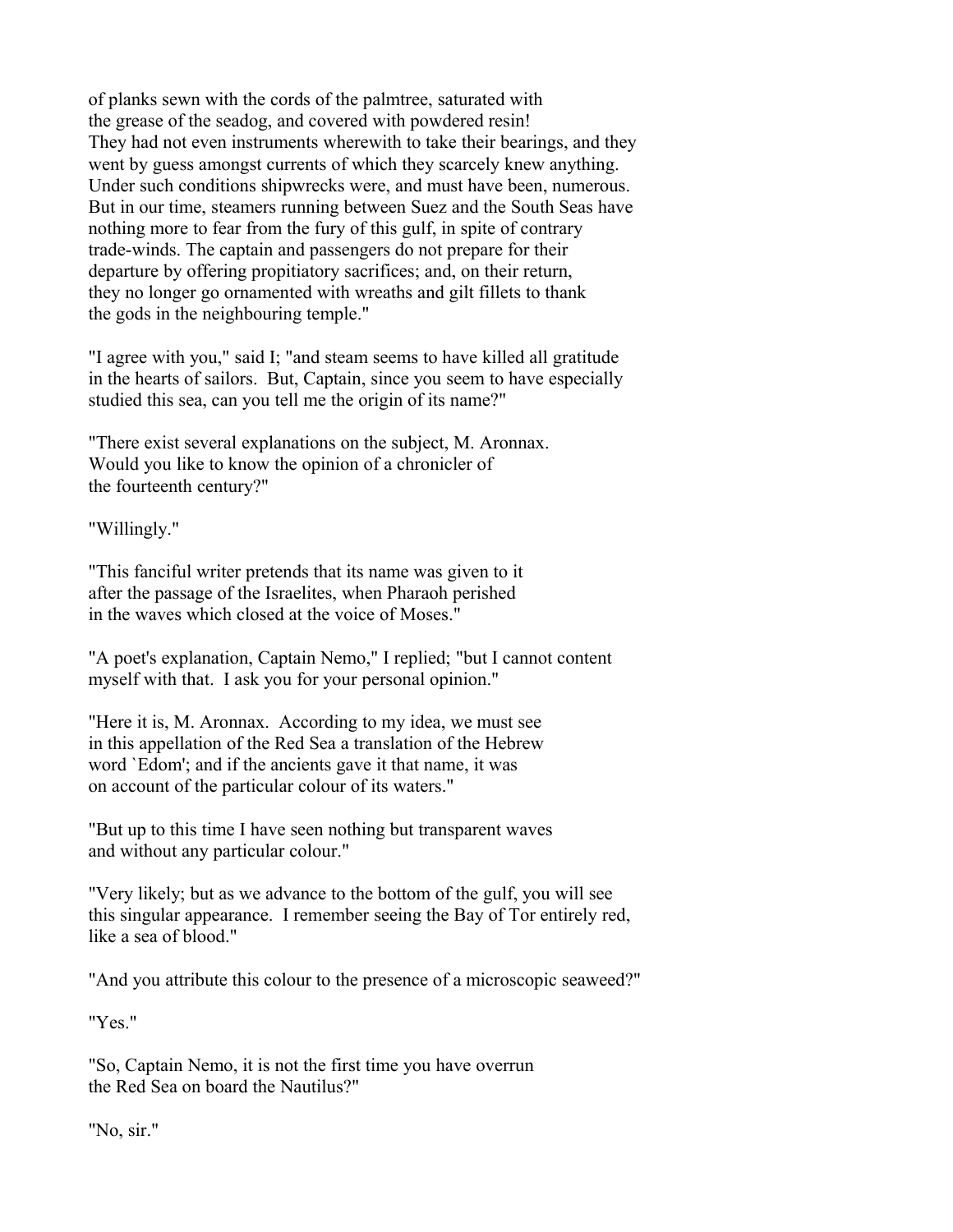of planks sewn with the cords of the palmtree, saturated with the grease of the seadog, and covered with powdered resin! They had not even instruments wherewith to take their bearings, and they went by guess amongst currents of which they scarcely knew anything. Under such conditions shipwrecks were, and must have been, numerous. But in our time, steamers running between Suez and the South Seas have nothing more to fear from the fury of this gulf, in spite of contrary trade-winds. The captain and passengers do not prepare for their departure by offering propitiatory sacrifices; and, on their return, they no longer go ornamented with wreaths and gilt fillets to thank the gods in the neighbouring temple."

"I agree with you," said I; "and steam seems to have killed all gratitude in the hearts of sailors. But, Captain, since you seem to have especially studied this sea, can you tell me the origin of its name?"

"There exist several explanations on the subject, M. Aronnax. Would you like to know the opinion of a chronicler of the fourteenth century?"

"Willingly."

"This fanciful writer pretends that its name was given to it after the passage of the Israelites, when Pharaoh perished in the waves which closed at the voice of Moses."

"A poet's explanation, Captain Nemo," I replied; "but I cannot content myself with that. I ask you for your personal opinion."

"Here it is, M. Aronnax. According to my idea, we must see in this appellation of the Red Sea a translation of the Hebrew word `Edom'; and if the ancients gave it that name, it was on account of the particular colour of its waters."

"But up to this time I have seen nothing but transparent waves and without any particular colour."

"Very likely; but as we advance to the bottom of the gulf, you will see this singular appearance. I remember seeing the Bay of Tor entirely red, like a sea of blood."

"And you attribute this colour to the presence of a microscopic seaweed?"

"Yes."

"So, Captain Nemo, it is not the first time you have overrun the Red Sea on board the Nautilus?"

"No, sir."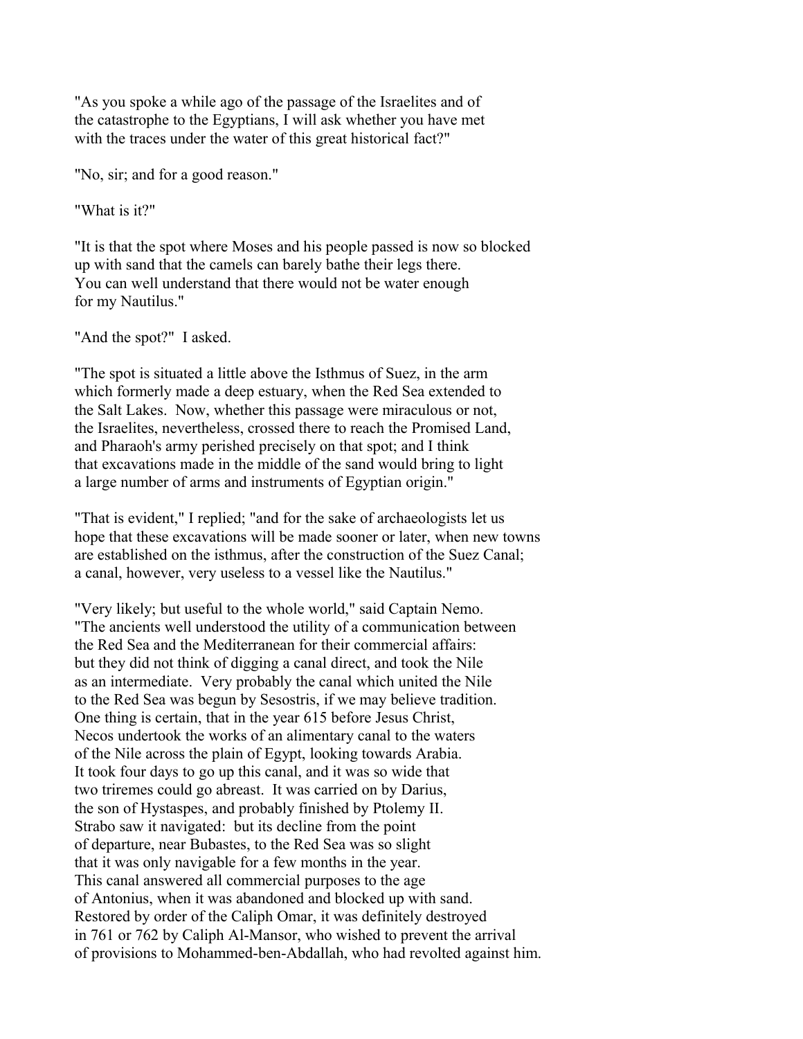"As you spoke a while ago of the passage of the Israelites and of the catastrophe to the Egyptians, I will ask whether you have met with the traces under the water of this great historical fact?"

"No, sir; and for a good reason."

"What is it?"

"It is that the spot where Moses and his people passed is now so blocked up with sand that the camels can barely bathe their legs there. You can well understand that there would not be water enough for my Nautilus."

"And the spot?" I asked.

"The spot is situated a little above the Isthmus of Suez, in the arm which formerly made a deep estuary, when the Red Sea extended to the Salt Lakes. Now, whether this passage were miraculous or not, the Israelites, nevertheless, crossed there to reach the Promised Land, and Pharaoh's army perished precisely on that spot; and I think that excavations made in the middle of the sand would bring to light a large number of arms and instruments of Egyptian origin."

"That is evident," I replied; "and for the sake of archaeologists let us hope that these excavations will be made sooner or later, when new towns are established on the isthmus, after the construction of the Suez Canal; a canal, however, very useless to a vessel like the Nautilus."

"Very likely; but useful to the whole world," said Captain Nemo. "The ancients well understood the utility of a communication between the Red Sea and the Mediterranean for their commercial affairs: but they did not think of digging a canal direct, and took the Nile as an intermediate. Very probably the canal which united the Nile to the Red Sea was begun by Sesostris, if we may believe tradition. One thing is certain, that in the year 615 before Jesus Christ, Necos undertook the works of an alimentary canal to the waters of the Nile across the plain of Egypt, looking towards Arabia. It took four days to go up this canal, and it was so wide that two triremes could go abreast. It was carried on by Darius, the son of Hystaspes, and probably finished by Ptolemy II. Strabo saw it navigated: but its decline from the point of departure, near Bubastes, to the Red Sea was so slight that it was only navigable for a few months in the year. This canal answered all commercial purposes to the age of Antonius, when it was abandoned and blocked up with sand. Restored by order of the Caliph Omar, it was definitely destroyed in 761 or 762 by Caliph Al-Mansor, who wished to prevent the arrival of provisions to Mohammed-ben-Abdallah, who had revolted against him.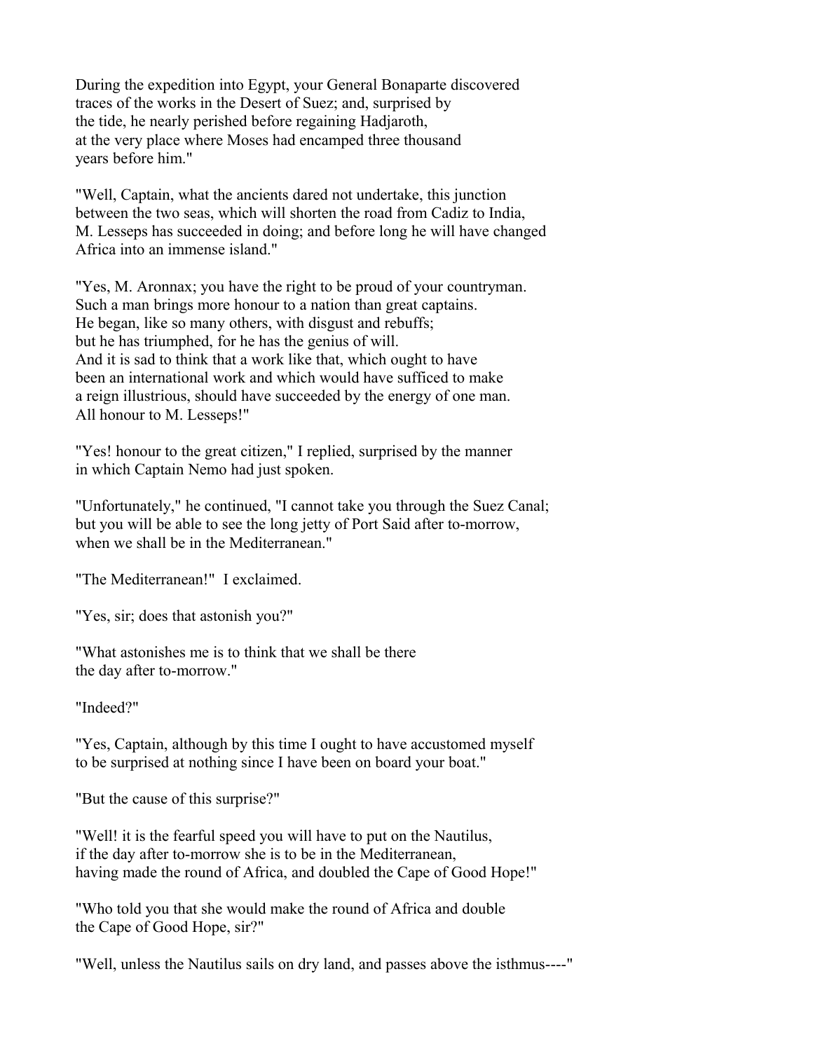During the expedition into Egypt, your General Bonaparte discovered traces of the works in the Desert of Suez; and, surprised by the tide, he nearly perished before regaining Hadjaroth, at the very place where Moses had encamped three thousand years before him."

"Well, Captain, what the ancients dared not undertake, this junction between the two seas, which will shorten the road from Cadiz to India, M. Lesseps has succeeded in doing; and before long he will have changed Africa into an immense island."

"Yes, M. Aronnax; you have the right to be proud of your countryman. Such a man brings more honour to a nation than great captains. He began, like so many others, with disgust and rebuffs; but he has triumphed, for he has the genius of will. And it is sad to think that a work like that, which ought to have been an international work and which would have sufficed to make a reign illustrious, should have succeeded by the energy of one man. All honour to M. Lesseps!"

"Yes! honour to the great citizen," I replied, surprised by the manner in which Captain Nemo had just spoken.

"Unfortunately," he continued, "I cannot take you through the Suez Canal; but you will be able to see the long jetty of Port Said after to-morrow, when we shall be in the Mediterranean."

"The Mediterranean!" I exclaimed.

"Yes, sir; does that astonish you?"

"What astonishes me is to think that we shall be there the day after to-morrow."

"Indeed?"

"Yes, Captain, although by this time I ought to have accustomed myself to be surprised at nothing since I have been on board your boat."

"But the cause of this surprise?"

"Well! it is the fearful speed you will have to put on the Nautilus, if the day after to-morrow she is to be in the Mediterranean, having made the round of Africa, and doubled the Cape of Good Hope!"

"Who told you that she would make the round of Africa and double the Cape of Good Hope, sir?"

"Well, unless the Nautilus sails on dry land, and passes above the isthmus----"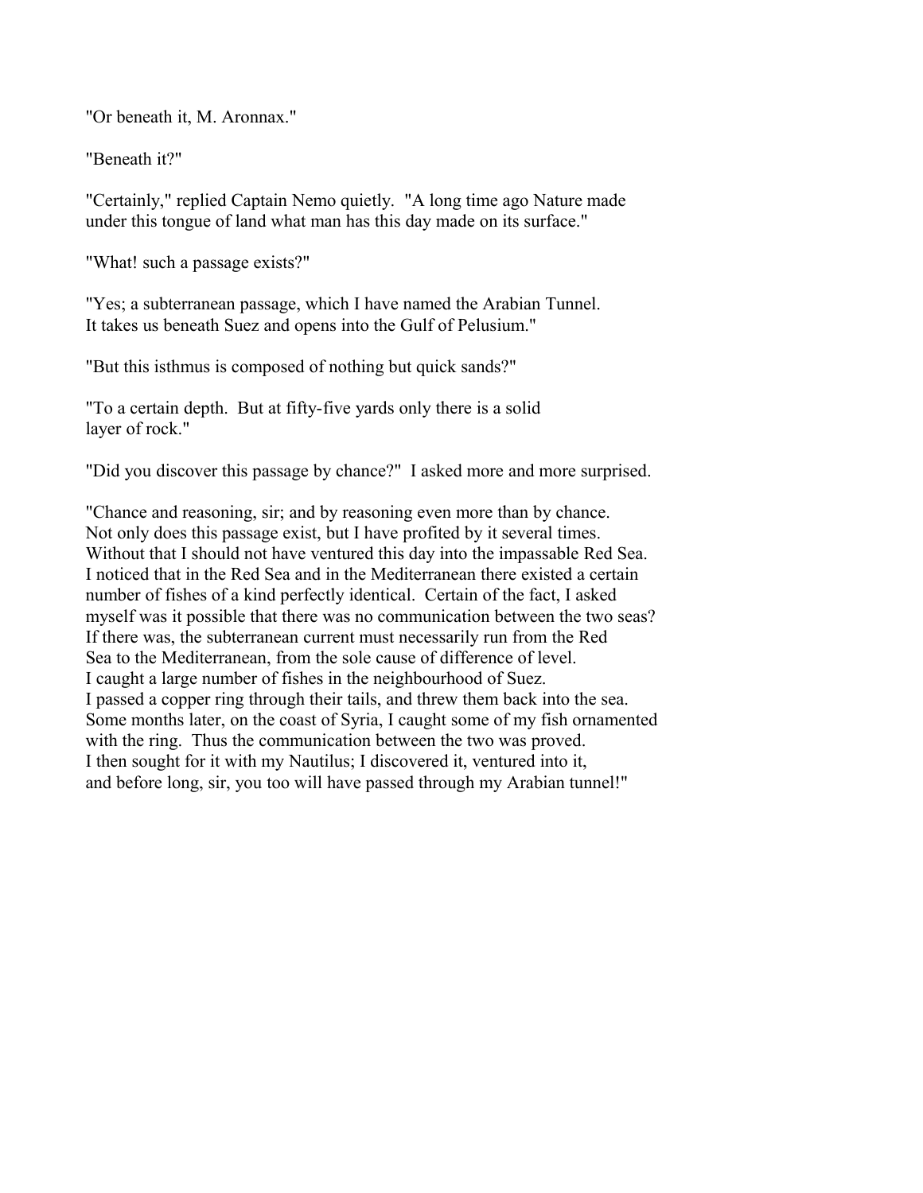"Or beneath it, M. Aronnax."

"Beneath it?"

"Certainly," replied Captain Nemo quietly. "A long time ago Nature made under this tongue of land what man has this day made on its surface."

"What! such a passage exists?"

"Yes; a subterranean passage, which I have named the Arabian Tunnel. It takes us beneath Suez and opens into the Gulf of Pelusium."

"But this isthmus is composed of nothing but quick sands?"

"To a certain depth. But at fifty-five yards only there is a solid layer of rock."

"Did you discover this passage by chance?" I asked more and more surprised.

"Chance and reasoning, sir; and by reasoning even more than by chance. Not only does this passage exist, but I have profited by it several times. Without that I should not have ventured this day into the impassable Red Sea. I noticed that in the Red Sea and in the Mediterranean there existed a certain number of fishes of a kind perfectly identical. Certain of the fact, I asked myself was it possible that there was no communication between the two seas? If there was, the subterranean current must necessarily run from the Red Sea to the Mediterranean, from the sole cause of difference of level. I caught a large number of fishes in the neighbourhood of Suez. I passed a copper ring through their tails, and threw them back into the sea. Some months later, on the coast of Syria, I caught some of my fish ornamented with the ring. Thus the communication between the two was proved. I then sought for it with my Nautilus; I discovered it, ventured into it, and before long, sir, you too will have passed through my Arabian tunnel!"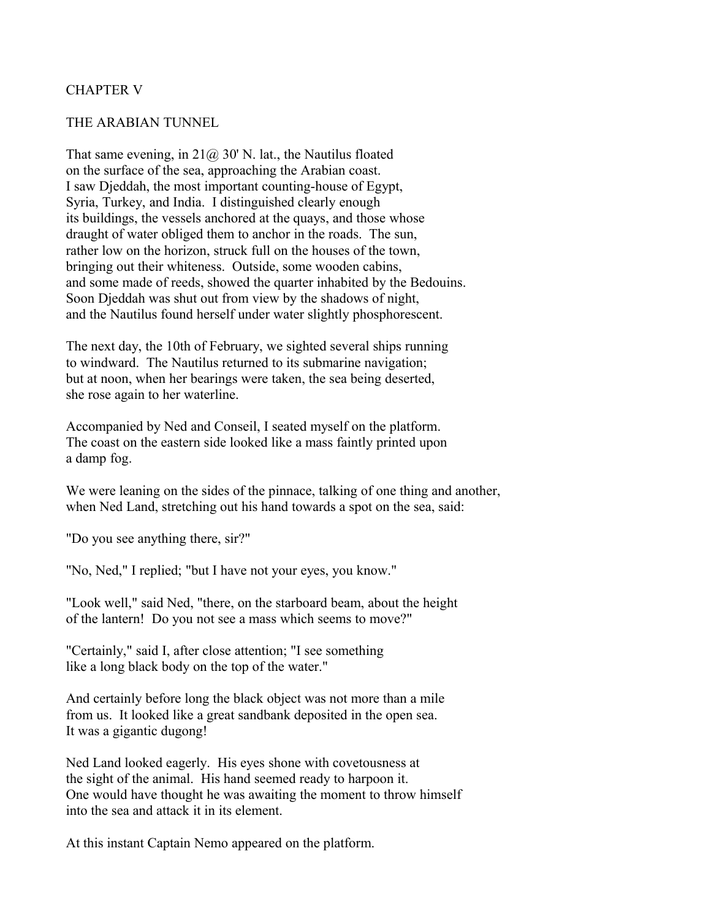## CHAPTER V

## THE ARABIAN TUNNEL

That same evening, in 21@ 30' N. lat., the Nautilus floated on the surface of the sea, approaching the Arabian coast. I saw Djeddah, the most important counting-house of Egypt, Syria, Turkey, and India. I distinguished clearly enough its buildings, the vessels anchored at the quays, and those whose draught of water obliged them to anchor in the roads. The sun, rather low on the horizon, struck full on the houses of the town, bringing out their whiteness. Outside, some wooden cabins, and some made of reeds, showed the quarter inhabited by the Bedouins. Soon Djeddah was shut out from view by the shadows of night, and the Nautilus found herself under water slightly phosphorescent.

The next day, the 10th of February, we sighted several ships running to windward. The Nautilus returned to its submarine navigation; but at noon, when her bearings were taken, the sea being deserted, she rose again to her waterline.

Accompanied by Ned and Conseil, I seated myself on the platform. The coast on the eastern side looked like a mass faintly printed upon a damp fog.

We were leaning on the sides of the pinnace, talking of one thing and another, when Ned Land, stretching out his hand towards a spot on the sea, said:

"Do you see anything there, sir?"

"No, Ned," I replied; "but I have not your eyes, you know."

"Look well," said Ned, "there, on the starboard beam, about the height of the lantern! Do you not see a mass which seems to move?"

"Certainly," said I, after close attention; "I see something like a long black body on the top of the water."

And certainly before long the black object was not more than a mile from us. It looked like a great sandbank deposited in the open sea. It was a gigantic dugong!

Ned Land looked eagerly. His eyes shone with covetousness at the sight of the animal. His hand seemed ready to harpoon it. One would have thought he was awaiting the moment to throw himself into the sea and attack it in its element.

At this instant Captain Nemo appeared on the platform.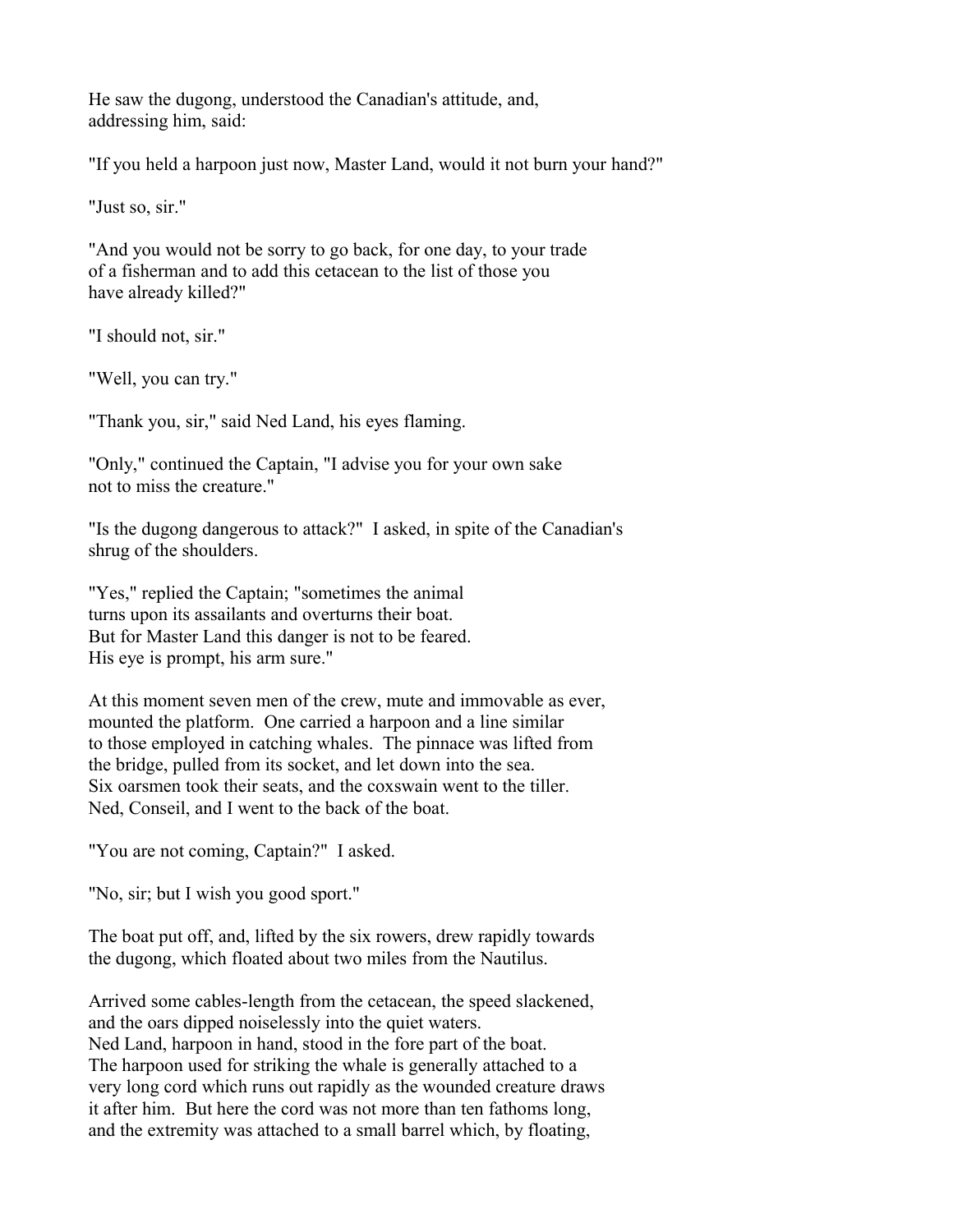He saw the dugong, understood the Canadian's attitude, and, addressing him, said:

"If you held a harpoon just now, Master Land, would it not burn your hand?"

"Just so, sir."

"And you would not be sorry to go back, for one day, to your trade of a fisherman and to add this cetacean to the list of those you have already killed?"

"I should not, sir."

"Well, you can try."

"Thank you, sir," said Ned Land, his eyes flaming.

"Only," continued the Captain, "I advise you for your own sake not to miss the creature."

"Is the dugong dangerous to attack?" I asked, in spite of the Canadian's shrug of the shoulders.

"Yes," replied the Captain; "sometimes the animal turns upon its assailants and overturns their boat. But for Master Land this danger is not to be feared. His eye is prompt, his arm sure."

At this moment seven men of the crew, mute and immovable as ever, mounted the platform. One carried a harpoon and a line similar to those employed in catching whales. The pinnace was lifted from the bridge, pulled from its socket, and let down into the sea. Six oarsmen took their seats, and the coxswain went to the tiller. Ned, Conseil, and I went to the back of the boat.

"You are not coming, Captain?" I asked.

"No, sir; but I wish you good sport."

The boat put off, and, lifted by the six rowers, drew rapidly towards the dugong, which floated about two miles from the Nautilus.

Arrived some cables-length from the cetacean, the speed slackened, and the oars dipped noiselessly into the quiet waters. Ned Land, harpoon in hand, stood in the fore part of the boat. The harpoon used for striking the whale is generally attached to a very long cord which runs out rapidly as the wounded creature draws it after him. But here the cord was not more than ten fathoms long, and the extremity was attached to a small barrel which, by floating,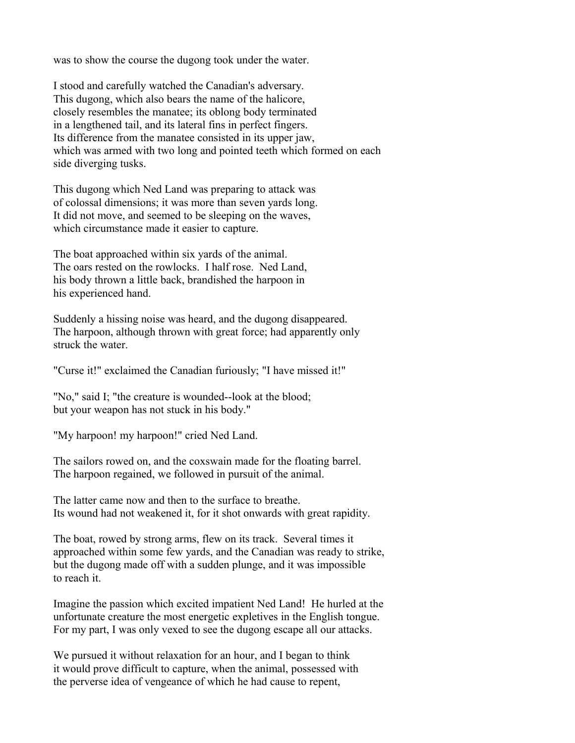was to show the course the dugong took under the water.

I stood and carefully watched the Canadian's adversary. This dugong, which also bears the name of the halicore, closely resembles the manatee; its oblong body terminated in a lengthened tail, and its lateral fins in perfect fingers. Its difference from the manatee consisted in its upper jaw, which was armed with two long and pointed teeth which formed on each side diverging tusks.

This dugong which Ned Land was preparing to attack was of colossal dimensions; it was more than seven yards long. It did not move, and seemed to be sleeping on the waves, which circumstance made it easier to capture.

The boat approached within six yards of the animal. The oars rested on the rowlocks. I half rose. Ned Land, his body thrown a little back, brandished the harpoon in his experienced hand.

Suddenly a hissing noise was heard, and the dugong disappeared. The harpoon, although thrown with great force; had apparently only struck the water.

"Curse it!" exclaimed the Canadian furiously; "I have missed it!"

"No," said I; "the creature is wounded--look at the blood; but your weapon has not stuck in his body."

"My harpoon! my harpoon!" cried Ned Land.

The sailors rowed on, and the coxswain made for the floating barrel. The harpoon regained, we followed in pursuit of the animal.

The latter came now and then to the surface to breathe. Its wound had not weakened it, for it shot onwards with great rapidity.

The boat, rowed by strong arms, flew on its track. Several times it approached within some few yards, and the Canadian was ready to strike, but the dugong made off with a sudden plunge, and it was impossible to reach it.

Imagine the passion which excited impatient Ned Land! He hurled at the unfortunate creature the most energetic expletives in the English tongue. For my part, I was only vexed to see the dugong escape all our attacks.

We pursued it without relaxation for an hour, and I began to think it would prove difficult to capture, when the animal, possessed with the perverse idea of vengeance of which he had cause to repent,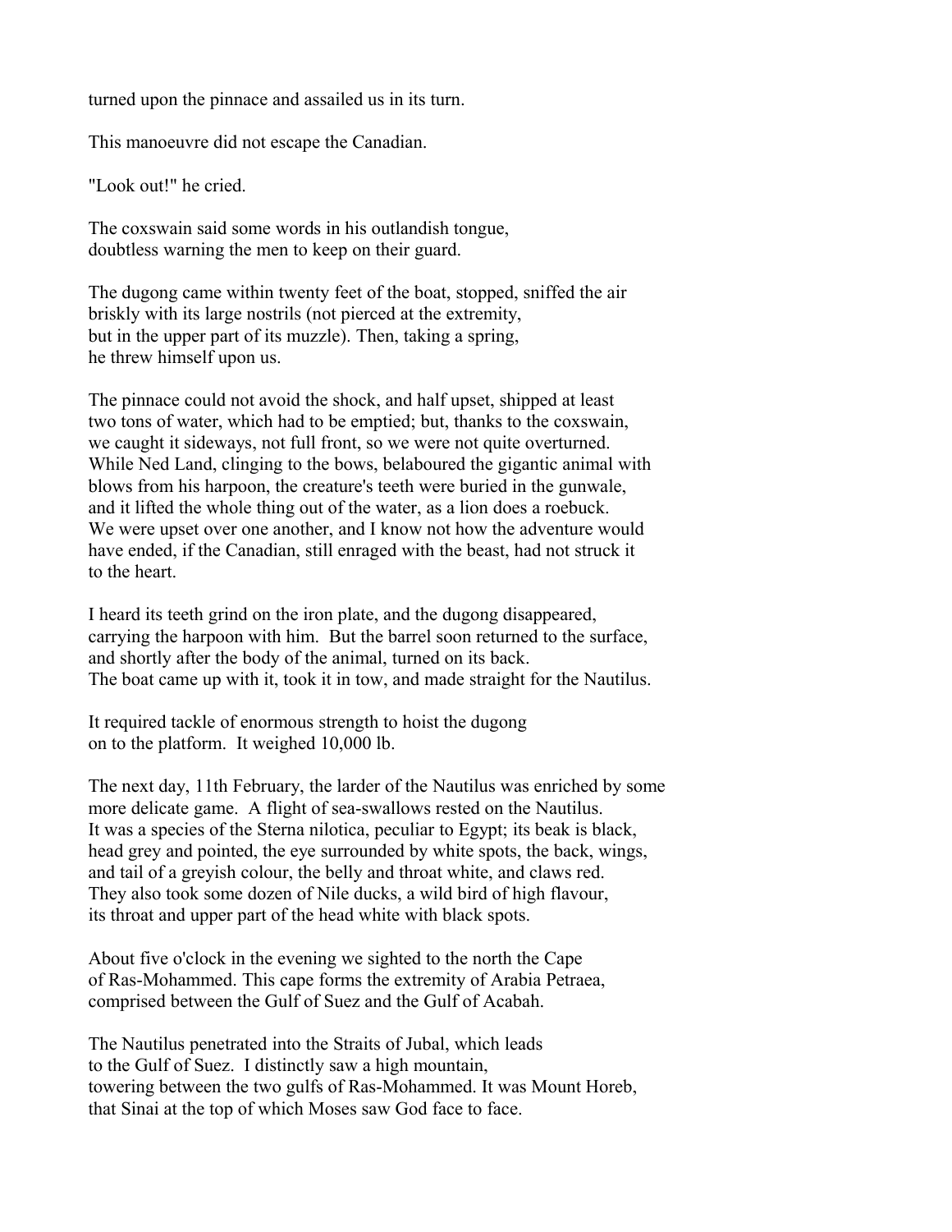turned upon the pinnace and assailed us in its turn.

This manoeuvre did not escape the Canadian.

"Look out!" he cried.

The coxswain said some words in his outlandish tongue, doubtless warning the men to keep on their guard.

The dugong came within twenty feet of the boat, stopped, sniffed the air briskly with its large nostrils (not pierced at the extremity, but in the upper part of its muzzle). Then, taking a spring, he threw himself upon us.

The pinnace could not avoid the shock, and half upset, shipped at least two tons of water, which had to be emptied; but, thanks to the coxswain, we caught it sideways, not full front, so we were not quite overturned. While Ned Land, clinging to the bows, belaboured the gigantic animal with blows from his harpoon, the creature's teeth were buried in the gunwale, and it lifted the whole thing out of the water, as a lion does a roebuck. We were upset over one another, and I know not how the adventure would have ended, if the Canadian, still enraged with the beast, had not struck it to the heart.

I heard its teeth grind on the iron plate, and the dugong disappeared, carrying the harpoon with him. But the barrel soon returned to the surface, and shortly after the body of the animal, turned on its back. The boat came up with it, took it in tow, and made straight for the Nautilus.

It required tackle of enormous strength to hoist the dugong on to the platform. It weighed 10,000 lb.

The next day, 11th February, the larder of the Nautilus was enriched by some more delicate game. A flight of sea-swallows rested on the Nautilus. It was a species of the Sterna nilotica, peculiar to Egypt; its beak is black, head grey and pointed, the eye surrounded by white spots, the back, wings, and tail of a greyish colour, the belly and throat white, and claws red. They also took some dozen of Nile ducks, a wild bird of high flavour, its throat and upper part of the head white with black spots.

About five o'clock in the evening we sighted to the north the Cape of Ras-Mohammed. This cape forms the extremity of Arabia Petraea, comprised between the Gulf of Suez and the Gulf of Acabah.

The Nautilus penetrated into the Straits of Jubal, which leads to the Gulf of Suez. I distinctly saw a high mountain, towering between the two gulfs of Ras-Mohammed. It was Mount Horeb, that Sinai at the top of which Moses saw God face to face.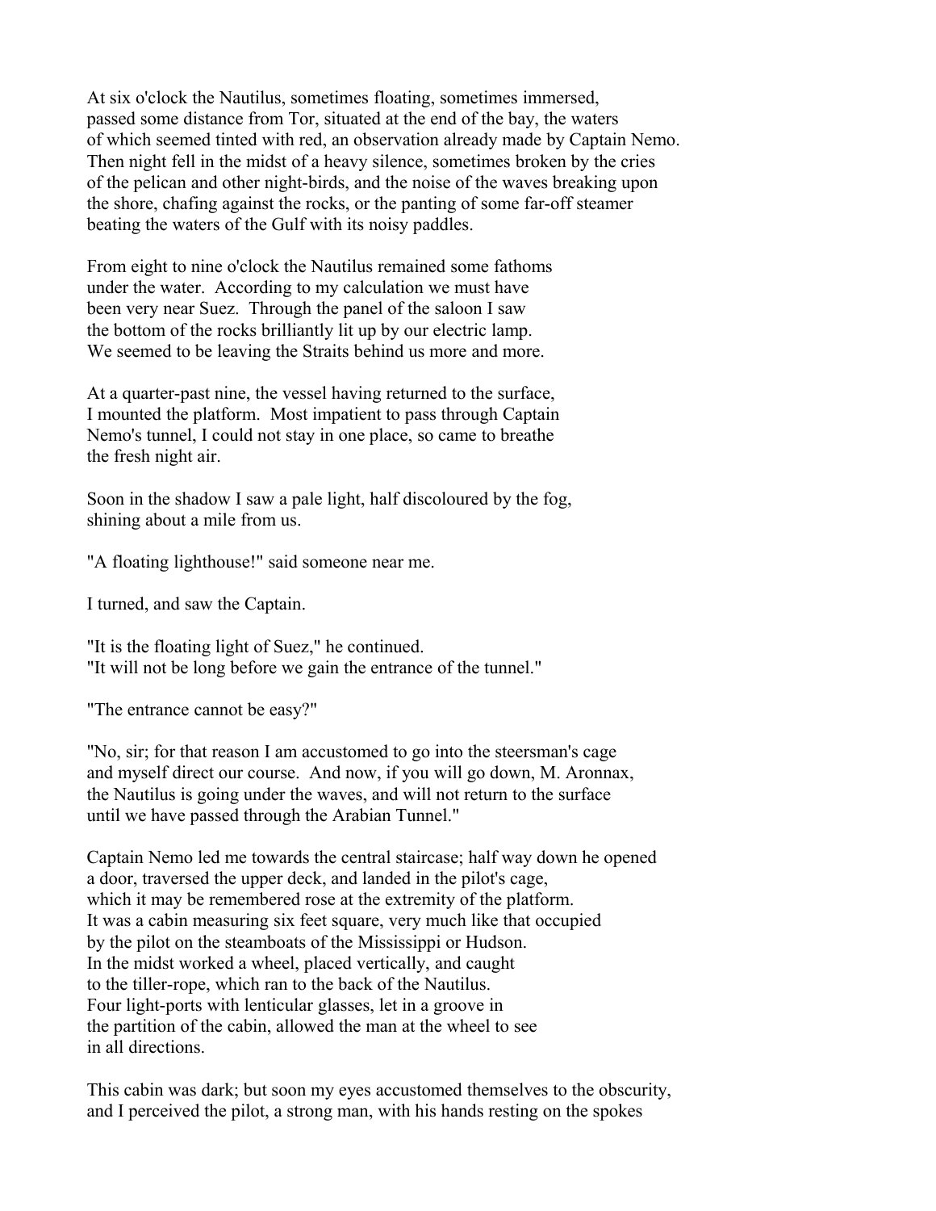At six o'clock the Nautilus, sometimes floating, sometimes immersed, passed some distance from Tor, situated at the end of the bay, the waters of which seemed tinted with red, an observation already made by Captain Nemo. Then night fell in the midst of a heavy silence, sometimes broken by the cries of the pelican and other night-birds, and the noise of the waves breaking upon the shore, chafing against the rocks, or the panting of some far-off steamer beating the waters of the Gulf with its noisy paddles.

From eight to nine o'clock the Nautilus remained some fathoms under the water. According to my calculation we must have been very near Suez. Through the panel of the saloon I saw the bottom of the rocks brilliantly lit up by our electric lamp. We seemed to be leaving the Straits behind us more and more.

At a quarter-past nine, the vessel having returned to the surface, I mounted the platform. Most impatient to pass through Captain Nemo's tunnel, I could not stay in one place, so came to breathe the fresh night air.

Soon in the shadow I saw a pale light, half discoloured by the fog, shining about a mile from us.

"A floating lighthouse!" said someone near me.

I turned, and saw the Captain.

"It is the floating light of Suez," he continued. "It will not be long before we gain the entrance of the tunnel."

"The entrance cannot be easy?"

"No, sir; for that reason I am accustomed to go into the steersman's cage and myself direct our course. And now, if you will go down, M. Aronnax, the Nautilus is going under the waves, and will not return to the surface until we have passed through the Arabian Tunnel."

Captain Nemo led me towards the central staircase; half way down he opened a door, traversed the upper deck, and landed in the pilot's cage, which it may be remembered rose at the extremity of the platform. It was a cabin measuring six feet square, very much like that occupied by the pilot on the steamboats of the Mississippi or Hudson. In the midst worked a wheel, placed vertically, and caught to the tiller-rope, which ran to the back of the Nautilus. Four light-ports with lenticular glasses, let in a groove in the partition of the cabin, allowed the man at the wheel to see in all directions.

This cabin was dark; but soon my eyes accustomed themselves to the obscurity, and I perceived the pilot, a strong man, with his hands resting on the spokes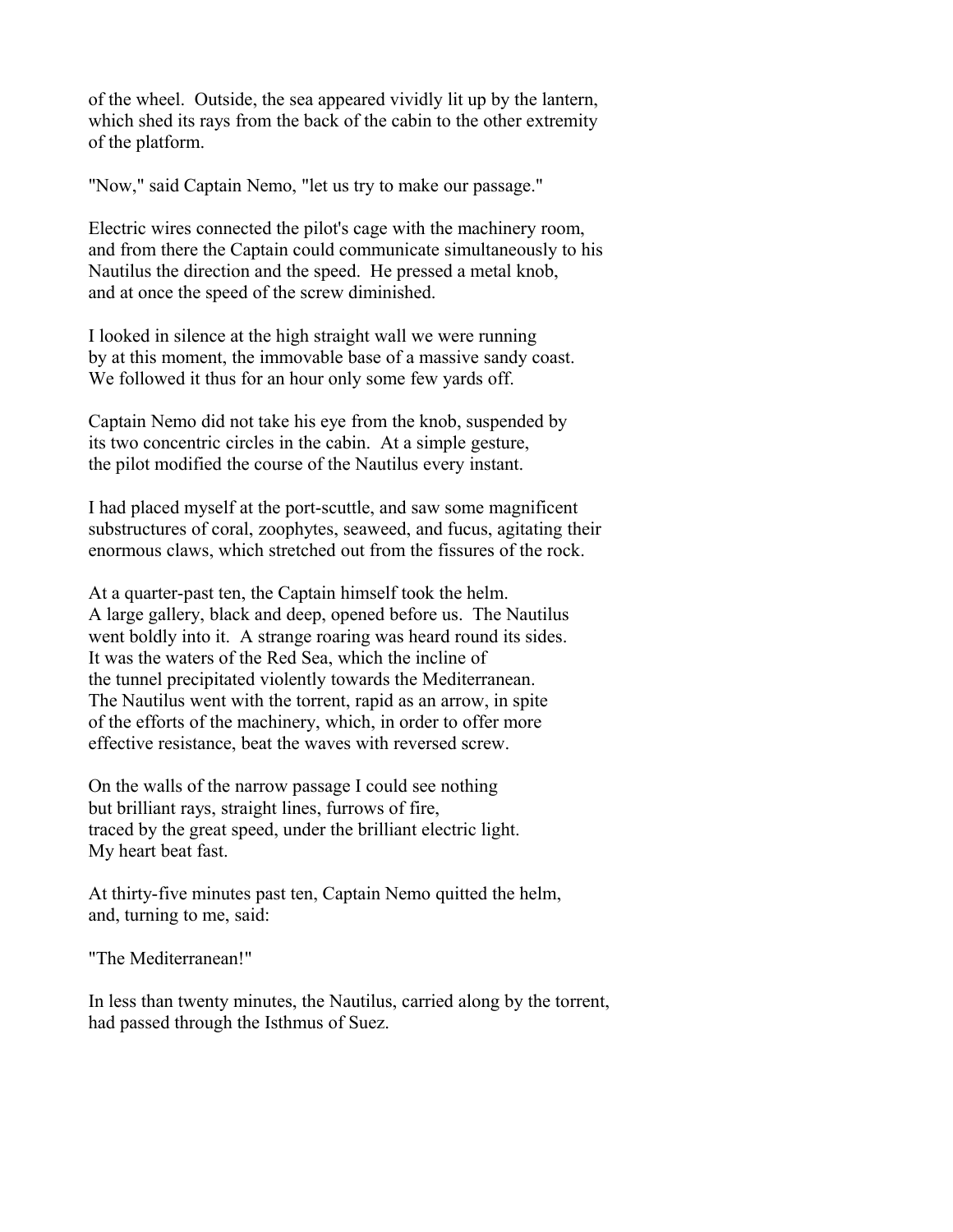of the wheel. Outside, the sea appeared vividly lit up by the lantern, which shed its rays from the back of the cabin to the other extremity of the platform.

"Now," said Captain Nemo, "let us try to make our passage."

Electric wires connected the pilot's cage with the machinery room, and from there the Captain could communicate simultaneously to his Nautilus the direction and the speed. He pressed a metal knob, and at once the speed of the screw diminished.

I looked in silence at the high straight wall we were running by at this moment, the immovable base of a massive sandy coast. We followed it thus for an hour only some few yards off.

Captain Nemo did not take his eye from the knob, suspended by its two concentric circles in the cabin. At a simple gesture, the pilot modified the course of the Nautilus every instant.

I had placed myself at the port-scuttle, and saw some magnificent substructures of coral, zoophytes, seaweed, and fucus, agitating their enormous claws, which stretched out from the fissures of the rock.

At a quarter-past ten, the Captain himself took the helm. A large gallery, black and deep, opened before us. The Nautilus went boldly into it. A strange roaring was heard round its sides. It was the waters of the Red Sea, which the incline of the tunnel precipitated violently towards the Mediterranean. The Nautilus went with the torrent, rapid as an arrow, in spite of the efforts of the machinery, which, in order to offer more effective resistance, beat the waves with reversed screw.

On the walls of the narrow passage I could see nothing but brilliant rays, straight lines, furrows of fire, traced by the great speed, under the brilliant electric light. My heart beat fast.

At thirty-five minutes past ten, Captain Nemo quitted the helm, and, turning to me, said:

"The Mediterranean!"

In less than twenty minutes, the Nautilus, carried along by the torrent, had passed through the Isthmus of Suez.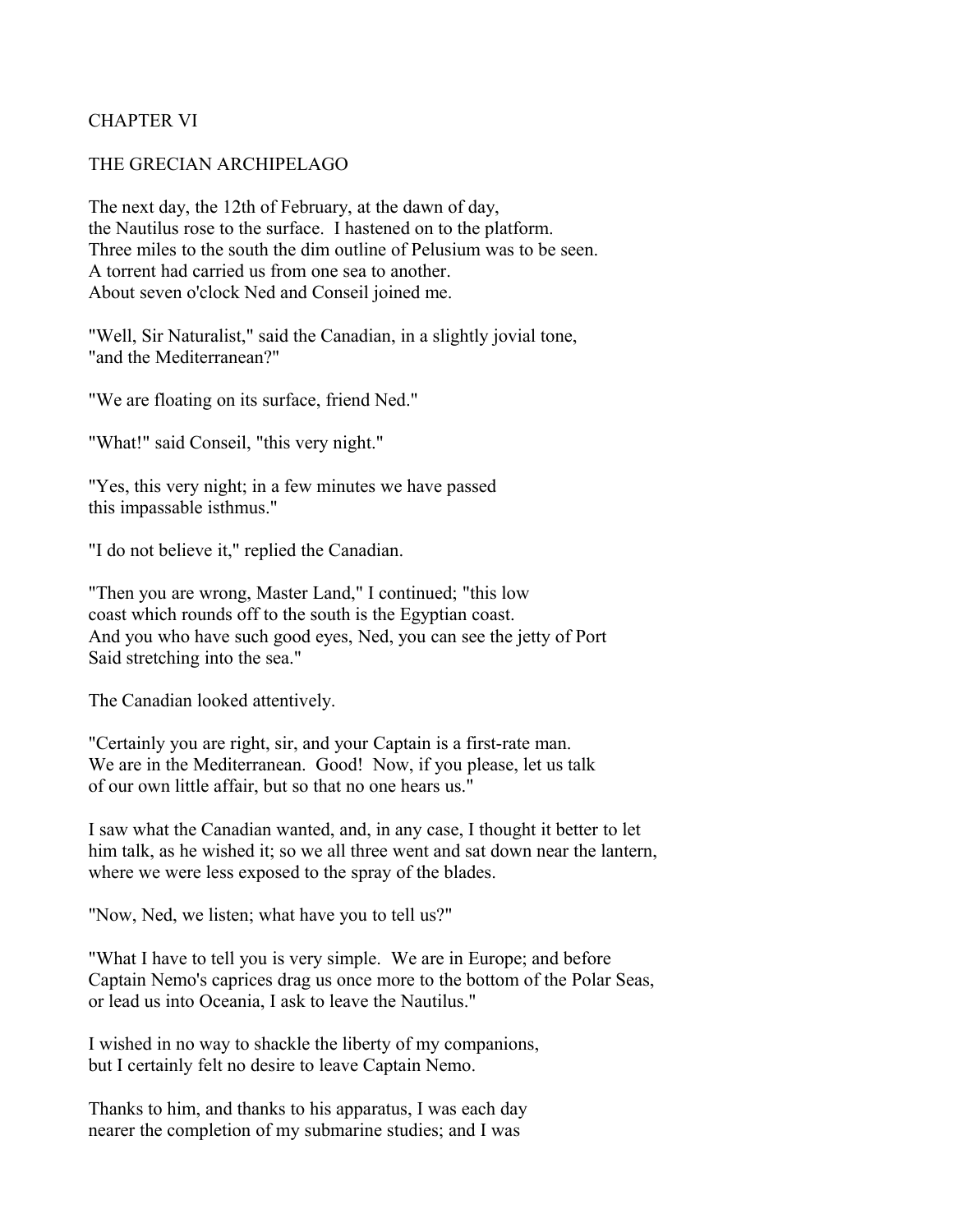## CHAPTER VI

## THE GRECIAN ARCHIPELAGO

The next day, the 12th of February, at the dawn of day, the Nautilus rose to the surface. I hastened on to the platform. Three miles to the south the dim outline of Pelusium was to be seen. A torrent had carried us from one sea to another. About seven o'clock Ned and Conseil joined me.

"Well, Sir Naturalist," said the Canadian, in a slightly jovial tone, "and the Mediterranean?"

"We are floating on its surface, friend Ned."

"What!" said Conseil, "this very night."

"Yes, this very night; in a few minutes we have passed this impassable isthmus."

"I do not believe it," replied the Canadian.

"Then you are wrong, Master Land," I continued; "this low coast which rounds off to the south is the Egyptian coast. And you who have such good eyes, Ned, you can see the jetty of Port Said stretching into the sea."

The Canadian looked attentively.

"Certainly you are right, sir, and your Captain is a first-rate man. We are in the Mediterranean. Good! Now, if you please, let us talk of our own little affair, but so that no one hears us."

I saw what the Canadian wanted, and, in any case, I thought it better to let him talk, as he wished it; so we all three went and sat down near the lantern, where we were less exposed to the spray of the blades.

"Now, Ned, we listen; what have you to tell us?"

"What I have to tell you is very simple. We are in Europe; and before Captain Nemo's caprices drag us once more to the bottom of the Polar Seas, or lead us into Oceania, I ask to leave the Nautilus."

I wished in no way to shackle the liberty of my companions, but I certainly felt no desire to leave Captain Nemo.

Thanks to him, and thanks to his apparatus, I was each day nearer the completion of my submarine studies; and I was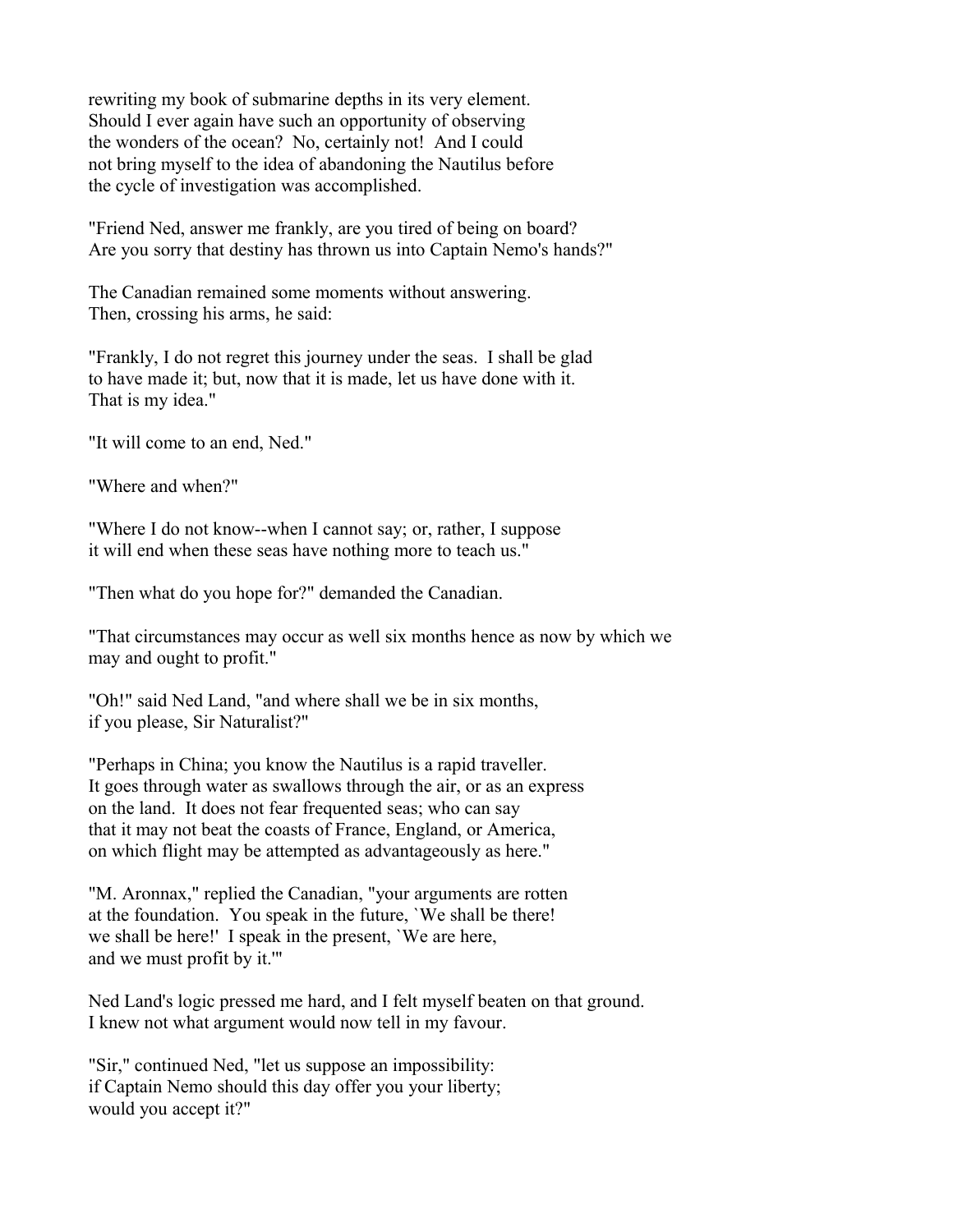rewriting my book of submarine depths in its very element. Should I ever again have such an opportunity of observing the wonders of the ocean? No, certainly not! And I could not bring myself to the idea of abandoning the Nautilus before the cycle of investigation was accomplished.

"Friend Ned, answer me frankly, are you tired of being on board? Are you sorry that destiny has thrown us into Captain Nemo's hands?"

The Canadian remained some moments without answering. Then, crossing his arms, he said:

"Frankly, I do not regret this journey under the seas. I shall be glad to have made it; but, now that it is made, let us have done with it. That is my idea."

"It will come to an end, Ned."

"Where and when?"

"Where I do not know--when I cannot say; or, rather, I suppose it will end when these seas have nothing more to teach us."

"Then what do you hope for?" demanded the Canadian.

"That circumstances may occur as well six months hence as now by which we may and ought to profit."

"Oh!" said Ned Land, "and where shall we be in six months, if you please, Sir Naturalist?"

"Perhaps in China; you know the Nautilus is a rapid traveller. It goes through water as swallows through the air, or as an express on the land. It does not fear frequented seas; who can say that it may not beat the coasts of France, England, or America, on which flight may be attempted as advantageously as here."

"M. Aronnax," replied the Canadian, "your arguments are rotten at the foundation. You speak in the future, `We shall be there! we shall be here!' I speak in the present, `We are here, and we must profit by it.'"

Ned Land's logic pressed me hard, and I felt myself beaten on that ground. I knew not what argument would now tell in my favour.

"Sir," continued Ned, "let us suppose an impossibility: if Captain Nemo should this day offer you your liberty; would you accept it?"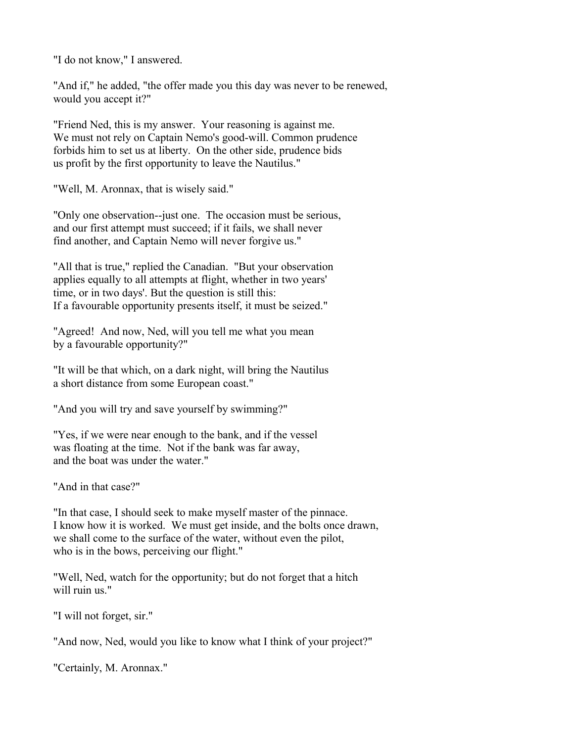"I do not know," I answered.

"And if," he added, "the offer made you this day was never to be renewed, would you accept it?"

"Friend Ned, this is my answer. Your reasoning is against me. We must not rely on Captain Nemo's good-will. Common prudence forbids him to set us at liberty. On the other side, prudence bids us profit by the first opportunity to leave the Nautilus."

"Well, M. Aronnax, that is wisely said."

"Only one observation--just one. The occasion must be serious, and our first attempt must succeed; if it fails, we shall never find another, and Captain Nemo will never forgive us."

"All that is true," replied the Canadian. "But your observation applies equally to all attempts at flight, whether in two years' time, or in two days'. But the question is still this: If a favourable opportunity presents itself, it must be seized."

"Agreed! And now, Ned, will you tell me what you mean by a favourable opportunity?"

"It will be that which, on a dark night, will bring the Nautilus a short distance from some European coast."

"And you will try and save yourself by swimming?"

"Yes, if we were near enough to the bank, and if the vessel was floating at the time. Not if the bank was far away, and the boat was under the water."

"And in that case?"

"In that case, I should seek to make myself master of the pinnace. I know how it is worked. We must get inside, and the bolts once drawn, we shall come to the surface of the water, without even the pilot, who is in the bows, perceiving our flight."

"Well, Ned, watch for the opportunity; but do not forget that a hitch will ruin us."

"I will not forget, sir."

"And now, Ned, would you like to know what I think of your project?"

"Certainly, M. Aronnax."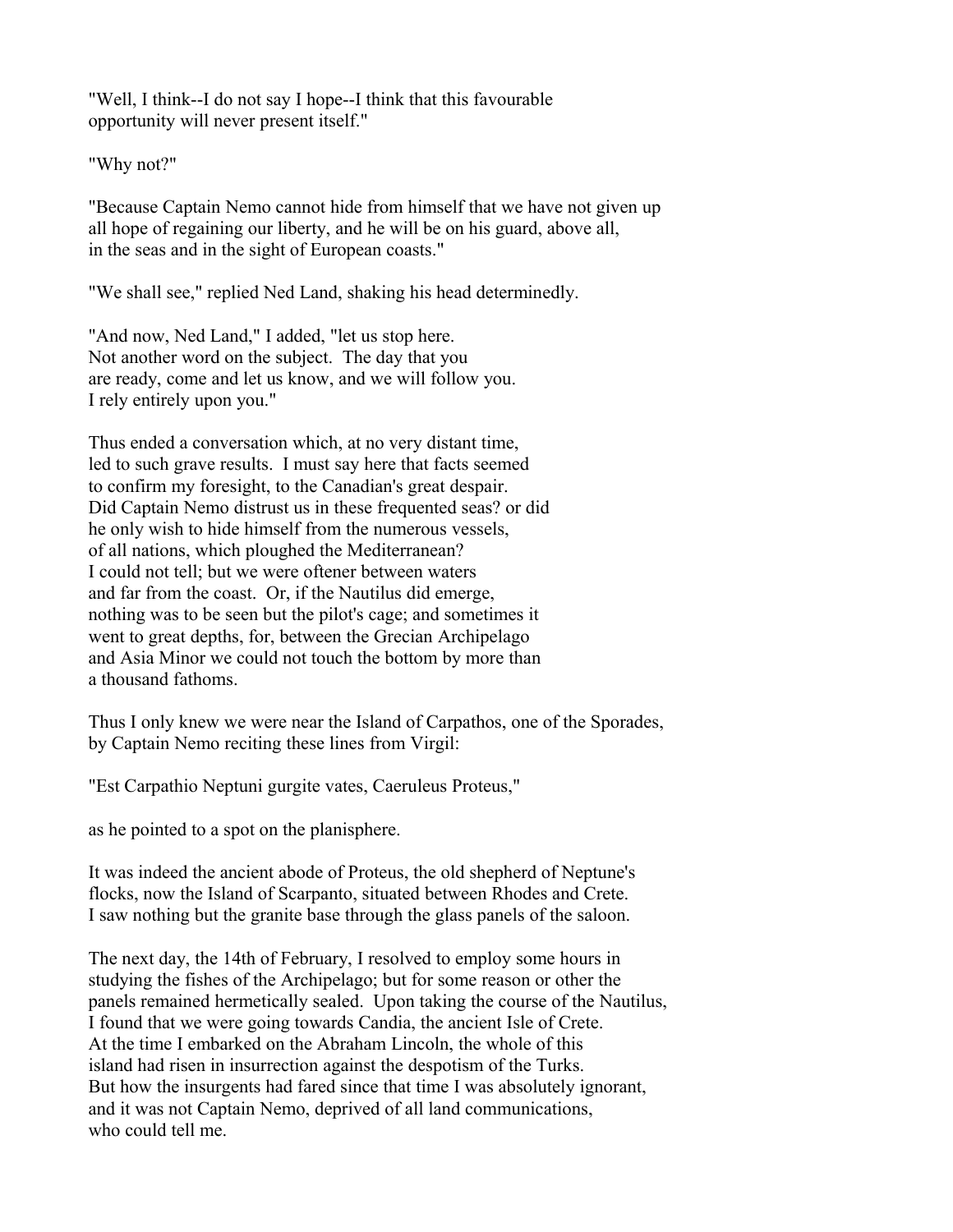"Well, I think--I do not say I hope--I think that this favourable opportunity will never present itself."

"Why not?"

"Because Captain Nemo cannot hide from himself that we have not given up all hope of regaining our liberty, and he will be on his guard, above all, in the seas and in the sight of European coasts."

"We shall see," replied Ned Land, shaking his head determinedly.

"And now, Ned Land," I added, "let us stop here. Not another word on the subject. The day that you are ready, come and let us know, and we will follow you. I rely entirely upon you."

Thus ended a conversation which, at no very distant time, led to such grave results. I must say here that facts seemed to confirm my foresight, to the Canadian's great despair. Did Captain Nemo distrust us in these frequented seas? or did he only wish to hide himself from the numerous vessels, of all nations, which ploughed the Mediterranean? I could not tell; but we were oftener between waters and far from the coast. Or, if the Nautilus did emerge, nothing was to be seen but the pilot's cage; and sometimes it went to great depths, for, between the Grecian Archipelago and Asia Minor we could not touch the bottom by more than a thousand fathoms.

Thus I only knew we were near the Island of Carpathos, one of the Sporades, by Captain Nemo reciting these lines from Virgil:

"Est Carpathio Neptuni gurgite vates, Caeruleus Proteus,"

as he pointed to a spot on the planisphere.

It was indeed the ancient abode of Proteus, the old shepherd of Neptune's flocks, now the Island of Scarpanto, situated between Rhodes and Crete. I saw nothing but the granite base through the glass panels of the saloon.

The next day, the 14th of February, I resolved to employ some hours in studying the fishes of the Archipelago; but for some reason or other the panels remained hermetically sealed. Upon taking the course of the Nautilus, I found that we were going towards Candia, the ancient Isle of Crete. At the time I embarked on the Abraham Lincoln, the whole of this island had risen in insurrection against the despotism of the Turks. But how the insurgents had fared since that time I was absolutely ignorant, and it was not Captain Nemo, deprived of all land communications, who could tell me.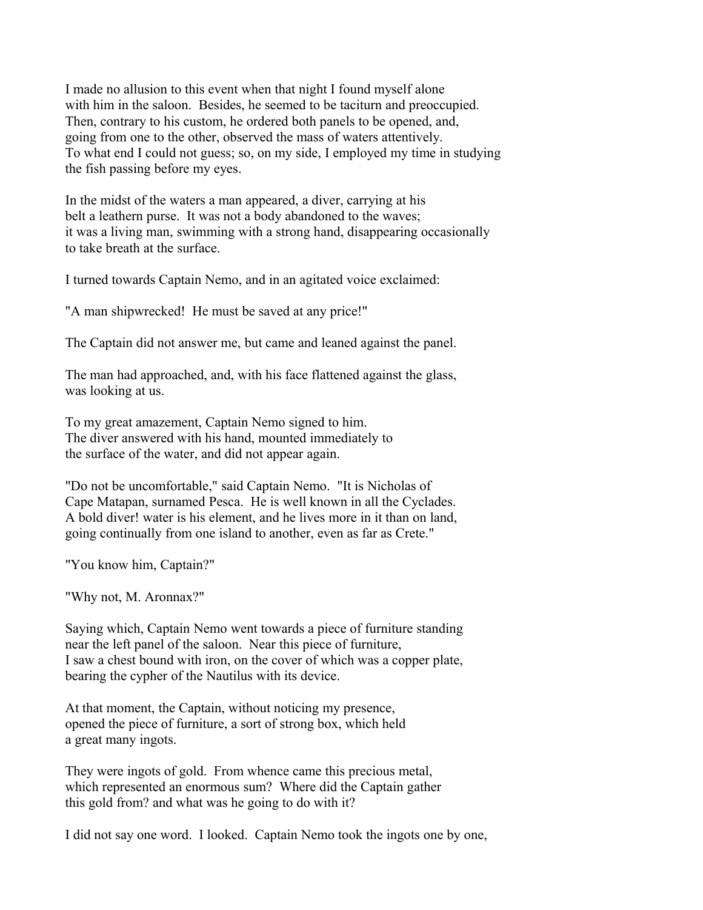I made no allusion to this event when that night I found myself alone with him in the saloon. Besides, he seemed to be taciturn and preoccupied. Then, contrary to his custom, he ordered both panels to be opened, and, going from one to the other, observed the mass of waters attentively. To what end I could not guess; so, on my side, I employed my time in studying the fish passing before my eyes.

In the midst of the waters a man appeared, a diver, carrying at his belt a leathern purse. It was not a body abandoned to the waves; it was a living man, swimming with a strong hand, disappearing occasionally to take breath at the surface.

I turned towards Captain Nemo, and in an agitated voice exclaimed:

"A man shipwrecked! He must be saved at any price!"

The Captain did not answer me, but came and leaned against the panel.

The man had approached, and, with his face flattened against the glass, was looking at us.

To my great amazement, Captain Nemo signed to him. The diver answered with his hand, mounted immediately to the surface of the water, and did not appear again.

"Do not be uncomfortable," said Captain Nemo. "It is Nicholas of Cape Matapan, surnamed Pesca. He is well known in all the Cyclades. A bold diver! water is his element, and he lives more in it than on land, going continually from one island to another, even as far as Crete."

"You know him, Captain?"

"Why not, M. Aronnax?"

Saying which, Captain Nemo went towards a piece of furniture standing near the left panel of the saloon. Near this piece of furniture, I saw a chest bound with iron, on the cover of which was a copper plate, bearing the cypher of the Nautilus with its device.

At that moment, the Captain, without noticing my presence, opened the piece of furniture, a sort of strong box, which held a great many ingots.

They were ingots of gold. From whence came this precious metal, which represented an enormous sum? Where did the Captain gather this gold from? and what was he going to do with it?

I did not say one word. I looked. Captain Nemo took the ingots one by one,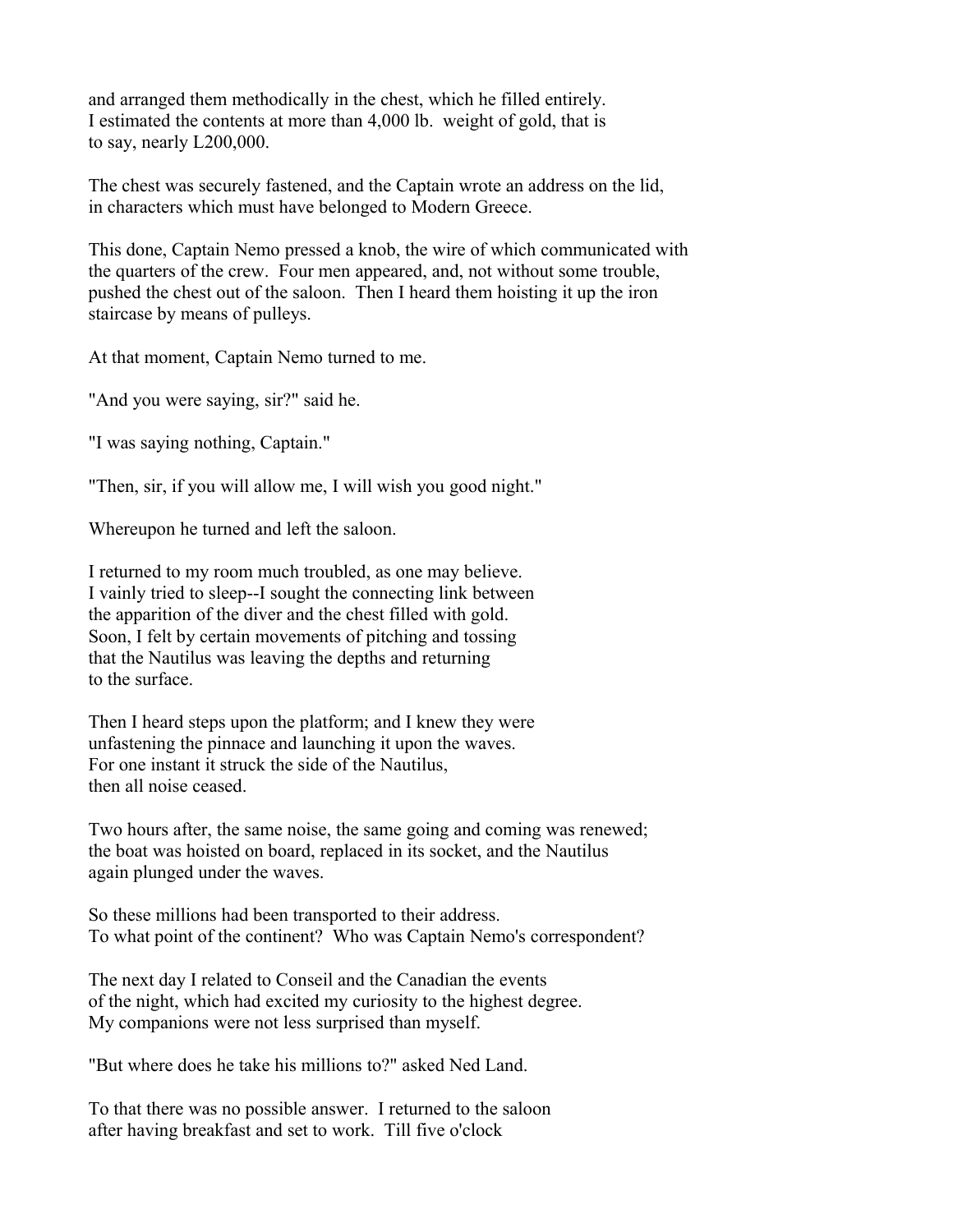and arranged them methodically in the chest, which he filled entirely.
I estimated the contents at more than 4,000 lb. weight of gold, that is
to say, nearly L200,000.

The chest was securely fastened, and the Captain wrote an address on the lid,
in characters which must have belonged to Modern Greece.

This done, Captain Nemo pressed a knob, the wire of which communicated with
the quarters of the crew. Four men appeared, and, not without some trouble,
pushed the chest out of the saloon. Then I heard them hoisting it up the iron
staircase by means of pulleys.

At that moment, Captain Nemo turned to me.

"And you were saying, sir?" said he.

"I was saying nothing, Captain."

"Then, sir, if you will allow me, I will wish you good night."

Whereupon he turned and left the saloon.

I returned to my room much troubled, as one may believe.
I vainly tried to sleep--I sought the connecting link between
the apparition of the diver and the chest filled with gold.
Soon, I felt by certain movements of pitching and tossing
that the Nautilus was leaving the depths and returning
to the surface.

Then I heard steps upon the platform; and I knew they were
unfastening the pinnace and launching it upon the waves.
For one instant it struck the side of the Nautilus,
then all noise ceased.

Two hours after, the same noise, the same going and coming was renewed;
the boat was hoisted on board, replaced in its socket, and the Nautilus
again plunged under the waves.

So these millions had been transported to their address.
To what point of the continent? Who was Captain Nemo's correspondent?

The next day I related to Conseil and the Canadian the events
of the night, which had excited my curiosity to the highest degree.
My companions were not less surprised than myself.

"But where does he take his millions to?" asked Ned Land.

To that there was no possible answer. I returned to the saloon
after having breakfast and set to work. Till five o'clock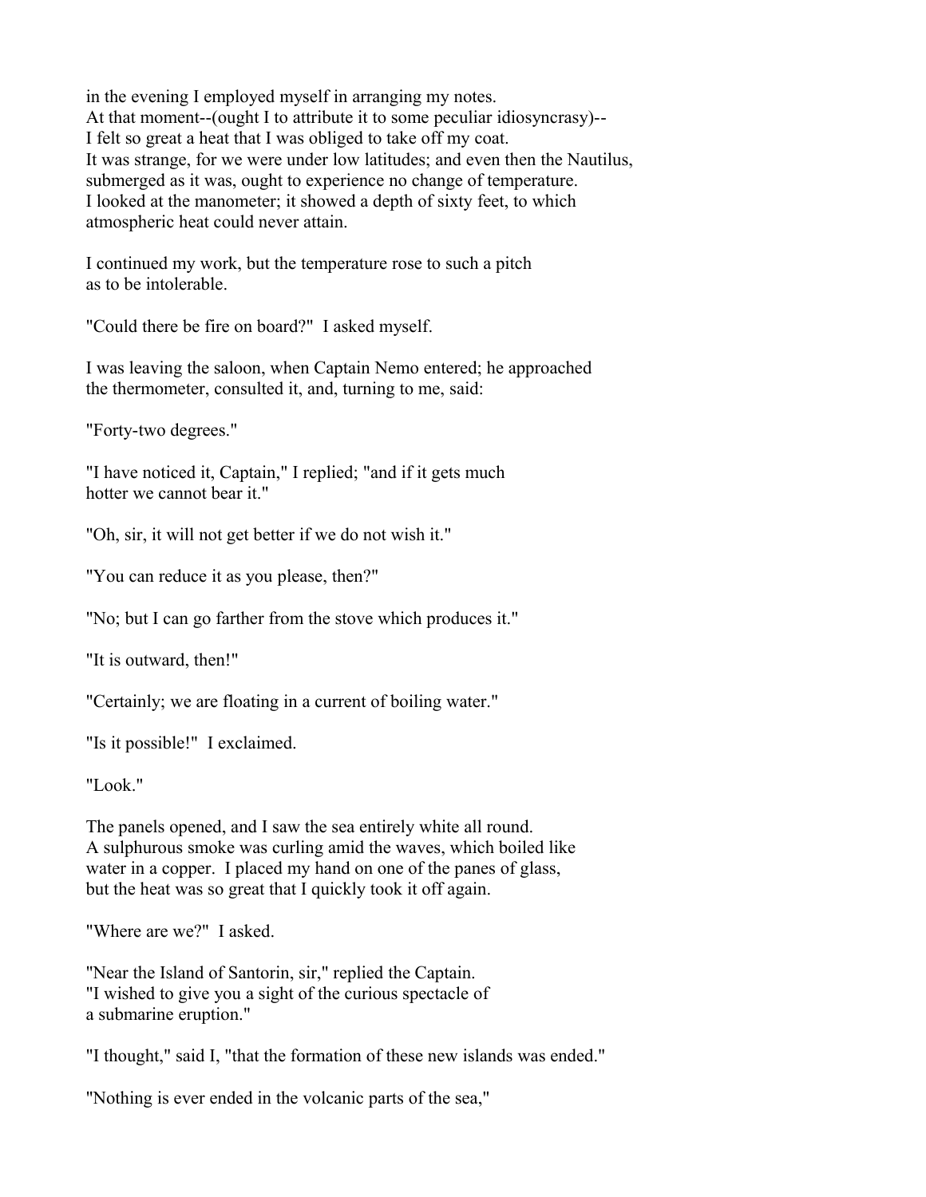in the evening I employed myself in arranging my notes.
At that moment--(ought I to attribute it to some peculiar idiosyncrasy)--
I felt so great a heat that I was obliged to take off my coat.
It was strange, for we were under low latitudes; and even then the Nautilus,
submerged as it was, ought to experience no change of temperature.
I looked at the manometer; it showed a depth of sixty feet, to which
atmospheric heat could never attain.

I continued my work, but the temperature rose to such a pitch
as to be intolerable.

"Could there be fire on board?"  I asked myself.

I was leaving the saloon, when Captain Nemo entered; he approached
the thermometer, consulted it, and, turning to me, said:

"Forty-two degrees."

"I have noticed it, Captain," I replied; "and if it gets much
hotter we cannot bear it."

"Oh, sir, it will not get better if we do not wish it."

"You can reduce it as you please, then?"

"No; but I can go farther from the stove which produces it."

"It is outward, then!"

"Certainly; we are floating in a current of boiling water."

"Is it possible!"  I exclaimed.

"Look."

The panels opened, and I saw the sea entirely white all round.
A sulphurous smoke was curling amid the waves, which boiled like
water in a copper.  I placed my hand on one of the panes of glass,
but the heat was so great that I quickly took it off again.

"Where are we?"  I asked.

"Near the Island of Santorin, sir," replied the Captain.
"I wished to give you a sight of the curious spectacle of
a submarine eruption."

"I thought," said I, "that the formation of these new islands was ended."

"Nothing is ever ended in the volcanic parts of the sea,"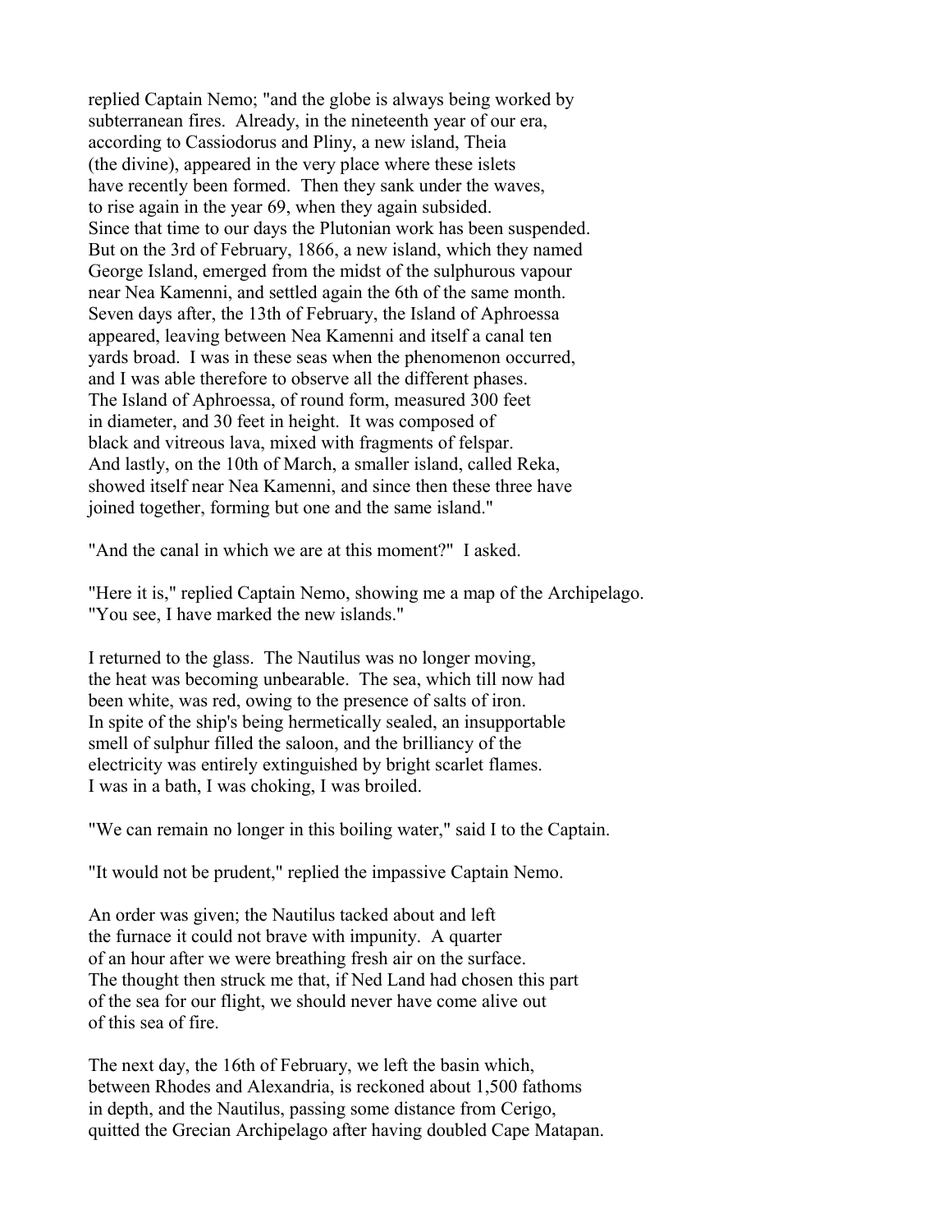replied Captain Nemo; "and the globe is always being worked by subterranean fires. Already, in the nineteenth year of our era, according to Cassiodorus and Pliny, a new island, Theia (the divine), appeared in the very place where these islets have recently been formed. Then they sank under the waves, to rise again in the year 69, when they again subsided. Since that time to our days the Plutonian work has been suspended. But on the 3rd of February, 1866, a new island, which they named George Island, emerged from the midst of the sulphurous vapour near Nea Kamenni, and settled again the 6th of the same month. Seven days after, the 13th of February, the Island of Aphroessa appeared, leaving between Nea Kamenni and itself a canal ten yards broad. I was in these seas when the phenomenon occurred, and I was able therefore to observe all the different phases. The Island of Aphroessa, of round form, measured 300 feet in diameter, and 30 feet in height. It was composed of black and vitreous lava, mixed with fragments of felspar. And lastly, on the 10th of March, a smaller island, called Reka, showed itself near Nea Kamenni, and since then these three have joined together, forming but one and the same island."

"And the canal in which we are at this moment?" I asked.

"Here it is," replied Captain Nemo, showing me a map of the Archipelago. "You see, I have marked the new islands."

I returned to the glass. The Nautilus was no longer moving, the heat was becoming unbearable. The sea, which till now had been white, was red, owing to the presence of salts of iron. In spite of the ship's being hermetically sealed, an insupportable smell of sulphur filled the saloon, and the brilliancy of the electricity was entirely extinguished by bright scarlet flames. I was in a bath, I was choking, I was broiled.

"We can remain no longer in this boiling water," said I to the Captain.

"It would not be prudent," replied the impassive Captain Nemo.

An order was given; the Nautilus tacked about and left the furnace it could not brave with impunity. A quarter of an hour after we were breathing fresh air on the surface. The thought then struck me that, if Ned Land had chosen this part of the sea for our flight, we should never have come alive out of this sea of fire.

The next day, the 16th of February, we left the basin which, between Rhodes and Alexandria, is reckoned about 1,500 fathoms in depth, and the Nautilus, passing some distance from Cerigo, quitted the Grecian Archipelago after having doubled Cape Matapan.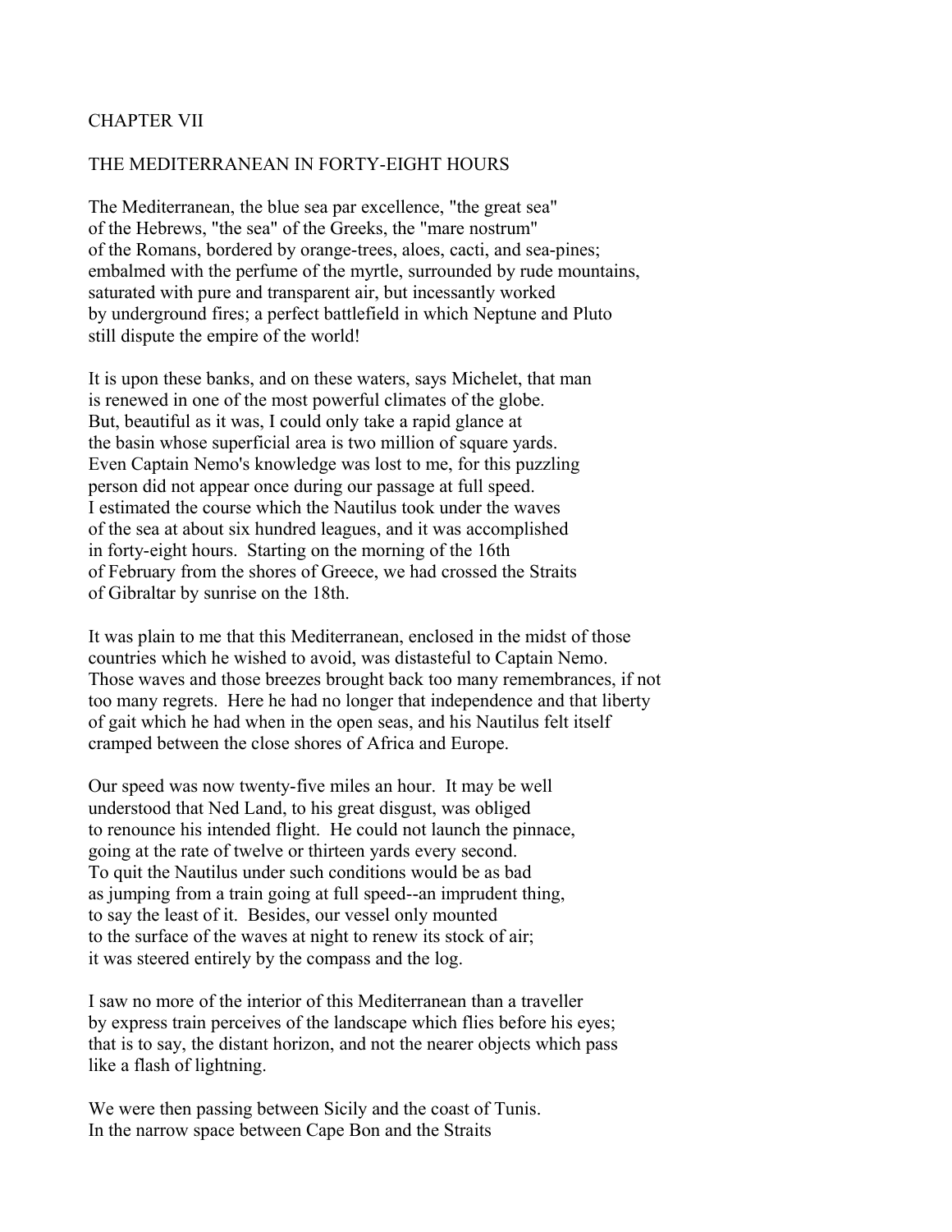# CHAPTER VII

## THE MEDITERRANEAN IN FORTY-EIGHT HOURS

The Mediterranean, the blue sea par excellence, "the great sea" of the Hebrews, "the sea" of the Greeks, the "mare nostrum" of the Romans, bordered by orange-trees, aloes, cacti, and sea-pines; embalmed with the perfume of the myrtle, surrounded by rude mountains, saturated with pure and transparent air, but incessantly worked by underground fires; a perfect battlefield in which Neptune and Pluto still dispute the empire of the world!

It is upon these banks, and on these waters, says Michelet, that man is renewed in one of the most powerful climates of the globe. But, beautiful as it was, I could only take a rapid glance at the basin whose superficial area is two million of square yards. Even Captain Nemo's knowledge was lost to me, for this puzzling person did not appear once during our passage at full speed. I estimated the course which the Nautilus took under the waves of the sea at about six hundred leagues, and it was accomplished in forty-eight hours. Starting on the morning of the 16th of February from the shores of Greece, we had crossed the Straits of Gibraltar by sunrise on the 18th.

It was plain to me that this Mediterranean, enclosed in the midst of those countries which he wished to avoid, was distasteful to Captain Nemo. Those waves and those breezes brought back too many remembrances, if not too many regrets. Here he had no longer that independence and that liberty of gait which he had when in the open seas, and his Nautilus felt itself cramped between the close shores of Africa and Europe.

Our speed was now twenty-five miles an hour. It may be well understood that Ned Land, to his great disgust, was obliged to renounce his intended flight. He could not launch the pinnace, going at the rate of twelve or thirteen yards every second. To quit the Nautilus under such conditions would be as bad as jumping from a train going at full speed--an imprudent thing, to say the least of it. Besides, our vessel only mounted to the surface of the waves at night to renew its stock of air; it was steered entirely by the compass and the log.

I saw no more of the interior of this Mediterranean than a traveller by express train perceives of the landscape which flies before his eyes; that is to say, the distant horizon, and not the nearer objects which pass like a flash of lightning.

We were then passing between Sicily and the coast of Tunis. In the narrow space between Cape Bon and the Straits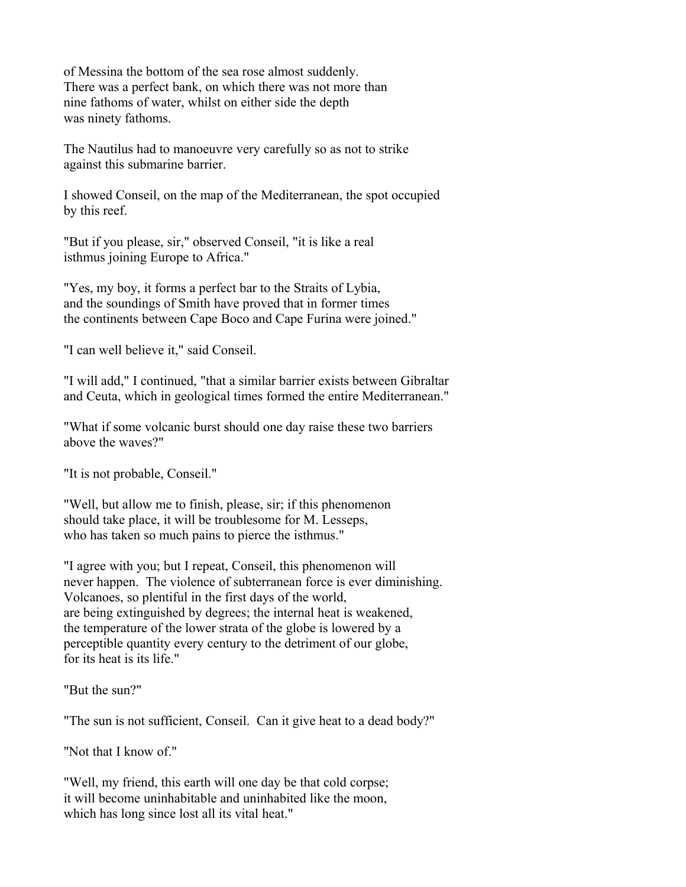of Messina the bottom of the sea rose almost suddenly. There was a perfect bank, on which there was not more than nine fathoms of water, whilst on either side the depth was ninety fathoms.

The Nautilus had to manoeuvre very carefully so as not to strike against this submarine barrier.

I showed Conseil, on the map of the Mediterranean, the spot occupied by this reef.

"But if you please, sir," observed Conseil, "it is like a real isthmus joining Europe to Africa."

"Yes, my boy, it forms a perfect bar to the Straits of Lybia, and the soundings of Smith have proved that in former times the continents between Cape Boco and Cape Furina were joined."

"I can well believe it," said Conseil.

"I will add," I continued, "that a similar barrier exists between Gibraltar and Ceuta, which in geological times formed the entire Mediterranean."

"What if some volcanic burst should one day raise these two barriers above the waves?"

"It is not probable, Conseil."

"Well, but allow me to finish, please, sir; if this phenomenon should take place, it will be troublesome for M. Lesseps, who has taken so much pains to pierce the isthmus."

"I agree with you; but I repeat, Conseil, this phenomenon will never happen. The violence of subterranean force is ever diminishing. Volcanoes, so plentiful in the first days of the world, are being extinguished by degrees; the internal heat is weakened, the temperature of the lower strata of the globe is lowered by a perceptible quantity every century to the detriment of our globe, for its heat is its life."

"But the sun?"

"The sun is not sufficient, Conseil. Can it give heat to a dead body?"

"Not that I know of."

"Well, my friend, this earth will one day be that cold corpse; it will become uninhabitable and uninhabited like the moon, which has long since lost all its vital heat."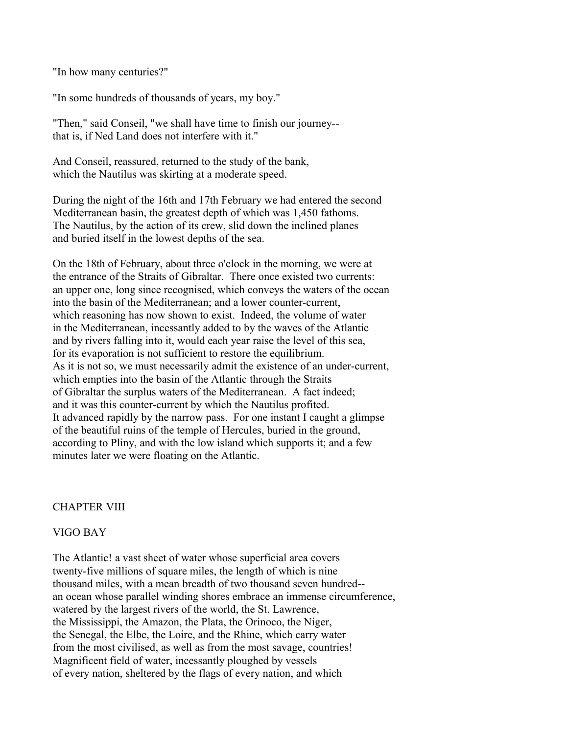"In how many centuries?"

"In some hundreds of thousands of years, my boy."

"Then," said Conseil, "we shall have time to finish our journey-- that is, if Ned Land does not interfere with it."

And Conseil, reassured, returned to the study of the bank, which the Nautilus was skirting at a moderate speed.

During the night of the 16th and 17th February we had entered the second Mediterranean basin, the greatest depth of which was 1,450 fathoms. The Nautilus, by the action of its crew, slid down the inclined planes and buried itself in the lowest depths of the sea.

On the 18th of February, about three o'clock in the morning, we were at the entrance of the Straits of Gibraltar. There once existed two currents: an upper one, long since recognised, which conveys the waters of the ocean into the basin of the Mediterranean; and a lower counter-current, which reasoning has now shown to exist. Indeed, the volume of water in the Mediterranean, incessantly added to by the waves of the Atlantic and by rivers falling into it, would each year raise the level of this sea, for its evaporation is not sufficient to restore the equilibrium. As it is not so, we must necessarily admit the existence of an under-current, which empties into the basin of the Atlantic through the Straits of Gibraltar the surplus waters of the Mediterranean. A fact indeed; and it was this counter-current by which the Nautilus profited. It advanced rapidly by the narrow pass. For one instant I caught a glimpse of the beautiful ruins of the temple of Hercules, buried in the ground, according to Pliny, and with the low island which supports it; and a few minutes later we were floating on the Atlantic.

## CHAPTER VIII

## VIGO BAY

The Atlantic! a vast sheet of water whose superficial area covers twenty-five millions of square miles, the length of which is nine thousand miles, with a mean breadth of two thousand seven hundred-- an ocean whose parallel winding shores embrace an immense circumference, watered by the largest rivers of the world, the St. Lawrence, the Mississippi, the Amazon, the Plata, the Orinoco, the Niger, the Senegal, the Elbe, the Loire, and the Rhine, which carry water from the most civilised, as well as from the most savage, countries! Magnificent field of water, incessantly ploughed by vessels of every nation, sheltered by the flags of every nation, and which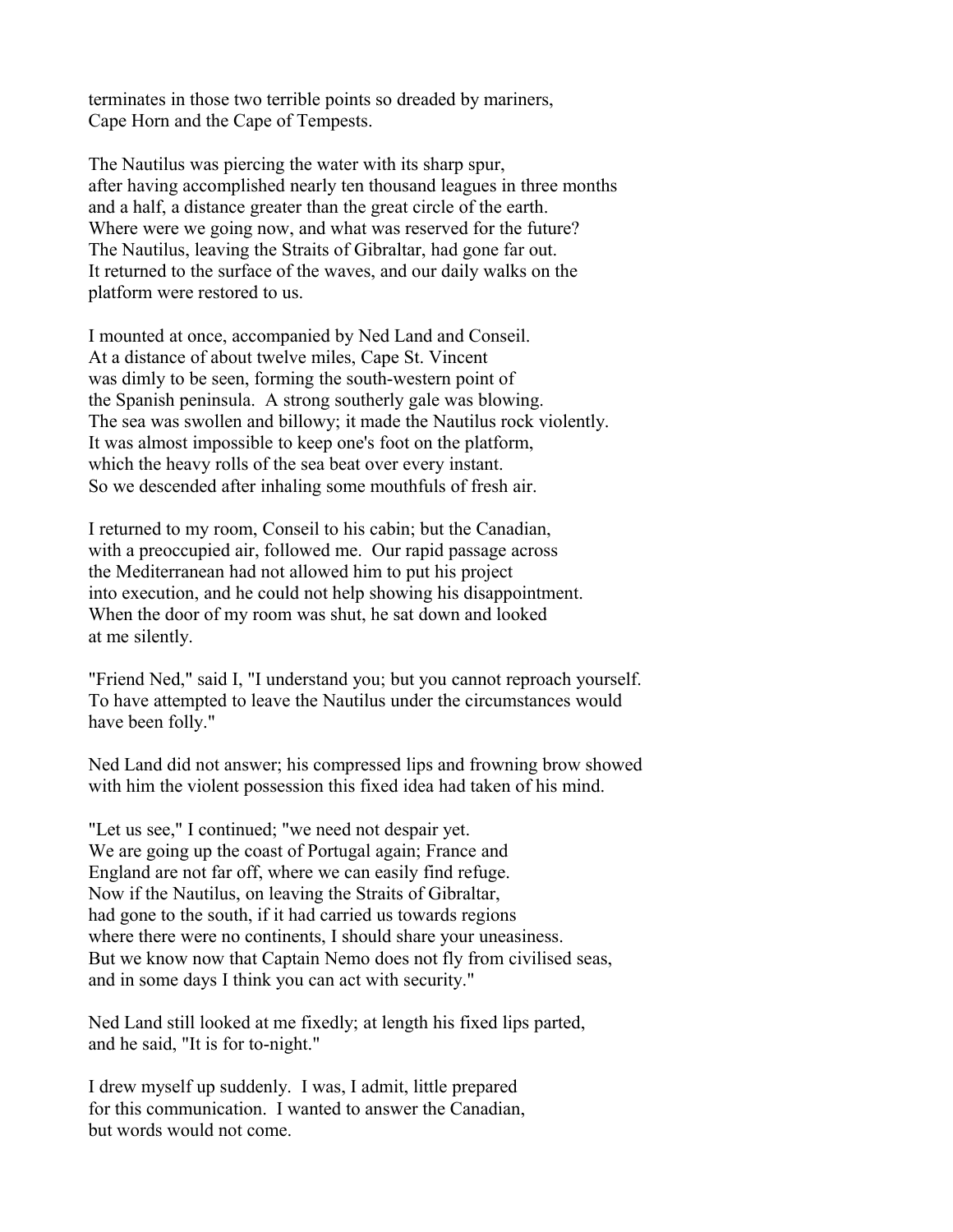terminates in those two terrible points so dreaded by mariners, Cape Horn and the Cape of Tempests.

The Nautilus was piercing the water with its sharp spur, after having accomplished nearly ten thousand leagues in three months and a half, a distance greater than the great circle of the earth. Where were we going now, and what was reserved for the future? The Nautilus, leaving the Straits of Gibraltar, had gone far out. It returned to the surface of the waves, and our daily walks on the platform were restored to us.

I mounted at once, accompanied by Ned Land and Conseil. At a distance of about twelve miles, Cape St. Vincent was dimly to be seen, forming the south-western point of the Spanish peninsula. A strong southerly gale was blowing. The sea was swollen and billowy; it made the Nautilus rock violently. It was almost impossible to keep one's foot on the platform, which the heavy rolls of the sea beat over every instant. So we descended after inhaling some mouthfuls of fresh air.

I returned to my room, Conseil to his cabin; but the Canadian, with a preoccupied air, followed me. Our rapid passage across the Mediterranean had not allowed him to put his project into execution, and he could not help showing his disappointment. When the door of my room was shut, he sat down and looked at me silently.

"Friend Ned," said I, "I understand you; but you cannot reproach yourself. To have attempted to leave the Nautilus under the circumstances would have been folly."

Ned Land did not answer; his compressed lips and frowning brow showed with him the violent possession this fixed idea had taken of his mind.

"Let us see," I continued; "we need not despair yet. We are going up the coast of Portugal again; France and England are not far off, where we can easily find refuge. Now if the Nautilus, on leaving the Straits of Gibraltar, had gone to the south, if it had carried us towards regions where there were no continents, I should share your uneasiness. But we know now that Captain Nemo does not fly from civilised seas, and in some days I think you can act with security."

Ned Land still looked at me fixedly; at length his fixed lips parted, and he said, "It is for to-night."

I drew myself up suddenly. I was, I admit, little prepared for this communication. I wanted to answer the Canadian, but words would not come.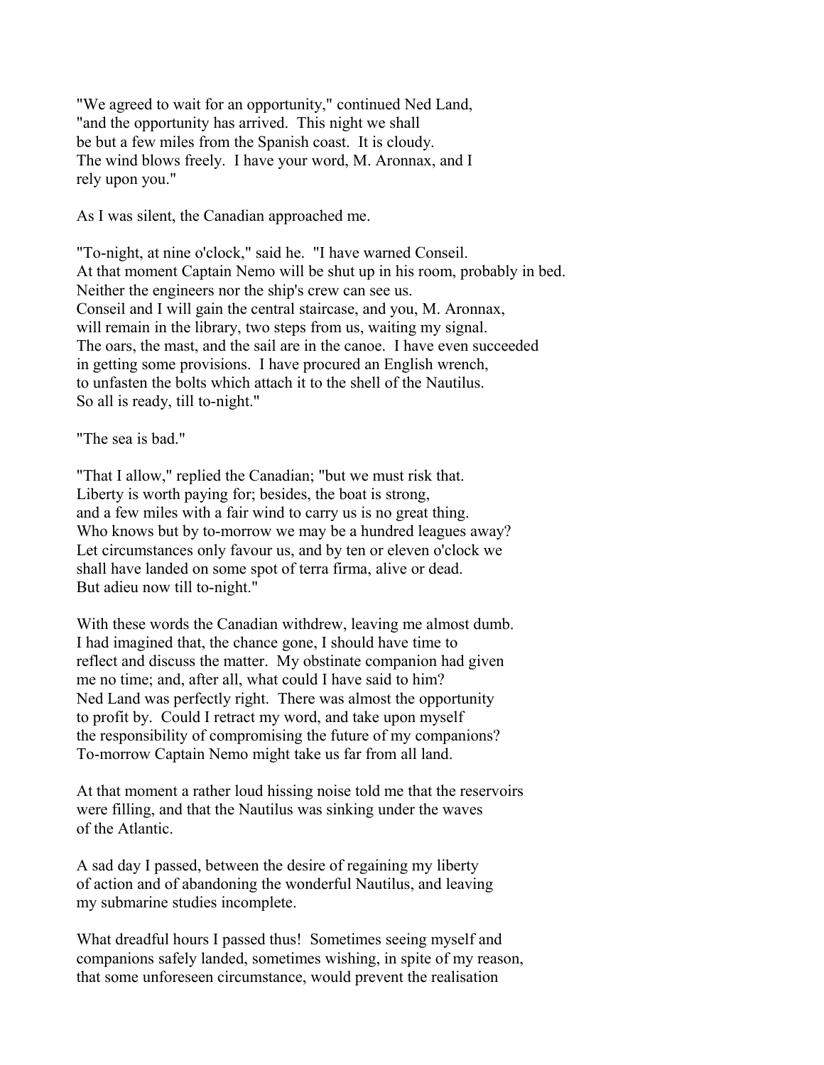"We agreed to wait for an opportunity," continued Ned Land, "and the opportunity has arrived. This night we shall be but a few miles from the Spanish coast. It is cloudy. The wind blows freely. I have your word, M. Aronnax, and I rely upon you."

As I was silent, the Canadian approached me.

"To-night, at nine o'clock," said he. "I have warned Conseil. At that moment Captain Nemo will be shut up in his room, probably in bed. Neither the engineers nor the ship's crew can see us. Conseil and I will gain the central staircase, and you, M. Aronnax, will remain in the library, two steps from us, waiting my signal. The oars, the mast, and the sail are in the canoe. I have even succeeded in getting some provisions. I have procured an English wrench, to unfasten the bolts which attach it to the shell of the Nautilus. So all is ready, till to-night."

"The sea is bad."

"That I allow," replied the Canadian; "but we must risk that. Liberty is worth paying for; besides, the boat is strong, and a few miles with a fair wind to carry us is no great thing. Who knows but by to-morrow we may be a hundred leagues away? Let circumstances only favour us, and by ten or eleven o'clock we shall have landed on some spot of terra firma, alive or dead. But adieu now till to-night."

With these words the Canadian withdrew, leaving me almost dumb. I had imagined that, the chance gone, I should have time to reflect and discuss the matter. My obstinate companion had given me no time; and, after all, what could I have said to him? Ned Land was perfectly right. There was almost the opportunity to profit by. Could I retract my word, and take upon myself the responsibility of compromising the future of my companions? To-morrow Captain Nemo might take us far from all land.

At that moment a rather loud hissing noise told me that the reservoirs were filling, and that the Nautilus was sinking under the waves of the Atlantic.

A sad day I passed, between the desire of regaining my liberty of action and of abandoning the wonderful Nautilus, and leaving my submarine studies incomplete.

What dreadful hours I passed thus! Sometimes seeing myself and companions safely landed, sometimes wishing, in spite of my reason, that some unforeseen circumstance, would prevent the realisation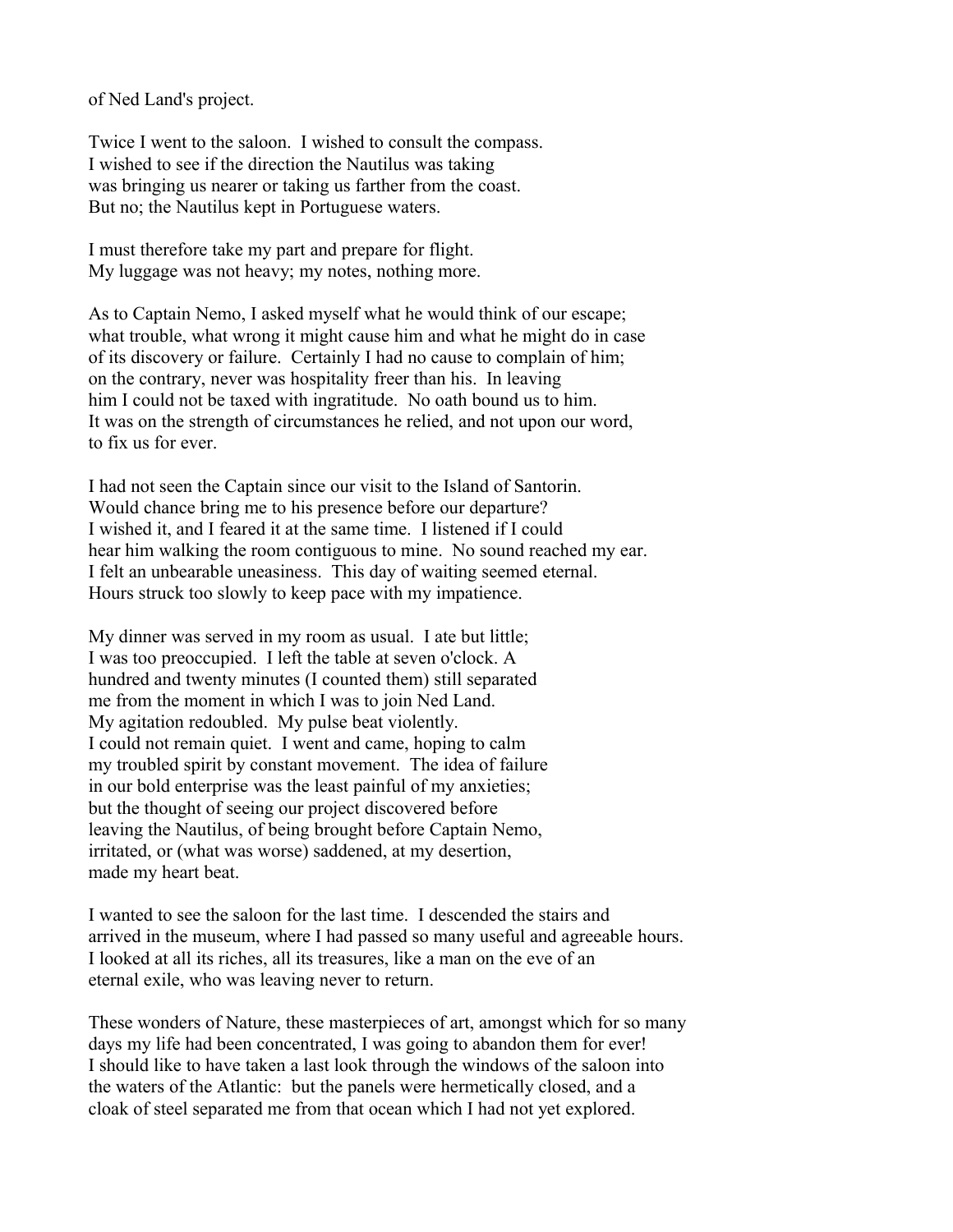of Ned Land's project.

Twice I went to the saloon. I wished to consult the compass. I wished to see if the direction the Nautilus was taking was bringing us nearer or taking us farther from the coast. But no; the Nautilus kept in Portuguese waters.

I must therefore take my part and prepare for flight. My luggage was not heavy; my notes, nothing more.

As to Captain Nemo, I asked myself what he would think of our escape; what trouble, what wrong it might cause him and what he might do in case of its discovery or failure. Certainly I had no cause to complain of him; on the contrary, never was hospitality freer than his. In leaving him I could not be taxed with ingratitude. No oath bound us to him. It was on the strength of circumstances he relied, and not upon our word, to fix us for ever.

I had not seen the Captain since our visit to the Island of Santorin. Would chance bring me to his presence before our departure? I wished it, and I feared it at the same time. I listened if I could hear him walking the room contiguous to mine. No sound reached my ear. I felt an unbearable uneasiness. This day of waiting seemed eternal. Hours struck too slowly to keep pace with my impatience.

My dinner was served in my room as usual. I ate but little; I was too preoccupied. I left the table at seven o'clock. A hundred and twenty minutes (I counted them) still separated me from the moment in which I was to join Ned Land. My agitation redoubled. My pulse beat violently. I could not remain quiet. I went and came, hoping to calm my troubled spirit by constant movement. The idea of failure in our bold enterprise was the least painful of my anxieties; but the thought of seeing our project discovered before leaving the Nautilus, of being brought before Captain Nemo, irritated, or (what was worse) saddened, at my desertion, made my heart beat.

I wanted to see the saloon for the last time. I descended the stairs and arrived in the museum, where I had passed so many useful and agreeable hours. I looked at all its riches, all its treasures, like a man on the eve of an eternal exile, who was leaving never to return.

These wonders of Nature, these masterpieces of art, amongst which for so many days my life had been concentrated, I was going to abandon them for ever! I should like to have taken a last look through the windows of the saloon into the waters of the Atlantic: but the panels were hermetically closed, and a cloak of steel separated me from that ocean which I had not yet explored.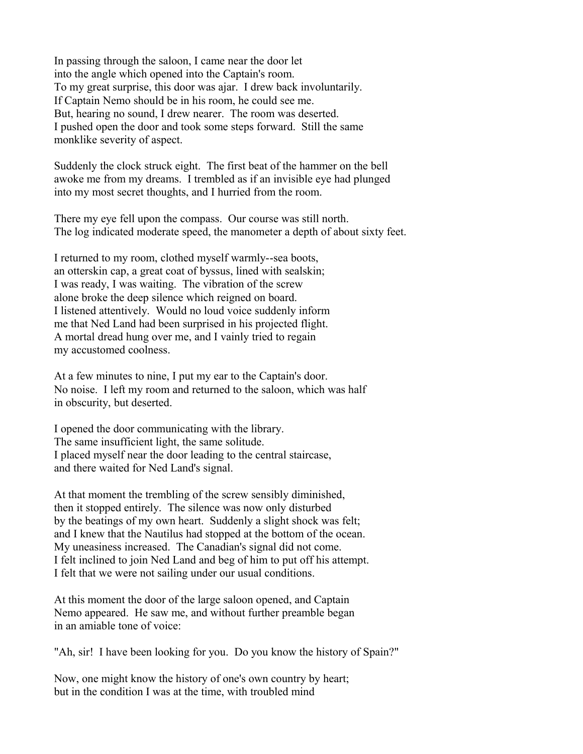In passing through the saloon, I came near the door let into the angle which opened into the Captain's room. To my great surprise, this door was ajar. I drew back involuntarily. If Captain Nemo should be in his room, he could see me. But, hearing no sound, I drew nearer. The room was deserted. I pushed open the door and took some steps forward. Still the same monklike severity of aspect.

Suddenly the clock struck eight. The first beat of the hammer on the bell awoke me from my dreams. I trembled as if an invisible eye had plunged into my most secret thoughts, and I hurried from the room.

There my eye fell upon the compass. Our course was still north. The log indicated moderate speed, the manometer a depth of about sixty feet.

I returned to my room, clothed myself warmly--sea boots, an otterskin cap, a great coat of byssus, lined with sealskin; I was ready, I was waiting. The vibration of the screw alone broke the deep silence which reigned on board. I listened attentively. Would no loud voice suddenly inform me that Ned Land had been surprised in his projected flight. A mortal dread hung over me, and I vainly tried to regain my accustomed coolness.

At a few minutes to nine, I put my ear to the Captain's door. No noise. I left my room and returned to the saloon, which was half in obscurity, but deserted.

I opened the door communicating with the library. The same insufficient light, the same solitude. I placed myself near the door leading to the central staircase, and there waited for Ned Land's signal.

At that moment the trembling of the screw sensibly diminished, then it stopped entirely. The silence was now only disturbed by the beatings of my own heart. Suddenly a slight shock was felt; and I knew that the Nautilus had stopped at the bottom of the ocean. My uneasiness increased. The Canadian's signal did not come. I felt inclined to join Ned Land and beg of him to put off his attempt. I felt that we were not sailing under our usual conditions.

At this moment the door of the large saloon opened, and Captain Nemo appeared. He saw me, and without further preamble began in an amiable tone of voice:

"Ah, sir! I have been looking for you. Do you know the history of Spain?"

Now, one might know the history of one's own country by heart; but in the condition I was at the time, with troubled mind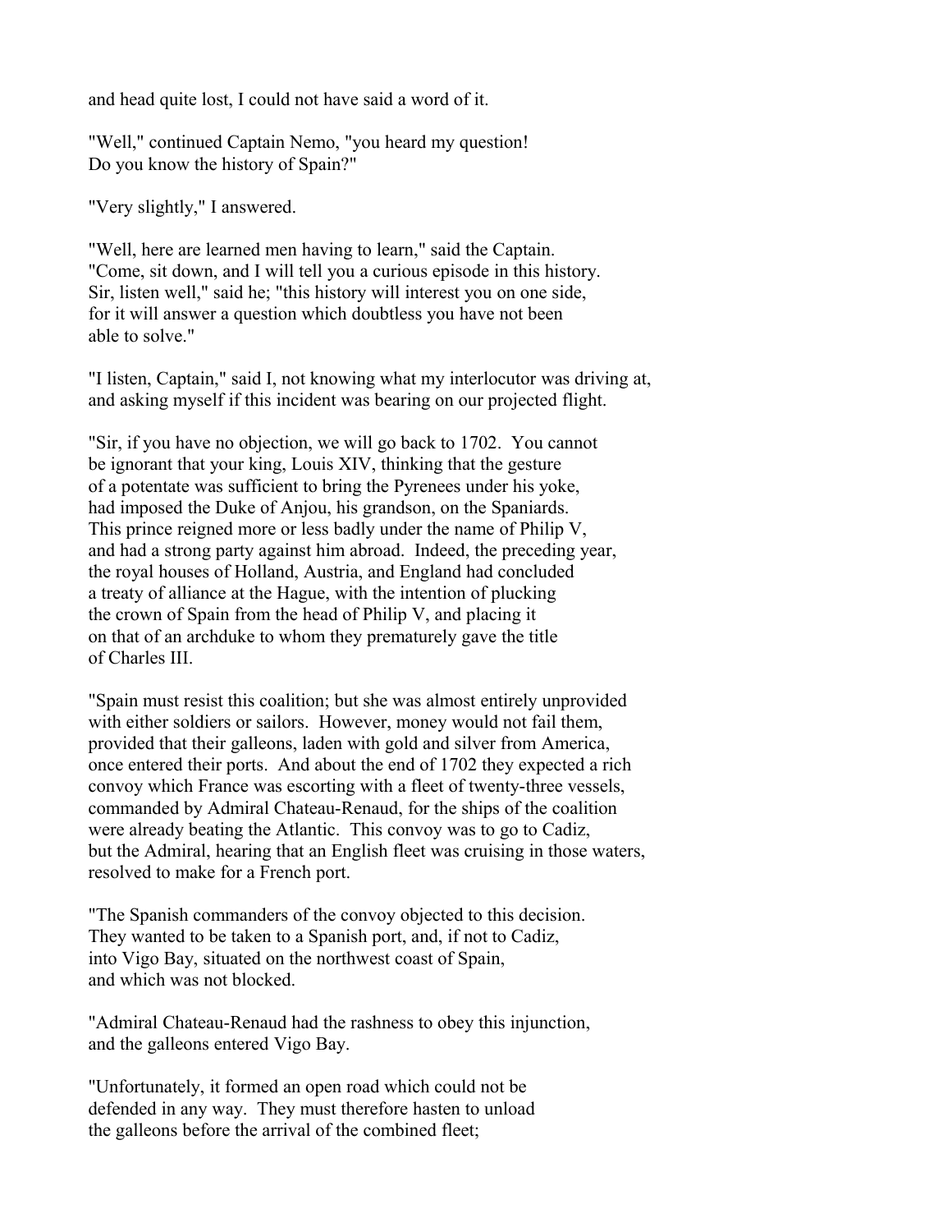and head quite lost, I could not have said a word of it.

"Well," continued Captain Nemo, "you heard my question! Do you know the history of Spain?"

"Very slightly," I answered.

"Well, here are learned men having to learn," said the Captain. "Come, sit down, and I will tell you a curious episode in this history. Sir, listen well," said he; "this history will interest you on one side, for it will answer a question which doubtless you have not been able to solve."

"I listen, Captain," said I, not knowing what my interlocutor was driving at, and asking myself if this incident was bearing on our projected flight.

"Sir, if you have no objection, we will go back to 1702. You cannot be ignorant that your king, Louis XIV, thinking that the gesture of a potentate was sufficient to bring the Pyrenees under his yoke, had imposed the Duke of Anjou, his grandson, on the Spaniards. This prince reigned more or less badly under the name of Philip V, and had a strong party against him abroad. Indeed, the preceding year, the royal houses of Holland, Austria, and England had concluded a treaty of alliance at the Hague, with the intention of plucking the crown of Spain from the head of Philip V, and placing it on that of an archduke to whom they prematurely gave the title of Charles III.

"Spain must resist this coalition; but she was almost entirely unprovided with either soldiers or sailors. However, money would not fail them, provided that their galleons, laden with gold and silver from America, once entered their ports. And about the end of 1702 they expected a rich convoy which France was escorting with a fleet of twenty-three vessels, commanded by Admiral Chateau-Renaud, for the ships of the coalition were already beating the Atlantic. This convoy was to go to Cadiz, but the Admiral, hearing that an English fleet was cruising in those waters, resolved to make for a French port.

"The Spanish commanders of the convoy objected to this decision. They wanted to be taken to a Spanish port, and, if not to Cadiz, into Vigo Bay, situated on the northwest coast of Spain, and which was not blocked.

"Admiral Chateau-Renaud had the rashness to obey this injunction, and the galleons entered Vigo Bay.

"Unfortunately, it formed an open road which could not be defended in any way. They must therefore hasten to unload the galleons before the arrival of the combined fleet;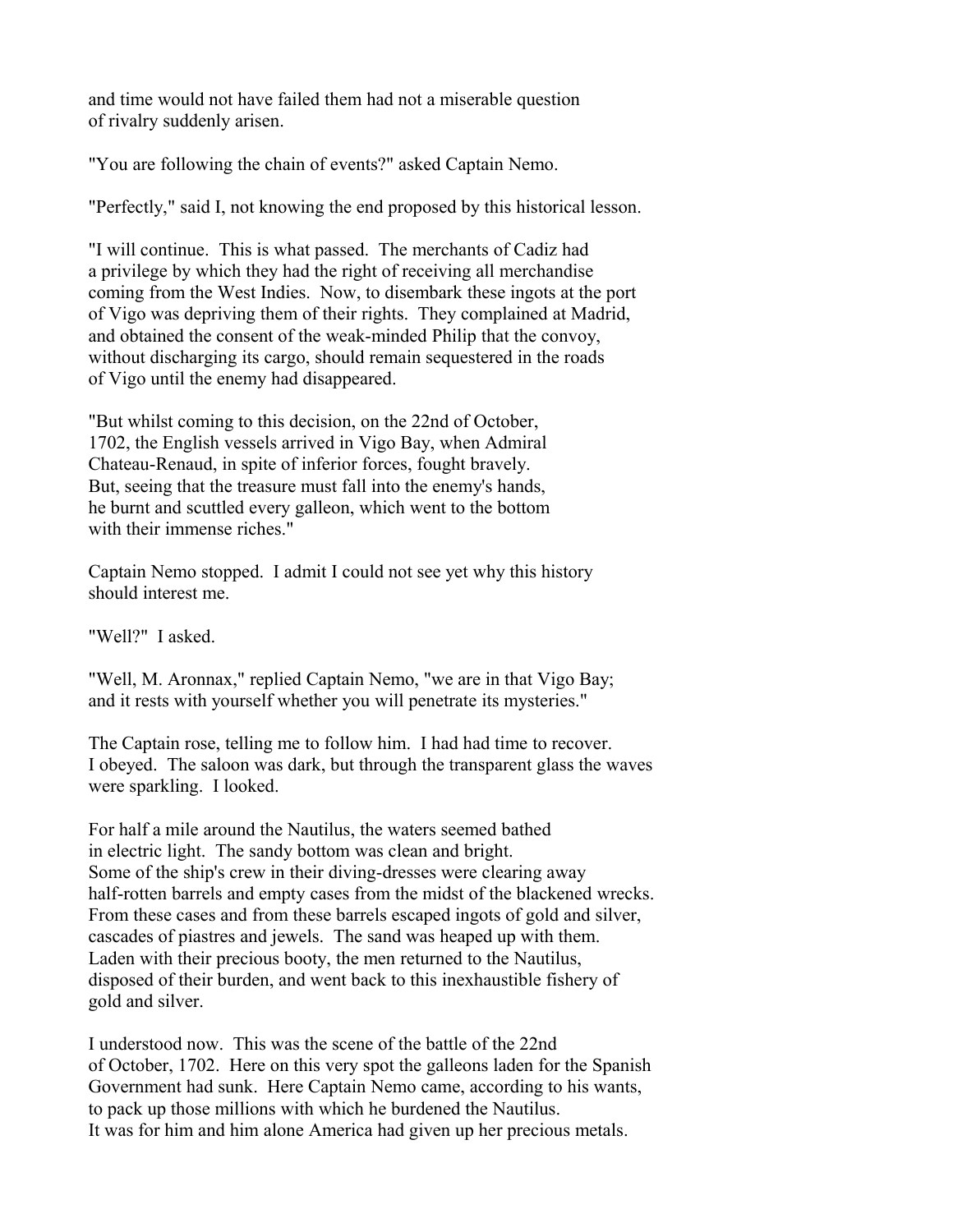and time would not have failed them had not a miserable question of rivalry suddenly arisen.

"You are following the chain of events?" asked Captain Nemo.

"Perfectly," said I, not knowing the end proposed by this historical lesson.

"I will continue. This is what passed. The merchants of Cadiz had a privilege by which they had the right of receiving all merchandise coming from the West Indies. Now, to disembark these ingots at the port of Vigo was depriving them of their rights. They complained at Madrid, and obtained the consent of the weak-minded Philip that the convoy, without discharging its cargo, should remain sequestered in the roads of Vigo until the enemy had disappeared.

"But whilst coming to this decision, on the 22nd of October, 1702, the English vessels arrived in Vigo Bay, when Admiral Chateau-Renaud, in spite of inferior forces, fought bravely. But, seeing that the treasure must fall into the enemy's hands, he burnt and scuttled every galleon, which went to the bottom with their immense riches."

Captain Nemo stopped. I admit I could not see yet why this history should interest me.

"Well?" I asked.

"Well, M. Aronnax," replied Captain Nemo, "we are in that Vigo Bay; and it rests with yourself whether you will penetrate its mysteries."

The Captain rose, telling me to follow him. I had had time to recover. I obeyed. The saloon was dark, but through the transparent glass the waves were sparkling. I looked.

For half a mile around the Nautilus, the waters seemed bathed in electric light. The sandy bottom was clean and bright. Some of the ship's crew in their diving-dresses were clearing away half-rotten barrels and empty cases from the midst of the blackened wrecks. From these cases and from these barrels escaped ingots of gold and silver, cascades of piastres and jewels. The sand was heaped up with them. Laden with their precious booty, the men returned to the Nautilus, disposed of their burden, and went back to this inexhaustible fishery of gold and silver.

I understood now. This was the scene of the battle of the 22nd of October, 1702. Here on this very spot the galleons laden for the Spanish Government had sunk. Here Captain Nemo came, according to his wants, to pack up those millions with which he burdened the Nautilus. It was for him and him alone America had given up her precious metals.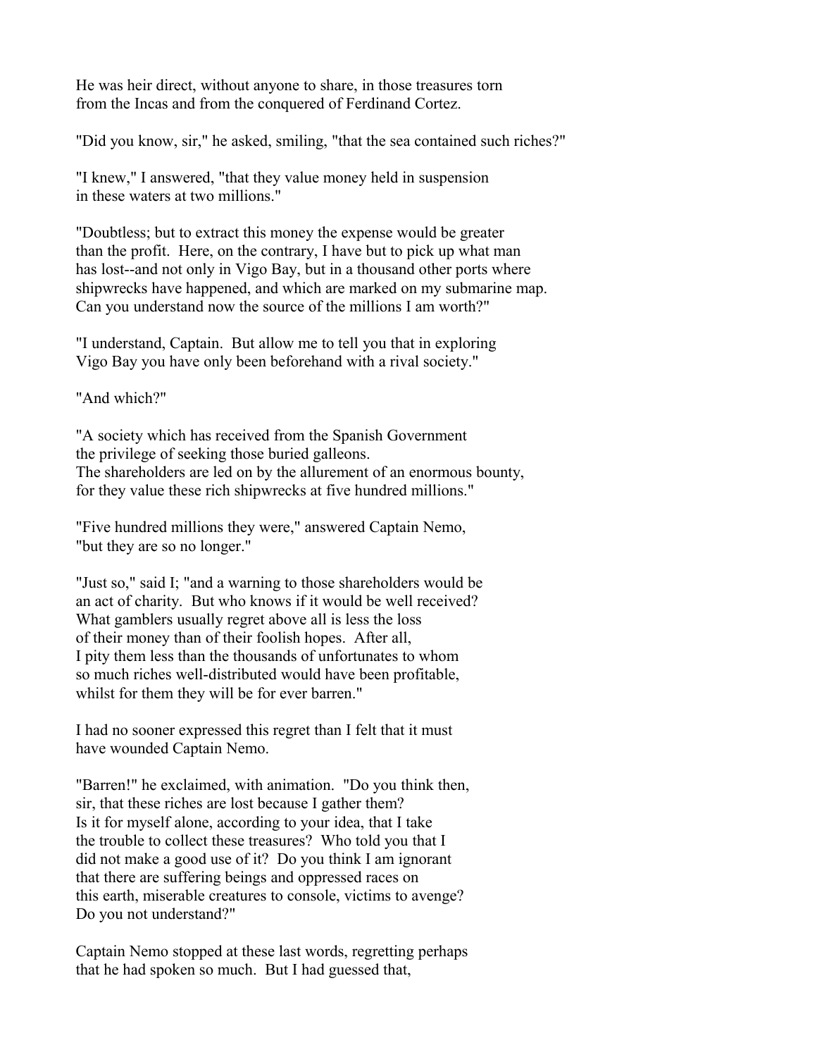He was heir direct, without anyone to share, in those treasures torn from the Incas and from the conquered of Ferdinand Cortez.

"Did you know, sir," he asked, smiling, "that the sea contained such riches?"

"I knew," I answered, "that they value money held in suspension in these waters at two millions."

"Doubtless; but to extract this money the expense would be greater than the profit. Here, on the contrary, I have but to pick up what man has lost--and not only in Vigo Bay, but in a thousand other ports where shipwrecks have happened, and which are marked on my submarine map. Can you understand now the source of the millions I am worth?"

"I understand, Captain. But allow me to tell you that in exploring Vigo Bay you have only been beforehand with a rival society."

"And which?"

"A society which has received from the Spanish Government the privilege of seeking those buried galleons. The shareholders are led on by the allurement of an enormous bounty, for they value these rich shipwrecks at five hundred millions."

"Five hundred millions they were," answered Captain Nemo, "but they are so no longer."

"Just so," said I; "and a warning to those shareholders would be an act of charity. But who knows if it would be well received? What gamblers usually regret above all is less the loss of their money than of their foolish hopes. After all, I pity them less than the thousands of unfortunates to whom so much riches well-distributed would have been profitable, whilst for them they will be for ever barren."

I had no sooner expressed this regret than I felt that it must have wounded Captain Nemo.

"Barren!" he exclaimed, with animation. "Do you think then, sir, that these riches are lost because I gather them? Is it for myself alone, according to your idea, that I take the trouble to collect these treasures? Who told you that I did not make a good use of it? Do you think I am ignorant that there are suffering beings and oppressed races on this earth, miserable creatures to console, victims to avenge? Do you not understand?"

Captain Nemo stopped at these last words, regretting perhaps that he had spoken so much. But I had guessed that,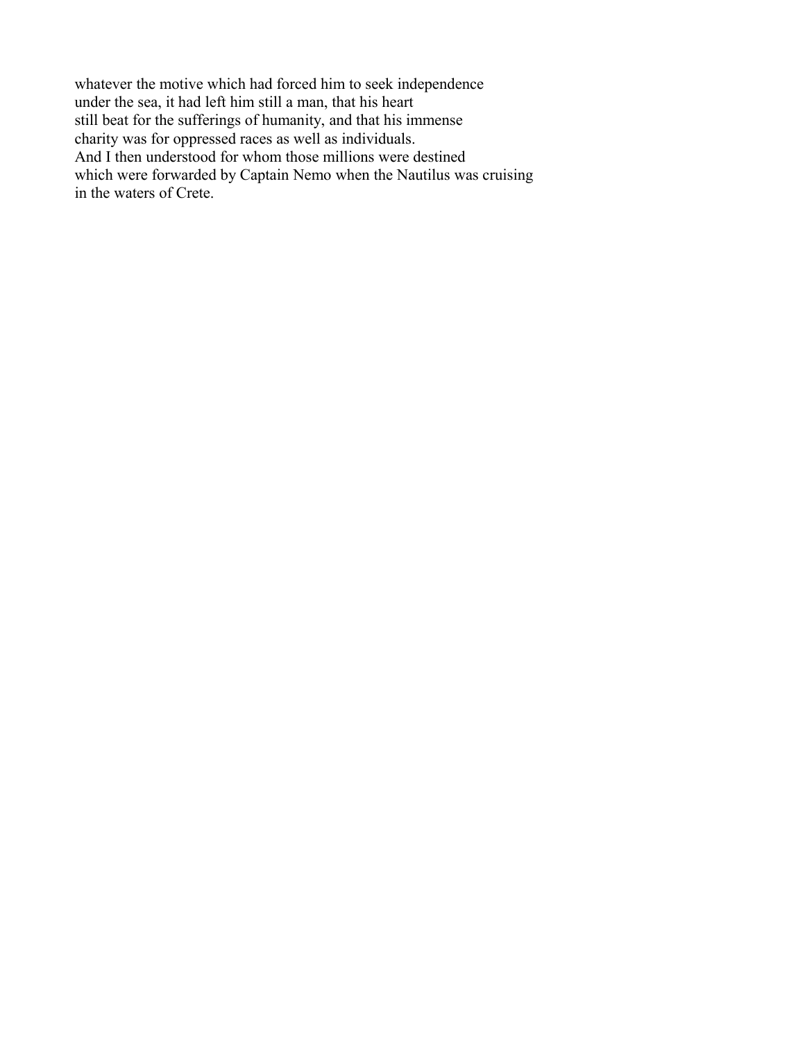whatever the motive which had forced him to seek independence under the sea, it had left him still a man, that his heart still beat for the sufferings of humanity, and that his immense charity was for oppressed races as well as individuals.
And I then understood for whom those millions were destined which were forwarded by Captain Nemo when the Nautilus was cruising in the waters of Crete.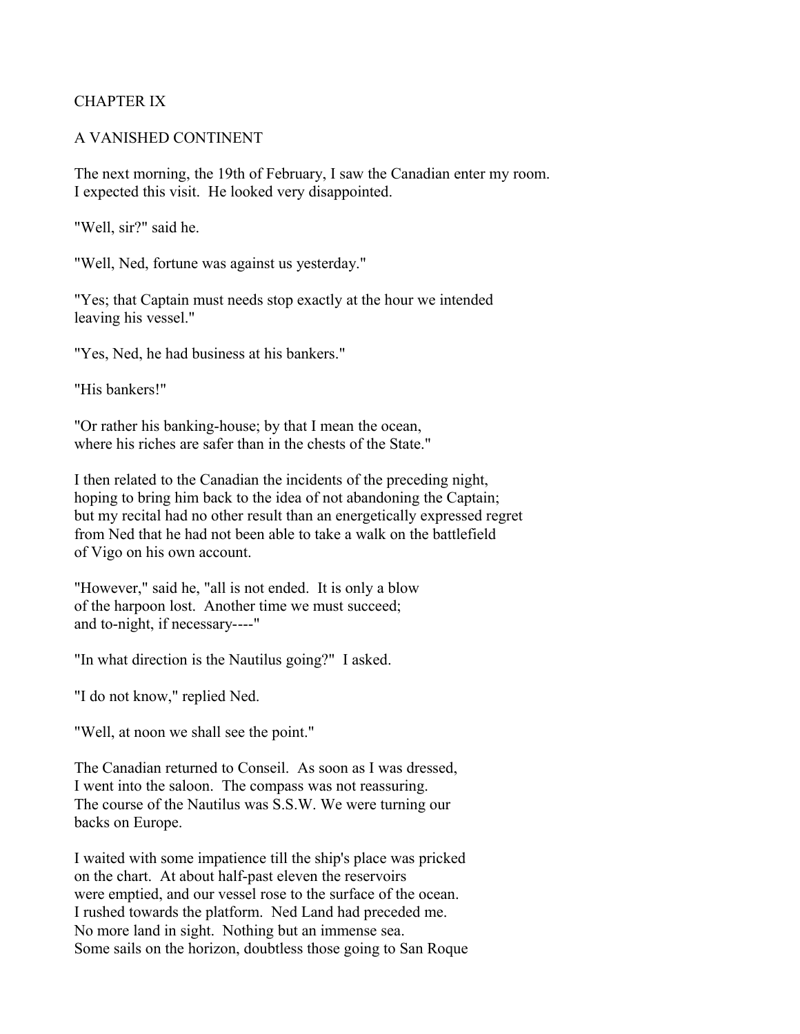## CHAPTER IX

## A VANISHED CONTINENT

The next morning, the 19th of February, I saw the Canadian enter my room. I expected this visit. He looked very disappointed.

"Well, sir?" said he.

"Well, Ned, fortune was against us yesterday."

"Yes; that Captain must needs stop exactly at the hour we intended leaving his vessel."

"Yes, Ned, he had business at his bankers."

"His bankers!"

"Or rather his banking-house; by that I mean the ocean, where his riches are safer than in the chests of the State."

I then related to the Canadian the incidents of the preceding night, hoping to bring him back to the idea of not abandoning the Captain; but my recital had no other result than an energetically expressed regret from Ned that he had not been able to take a walk on the battlefield of Vigo on his own account.

"However," said he, "all is not ended. It is only a blow of the harpoon lost. Another time we must succeed; and to-night, if necessary----"

"In what direction is the Nautilus going?" I asked.

"I do not know," replied Ned.

"Well, at noon we shall see the point."

The Canadian returned to Conseil. As soon as I was dressed, I went into the saloon. The compass was not reassuring. The course of the Nautilus was S.S.W. We were turning our backs on Europe.

I waited with some impatience till the ship's place was pricked on the chart. At about half-past eleven the reservoirs were emptied, and our vessel rose to the surface of the ocean. I rushed towards the platform. Ned Land had preceded me. No more land in sight. Nothing but an immense sea. Some sails on the horizon, doubtless those going to San Roque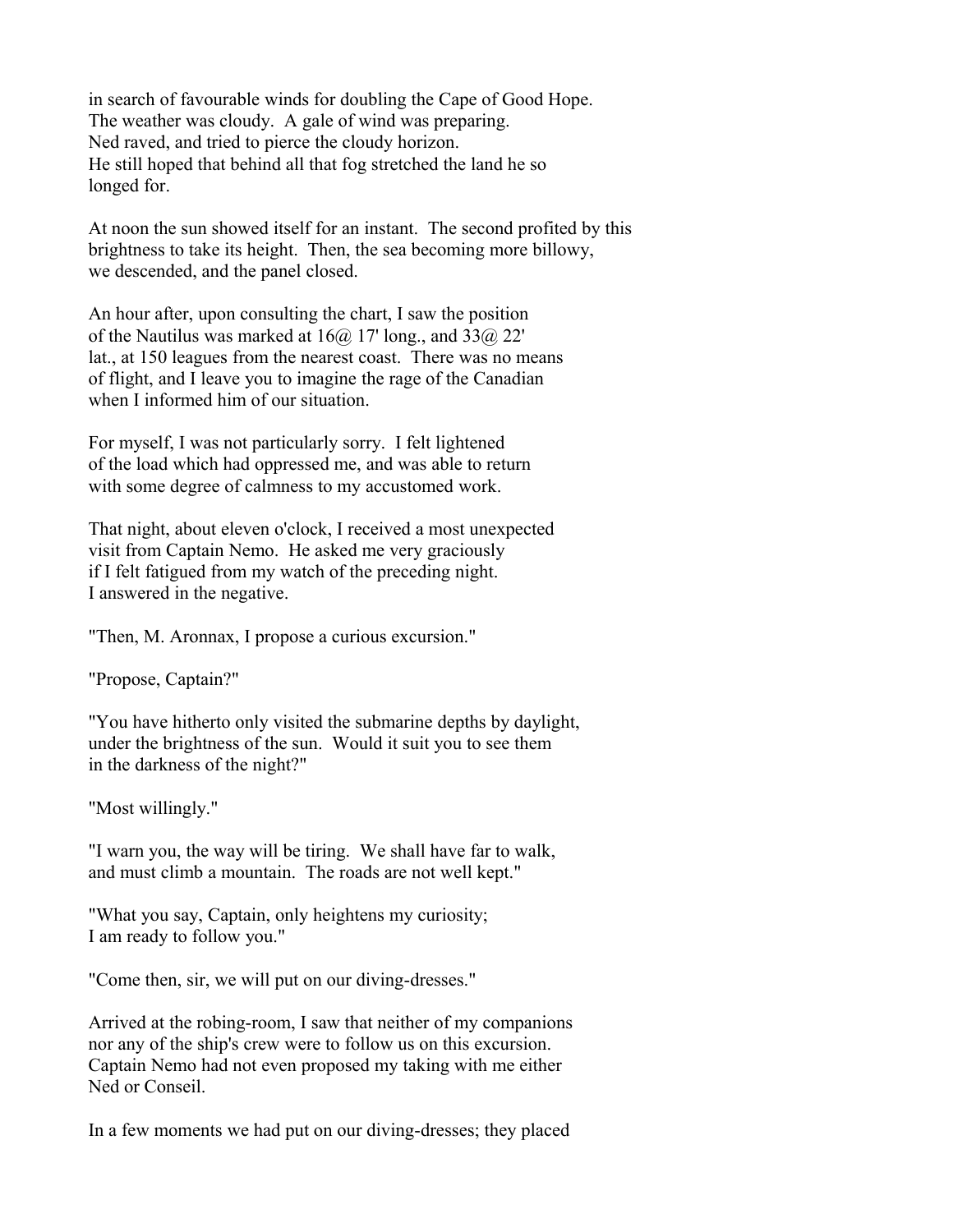in search of favourable winds for doubling the Cape of Good Hope. The weather was cloudy. A gale of wind was preparing. Ned raved, and tried to pierce the cloudy horizon. He still hoped that behind all that fog stretched the land he so longed for.

At noon the sun showed itself for an instant. The second profited by this brightness to take its height. Then, the sea becoming more billowy, we descended, and the panel closed.

An hour after, upon consulting the chart, I saw the position of the Nautilus was marked at 16@ 17' long., and 33@ 22' lat., at 150 leagues from the nearest coast. There was no means of flight, and I leave you to imagine the rage of the Canadian when I informed him of our situation.

For myself, I was not particularly sorry. I felt lightened of the load which had oppressed me, and was able to return with some degree of calmness to my accustomed work.

That night, about eleven o'clock, I received a most unexpected visit from Captain Nemo. He asked me very graciously if I felt fatigued from my watch of the preceding night. I answered in the negative.

"Then, M. Aronnax, I propose a curious excursion."

"Propose, Captain?"

"You have hitherto only visited the submarine depths by daylight, under the brightness of the sun. Would it suit you to see them in the darkness of the night?"

"Most willingly."

"I warn you, the way will be tiring. We shall have far to walk, and must climb a mountain. The roads are not well kept."

"What you say, Captain, only heightens my curiosity; I am ready to follow you."

"Come then, sir, we will put on our diving-dresses."

Arrived at the robing-room, I saw that neither of my companions nor any of the ship's crew were to follow us on this excursion. Captain Nemo had not even proposed my taking with me either Ned or Conseil.

In a few moments we had put on our diving-dresses; they placed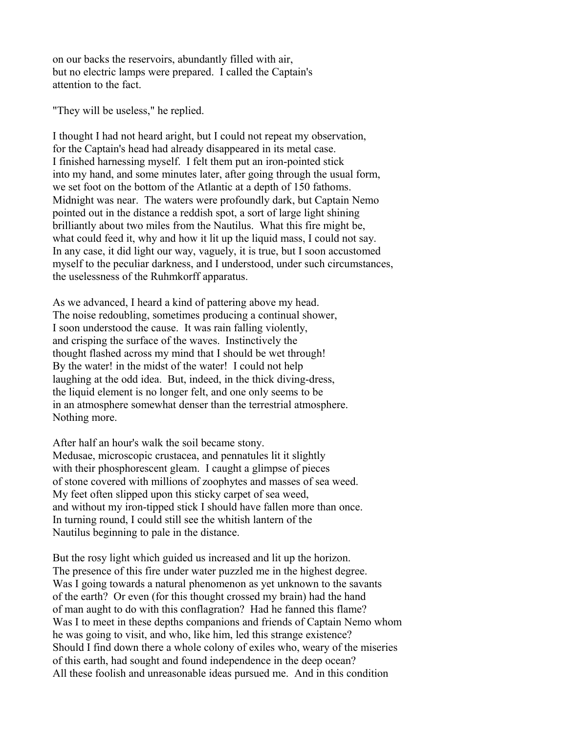on our backs the reservoirs, abundantly filled with air,
but no electric lamps were prepared. I called the Captain's
attention to the fact.

"They will be useless," he replied.

I thought I had not heard aright, but I could not repeat my observation,
for the Captain's head had already disappeared in its metal case.
I finished harnessing myself. I felt them put an iron-pointed stick
into my hand, and some minutes later, after going through the usual form,
we set foot on the bottom of the Atlantic at a depth of 150 fathoms.
Midnight was near. The waters were profoundly dark, but Captain Nemo
pointed out in the distance a reddish spot, a sort of large light shining
brilliantly about two miles from the Nautilus. What this fire might be,
what could feed it, why and how it lit up the liquid mass, I could not say.
In any case, it did light our way, vaguely, it is true, but I soon accustomed
myself to the peculiar darkness, and I understood, under such circumstances,
the uselessness of the Ruhmkorff apparatus.

As we advanced, I heard a kind of pattering above my head.
The noise redoubling, sometimes producing a continual shower,
I soon understood the cause. It was rain falling violently,
and crisping the surface of the waves. Instinctively the
thought flashed across my mind that I should be wet through!
By the water! in the midst of the water! I could not help
laughing at the odd idea. But, indeed, in the thick diving-dress,
the liquid element is no longer felt, and one only seems to be
in an atmosphere somewhat denser than the terrestrial atmosphere.
Nothing more.

After half an hour's walk the soil became stony.
Medusae, microscopic crustacea, and pennatules lit it slightly
with their phosphorescent gleam. I caught a glimpse of pieces
of stone covered with millions of zoophytes and masses of sea weed.
My feet often slipped upon this sticky carpet of sea weed,
and without my iron-tipped stick I should have fallen more than once.
In turning round, I could still see the whitish lantern of the
Nautilus beginning to pale in the distance.

But the rosy light which guided us increased and lit up the horizon.
The presence of this fire under water puzzled me in the highest degree.
Was I going towards a natural phenomenon as yet unknown to the savants
of the earth? Or even (for this thought crossed my brain) had the hand
of man aught to do with this conflagration? Had he fanned this flame?
Was I to meet in these depths companions and friends of Captain Nemo whom
he was going to visit, and who, like him, led this strange existence?
Should I find down there a whole colony of exiles who, weary of the miseries
of this earth, had sought and found independence in the deep ocean?
All these foolish and unreasonable ideas pursued me. And in this condition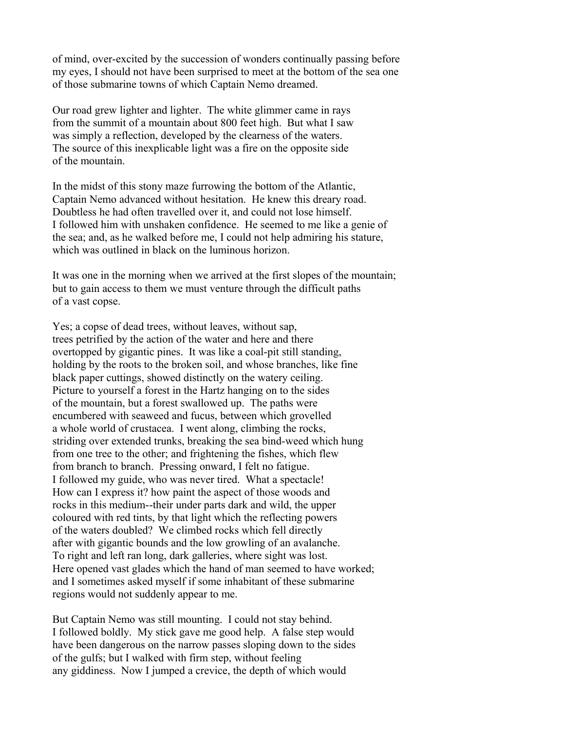of mind, over-excited by the succession of wonders continually passing before my eyes, I should not have been surprised to meet at the bottom of the sea one of those submarine towns of which Captain Nemo dreamed.

Our road grew lighter and lighter. The white glimmer came in rays from the summit of a mountain about 800 feet high. But what I saw was simply a reflection, developed by the clearness of the waters. The source of this inexplicable light was a fire on the opposite side of the mountain.

In the midst of this stony maze furrowing the bottom of the Atlantic, Captain Nemo advanced without hesitation. He knew this dreary road. Doubtless he had often travelled over it, and could not lose himself. I followed him with unshaken confidence. He seemed to me like a genie of the sea; and, as he walked before me, I could not help admiring his stature, which was outlined in black on the luminous horizon.

It was one in the morning when we arrived at the first slopes of the mountain; but to gain access to them we must venture through the difficult paths of a vast copse.

Yes; a copse of dead trees, without leaves, without sap, trees petrified by the action of the water and here and there overtopped by gigantic pines. It was like a coal-pit still standing, holding by the roots to the broken soil, and whose branches, like fine black paper cuttings, showed distinctly on the watery ceiling. Picture to yourself a forest in the Hartz hanging on to the sides of the mountain, but a forest swallowed up. The paths were encumbered with seaweed and fucus, between which grovelled a whole world of crustacea. I went along, climbing the rocks, striding over extended trunks, breaking the sea bind-weed which hung from one tree to the other; and frightening the fishes, which flew from branch to branch. Pressing onward, I felt no fatigue. I followed my guide, who was never tired. What a spectacle! How can I express it? how paint the aspect of those woods and rocks in this medium--their under parts dark and wild, the upper coloured with red tints, by that light which the reflecting powers of the waters doubled? We climbed rocks which fell directly after with gigantic bounds and the low growling of an avalanche. To right and left ran long, dark galleries, where sight was lost. Here opened vast glades which the hand of man seemed to have worked; and I sometimes asked myself if some inhabitant of these submarine regions would not suddenly appear to me.

But Captain Nemo was still mounting. I could not stay behind. I followed boldly. My stick gave me good help. A false step would have been dangerous on the narrow passes sloping down to the sides of the gulfs; but I walked with firm step, without feeling any giddiness. Now I jumped a crevice, the depth of which would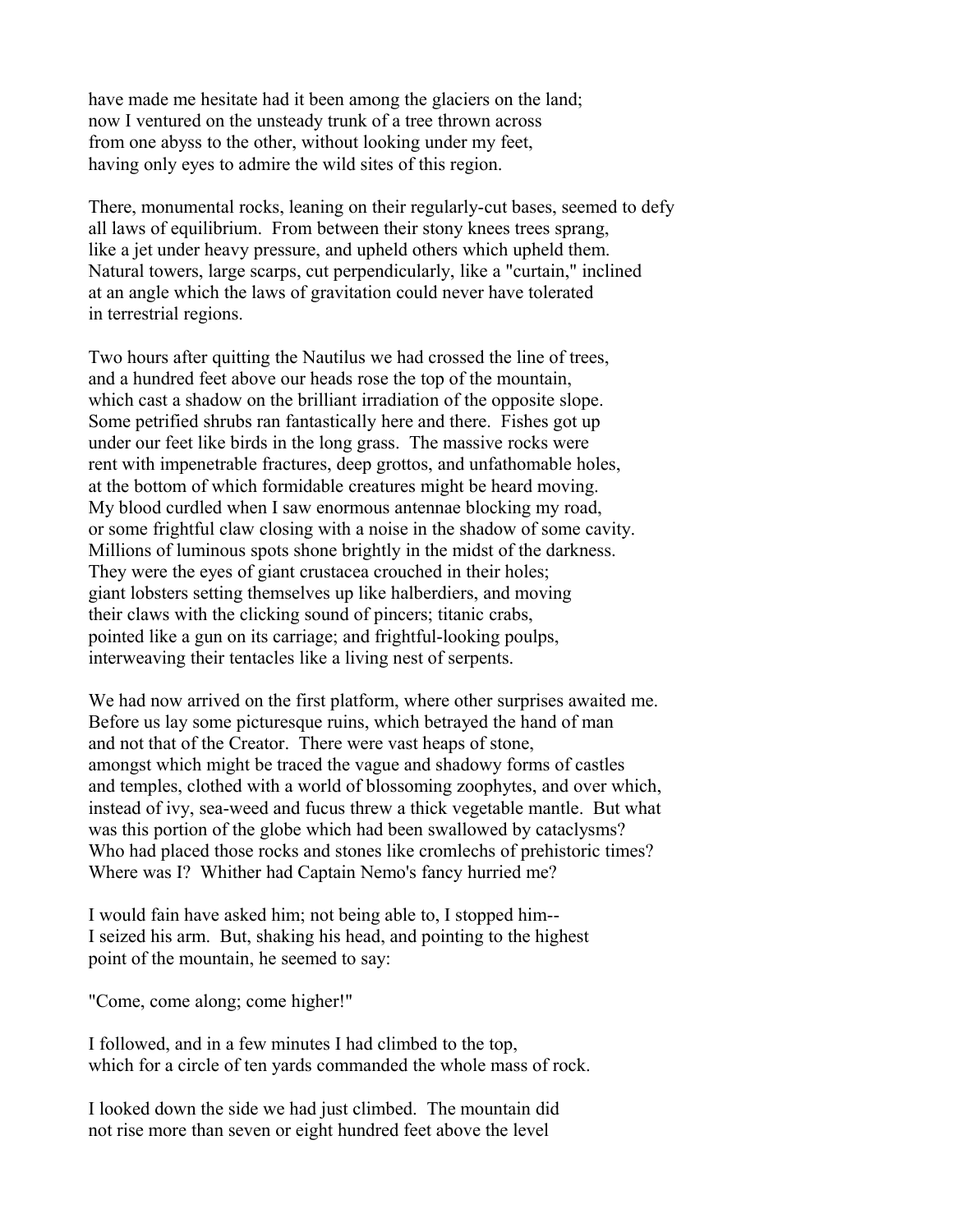have made me hesitate had it been among the glaciers on the land; now I ventured on the unsteady trunk of a tree thrown across from one abyss to the other, without looking under my feet, having only eyes to admire the wild sites of this region.

There, monumental rocks, leaning on their regularly-cut bases, seemed to defy all laws of equilibrium. From between their stony knees trees sprang, like a jet under heavy pressure, and upheld others which upheld them. Natural towers, large scarps, cut perpendicularly, like a "curtain," inclined at an angle which the laws of gravitation could never have tolerated in terrestrial regions.

Two hours after quitting the Nautilus we had crossed the line of trees, and a hundred feet above our heads rose the top of the mountain, which cast a shadow on the brilliant irradiation of the opposite slope. Some petrified shrubs ran fantastically here and there. Fishes got up under our feet like birds in the long grass. The massive rocks were rent with impenetrable fractures, deep grottos, and unfathomable holes, at the bottom of which formidable creatures might be heard moving. My blood curdled when I saw enormous antennae blocking my road, or some frightful claw closing with a noise in the shadow of some cavity. Millions of luminous spots shone brightly in the midst of the darkness. They were the eyes of giant crustacea crouched in their holes; giant lobsters setting themselves up like halberdiers, and moving their claws with the clicking sound of pincers; titanic crabs, pointed like a gun on its carriage; and frightful-looking poulps, interweaving their tentacles like a living nest of serpents.

We had now arrived on the first platform, where other surprises awaited me. Before us lay some picturesque ruins, which betrayed the hand of man and not that of the Creator. There were vast heaps of stone, amongst which might be traced the vague and shadowy forms of castles and temples, clothed with a world of blossoming zoophytes, and over which, instead of ivy, sea-weed and fucus threw a thick vegetable mantle. But what was this portion of the globe which had been swallowed by cataclysms? Who had placed those rocks and stones like cromlechs of prehistoric times? Where was I? Whither had Captain Nemo's fancy hurried me?

I would fain have asked him; not being able to, I stopped him-- I seized his arm. But, shaking his head, and pointing to the highest point of the mountain, he seemed to say:

"Come, come along; come higher!"

I followed, and in a few minutes I had climbed to the top, which for a circle of ten yards commanded the whole mass of rock.

I looked down the side we had just climbed. The mountain did not rise more than seven or eight hundred feet above the level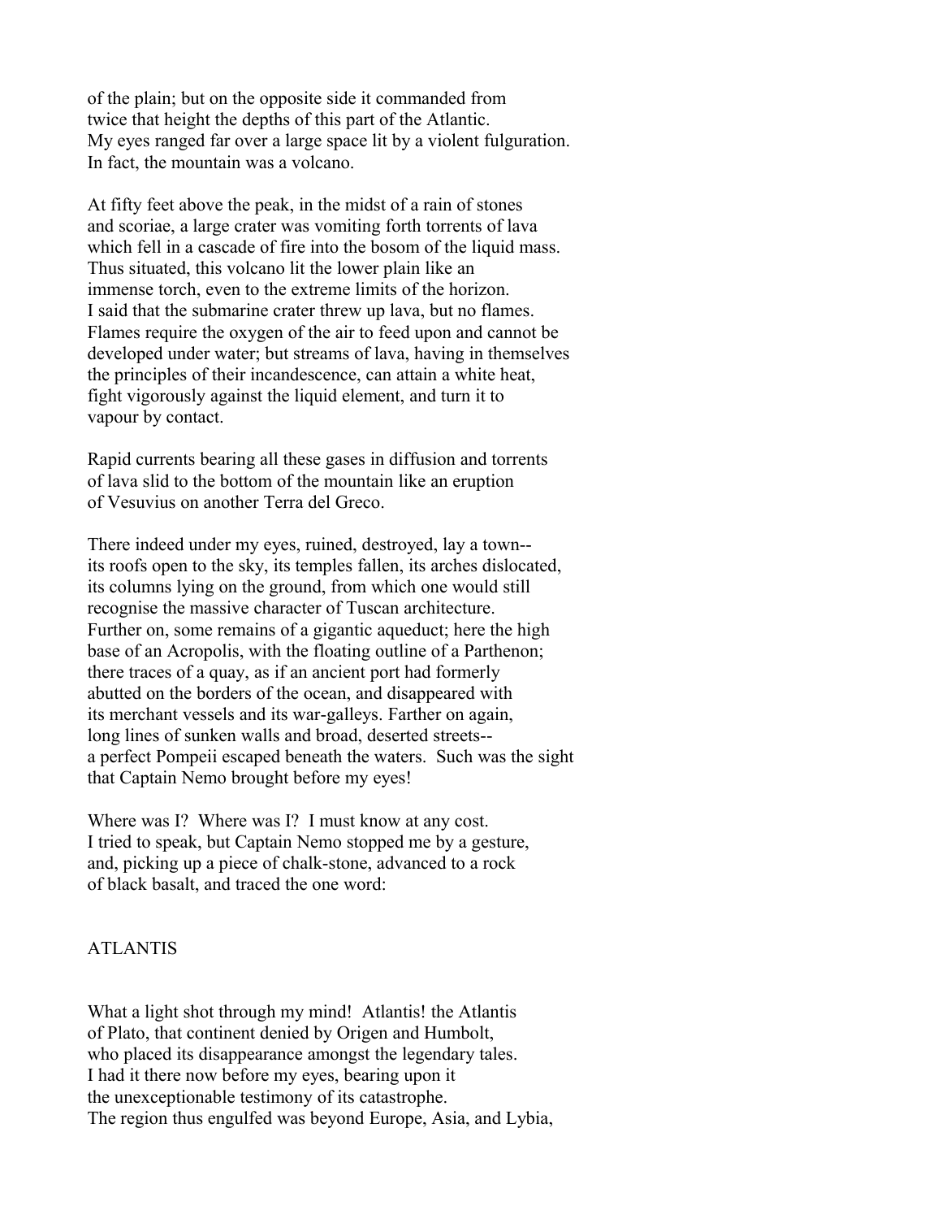of the plain; but on the opposite side it commanded from twice that height the depths of this part of the Atlantic. My eyes ranged far over a large space lit by a violent fulguration. In fact, the mountain was a volcano.

At fifty feet above the peak, in the midst of a rain of stones and scoriae, a large crater was vomiting forth torrents of lava which fell in a cascade of fire into the bosom of the liquid mass. Thus situated, this volcano lit the lower plain like an immense torch, even to the extreme limits of the horizon. I said that the submarine crater threw up lava, but no flames. Flames require the oxygen of the air to feed upon and cannot be developed under water; but streams of lava, having in themselves the principles of their incandescence, can attain a white heat, fight vigorously against the liquid element, and turn it to vapour by contact.

Rapid currents bearing all these gases in diffusion and torrents of lava slid to the bottom of the mountain like an eruption of Vesuvius on another Terra del Greco.

There indeed under my eyes, ruined, destroyed, lay a town--its roofs open to the sky, its temples fallen, its arches dislocated, its columns lying on the ground, from which one would still recognise the massive character of Tuscan architecture. Further on, some remains of a gigantic aqueduct; here the high base of an Acropolis, with the floating outline of a Parthenon; there traces of a quay, as if an ancient port had formerly abutted on the borders of the ocean, and disappeared with its merchant vessels and its war-galleys. Farther on again, long lines of sunken walls and broad, deserted streets--a perfect Pompeii escaped beneath the waters. Such was the sight that Captain Nemo brought before my eyes!

Where was I? Where was I? I must know at any cost. I tried to speak, but Captain Nemo stopped me by a gesture, and, picking up a piece of chalk-stone, advanced to a rock of black basalt, and traced the one word:

ATLANTIS

What a light shot through my mind! Atlantis! the Atlantis of Plato, that continent denied by Origen and Humbolt, who placed its disappearance amongst the legendary tales. I had it there now before my eyes, bearing upon it the unexceptionable testimony of its catastrophe. The region thus engulfed was beyond Europe, Asia, and Lybia,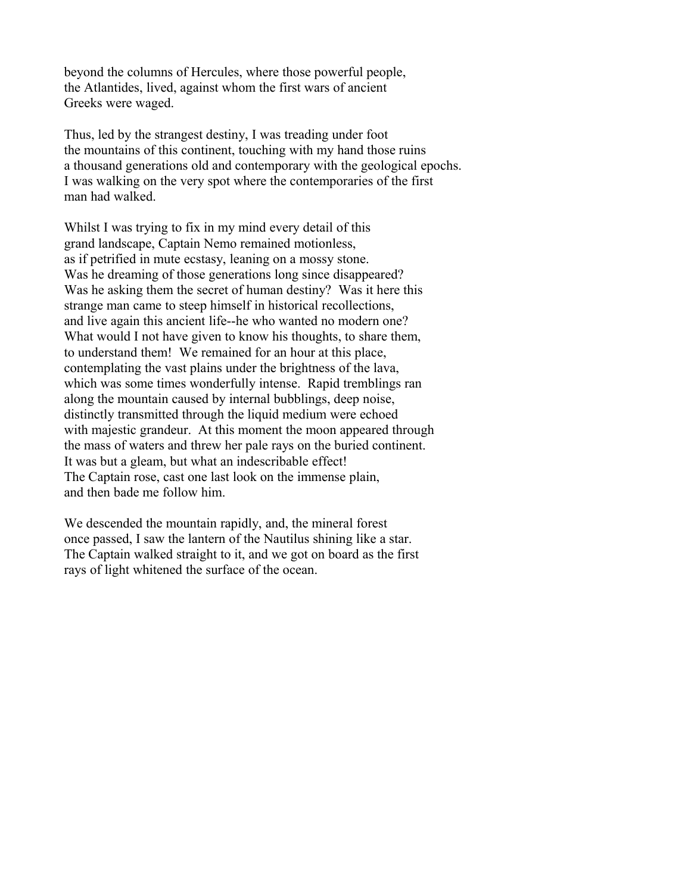beyond the columns of Hercules, where those powerful people, the Atlantides, lived, against whom the first wars of ancient Greeks were waged.

Thus, led by the strangest destiny, I was treading under foot the mountains of this continent, touching with my hand those ruins a thousand generations old and contemporary with the geological epochs. I was walking on the very spot where the contemporaries of the first man had walked.

Whilst I was trying to fix in my mind every detail of this grand landscape, Captain Nemo remained motionless, as if petrified in mute ecstasy, leaning on a mossy stone. Was he dreaming of those generations long since disappeared? Was he asking them the secret of human destiny? Was it here this strange man came to steep himself in historical recollections, and live again this ancient life--he who wanted no modern one? What would I not have given to know his thoughts, to share them, to understand them! We remained for an hour at this place, contemplating the vast plains under the brightness of the lava, which was some times wonderfully intense. Rapid tremblings ran along the mountain caused by internal bubblings, deep noise, distinctly transmitted through the liquid medium were echoed with majestic grandeur. At this moment the moon appeared through the mass of waters and threw her pale rays on the buried continent. It was but a gleam, but what an indescribable effect! The Captain rose, cast one last look on the immense plain, and then bade me follow him.

We descended the mountain rapidly, and, the mineral forest once passed, I saw the lantern of the Nautilus shining like a star. The Captain walked straight to it, and we got on board as the first rays of light whitened the surface of the ocean.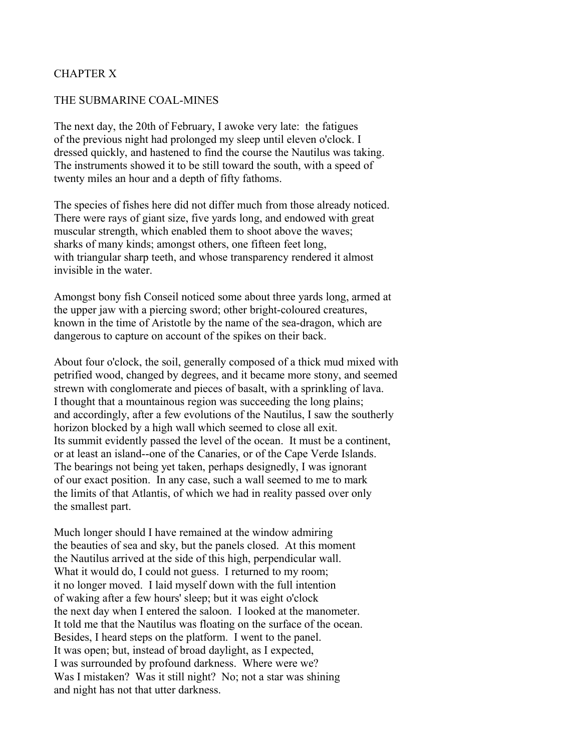# CHAPTER X

## THE SUBMARINE COAL-MINES

The next day, the 20th of February, I awoke very late: the fatigues of the previous night had prolonged my sleep until eleven o'clock. I dressed quickly, and hastened to find the course the Nautilus was taking. The instruments showed it to be still toward the south, with a speed of twenty miles an hour and a depth of fifty fathoms.

The species of fishes here did not differ much from those already noticed. There were rays of giant size, five yards long, and endowed with great muscular strength, which enabled them to shoot above the waves; sharks of many kinds; amongst others, one fifteen feet long, with triangular sharp teeth, and whose transparency rendered it almost invisible in the water.

Amongst bony fish Conseil noticed some about three yards long, armed at the upper jaw with a piercing sword; other bright-coloured creatures, known in the time of Aristotle by the name of the sea-dragon, which are dangerous to capture on account of the spikes on their back.

About four o'clock, the soil, generally composed of a thick mud mixed with petrified wood, changed by degrees, and it became more stony, and seemed strewn with conglomerate and pieces of basalt, with a sprinkling of lava. I thought that a mountainous region was succeeding the long plains; and accordingly, after a few evolutions of the Nautilus, I saw the southerly horizon blocked by a high wall which seemed to close all exit. Its summit evidently passed the level of the ocean. It must be a continent, or at least an island--one of the Canaries, or of the Cape Verde Islands. The bearings not being yet taken, perhaps designedly, I was ignorant of our exact position. In any case, such a wall seemed to me to mark the limits of that Atlantis, of which we had in reality passed over only the smallest part.

Much longer should I have remained at the window admiring the beauties of sea and sky, but the panels closed. At this moment the Nautilus arrived at the side of this high, perpendicular wall. What it would do, I could not guess. I returned to my room; it no longer moved. I laid myself down with the full intention of waking after a few hours' sleep; but it was eight o'clock the next day when I entered the saloon. I looked at the manometer. It told me that the Nautilus was floating on the surface of the ocean. Besides, I heard steps on the platform. I went to the panel. It was open; but, instead of broad daylight, as I expected, I was surrounded by profound darkness. Where were we? Was I mistaken? Was it still night? No; not a star was shining and night has not that utter darkness.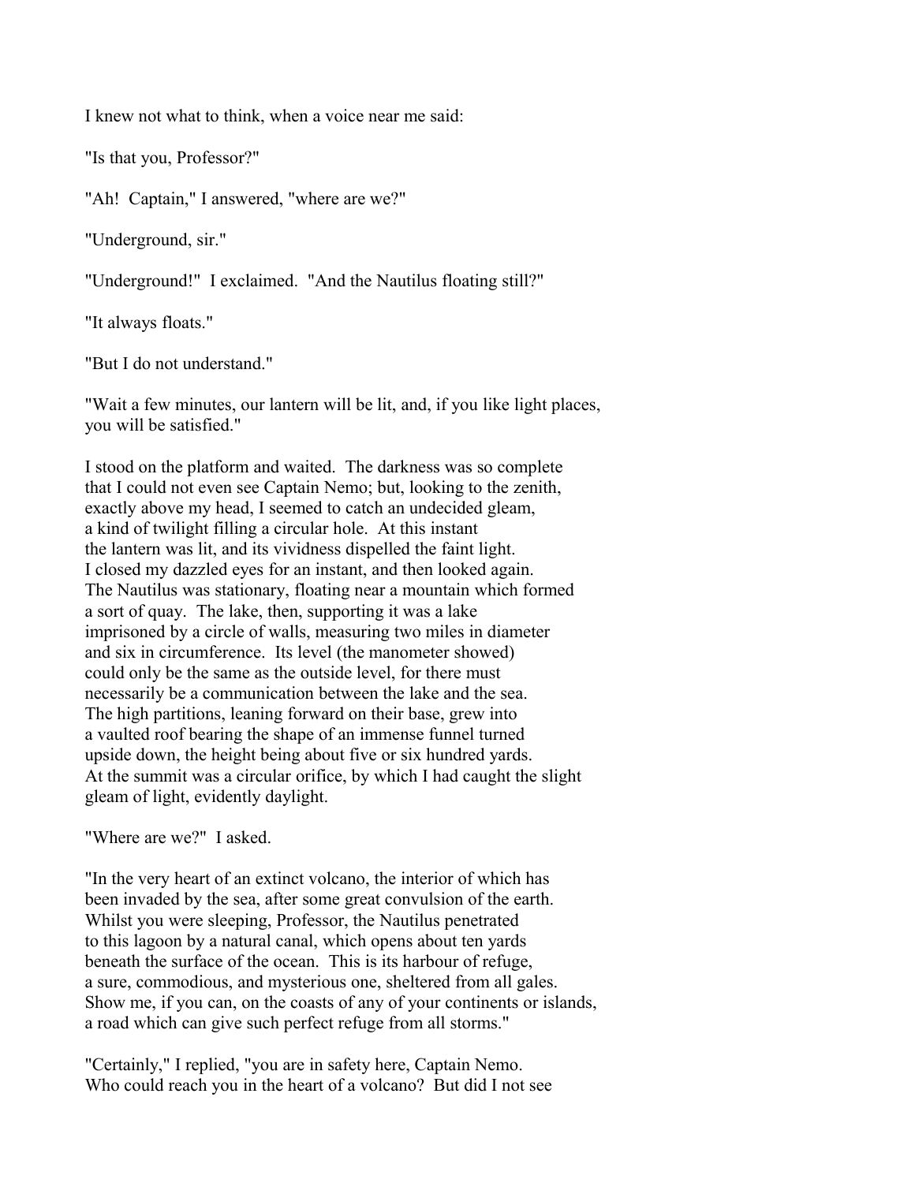I knew not what to think, when a voice near me said:

"Is that you, Professor?"

"Ah!  Captain," I answered, "where are we?"

"Underground, sir."

"Underground!"  I exclaimed.  "And the Nautilus floating still?"

"It always floats."

"But I do not understand."

"Wait a few minutes, our lantern will be lit, and, if you like light places, you will be satisfied."

I stood on the platform and waited.  The darkness was so complete that I could not even see Captain Nemo; but, looking to the zenith, exactly above my head, I seemed to catch an undecided gleam, a kind of twilight filling a circular hole.  At this instant the lantern was lit, and its vividness dispelled the faint light. I closed my dazzled eyes for an instant, and then looked again. The Nautilus was stationary, floating near a mountain which formed a sort of quay.  The lake, then, supporting it was a lake imprisoned by a circle of walls, measuring two miles in diameter and six in circumference.  Its level (the manometer showed) could only be the same as the outside level, for there must necessarily be a communication between the lake and the sea. The high partitions, leaning forward on their base, grew into a vaulted roof bearing the shape of an immense funnel turned upside down, the height being about five or six hundred yards. At the summit was a circular orifice, by which I had caught the slight gleam of light, evidently daylight.

"Where are we?"  I asked.

"In the very heart of an extinct volcano, the interior of which has been invaded by the sea, after some great convulsion of the earth. Whilst you were sleeping, Professor, the Nautilus penetrated to this lagoon by a natural canal, which opens about ten yards beneath the surface of the ocean.  This is its harbour of refuge, a sure, commodious, and mysterious one, sheltered from all gales. Show me, if you can, on the coasts of any of your continents or islands, a road which can give such perfect refuge from all storms."

"Certainly," I replied, "you are in safety here, Captain Nemo. Who could reach you in the heart of a volcano?  But did I not see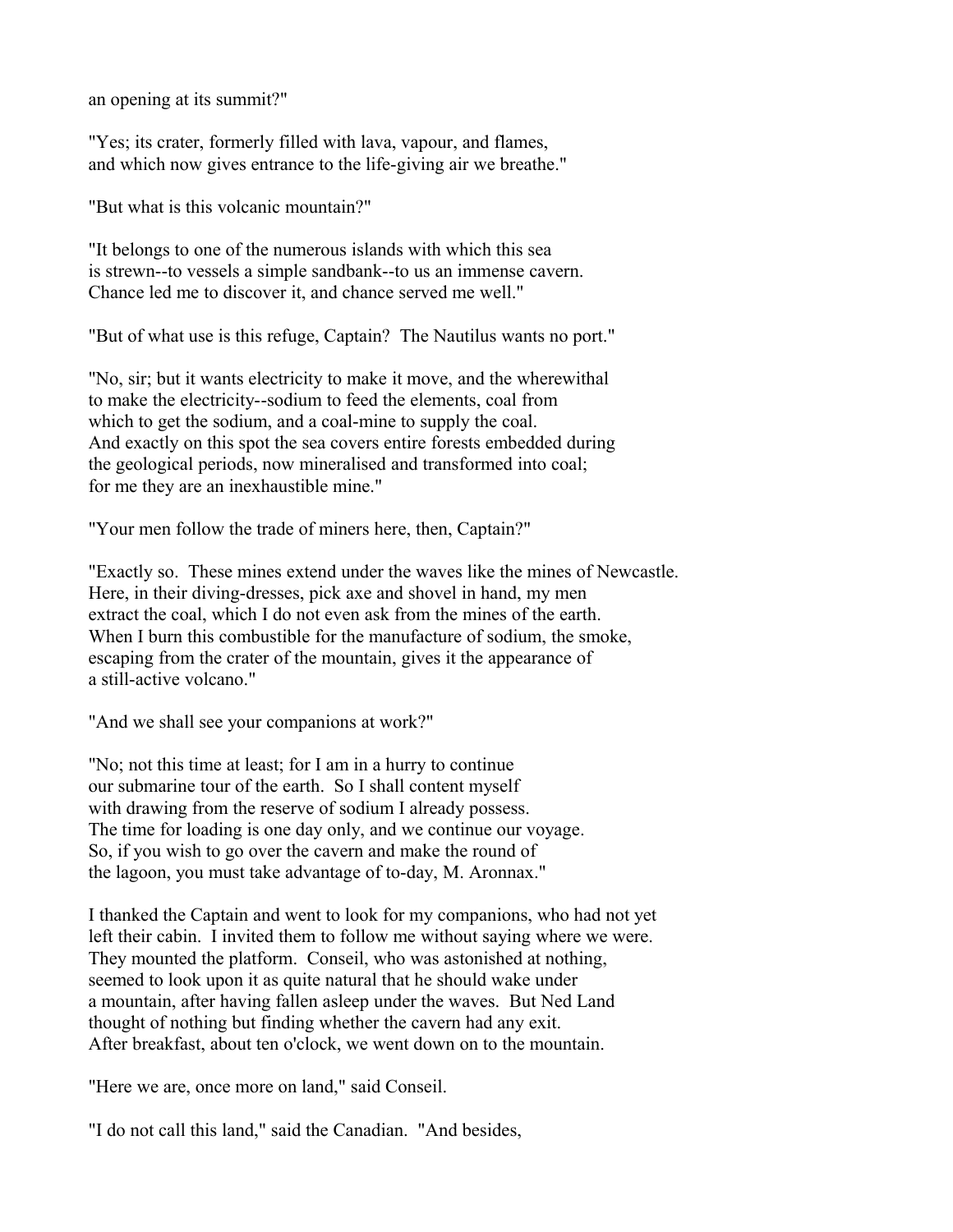an opening at its summit?"

"Yes; its crater, formerly filled with lava, vapour, and flames, and which now gives entrance to the life-giving air we breathe."

"But what is this volcanic mountain?"

"It belongs to one of the numerous islands with which this sea is strewn--to vessels a simple sandbank--to us an immense cavern. Chance led me to discover it, and chance served me well."

"But of what use is this refuge, Captain? The Nautilus wants no port."

"No, sir; but it wants electricity to make it move, and the wherewithal to make the electricity--sodium to feed the elements, coal from which to get the sodium, and a coal-mine to supply the coal. And exactly on this spot the sea covers entire forests embedded during the geological periods, now mineralised and transformed into coal; for me they are an inexhaustible mine."

"Your men follow the trade of miners here, then, Captain?"

"Exactly so. These mines extend under the waves like the mines of Newcastle. Here, in their diving-dresses, pick axe and shovel in hand, my men extract the coal, which I do not even ask from the mines of the earth. When I burn this combustible for the manufacture of sodium, the smoke, escaping from the crater of the mountain, gives it the appearance of a still-active volcano."

"And we shall see your companions at work?"

"No; not this time at least; for I am in a hurry to continue our submarine tour of the earth. So I shall content myself with drawing from the reserve of sodium I already possess. The time for loading is one day only, and we continue our voyage. So, if you wish to go over the cavern and make the round of the lagoon, you must take advantage of to-day, M. Aronnax."

I thanked the Captain and went to look for my companions, who had not yet left their cabin. I invited them to follow me without saying where we were. They mounted the platform. Conseil, who was astonished at nothing, seemed to look upon it as quite natural that he should wake under a mountain, after having fallen asleep under the waves. But Ned Land thought of nothing but finding whether the cavern had any exit. After breakfast, about ten o'clock, we went down on to the mountain.

"Here we are, once more on land," said Conseil.

"I do not call this land," said the Canadian. "And besides,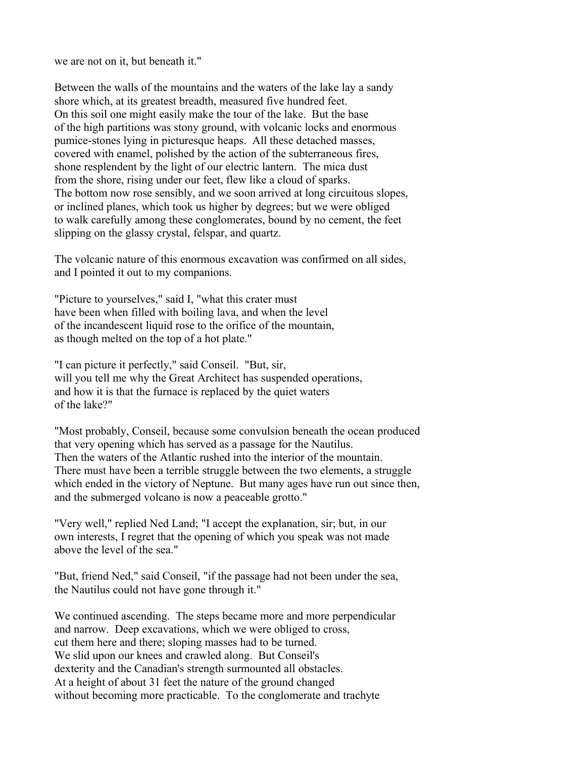we are not on it, but beneath it."

Between the walls of the mountains and the waters of the lake lay a sandy shore which, at its greatest breadth, measured five hundred feet. On this soil one might easily make the tour of the lake. But the base of the high partitions was stony ground, with volcanic locks and enormous pumice-stones lying in picturesque heaps. All these detached masses, covered with enamel, polished by the action of the subterraneous fires, shone resplendent by the light of our electric lantern. The mica dust from the shore, rising under our feet, flew like a cloud of sparks. The bottom now rose sensibly, and we soon arrived at long circuitous slopes, or inclined planes, which took us higher by degrees; but we were obliged to walk carefully among these conglomerates, bound by no cement, the feet slipping on the glassy crystal, felspar, and quartz.

The volcanic nature of this enormous excavation was confirmed on all sides, and I pointed it out to my companions.

"Picture to yourselves," said I, "what this crater must have been when filled with boiling lava, and when the level of the incandescent liquid rose to the orifice of the mountain, as though melted on the top of a hot plate."

"I can picture it perfectly," said Conseil. "But, sir, will you tell me why the Great Architect has suspended operations, and how it is that the furnace is replaced by the quiet waters of the lake?"

"Most probably, Conseil, because some convulsion beneath the ocean produced that very opening which has served as a passage for the Nautilus. Then the waters of the Atlantic rushed into the interior of the mountain. There must have been a terrible struggle between the two elements, a struggle which ended in the victory of Neptune. But many ages have run out since then, and the submerged volcano is now a peaceable grotto."

"Very well," replied Ned Land; "I accept the explanation, sir; but, in our own interests, I regret that the opening of which you speak was not made above the level of the sea."

"But, friend Ned," said Conseil, "if the passage had not been under the sea, the Nautilus could not have gone through it."

We continued ascending. The steps became more and more perpendicular and narrow. Deep excavations, which we were obliged to cross, cut them here and there; sloping masses had to be turned. We slid upon our knees and crawled along. But Conseil's dexterity and the Canadian's strength surmounted all obstacles. At a height of about 31 feet the nature of the ground changed without becoming more practicable. To the conglomerate and trachyte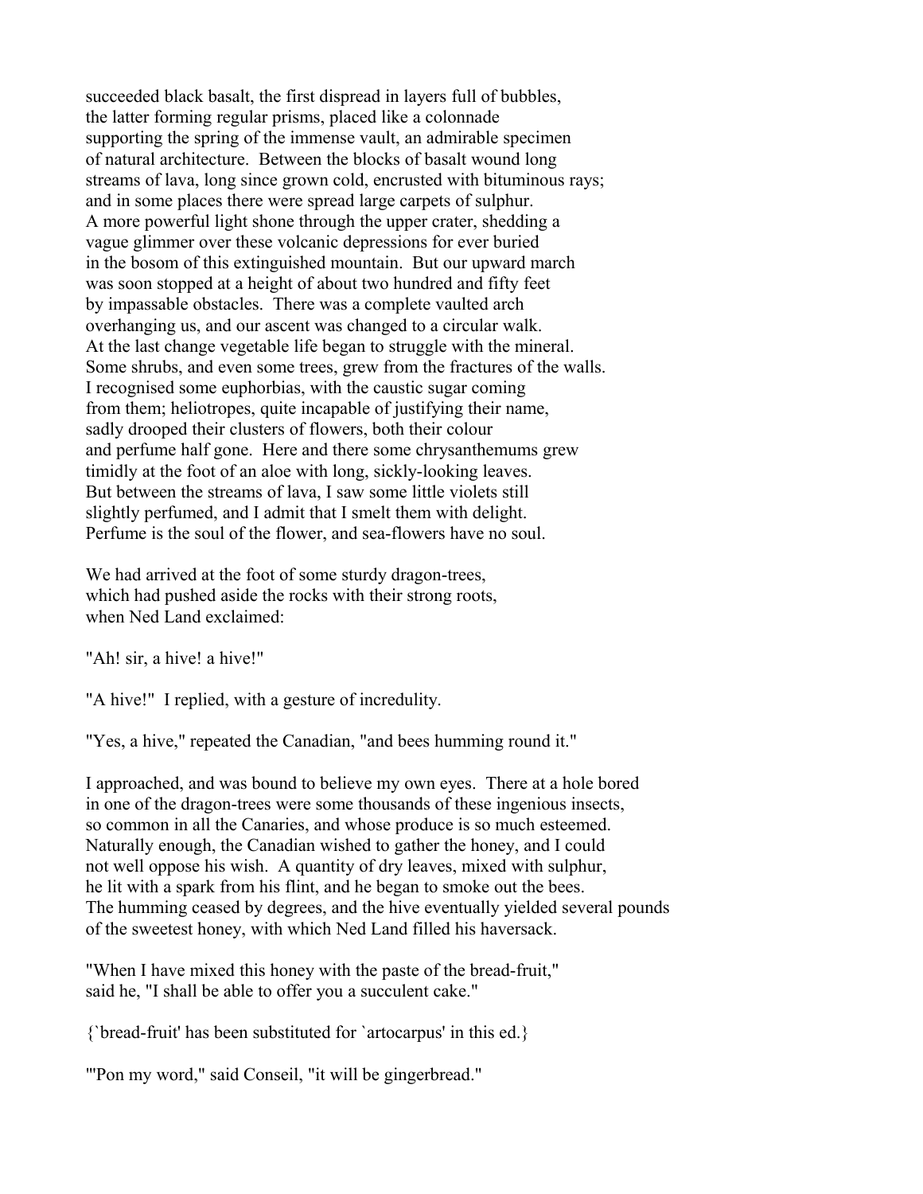succeeded black basalt, the first dispread in layers full of bubbles, the latter forming regular prisms, placed like a colonnade supporting the spring of the immense vault, an admirable specimen of natural architecture. Between the blocks of basalt wound long streams of lava, long since grown cold, encrusted with bituminous rays; and in some places there were spread large carpets of sulphur. A more powerful light shone through the upper crater, shedding a vague glimmer over these volcanic depressions for ever buried in the bosom of this extinguished mountain. But our upward march was soon stopped at a height of about two hundred and fifty feet by impassable obstacles. There was a complete vaulted arch overhanging us, and our ascent was changed to a circular walk. At the last change vegetable life began to struggle with the mineral. Some shrubs, and even some trees, grew from the fractures of the walls. I recognised some euphorbias, with the caustic sugar coming from them; heliotropes, quite incapable of justifying their name, sadly drooped their clusters of flowers, both their colour and perfume half gone. Here and there some chrysanthemums grew timidly at the foot of an aloe with long, sickly-looking leaves. But between the streams of lava, I saw some little violets still slightly perfumed, and I admit that I smelt them with delight. Perfume is the soul of the flower, and sea-flowers have no soul.

We had arrived at the foot of some sturdy dragon-trees, which had pushed aside the rocks with their strong roots, when Ned Land exclaimed:

"Ah! sir, a hive! a hive!"

"A hive!" I replied, with a gesture of incredulity.

"Yes, a hive," repeated the Canadian, "and bees humming round it."

I approached, and was bound to believe my own eyes. There at a hole bored in one of the dragon-trees were some thousands of these ingenious insects, so common in all the Canaries, and whose produce is so much esteemed. Naturally enough, the Canadian wished to gather the honey, and I could not well oppose his wish. A quantity of dry leaves, mixed with sulphur, he lit with a spark from his flint, and he began to smoke out the bees. The humming ceased by degrees, and the hive eventually yielded several pounds of the sweetest honey, with which Ned Land filled his haversack.

"When I have mixed this honey with the paste of the bread-fruit," said he, "I shall be able to offer you a succulent cake."

{`bread-fruit' has been substituted for `artocarpus' in this ed.}

"'Pon my word," said Conseil, "it will be gingerbread."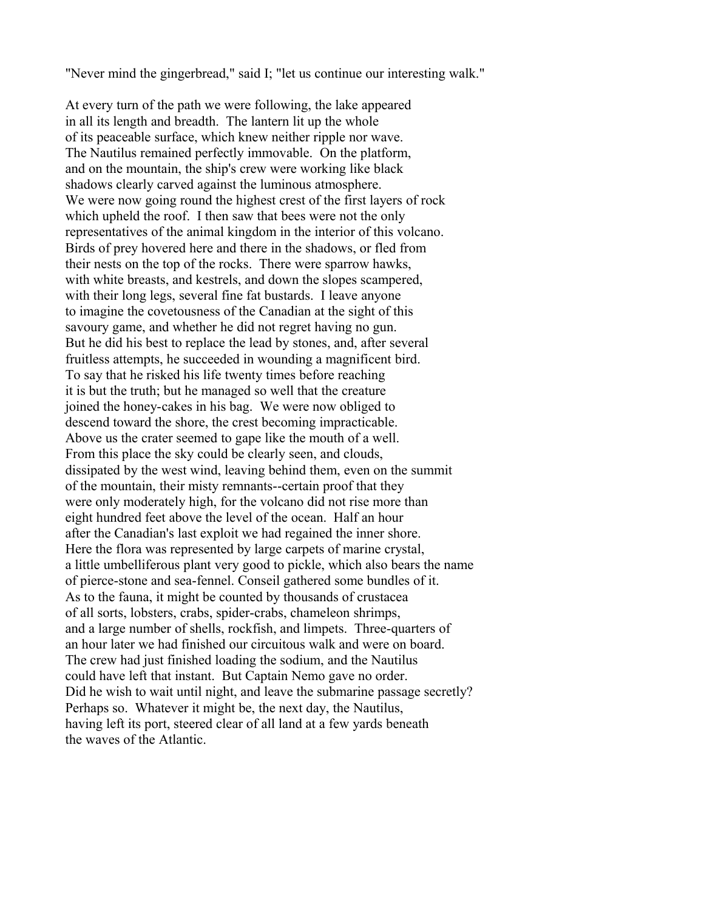"Never mind the gingerbread," said I; "let us continue our interesting walk."

At every turn of the path we were following, the lake appeared in all its length and breadth. The lantern lit up the whole of its peaceable surface, which knew neither ripple nor wave. The Nautilus remained perfectly immovable. On the platform, and on the mountain, the ship's crew were working like black shadows clearly carved against the luminous atmosphere. We were now going round the highest crest of the first layers of rock which upheld the roof. I then saw that bees were not the only representatives of the animal kingdom in the interior of this volcano. Birds of prey hovered here and there in the shadows, or fled from their nests on the top of the rocks. There were sparrow hawks, with white breasts, and kestrels, and down the slopes scampered, with their long legs, several fine fat bustards. I leave anyone to imagine the covetousness of the Canadian at the sight of this savoury game, and whether he did not regret having no gun. But he did his best to replace the lead by stones, and, after several fruitless attempts, he succeeded in wounding a magnificent bird. To say that he risked his life twenty times before reaching it is but the truth; but he managed so well that the creature joined the honey-cakes in his bag. We were now obliged to descend toward the shore, the crest becoming impracticable. Above us the crater seemed to gape like the mouth of a well. From this place the sky could be clearly seen, and clouds, dissipated by the west wind, leaving behind them, even on the summit of the mountain, their misty remnants--certain proof that they were only moderately high, for the volcano did not rise more than eight hundred feet above the level of the ocean. Half an hour after the Canadian's last exploit we had regained the inner shore. Here the flora was represented by large carpets of marine crystal, a little umbelliferous plant very good to pickle, which also bears the name of pierce-stone and sea-fennel. Conseil gathered some bundles of it. As to the fauna, it might be counted by thousands of crustacea of all sorts, lobsters, crabs, spider-crabs, chameleon shrimps, and a large number of shells, rockfish, and limpets. Three-quarters of an hour later we had finished our circuitous walk and were on board. The crew had just finished loading the sodium, and the Nautilus could have left that instant. But Captain Nemo gave no order. Did he wish to wait until night, and leave the submarine passage secretly? Perhaps so. Whatever it might be, the next day, the Nautilus, having left its port, steered clear of all land at a few yards beneath the waves of the Atlantic.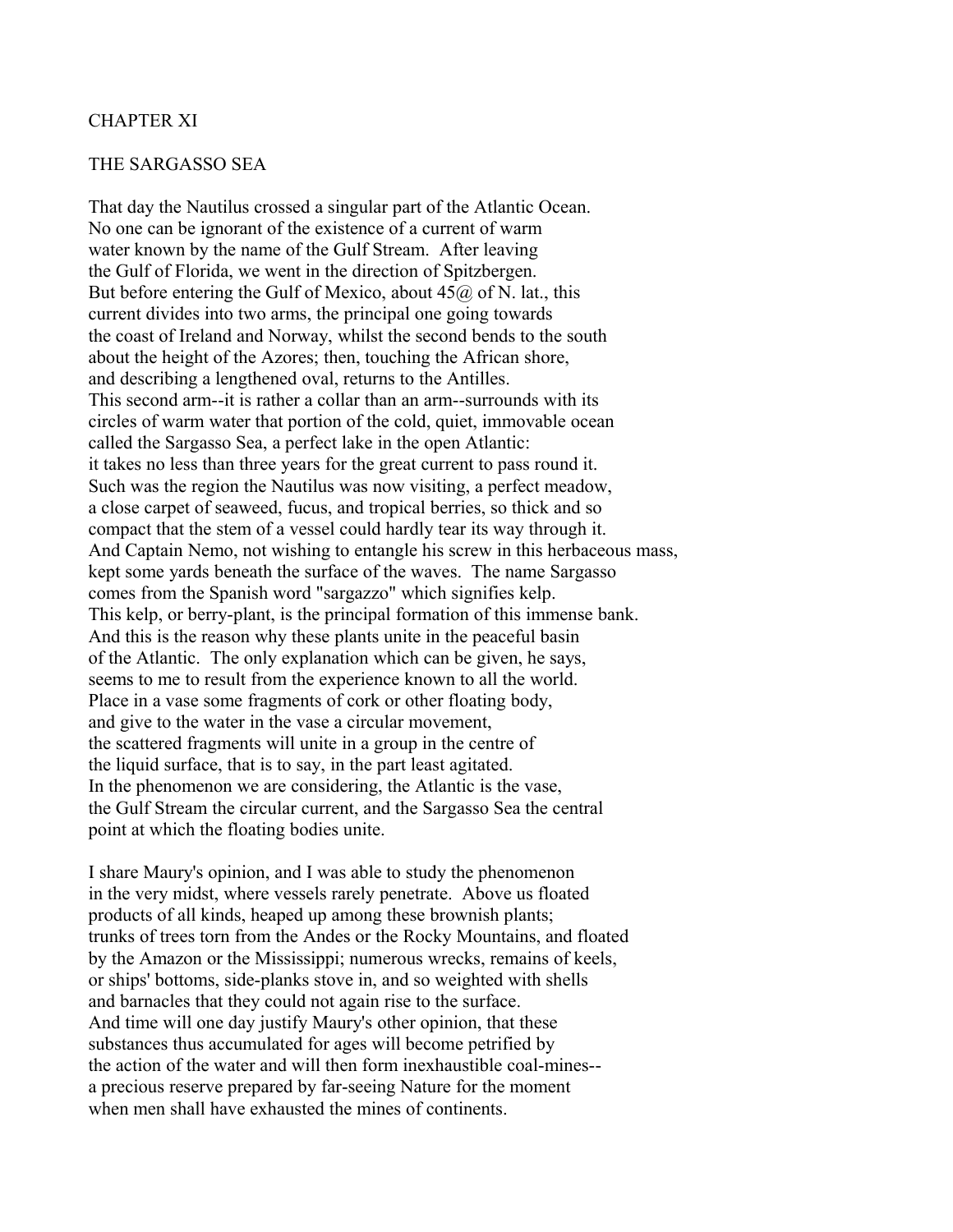# CHAPTER XI

## THE SARGASSO SEA

That day the Nautilus crossed a singular part of the Atlantic Ocean. No one can be ignorant of the existence of a current of warm water known by the name of the Gulf Stream. After leaving the Gulf of Florida, we went in the direction of Spitzbergen. But before entering the Gulf of Mexico, about 45@ of N. lat., this current divides into two arms, the principal one going towards the coast of Ireland and Norway, whilst the second bends to the south about the height of the Azores; then, touching the African shore, and describing a lengthened oval, returns to the Antilles. This second arm--it is rather a collar than an arm--surrounds with its circles of warm water that portion of the cold, quiet, immovable ocean called the Sargasso Sea, a perfect lake in the open Atlantic: it takes no less than three years for the great current to pass round it. Such was the region the Nautilus was now visiting, a perfect meadow, a close carpet of seaweed, fucus, and tropical berries, so thick and so compact that the stem of a vessel could hardly tear its way through it. And Captain Nemo, not wishing to entangle his screw in this herbaceous mass, kept some yards beneath the surface of the waves. The name Sargasso comes from the Spanish word "sargazzo" which signifies kelp. This kelp, or berry-plant, is the principal formation of this immense bank. And this is the reason why these plants unite in the peaceful basin of the Atlantic. The only explanation which can be given, he says, seems to me to result from the experience known to all the world. Place in a vase some fragments of cork or other floating body, and give to the water in the vase a circular movement, the scattered fragments will unite in a group in the centre of the liquid surface, that is to say, in the part least agitated. In the phenomenon we are considering, the Atlantic is the vase, the Gulf Stream the circular current, and the Sargasso Sea the central point at which the floating bodies unite.

I share Maury's opinion, and I was able to study the phenomenon in the very midst, where vessels rarely penetrate. Above us floated products of all kinds, heaped up among these brownish plants; trunks of trees torn from the Andes or the Rocky Mountains, and floated by the Amazon or the Mississippi; numerous wrecks, remains of keels, or ships' bottoms, side-planks stove in, and so weighted with shells and barnacles that they could not again rise to the surface. And time will one day justify Maury's other opinion, that these substances thus accumulated for ages will become petrified by the action of the water and will then form inexhaustible coal-mines--a precious reserve prepared by far-seeing Nature for the moment when men shall have exhausted the mines of continents.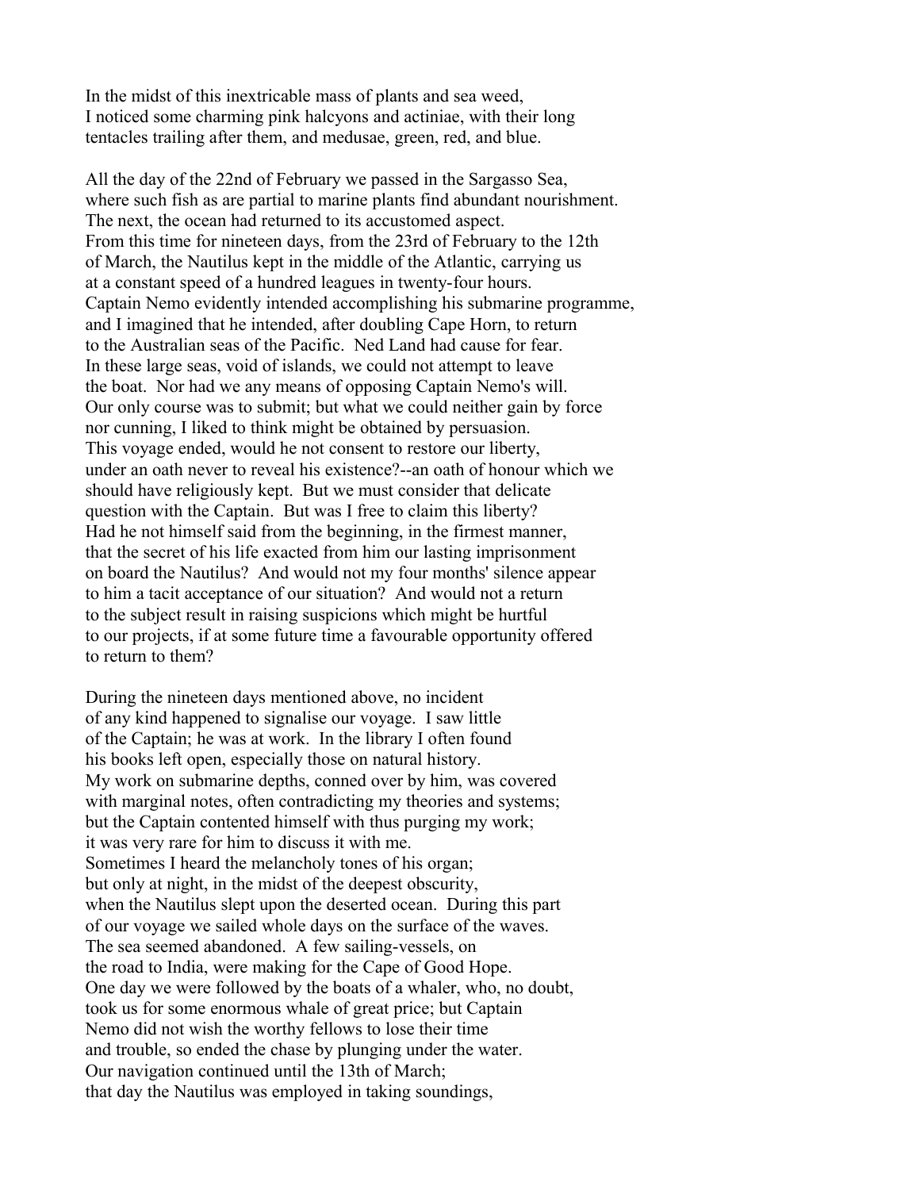In the midst of this inextricable mass of plants and sea weed, I noticed some charming pink halcyons and actiniae, with their long tentacles trailing after them, and medusae, green, red, and blue.

All the day of the 22nd of February we passed in the Sargasso Sea, where such fish as are partial to marine plants find abundant nourishment. The next, the ocean had returned to its accustomed aspect. From this time for nineteen days, from the 23rd of February to the 12th of March, the Nautilus kept in the middle of the Atlantic, carrying us at a constant speed of a hundred leagues in twenty-four hours. Captain Nemo evidently intended accomplishing his submarine programme, and I imagined that he intended, after doubling Cape Horn, to return to the Australian seas of the Pacific. Ned Land had cause for fear. In these large seas, void of islands, we could not attempt to leave the boat. Nor had we any means of opposing Captain Nemo's will. Our only course was to submit; but what we could neither gain by force nor cunning, I liked to think might be obtained by persuasion. This voyage ended, would he not consent to restore our liberty, under an oath never to reveal his existence?--an oath of honour which we should have religiously kept. But we must consider that delicate question with the Captain. But was I free to claim this liberty? Had he not himself said from the beginning, in the firmest manner, that the secret of his life exacted from him our lasting imprisonment on board the Nautilus? And would not my four months' silence appear to him a tacit acceptance of our situation? And would not a return to the subject result in raising suspicions which might be hurtful to our projects, if at some future time a favourable opportunity offered to return to them?

During the nineteen days mentioned above, no incident of any kind happened to signalise our voyage. I saw little of the Captain; he was at work. In the library I often found his books left open, especially those on natural history. My work on submarine depths, conned over by him, was covered with marginal notes, often contradicting my theories and systems; but the Captain contented himself with thus purging my work; it was very rare for him to discuss it with me. Sometimes I heard the melancholy tones of his organ; but only at night, in the midst of the deepest obscurity, when the Nautilus slept upon the deserted ocean. During this part of our voyage we sailed whole days on the surface of the waves. The sea seemed abandoned. A few sailing-vessels, on the road to India, were making for the Cape of Good Hope. One day we were followed by the boats of a whaler, who, no doubt, took us for some enormous whale of great price; but Captain Nemo did not wish the worthy fellows to lose their time and trouble, so ended the chase by plunging under the water. Our navigation continued until the 13th of March; that day the Nautilus was employed in taking soundings,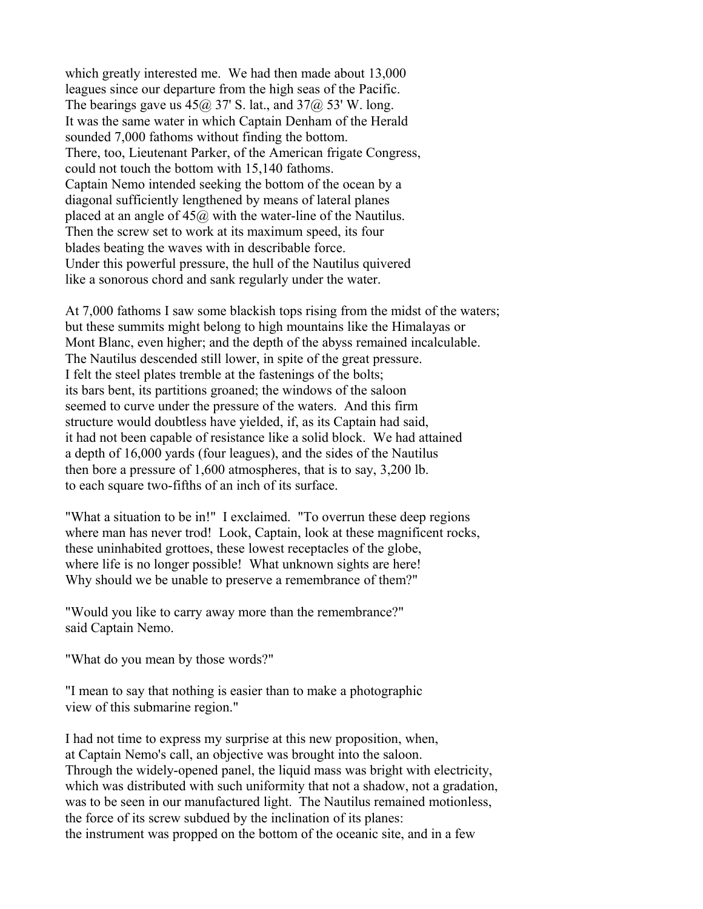which greatly interested me. We had then made about 13,000 leagues since our departure from the high seas of the Pacific. The bearings gave us 45@ 37' S. lat., and 37@ 53' W. long. It was the same water in which Captain Denham of the Herald sounded 7,000 fathoms without finding the bottom. There, too, Lieutenant Parker, of the American frigate Congress, could not touch the bottom with 15,140 fathoms. Captain Nemo intended seeking the bottom of the ocean by a diagonal sufficiently lengthened by means of lateral planes placed at an angle of 45@ with the water-line of the Nautilus. Then the screw set to work at its maximum speed, its four blades beating the waves with in describable force. Under this powerful pressure, the hull of the Nautilus quivered like a sonorous chord and sank regularly under the water.

At 7,000 fathoms I saw some blackish tops rising from the midst of the waters; but these summits might belong to high mountains like the Himalayas or Mont Blanc, even higher; and the depth of the abyss remained incalculable. The Nautilus descended still lower, in spite of the great pressure. I felt the steel plates tremble at the fastenings of the bolts; its bars bent, its partitions groaned; the windows of the saloon seemed to curve under the pressure of the waters. And this firm structure would doubtless have yielded, if, as its Captain had said, it had not been capable of resistance like a solid block. We had attained a depth of 16,000 yards (four leagues), and the sides of the Nautilus then bore a pressure of 1,600 atmospheres, that is to say, 3,200 lb. to each square two-fifths of an inch of its surface.

"What a situation to be in!" I exclaimed. "To overrun these deep regions where man has never trod! Look, Captain, look at these magnificent rocks, these uninhabited grottoes, these lowest receptacles of the globe, where life is no longer possible! What unknown sights are here! Why should we be unable to preserve a remembrance of them?"

"Would you like to carry away more than the remembrance?" said Captain Nemo.

"What do you mean by those words?"

"I mean to say that nothing is easier than to make a photographic view of this submarine region."

I had not time to express my surprise at this new proposition, when, at Captain Nemo's call, an objective was brought into the saloon. Through the widely-opened panel, the liquid mass was bright with electricity, which was distributed with such uniformity that not a shadow, not a gradation, was to be seen in our manufactured light. The Nautilus remained motionless, the force of its screw subdued by the inclination of its planes: the instrument was propped on the bottom of the oceanic site, and in a few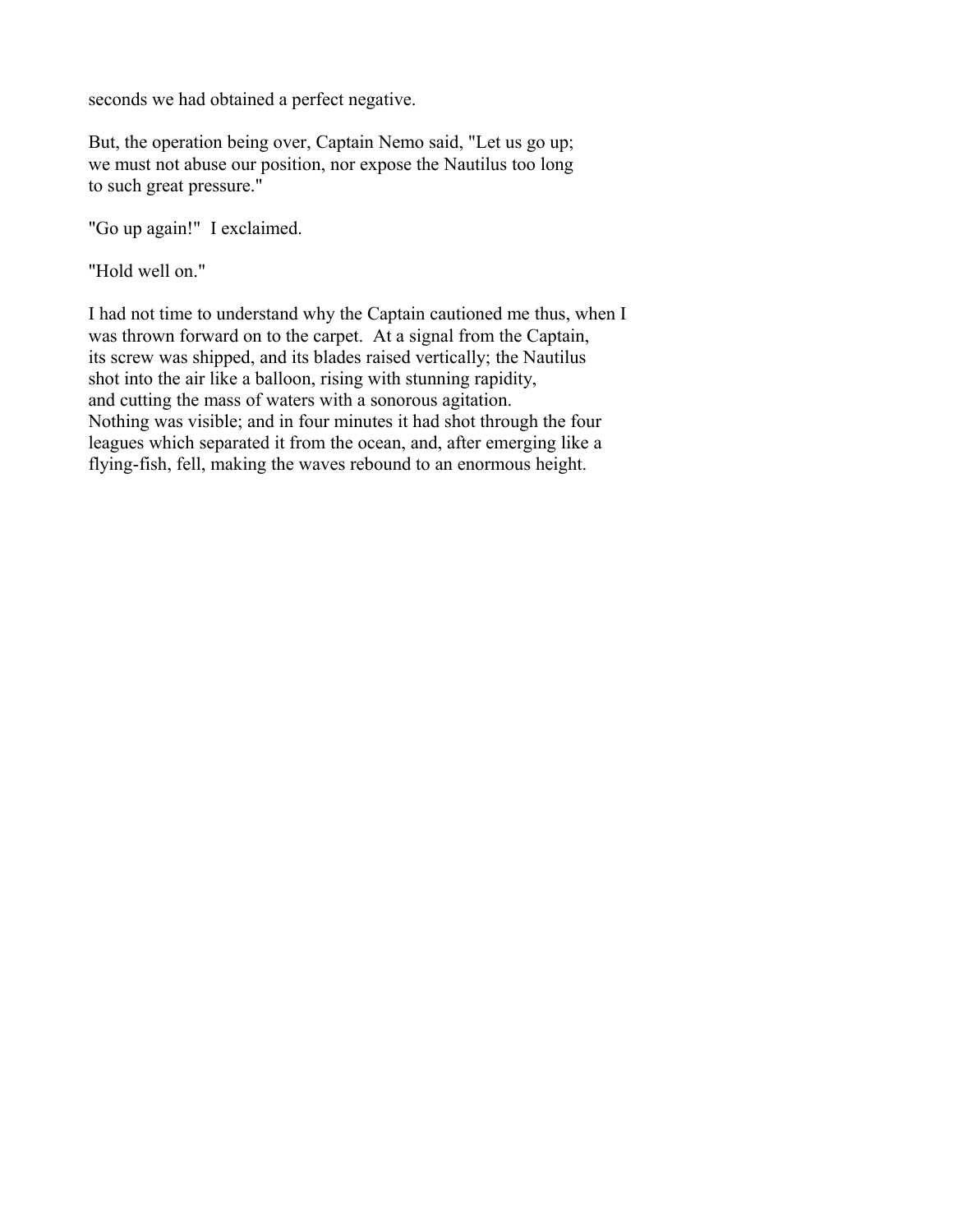seconds we had obtained a perfect negative.

But, the operation being over, Captain Nemo said, "Let us go up; we must not abuse our position, nor expose the Nautilus too long to such great pressure."

"Go up again!" I exclaimed.

"Hold well on."

I had not time to understand why the Captain cautioned me thus, when I was thrown forward on to the carpet. At a signal from the Captain, its screw was shipped, and its blades raised vertically; the Nautilus shot into the air like a balloon, rising with stunning rapidity, and cutting the mass of waters with a sonorous agitation. Nothing was visible; and in four minutes it had shot through the four leagues which separated it from the ocean, and, after emerging like a flying-fish, fell, making the waves rebound to an enormous height.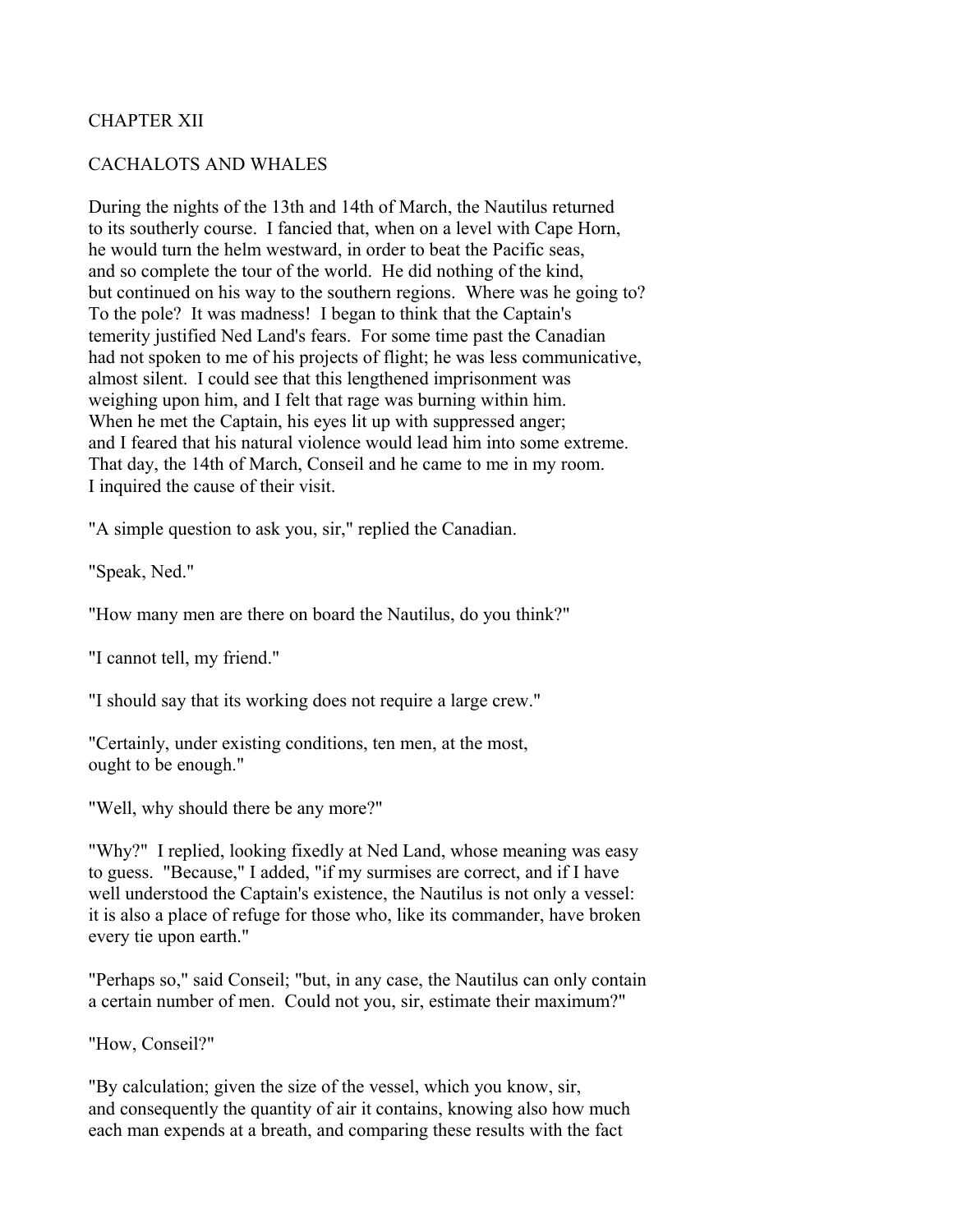# CHAPTER XII

## CACHALOTS AND WHALES

During the nights of the 13th and 14th of March, the Nautilus returned to its southerly course. I fancied that, when on a level with Cape Horn, he would turn the helm westward, in order to beat the Pacific seas, and so complete the tour of the world. He did nothing of the kind, but continued on his way to the southern regions. Where was he going to? To the pole? It was madness! I began to think that the Captain's temerity justified Ned Land's fears. For some time past the Canadian had not spoken to me of his projects of flight; he was less communicative, almost silent. I could see that this lengthened imprisonment was weighing upon him, and I felt that rage was burning within him. When he met the Captain, his eyes lit up with suppressed anger; and I feared that his natural violence would lead him into some extreme. That day, the 14th of March, Conseil and he came to me in my room. I inquired the cause of their visit.

"A simple question to ask you, sir," replied the Canadian.

"Speak, Ned."

"How many men are there on board the Nautilus, do you think?"

"I cannot tell, my friend."

"I should say that its working does not require a large crew."

"Certainly, under existing conditions, ten men, at the most, ought to be enough."

"Well, why should there be any more?"

"Why?" I replied, looking fixedly at Ned Land, whose meaning was easy to guess. "Because," I added, "if my surmises are correct, and if I have well understood the Captain's existence, the Nautilus is not only a vessel: it is also a place of refuge for those who, like its commander, have broken every tie upon earth."

"Perhaps so," said Conseil; "but, in any case, the Nautilus can only contain a certain number of men. Could not you, sir, estimate their maximum?"

"How, Conseil?"

"By calculation; given the size of the vessel, which you know, sir, and consequently the quantity of air it contains, knowing also how much each man expends at a breath, and comparing these results with the fact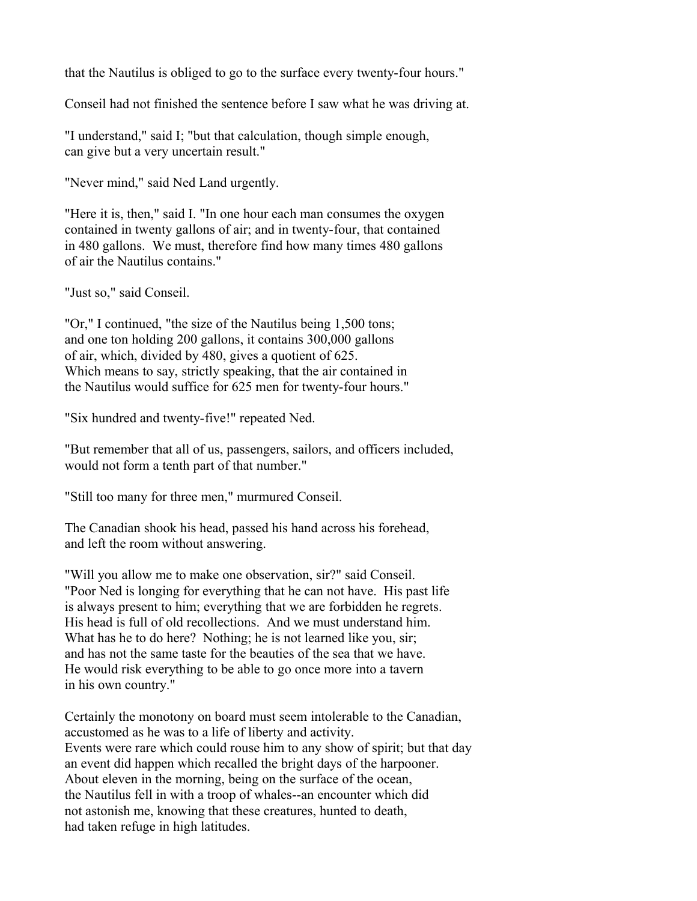that the Nautilus is obliged to go to the surface every twenty-four hours."

Conseil had not finished the sentence before I saw what he was driving at.

"I understand," said I; "but that calculation, though simple enough, can give but a very uncertain result."

"Never mind," said Ned Land urgently.

"Here it is, then," said I. "In one hour each man consumes the oxygen contained in twenty gallons of air; and in twenty-four, that contained in 480 gallons. We must, therefore find how many times 480 gallons of air the Nautilus contains."

"Just so," said Conseil.

"Or," I continued, "the size of the Nautilus being 1,500 tons; and one ton holding 200 gallons, it contains 300,000 gallons of air, which, divided by 480, gives a quotient of 625. Which means to say, strictly speaking, that the air contained in the Nautilus would suffice for 625 men for twenty-four hours."

"Six hundred and twenty-five!" repeated Ned.

"But remember that all of us, passengers, sailors, and officers included, would not form a tenth part of that number."

"Still too many for three men," murmured Conseil.

The Canadian shook his head, passed his hand across his forehead, and left the room without answering.

"Will you allow me to make one observation, sir?" said Conseil. "Poor Ned is longing for everything that he can not have. His past life is always present to him; everything that we are forbidden he regrets. His head is full of old recollections. And we must understand him. What has he to do here? Nothing; he is not learned like you, sir; and has not the same taste for the beauties of the sea that we have. He would risk everything to be able to go once more into a tavern in his own country."

Certainly the monotony on board must seem intolerable to the Canadian, accustomed as he was to a life of liberty and activity. Events were rare which could rouse him to any show of spirit; but that day an event did happen which recalled the bright days of the harpooner. About eleven in the morning, being on the surface of the ocean, the Nautilus fell in with a troop of whales--an encounter which did not astonish me, knowing that these creatures, hunted to death, had taken refuge in high latitudes.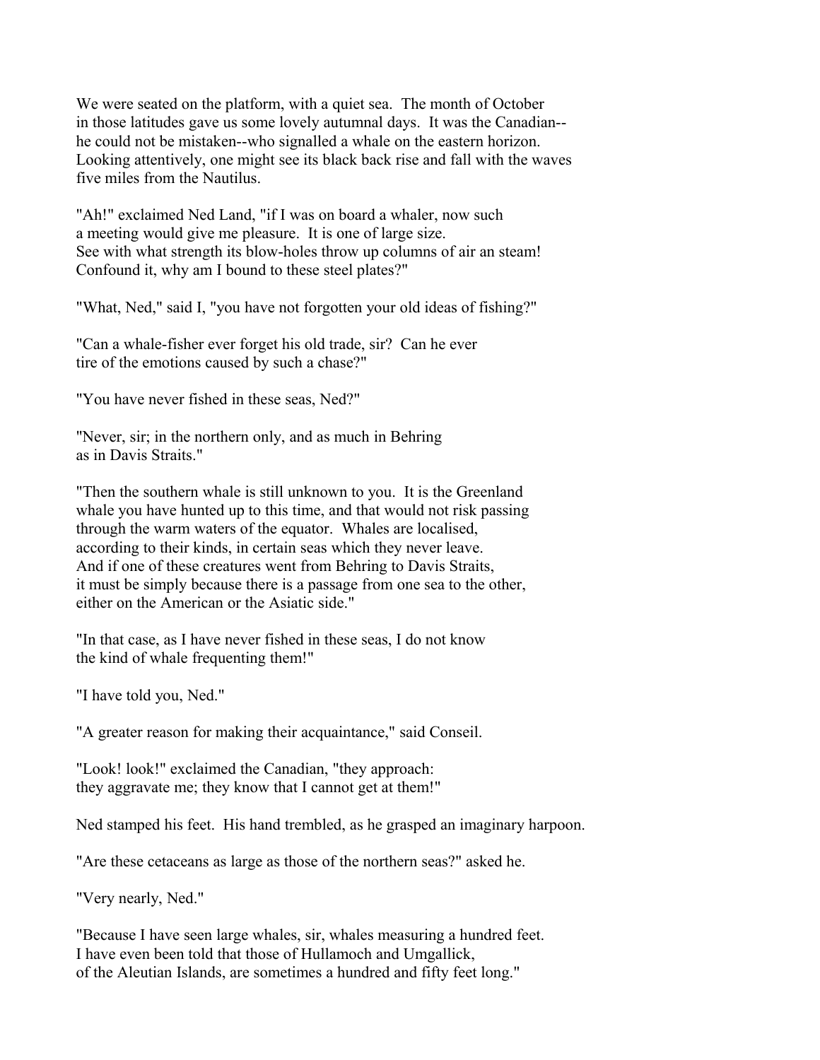We were seated on the platform, with a quiet sea. The month of October in those latitudes gave us some lovely autumnal days. It was the Canadian--he could not be mistaken--who signalled a whale on the eastern horizon. Looking attentively, one might see its black back rise and fall with the waves five miles from the Nautilus.

"Ah!" exclaimed Ned Land, "if I was on board a whaler, now such a meeting would give me pleasure. It is one of large size. See with what strength its blow-holes throw up columns of air an steam! Confound it, why am I bound to these steel plates?"

"What, Ned," said I, "you have not forgotten your old ideas of fishing?"

"Can a whale-fisher ever forget his old trade, sir? Can he ever tire of the emotions caused by such a chase?"

"You have never fished in these seas, Ned?"

"Never, sir; in the northern only, and as much in Behring as in Davis Straits."

"Then the southern whale is still unknown to you. It is the Greenland whale you have hunted up to this time, and that would not risk passing through the warm waters of the equator. Whales are localised, according to their kinds, in certain seas which they never leave. And if one of these creatures went from Behring to Davis Straits, it must be simply because there is a passage from one sea to the other, either on the American or the Asiatic side."

"In that case, as I have never fished in these seas, I do not know the kind of whale frequenting them!"

"I have told you, Ned."

"A greater reason for making their acquaintance," said Conseil.

"Look! look!" exclaimed the Canadian, "they approach: they aggravate me; they know that I cannot get at them!"

Ned stamped his feet. His hand trembled, as he grasped an imaginary harpoon.

"Are these cetaceans as large as those of the northern seas?" asked he.

"Very nearly, Ned."

"Because I have seen large whales, sir, whales measuring a hundred feet. I have even been told that those of Hullamoch and Umgallick, of the Aleutian Islands, are sometimes a hundred and fifty feet long."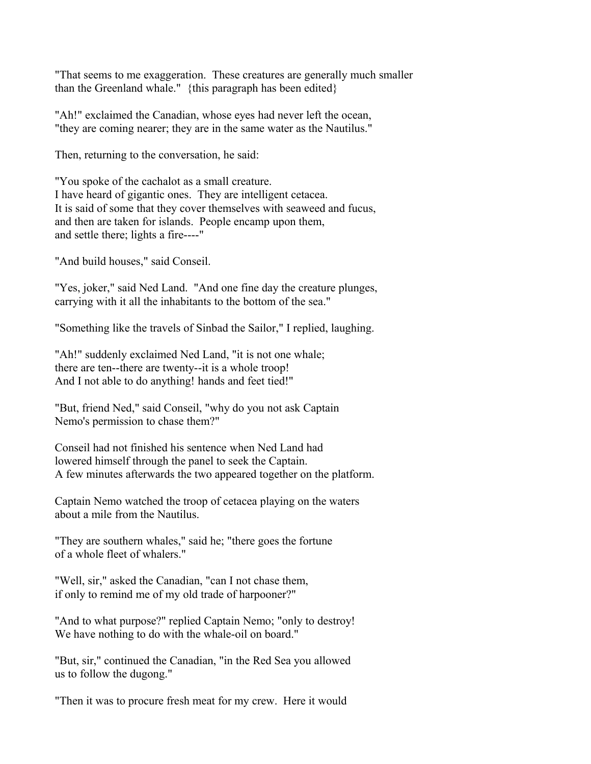"That seems to me exaggeration. These creatures are generally much smaller than the Greenland whale." {this paragraph has been edited}

"Ah!" exclaimed the Canadian, whose eyes had never left the ocean, "they are coming nearer; they are in the same water as the Nautilus."

Then, returning to the conversation, he said:

"You spoke of the cachalot as a small creature. I have heard of gigantic ones. They are intelligent cetacea. It is said of some that they cover themselves with seaweed and fucus, and then are taken for islands. People encamp upon them, and settle there; lights a fire----"

"And build houses," said Conseil.

"Yes, joker," said Ned Land. "And one fine day the creature plunges, carrying with it all the inhabitants to the bottom of the sea."

"Something like the travels of Sinbad the Sailor," I replied, laughing.

"Ah!" suddenly exclaimed Ned Land, "it is not one whale; there are ten--there are twenty--it is a whole troop! And I not able to do anything! hands and feet tied!"

"But, friend Ned," said Conseil, "why do you not ask Captain Nemo's permission to chase them?"

Conseil had not finished his sentence when Ned Land had lowered himself through the panel to seek the Captain. A few minutes afterwards the two appeared together on the platform.

Captain Nemo watched the troop of cetacea playing on the waters about a mile from the Nautilus.

"They are southern whales," said he; "there goes the fortune of a whole fleet of whalers."

"Well, sir," asked the Canadian, "can I not chase them, if only to remind me of my old trade of harpooner?"

"And to what purpose?" replied Captain Nemo; "only to destroy! We have nothing to do with the whale-oil on board."

"But, sir," continued the Canadian, "in the Red Sea you allowed us to follow the dugong."

"Then it was to procure fresh meat for my crew. Here it would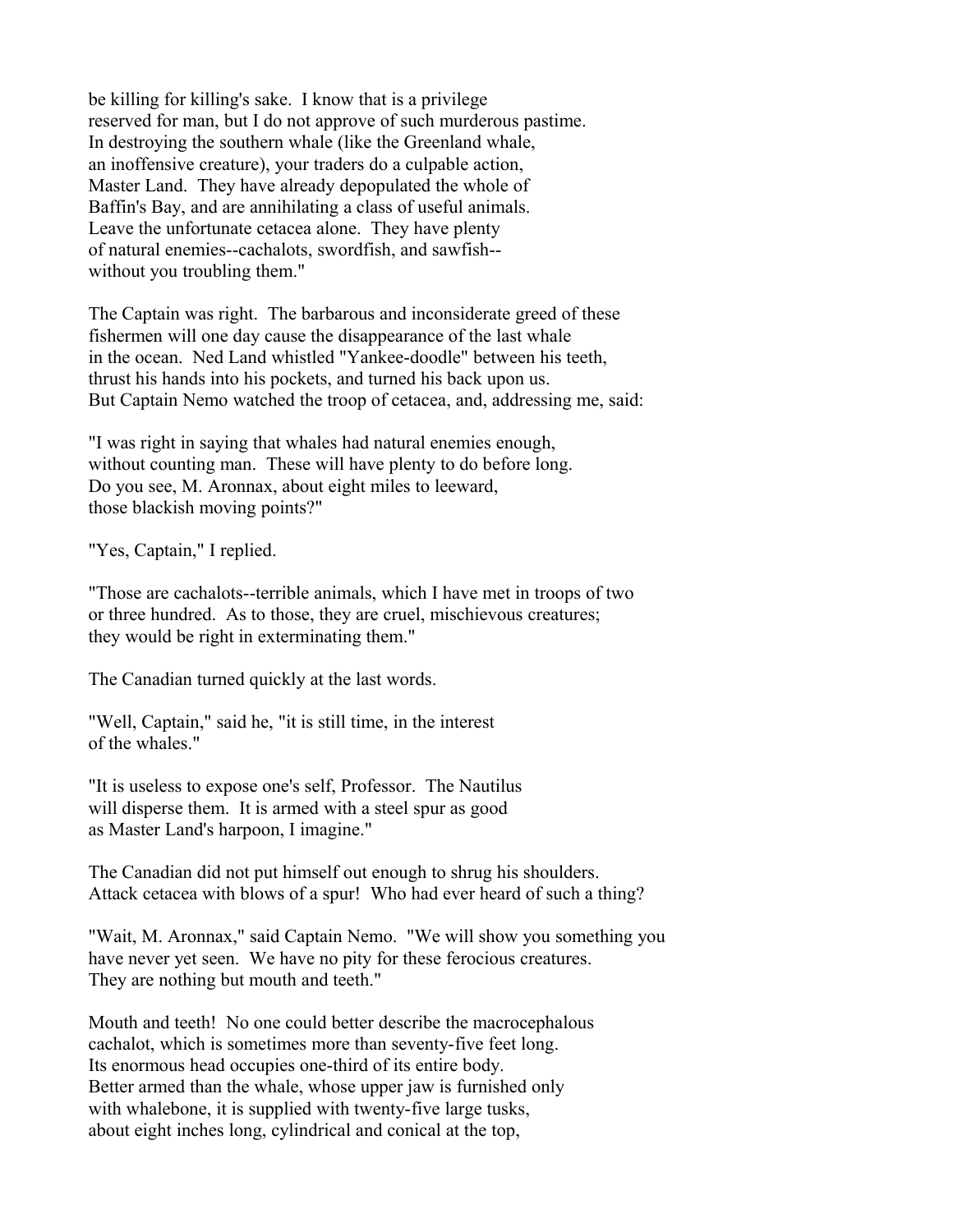be killing for killing's sake. I know that is a privilege reserved for man, but I do not approve of such murderous pastime. In destroying the southern whale (like the Greenland whale, an inoffensive creature), your traders do a culpable action, Master Land. They have already depopulated the whole of Baffin's Bay, and are annihilating a class of useful animals. Leave the unfortunate cetacea alone. They have plenty of natural enemies--cachalots, swordfish, and sawfish--without you troubling them."

The Captain was right. The barbarous and inconsiderate greed of these fishermen will one day cause the disappearance of the last whale in the ocean. Ned Land whistled "Yankee-doodle" between his teeth, thrust his hands into his pockets, and turned his back upon us. But Captain Nemo watched the troop of cetacea, and, addressing me, said:

"I was right in saying that whales had natural enemies enough, without counting man. These will have plenty to do before long. Do you see, M. Aronnax, about eight miles to leeward, those blackish moving points?"

"Yes, Captain," I replied.

"Those are cachalots--terrible animals, which I have met in troops of two or three hundred. As to those, they are cruel, mischievous creatures; they would be right in exterminating them."

The Canadian turned quickly at the last words.

"Well, Captain," said he, "it is still time, in the interest of the whales."

"It is useless to expose one's self, Professor. The Nautilus will disperse them. It is armed with a steel spur as good as Master Land's harpoon, I imagine."

The Canadian did not put himself out enough to shrug his shoulders. Attack cetacea with blows of a spur! Who had ever heard of such a thing?

"Wait, M. Aronnax," said Captain Nemo. "We will show you something you have never yet seen. We have no pity for these ferocious creatures. They are nothing but mouth and teeth."

Mouth and teeth! No one could better describe the macrocephalous cachalot, which is sometimes more than seventy-five feet long. Its enormous head occupies one-third of its entire body. Better armed than the whale, whose upper jaw is furnished only with whalebone, it is supplied with twenty-five large tusks, about eight inches long, cylindrical and conical at the top,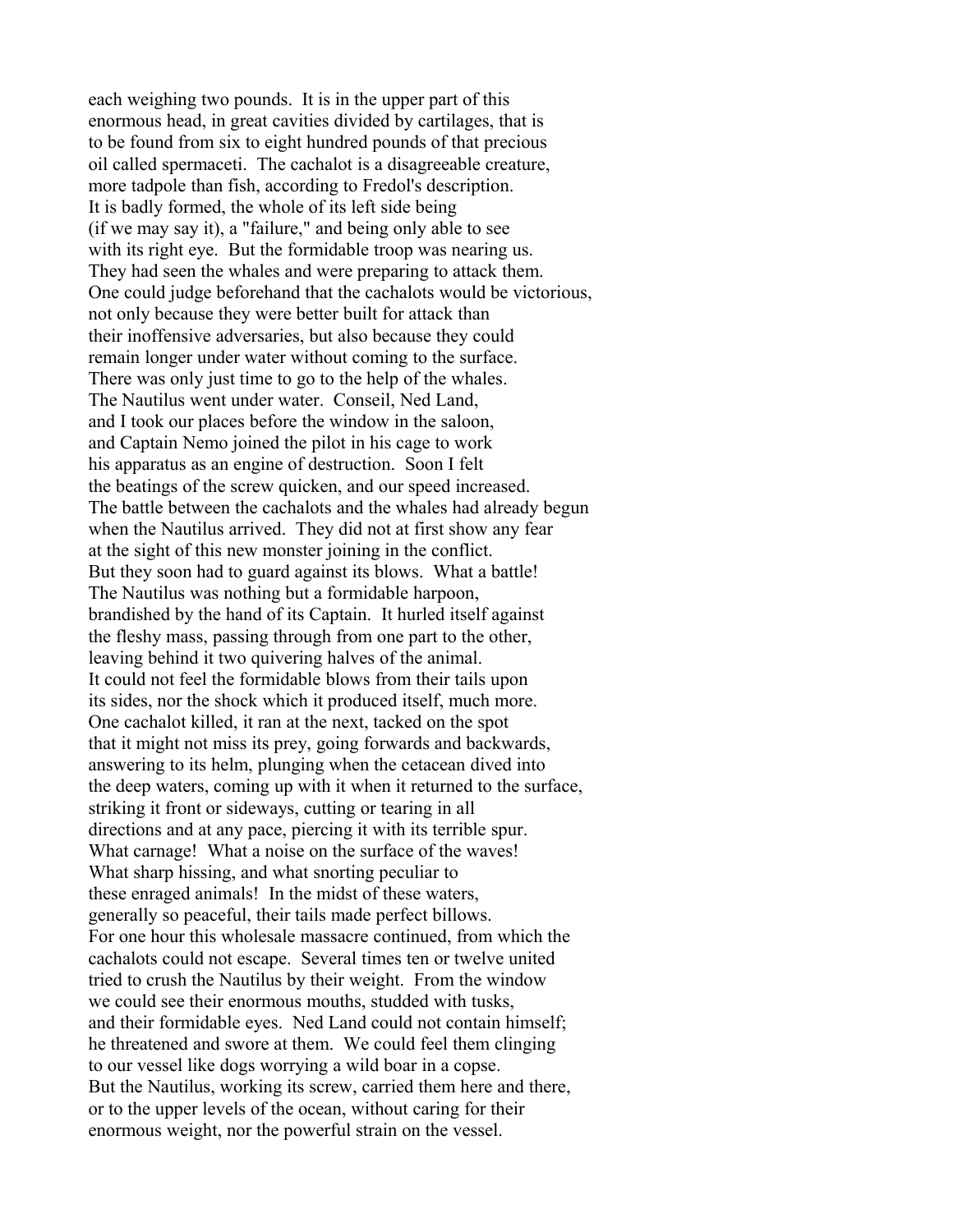each weighing two pounds. It is in the upper part of this enormous head, in great cavities divided by cartilages, that is to be found from six to eight hundred pounds of that precious oil called spermaceti. The cachalot is a disagreeable creature, more tadpole than fish, according to Fredol's description. It is badly formed, the whole of its left side being (if we may say it), a "failure," and being only able to see with its right eye. But the formidable troop was nearing us. They had seen the whales and were preparing to attack them. One could judge beforehand that the cachalots would be victorious, not only because they were better built for attack than their inoffensive adversaries, but also because they could remain longer under water without coming to the surface. There was only just time to go to the help of the whales. The Nautilus went under water. Conseil, Ned Land, and I took our places before the window in the saloon, and Captain Nemo joined the pilot in his cage to work his apparatus as an engine of destruction. Soon I felt the beatings of the screw quicken, and our speed increased. The battle between the cachalots and the whales had already begun when the Nautilus arrived. They did not at first show any fear at the sight of this new monster joining in the conflict. But they soon had to guard against its blows. What a battle! The Nautilus was nothing but a formidable harpoon, brandished by the hand of its Captain. It hurled itself against the fleshy mass, passing through from one part to the other, leaving behind it two quivering halves of the animal. It could not feel the formidable blows from their tails upon its sides, nor the shock which it produced itself, much more. One cachalot killed, it ran at the next, tacked on the spot that it might not miss its prey, going forwards and backwards, answering to its helm, plunging when the cetacean dived into the deep waters, coming up with it when it returned to the surface, striking it front or sideways, cutting or tearing in all directions and at any pace, piercing it with its terrible spur. What carnage! What a noise on the surface of the waves! What sharp hissing, and what snorting peculiar to these enraged animals! In the midst of these waters, generally so peaceful, their tails made perfect billows. For one hour this wholesale massacre continued, from which the cachalots could not escape. Several times ten or twelve united tried to crush the Nautilus by their weight. From the window we could see their enormous mouths, studded with tusks, and their formidable eyes. Ned Land could not contain himself; he threatened and swore at them. We could feel them clinging to our vessel like dogs worrying a wild boar in a copse. But the Nautilus, working its screw, carried them here and there, or to the upper levels of the ocean, without caring for their enormous weight, nor the powerful strain on the vessel.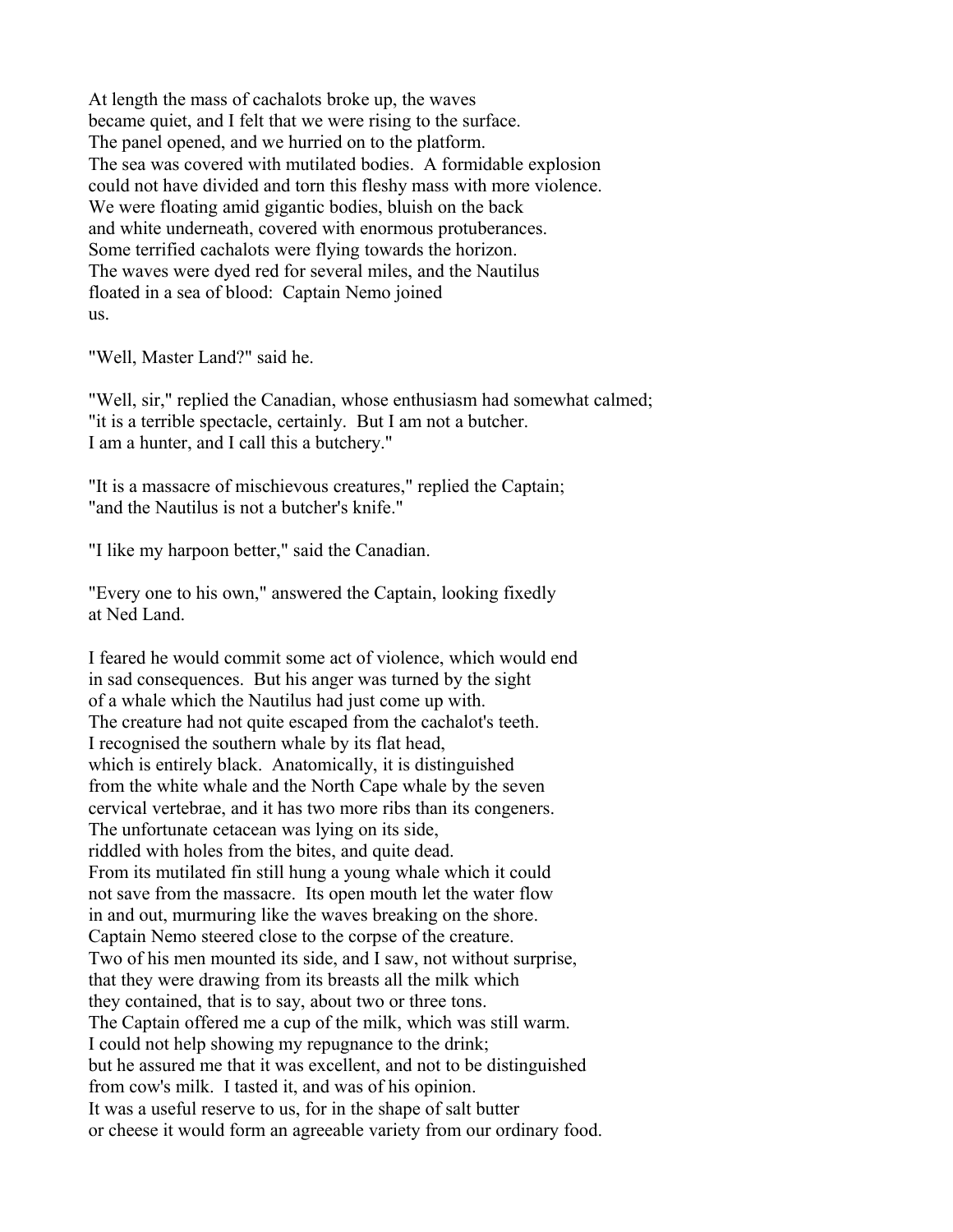At length the mass of cachalots broke up, the waves became quiet, and I felt that we were rising to the surface. The panel opened, and we hurried on to the platform. The sea was covered with mutilated bodies. A formidable explosion could not have divided and torn this fleshy mass with more violence. We were floating amid gigantic bodies, bluish on the back and white underneath, covered with enormous protuberances. Some terrified cachalots were flying towards the horizon. The waves were dyed red for several miles, and the Nautilus floated in a sea of blood: Captain Nemo joined us.

"Well, Master Land?" said he.

"Well, sir," replied the Canadian, whose enthusiasm had somewhat calmed; "it is a terrible spectacle, certainly. But I am not a butcher. I am a hunter, and I call this a butchery."

"It is a massacre of mischievous creatures," replied the Captain; "and the Nautilus is not a butcher's knife."

"I like my harpoon better," said the Canadian.

"Every one to his own," answered the Captain, looking fixedly at Ned Land.

I feared he would commit some act of violence, which would end in sad consequences. But his anger was turned by the sight of a whale which the Nautilus had just come up with. The creature had not quite escaped from the cachalot's teeth. I recognised the southern whale by its flat head, which is entirely black. Anatomically, it is distinguished from the white whale and the North Cape whale by the seven cervical vertebrae, and it has two more ribs than its congeners. The unfortunate cetacean was lying on its side, riddled with holes from the bites, and quite dead. From its mutilated fin still hung a young whale which it could not save from the massacre. Its open mouth let the water flow in and out, murmuring like the waves breaking on the shore. Captain Nemo steered close to the corpse of the creature. Two of his men mounted its side, and I saw, not without surprise, that they were drawing from its breasts all the milk which they contained, that is to say, about two or three tons. The Captain offered me a cup of the milk, which was still warm. I could not help showing my repugnance to the drink; but he assured me that it was excellent, and not to be distinguished from cow's milk. I tasted it, and was of his opinion. It was a useful reserve to us, for in the shape of salt butter or cheese it would form an agreeable variety from our ordinary food.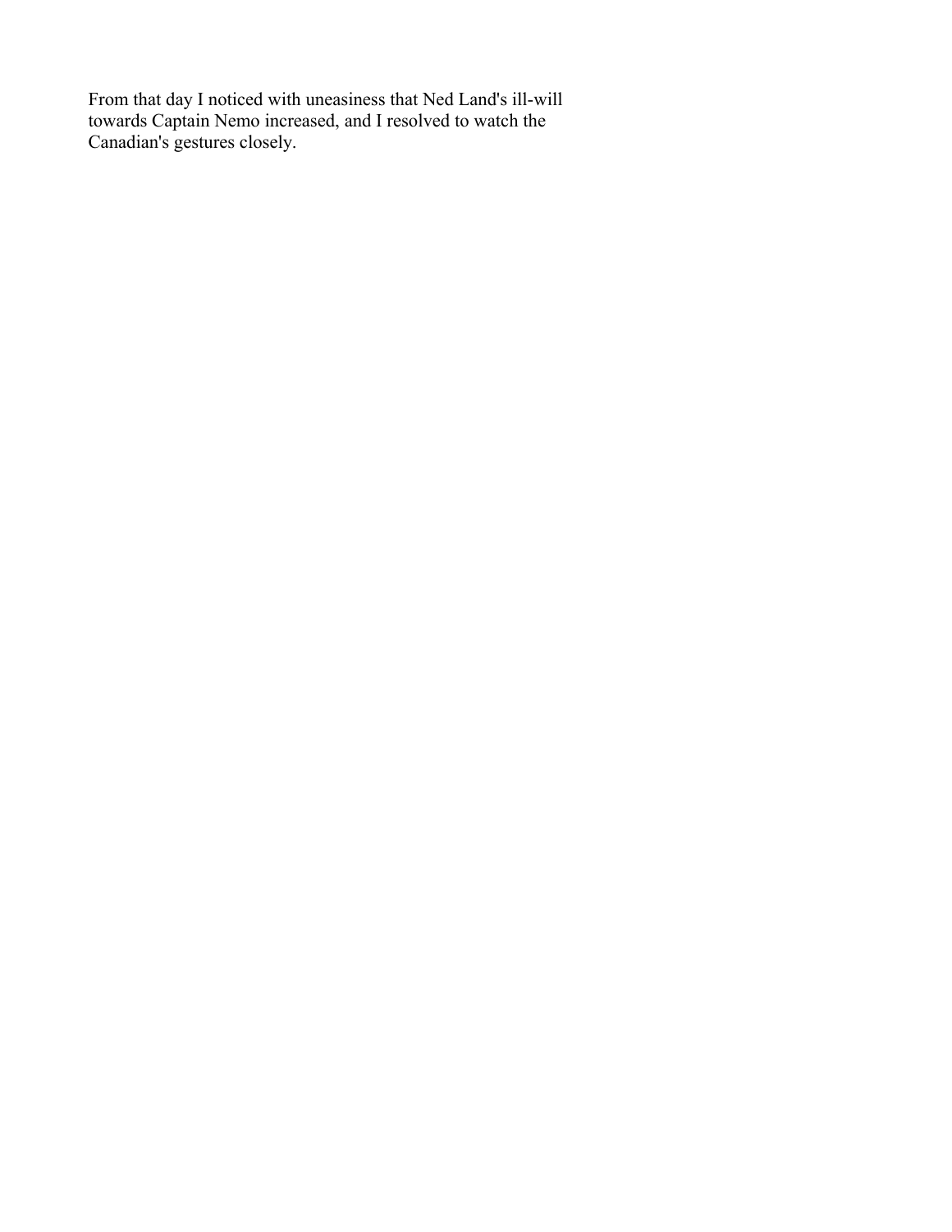From that day I noticed with uneasiness that Ned Land's ill-will towards Captain Nemo increased, and I resolved to watch the Canadian's gestures closely.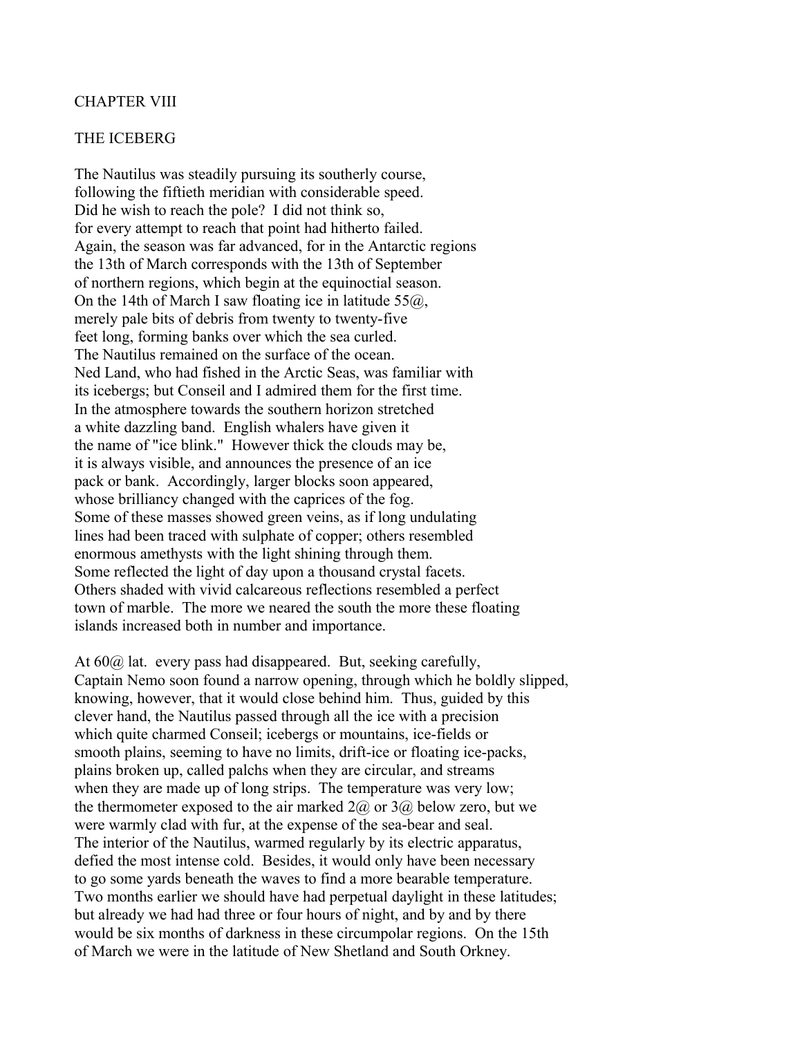## CHAPTER VIII

## THE ICEBERG

The Nautilus was steadily pursuing its southerly course, following the fiftieth meridian with considerable speed. Did he wish to reach the pole? I did not think so, for every attempt to reach that point had hitherto failed. Again, the season was far advanced, for in the Antarctic regions the 13th of March corresponds with the 13th of September of northern regions, which begin at the equinoctial season. On the 14th of March I saw floating ice in latitude 55@, merely pale bits of debris from twenty to twenty-five feet long, forming banks over which the sea curled. The Nautilus remained on the surface of the ocean. Ned Land, who had fished in the Arctic Seas, was familiar with its icebergs; but Conseil and I admired them for the first time. In the atmosphere towards the southern horizon stretched a white dazzling band. English whalers have given it the name of "ice blink." However thick the clouds may be, it is always visible, and announces the presence of an ice pack or bank. Accordingly, larger blocks soon appeared, whose brilliancy changed with the caprices of the fog. Some of these masses showed green veins, as if long undulating lines had been traced with sulphate of copper; others resembled enormous amethysts with the light shining through them. Some reflected the light of day upon a thousand crystal facets. Others shaded with vivid calcareous reflections resembled a perfect town of marble. The more we neared the south the more these floating islands increased both in number and importance.

At 60@ lat. every pass had disappeared. But, seeking carefully, Captain Nemo soon found a narrow opening, through which he boldly slipped, knowing, however, that it would close behind him. Thus, guided by this clever hand, the Nautilus passed through all the ice with a precision which quite charmed Conseil; icebergs or mountains, ice-fields or smooth plains, seeming to have no limits, drift-ice or floating ice-packs, plains broken up, called palchs when they are circular, and streams when they are made up of long strips. The temperature was very low; the thermometer exposed to the air marked 2@ or 3@ below zero, but we were warmly clad with fur, at the expense of the sea-bear and seal. The interior of the Nautilus, warmed regularly by its electric apparatus, defied the most intense cold. Besides, it would only have been necessary to go some yards beneath the waves to find a more bearable temperature. Two months earlier we should have had perpetual daylight in these latitudes; but already we had had three or four hours of night, and by and by there would be six months of darkness in these circumpolar regions. On the 15th of March we were in the latitude of New Shetland and South Orkney.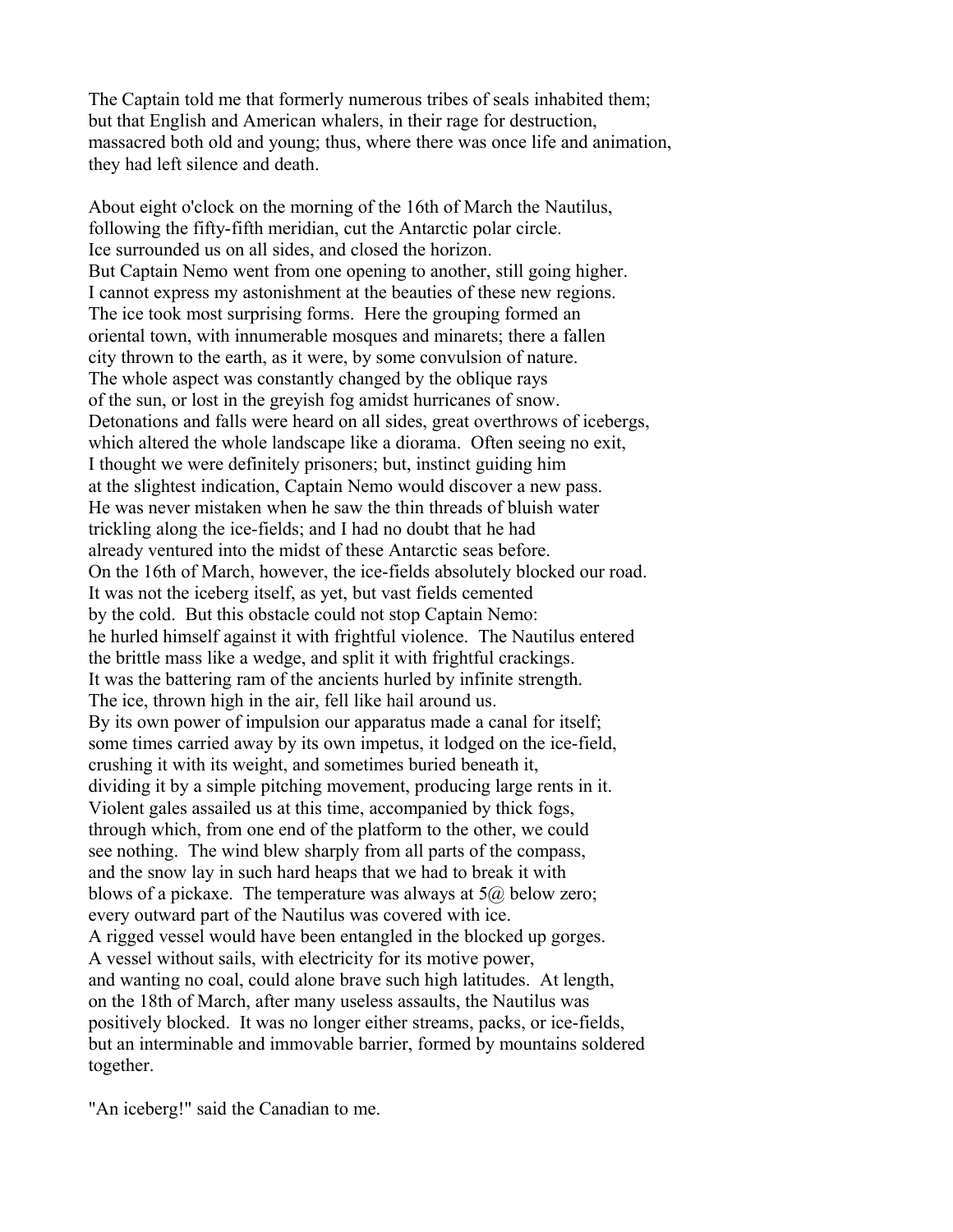The Captain told me that formerly numerous tribes of seals inhabited them; but that English and American whalers, in their rage for destruction, massacred both old and young; thus, where there was once life and animation, they had left silence and death.

About eight o'clock on the morning of the 16th of March the Nautilus, following the fifty-fifth meridian, cut the Antarctic polar circle. Ice surrounded us on all sides, and closed the horizon. But Captain Nemo went from one opening to another, still going higher. I cannot express my astonishment at the beauties of these new regions. The ice took most surprising forms. Here the grouping formed an oriental town, with innumerable mosques and minarets; there a fallen city thrown to the earth, as it were, by some convulsion of nature. The whole aspect was constantly changed by the oblique rays of the sun, or lost in the greyish fog amidst hurricanes of snow. Detonations and falls were heard on all sides, great overthrows of icebergs, which altered the whole landscape like a diorama. Often seeing no exit, I thought we were definitely prisoners; but, instinct guiding him at the slightest indication, Captain Nemo would discover a new pass. He was never mistaken when he saw the thin threads of bluish water trickling along the ice-fields; and I had no doubt that he had already ventured into the midst of these Antarctic seas before. On the 16th of March, however, the ice-fields absolutely blocked our road. It was not the iceberg itself, as yet, but vast fields cemented by the cold. But this obstacle could not stop Captain Nemo: he hurled himself against it with frightful violence. The Nautilus entered the brittle mass like a wedge, and split it with frightful crackings. It was the battering ram of the ancients hurled by infinite strength. The ice, thrown high in the air, fell like hail around us. By its own power of impulsion our apparatus made a canal for itself; some times carried away by its own impetus, it lodged on the ice-field, crushing it with its weight, and sometimes buried beneath it, dividing it by a simple pitching movement, producing large rents in it. Violent gales assailed us at this time, accompanied by thick fogs, through which, from one end of the platform to the other, we could see nothing. The wind blew sharply from all parts of the compass, and the snow lay in such hard heaps that we had to break it with blows of a pickaxe. The temperature was always at 5@ below zero; every outward part of the Nautilus was covered with ice. A rigged vessel would have been entangled in the blocked up gorges. A vessel without sails, with electricity for its motive power, and wanting no coal, could alone brave such high latitudes. At length, on the 18th of March, after many useless assaults, the Nautilus was positively blocked. It was no longer either streams, packs, or ice-fields, but an interminable and immovable barrier, formed by mountains soldered together.

"An iceberg!" said the Canadian to me.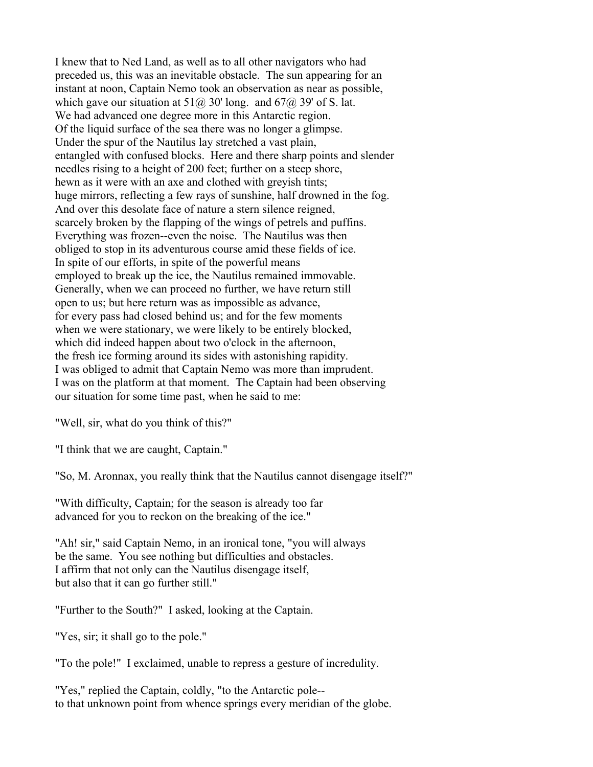I knew that to Ned Land, as well as to all other navigators who had preceded us, this was an inevitable obstacle. The sun appearing for an instant at noon, Captain Nemo took an observation as near as possible, which gave our situation at 51@ 30' long. and 67@ 39' of S. lat. We had advanced one degree more in this Antarctic region. Of the liquid surface of the sea there was no longer a glimpse. Under the spur of the Nautilus lay stretched a vast plain, entangled with confused blocks. Here and there sharp points and slender needles rising to a height of 200 feet; further on a steep shore, hewn as it were with an axe and clothed with greyish tints; huge mirrors, reflecting a few rays of sunshine, half drowned in the fog. And over this desolate face of nature a stern silence reigned, scarcely broken by the flapping of the wings of petrels and puffins. Everything was frozen--even the noise. The Nautilus was then obliged to stop in its adventurous course amid these fields of ice. In spite of our efforts, in spite of the powerful means employed to break up the ice, the Nautilus remained immovable. Generally, when we can proceed no further, we have return still open to us; but here return was as impossible as advance, for every pass had closed behind us; and for the few moments when we were stationary, we were likely to be entirely blocked, which did indeed happen about two o'clock in the afternoon, the fresh ice forming around its sides with astonishing rapidity. I was obliged to admit that Captain Nemo was more than imprudent. I was on the platform at that moment. The Captain had been observing our situation for some time past, when he said to me:

"Well, sir, what do you think of this?"

"I think that we are caught, Captain."

"So, M. Aronnax, you really think that the Nautilus cannot disengage itself?"

"With difficulty, Captain; for the season is already too far advanced for you to reckon on the breaking of the ice."

"Ah! sir," said Captain Nemo, in an ironical tone, "you will always be the same. You see nothing but difficulties and obstacles. I affirm that not only can the Nautilus disengage itself, but also that it can go further still."

"Further to the South?" I asked, looking at the Captain.

"Yes, sir; it shall go to the pole."

"To the pole!" I exclaimed, unable to repress a gesture of incredulity.

"Yes," replied the Captain, coldly, "to the Antarctic pole-- to that unknown point from whence springs every meridian of the globe.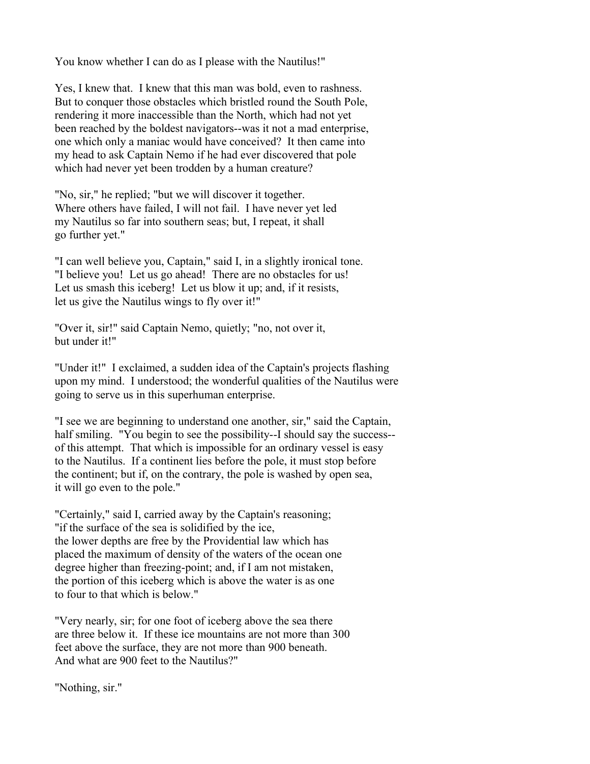You know whether I can do as I please with the Nautilus!"

Yes, I knew that. I knew that this man was bold, even to rashness. But to conquer those obstacles which bristled round the South Pole, rendering it more inaccessible than the North, which had not yet been reached by the boldest navigators--was it not a mad enterprise, one which only a maniac would have conceived? It then came into my head to ask Captain Nemo if he had ever discovered that pole which had never yet been trodden by a human creature?

"No, sir," he replied; "but we will discover it together. Where others have failed, I will not fail. I have never yet led my Nautilus so far into southern seas; but, I repeat, it shall go further yet."

"I can well believe you, Captain," said I, in a slightly ironical tone. "I believe you! Let us go ahead! There are no obstacles for us! Let us smash this iceberg! Let us blow it up; and, if it resists, let us give the Nautilus wings to fly over it!"

"Over it, sir!" said Captain Nemo, quietly; "no, not over it, but under it!"

"Under it!" I exclaimed, a sudden idea of the Captain's projects flashing upon my mind. I understood; the wonderful qualities of the Nautilus were going to serve us in this superhuman enterprise.

"I see we are beginning to understand one another, sir," said the Captain, half smiling. "You begin to see the possibility--I should say the success--of this attempt. That which is impossible for an ordinary vessel is easy to the Nautilus. If a continent lies before the pole, it must stop before the continent; but if, on the contrary, the pole is washed by open sea, it will go even to the pole."

"Certainly," said I, carried away by the Captain's reasoning; "if the surface of the sea is solidified by the ice, the lower depths are free by the Providential law which has placed the maximum of density of the waters of the ocean one degree higher than freezing-point; and, if I am not mistaken, the portion of this iceberg which is above the water is as one to four to that which is below."

"Very nearly, sir; for one foot of iceberg above the sea there are three below it. If these ice mountains are not more than 300 feet above the surface, they are not more than 900 beneath. And what are 900 feet to the Nautilus?"

"Nothing, sir."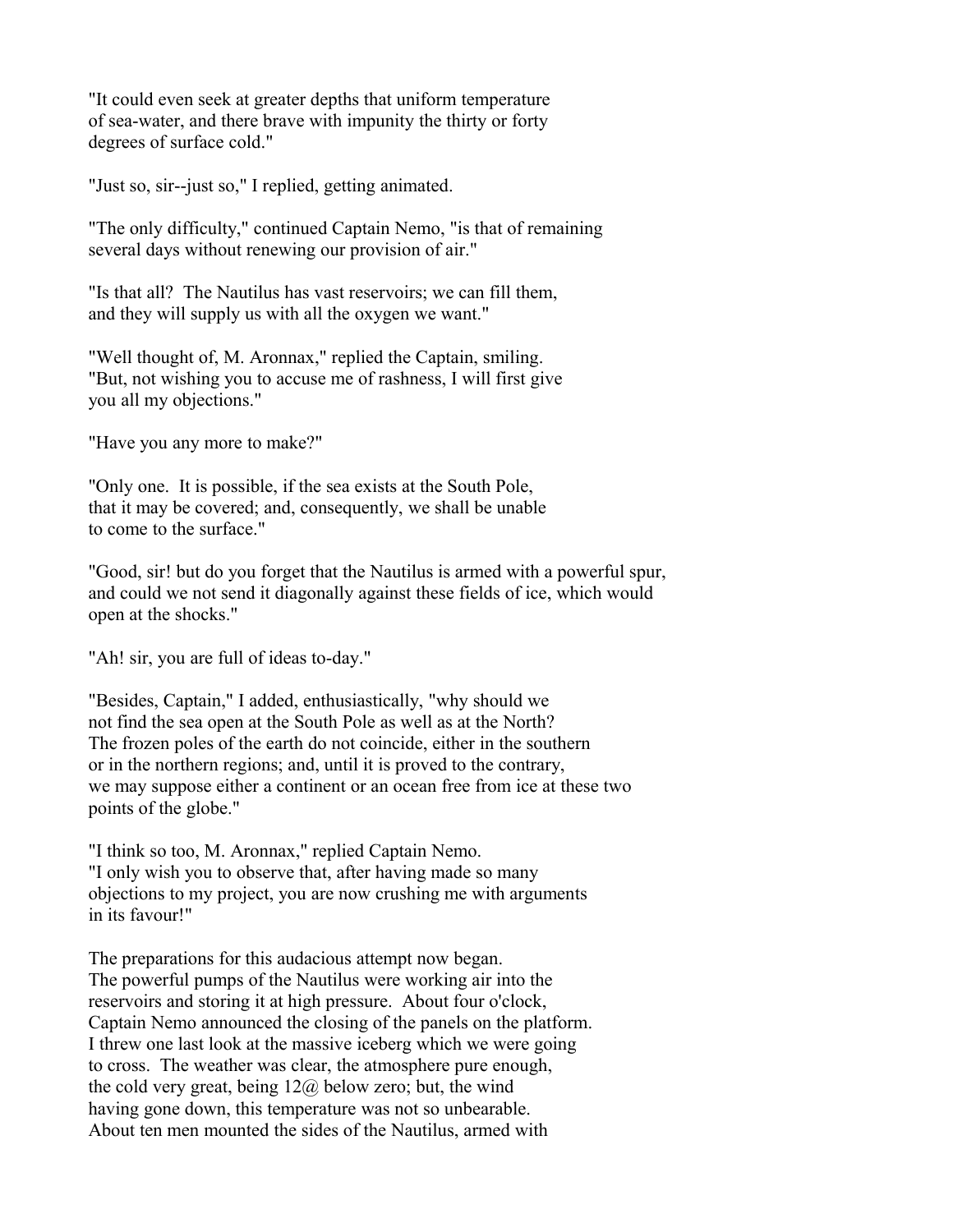"It could even seek at greater depths that uniform temperature of sea-water, and there brave with impunity the thirty or forty degrees of surface cold."

"Just so, sir--just so," I replied, getting animated.

"The only difficulty," continued Captain Nemo, "is that of remaining several days without renewing our provision of air."

"Is that all? The Nautilus has vast reservoirs; we can fill them, and they will supply us with all the oxygen we want."

"Well thought of, M. Aronnax," replied the Captain, smiling. "But, not wishing you to accuse me of rashness, I will first give you all my objections."

"Have you any more to make?"

"Only one. It is possible, if the sea exists at the South Pole, that it may be covered; and, consequently, we shall be unable to come to the surface."

"Good, sir! but do you forget that the Nautilus is armed with a powerful spur, and could we not send it diagonally against these fields of ice, which would open at the shocks."

"Ah! sir, you are full of ideas to-day."

"Besides, Captain," I added, enthusiastically, "why should we not find the sea open at the South Pole as well as at the North? The frozen poles of the earth do not coincide, either in the southern or in the northern regions; and, until it is proved to the contrary, we may suppose either a continent or an ocean free from ice at these two points of the globe."

"I think so too, M. Aronnax," replied Captain Nemo. "I only wish you to observe that, after having made so many objections to my project, you are now crushing me with arguments in its favour!"

The preparations for this audacious attempt now began. The powerful pumps of the Nautilus were working air into the reservoirs and storing it at high pressure. About four o'clock, Captain Nemo announced the closing of the panels on the platform. I threw one last look at the massive iceberg which we were going to cross. The weather was clear, the atmosphere pure enough, the cold very great, being 12@ below zero; but, the wind having gone down, this temperature was not so unbearable. About ten men mounted the sides of the Nautilus, armed with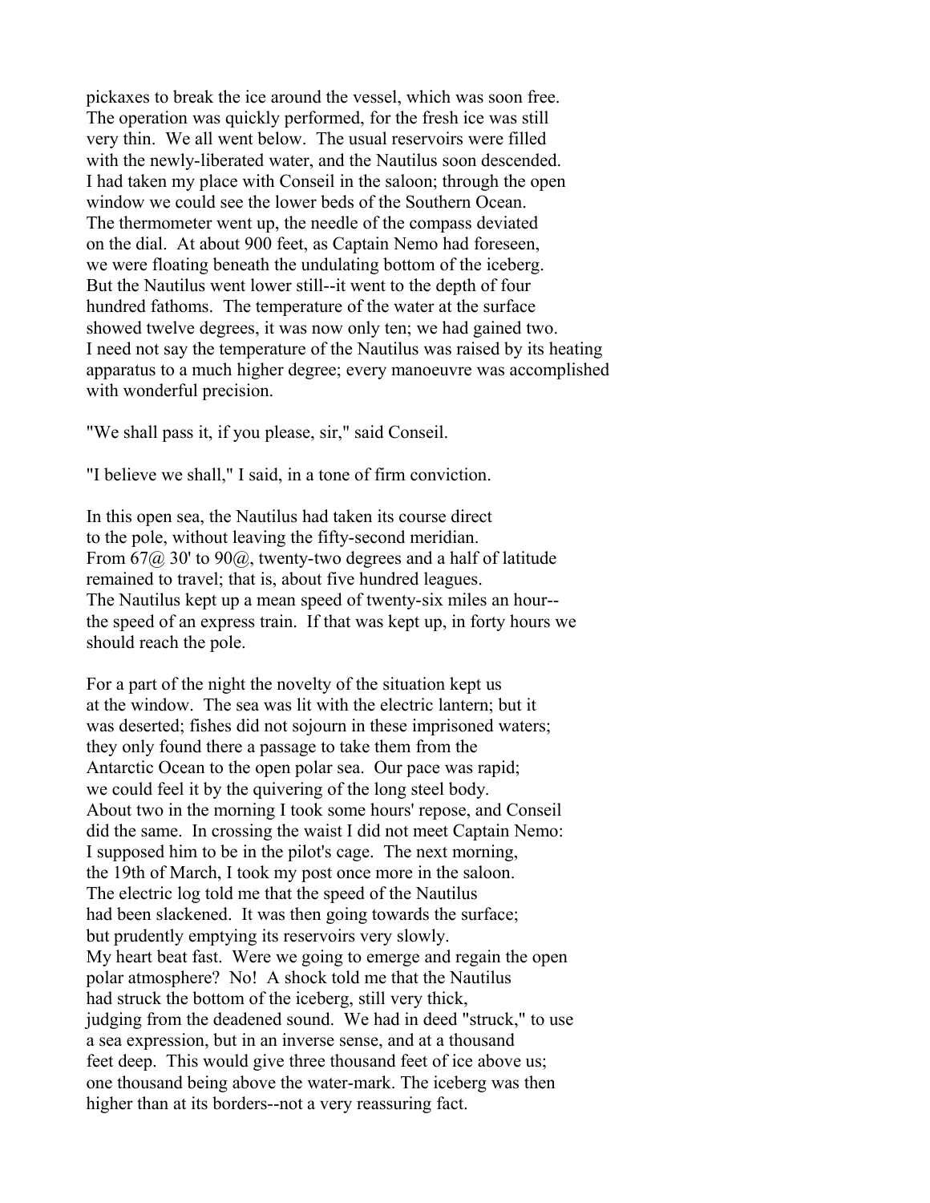pickaxes to break the ice around the vessel, which was soon free. The operation was quickly performed, for the fresh ice was still very thin. We all went below. The usual reservoirs were filled with the newly-liberated water, and the Nautilus soon descended. I had taken my place with Conseil in the saloon; through the open window we could see the lower beds of the Southern Ocean. The thermometer went up, the needle of the compass deviated on the dial. At about 900 feet, as Captain Nemo had foreseen, we were floating beneath the undulating bottom of the iceberg. But the Nautilus went lower still--it went to the depth of four hundred fathoms. The temperature of the water at the surface showed twelve degrees, it was now only ten; we had gained two. I need not say the temperature of the Nautilus was raised by its heating apparatus to a much higher degree; every manoeuvre was accomplished with wonderful precision.

"We shall pass it, if you please, sir," said Conseil.

"I believe we shall," I said, in a tone of firm conviction.

In this open sea, the Nautilus had taken its course direct to the pole, without leaving the fifty-second meridian. From 67@ 30' to 90@, twenty-two degrees and a half of latitude remained to travel; that is, about five hundred leagues. The Nautilus kept up a mean speed of twenty-six miles an hour-- the speed of an express train. If that was kept up, in forty hours we should reach the pole.

For a part of the night the novelty of the situation kept us at the window. The sea was lit with the electric lantern; but it was deserted; fishes did not sojourn in these imprisoned waters; they only found there a passage to take them from the Antarctic Ocean to the open polar sea. Our pace was rapid; we could feel it by the quivering of the long steel body. About two in the morning I took some hours' repose, and Conseil did the same. In crossing the waist I did not meet Captain Nemo: I supposed him to be in the pilot's cage. The next morning, the 19th of March, I took my post once more in the saloon. The electric log told me that the speed of the Nautilus had been slackened. It was then going towards the surface; but prudently emptying its reservoirs very slowly. My heart beat fast. Were we going to emerge and regain the open polar atmosphere? No! A shock told me that the Nautilus had struck the bottom of the iceberg, still very thick, judging from the deadened sound. We had in deed "struck," to use a sea expression, but in an inverse sense, and at a thousand feet deep. This would give three thousand feet of ice above us; one thousand being above the water-mark. The iceberg was then higher than at its borders--not a very reassuring fact.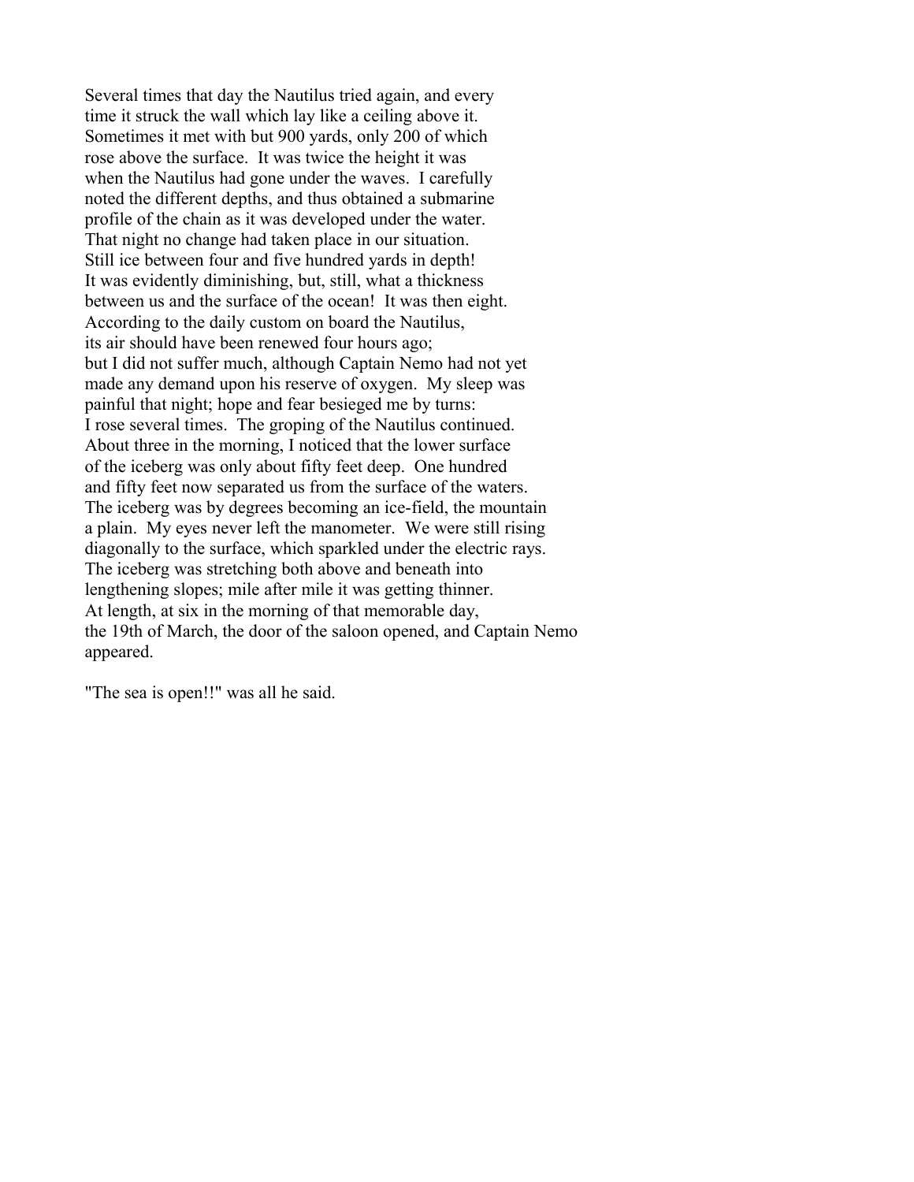Several times that day the Nautilus tried again, and every time it struck the wall which lay like a ceiling above it. Sometimes it met with but 900 yards, only 200 of which rose above the surface. It was twice the height it was when the Nautilus had gone under the waves. I carefully noted the different depths, and thus obtained a submarine profile of the chain as it was developed under the water. That night no change had taken place in our situation. Still ice between four and five hundred yards in depth! It was evidently diminishing, but, still, what a thickness between us and the surface of the ocean! It was then eight. According to the daily custom on board the Nautilus, its air should have been renewed four hours ago; but I did not suffer much, although Captain Nemo had not yet made any demand upon his reserve of oxygen. My sleep was painful that night; hope and fear besieged me by turns: I rose several times. The groping of the Nautilus continued. About three in the morning, I noticed that the lower surface of the iceberg was only about fifty feet deep. One hundred and fifty feet now separated us from the surface of the waters. The iceberg was by degrees becoming an ice-field, the mountain a plain. My eyes never left the manometer. We were still rising diagonally to the surface, which sparkled under the electric rays. The iceberg was stretching both above and beneath into lengthening slopes; mile after mile it was getting thinner. At length, at six in the morning of that memorable day, the 19th of March, the door of the saloon opened, and Captain Nemo appeared.

"The sea is open!!" was all he said.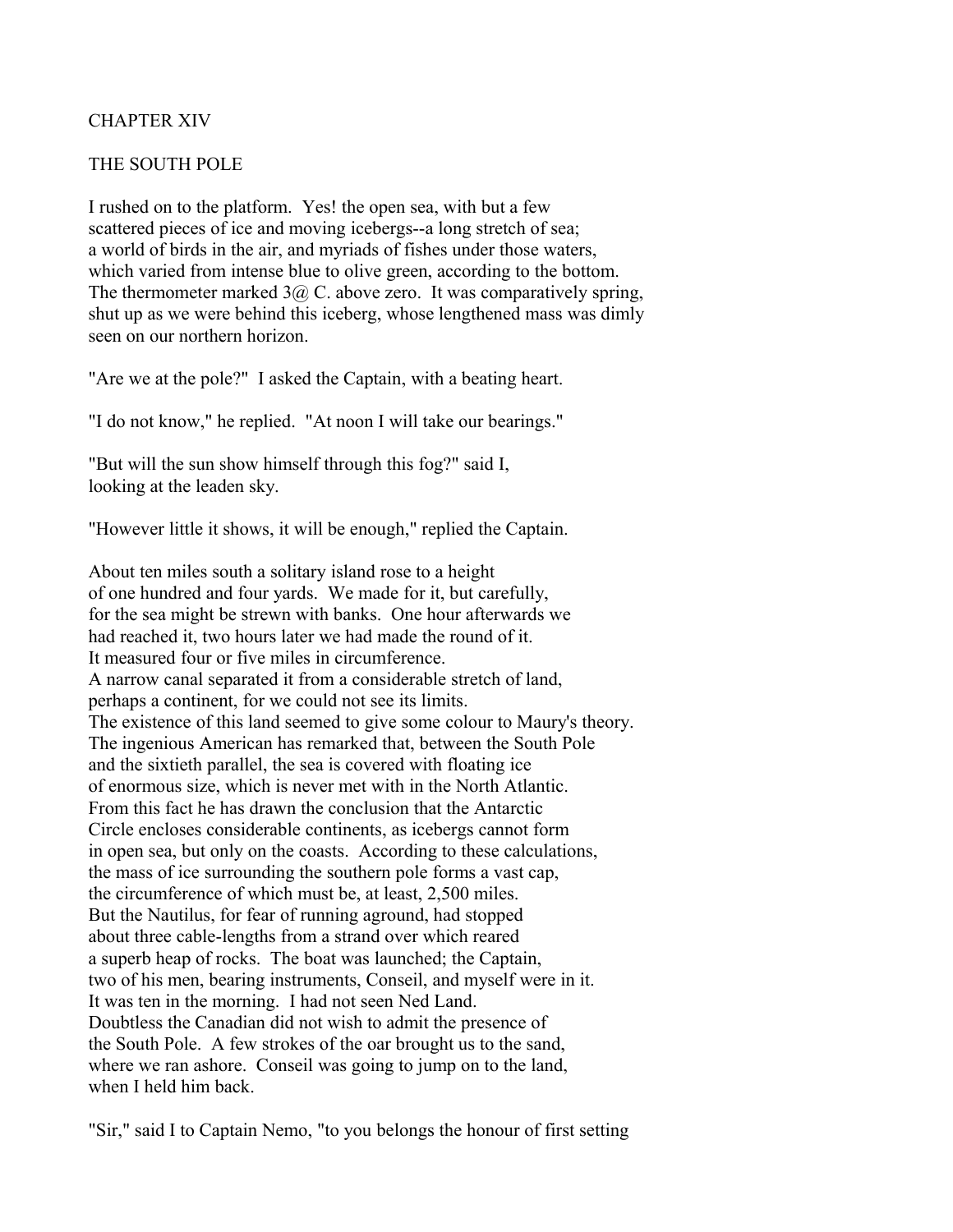## CHAPTER XIV

## THE SOUTH POLE

I rushed on to the platform. Yes! the open sea, with but a few scattered pieces of ice and moving icebergs--a long stretch of sea; a world of birds in the air, and myriads of fishes under those waters, which varied from intense blue to olive green, according to the bottom. The thermometer marked 3@ C. above zero. It was comparatively spring, shut up as we were behind this iceberg, whose lengthened mass was dimly seen on our northern horizon.

"Are we at the pole?" I asked the Captain, with a beating heart.

"I do not know," he replied. "At noon I will take our bearings."

"But will the sun show himself through this fog?" said I, looking at the leaden sky.

"However little it shows, it will be enough," replied the Captain.

About ten miles south a solitary island rose to a height of one hundred and four yards. We made for it, but carefully, for the sea might be strewn with banks. One hour afterwards we had reached it, two hours later we had made the round of it. It measured four or five miles in circumference. A narrow canal separated it from a considerable stretch of land, perhaps a continent, for we could not see its limits. The existence of this land seemed to give some colour to Maury's theory. The ingenious American has remarked that, between the South Pole and the sixtieth parallel, the sea is covered with floating ice of enormous size, which is never met with in the North Atlantic. From this fact he has drawn the conclusion that the Antarctic Circle encloses considerable continents, as icebergs cannot form in open sea, but only on the coasts. According to these calculations, the mass of ice surrounding the southern pole forms a vast cap, the circumference of which must be, at least, 2,500 miles. But the Nautilus, for fear of running aground, had stopped about three cable-lengths from a strand over which reared a superb heap of rocks. The boat was launched; the Captain, two of his men, bearing instruments, Conseil, and myself were in it. It was ten in the morning. I had not seen Ned Land. Doubtless the Canadian did not wish to admit the presence of the South Pole. A few strokes of the oar brought us to the sand, where we ran ashore. Conseil was going to jump on to the land, when I held him back.

"Sir," said I to Captain Nemo, "to you belongs the honour of first setting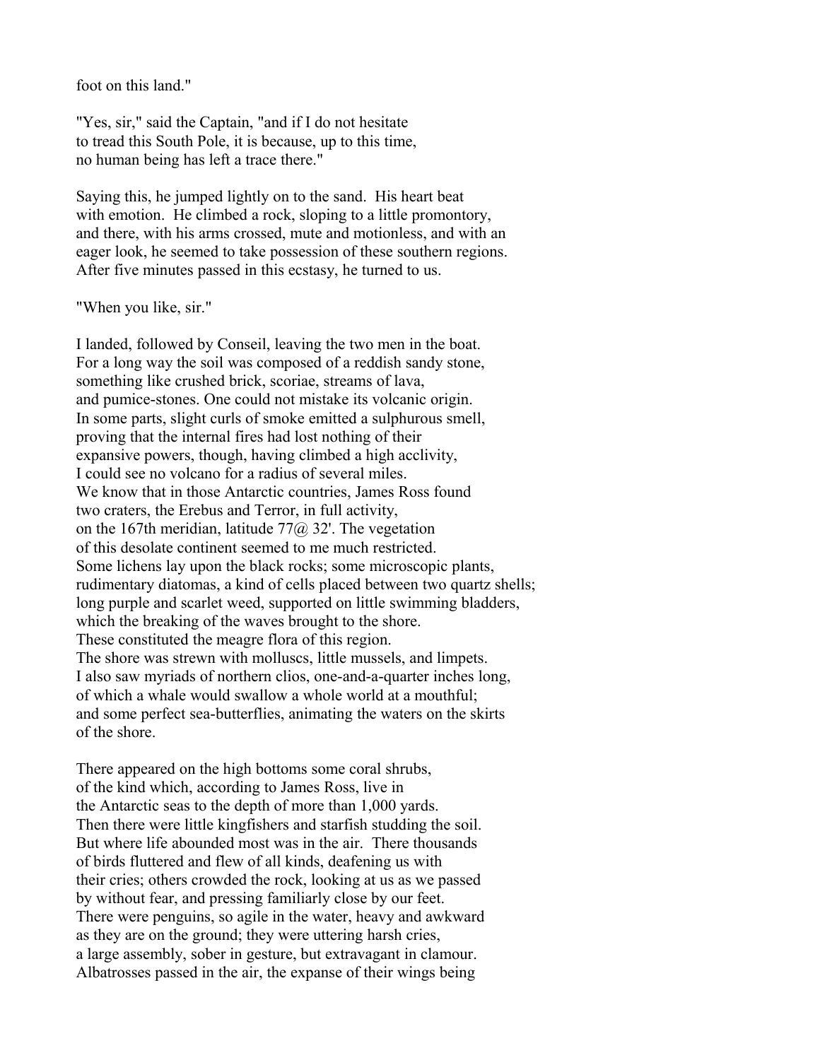foot on this land."

"Yes, sir," said the Captain, "and if I do not hesitate
to tread this South Pole, it is because, up to this time,
no human being has left a trace there."

Saying this, he jumped lightly on to the sand. His heart beat
with emotion. He climbed a rock, sloping to a little promontory,
and there, with his arms crossed, mute and motionless, and with an
eager look, he seemed to take possession of these southern regions.
After five minutes passed in this ecstasy, he turned to us.

"When you like, sir."

I landed, followed by Conseil, leaving the two men in the boat.
For a long way the soil was composed of a reddish sandy stone,
something like crushed brick, scoriae, streams of lava,
and pumice-stones. One could not mistake its volcanic origin.
In some parts, slight curls of smoke emitted a sulphurous smell,
proving that the internal fires had lost nothing of their
expansive powers, though, having climbed a high acclivity,
I could see no volcano for a radius of several miles.
We know that in those Antarctic countries, James Ross found
two craters, the Erebus and Terror, in full activity,
on the 167th meridian, latitude 77@ 32'. The vegetation
of this desolate continent seemed to me much restricted.
Some lichens lay upon the black rocks; some microscopic plants,
rudimentary diatomas, a kind of cells placed between two quartz shells;
long purple and scarlet weed, supported on little swimming bladders,
which the breaking of the waves brought to the shore.
These constituted the meagre flora of this region.
The shore was strewn with molluscs, little mussels, and limpets.
I also saw myriads of northern clios, one-and-a-quarter inches long,
of which a whale would swallow a whole world at a mouthful;
and some perfect sea-butterflies, animating the waters on the skirts
of the shore.

There appeared on the high bottoms some coral shrubs,
of the kind which, according to James Ross, live in
the Antarctic seas to the depth of more than 1,000 yards.
Then there were little kingfishers and starfish studding the soil.
But where life abounded most was in the air. There thousands
of birds fluttered and flew of all kinds, deafening us with
their cries; others crowded the rock, looking at us as we passed
by without fear, and pressing familiarly close by our feet.
There were penguins, so agile in the water, heavy and awkward
as they are on the ground; they were uttering harsh cries,
a large assembly, sober in gesture, but extravagant in clamour.
Albatrosses passed in the air, the expanse of their wings being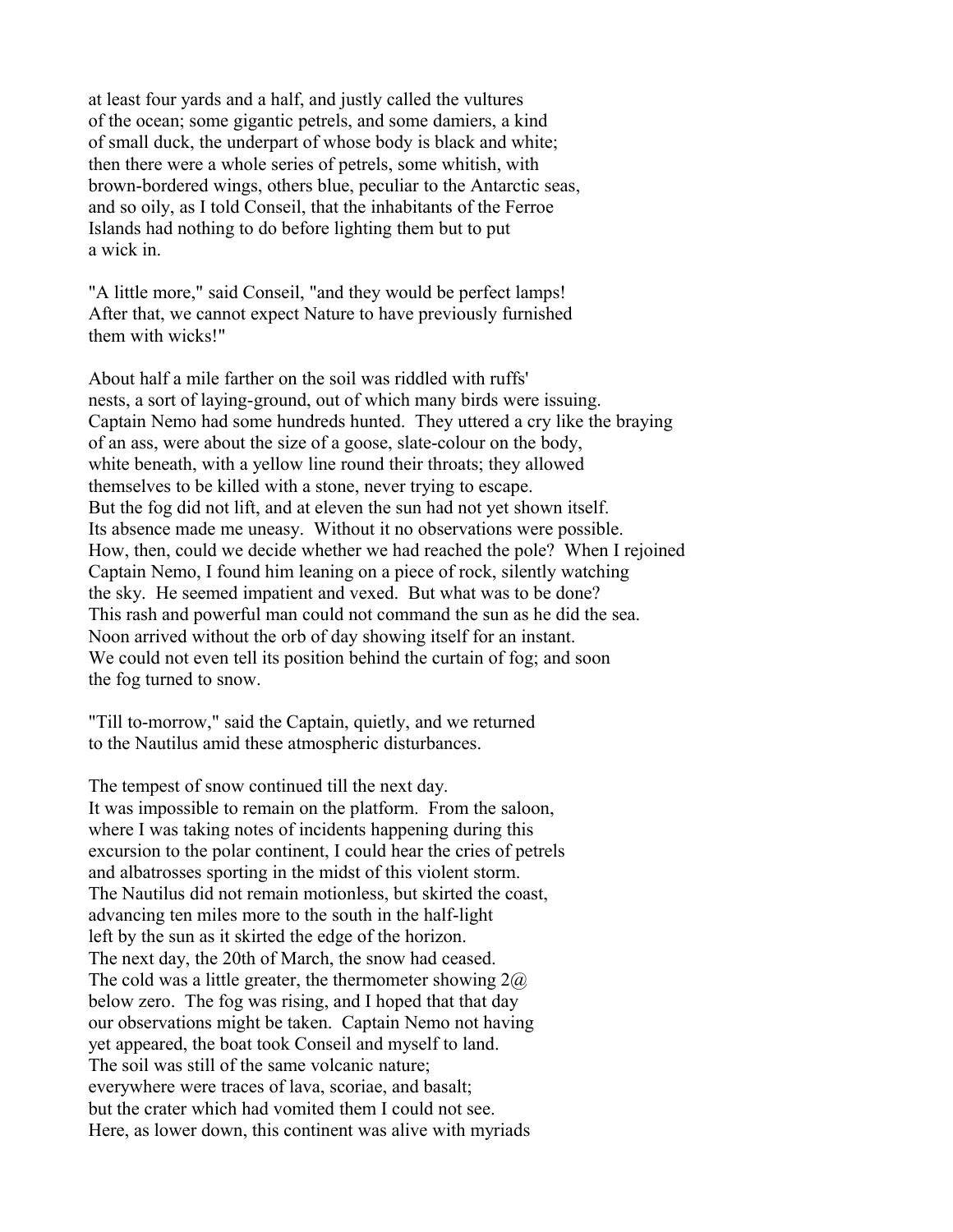at least four yards and a half, and justly called the vultures of the ocean; some gigantic petrels, and some damiers, a kind of small duck, the underpart of whose body is black and white; then there were a whole series of petrels, some whitish, with brown-bordered wings, others blue, peculiar to the Antarctic seas, and so oily, as I told Conseil, that the inhabitants of the Ferroe Islands had nothing to do before lighting them but to put a wick in.

"A little more," said Conseil, "and they would be perfect lamps! After that, we cannot expect Nature to have previously furnished them with wicks!"

About half a mile farther on the soil was riddled with ruffs' nests, a sort of laying-ground, out of which many birds were issuing. Captain Nemo had some hundreds hunted. They uttered a cry like the braying of an ass, were about the size of a goose, slate-colour on the body, white beneath, with a yellow line round their throats; they allowed themselves to be killed with a stone, never trying to escape. But the fog did not lift, and at eleven the sun had not yet shown itself. Its absence made me uneasy. Without it no observations were possible. How, then, could we decide whether we had reached the pole? When I rejoined Captain Nemo, I found him leaning on a piece of rock, silently watching the sky. He seemed impatient and vexed. But what was to be done? This rash and powerful man could not command the sun as he did the sea. Noon arrived without the orb of day showing itself for an instant. We could not even tell its position behind the curtain of fog; and soon the fog turned to snow.

"Till to-morrow," said the Captain, quietly, and we returned to the Nautilus amid these atmospheric disturbances.

The tempest of snow continued till the next day. It was impossible to remain on the platform. From the saloon, where I was taking notes of incidents happening during this excursion to the polar continent, I could hear the cries of petrels and albatrosses sporting in the midst of this violent storm. The Nautilus did not remain motionless, but skirted the coast, advancing ten miles more to the south in the half-light left by the sun as it skirted the edge of the horizon. The next day, the 20th of March, the snow had ceased. The cold was a little greater, the thermometer showing 2@ below zero. The fog was rising, and I hoped that that day our observations might be taken. Captain Nemo not having yet appeared, the boat took Conseil and myself to land. The soil was still of the same volcanic nature; everywhere were traces of lava, scoriae, and basalt; but the crater which had vomited them I could not see. Here, as lower down, this continent was alive with myriads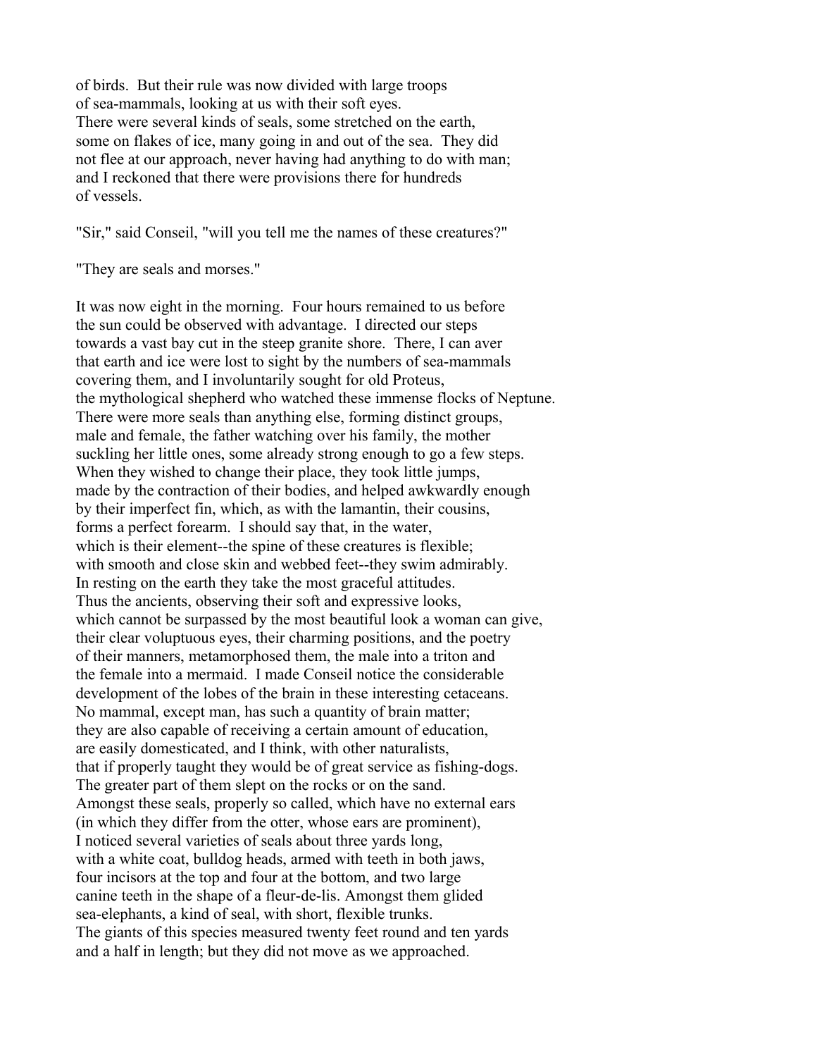of birds. But their rule was now divided with large troops of sea-mammals, looking at us with their soft eyes. There were several kinds of seals, some stretched on the earth, some on flakes of ice, many going in and out of the sea. They did not flee at our approach, never having had anything to do with man; and I reckoned that there were provisions there for hundreds of vessels.

"Sir," said Conseil, "will you tell me the names of these creatures?"

"They are seals and morses."

It was now eight in the morning. Four hours remained to us before the sun could be observed with advantage. I directed our steps towards a vast bay cut in the steep granite shore. There, I can aver that earth and ice were lost to sight by the numbers of sea-mammals covering them, and I involuntarily sought for old Proteus, the mythological shepherd who watched these immense flocks of Neptune. There were more seals than anything else, forming distinct groups, male and female, the father watching over his family, the mother suckling her little ones, some already strong enough to go a few steps. When they wished to change their place, they took little jumps, made by the contraction of their bodies, and helped awkwardly enough by their imperfect fin, which, as with the lamantin, their cousins, forms a perfect forearm. I should say that, in the water, which is their element--the spine of these creatures is flexible; with smooth and close skin and webbed feet--they swim admirably. In resting on the earth they take the most graceful attitudes. Thus the ancients, observing their soft and expressive looks, which cannot be surpassed by the most beautiful look a woman can give, their clear voluptuous eyes, their charming positions, and the poetry of their manners, metamorphosed them, the male into a triton and the female into a mermaid. I made Conseil notice the considerable development of the lobes of the brain in these interesting cetaceans. No mammal, except man, has such a quantity of brain matter; they are also capable of receiving a certain amount of education, are easily domesticated, and I think, with other naturalists, that if properly taught they would be of great service as fishing-dogs. The greater part of them slept on the rocks or on the sand. Amongst these seals, properly so called, which have no external ears (in which they differ from the otter, whose ears are prominent), I noticed several varieties of seals about three yards long, with a white coat, bulldog heads, armed with teeth in both jaws, four incisors at the top and four at the bottom, and two large canine teeth in the shape of a fleur-de-lis. Amongst them glided sea-elephants, a kind of seal, with short, flexible trunks. The giants of this species measured twenty feet round and ten yards and a half in length; but they did not move as we approached.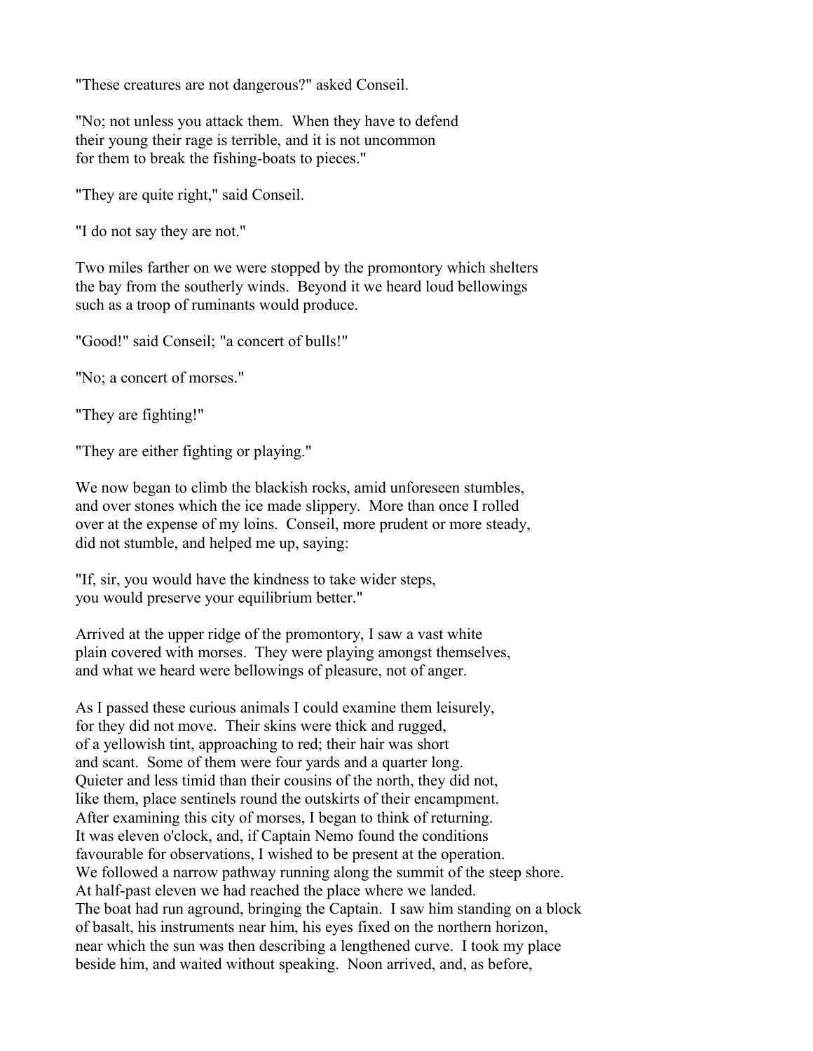"These creatures are not dangerous?" asked Conseil.

"No; not unless you attack them. When they have to defend their young their rage is terrible, and it is not uncommon for them to break the fishing-boats to pieces."

"They are quite right," said Conseil.

"I do not say they are not."

Two miles farther on we were stopped by the promontory which shelters the bay from the southerly winds. Beyond it we heard loud bellowings such as a troop of ruminants would produce.

"Good!" said Conseil; "a concert of bulls!"

"No; a concert of morses."

"They are fighting!"

"They are either fighting or playing."

We now began to climb the blackish rocks, amid unforeseen stumbles, and over stones which the ice made slippery. More than once I rolled over at the expense of my loins. Conseil, more prudent or more steady, did not stumble, and helped me up, saying:

"If, sir, you would have the kindness to take wider steps, you would preserve your equilibrium better."

Arrived at the upper ridge of the promontory, I saw a vast white plain covered with morses. They were playing amongst themselves, and what we heard were bellowings of pleasure, not of anger.

As I passed these curious animals I could examine them leisurely, for they did not move. Their skins were thick and rugged, of a yellowish tint, approaching to red; their hair was short and scant. Some of them were four yards and a quarter long. Quieter and less timid than their cousins of the north, they did not, like them, place sentinels round the outskirts of their encampment. After examining this city of morses, I began to think of returning. It was eleven o'clock, and, if Captain Nemo found the conditions favourable for observations, I wished to be present at the operation. We followed a narrow pathway running along the summit of the steep shore. At half-past eleven we had reached the place where we landed. The boat had run aground, bringing the Captain. I saw him standing on a block of basalt, his instruments near him, his eyes fixed on the northern horizon, near which the sun was then describing a lengthened curve. I took my place beside him, and waited without speaking. Noon arrived, and, as before,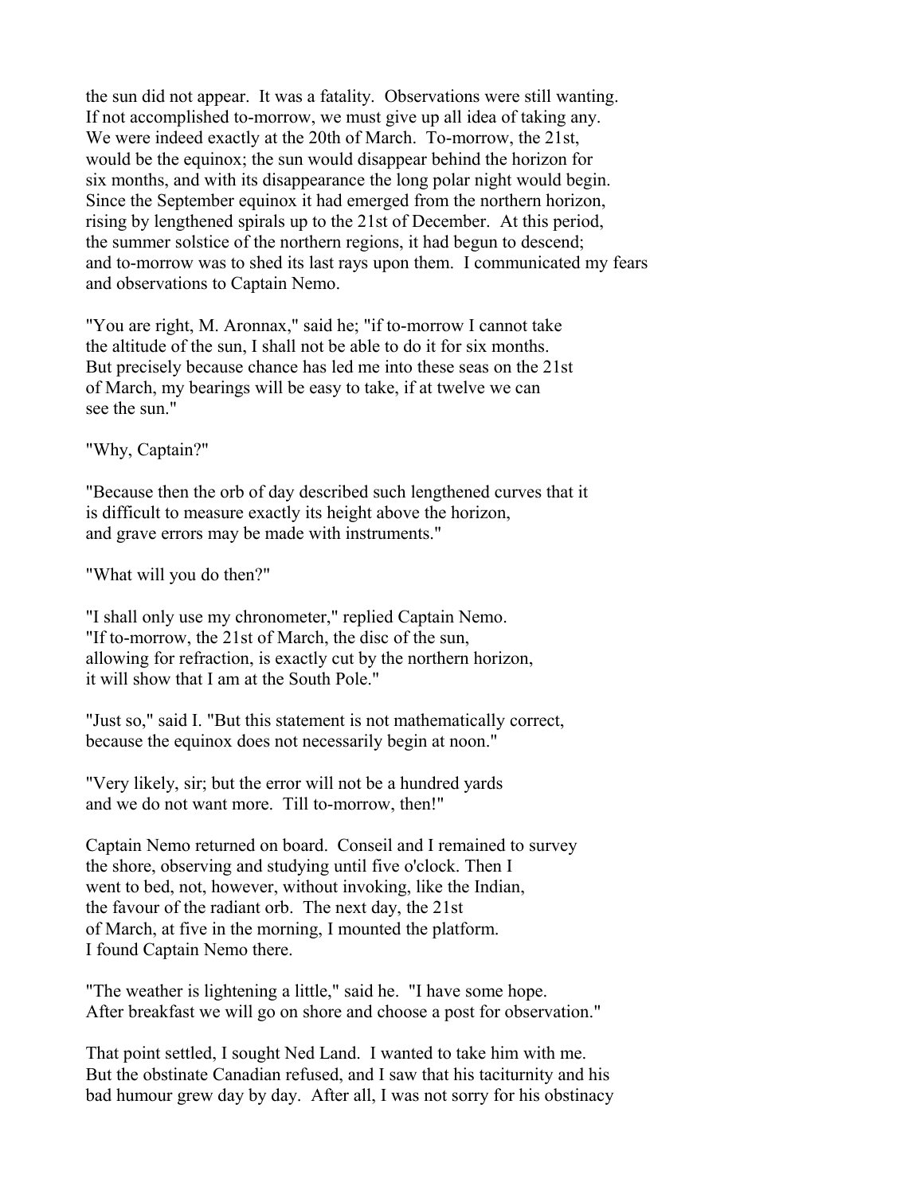the sun did not appear. It was a fatality. Observations were still wanting. If not accomplished to-morrow, we must give up all idea of taking any. We were indeed exactly at the 20th of March. To-morrow, the 21st, would be the equinox; the sun would disappear behind the horizon for six months, and with its disappearance the long polar night would begin. Since the September equinox it had emerged from the northern horizon, rising by lengthened spirals up to the 21st of December. At this period, the summer solstice of the northern regions, it had begun to descend; and to-morrow was to shed its last rays upon them. I communicated my fears and observations to Captain Nemo.

"You are right, M. Aronnax," said he; "if to-morrow I cannot take the altitude of the sun, I shall not be able to do it for six months. But precisely because chance has led me into these seas on the 21st of March, my bearings will be easy to take, if at twelve we can see the sun."

"Why, Captain?"

"Because then the orb of day described such lengthened curves that it is difficult to measure exactly its height above the horizon, and grave errors may be made with instruments."

"What will you do then?"

"I shall only use my chronometer," replied Captain Nemo. "If to-morrow, the 21st of March, the disc of the sun, allowing for refraction, is exactly cut by the northern horizon, it will show that I am at the South Pole."

"Just so," said I. "But this statement is not mathematically correct, because the equinox does not necessarily begin at noon."

"Very likely, sir; but the error will not be a hundred yards and we do not want more. Till to-morrow, then!"

Captain Nemo returned on board. Conseil and I remained to survey the shore, observing and studying until five o'clock. Then I went to bed, not, however, without invoking, like the Indian, the favour of the radiant orb. The next day, the 21st of March, at five in the morning, I mounted the platform. I found Captain Nemo there.

"The weather is lightening a little," said he. "I have some hope. After breakfast we will go on shore and choose a post for observation."

That point settled, I sought Ned Land. I wanted to take him with me. But the obstinate Canadian refused, and I saw that his taciturnity and his bad humour grew day by day. After all, I was not sorry for his obstinacy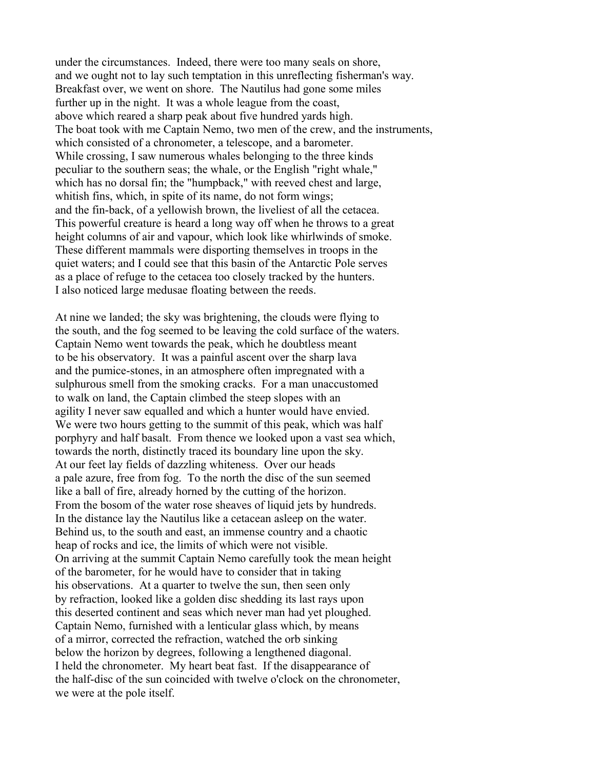under the circumstances. Indeed, there were too many seals on shore, and we ought not to lay such temptation in this unreflecting fisherman's way. Breakfast over, we went on shore. The Nautilus had gone some miles further up in the night. It was a whole league from the coast, above which reared a sharp peak about five hundred yards high. The boat took with me Captain Nemo, two men of the crew, and the instruments, which consisted of a chronometer, a telescope, and a barometer. While crossing, I saw numerous whales belonging to the three kinds peculiar to the southern seas; the whale, or the English "right whale," which has no dorsal fin; the "humpback," with reeved chest and large, whitish fins, which, in spite of its name, do not form wings; and the fin-back, of a yellowish brown, the liveliest of all the cetacea. This powerful creature is heard a long way off when he throws to a great height columns of air and vapour, which look like whirlwinds of smoke. These different mammals were disporting themselves in troops in the quiet waters; and I could see that this basin of the Antarctic Pole serves as a place of refuge to the cetacea too closely tracked by the hunters. I also noticed large medusae floating between the reeds.

At nine we landed; the sky was brightening, the clouds were flying to the south, and the fog seemed to be leaving the cold surface of the waters. Captain Nemo went towards the peak, which he doubtless meant to be his observatory. It was a painful ascent over the sharp lava and the pumice-stones, in an atmosphere often impregnated with a sulphurous smell from the smoking cracks. For a man unaccustomed to walk on land, the Captain climbed the steep slopes with an agility I never saw equalled and which a hunter would have envied. We were two hours getting to the summit of this peak, which was half porphyry and half basalt. From thence we looked upon a vast sea which, towards the north, distinctly traced its boundary line upon the sky. At our feet lay fields of dazzling whiteness. Over our heads a pale azure, free from fog. To the north the disc of the sun seemed like a ball of fire, already horned by the cutting of the horizon. From the bosom of the water rose sheaves of liquid jets by hundreds. In the distance lay the Nautilus like a cetacean asleep on the water. Behind us, to the south and east, an immense country and a chaotic heap of rocks and ice, the limits of which were not visible. On arriving at the summit Captain Nemo carefully took the mean height of the barometer, for he would have to consider that in taking his observations. At a quarter to twelve the sun, then seen only by refraction, looked like a golden disc shedding its last rays upon this deserted continent and seas which never man had yet ploughed. Captain Nemo, furnished with a lenticular glass which, by means of a mirror, corrected the refraction, watched the orb sinking below the horizon by degrees, following a lengthened diagonal. I held the chronometer. My heart beat fast. If the disappearance of the half-disc of the sun coincided with twelve o'clock on the chronometer, we were at the pole itself.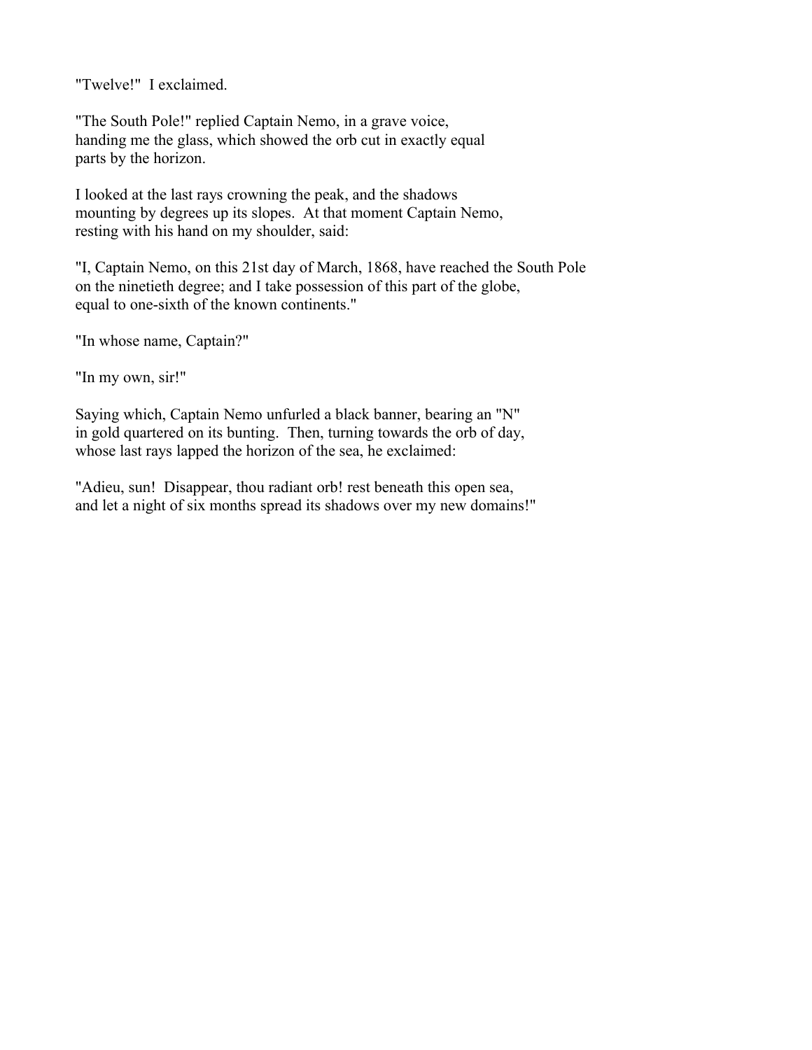"Twelve!" I exclaimed.

"The South Pole!" replied Captain Nemo, in a grave voice, handing me the glass, which showed the orb cut in exactly equal parts by the horizon.

I looked at the last rays crowning the peak, and the shadows mounting by degrees up its slopes. At that moment Captain Nemo, resting with his hand on my shoulder, said:

"I, Captain Nemo, on this 21st day of March, 1868, have reached the South Pole on the ninetieth degree; and I take possession of this part of the globe, equal to one-sixth of the known continents."

"In whose name, Captain?"

"In my own, sir!"

Saying which, Captain Nemo unfurled a black banner, bearing an "N" in gold quartered on its bunting. Then, turning towards the orb of day, whose last rays lapped the horizon of the sea, he exclaimed:

"Adieu, sun! Disappear, thou radiant orb! rest beneath this open sea, and let a night of six months spread its shadows over my new domains!"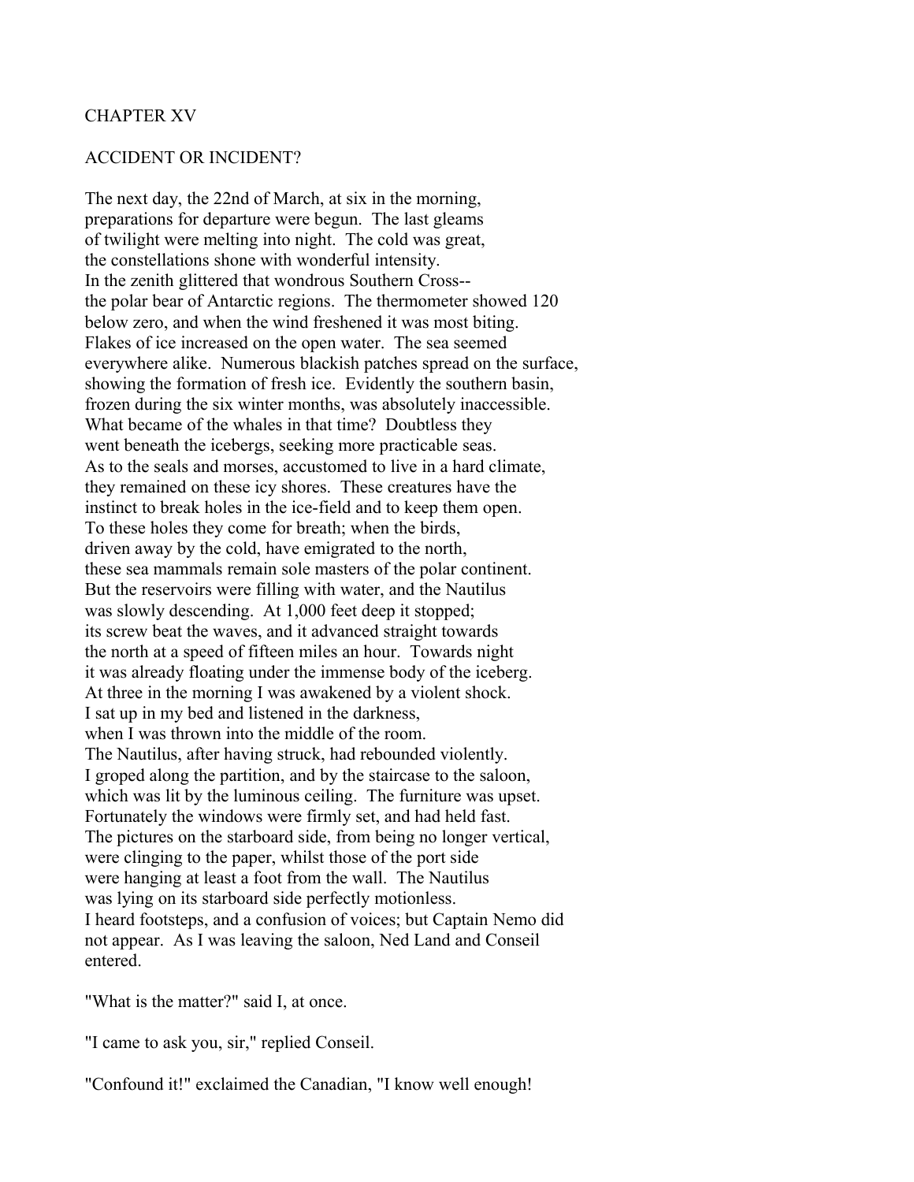## CHAPTER XV

## ACCIDENT OR INCIDENT?

The next day, the 22nd of March, at six in the morning, preparations for departure were begun. The last gleams of twilight were melting into night. The cold was great, the constellations shone with wonderful intensity. In the zenith glittered that wondrous Southern Cross-- the polar bear of Antarctic regions. The thermometer showed 120 below zero, and when the wind freshened it was most biting. Flakes of ice increased on the open water. The sea seemed everywhere alike. Numerous blackish patches spread on the surface, showing the formation of fresh ice. Evidently the southern basin, frozen during the six winter months, was absolutely inaccessible. What became of the whales in that time? Doubtless they went beneath the icebergs, seeking more practicable seas. As to the seals and morses, accustomed to live in a hard climate, they remained on these icy shores. These creatures have the instinct to break holes in the ice-field and to keep them open. To these holes they come for breath; when the birds, driven away by the cold, have emigrated to the north, these sea mammals remain sole masters of the polar continent. But the reservoirs were filling with water, and the Nautilus was slowly descending. At 1,000 feet deep it stopped; its screw beat the waves, and it advanced straight towards the north at a speed of fifteen miles an hour. Towards night it was already floating under the immense body of the iceberg. At three in the morning I was awakened by a violent shock. I sat up in my bed and listened in the darkness, when I was thrown into the middle of the room. The Nautilus, after having struck, had rebounded violently. I groped along the partition, and by the staircase to the saloon, which was lit by the luminous ceiling. The furniture was upset. Fortunately the windows were firmly set, and had held fast. The pictures on the starboard side, from being no longer vertical, were clinging to the paper, whilst those of the port side were hanging at least a foot from the wall. The Nautilus was lying on its starboard side perfectly motionless. I heard footsteps, and a confusion of voices; but Captain Nemo did not appear. As I was leaving the saloon, Ned Land and Conseil entered.

"What is the matter?" said I, at once.

"I came to ask you, sir," replied Conseil.

"Confound it!" exclaimed the Canadian, "I know well enough!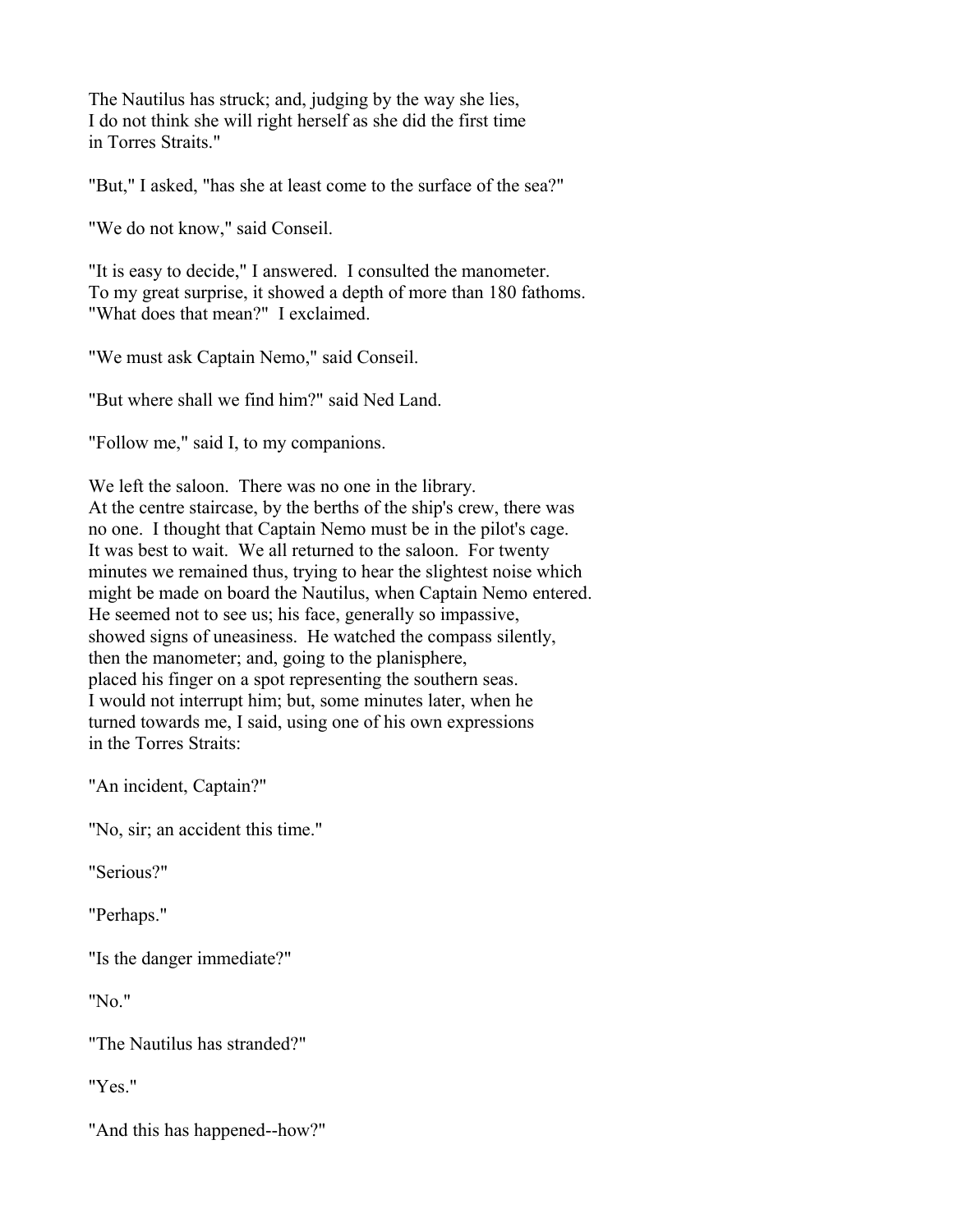The Nautilus has struck; and, judging by the way she lies, I do not think she will right herself as she did the first time in Torres Straits."

"But," I asked, "has she at least come to the surface of the sea?"

"We do not know," said Conseil.

"It is easy to decide," I answered. I consulted the manometer. To my great surprise, it showed a depth of more than 180 fathoms. "What does that mean?" I exclaimed.

"We must ask Captain Nemo," said Conseil.

"But where shall we find him?" said Ned Land.

"Follow me," said I, to my companions.

We left the saloon. There was no one in the library. At the centre staircase, by the berths of the ship's crew, there was no one. I thought that Captain Nemo must be in the pilot's cage. It was best to wait. We all returned to the saloon. For twenty minutes we remained thus, trying to hear the slightest noise which might be made on board the Nautilus, when Captain Nemo entered. He seemed not to see us; his face, generally so impassive, showed signs of uneasiness. He watched the compass silently, then the manometer; and, going to the planisphere, placed his finger on a spot representing the southern seas. I would not interrupt him; but, some minutes later, when he turned towards me, I said, using one of his own expressions in the Torres Straits:

"An incident, Captain?"

"No, sir; an accident this time."

"Serious?"

"Perhaps."

"Is the danger immediate?"

"No."

"The Nautilus has stranded?"

"Yes."

"And this has happened--how?"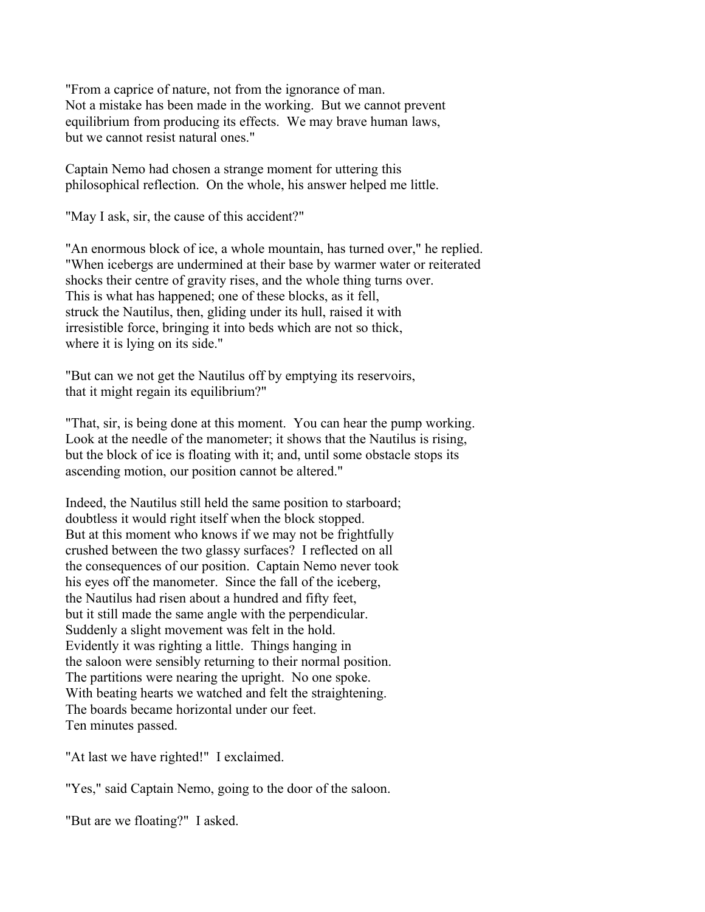"From a caprice of nature, not from the ignorance of man.
Not a mistake has been made in the working. But we cannot prevent
equilibrium from producing its effects. We may brave human laws,
but we cannot resist natural ones."

Captain Nemo had chosen a strange moment for uttering this
philosophical reflection. On the whole, his answer helped me little.

"May I ask, sir, the cause of this accident?"

"An enormous block of ice, a whole mountain, has turned over," he replied.
"When icebergs are undermined at their base by warmer water or reiterated
shocks their centre of gravity rises, and the whole thing turns over.
This is what has happened; one of these blocks, as it fell,
struck the Nautilus, then, gliding under its hull, raised it with
irresistible force, bringing it into beds which are not so thick,
where it is lying on its side."

"But can we not get the Nautilus off by emptying its reservoirs,
that it might regain its equilibrium?"

"That, sir, is being done at this moment. You can hear the pump working.
Look at the needle of the manometer; it shows that the Nautilus is rising,
but the block of ice is floating with it; and, until some obstacle stops its
ascending motion, our position cannot be altered."

Indeed, the Nautilus still held the same position to starboard;
doubtless it would right itself when the block stopped.
But at this moment who knows if we may not be frightfully
crushed between the two glassy surfaces? I reflected on all
the consequences of our position. Captain Nemo never took
his eyes off the manometer. Since the fall of the iceberg,
the Nautilus had risen about a hundred and fifty feet,
but it still made the same angle with the perpendicular.
Suddenly a slight movement was felt in the hold.
Evidently it was righting a little. Things hanging in
the saloon were sensibly returning to their normal position.
The partitions were nearing the upright. No one spoke.
With beating hearts we watched and felt the straightening.
The boards became horizontal under our feet.
Ten minutes passed.

"At last we have righted!" I exclaimed.

"Yes," said Captain Nemo, going to the door of the saloon.

"But are we floating?" I asked.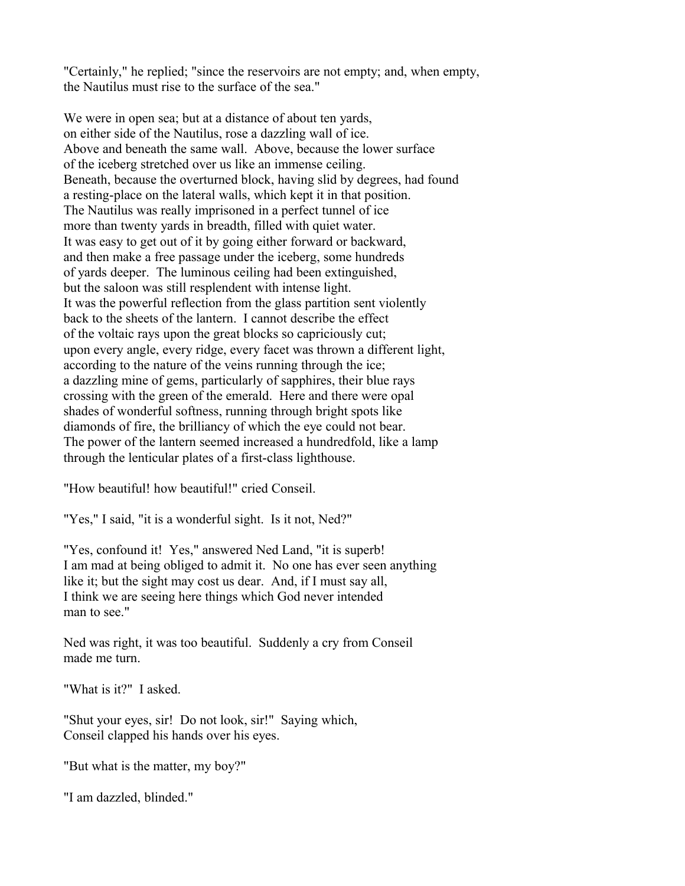"Certainly," he replied; "since the reservoirs are not empty; and, when empty, the Nautilus must rise to the surface of the sea."

We were in open sea; but at a distance of about ten yards, on either side of the Nautilus, rose a dazzling wall of ice. Above and beneath the same wall. Above, because the lower surface of the iceberg stretched over us like an immense ceiling. Beneath, because the overturned block, having slid by degrees, had found a resting-place on the lateral walls, which kept it in that position. The Nautilus was really imprisoned in a perfect tunnel of ice more than twenty yards in breadth, filled with quiet water. It was easy to get out of it by going either forward or backward, and then make a free passage under the iceberg, some hundreds of yards deeper. The luminous ceiling had been extinguished, but the saloon was still resplendent with intense light. It was the powerful reflection from the glass partition sent violently back to the sheets of the lantern. I cannot describe the effect of the voltaic rays upon the great blocks so capriciously cut; upon every angle, every ridge, every facet was thrown a different light, according to the nature of the veins running through the ice; a dazzling mine of gems, particularly of sapphires, their blue rays crossing with the green of the emerald. Here and there were opal shades of wonderful softness, running through bright spots like diamonds of fire, the brilliancy of which the eye could not bear. The power of the lantern seemed increased a hundredfold, like a lamp through the lenticular plates of a first-class lighthouse.

"How beautiful! how beautiful!" cried Conseil.

"Yes," I said, "it is a wonderful sight. Is it not, Ned?"

"Yes, confound it! Yes," answered Ned Land, "it is superb! I am mad at being obliged to admit it. No one has ever seen anything like it; but the sight may cost us dear. And, if I must say all, I think we are seeing here things which God never intended man to see."

Ned was right, it was too beautiful. Suddenly a cry from Conseil made me turn.

"What is it?" I asked.

"Shut your eyes, sir! Do not look, sir!" Saying which, Conseil clapped his hands over his eyes.

"But what is the matter, my boy?"

"I am dazzled, blinded."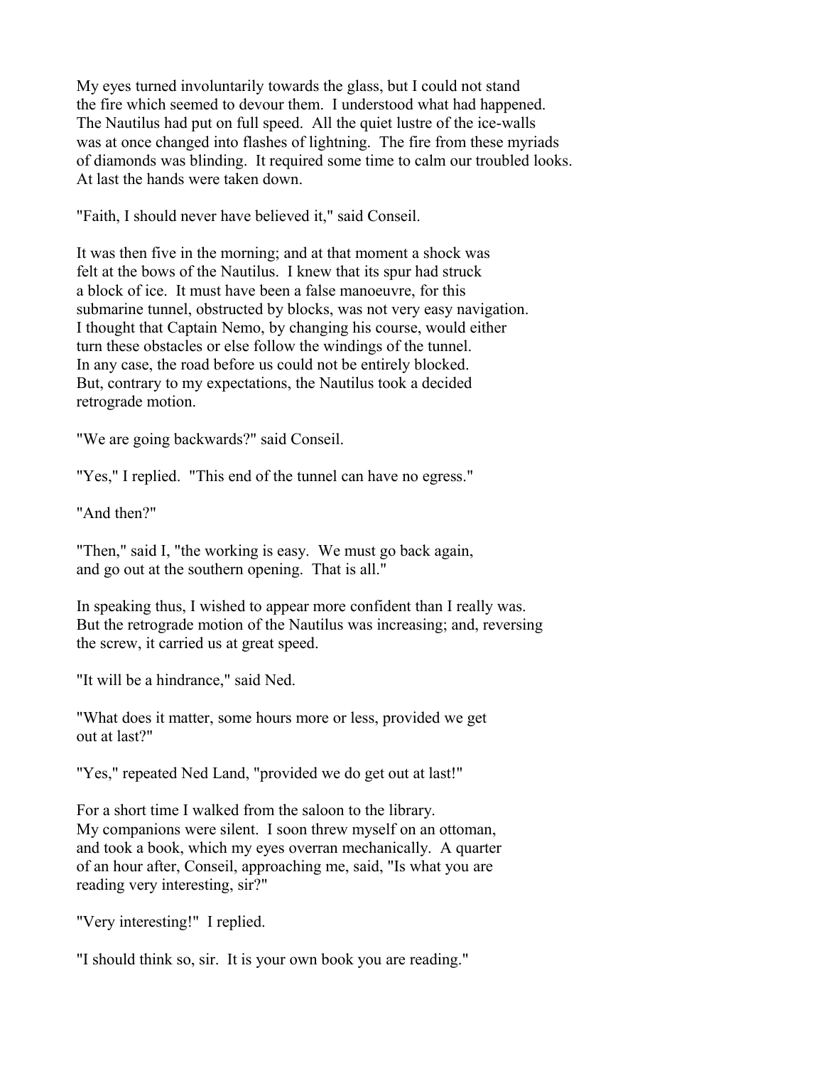My eyes turned involuntarily towards the glass, but I could not stand the fire which seemed to devour them. I understood what had happened. The Nautilus had put on full speed. All the quiet lustre of the ice-walls was at once changed into flashes of lightning. The fire from these myriads of diamonds was blinding. It required some time to calm our troubled looks. At last the hands were taken down.

"Faith, I should never have believed it," said Conseil.

It was then five in the morning; and at that moment a shock was felt at the bows of the Nautilus. I knew that its spur had struck a block of ice. It must have been a false manoeuvre, for this submarine tunnel, obstructed by blocks, was not very easy navigation. I thought that Captain Nemo, by changing his course, would either turn these obstacles or else follow the windings of the tunnel. In any case, the road before us could not be entirely blocked. But, contrary to my expectations, the Nautilus took a decided retrograde motion.

"We are going backwards?" said Conseil.

"Yes," I replied. "This end of the tunnel can have no egress."

"And then?"

"Then," said I, "the working is easy. We must go back again, and go out at the southern opening. That is all."

In speaking thus, I wished to appear more confident than I really was. But the retrograde motion of the Nautilus was increasing; and, reversing the screw, it carried us at great speed.

"It will be a hindrance," said Ned.

"What does it matter, some hours more or less, provided we get out at last?"

"Yes," repeated Ned Land, "provided we do get out at last!"

For a short time I walked from the saloon to the library. My companions were silent. I soon threw myself on an ottoman, and took a book, which my eyes overran mechanically. A quarter of an hour after, Conseil, approaching me, said, "Is what you are reading very interesting, sir?"

"Very interesting!" I replied.

"I should think so, sir. It is your own book you are reading."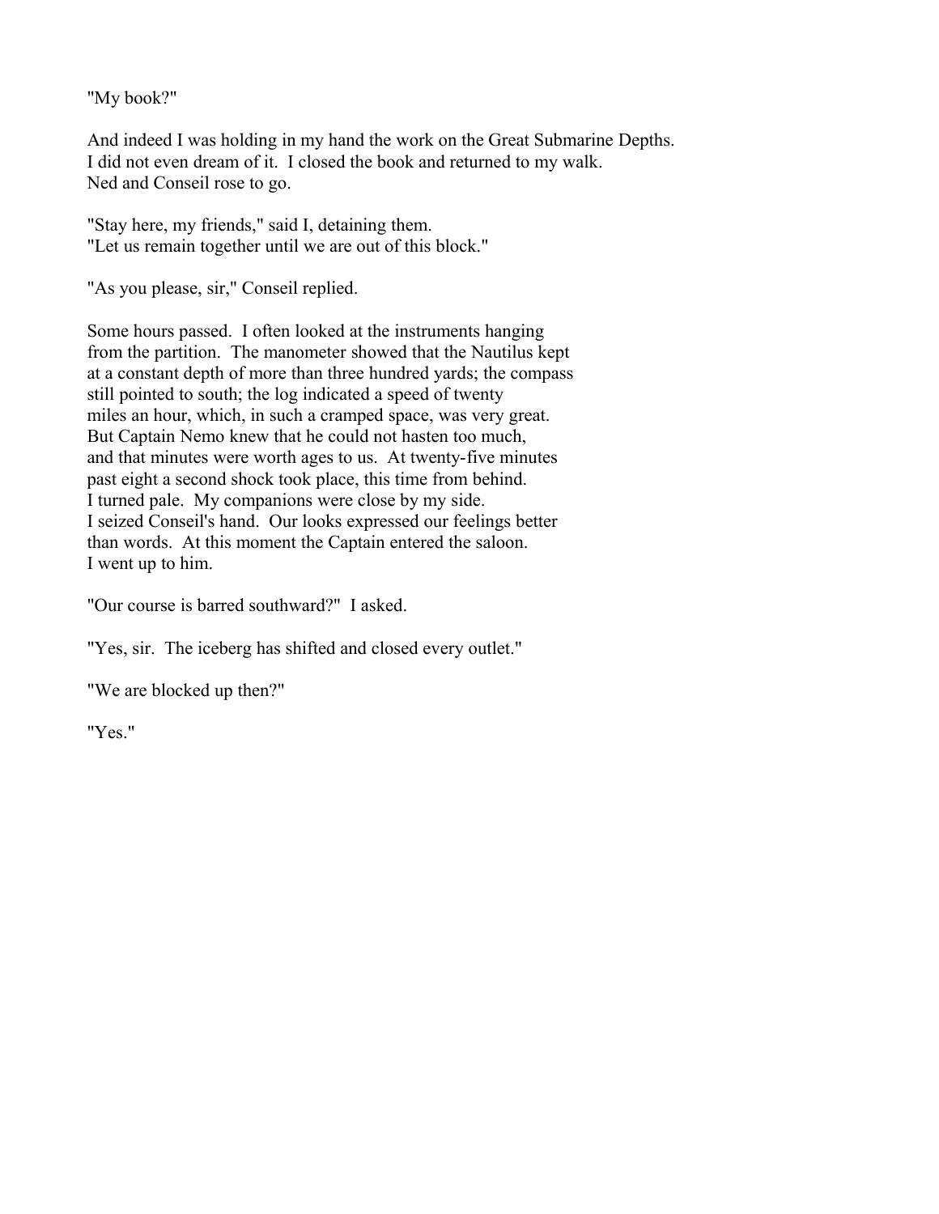"My book?"

And indeed I was holding in my hand the work on the Great Submarine Depths. I did not even dream of it. I closed the book and returned to my walk. Ned and Conseil rose to go.

"Stay here, my friends," said I, detaining them. "Let us remain together until we are out of this block."

"As you please, sir," Conseil replied.

Some hours passed. I often looked at the instruments hanging from the partition. The manometer showed that the Nautilus kept at a constant depth of more than three hundred yards; the compass still pointed to south; the log indicated a speed of twenty miles an hour, which, in such a cramped space, was very great. But Captain Nemo knew that he could not hasten too much, and that minutes were worth ages to us. At twenty-five minutes past eight a second shock took place, this time from behind. I turned pale. My companions were close by my side. I seized Conseil's hand. Our looks expressed our feelings better than words. At this moment the Captain entered the saloon. I went up to him.

"Our course is barred southward?" I asked.

"Yes, sir. The iceberg has shifted and closed every outlet."

"We are blocked up then?"

"Yes."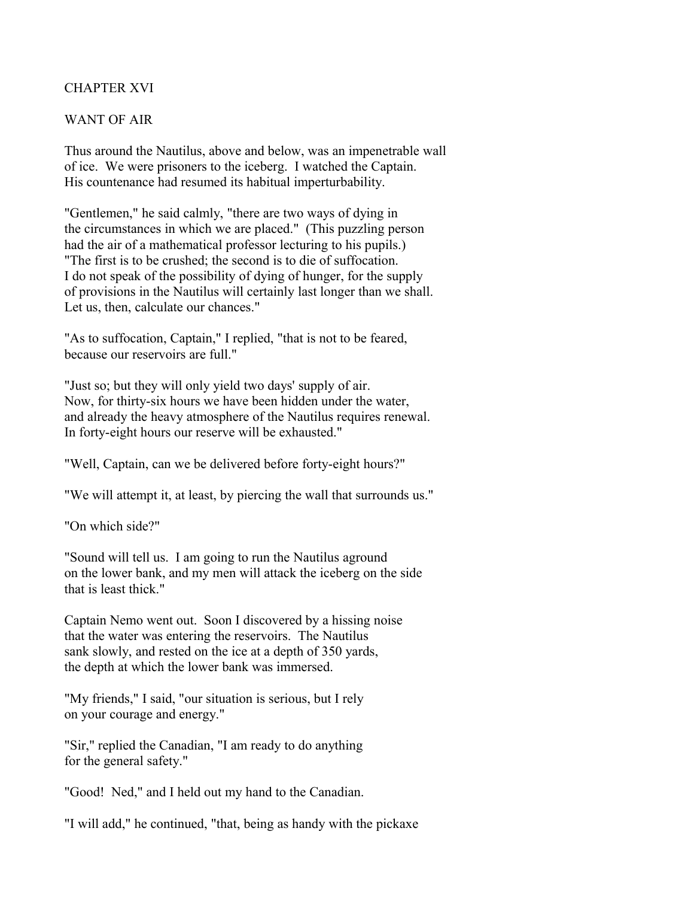# CHAPTER XVI

## WANT OF AIR

Thus around the Nautilus, above and below, was an impenetrable wall of ice. We were prisoners to the iceberg. I watched the Captain. His countenance had resumed its habitual imperturbability.

"Gentlemen," he said calmly, "there are two ways of dying in the circumstances in which we are placed." (This puzzling person had the air of a mathematical professor lecturing to his pupils.) "The first is to be crushed; the second is to die of suffocation. I do not speak of the possibility of dying of hunger, for the supply of provisions in the Nautilus will certainly last longer than we shall. Let us, then, calculate our chances."

"As to suffocation, Captain," I replied, "that is not to be feared, because our reservoirs are full."

"Just so; but they will only yield two days' supply of air. Now, for thirty-six hours we have been hidden under the water, and already the heavy atmosphere of the Nautilus requires renewal. In forty-eight hours our reserve will be exhausted."

"Well, Captain, can we be delivered before forty-eight hours?"

"We will attempt it, at least, by piercing the wall that surrounds us."

"On which side?"

"Sound will tell us. I am going to run the Nautilus aground on the lower bank, and my men will attack the iceberg on the side that is least thick."

Captain Nemo went out. Soon I discovered by a hissing noise that the water was entering the reservoirs. The Nautilus sank slowly, and rested on the ice at a depth of 350 yards, the depth at which the lower bank was immersed.

"My friends," I said, "our situation is serious, but I rely on your courage and energy."

"Sir," replied the Canadian, "I am ready to do anything for the general safety."

"Good! Ned," and I held out my hand to the Canadian.

"I will add," he continued, "that, being as handy with the pickaxe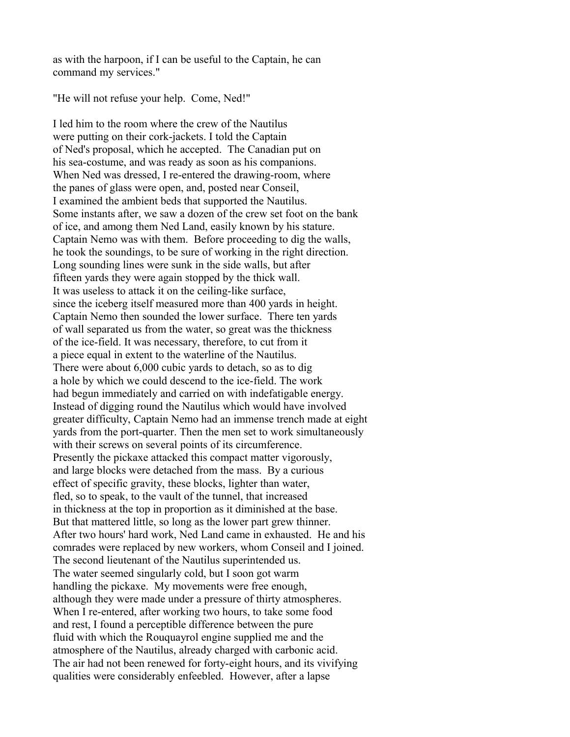as with the harpoon, if I can be useful to the Captain, he can command my services."

"He will not refuse your help. Come, Ned!"

I led him to the room where the crew of the Nautilus were putting on their cork-jackets. I told the Captain of Ned's proposal, which he accepted. The Canadian put on his sea-costume, and was ready as soon as his companions. When Ned was dressed, I re-entered the drawing-room, where the panes of glass were open, and, posted near Conseil, I examined the ambient beds that supported the Nautilus. Some instants after, we saw a dozen of the crew set foot on the bank of ice, and among them Ned Land, easily known by his stature. Captain Nemo was with them. Before proceeding to dig the walls, he took the soundings, to be sure of working in the right direction. Long sounding lines were sunk in the side walls, but after fifteen yards they were again stopped by the thick wall. It was useless to attack it on the ceiling-like surface, since the iceberg itself measured more than 400 yards in height. Captain Nemo then sounded the lower surface. There ten yards of wall separated us from the water, so great was the thickness of the ice-field. It was necessary, therefore, to cut from it a piece equal in extent to the waterline of the Nautilus. There were about 6,000 cubic yards to detach, so as to dig a hole by which we could descend to the ice-field. The work had begun immediately and carried on with indefatigable energy. Instead of digging round the Nautilus which would have involved greater difficulty, Captain Nemo had an immense trench made at eight yards from the port-quarter. Then the men set to work simultaneously with their screws on several points of its circumference. Presently the pickaxe attacked this compact matter vigorously, and large blocks were detached from the mass. By a curious effect of specific gravity, these blocks, lighter than water, fled, so to speak, to the vault of the tunnel, that increased in thickness at the top in proportion as it diminished at the base. But that mattered little, so long as the lower part grew thinner. After two hours' hard work, Ned Land came in exhausted. He and his comrades were replaced by new workers, whom Conseil and I joined. The second lieutenant of the Nautilus superintended us. The water seemed singularly cold, but I soon got warm handling the pickaxe. My movements were free enough, although they were made under a pressure of thirty atmospheres. When I re-entered, after working two hours, to take some food and rest, I found a perceptible difference between the pure fluid with which the Rouquayrol engine supplied me and the atmosphere of the Nautilus, already charged with carbonic acid. The air had not been renewed for forty-eight hours, and its vivifying qualities were considerably enfeebled. However, after a lapse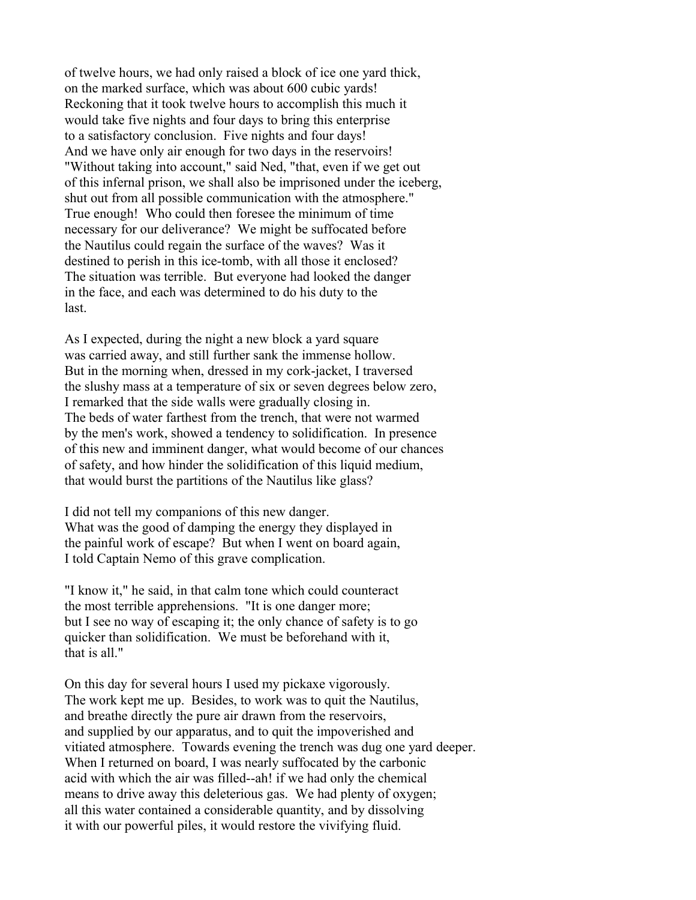of twelve hours, we had only raised a block of ice one yard thick, on the marked surface, which was about 600 cubic yards! Reckoning that it took twelve hours to accomplish this much it would take five nights and four days to bring this enterprise to a satisfactory conclusion. Five nights and four days! And we have only air enough for two days in the reservoirs! "Without taking into account," said Ned, "that, even if we get out of this infernal prison, we shall also be imprisoned under the iceberg, shut out from all possible communication with the atmosphere." True enough! Who could then foresee the minimum of time necessary for our deliverance? We might be suffocated before the Nautilus could regain the surface of the waves? Was it destined to perish in this ice-tomb, with all those it enclosed? The situation was terrible. But everyone had looked the danger in the face, and each was determined to do his duty to the last.

As I expected, during the night a new block a yard square was carried away, and still further sank the immense hollow. But in the morning when, dressed in my cork-jacket, I traversed the slushy mass at a temperature of six or seven degrees below zero, I remarked that the side walls were gradually closing in. The beds of water farthest from the trench, that were not warmed by the men's work, showed a tendency to solidification. In presence of this new and imminent danger, what would become of our chances of safety, and how hinder the solidification of this liquid medium, that would burst the partitions of the Nautilus like glass?

I did not tell my companions of this new danger. What was the good of damping the energy they displayed in the painful work of escape? But when I went on board again, I told Captain Nemo of this grave complication.

"I know it," he said, in that calm tone which could counteract the most terrible apprehensions. "It is one danger more; but I see no way of escaping it; the only chance of safety is to go quicker than solidification. We must be beforehand with it, that is all."

On this day for several hours I used my pickaxe vigorously. The work kept me up. Besides, to work was to quit the Nautilus, and breathe directly the pure air drawn from the reservoirs, and supplied by our apparatus, and to quit the impoverished and vitiated atmosphere. Towards evening the trench was dug one yard deeper. When I returned on board, I was nearly suffocated by the carbonic acid with which the air was filled--ah! if we had only the chemical means to drive away this deleterious gas. We had plenty of oxygen; all this water contained a considerable quantity, and by dissolving it with our powerful piles, it would restore the vivifying fluid.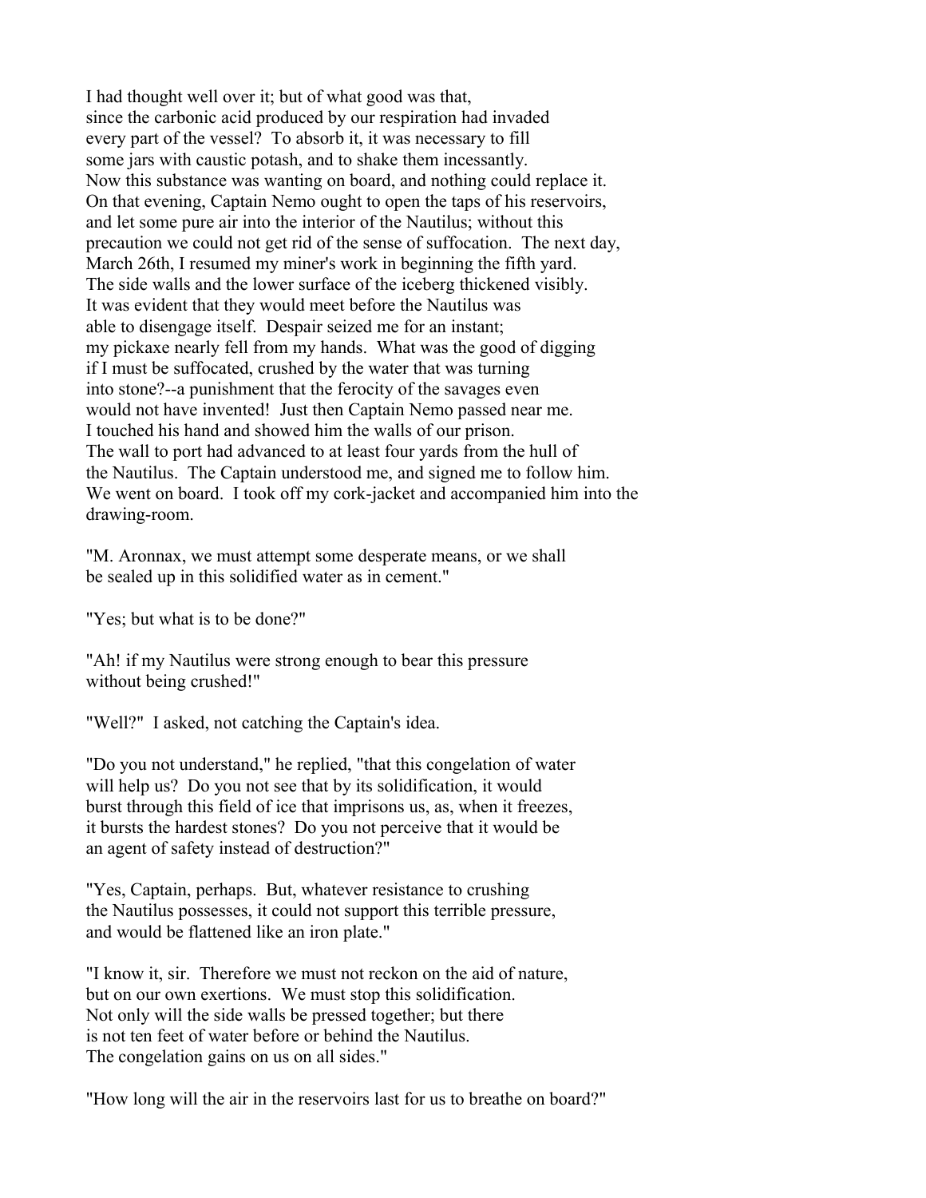I had thought well over it; but of what good was that, since the carbonic acid produced by our respiration had invaded every part of the vessel? To absorb it, it was necessary to fill some jars with caustic potash, and to shake them incessantly. Now this substance was wanting on board, and nothing could replace it. On that evening, Captain Nemo ought to open the taps of his reservoirs, and let some pure air into the interior of the Nautilus; without this precaution we could not get rid of the sense of suffocation. The next day, March 26th, I resumed my miner's work in beginning the fifth yard. The side walls and the lower surface of the iceberg thickened visibly. It was evident that they would meet before the Nautilus was able to disengage itself. Despair seized me for an instant; my pickaxe nearly fell from my hands. What was the good of digging if I must be suffocated, crushed by the water that was turning into stone?--a punishment that the ferocity of the savages even would not have invented! Just then Captain Nemo passed near me. I touched his hand and showed him the walls of our prison. The wall to port had advanced to at least four yards from the hull of the Nautilus. The Captain understood me, and signed me to follow him. We went on board. I took off my cork-jacket and accompanied him into the drawing-room.

"M. Aronnax, we must attempt some desperate means, or we shall be sealed up in this solidified water as in cement."

"Yes; but what is to be done?"

"Ah! if my Nautilus were strong enough to bear this pressure without being crushed!"

"Well?" I asked, not catching the Captain's idea.

"Do you not understand," he replied, "that this congelation of water will help us? Do you not see that by its solidification, it would burst through this field of ice that imprisons us, as, when it freezes, it bursts the hardest stones? Do you not perceive that it would be an agent of safety instead of destruction?"

"Yes, Captain, perhaps. But, whatever resistance to crushing the Nautilus possesses, it could not support this terrible pressure, and would be flattened like an iron plate."

"I know it, sir. Therefore we must not reckon on the aid of nature, but on our own exertions. We must stop this solidification. Not only will the side walls be pressed together; but there is not ten feet of water before or behind the Nautilus. The congelation gains on us on all sides."

"How long will the air in the reservoirs last for us to breathe on board?"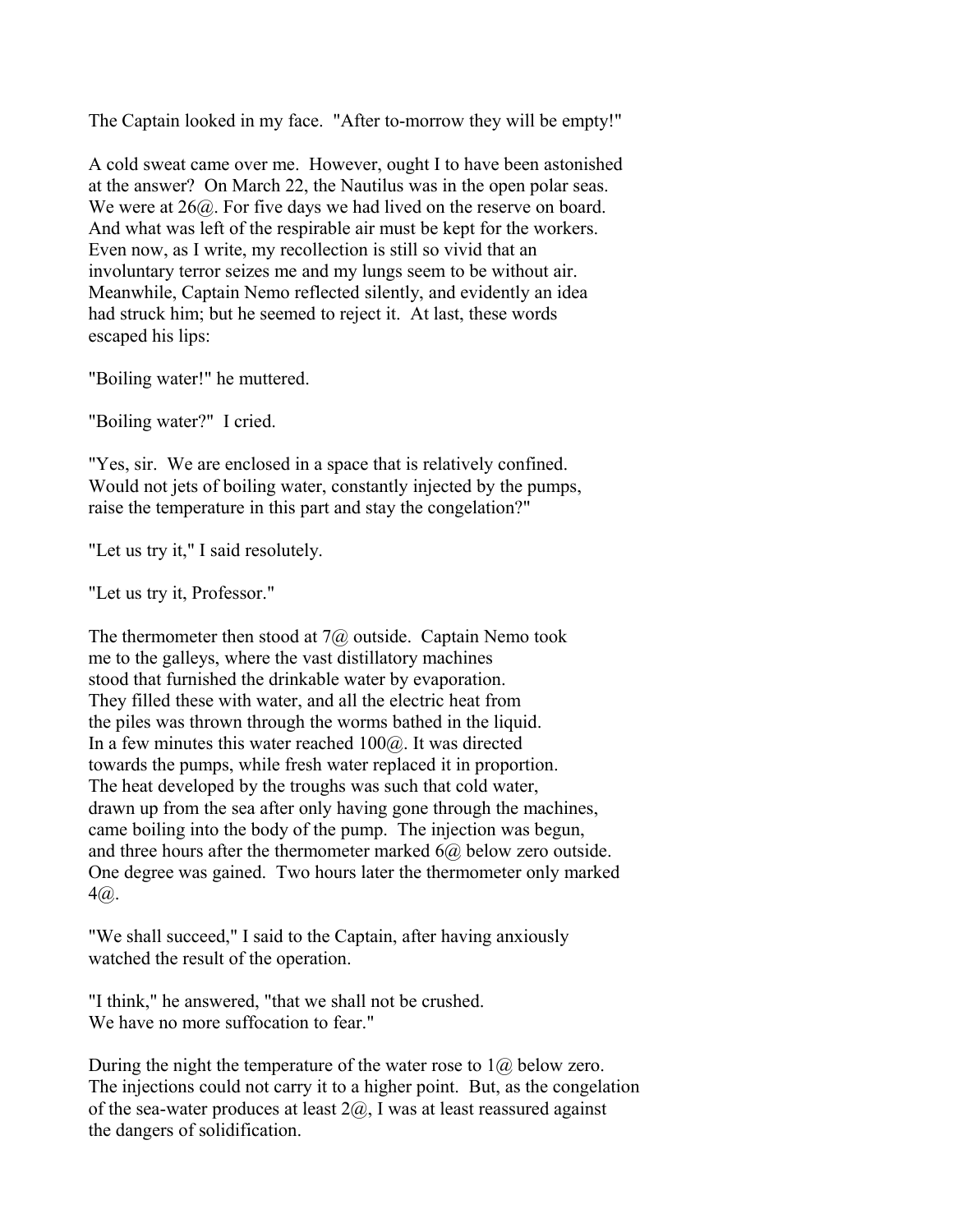The Captain looked in my face. "After to-morrow they will be empty!"

A cold sweat came over me. However, ought I to have been astonished at the answer? On March 22, the Nautilus was in the open polar seas. We were at 26@. For five days we had lived on the reserve on board. And what was left of the respirable air must be kept for the workers. Even now, as I write, my recollection is still so vivid that an involuntary terror seizes me and my lungs seem to be without air. Meanwhile, Captain Nemo reflected silently, and evidently an idea had struck him; but he seemed to reject it. At last, these words escaped his lips:

"Boiling water!" he muttered.

"Boiling water?" I cried.

"Yes, sir. We are enclosed in a space that is relatively confined. Would not jets of boiling water, constantly injected by the pumps, raise the temperature in this part and stay the congelation?"

"Let us try it," I said resolutely.

"Let us try it, Professor."

The thermometer then stood at 7@ outside. Captain Nemo took me to the galleys, where the vast distillatory machines stood that furnished the drinkable water by evaporation. They filled these with water, and all the electric heat from the piles was thrown through the worms bathed in the liquid. In a few minutes this water reached 100@. It was directed towards the pumps, while fresh water replaced it in proportion. The heat developed by the troughs was such that cold water, drawn up from the sea after only having gone through the machines, came boiling into the body of the pump. The injection was begun, and three hours after the thermometer marked 6@ below zero outside. One degree was gained. Two hours later the thermometer only marked 4@.

"We shall succeed," I said to the Captain, after having anxiously watched the result of the operation.

"I think," he answered, "that we shall not be crushed. We have no more suffocation to fear."

During the night the temperature of the water rose to 1@ below zero. The injections could not carry it to a higher point. But, as the congelation of the sea-water produces at least 2@, I was at least reassured against the dangers of solidification.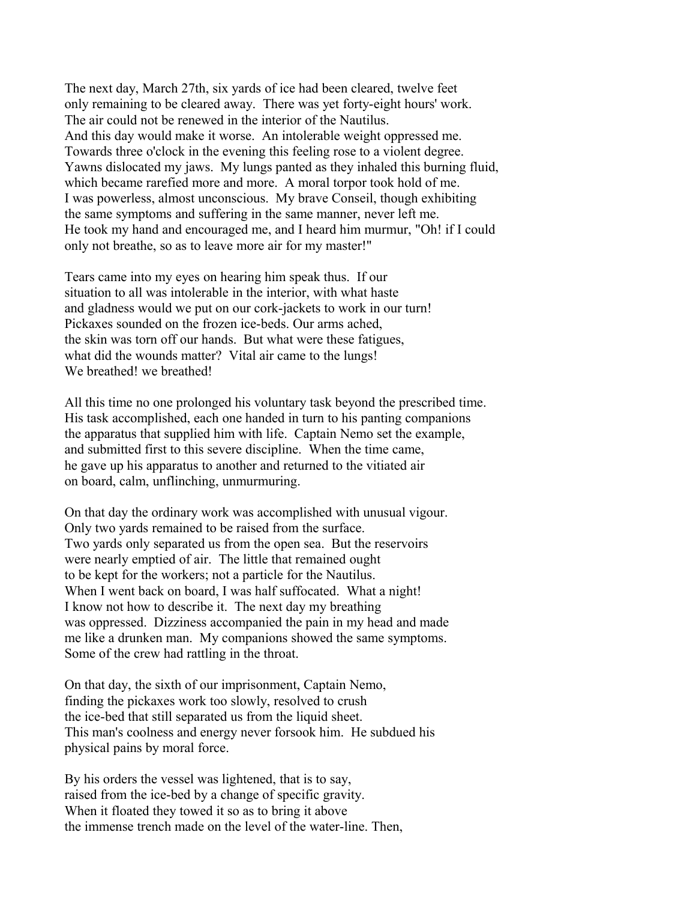The next day, March 27th, six yards of ice had been cleared, twelve feet only remaining to be cleared away. There was yet forty-eight hours' work. The air could not be renewed in the interior of the Nautilus. And this day would make it worse. An intolerable weight oppressed me. Towards three o'clock in the evening this feeling rose to a violent degree. Yawns dislocated my jaws. My lungs panted as they inhaled this burning fluid, which became rarefied more and more. A moral torpor took hold of me. I was powerless, almost unconscious. My brave Conseil, though exhibiting the same symptoms and suffering in the same manner, never left me. He took my hand and encouraged me, and I heard him murmur, "Oh! if I could only not breathe, so as to leave more air for my master!"

Tears came into my eyes on hearing him speak thus. If our situation to all was intolerable in the interior, with what haste and gladness would we put on our cork-jackets to work in our turn! Pickaxes sounded on the frozen ice-beds. Our arms ached, the skin was torn off our hands. But what were these fatigues, what did the wounds matter? Vital air came to the lungs! We breathed! we breathed!

All this time no one prolonged his voluntary task beyond the prescribed time. His task accomplished, each one handed in turn to his panting companions the apparatus that supplied him with life. Captain Nemo set the example, and submitted first to this severe discipline. When the time came, he gave up his apparatus to another and returned to the vitiated air on board, calm, unflinching, unmurmuring.

On that day the ordinary work was accomplished with unusual vigour. Only two yards remained to be raised from the surface. Two yards only separated us from the open sea. But the reservoirs were nearly emptied of air. The little that remained ought to be kept for the workers; not a particle for the Nautilus. When I went back on board, I was half suffocated. What a night! I know not how to describe it. The next day my breathing was oppressed. Dizziness accompanied the pain in my head and made me like a drunken man. My companions showed the same symptoms. Some of the crew had rattling in the throat.

On that day, the sixth of our imprisonment, Captain Nemo, finding the pickaxes work too slowly, resolved to crush the ice-bed that still separated us from the liquid sheet. This man's coolness and energy never forsook him. He subdued his physical pains by moral force.

By his orders the vessel was lightened, that is to say, raised from the ice-bed by a change of specific gravity. When it floated they towed it so as to bring it above the immense trench made on the level of the water-line. Then,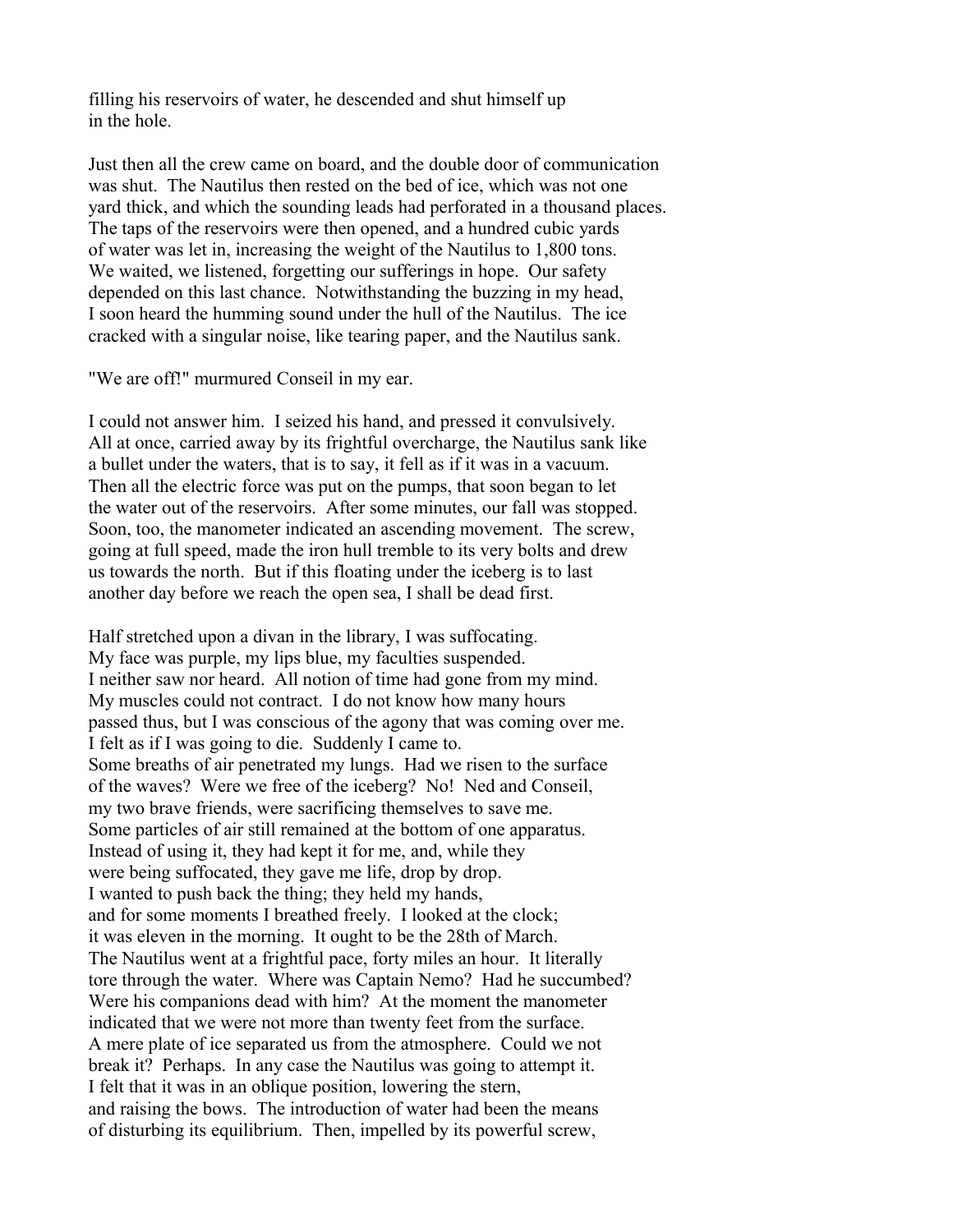filling his reservoirs of water, he descended and shut himself up in the hole.

Just then all the crew came on board, and the double door of communication was shut. The Nautilus then rested on the bed of ice, which was not one yard thick, and which the sounding leads had perforated in a thousand places. The taps of the reservoirs were then opened, and a hundred cubic yards of water was let in, increasing the weight of the Nautilus to 1,800 tons. We waited, we listened, forgetting our sufferings in hope. Our safety depended on this last chance. Notwithstanding the buzzing in my head, I soon heard the humming sound under the hull of the Nautilus. The ice cracked with a singular noise, like tearing paper, and the Nautilus sank.

"We are off!" murmured Conseil in my ear.

I could not answer him. I seized his hand, and pressed it convulsively. All at once, carried away by its frightful overcharge, the Nautilus sank like a bullet under the waters, that is to say, it fell as if it was in a vacuum. Then all the electric force was put on the pumps, that soon began to let the water out of the reservoirs. After some minutes, our fall was stopped. Soon, too, the manometer indicated an ascending movement. The screw, going at full speed, made the iron hull tremble to its very bolts and drew us towards the north. But if this floating under the iceberg is to last another day before we reach the open sea, I shall be dead first.

Half stretched upon a divan in the library, I was suffocating. My face was purple, my lips blue, my faculties suspended. I neither saw nor heard. All notion of time had gone from my mind. My muscles could not contract. I do not know how many hours passed thus, but I was conscious of the agony that was coming over me. I felt as if I was going to die. Suddenly I came to. Some breaths of air penetrated my lungs. Had we risen to the surface of the waves? Were we free of the iceberg? No! Ned and Conseil, my two brave friends, were sacrificing themselves to save me. Some particles of air still remained at the bottom of one apparatus. Instead of using it, they had kept it for me, and, while they were being suffocated, they gave me life, drop by drop. I wanted to push back the thing; they held my hands, and for some moments I breathed freely. I looked at the clock; it was eleven in the morning. It ought to be the 28th of March. The Nautilus went at a frightful pace, forty miles an hour. It literally tore through the water. Where was Captain Nemo? Had he succumbed? Were his companions dead with him? At the moment the manometer indicated that we were not more than twenty feet from the surface. A mere plate of ice separated us from the atmosphere. Could we not break it? Perhaps. In any case the Nautilus was going to attempt it. I felt that it was in an oblique position, lowering the stern, and raising the bows. The introduction of water had been the means of disturbing its equilibrium. Then, impelled by its powerful screw,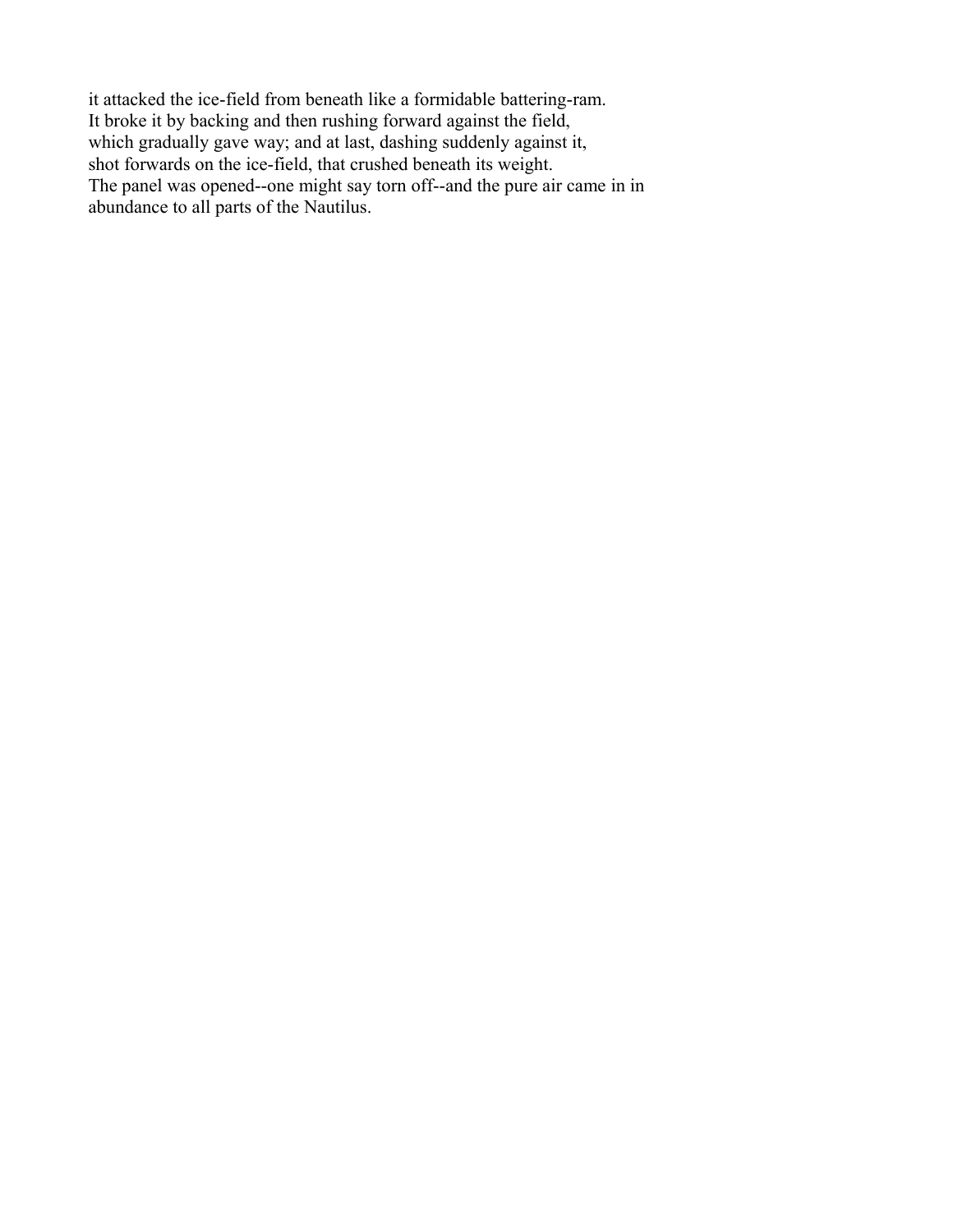it attacked the ice-field from beneath like a formidable battering-ram. It broke it by backing and then rushing forward against the field, which gradually gave way; and at last, dashing suddenly against it, shot forwards on the ice-field, that crushed beneath its weight. The panel was opened--one might say torn off--and the pure air came in in abundance to all parts of the Nautilus.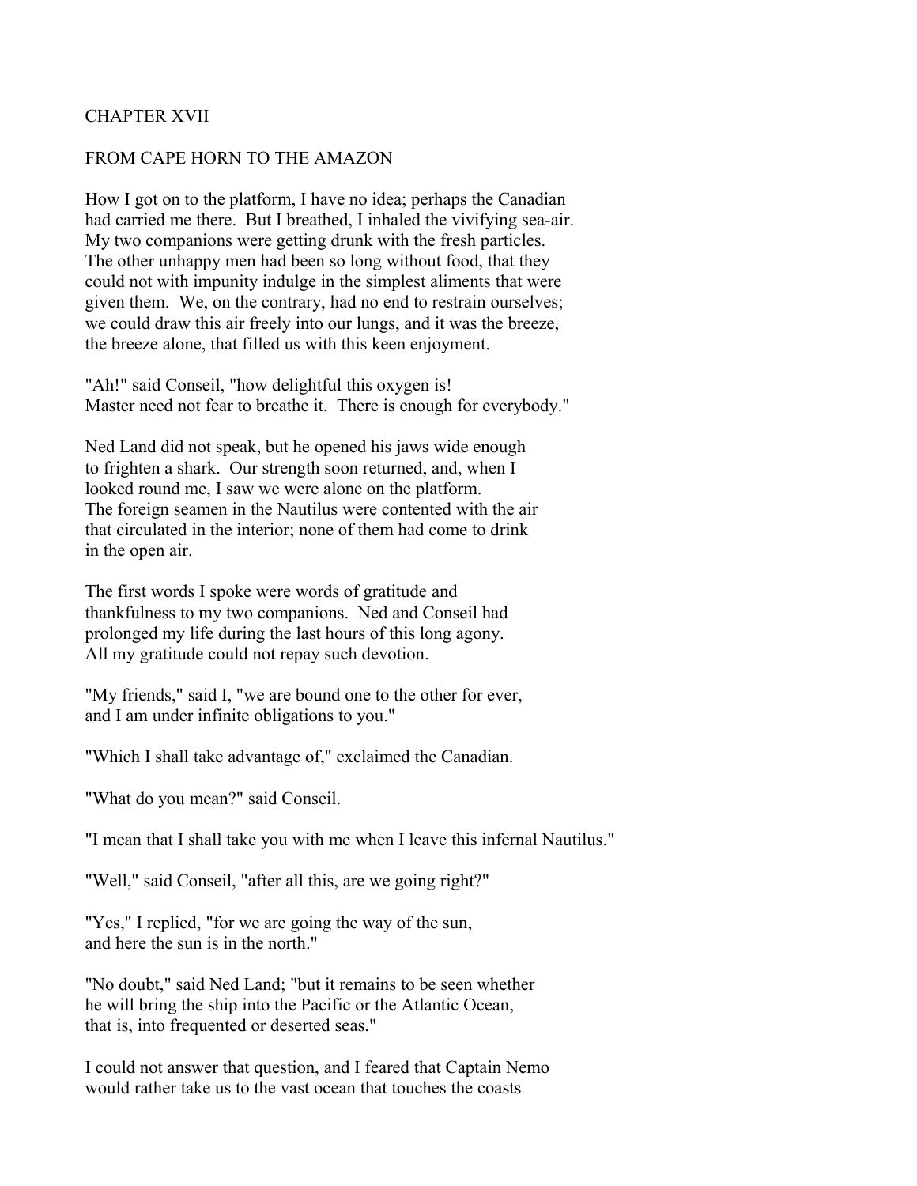## CHAPTER XVII

## FROM CAPE HORN TO THE AMAZON

How I got on to the platform, I have no idea; perhaps the Canadian had carried me there. But I breathed, I inhaled the vivifying sea-air. My two companions were getting drunk with the fresh particles. The other unhappy men had been so long without food, that they could not with impunity indulge in the simplest aliments that were given them. We, on the contrary, had no end to restrain ourselves; we could draw this air freely into our lungs, and it was the breeze, the breeze alone, that filled us with this keen enjoyment.

"Ah!" said Conseil, "how delightful this oxygen is! Master need not fear to breathe it. There is enough for everybody."

Ned Land did not speak, but he opened his jaws wide enough to frighten a shark. Our strength soon returned, and, when I looked round me, I saw we were alone on the platform. The foreign seamen in the Nautilus were contented with the air that circulated in the interior; none of them had come to drink in the open air.

The first words I spoke were words of gratitude and thankfulness to my two companions. Ned and Conseil had prolonged my life during the last hours of this long agony. All my gratitude could not repay such devotion.

"My friends," said I, "we are bound one to the other for ever, and I am under infinite obligations to you."

"Which I shall take advantage of," exclaimed the Canadian.

"What do you mean?" said Conseil.

"I mean that I shall take you with me when I leave this infernal Nautilus."

"Well," said Conseil, "after all this, are we going right?"

"Yes," I replied, "for we are going the way of the sun, and here the sun is in the north."

"No doubt," said Ned Land; "but it remains to be seen whether he will bring the ship into the Pacific or the Atlantic Ocean, that is, into frequented or deserted seas."

I could not answer that question, and I feared that Captain Nemo would rather take us to the vast ocean that touches the coasts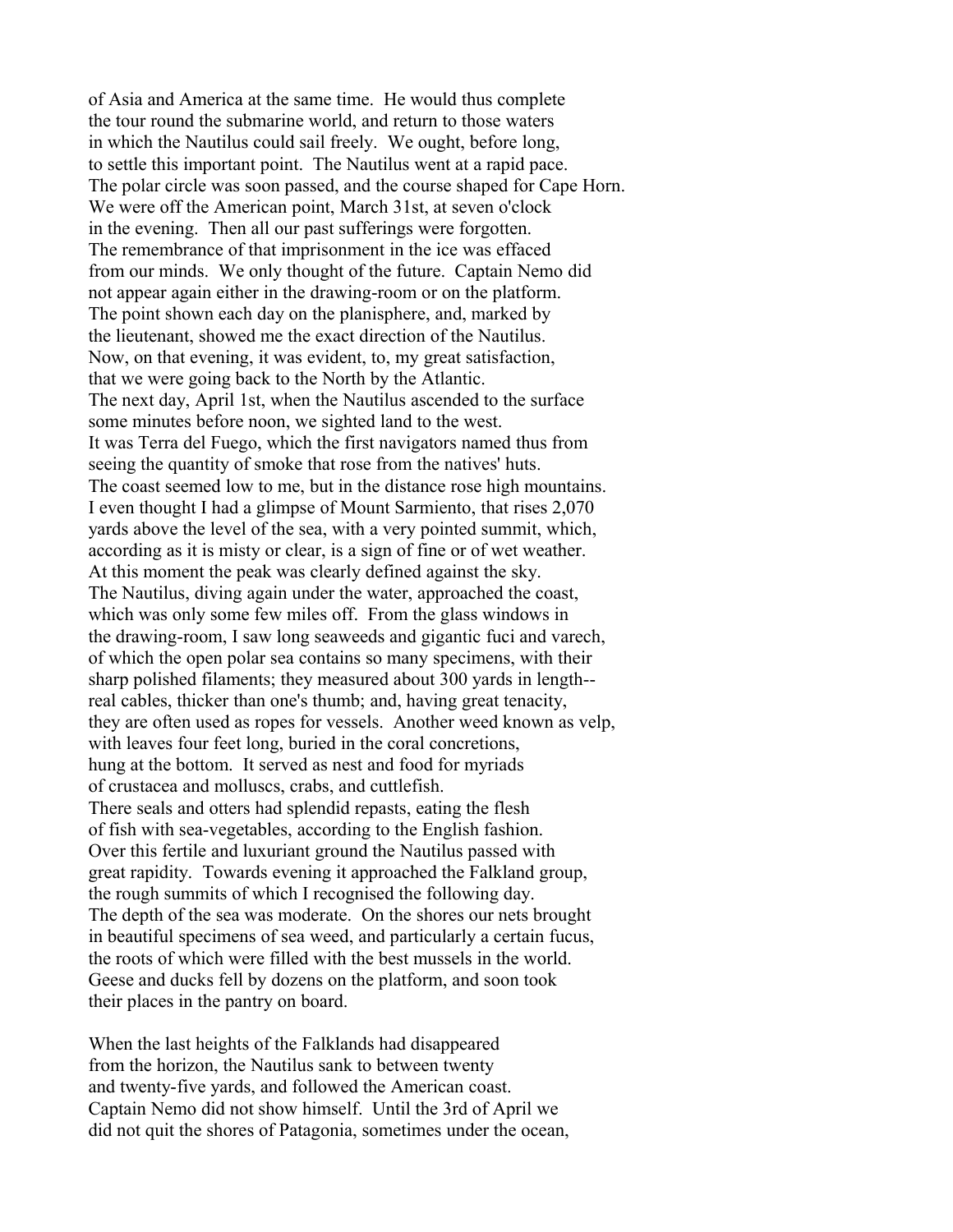of Asia and America at the same time. He would thus complete the tour round the submarine world, and return to those waters in which the Nautilus could sail freely. We ought, before long, to settle this important point. The Nautilus went at a rapid pace. The polar circle was soon passed, and the course shaped for Cape Horn. We were off the American point, March 31st, at seven o'clock in the evening. Then all our past sufferings were forgotten. The remembrance of that imprisonment in the ice was effaced from our minds. We only thought of the future. Captain Nemo did not appear again either in the drawing-room or on the platform. The point shown each day on the planisphere, and, marked by the lieutenant, showed me the exact direction of the Nautilus. Now, on that evening, it was evident, to, my great satisfaction, that we were going back to the North by the Atlantic. The next day, April 1st, when the Nautilus ascended to the surface some minutes before noon, we sighted land to the west. It was Terra del Fuego, which the first navigators named thus from seeing the quantity of smoke that rose from the natives' huts. The coast seemed low to me, but in the distance rose high mountains. I even thought I had a glimpse of Mount Sarmiento, that rises 2,070 yards above the level of the sea, with a very pointed summit, which, according as it is misty or clear, is a sign of fine or of wet weather. At this moment the peak was clearly defined against the sky. The Nautilus, diving again under the water, approached the coast, which was only some few miles off. From the glass windows in the drawing-room, I saw long seaweeds and gigantic fuci and varech, of which the open polar sea contains so many specimens, with their sharp polished filaments; they measured about 300 yards in length--real cables, thicker than one's thumb; and, having great tenacity, they are often used as ropes for vessels. Another weed known as velp, with leaves four feet long, buried in the coral concretions, hung at the bottom. It served as nest and food for myriads of crustacea and molluscs, crabs, and cuttlefish. There seals and otters had splendid repasts, eating the flesh of fish with sea-vegetables, according to the English fashion. Over this fertile and luxuriant ground the Nautilus passed with great rapidity. Towards evening it approached the Falkland group, the rough summits of which I recognised the following day. The depth of the sea was moderate. On the shores our nets brought in beautiful specimens of sea weed, and particularly a certain fucus, the roots of which were filled with the best mussels in the world. Geese and ducks fell by dozens on the platform, and soon took their places in the pantry on board.

When the last heights of the Falklands had disappeared from the horizon, the Nautilus sank to between twenty and twenty-five yards, and followed the American coast. Captain Nemo did not show himself. Until the 3rd of April we did not quit the shores of Patagonia, sometimes under the ocean,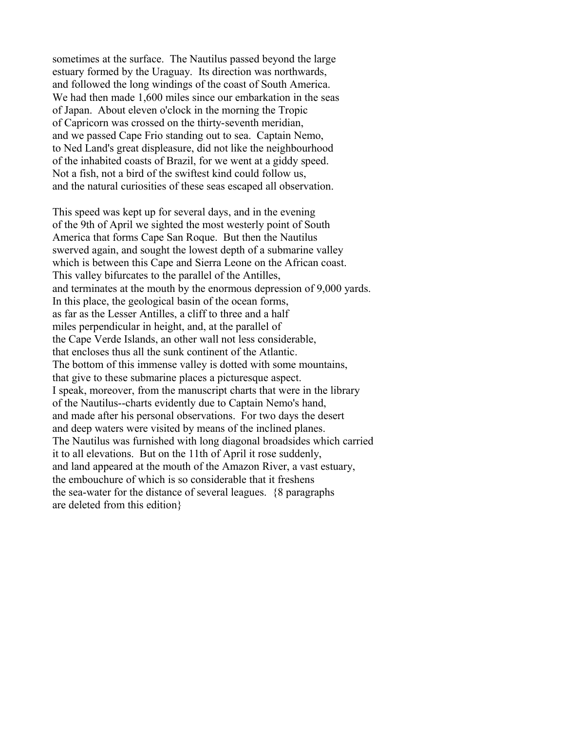sometimes at the surface. The Nautilus passed beyond the large estuary formed by the Uraguay. Its direction was northwards, and followed the long windings of the coast of South America. We had then made 1,600 miles since our embarkation in the seas of Japan. About eleven o'clock in the morning the Tropic of Capricorn was crossed on the thirty-seventh meridian, and we passed Cape Frio standing out to sea. Captain Nemo, to Ned Land's great displeasure, did not like the neighbourhood of the inhabited coasts of Brazil, for we went at a giddy speed. Not a fish, not a bird of the swiftest kind could follow us, and the natural curiosities of these seas escaped all observation.

This speed was kept up for several days, and in the evening of the 9th of April we sighted the most westerly point of South America that forms Cape San Roque. But then the Nautilus swerved again, and sought the lowest depth of a submarine valley which is between this Cape and Sierra Leone on the African coast. This valley bifurcates to the parallel of the Antilles, and terminates at the mouth by the enormous depression of 9,000 yards. In this place, the geological basin of the ocean forms, as far as the Lesser Antilles, a cliff to three and a half miles perpendicular in height, and, at the parallel of the Cape Verde Islands, an other wall not less considerable, that encloses thus all the sunk continent of the Atlantic. The bottom of this immense valley is dotted with some mountains, that give to these submarine places a picturesque aspect. I speak, moreover, from the manuscript charts that were in the library of the Nautilus--charts evidently due to Captain Nemo's hand, and made after his personal observations. For two days the desert and deep waters were visited by means of the inclined planes. The Nautilus was furnished with long diagonal broadsides which carried it to all elevations. But on the 11th of April it rose suddenly, and land appeared at the mouth of the Amazon River, a vast estuary, the embouchure of which is so considerable that it freshens the sea-water for the distance of several leagues. {8 paragraphs are deleted from this edition}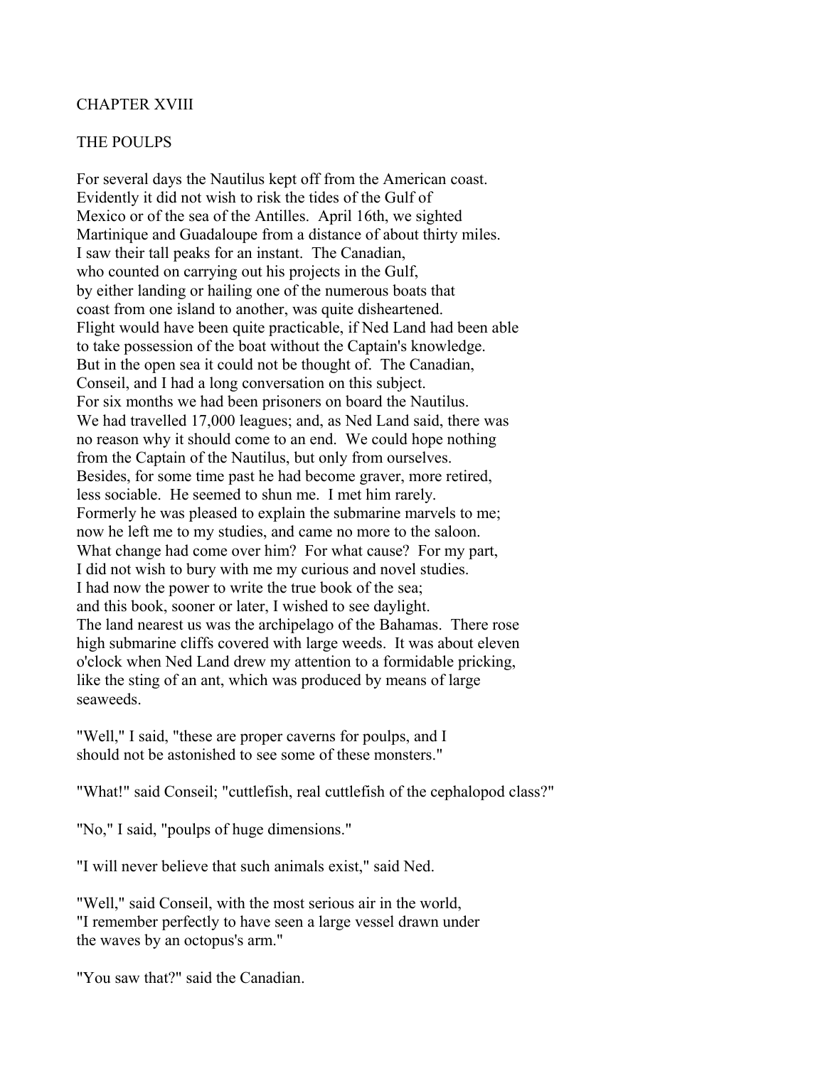## CHAPTER XVIII

## THE POULPS

For several days the Nautilus kept off from the American coast. Evidently it did not wish to risk the tides of the Gulf of Mexico or of the sea of the Antilles. April 16th, we sighted Martinique and Guadaloupe from a distance of about thirty miles. I saw their tall peaks for an instant. The Canadian, who counted on carrying out his projects in the Gulf, by either landing or hailing one of the numerous boats that coast from one island to another, was quite disheartened. Flight would have been quite practicable, if Ned Land had been able to take possession of the boat without the Captain's knowledge. But in the open sea it could not be thought of. The Canadian, Conseil, and I had a long conversation on this subject. For six months we had been prisoners on board the Nautilus. We had travelled 17,000 leagues; and, as Ned Land said, there was no reason why it should come to an end. We could hope nothing from the Captain of the Nautilus, but only from ourselves. Besides, for some time past he had become graver, more retired, less sociable. He seemed to shun me. I met him rarely. Formerly he was pleased to explain the submarine marvels to me; now he left me to my studies, and came no more to the saloon. What change had come over him? For what cause? For my part, I did not wish to bury with me my curious and novel studies. I had now the power to write the true book of the sea; and this book, sooner or later, I wished to see daylight. The land nearest us was the archipelago of the Bahamas. There rose high submarine cliffs covered with large weeds. It was about eleven o'clock when Ned Land drew my attention to a formidable pricking, like the sting of an ant, which was produced by means of large seaweeds.

"Well," I said, "these are proper caverns for poulps, and I should not be astonished to see some of these monsters."

"What!" said Conseil; "cuttlefish, real cuttlefish of the cephalopod class?"

"No," I said, "poulps of huge dimensions."

"I will never believe that such animals exist," said Ned.

"Well," said Conseil, with the most serious air in the world, "I remember perfectly to have seen a large vessel drawn under the waves by an octopus's arm."

"You saw that?" said the Canadian.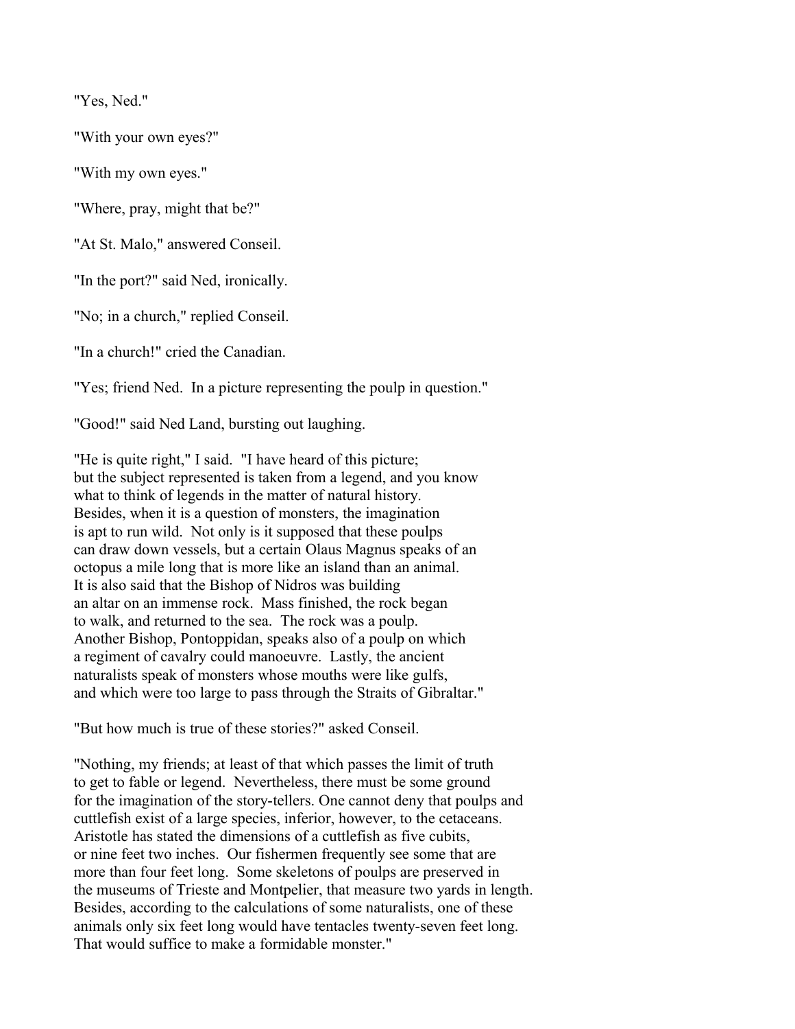"Yes, Ned."

"With your own eyes?"

"With my own eyes."

"Where, pray, might that be?"

"At St. Malo," answered Conseil.

"In the port?" said Ned, ironically.

"No; in a church," replied Conseil.

"In a church!" cried the Canadian.

"Yes; friend Ned. In a picture representing the poulp in question."

"Good!" said Ned Land, bursting out laughing.

"He is quite right," I said. "I have heard of this picture; but the subject represented is taken from a legend, and you know what to think of legends in the matter of natural history. Besides, when it is a question of monsters, the imagination is apt to run wild. Not only is it supposed that these poulps can draw down vessels, but a certain Olaus Magnus speaks of an octopus a mile long that is more like an island than an animal. It is also said that the Bishop of Nidros was building an altar on an immense rock. Mass finished, the rock began to walk, and returned to the sea. The rock was a poulp. Another Bishop, Pontoppidan, speaks also of a poulp on which a regiment of cavalry could manoeuvre. Lastly, the ancient naturalists speak of monsters whose mouths were like gulfs, and which were too large to pass through the Straits of Gibraltar."

"But how much is true of these stories?" asked Conseil.

"Nothing, my friends; at least of that which passes the limit of truth to get to fable or legend. Nevertheless, there must be some ground for the imagination of the story-tellers. One cannot deny that poulps and cuttlefish exist of a large species, inferior, however, to the cetaceans. Aristotle has stated the dimensions of a cuttlefish as five cubits, or nine feet two inches. Our fishermen frequently see some that are more than four feet long. Some skeletons of poulps are preserved in the museums of Trieste and Montpelier, that measure two yards in length. Besides, according to the calculations of some naturalists, one of these animals only six feet long would have tentacles twenty-seven feet long. That would suffice to make a formidable monster."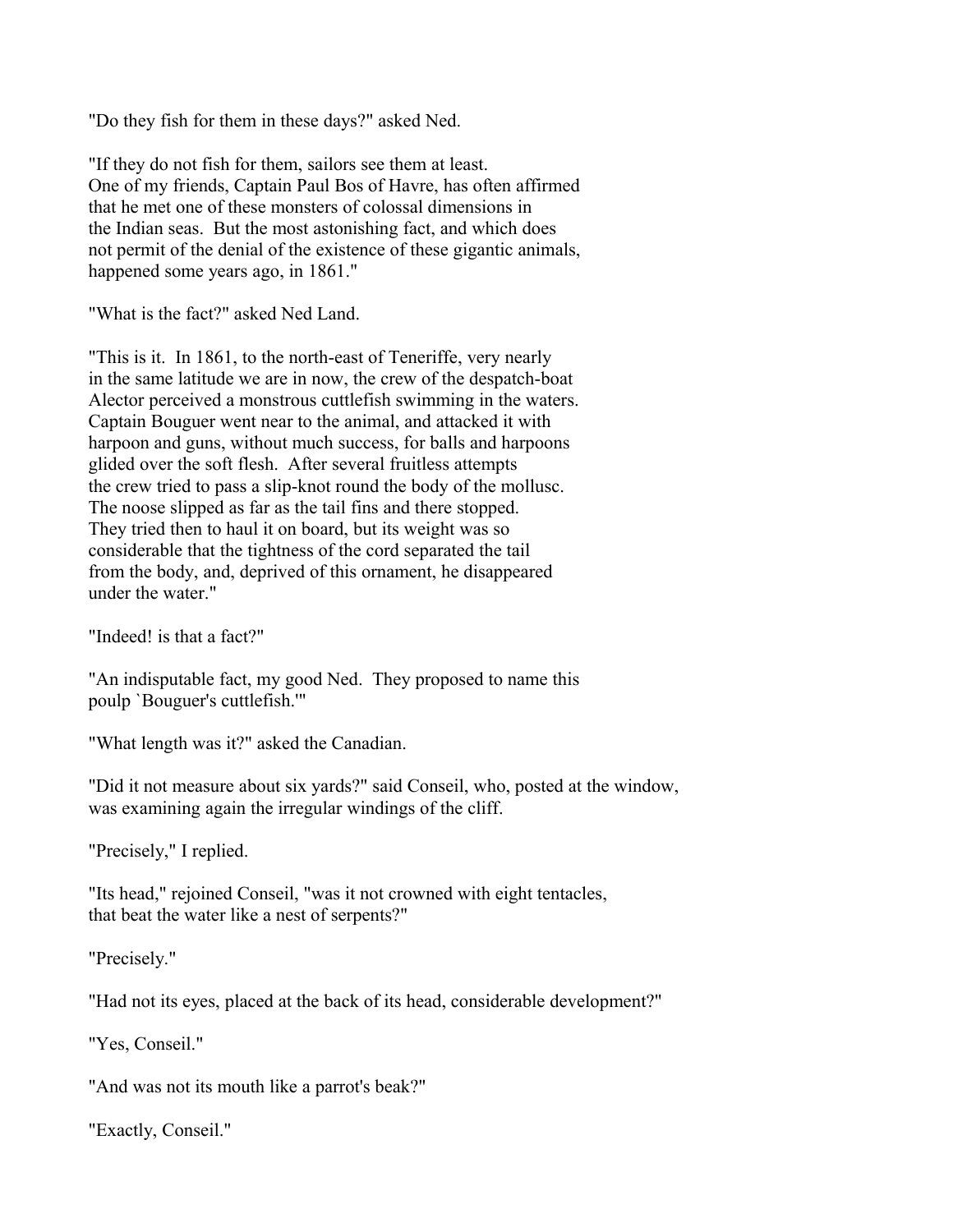"Do they fish for them in these days?" asked Ned.

"If they do not fish for them, sailors see them at least. One of my friends, Captain Paul Bos of Havre, has often affirmed that he met one of these monsters of colossal dimensions in the Indian seas. But the most astonishing fact, and which does not permit of the denial of the existence of these gigantic animals, happened some years ago, in 1861."

"What is the fact?" asked Ned Land.

"This is it. In 1861, to the north-east of Teneriffe, very nearly in the same latitude we are in now, the crew of the despatch-boat Alector perceived a monstrous cuttlefish swimming in the waters. Captain Bouguer went near to the animal, and attacked it with harpoon and guns, without much success, for balls and harpoons glided over the soft flesh. After several fruitless attempts the crew tried to pass a slip-knot round the body of the mollusc. The noose slipped as far as the tail fins and there stopped. They tried then to haul it on board, but its weight was so considerable that the tightness of the cord separated the tail from the body, and, deprived of this ornament, he disappeared under the water."

"Indeed! is that a fact?"

"An indisputable fact, my good Ned. They proposed to name this poulp `Bouguer's cuttlefish.'"

"What length was it?" asked the Canadian.

"Did it not measure about six yards?" said Conseil, who, posted at the window, was examining again the irregular windings of the cliff.

"Precisely," I replied.

"Its head," rejoined Conseil, "was it not crowned with eight tentacles, that beat the water like a nest of serpents?"

"Precisely."

"Had not its eyes, placed at the back of its head, considerable development?"

"Yes, Conseil."

"And was not its mouth like a parrot's beak?"

"Exactly, Conseil."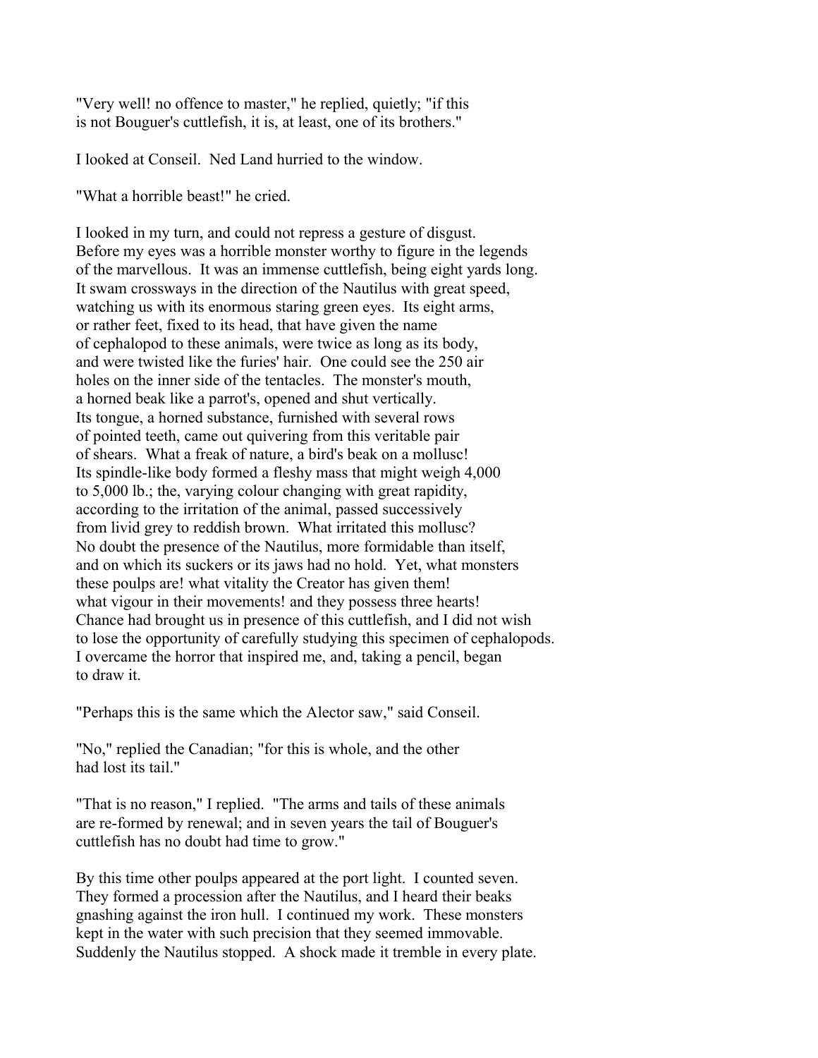"Very well! no offence to master," he replied, quietly; "if this is not Bouguer's cuttlefish, it is, at least, one of its brothers."

I looked at Conseil. Ned Land hurried to the window.

"What a horrible beast!" he cried.

I looked in my turn, and could not repress a gesture of disgust. Before my eyes was a horrible monster worthy to figure in the legends of the marvellous. It was an immense cuttlefish, being eight yards long. It swam crossways in the direction of the Nautilus with great speed, watching us with its enormous staring green eyes. Its eight arms, or rather feet, fixed to its head, that have given the name of cephalopod to these animals, were twice as long as its body, and were twisted like the furies' hair. One could see the 250 air holes on the inner side of the tentacles. The monster's mouth, a horned beak like a parrot's, opened and shut vertically. Its tongue, a horned substance, furnished with several rows of pointed teeth, came out quivering from this veritable pair of shears. What a freak of nature, a bird's beak on a mollusc! Its spindle-like body formed a fleshy mass that might weigh 4,000 to 5,000 lb.; the, varying colour changing with great rapidity, according to the irritation of the animal, passed successively from livid grey to reddish brown. What irritated this mollusc? No doubt the presence of the Nautilus, more formidable than itself, and on which its suckers or its jaws had no hold. Yet, what monsters these poulps are! what vitality the Creator has given them! what vigour in their movements! and they possess three hearts! Chance had brought us in presence of this cuttlefish, and I did not wish to lose the opportunity of carefully studying this specimen of cephalopods. I overcame the horror that inspired me, and, taking a pencil, began to draw it.

"Perhaps this is the same which the Alector saw," said Conseil.

"No," replied the Canadian; "for this is whole, and the other had lost its tail."

"That is no reason," I replied. "The arms and tails of these animals are re-formed by renewal; and in seven years the tail of Bouguer's cuttlefish has no doubt had time to grow."

By this time other poulps appeared at the port light. I counted seven. They formed a procession after the Nautilus, and I heard their beaks gnashing against the iron hull. I continued my work. These monsters kept in the water with such precision that they seemed immovable. Suddenly the Nautilus stopped. A shock made it tremble in every plate.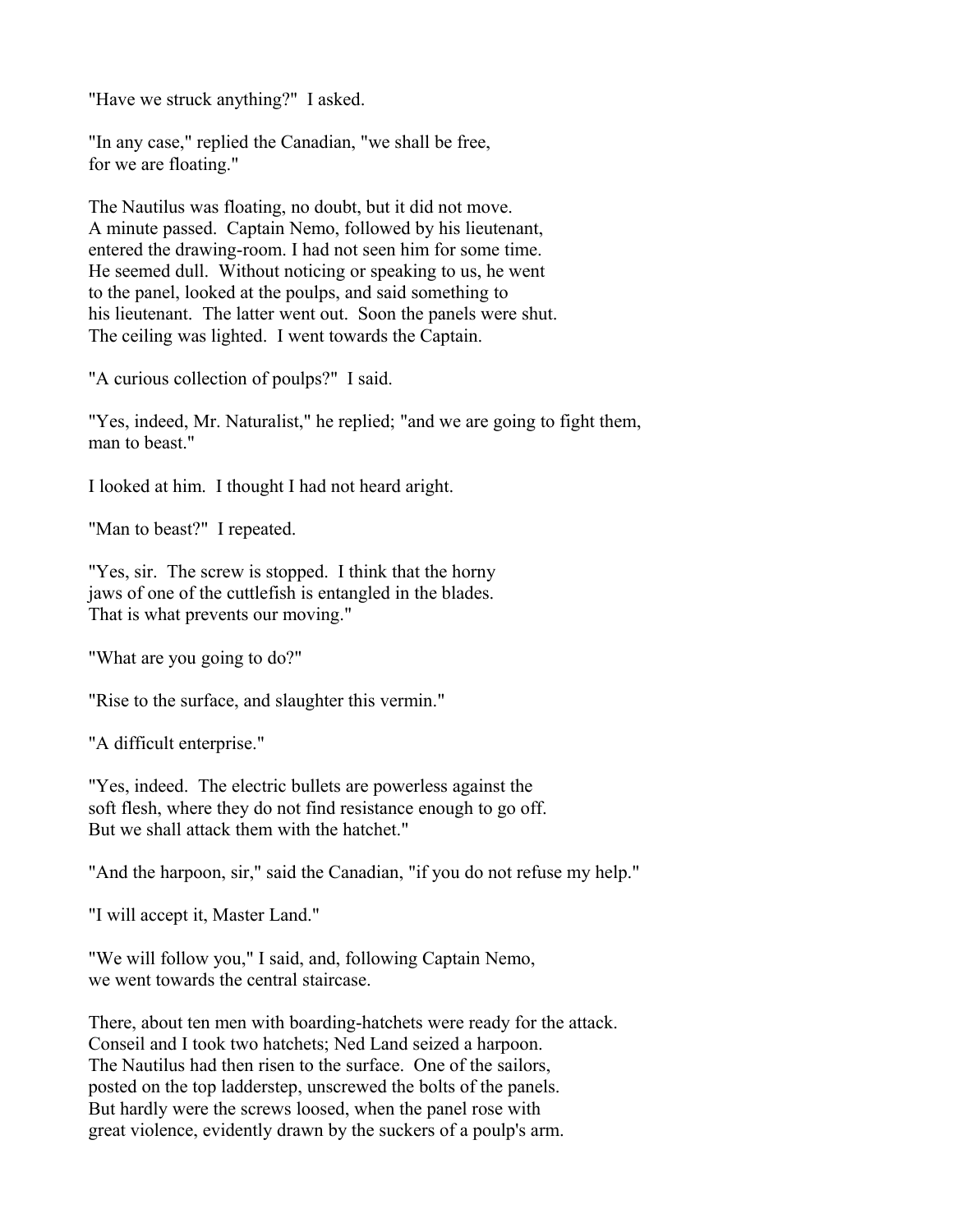"Have we struck anything?" I asked.

"In any case," replied the Canadian, "we shall be free, for we are floating."

The Nautilus was floating, no doubt, but it did not move. A minute passed. Captain Nemo, followed by his lieutenant, entered the drawing-room. I had not seen him for some time. He seemed dull. Without noticing or speaking to us, he went to the panel, looked at the poulps, and said something to his lieutenant. The latter went out. Soon the panels were shut. The ceiling was lighted. I went towards the Captain.

"A curious collection of poulps?" I said.

"Yes, indeed, Mr. Naturalist," he replied; "and we are going to fight them, man to beast."

I looked at him. I thought I had not heard aright.

"Man to beast?" I repeated.

"Yes, sir. The screw is stopped. I think that the horny jaws of one of the cuttlefish is entangled in the blades. That is what prevents our moving."

"What are you going to do?"

"Rise to the surface, and slaughter this vermin."

"A difficult enterprise."

"Yes, indeed. The electric bullets are powerless against the soft flesh, where they do not find resistance enough to go off. But we shall attack them with the hatchet."

"And the harpoon, sir," said the Canadian, "if you do not refuse my help."

"I will accept it, Master Land."

"We will follow you," I said, and, following Captain Nemo, we went towards the central staircase.

There, about ten men with boarding-hatchets were ready for the attack. Conseil and I took two hatchets; Ned Land seized a harpoon. The Nautilus had then risen to the surface. One of the sailors, posted on the top ladderstep, unscrewed the bolts of the panels. But hardly were the screws loosed, when the panel rose with great violence, evidently drawn by the suckers of a poulp's arm.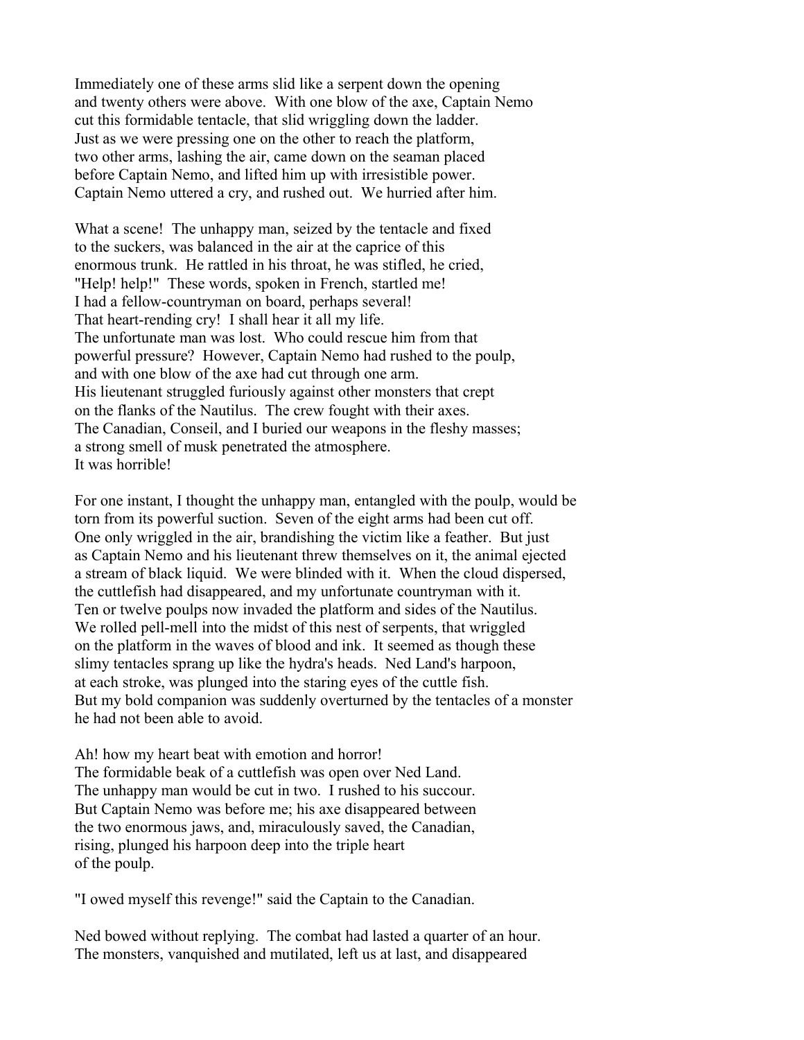Immediately one of these arms slid like a serpent down the opening and twenty others were above. With one blow of the axe, Captain Nemo cut this formidable tentacle, that slid wriggling down the ladder. Just as we were pressing one on the other to reach the platform, two other arms, lashing the air, came down on the seaman placed before Captain Nemo, and lifted him up with irresistible power. Captain Nemo uttered a cry, and rushed out. We hurried after him.

What a scene! The unhappy man, seized by the tentacle and fixed to the suckers, was balanced in the air at the caprice of this enormous trunk. He rattled in his throat, he was stifled, he cried, "Help! help!" These words, spoken in French, startled me! I had a fellow-countryman on board, perhaps several! That heart-rending cry! I shall hear it all my life. The unfortunate man was lost. Who could rescue him from that powerful pressure? However, Captain Nemo had rushed to the poulp, and with one blow of the axe had cut through one arm. His lieutenant struggled furiously against other monsters that crept on the flanks of the Nautilus. The crew fought with their axes. The Canadian, Conseil, and I buried our weapons in the fleshy masses; a strong smell of musk penetrated the atmosphere. It was horrible!

For one instant, I thought the unhappy man, entangled with the poulp, would be torn from its powerful suction. Seven of the eight arms had been cut off. One only wriggled in the air, brandishing the victim like a feather. But just as Captain Nemo and his lieutenant threw themselves on it, the animal ejected a stream of black liquid. We were blinded with it. When the cloud dispersed, the cuttlefish had disappeared, and my unfortunate countryman with it. Ten or twelve poulps now invaded the platform and sides of the Nautilus. We rolled pell-mell into the midst of this nest of serpents, that wriggled on the platform in the waves of blood and ink. It seemed as though these slimy tentacles sprang up like the hydra's heads. Ned Land's harpoon, at each stroke, was plunged into the staring eyes of the cuttle fish. But my bold companion was suddenly overturned by the tentacles of a monster he had not been able to avoid.

Ah! how my heart beat with emotion and horror! The formidable beak of a cuttlefish was open over Ned Land. The unhappy man would be cut in two. I rushed to his succour. But Captain Nemo was before me; his axe disappeared between the two enormous jaws, and, miraculously saved, the Canadian, rising, plunged his harpoon deep into the triple heart of the poulp.

"I owed myself this revenge!" said the Captain to the Canadian.

Ned bowed without replying. The combat had lasted a quarter of an hour. The monsters, vanquished and mutilated, left us at last, and disappeared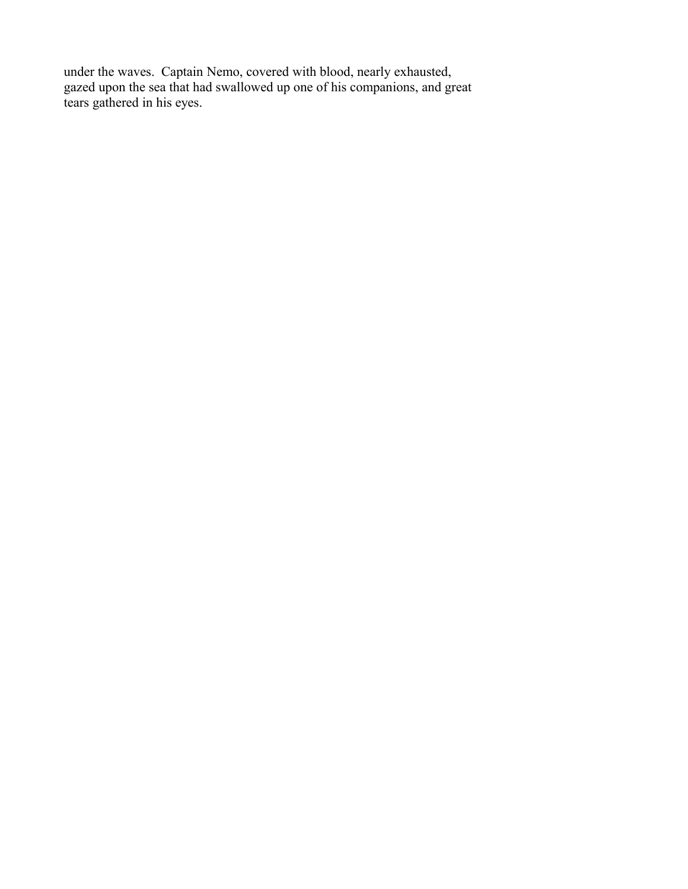under the waves. Captain Nemo, covered with blood, nearly exhausted, gazed upon the sea that had swallowed up one of his companions, and great tears gathered in his eyes.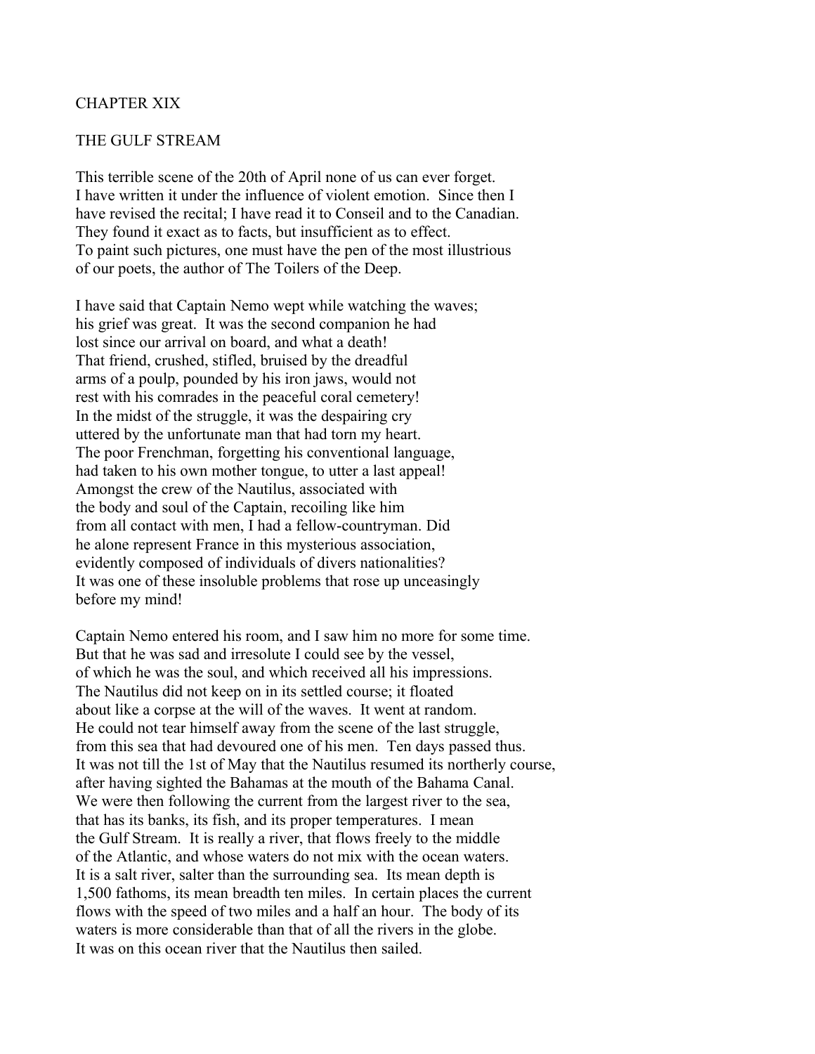# CHAPTER XIX

## THE GULF STREAM

This terrible scene of the 20th of April none of us can ever forget. I have written it under the influence of violent emotion. Since then I have revised the recital; I have read it to Conseil and to the Canadian. They found it exact as to facts, but insufficient as to effect. To paint such pictures, one must have the pen of the most illustrious of our poets, the author of The Toilers of the Deep.

I have said that Captain Nemo wept while watching the waves; his grief was great. It was the second companion he had lost since our arrival on board, and what a death! That friend, crushed, stifled, bruised by the dreadful arms of a poulp, pounded by his iron jaws, would not rest with his comrades in the peaceful coral cemetery! In the midst of the struggle, it was the despairing cry uttered by the unfortunate man that had torn my heart. The poor Frenchman, forgetting his conventional language, had taken to his own mother tongue, to utter a last appeal! Amongst the crew of the Nautilus, associated with the body and soul of the Captain, recoiling like him from all contact with men, I had a fellow-countryman. Did he alone represent France in this mysterious association, evidently composed of individuals of divers nationalities? It was one of these insoluble problems that rose up unceasingly before my mind!

Captain Nemo entered his room, and I saw him no more for some time. But that he was sad and irresolute I could see by the vessel, of which he was the soul, and which received all his impressions. The Nautilus did not keep on in its settled course; it floated about like a corpse at the will of the waves. It went at random. He could not tear himself away from the scene of the last struggle, from this sea that had devoured one of his men. Ten days passed thus. It was not till the 1st of May that the Nautilus resumed its northerly course, after having sighted the Bahamas at the mouth of the Bahama Canal. We were then following the current from the largest river to the sea, that has its banks, its fish, and its proper temperatures. I mean the Gulf Stream. It is really a river, that flows freely to the middle of the Atlantic, and whose waters do not mix with the ocean waters. It is a salt river, salter than the surrounding sea. Its mean depth is 1,500 fathoms, its mean breadth ten miles. In certain places the current flows with the speed of two miles and a half an hour. The body of its waters is more considerable than that of all the rivers in the globe. It was on this ocean river that the Nautilus then sailed.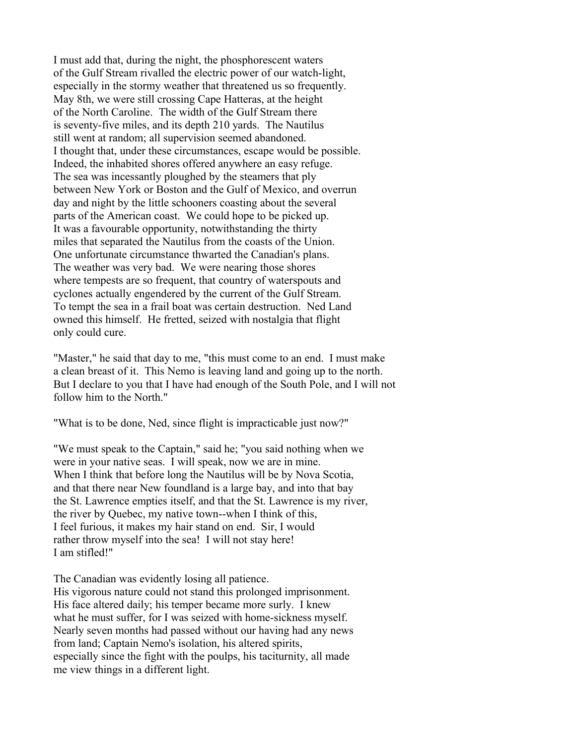I must add that, during the night, the phosphorescent waters of the Gulf Stream rivalled the electric power of our watch-light, especially in the stormy weather that threatened us so frequently. May 8th, we were still crossing Cape Hatteras, at the height of the North Caroline. The width of the Gulf Stream there is seventy-five miles, and its depth 210 yards. The Nautilus still went at random; all supervision seemed abandoned. I thought that, under these circumstances, escape would be possible. Indeed, the inhabited shores offered anywhere an easy refuge. The sea was incessantly ploughed by the steamers that ply between New York or Boston and the Gulf of Mexico, and overrun day and night by the little schooners coasting about the several parts of the American coast. We could hope to be picked up. It was a favourable opportunity, notwithstanding the thirty miles that separated the Nautilus from the coasts of the Union. One unfortunate circumstance thwarted the Canadian's plans. The weather was very bad. We were nearing those shores where tempests are so frequent, that country of waterspouts and cyclones actually engendered by the current of the Gulf Stream. To tempt the sea in a frail boat was certain destruction. Ned Land owned this himself. He fretted, seized with nostalgia that flight only could cure.

"Master," he said that day to me, "this must come to an end. I must make a clean breast of it. This Nemo is leaving land and going up to the north. But I declare to you that I have had enough of the South Pole, and I will not follow him to the North."

"What is to be done, Ned, since flight is impracticable just now?"

"We must speak to the Captain," said he; "you said nothing when we were in your native seas. I will speak, now we are in mine. When I think that before long the Nautilus will be by Nova Scotia, and that there near New foundland is a large bay, and into that bay the St. Lawrence empties itself, and that the St. Lawrence is my river, the river by Quebec, my native town--when I think of this, I feel furious, it makes my hair stand on end. Sir, I would rather throw myself into the sea! I will not stay here! I am stifled!"

The Canadian was evidently losing all patience. His vigorous nature could not stand this prolonged imprisonment. His face altered daily; his temper became more surly. I knew what he must suffer, for I was seized with home-sickness myself. Nearly seven months had passed without our having had any news from land; Captain Nemo's isolation, his altered spirits, especially since the fight with the poulps, his taciturnity, all made me view things in a different light.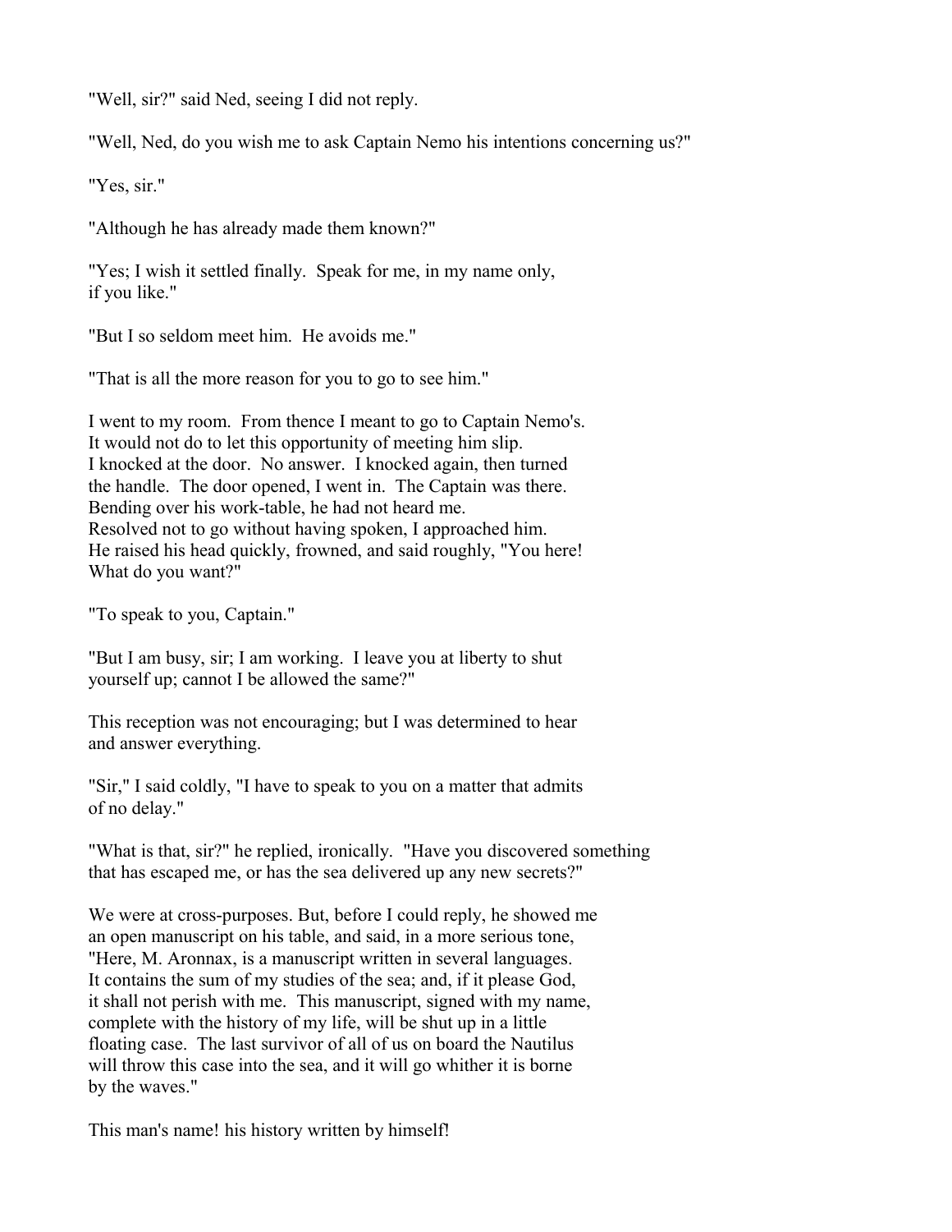"Well, sir?" said Ned, seeing I did not reply.

"Well, Ned, do you wish me to ask Captain Nemo his intentions concerning us?"

"Yes, sir."

"Although he has already made them known?"

"Yes; I wish it settled finally. Speak for me, in my name only, if you like."

"But I so seldom meet him. He avoids me."

"That is all the more reason for you to go to see him."

I went to my room. From thence I meant to go to Captain Nemo's. It would not do to let this opportunity of meeting him slip. I knocked at the door. No answer. I knocked again, then turned the handle. The door opened, I went in. The Captain was there. Bending over his work-table, he had not heard me. Resolved not to go without having spoken, I approached him. He raised his head quickly, frowned, and said roughly, "You here! What do you want?"

"To speak to you, Captain."

"But I am busy, sir; I am working. I leave you at liberty to shut yourself up; cannot I be allowed the same?"

This reception was not encouraging; but I was determined to hear and answer everything.

"Sir," I said coldly, "I have to speak to you on a matter that admits of no delay."

"What is that, sir?" he replied, ironically. "Have you discovered something that has escaped me, or has the sea delivered up any new secrets?"

We were at cross-purposes. But, before I could reply, he showed me an open manuscript on his table, and said, in a more serious tone, "Here, M. Aronnax, is a manuscript written in several languages. It contains the sum of my studies of the sea; and, if it please God, it shall not perish with me. This manuscript, signed with my name, complete with the history of my life, will be shut up in a little floating case. The last survivor of all of us on board the Nautilus will throw this case into the sea, and it will go whither it is borne by the waves."

This man's name! his history written by himself!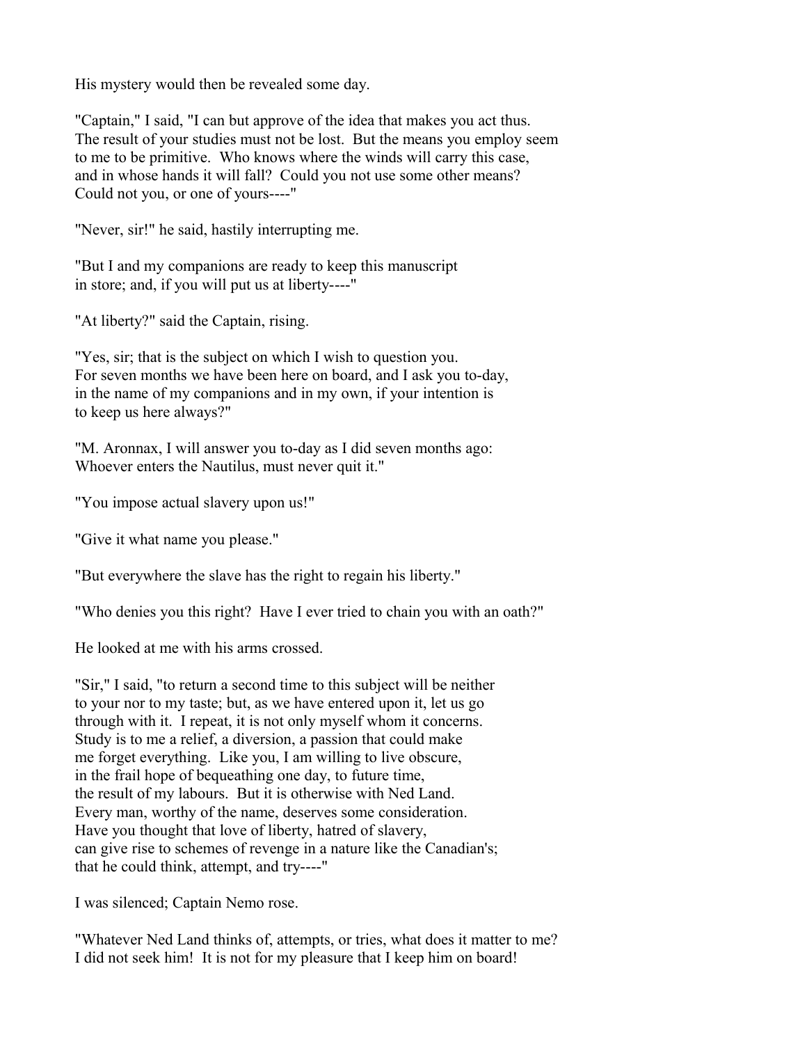His mystery would then be revealed some day.

"Captain," I said, "I can but approve of the idea that makes you act thus. The result of your studies must not be lost. But the means you employ seem to me to be primitive. Who knows where the winds will carry this case, and in whose hands it will fall? Could you not use some other means? Could not you, or one of yours----"

"Never, sir!" he said, hastily interrupting me.

"But I and my companions are ready to keep this manuscript in store; and, if you will put us at liberty----"

"At liberty?" said the Captain, rising.

"Yes, sir; that is the subject on which I wish to question you. For seven months we have been here on board, and I ask you to-day, in the name of my companions and in my own, if your intention is to keep us here always?"

"M. Aronnax, I will answer you to-day as I did seven months ago: Whoever enters the Nautilus, must never quit it."

"You impose actual slavery upon us!"

"Give it what name you please."

"But everywhere the slave has the right to regain his liberty."

"Who denies you this right? Have I ever tried to chain you with an oath?"

He looked at me with his arms crossed.

"Sir," I said, "to return a second time to this subject will be neither to your nor to my taste; but, as we have entered upon it, let us go through with it. I repeat, it is not only myself whom it concerns. Study is to me a relief, a diversion, a passion that could make me forget everything. Like you, I am willing to live obscure, in the frail hope of bequeathing one day, to future time, the result of my labours. But it is otherwise with Ned Land. Every man, worthy of the name, deserves some consideration. Have you thought that love of liberty, hatred of slavery, can give rise to schemes of revenge in a nature like the Canadian's; that he could think, attempt, and try----"

I was silenced; Captain Nemo rose.

"Whatever Ned Land thinks of, attempts, or tries, what does it matter to me? I did not seek him! It is not for my pleasure that I keep him on board!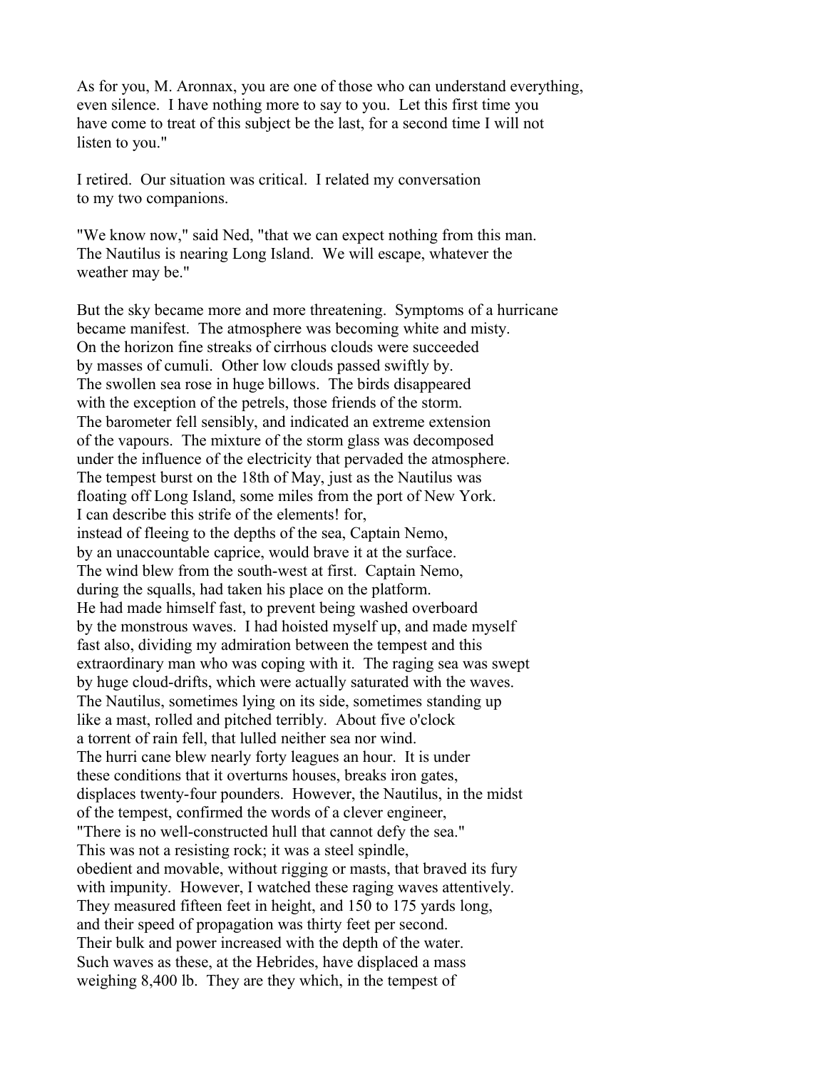As for you, M. Aronnax, you are one of those who can understand everything, even silence. I have nothing more to say to you. Let this first time you have come to treat of this subject be the last, for a second time I will not listen to you."

I retired. Our situation was critical. I related my conversation to my two companions.

"We know now," said Ned, "that we can expect nothing from this man. The Nautilus is nearing Long Island. We will escape, whatever the weather may be."

But the sky became more and more threatening. Symptoms of a hurricane became manifest. The atmosphere was becoming white and misty. On the horizon fine streaks of cirrhous clouds were succeeded by masses of cumuli. Other low clouds passed swiftly by. The swollen sea rose in huge billows. The birds disappeared with the exception of the petrels, those friends of the storm. The barometer fell sensibly, and indicated an extreme extension of the vapours. The mixture of the storm glass was decomposed under the influence of the electricity that pervaded the atmosphere. The tempest burst on the 18th of May, just as the Nautilus was floating off Long Island, some miles from the port of New York. I can describe this strife of the elements! for, instead of fleeing to the depths of the sea, Captain Nemo, by an unaccountable caprice, would brave it at the surface. The wind blew from the south-west at first. Captain Nemo, during the squalls, had taken his place on the platform. He had made himself fast, to prevent being washed overboard by the monstrous waves. I had hoisted myself up, and made myself fast also, dividing my admiration between the tempest and this extraordinary man who was coping with it. The raging sea was swept by huge cloud-drifts, which were actually saturated with the waves. The Nautilus, sometimes lying on its side, sometimes standing up like a mast, rolled and pitched terribly. About five o'clock a torrent of rain fell, that lulled neither sea nor wind. The hurri cane blew nearly forty leagues an hour. It is under these conditions that it overturns houses, breaks iron gates, displaces twenty-four pounders. However, the Nautilus, in the midst of the tempest, confirmed the words of a clever engineer, "There is no well-constructed hull that cannot defy the sea." This was not a resisting rock; it was a steel spindle, obedient and movable, without rigging or masts, that braved its fury with impunity. However, I watched these raging waves attentively. They measured fifteen feet in height, and 150 to 175 yards long, and their speed of propagation was thirty feet per second. Their bulk and power increased with the depth of the water. Such waves as these, at the Hebrides, have displaced a mass weighing 8,400 lb. They are they which, in the tempest of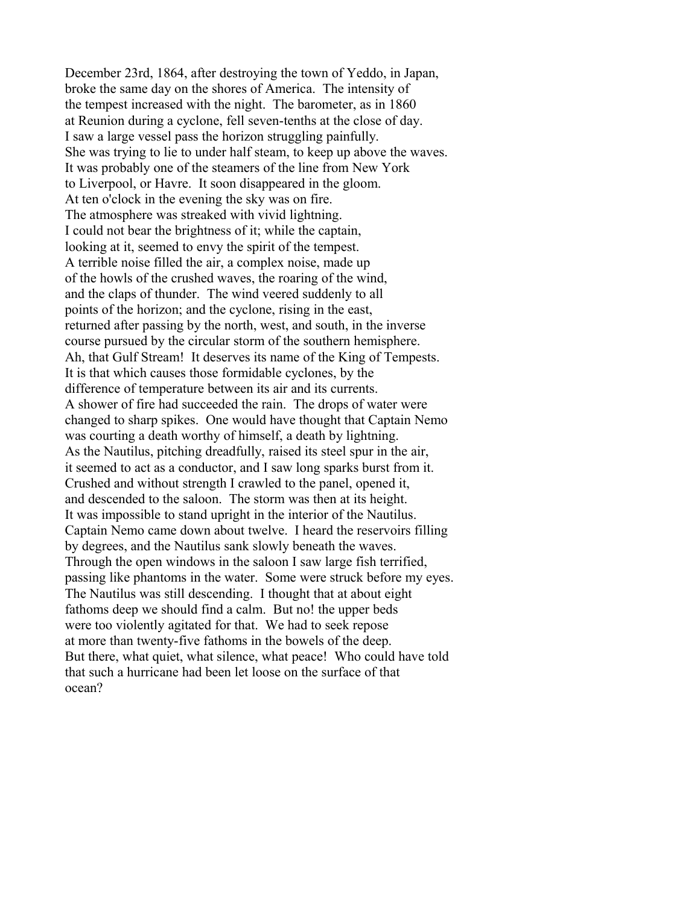December 23rd, 1864, after destroying the town of Yeddo, in Japan, broke the same day on the shores of America. The intensity of the tempest increased with the night. The barometer, as in 1860 at Reunion during a cyclone, fell seven-tenths at the close of day. I saw a large vessel pass the horizon struggling painfully. She was trying to lie to under half steam, to keep up above the waves. It was probably one of the steamers of the line from New York to Liverpool, or Havre. It soon disappeared in the gloom. At ten o'clock in the evening the sky was on fire. The atmosphere was streaked with vivid lightning. I could not bear the brightness of it; while the captain, looking at it, seemed to envy the spirit of the tempest. A terrible noise filled the air, a complex noise, made up of the howls of the crushed waves, the roaring of the wind, and the claps of thunder. The wind veered suddenly to all points of the horizon; and the cyclone, rising in the east, returned after passing by the north, west, and south, in the inverse course pursued by the circular storm of the southern hemisphere. Ah, that Gulf Stream! It deserves its name of the King of Tempests. It is that which causes those formidable cyclones, by the difference of temperature between its air and its currents. A shower of fire had succeeded the rain. The drops of water were changed to sharp spikes. One would have thought that Captain Nemo was courting a death worthy of himself, a death by lightning. As the Nautilus, pitching dreadfully, raised its steel spur in the air, it seemed to act as a conductor, and I saw long sparks burst from it. Crushed and without strength I crawled to the panel, opened it, and descended to the saloon. The storm was then at its height. It was impossible to stand upright in the interior of the Nautilus. Captain Nemo came down about twelve. I heard the reservoirs filling by degrees, and the Nautilus sank slowly beneath the waves. Through the open windows in the saloon I saw large fish terrified, passing like phantoms in the water. Some were struck before my eyes. The Nautilus was still descending. I thought that at about eight fathoms deep we should find a calm. But no! the upper beds were too violently agitated for that. We had to seek repose at more than twenty-five fathoms in the bowels of the deep. But there, what quiet, what silence, what peace! Who could have told that such a hurricane had been let loose on the surface of that ocean?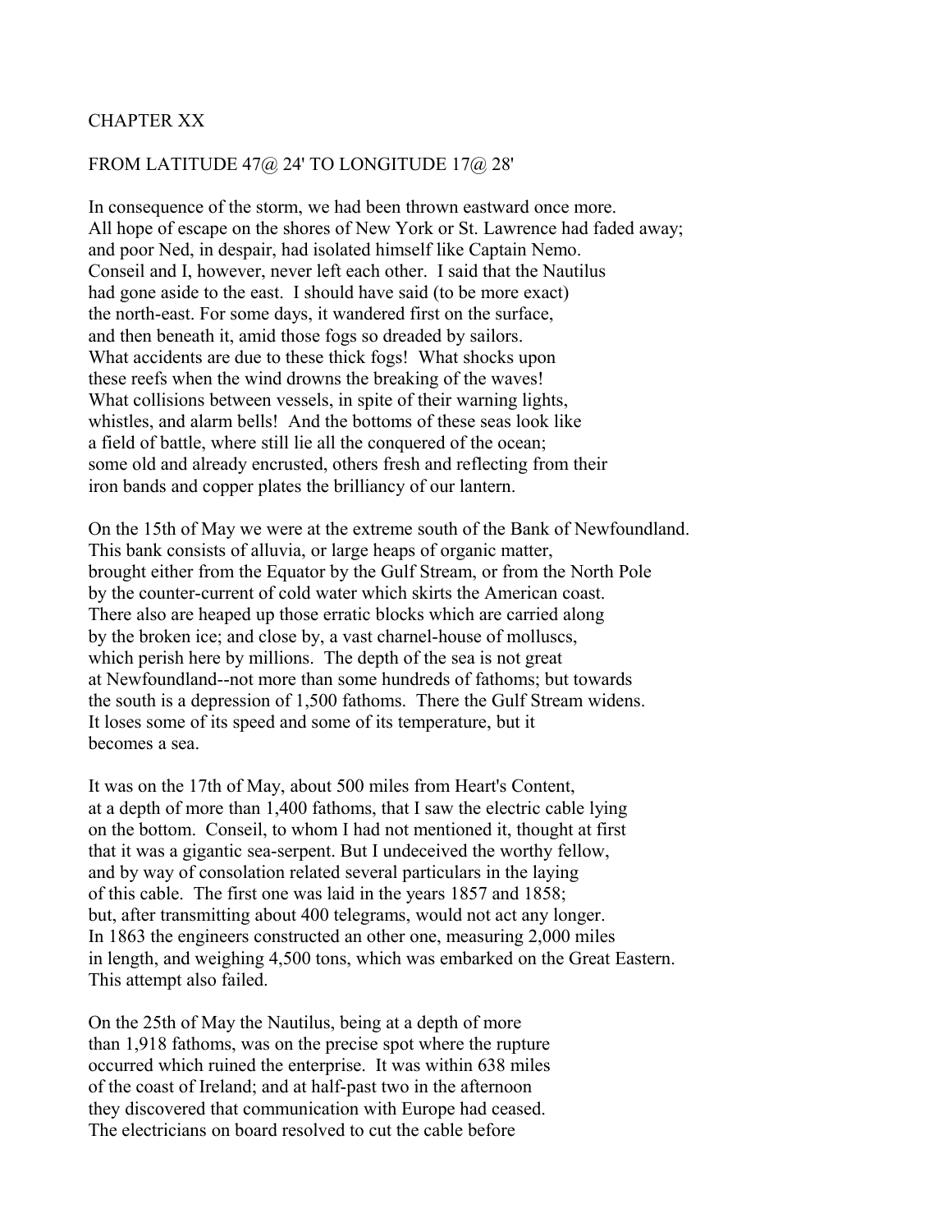# CHAPTER XX

## FROM LATITUDE 47@ 24' TO LONGITUDE 17@ 28'

In consequence of the storm, we had been thrown eastward once more. All hope of escape on the shores of New York or St. Lawrence had faded away; and poor Ned, in despair, had isolated himself like Captain Nemo. Conseil and I, however, never left each other. I said that the Nautilus had gone aside to the east. I should have said (to be more exact) the north-east. For some days, it wandered first on the surface, and then beneath it, amid those fogs so dreaded by sailors. What accidents are due to these thick fogs! What shocks upon these reefs when the wind drowns the breaking of the waves! What collisions between vessels, in spite of their warning lights, whistles, and alarm bells! And the bottoms of these seas look like a field of battle, where still lie all the conquered of the ocean; some old and already encrusted, others fresh and reflecting from their iron bands and copper plates the brilliancy of our lantern.

On the 15th of May we were at the extreme south of the Bank of Newfoundland. This bank consists of alluvia, or large heaps of organic matter, brought either from the Equator by the Gulf Stream, or from the North Pole by the counter-current of cold water which skirts the American coast. There also are heaped up those erratic blocks which are carried along by the broken ice; and close by, a vast charnel-house of molluscs, which perish here by millions. The depth of the sea is not great at Newfoundland--not more than some hundreds of fathoms; but towards the south is a depression of 1,500 fathoms. There the Gulf Stream widens. It loses some of its speed and some of its temperature, but it becomes a sea.

It was on the 17th of May, about 500 miles from Heart's Content, at a depth of more than 1,400 fathoms, that I saw the electric cable lying on the bottom. Conseil, to whom I had not mentioned it, thought at first that it was a gigantic sea-serpent. But I undeceived the worthy fellow, and by way of consolation related several particulars in the laying of this cable. The first one was laid in the years 1857 and 1858; but, after transmitting about 400 telegrams, would not act any longer. In 1863 the engineers constructed an other one, measuring 2,000 miles in length, and weighing 4,500 tons, which was embarked on the Great Eastern. This attempt also failed.

On the 25th of May the Nautilus, being at a depth of more than 1,918 fathoms, was on the precise spot where the rupture occurred which ruined the enterprise. It was within 638 miles of the coast of Ireland; and at half-past two in the afternoon they discovered that communication with Europe had ceased. The electricians on board resolved to cut the cable before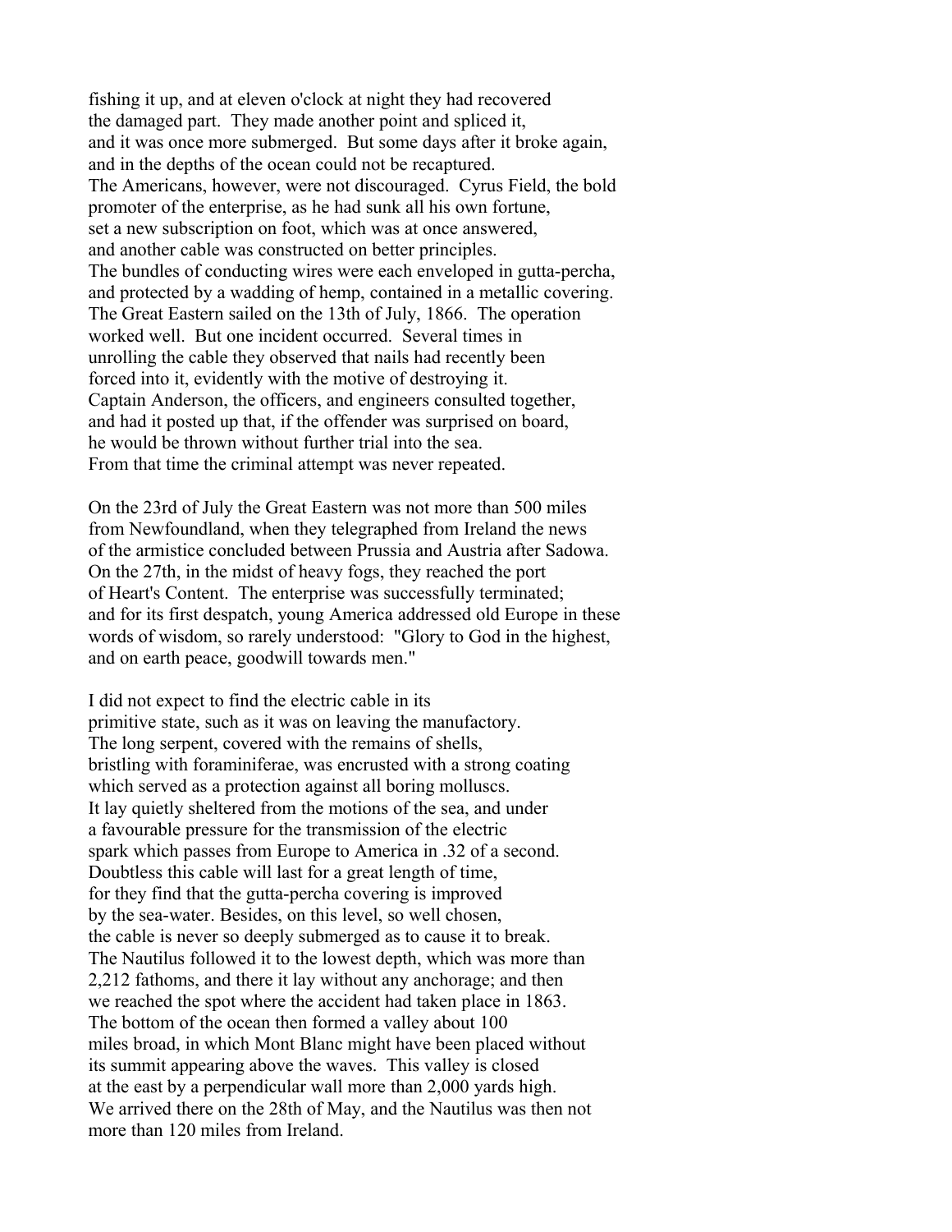fishing it up, and at eleven o'clock at night they had recovered the damaged part. They made another point and spliced it, and it was once more submerged. But some days after it broke again, and in the depths of the ocean could not be recaptured. The Americans, however, were not discouraged. Cyrus Field, the bold promoter of the enterprise, as he had sunk all his own fortune, set a new subscription on foot, which was at once answered, and another cable was constructed on better principles. The bundles of conducting wires were each enveloped in gutta-percha, and protected by a wadding of hemp, contained in a metallic covering. The Great Eastern sailed on the 13th of July, 1866. The operation worked well. But one incident occurred. Several times in unrolling the cable they observed that nails had recently been forced into it, evidently with the motive of destroying it. Captain Anderson, the officers, and engineers consulted together, and had it posted up that, if the offender was surprised on board, he would be thrown without further trial into the sea. From that time the criminal attempt was never repeated.

On the 23rd of July the Great Eastern was not more than 500 miles from Newfoundland, when they telegraphed from Ireland the news of the armistice concluded between Prussia and Austria after Sadowa. On the 27th, in the midst of heavy fogs, they reached the port of Heart's Content. The enterprise was successfully terminated; and for its first despatch, young America addressed old Europe in these words of wisdom, so rarely understood: "Glory to God in the highest, and on earth peace, goodwill towards men."

I did not expect to find the electric cable in its primitive state, such as it was on leaving the manufactory. The long serpent, covered with the remains of shells, bristling with foraminiferae, was encrusted with a strong coating which served as a protection against all boring molluscs. It lay quietly sheltered from the motions of the sea, and under a favourable pressure for the transmission of the electric spark which passes from Europe to America in .32 of a second. Doubtless this cable will last for a great length of time, for they find that the gutta-percha covering is improved by the sea-water. Besides, on this level, so well chosen, the cable is never so deeply submerged as to cause it to break. The Nautilus followed it to the lowest depth, which was more than 2,212 fathoms, and there it lay without any anchorage; and then we reached the spot where the accident had taken place in 1863. The bottom of the ocean then formed a valley about 100 miles broad, in which Mont Blanc might have been placed without its summit appearing above the waves. This valley is closed at the east by a perpendicular wall more than 2,000 yards high. We arrived there on the 28th of May, and the Nautilus was then not more than 120 miles from Ireland.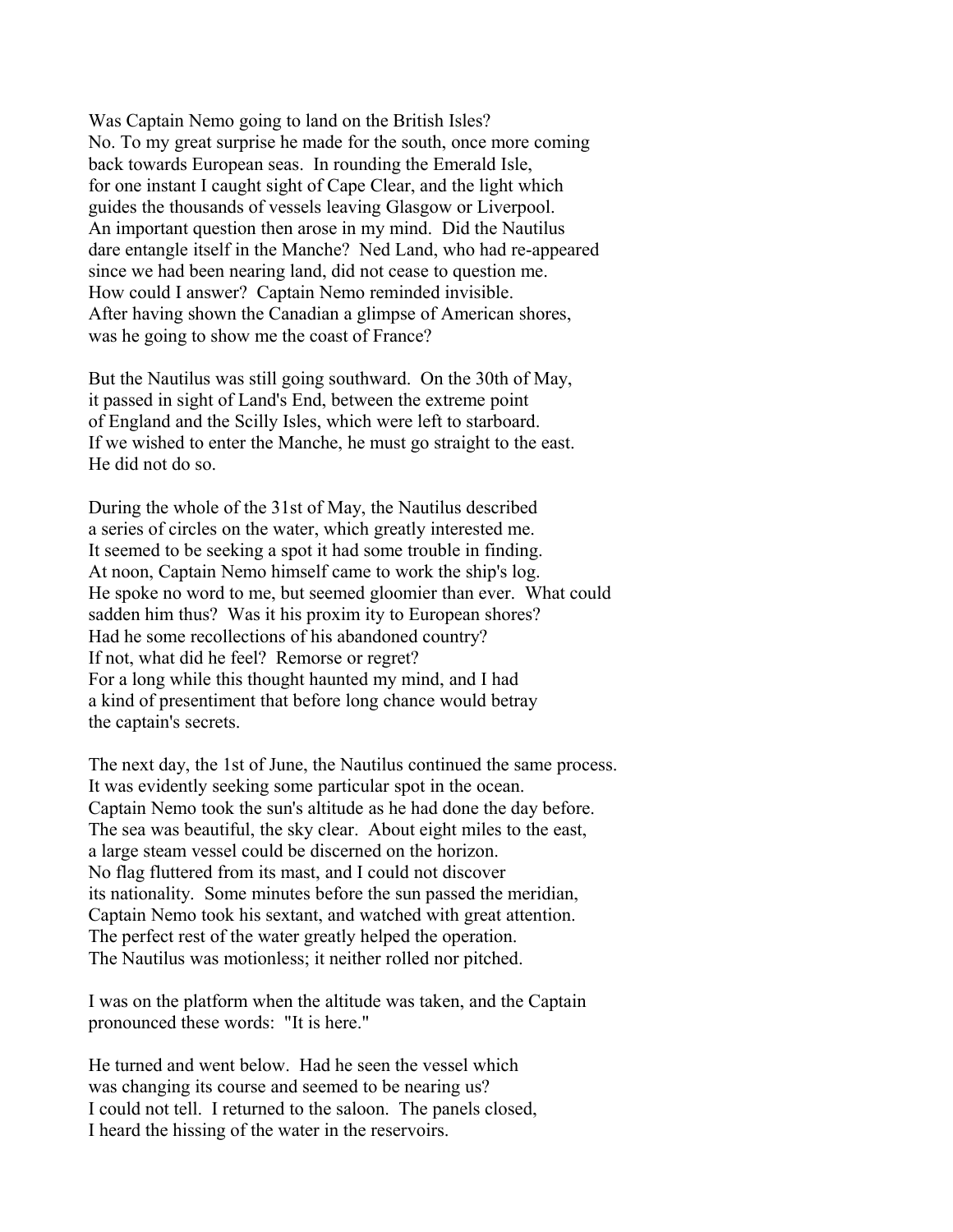Was Captain Nemo going to land on the British Isles?
No. To my great surprise he made for the south, once more coming
back towards European seas. In rounding the Emerald Isle,
for one instant I caught sight of Cape Clear, and the light which
guides the thousands of vessels leaving Glasgow or Liverpool.
An important question then arose in my mind. Did the Nautilus
dare entangle itself in the Manche? Ned Land, who had re-appeared
since we had been nearing land, did not cease to question me.
How could I answer? Captain Nemo reminded invisible.
After having shown the Canadian a glimpse of American shores,
was he going to show me the coast of France?

But the Nautilus was still going southward. On the 30th of May,
it passed in sight of Land's End, between the extreme point
of England and the Scilly Isles, which were left to starboard.
If we wished to enter the Manche, he must go straight to the east.
He did not do so.

During the whole of the 31st of May, the Nautilus described
a series of circles on the water, which greatly interested me.
It seemed to be seeking a spot it had some trouble in finding.
At noon, Captain Nemo himself came to work the ship's log.
He spoke no word to me, but seemed gloomier than ever. What could
sadden him thus? Was it his proxim ity to European shores?
Had he some recollections of his abandoned country?
If not, what did he feel? Remorse or regret?
For a long while this thought haunted my mind, and I had
a kind of presentiment that before long chance would betray
the captain's secrets.

The next day, the 1st of June, the Nautilus continued the same process.
It was evidently seeking some particular spot in the ocean.
Captain Nemo took the sun's altitude as he had done the day before.
The sea was beautiful, the sky clear. About eight miles to the east,
a large steam vessel could be discerned on the horizon.
No flag fluttered from its mast, and I could not discover
its nationality. Some minutes before the sun passed the meridian,
Captain Nemo took his sextant, and watched with great attention.
The perfect rest of the water greatly helped the operation.
The Nautilus was motionless; it neither rolled nor pitched.

I was on the platform when the altitude was taken, and the Captain
pronounced these words: "It is here."

He turned and went below. Had he seen the vessel which
was changing its course and seemed to be nearing us?
I could not tell. I returned to the saloon. The panels closed,
I heard the hissing of the water in the reservoirs.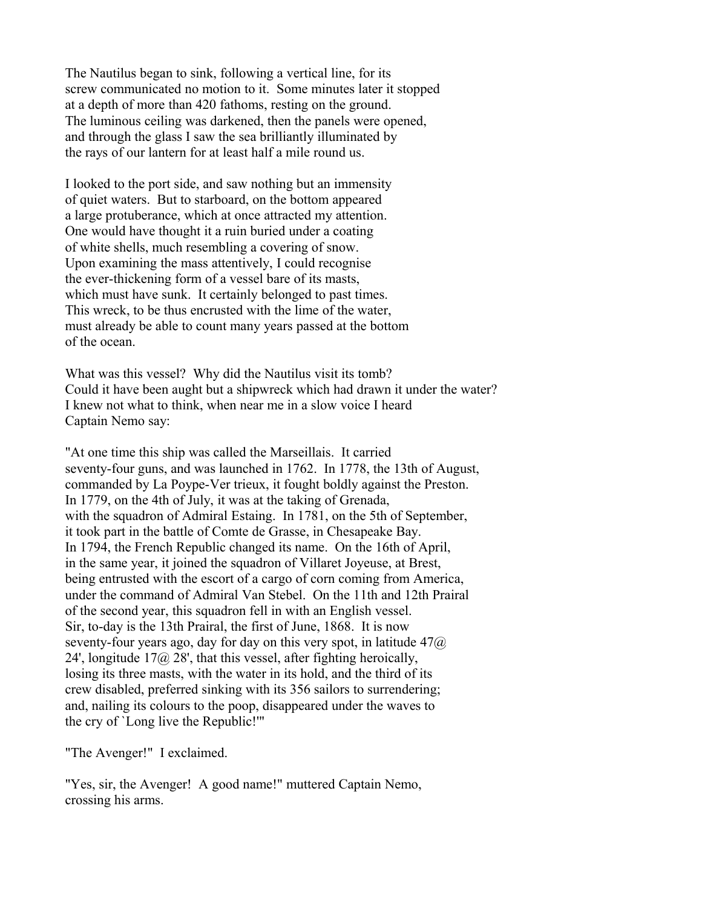The Nautilus began to sink, following a vertical line, for its screw communicated no motion to it. Some minutes later it stopped at a depth of more than 420 fathoms, resting on the ground. The luminous ceiling was darkened, then the panels were opened, and through the glass I saw the sea brilliantly illuminated by the rays of our lantern for at least half a mile round us.

I looked to the port side, and saw nothing but an immensity of quiet waters. But to starboard, on the bottom appeared a large protuberance, which at once attracted my attention. One would have thought it a ruin buried under a coating of white shells, much resembling a covering of snow. Upon examining the mass attentively, I could recognise the ever-thickening form of a vessel bare of its masts, which must have sunk. It certainly belonged to past times. This wreck, to be thus encrusted with the lime of the water, must already be able to count many years passed at the bottom of the ocean.

What was this vessel? Why did the Nautilus visit its tomb? Could it have been aught but a shipwreck which had drawn it under the water? I knew not what to think, when near me in a slow voice I heard Captain Nemo say:

"At one time this ship was called the Marseillais. It carried seventy-four guns, and was launched in 1762. In 1778, the 13th of August, commanded by La Poype-Ver trieux, it fought boldly against the Preston. In 1779, on the 4th of July, it was at the taking of Grenada, with the squadron of Admiral Estaing. In 1781, on the 5th of September, it took part in the battle of Comte de Grasse, in Chesapeake Bay. In 1794, the French Republic changed its name. On the 16th of April, in the same year, it joined the squadron of Villaret Joyeuse, at Brest, being entrusted with the escort of a cargo of corn coming from America, under the command of Admiral Van Stebel. On the 11th and 12th Prairal of the second year, this squadron fell in with an English vessel. Sir, to-day is the 13th Prairal, the first of June, 1868. It is now seventy-four years ago, day for day on this very spot, in latitude 47@ 24', longitude 17@ 28', that this vessel, after fighting heroically, losing its three masts, with the water in its hold, and the third of its crew disabled, preferred sinking with its 356 sailors to surrendering; and, nailing its colours to the poop, disappeared under the waves to the cry of `Long live the Republic!'"

"The Avenger!" I exclaimed.

"Yes, sir, the Avenger! A good name!" muttered Captain Nemo, crossing his arms.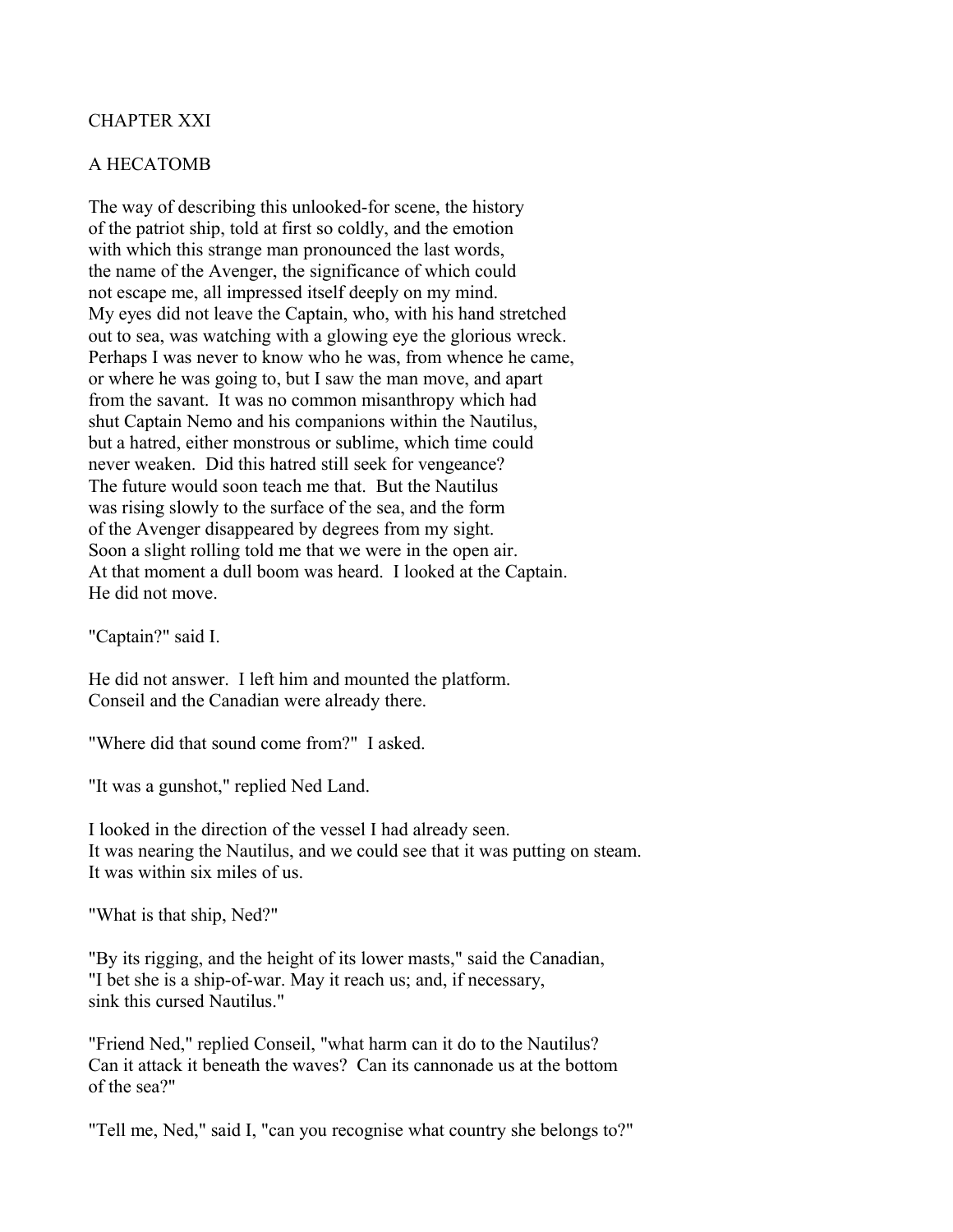# CHAPTER XXI

## A HECATOMB

The way of describing this unlooked-for scene, the history of the patriot ship, told at first so coldly, and the emotion with which this strange man pronounced the last words, the name of the Avenger, the significance of which could not escape me, all impressed itself deeply on my mind. My eyes did not leave the Captain, who, with his hand stretched out to sea, was watching with a glowing eye the glorious wreck. Perhaps I was never to know who he was, from whence he came, or where he was going to, but I saw the man move, and apart from the savant. It was no common misanthropy which had shut Captain Nemo and his companions within the Nautilus, but a hatred, either monstrous or sublime, which time could never weaken. Did this hatred still seek for vengeance? The future would soon teach me that. But the Nautilus was rising slowly to the surface of the sea, and the form of the Avenger disappeared by degrees from my sight. Soon a slight rolling told me that we were in the open air. At that moment a dull boom was heard. I looked at the Captain. He did not move.

"Captain?" said I.

He did not answer. I left him and mounted the platform. Conseil and the Canadian were already there.

"Where did that sound come from?" I asked.

"It was a gunshot," replied Ned Land.

I looked in the direction of the vessel I had already seen. It was nearing the Nautilus, and we could see that it was putting on steam. It was within six miles of us.

"What is that ship, Ned?"

"By its rigging, and the height of its lower masts," said the Canadian, "I bet she is a ship-of-war. May it reach us; and, if necessary, sink this cursed Nautilus."

"Friend Ned," replied Conseil, "what harm can it do to the Nautilus? Can it attack it beneath the waves? Can its cannonade us at the bottom of the sea?"

"Tell me, Ned," said I, "can you recognise what country she belongs to?"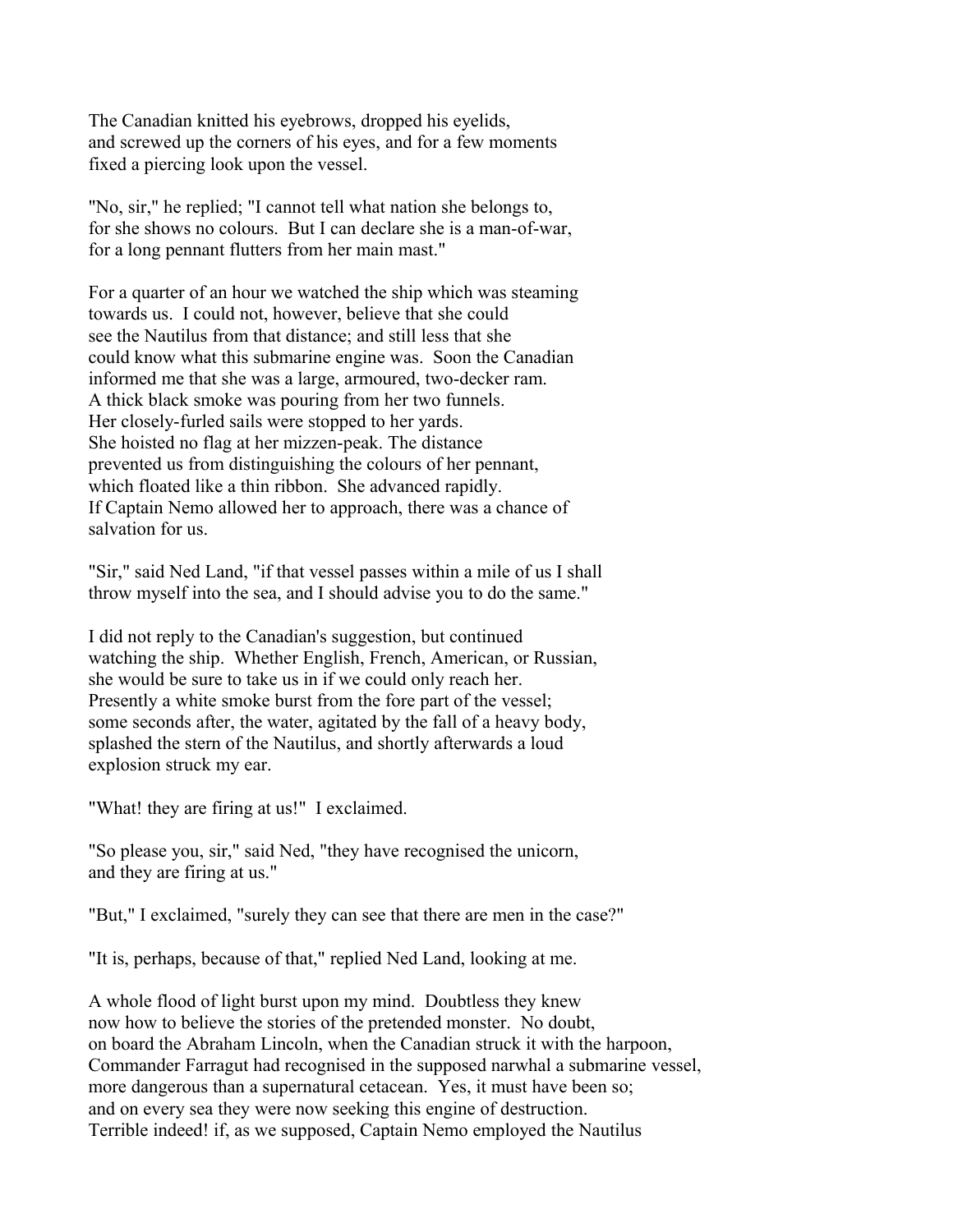The Canadian knitted his eyebrows, dropped his eyelids, and screwed up the corners of his eyes, and for a few moments fixed a piercing look upon the vessel.

"No, sir," he replied; "I cannot tell what nation she belongs to, for she shows no colours. But I can declare she is a man-of-war, for a long pennant flutters from her main mast."

For a quarter of an hour we watched the ship which was steaming towards us. I could not, however, believe that she could see the Nautilus from that distance; and still less that she could know what this submarine engine was. Soon the Canadian informed me that she was a large, armoured, two-decker ram. A thick black smoke was pouring from her two funnels. Her closely-furled sails were stopped to her yards. She hoisted no flag at her mizzen-peak. The distance prevented us from distinguishing the colours of her pennant, which floated like a thin ribbon. She advanced rapidly. If Captain Nemo allowed her to approach, there was a chance of salvation for us.

"Sir," said Ned Land, "if that vessel passes within a mile of us I shall throw myself into the sea, and I should advise you to do the same."

I did not reply to the Canadian's suggestion, but continued watching the ship. Whether English, French, American, or Russian, she would be sure to take us in if we could only reach her. Presently a white smoke burst from the fore part of the vessel; some seconds after, the water, agitated by the fall of a heavy body, splashed the stern of the Nautilus, and shortly afterwards a loud explosion struck my ear.

"What! they are firing at us!" I exclaimed.

"So please you, sir," said Ned, "they have recognised the unicorn, and they are firing at us."

"But," I exclaimed, "surely they can see that there are men in the case?"

"It is, perhaps, because of that," replied Ned Land, looking at me.

A whole flood of light burst upon my mind. Doubtless they knew now how to believe the stories of the pretended monster. No doubt, on board the Abraham Lincoln, when the Canadian struck it with the harpoon, Commander Farragut had recognised in the supposed narwhal a submarine vessel, more dangerous than a supernatural cetacean. Yes, it must have been so; and on every sea they were now seeking this engine of destruction. Terrible indeed! if, as we supposed, Captain Nemo employed the Nautilus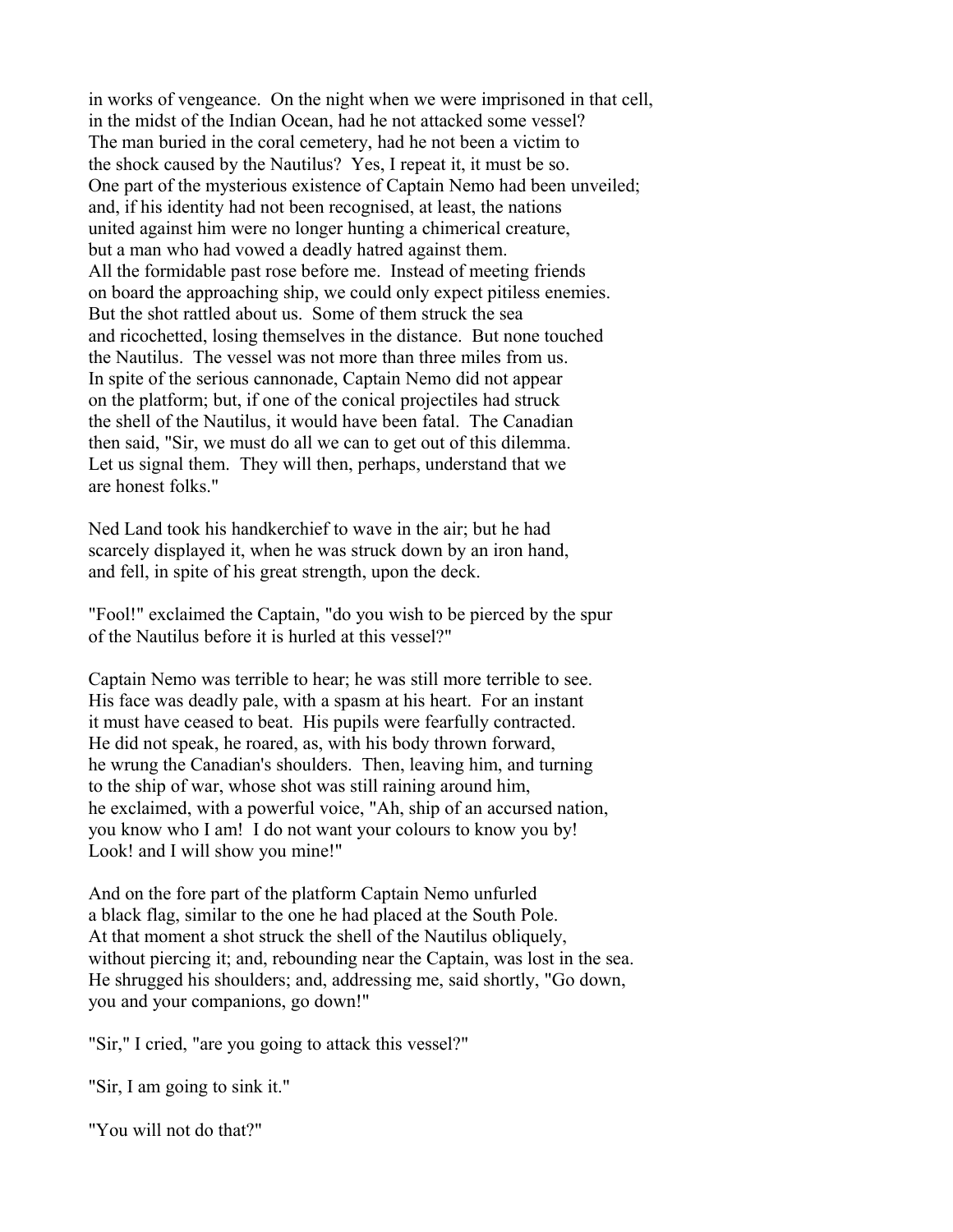in works of vengeance. On the night when we were imprisoned in that cell, in the midst of the Indian Ocean, had he not attacked some vessel? The man buried in the coral cemetery, had he not been a victim to the shock caused by the Nautilus? Yes, I repeat it, it must be so. One part of the mysterious existence of Captain Nemo had been unveiled; and, if his identity had not been recognised, at least, the nations united against him were no longer hunting a chimerical creature, but a man who had vowed a deadly hatred against them. All the formidable past rose before me. Instead of meeting friends on board the approaching ship, we could only expect pitiless enemies. But the shot rattled about us. Some of them struck the sea and ricochetted, losing themselves in the distance. But none touched the Nautilus. The vessel was not more than three miles from us. In spite of the serious cannonade, Captain Nemo did not appear on the platform; but, if one of the conical projectiles had struck the shell of the Nautilus, it would have been fatal. The Canadian then said, "Sir, we must do all we can to get out of this dilemma. Let us signal them. They will then, perhaps, understand that we are honest folks."

Ned Land took his handkerchief to wave in the air; but he had scarcely displayed it, when he was struck down by an iron hand, and fell, in spite of his great strength, upon the deck.

"Fool!" exclaimed the Captain, "do you wish to be pierced by the spur of the Nautilus before it is hurled at this vessel?"

Captain Nemo was terrible to hear; he was still more terrible to see. His face was deadly pale, with a spasm at his heart. For an instant it must have ceased to beat. His pupils were fearfully contracted. He did not speak, he roared, as, with his body thrown forward, he wrung the Canadian's shoulders. Then, leaving him, and turning to the ship of war, whose shot was still raining around him, he exclaimed, with a powerful voice, "Ah, ship of an accursed nation, you know who I am! I do not want your colours to know you by! Look! and I will show you mine!"

And on the fore part of the platform Captain Nemo unfurled a black flag, similar to the one he had placed at the South Pole. At that moment a shot struck the shell of the Nautilus obliquely, without piercing it; and, rebounding near the Captain, was lost in the sea. He shrugged his shoulders; and, addressing me, said shortly, "Go down, you and your companions, go down!"

"Sir," I cried, "are you going to attack this vessel?"

"Sir, I am going to sink it."

"You will not do that?"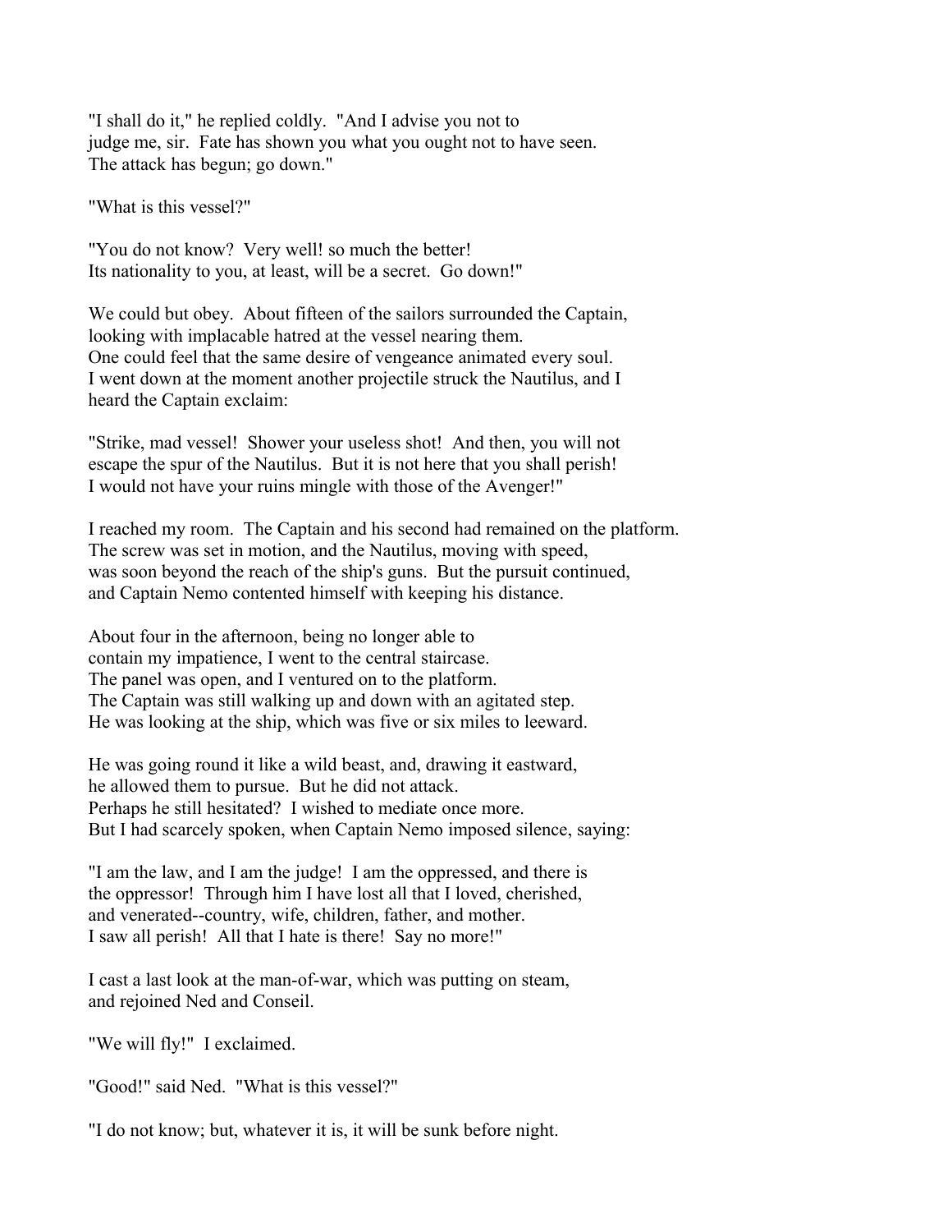"I shall do it," he replied coldly. "And I advise you not to judge me, sir. Fate has shown you what you ought not to have seen. The attack has begun; go down."

"What is this vessel?"

"You do not know? Very well! so much the better! Its nationality to you, at least, will be a secret. Go down!"

We could but obey. About fifteen of the sailors surrounded the Captain, looking with implacable hatred at the vessel nearing them. One could feel that the same desire of vengeance animated every soul. I went down at the moment another projectile struck the Nautilus, and I heard the Captain exclaim:

"Strike, mad vessel! Shower your useless shot! And then, you will not escape the spur of the Nautilus. But it is not here that you shall perish! I would not have your ruins mingle with those of the Avenger!"

I reached my room. The Captain and his second had remained on the platform. The screw was set in motion, and the Nautilus, moving with speed, was soon beyond the reach of the ship's guns. But the pursuit continued, and Captain Nemo contented himself with keeping his distance.

About four in the afternoon, being no longer able to contain my impatience, I went to the central staircase. The panel was open, and I ventured on to the platform. The Captain was still walking up and down with an agitated step. He was looking at the ship, which was five or six miles to leeward.

He was going round it like a wild beast, and, drawing it eastward, he allowed them to pursue. But he did not attack. Perhaps he still hesitated? I wished to mediate once more. But I had scarcely spoken, when Captain Nemo imposed silence, saying:

"I am the law, and I am the judge! I am the oppressed, and there is the oppressor! Through him I have lost all that I loved, cherished, and venerated--country, wife, children, father, and mother. I saw all perish! All that I hate is there! Say no more!"

I cast a last look at the man-of-war, which was putting on steam, and rejoined Ned and Conseil.

"We will fly!" I exclaimed.

"Good!" said Ned. "What is this vessel?"

"I do not know; but, whatever it is, it will be sunk before night.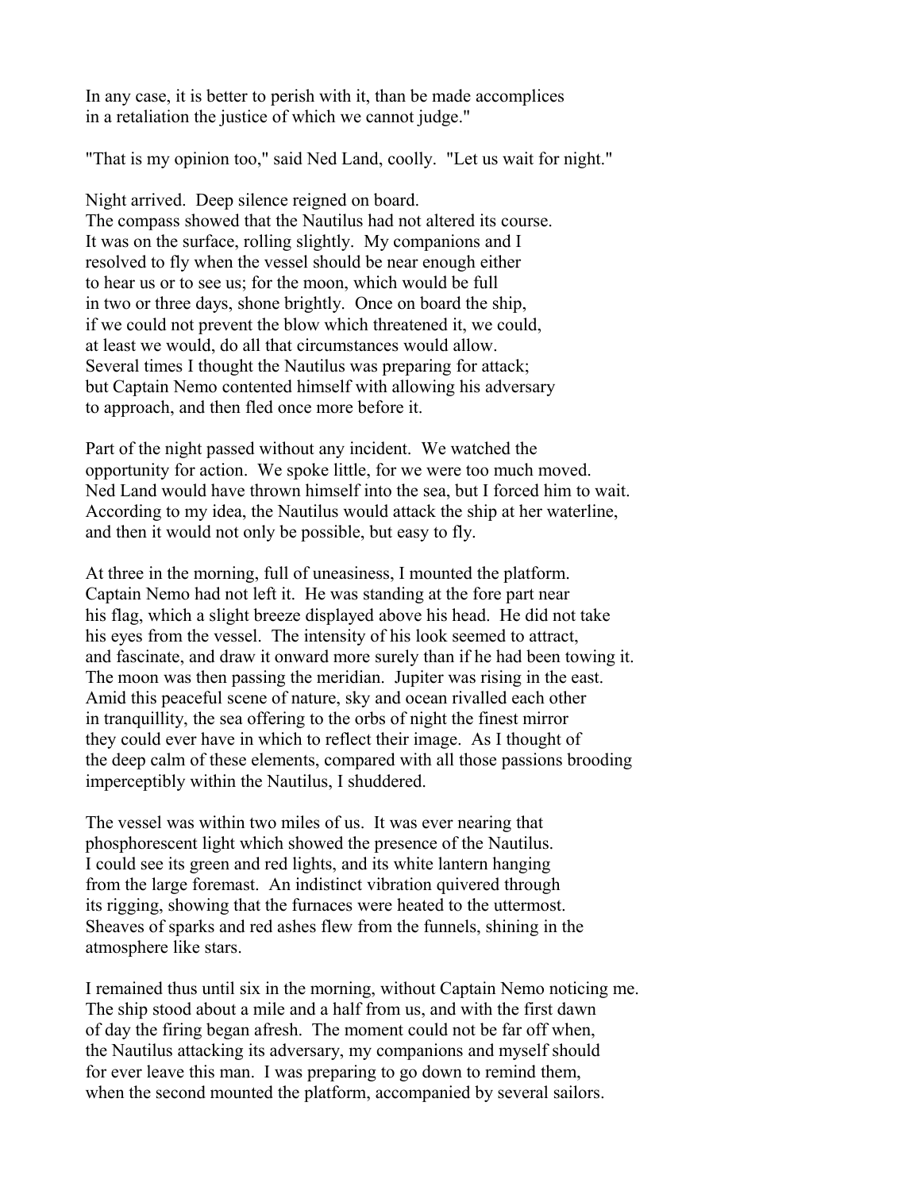In any case, it is better to perish with it, than be made accomplices in a retaliation the justice of which we cannot judge."

"That is my opinion too," said Ned Land, coolly. "Let us wait for night."

Night arrived. Deep silence reigned on board. The compass showed that the Nautilus had not altered its course. It was on the surface, rolling slightly. My companions and I resolved to fly when the vessel should be near enough either to hear us or to see us; for the moon, which would be full in two or three days, shone brightly. Once on board the ship, if we could not prevent the blow which threatened it, we could, at least we would, do all that circumstances would allow. Several times I thought the Nautilus was preparing for attack; but Captain Nemo contented himself with allowing his adversary to approach, and then fled once more before it.

Part of the night passed without any incident. We watched the opportunity for action. We spoke little, for we were too much moved. Ned Land would have thrown himself into the sea, but I forced him to wait. According to my idea, the Nautilus would attack the ship at her waterline, and then it would not only be possible, but easy to fly.

At three in the morning, full of uneasiness, I mounted the platform. Captain Nemo had not left it. He was standing at the fore part near his flag, which a slight breeze displayed above his head. He did not take his eyes from the vessel. The intensity of his look seemed to attract, and fascinate, and draw it onward more surely than if he had been towing it. The moon was then passing the meridian. Jupiter was rising in the east. Amid this peaceful scene of nature, sky and ocean rivalled each other in tranquillity, the sea offering to the orbs of night the finest mirror they could ever have in which to reflect their image. As I thought of the deep calm of these elements, compared with all those passions brooding imperceptibly within the Nautilus, I shuddered.

The vessel was within two miles of us. It was ever nearing that phosphorescent light which showed the presence of the Nautilus. I could see its green and red lights, and its white lantern hanging from the large foremast. An indistinct vibration quivered through its rigging, showing that the furnaces were heated to the uttermost. Sheaves of sparks and red ashes flew from the funnels, shining in the atmosphere like stars.

I remained thus until six in the morning, without Captain Nemo noticing me. The ship stood about a mile and a half from us, and with the first dawn of day the firing began afresh. The moment could not be far off when, the Nautilus attacking its adversary, my companions and myself should for ever leave this man. I was preparing to go down to remind them, when the second mounted the platform, accompanied by several sailors.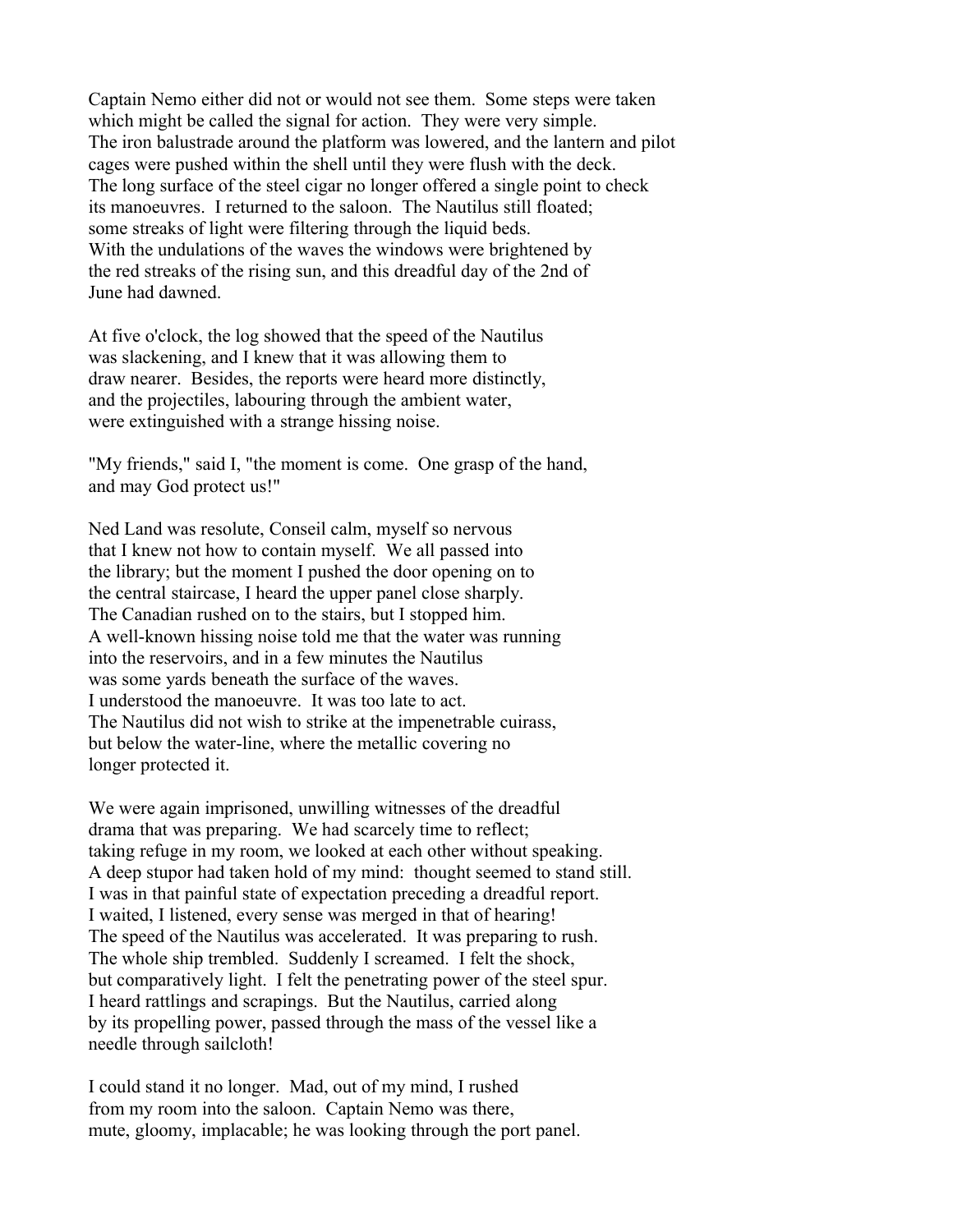Captain Nemo either did not or would not see them. Some steps were taken which might be called the signal for action. They were very simple. The iron balustrade around the platform was lowered, and the lantern and pilot cages were pushed within the shell until they were flush with the deck. The long surface of the steel cigar no longer offered a single point to check its manoeuvres. I returned to the saloon. The Nautilus still floated; some streaks of light were filtering through the liquid beds. With the undulations of the waves the windows were brightened by the red streaks of the rising sun, and this dreadful day of the 2nd of June had dawned.

At five o'clock, the log showed that the speed of the Nautilus was slackening, and I knew that it was allowing them to draw nearer. Besides, the reports were heard more distinctly, and the projectiles, labouring through the ambient water, were extinguished with a strange hissing noise.

"My friends," said I, "the moment is come. One grasp of the hand, and may God protect us!"

Ned Land was resolute, Conseil calm, myself so nervous that I knew not how to contain myself. We all passed into the library; but the moment I pushed the door opening on to the central staircase, I heard the upper panel close sharply. The Canadian rushed on to the stairs, but I stopped him. A well-known hissing noise told me that the water was running into the reservoirs, and in a few minutes the Nautilus was some yards beneath the surface of the waves. I understood the manoeuvre. It was too late to act. The Nautilus did not wish to strike at the impenetrable cuirass, but below the water-line, where the metallic covering no longer protected it.

We were again imprisoned, unwilling witnesses of the dreadful drama that was preparing. We had scarcely time to reflect; taking refuge in my room, we looked at each other without speaking. A deep stupor had taken hold of my mind: thought seemed to stand still. I was in that painful state of expectation preceding a dreadful report. I waited, I listened, every sense was merged in that of hearing! The speed of the Nautilus was accelerated. It was preparing to rush. The whole ship trembled. Suddenly I screamed. I felt the shock, but comparatively light. I felt the penetrating power of the steel spur. I heard rattlings and scrapings. But the Nautilus, carried along by its propelling power, passed through the mass of the vessel like a needle through sailcloth!

I could stand it no longer. Mad, out of my mind, I rushed from my room into the saloon. Captain Nemo was there, mute, gloomy, implacable; he was looking through the port panel.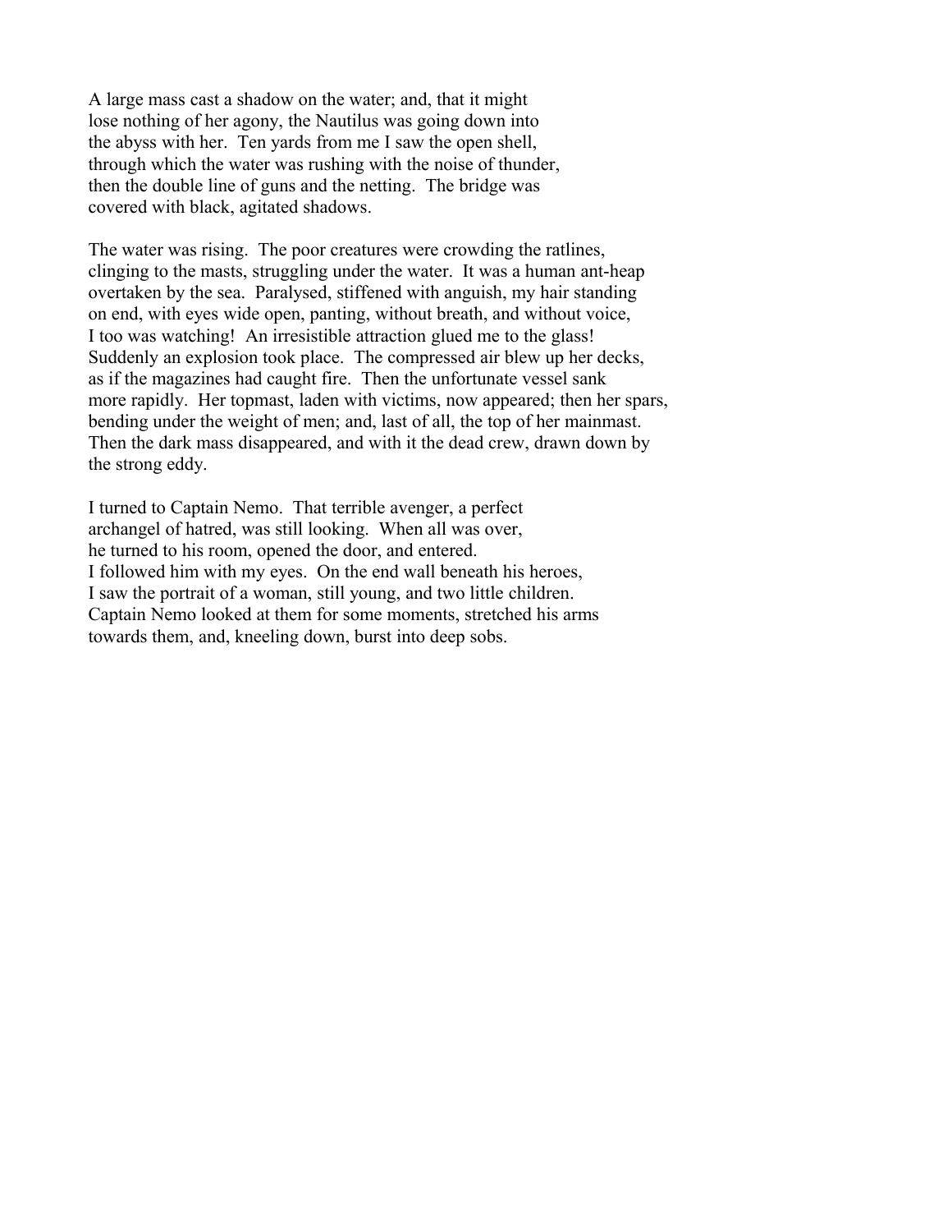A large mass cast a shadow on the water; and, that it might lose nothing of her agony, the Nautilus was going down into the abyss with her. Ten yards from me I saw the open shell, through which the water was rushing with the noise of thunder, then the double line of guns and the netting. The bridge was covered with black, agitated shadows.

The water was rising. The poor creatures were crowding the ratlines, clinging to the masts, struggling under the water. It was a human ant-heap overtaken by the sea. Paralysed, stiffened with anguish, my hair standing on end, with eyes wide open, panting, without breath, and without voice, I too was watching! An irresistible attraction glued me to the glass! Suddenly an explosion took place. The compressed air blew up her decks, as if the magazines had caught fire. Then the unfortunate vessel sank more rapidly. Her topmast, laden with victims, now appeared; then her spars, bending under the weight of men; and, last of all, the top of her mainmast. Then the dark mass disappeared, and with it the dead crew, drawn down by the strong eddy.

I turned to Captain Nemo. That terrible avenger, a perfect archangel of hatred, was still looking. When all was over, he turned to his room, opened the door, and entered. I followed him with my eyes. On the end wall beneath his heroes, I saw the portrait of a woman, still young, and two little children. Captain Nemo looked at them for some moments, stretched his arms towards them, and, kneeling down, burst into deep sobs.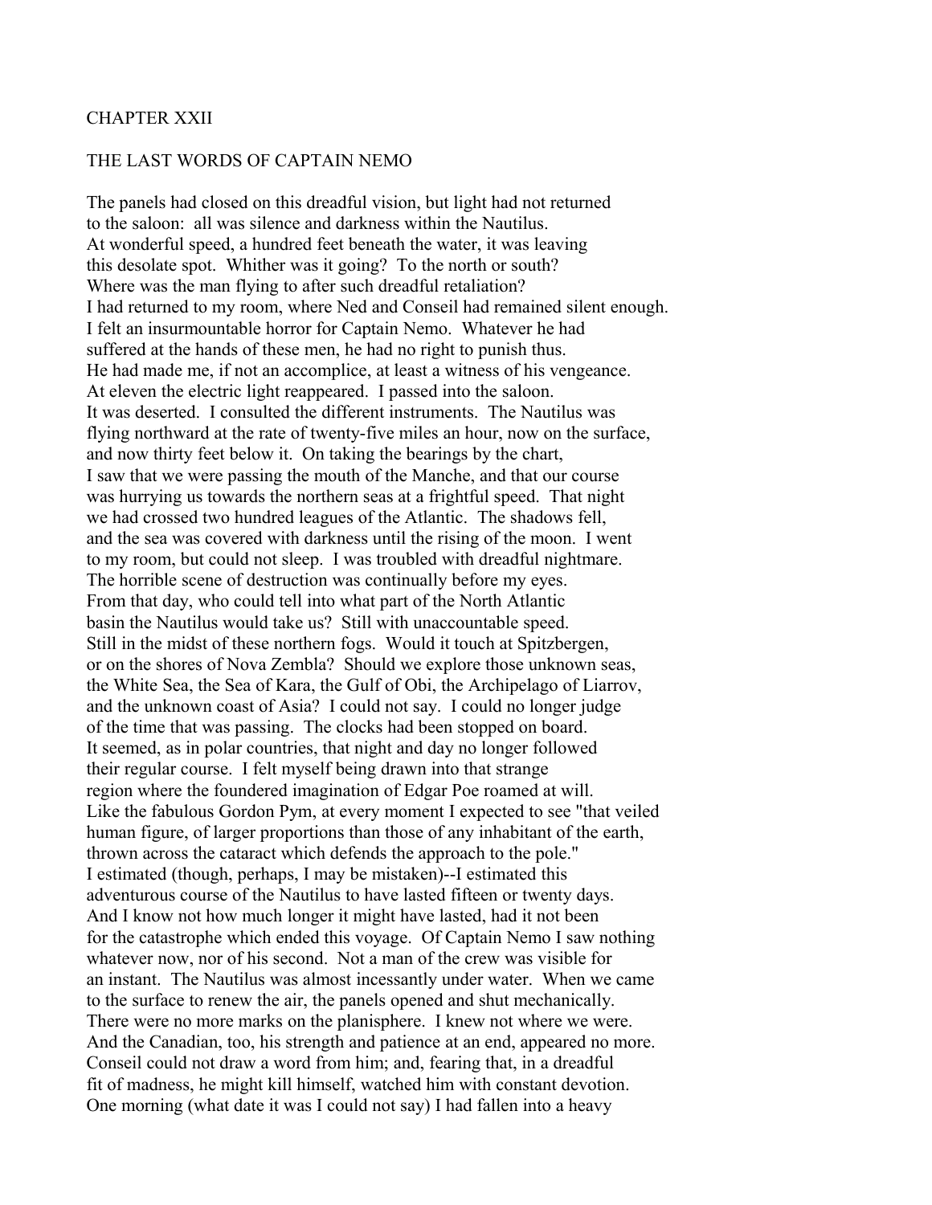## CHAPTER XXII

## THE LAST WORDS OF CAPTAIN NEMO

The panels had closed on this dreadful vision, but light had not returned to the saloon: all was silence and darkness within the Nautilus. At wonderful speed, a hundred feet beneath the water, it was leaving this desolate spot. Whither was it going? To the north or south? Where was the man flying to after such dreadful retaliation? I had returned to my room, where Ned and Conseil had remained silent enough. I felt an insurmountable horror for Captain Nemo. Whatever he had suffered at the hands of these men, he had no right to punish thus. He had made me, if not an accomplice, at least a witness of his vengeance. At eleven the electric light reappeared. I passed into the saloon. It was deserted. I consulted the different instruments. The Nautilus was flying northward at the rate of twenty-five miles an hour, now on the surface, and now thirty feet below it. On taking the bearings by the chart, I saw that we were passing the mouth of the Manche, and that our course was hurrying us towards the northern seas at a frightful speed. That night we had crossed two hundred leagues of the Atlantic. The shadows fell, and the sea was covered with darkness until the rising of the moon. I went to my room, but could not sleep. I was troubled with dreadful nightmare. The horrible scene of destruction was continually before my eyes. From that day, who could tell into what part of the North Atlantic basin the Nautilus would take us? Still with unaccountable speed. Still in the midst of these northern fogs. Would it touch at Spitzbergen, or on the shores of Nova Zembla? Should we explore those unknown seas, the White Sea, the Sea of Kara, the Gulf of Obi, the Archipelago of Liarrov, and the unknown coast of Asia? I could not say. I could no longer judge of the time that was passing. The clocks had been stopped on board. It seemed, as in polar countries, that night and day no longer followed their regular course. I felt myself being drawn into that strange region where the foundered imagination of Edgar Poe roamed at will. Like the fabulous Gordon Pym, at every moment I expected to see "that veiled human figure, of larger proportions than those of any inhabitant of the earth, thrown across the cataract which defends the approach to the pole." I estimated (though, perhaps, I may be mistaken)--I estimated this adventurous course of the Nautilus to have lasted fifteen or twenty days. And I know not how much longer it might have lasted, had it not been for the catastrophe which ended this voyage. Of Captain Nemo I saw nothing whatever now, nor of his second. Not a man of the crew was visible for an instant. The Nautilus was almost incessantly under water. When we came to the surface to renew the air, the panels opened and shut mechanically. There were no more marks on the planisphere. I knew not where we were. And the Canadian, too, his strength and patience at an end, appeared no more. Conseil could not draw a word from him; and, fearing that, in a dreadful fit of madness, he might kill himself, watched him with constant devotion. One morning (what date it was I could not say) I had fallen into a heavy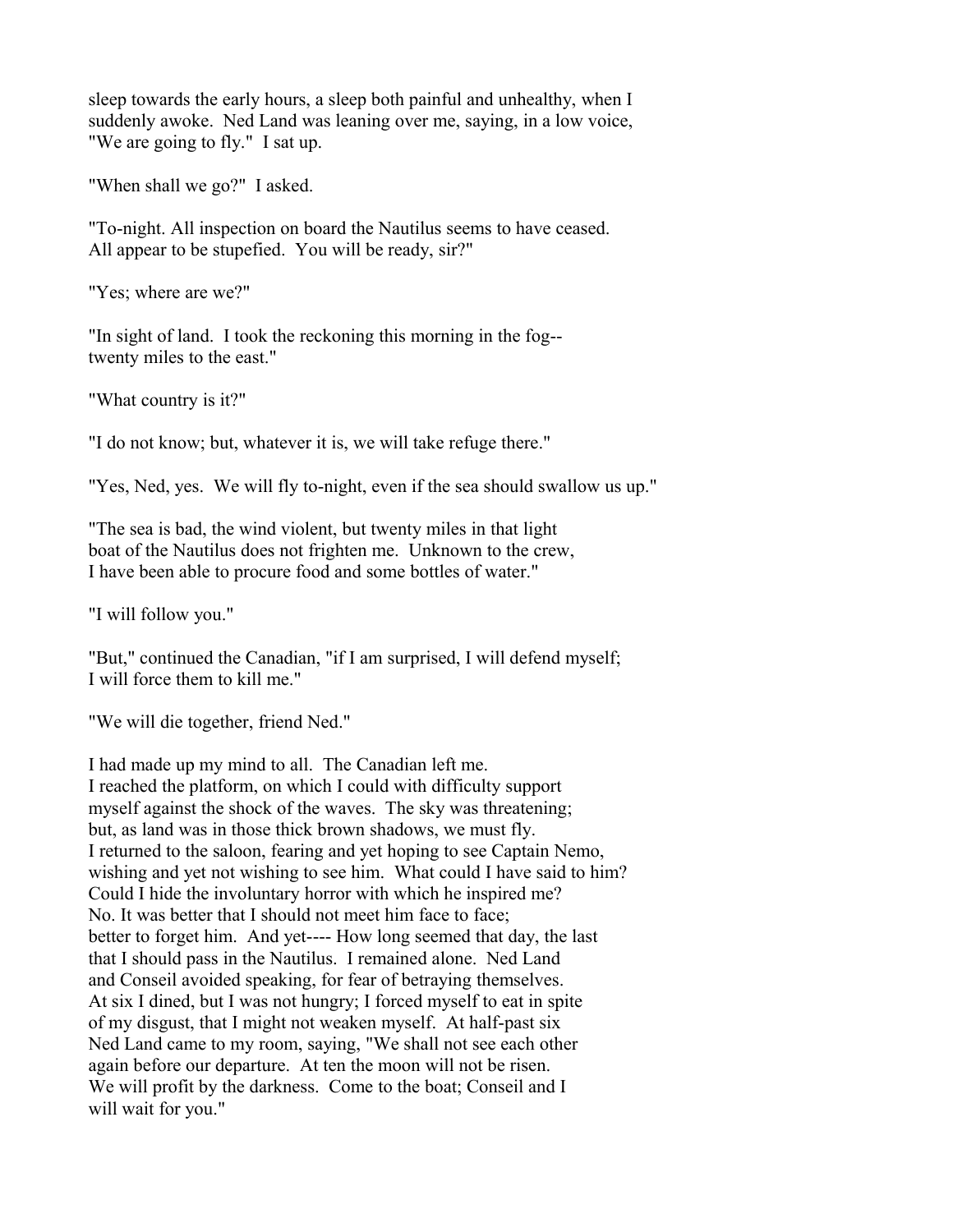sleep towards the early hours, a sleep both painful and unhealthy, when I suddenly awoke. Ned Land was leaning over me, saying, in a low voice, "We are going to fly." I sat up.

"When shall we go?" I asked.

"To-night. All inspection on board the Nautilus seems to have ceased. All appear to be stupefied. You will be ready, sir?"

"Yes; where are we?"

"In sight of land. I took the reckoning this morning in the fog--twenty miles to the east."

"What country is it?"

"I do not know; but, whatever it is, we will take refuge there."

"Yes, Ned, yes. We will fly to-night, even if the sea should swallow us up."

"The sea is bad, the wind violent, but twenty miles in that light boat of the Nautilus does not frighten me. Unknown to the crew, I have been able to procure food and some bottles of water."

"I will follow you."

"But," continued the Canadian, "if I am surprised, I will defend myself; I will force them to kill me."

"We will die together, friend Ned."

I had made up my mind to all. The Canadian left me. I reached the platform, on which I could with difficulty support myself against the shock of the waves. The sky was threatening; but, as land was in those thick brown shadows, we must fly. I returned to the saloon, fearing and yet hoping to see Captain Nemo, wishing and yet not wishing to see him. What could I have said to him? Could I hide the involuntary horror with which he inspired me? No. It was better that I should not meet him face to face; better to forget him. And yet---- How long seemed that day, the last that I should pass in the Nautilus. I remained alone. Ned Land and Conseil avoided speaking, for fear of betraying themselves. At six I dined, but I was not hungry; I forced myself to eat in spite of my disgust, that I might not weaken myself. At half-past six Ned Land came to my room, saying, "We shall not see each other again before our departure. At ten the moon will not be risen. We will profit by the darkness. Come to the boat; Conseil and I will wait for you."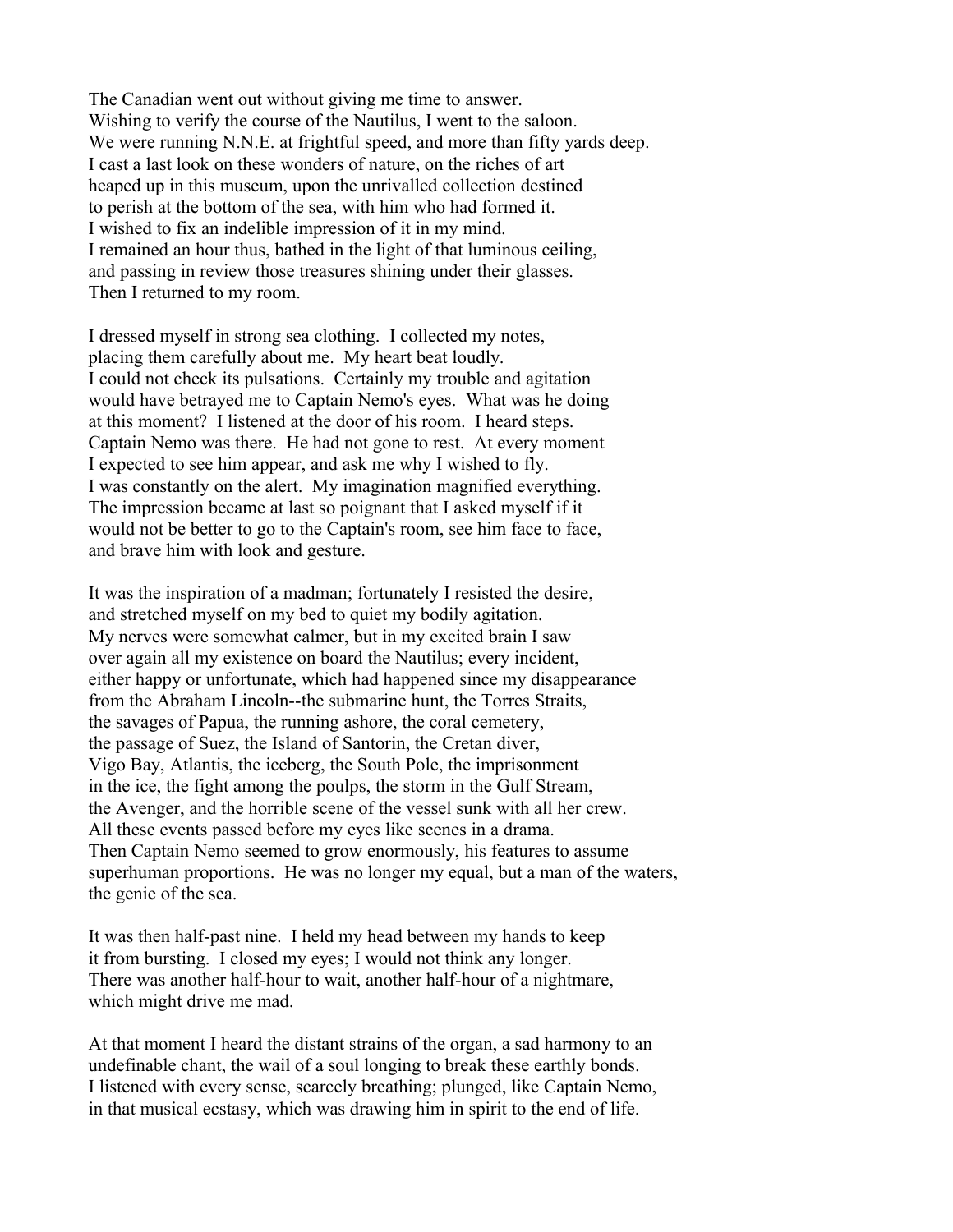The Canadian went out without giving me time to answer. Wishing to verify the course of the Nautilus, I went to the saloon. We were running N.N.E. at frightful speed, and more than fifty yards deep. I cast a last look on these wonders of nature, on the riches of art heaped up in this museum, upon the unrivalled collection destined to perish at the bottom of the sea, with him who had formed it. I wished to fix an indelible impression of it in my mind. I remained an hour thus, bathed in the light of that luminous ceiling, and passing in review those treasures shining under their glasses. Then I returned to my room.

I dressed myself in strong sea clothing. I collected my notes, placing them carefully about me. My heart beat loudly. I could not check its pulsations. Certainly my trouble and agitation would have betrayed me to Captain Nemo's eyes. What was he doing at this moment? I listened at the door of his room. I heard steps. Captain Nemo was there. He had not gone to rest. At every moment I expected to see him appear, and ask me why I wished to fly. I was constantly on the alert. My imagination magnified everything. The impression became at last so poignant that I asked myself if it would not be better to go to the Captain's room, see him face to face, and brave him with look and gesture.

It was the inspiration of a madman; fortunately I resisted the desire, and stretched myself on my bed to quiet my bodily agitation. My nerves were somewhat calmer, but in my excited brain I saw over again all my existence on board the Nautilus; every incident, either happy or unfortunate, which had happened since my disappearance from the Abraham Lincoln--the submarine hunt, the Torres Straits, the savages of Papua, the running ashore, the coral cemetery, the passage of Suez, the Island of Santorin, the Cretan diver, Vigo Bay, Atlantis, the iceberg, the South Pole, the imprisonment in the ice, the fight among the poulps, the storm in the Gulf Stream, the Avenger, and the horrible scene of the vessel sunk with all her crew. All these events passed before my eyes like scenes in a drama. Then Captain Nemo seemed to grow enormously, his features to assume superhuman proportions. He was no longer my equal, but a man of the waters, the genie of the sea.

It was then half-past nine. I held my head between my hands to keep it from bursting. I closed my eyes; I would not think any longer. There was another half-hour to wait, another half-hour of a nightmare, which might drive me mad.

At that moment I heard the distant strains of the organ, a sad harmony to an undefinable chant, the wail of a soul longing to break these earthly bonds. I listened with every sense, scarcely breathing; plunged, like Captain Nemo, in that musical ecstasy, which was drawing him in spirit to the end of life.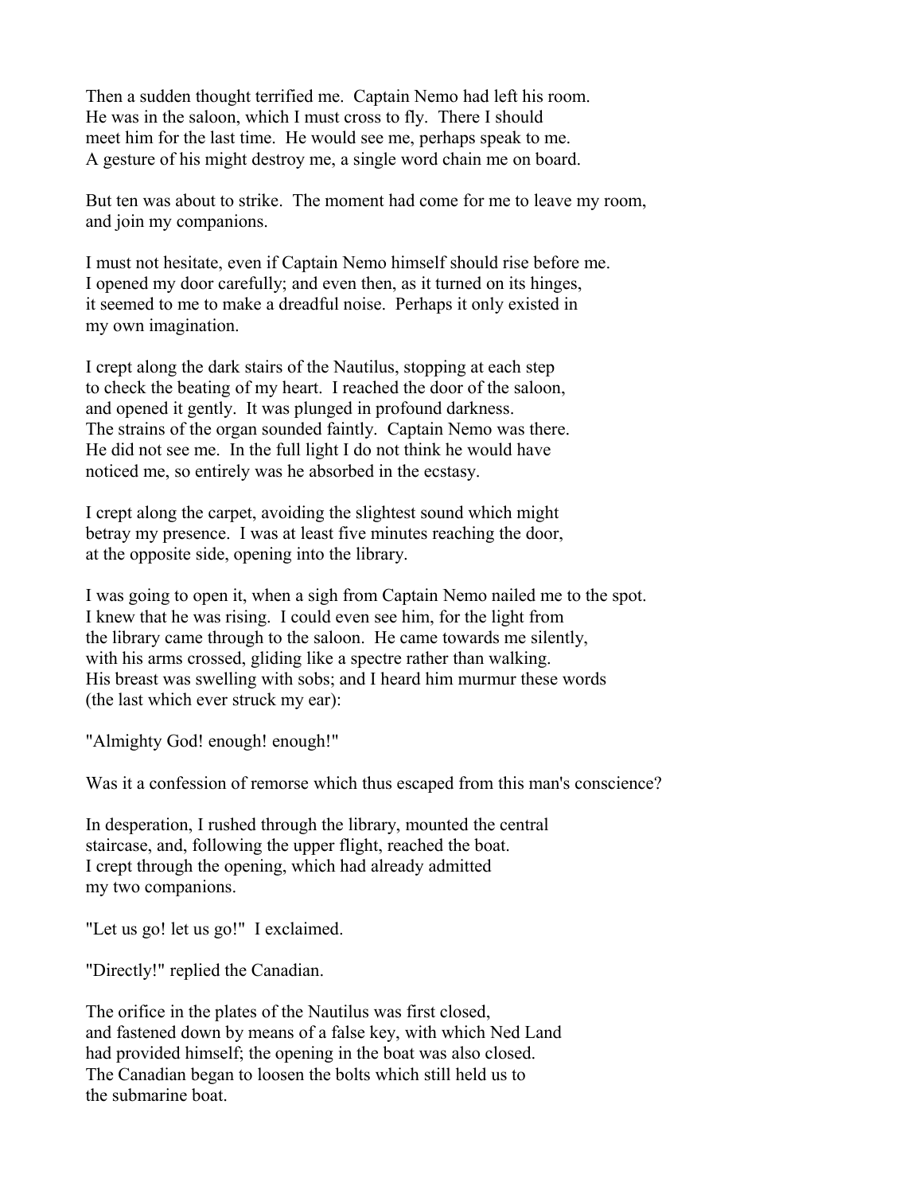Then a sudden thought terrified me. Captain Nemo had left his room. He was in the saloon, which I must cross to fly. There I should meet him for the last time. He would see me, perhaps speak to me. A gesture of his might destroy me, a single word chain me on board.

But ten was about to strike. The moment had come for me to leave my room, and join my companions.

I must not hesitate, even if Captain Nemo himself should rise before me. I opened my door carefully; and even then, as it turned on its hinges, it seemed to me to make a dreadful noise. Perhaps it only existed in my own imagination.

I crept along the dark stairs of the Nautilus, stopping at each step to check the beating of my heart. I reached the door of the saloon, and opened it gently. It was plunged in profound darkness. The strains of the organ sounded faintly. Captain Nemo was there. He did not see me. In the full light I do not think he would have noticed me, so entirely was he absorbed in the ecstasy.

I crept along the carpet, avoiding the slightest sound which might betray my presence. I was at least five minutes reaching the door, at the opposite side, opening into the library.

I was going to open it, when a sigh from Captain Nemo nailed me to the spot. I knew that he was rising. I could even see him, for the light from the library came through to the saloon. He came towards me silently, with his arms crossed, gliding like a spectre rather than walking. His breast was swelling with sobs; and I heard him murmur these words (the last which ever struck my ear):

"Almighty God! enough! enough!"

Was it a confession of remorse which thus escaped from this man's conscience?

In desperation, I rushed through the library, mounted the central staircase, and, following the upper flight, reached the boat. I crept through the opening, which had already admitted my two companions.

"Let us go! let us go!" I exclaimed.

"Directly!" replied the Canadian.

The orifice in the plates of the Nautilus was first closed, and fastened down by means of a false key, with which Ned Land had provided himself; the opening in the boat was also closed. The Canadian began to loosen the bolts which still held us to the submarine boat.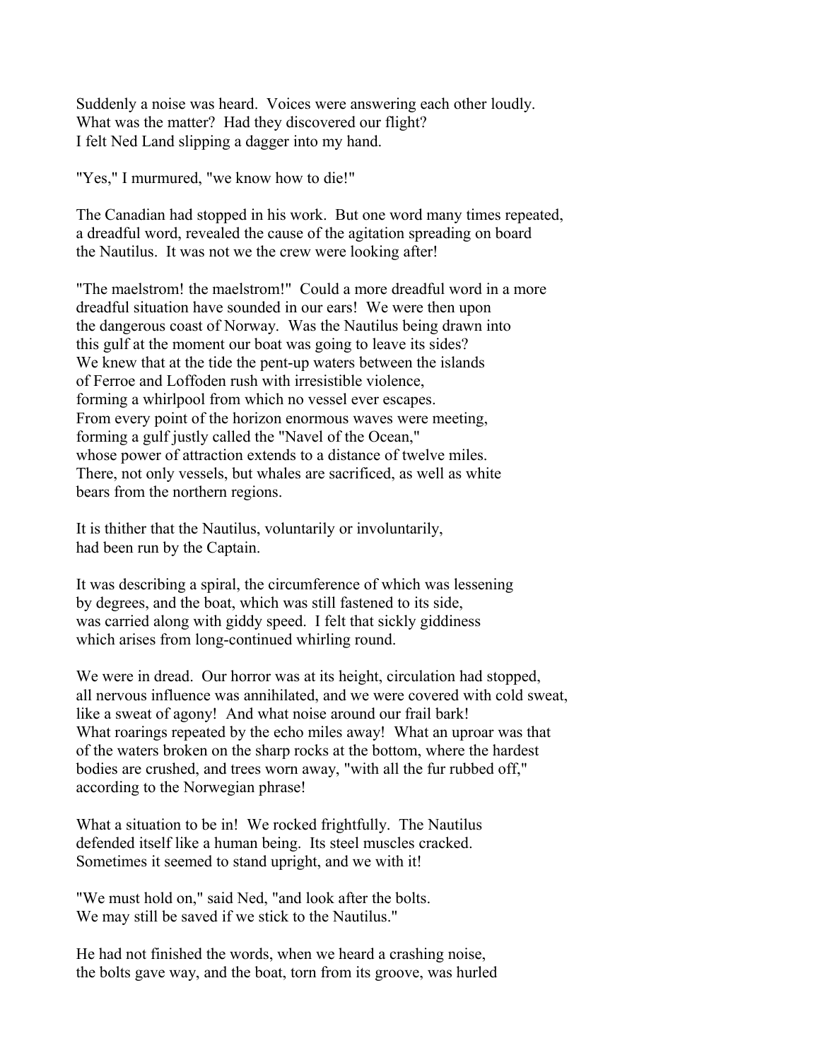Suddenly a noise was heard. Voices were answering each other loudly. What was the matter? Had they discovered our flight? I felt Ned Land slipping a dagger into my hand.

"Yes," I murmured, "we know how to die!"

The Canadian had stopped in his work. But one word many times repeated, a dreadful word, revealed the cause of the agitation spreading on board the Nautilus. It was not we the crew were looking after!

"The maelstrom! the maelstrom!" Could a more dreadful word in a more dreadful situation have sounded in our ears! We were then upon the dangerous coast of Norway. Was the Nautilus being drawn into this gulf at the moment our boat was going to leave its sides? We knew that at the tide the pent-up waters between the islands of Ferroe and Loffoden rush with irresistible violence, forming a whirlpool from which no vessel ever escapes. From every point of the horizon enormous waves were meeting, forming a gulf justly called the "Navel of the Ocean," whose power of attraction extends to a distance of twelve miles. There, not only vessels, but whales are sacrificed, as well as white bears from the northern regions.

It is thither that the Nautilus, voluntarily or involuntarily, had been run by the Captain.

It was describing a spiral, the circumference of which was lessening by degrees, and the boat, which was still fastened to its side, was carried along with giddy speed. I felt that sickly giddiness which arises from long-continued whirling round.

We were in dread. Our horror was at its height, circulation had stopped, all nervous influence was annihilated, and we were covered with cold sweat, like a sweat of agony! And what noise around our frail bark! What roarings repeated by the echo miles away! What an uproar was that of the waters broken on the sharp rocks at the bottom, where the hardest bodies are crushed, and trees worn away, "with all the fur rubbed off," according to the Norwegian phrase!

What a situation to be in! We rocked frightfully. The Nautilus defended itself like a human being. Its steel muscles cracked. Sometimes it seemed to stand upright, and we with it!

"We must hold on," said Ned, "and look after the bolts. We may still be saved if we stick to the Nautilus."

He had not finished the words, when we heard a crashing noise, the bolts gave way, and the boat, torn from its groove, was hurled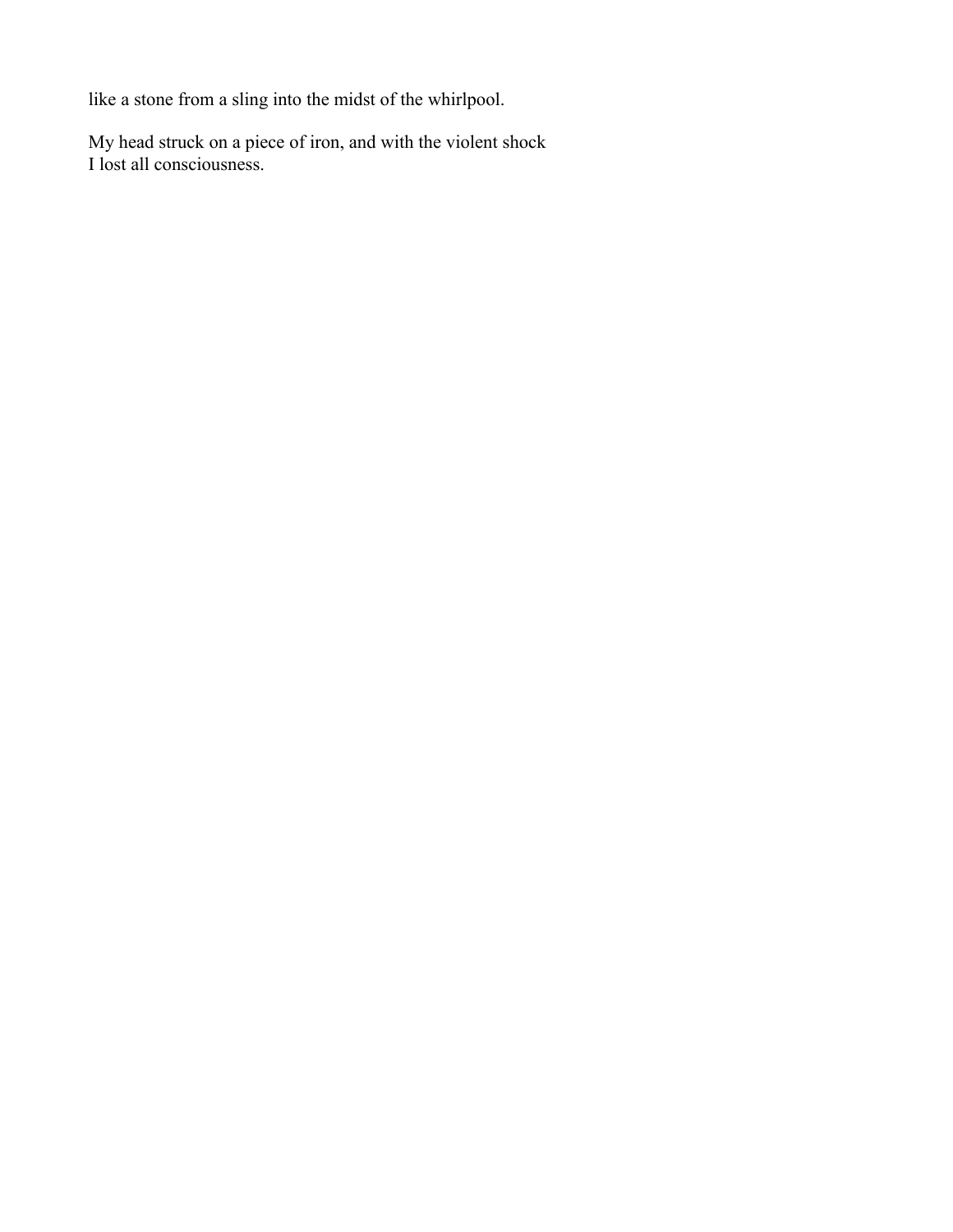like a stone from a sling into the midst of the whirlpool.

My head struck on a piece of iron, and with the violent shock
I lost all consciousness.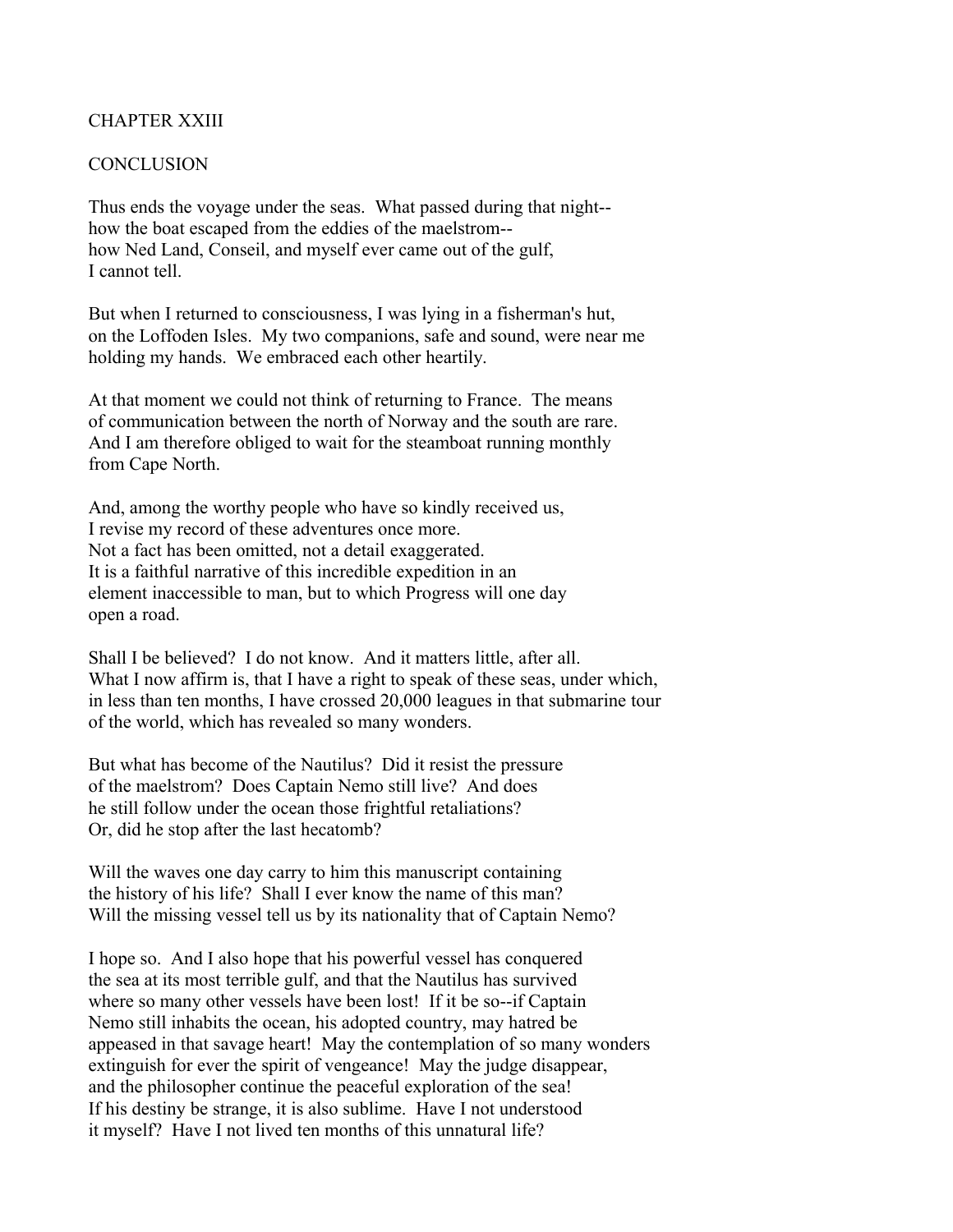## CHAPTER XXIII

## CONCLUSION

Thus ends the voyage under the seas. What passed during that night--how the boat escaped from the eddies of the maelstrom--how Ned Land, Conseil, and myself ever came out of the gulf, I cannot tell.

But when I returned to consciousness, I was lying in a fisherman's hut, on the Loffoden Isles. My two companions, safe and sound, were near me holding my hands. We embraced each other heartily.

At that moment we could not think of returning to France. The means of communication between the north of Norway and the south are rare. And I am therefore obliged to wait for the steamboat running monthly from Cape North.

And, among the worthy people who have so kindly received us, I revise my record of these adventures once more. Not a fact has been omitted, not a detail exaggerated. It is a faithful narrative of this incredible expedition in an element inaccessible to man, but to which Progress will one day open a road.

Shall I be believed? I do not know. And it matters little, after all. What I now affirm is, that I have a right to speak of these seas, under which, in less than ten months, I have crossed 20,000 leagues in that submarine tour of the world, which has revealed so many wonders.

But what has become of the Nautilus? Did it resist the pressure of the maelstrom? Does Captain Nemo still live? And does he still follow under the ocean those frightful retaliations? Or, did he stop after the last hecatomb?

Will the waves one day carry to him this manuscript containing the history of his life? Shall I ever know the name of this man? Will the missing vessel tell us by its nationality that of Captain Nemo?

I hope so. And I also hope that his powerful vessel has conquered the sea at its most terrible gulf, and that the Nautilus has survived where so many other vessels have been lost! If it be so--if Captain Nemo still inhabits the ocean, his adopted country, may hatred be appeased in that savage heart! May the contemplation of so many wonders extinguish for ever the spirit of vengeance! May the judge disappear, and the philosopher continue the peaceful exploration of the sea! If his destiny be strange, it is also sublime. Have I not understood it myself? Have I not lived ten months of this unnatural life?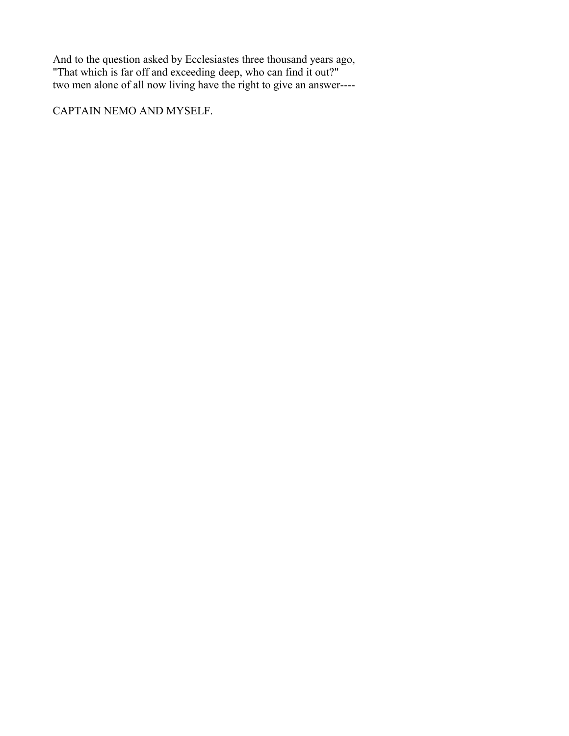And to the question asked by Ecclesiastes three thousand years ago, "That which is far off and exceeding deep, who can find it out?" two men alone of all now living have the right to give an answer----

CAPTAIN NEMO AND MYSELF.